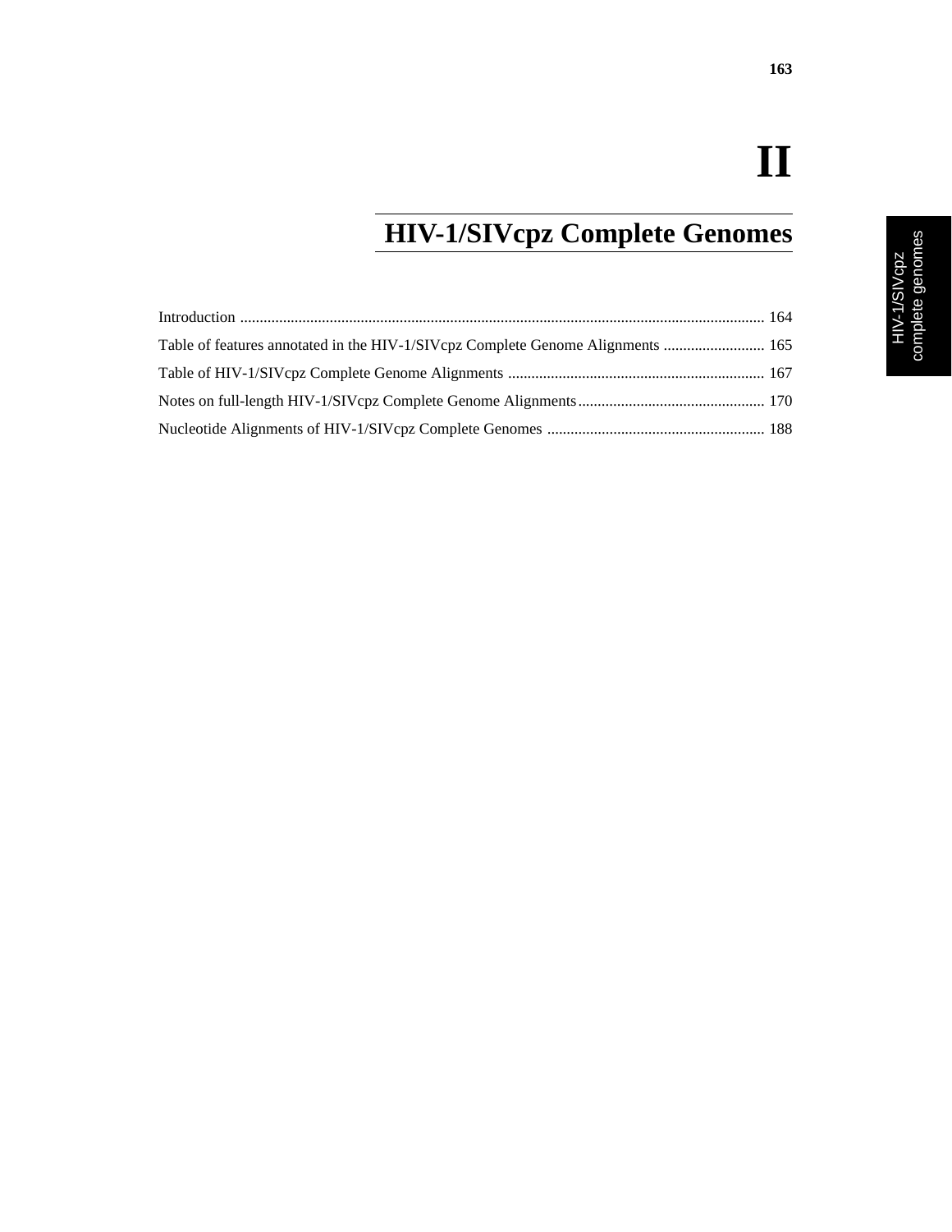# II

# HIV-1/SIVcpz Complete Genomes

Introduction ........................................................................................................................................ 164

Table of features annotated in the HIV-1/SIVcpz Complete Genome Alignments .......................... 165

Table of HIV-1/SIVcpz Complete Genome Alignments .................................................................. 167

Notes on full-length HIV-1/SIVcpz Complete Genome Alignments................................................ 170

Nucleotide Alignments of HIV-1/SIVcpz Complete Genomes ........................................................ 188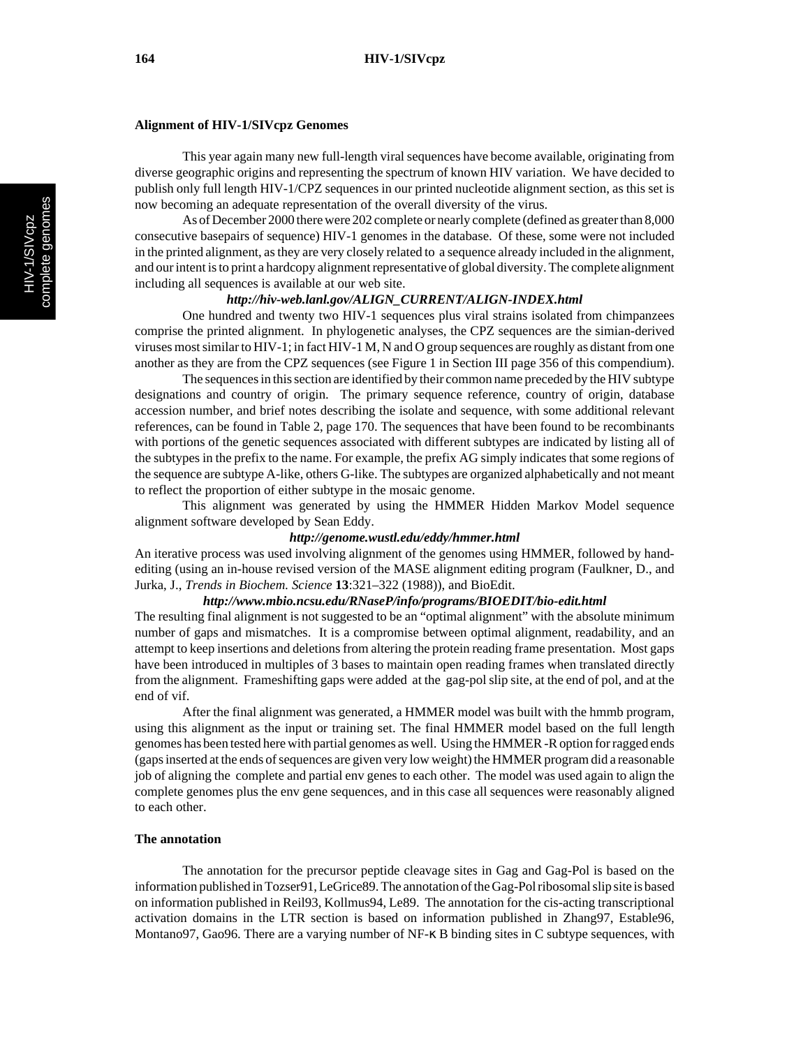## Alignment of HIV-1/SIVcpz Genomes

This year again many new full-length viral sequences have become available, originating from diverse geographic origins and representing the spectrum of known HIV variation. We have decided to publish only full length HIV-1/CPZ sequences in our printed nucleotide alignment section, as this set is now becoming an adequate representation of the overall diversity of the virus.

As of December 2000 there were 202 complete or nearly complete (defined as greater than 8,000 consecutive basepairs of sequence) HIV-1 genomes in the database. Of these, some were not included in the printed alignment, as they are very closely related to a sequence already included in the alignment, and our intent is to print a hardcopy alignment representative of global diversity. The complete alignment including all sequences is available at our web site.

***http://hiv-web.lanl.gov/ALIGN_CURRENT/ALIGN-INDEX.html***

One hundred and twenty two HIV-1 sequences plus viral strains isolated from chimpanzees comprise the printed alignment. In phylogenetic analyses, the CPZ sequences are the simian-derived viruses most similar to HIV-1; in fact HIV-1 M, N and O group sequences are roughly as distant from one another as they are from the CPZ sequences (see Figure 1 in Section III page 356 of this compendium).

The sequences in this section are identified by their common name preceded by the HIV subtype designations and country of origin. The primary sequence reference, country of origin, database accession number, and brief notes describing the isolate and sequence, with some additional relevant references, can be found in Table 2, page 170. The sequences that have been found to be recombinants with portions of the genetic sequences associated with different subtypes are indicated by listing all of the subtypes in the prefix to the name. For example, the prefix AG simply indicates that some regions of the sequence are subtype A-like, others G-like. The subtypes are organized alphabetically and not meant to reflect the proportion of either subtype in the mosaic genome.

This alignment was generated by using the HMMER Hidden Markov Model sequence alignment software developed by Sean Eddy.

***http://genome.wustl.edu/eddy/hmmer.html***

An iterative process was used involving alignment of the genomes using HMMER, followed by hand-editing (using an in-house revised version of the MASE alignment editing program (Faulkner, D., and Jurka, J., *Trends in Biochem. Science* **13**:321–322 (1988)), and BioEdit.

***http://www.mbio.ncsu.edu/RNaseP/info/programs/BIOEDIT/bio-edit.html***

The resulting final alignment is not suggested to be an "optimal alignment" with the absolute minimum number of gaps and mismatches. It is a compromise between optimal alignment, readability, and an attempt to keep insertions and deletions from altering the protein reading frame presentation. Most gaps have been introduced in multiples of 3 bases to maintain open reading frames when translated directly from the alignment. Frameshifting gaps were added at the gag-pol slip site, at the end of pol, and at the end of vif.

After the final alignment was generated, a HMMER model was built with the hmmb program, using this alignment as the input or training set. The final HMMER model based on the full length genomes has been tested here with partial genomes as well. Using the HMMER -R option for ragged ends (gaps inserted at the ends of sequences are given very low weight) the HMMER program did a reasonable job of aligning the complete and partial env genes to each other. The model was used again to align the complete genomes plus the env gene sequences, and in this case all sequences were reasonably aligned to each other.

## The annotation

The annotation for the precursor peptide cleavage sites in Gag and Gag-Pol is based on the information published in Tozser91, LeGrice89. The annotation of the Gag-Pol ribosomal slip site is based on information published in Reil93, Kollmus94, Le89. The annotation for the cis-acting transcriptional activation domains in the LTR section is based on information published in Zhang97, Estable96, Montano97, Gao96. There are a varying number of NF-κ B binding sites in C subtype sequences, with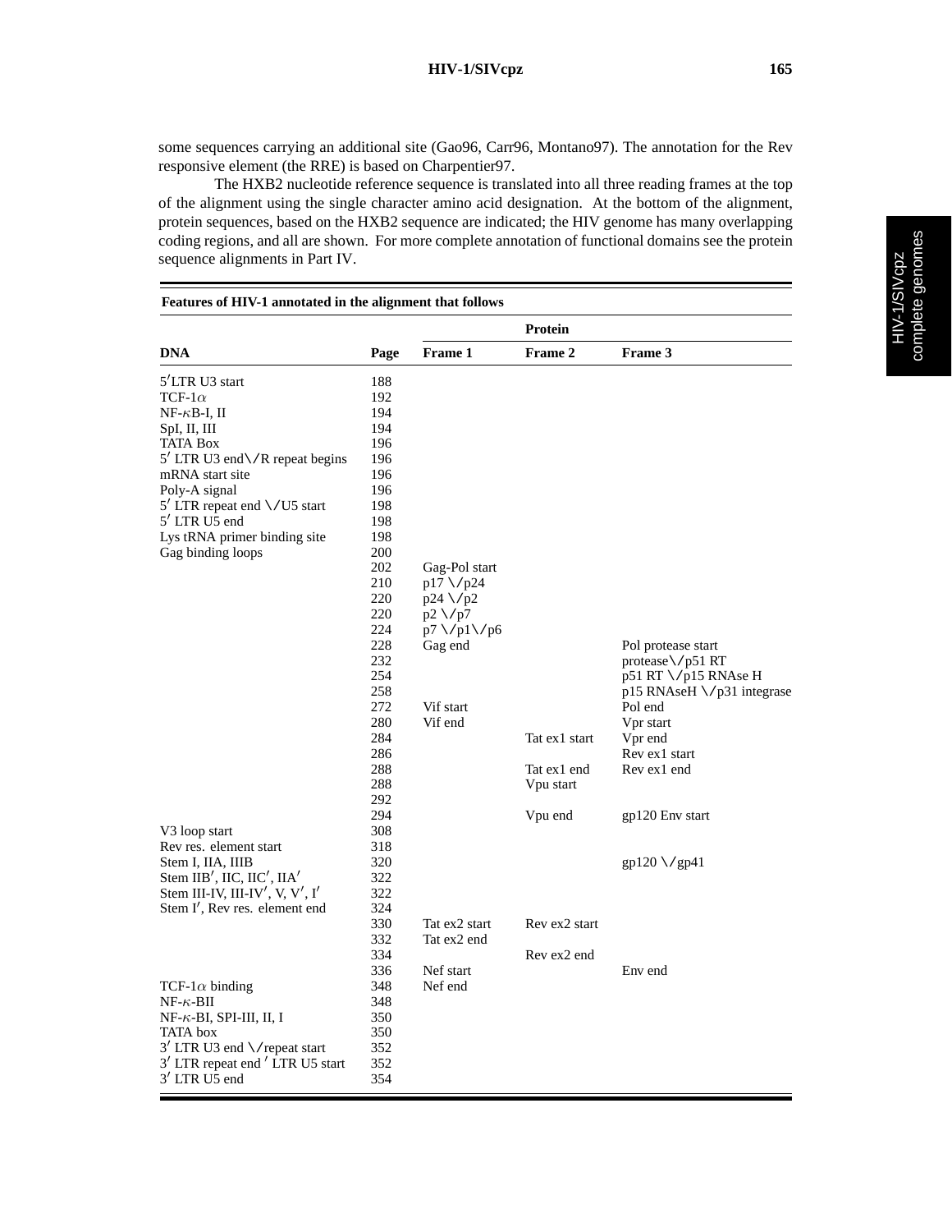some sequences carrying an additional site (Gao96, Carr96, Montano97). The annotation for the Rev responsive element (the RRE) is based on Charpentier97.

The HXB2 nucleotide reference sequence is translated into all three reading frames at the top of the alignment using the single character amino acid designation. At the bottom of the alignment, protein sequences, based on the HXB2 sequence are indicated; the HIV genome has many overlapping coding regions, and all are shown. For more complete annotation of functional domains see the protein sequence alignments in Part IV.

**Features of HIV-1 annotated in the alignment that follows**

| DNA | Page | Protein | | |
|---|---|---|---|---|
| | | **Frame 1** | **Frame 2** | **Frame 3** |
| 5′LTR U3 start | 188 | | | |
| TCF-1α | 192 | | | |
| NF-κB-I, II | 194 | | | |
| SpI, II, III | 194 | | | |
| TATA Box | 196 | | | |
| 5′ LTR U3 end\/R repeat begins | 196 | | | |
| mRNA start site | 196 | | | |
| Poly-A signal | 196 | | | |
| 5′ LTR repeat end \/U5 start | 198 | | | |
| 5′ LTR U5 end | 198 | | | |
| Lys tRNA primer binding site | 198 | | | |
| Gag binding loops | 200 | | | |
| | 202 | Gag-Pol start | | |
| | 210 | p17 \/p24 | | |
| | 220 | p24 \/p2 | | |
| | 220 | p2 \/p7 | | |
| | 224 | p7 \/p1\/p6 | | |
| | 228 | Gag end | | Pol protease start |
| | 232 | | | protease\/p51 RT |
| | 254 | | | p51 RT \/p15 RNAse H |
| | 258 | | | p15 RNAseH \/p31 integrase |
| | 272 | Vif start | | Pol end |
| | 280 | Vif end | | Vpr start |
| | 284 | | Tat ex1 start | Vpr end |
| | 286 | | | Rev ex1 start |
| | 288 | | Tat ex1 end | Rev ex1 end |
| | 288 | | Vpu start | |
| | 292 | | | |
| | 294 | | Vpu end | gp120 Env start |
| V3 loop start | 308 | | | |
| Rev res. element start | 318 | | | |
| Stem I, IIA, IIIB | 320 | | | gp120 \/gp41 |
| Stem IIB′, IIC, IIC′, IIA′ | 322 | | | |
| Stem III-IV, III-IV′, V, V′, I′ | 322 | | | |
| Stem I′, Rev res. element end | 324 | | | |
| | 330 | Tat ex2 start | Rev ex2 start | |
| | 332 | Tat ex2 end | | |
| | 334 | | Rev ex2 end | |
| | 336 | Nef start | | Env end |
| TCF-1α binding | 348 | Nef end | | |
| NF-κ-BII | 348 | | | |
| NF-κ-BI, SPI-III, II, I | 350 | | | |
| TATA box | 350 | | | |
| 3′ LTR U3 end \/repeat start | 352 | | | |
| 3′ LTR repeat end ′ LTR U5 start | 352 | | | |
| 3′ LTR U5 end | 354 | | | |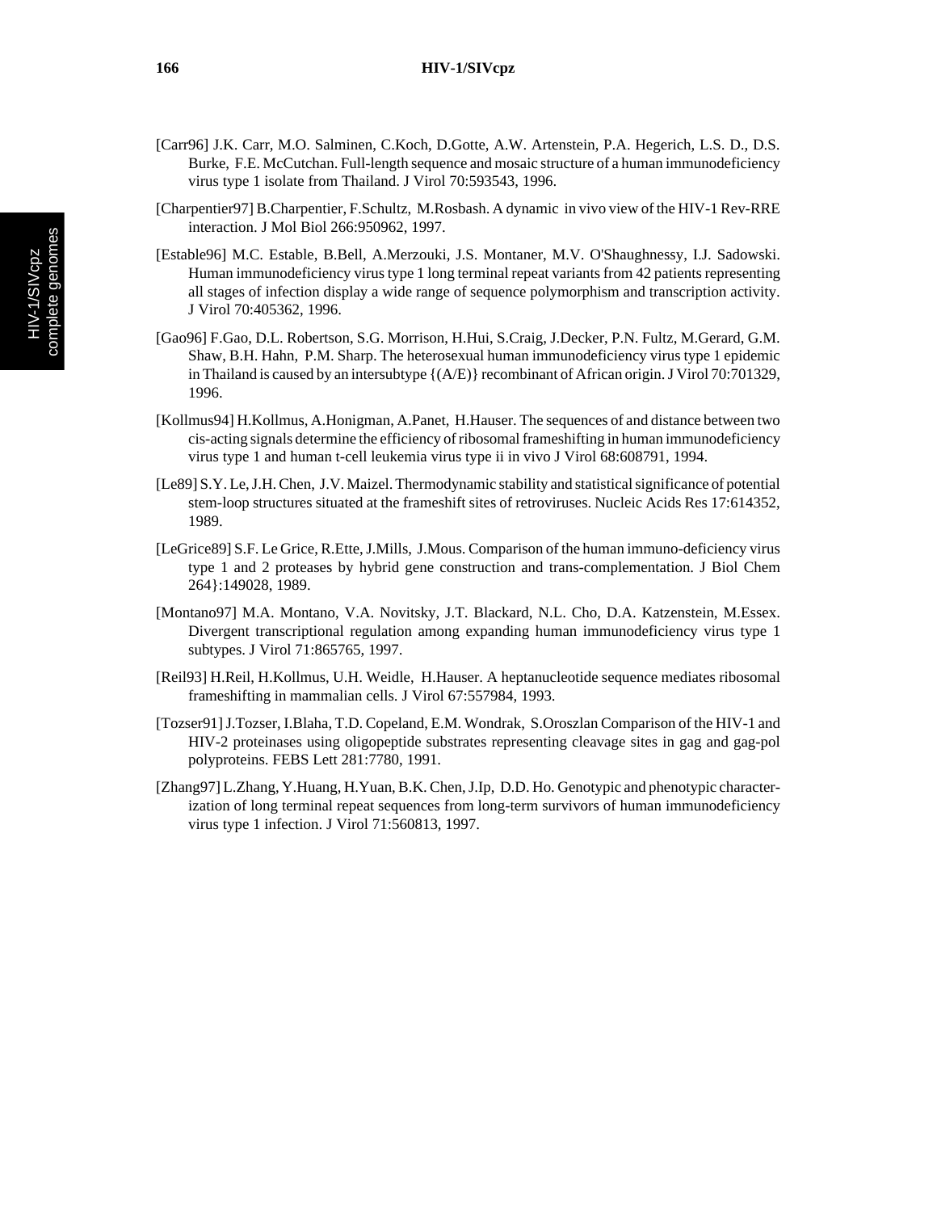[Carr96] J.K. Carr, M.O. Salminen, C.Koch, D.Gotte, A.W. Artenstein, P.A. Hegerich, L.S. D., D.S. Burke, F.E. McCutchan. Full-length sequence and mosaic structure of a human immunodeficiency virus type 1 isolate from Thailand. J Virol 70:593543, 1996.

[Charpentier97] B.Charpentier, F.Schultz, M.Rosbash. A dynamic in vivo view of the HIV-1 Rev-RRE interaction. J Mol Biol 266:950962, 1997.

[Estable96] M.C. Estable, B.Bell, A.Merzouki, J.S. Montaner, M.V. O'Shaughnessy, I.J. Sadowski. Human immunodeficiency virus type 1 long terminal repeat variants from 42 patients representing all stages of infection display a wide range of sequence polymorphism and transcription activity. J Virol 70:405362, 1996.

[Gao96] F.Gao, D.L. Robertson, S.G. Morrison, H.Hui, S.Craig, J.Decker, P.N. Fultz, M.Gerard, G.M. Shaw, B.H. Hahn, P.M. Sharp. The heterosexual human immunodeficiency virus type 1 epidemic in Thailand is caused by an intersubtype {(A/E)} recombinant of African origin. J Virol 70:701329, 1996.

[Kollmus94] H.Kollmus, A.Honigman, A.Panet, H.Hauser. The sequences of and distance between two cis-acting signals determine the efficiency of ribosomal frameshifting in human immunodeficiency virus type 1 and human t-cell leukemia virus type ii in vivo J Virol 68:608791, 1994.

[Le89] S.Y. Le, J.H. Chen, J.V. Maizel. Thermodynamic stability and statistical significance of potential stem-loop structures situated at the frameshift sites of retroviruses. Nucleic Acids Res 17:614352, 1989.

[LeGrice89] S.F. Le Grice, R.Ette, J.Mills, J.Mous. Comparison of the human immuno-deficiency virus type 1 and 2 proteases by hybrid gene construction and trans-complementation. J Biol Chem 264}:149028, 1989.

[Montano97] M.A. Montano, V.A. Novitsky, J.T. Blackard, N.L. Cho, D.A. Katzenstein, M.Essex. Divergent transcriptional regulation among expanding human immunodeficiency virus type 1 subtypes. J Virol 71:865765, 1997.

[Reil93] H.Reil, H.Kollmus, U.H. Weidle, H.Hauser. A heptanucleotide sequence mediates ribosomal frameshifting in mammalian cells. J Virol 67:557984, 1993.

[Tozser91] J.Tozser, I.Blaha, T.D. Copeland, E.M. Wondrak, S.Oroszlan Comparison of the HIV-1 and HIV-2 proteinases using oligopeptide substrates representing cleavage sites in gag and gag-pol polyproteins. FEBS Lett 281:7780, 1991.

[Zhang97] L.Zhang, Y.Huang, H.Yuan, B.K. Chen, J.Ip, D.D. Ho. Genotypic and phenotypic characterization of long terminal repeat sequences from long-term survivors of human immunodeficiency virus type 1 infection. J Virol 71:560813, 1997.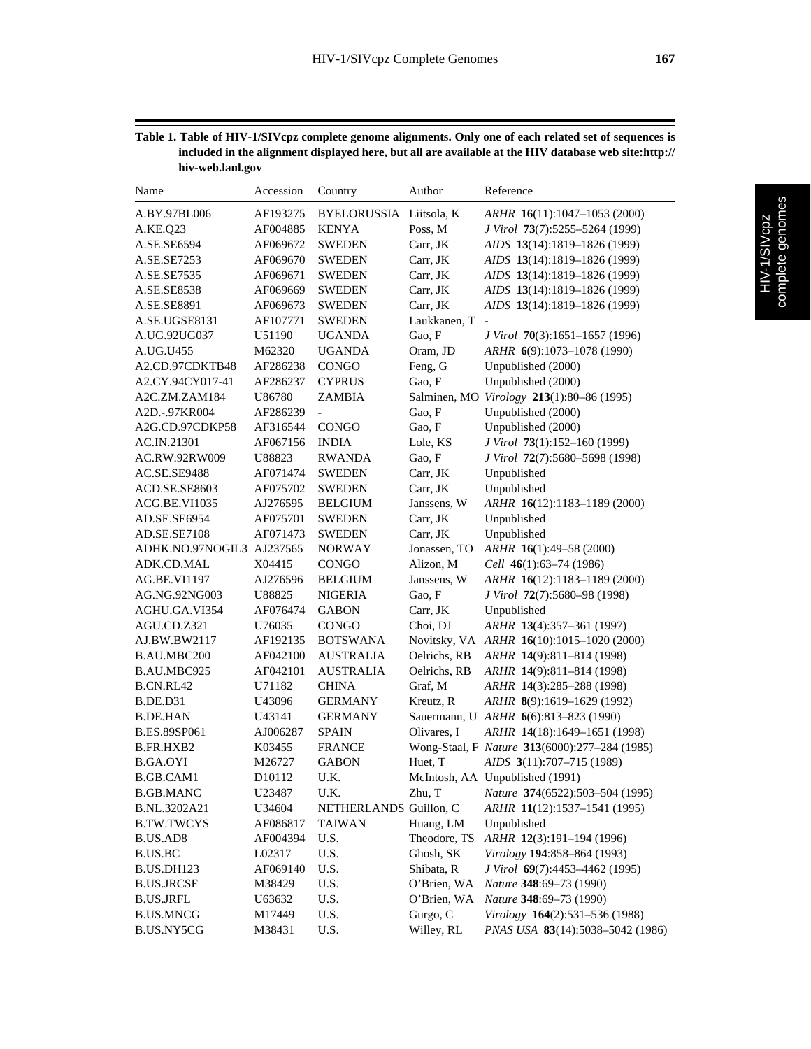**Table 1. Table of HIV-1/SIVcpz complete genome alignments. Only one of each related set of sequences is included in the alignment displayed here, but all are available at the HIV database web site:http://hiv-web.lanl.gov**

| Name | Accession | Country | Author | Reference |
|---|---|---|---|---|
| A.BY.97BL006 | AF193275 | BYELORUSSIA | Liitsola, K | *ARHR* **16**(11):1047–1053 (2000) |
| A.KE.Q23 | AF004885 | KENYA | Poss, M | *J Virol* **73**(7):5255–5264 (1999) |
| A.SE.SE6594 | AF069672 | SWEDEN | Carr, JK | *AIDS* **13**(14):1819–1826 (1999) |
| A.SE.SE7253 | AF069670 | SWEDEN | Carr, JK | *AIDS* **13**(14):1819–1826 (1999) |
| A.SE.SE7535 | AF069671 | SWEDEN | Carr, JK | *AIDS* **13**(14):1819–1826 (1999) |
| A.SE.SE8538 | AF069669 | SWEDEN | Carr, JK | *AIDS* **13**(14):1819–1826 (1999) |
| A.SE.SE8891 | AF069673 | SWEDEN | Carr, JK | *AIDS* **13**(14):1819–1826 (1999) |
| A.SE.UGSE8131 | AF107771 | SWEDEN | Laukkanen, T | - |
| A.UG.92UG037 | U51190 | UGANDA | Gao, F | *J Virol* **70**(3):1651–1657 (1996) |
| A.UG.U455 | M62320 | UGANDA | Oram, JD | *ARHR* **6**(9):1073–1078 (1990) |
| A2.CD.97CDKTB48 | AF286238 | CONGO | Feng, G | Unpublished (2000) |
| A2.CY.94CY017-41 | AF286237 | CYPRUS | Gao, F | Unpublished (2000) |
| A2C.ZM.ZAM184 | U86780 | ZAMBIA | Salminen, MO | *Virology* **213**(1):80–86 (1995) |
| A2D.-.97KR004 | AF286239 | - | Gao, F | Unpublished (2000) |
| A2G.CD.97CDKP58 | AF316544 | CONGO | Gao, F | Unpublished (2000) |
| AC.IN.21301 | AF067156 | INDIA | Lole, KS | *J Virol* **73**(1):152–160 (1999) |
| AC.RW.92RW009 | U88823 | RWANDA | Gao, F | *J Virol* **72**(7):5680–5698 (1998) |
| AC.SE.SE9488 | AF071474 | SWEDEN | Carr, JK | Unpublished |
| ACD.SE.SE8603 | AF075702 | SWEDEN | Carr, JK | Unpublished |
| ACG.BE.VI1035 | AJ276595 | BELGIUM | Janssens, W | *ARHR* **16**(12):1183–1189 (2000) |
| AD.SE.SE6954 | AF075701 | SWEDEN | Carr, JK | Unpublished |
| AD.SE.SE7108 | AF071473 | SWEDEN | Carr, JK | Unpublished |
| ADHK.NO.97NOGIL3 | AJ237565 | NORWAY | Jonassen, TO | *ARHR* **16**(1):49–58 (2000) |
| ADK.CD.MAL | X04415 | CONGO | Alizon, M | *Cell* **46**(1):63–74 (1986) |
| AG.BE.VI1197 | AJ276596 | BELGIUM | Janssens, W | *ARHR* **16**(12):1183–1189 (2000) |
| AG.NG.92NG003 | U88825 | NIGERIA | Gao, F | *J Virol* **72**(7):5680–98 (1998) |
| AGHU.GA.VI354 | AF076474 | GABON | Carr, JK | Unpublished |
| AGU.CD.Z321 | U76035 | CONGO | Choi, DJ | *ARHR* **13**(4):357–361 (1997) |
| AJ.BW.BW2117 | AF192135 | BOTSWANA | Novitsky, VA | *ARHR* **16**(10):1015–1020 (2000) |
| B.AU.MBC200 | AF042100 | AUSTRALIA | Oelrichs, RB | *ARHR* **14**(9):811–814 (1998) |
| B.AU.MBC925 | AF042101 | AUSTRALIA | Oelrichs, RB | *ARHR* **14**(9):811–814 (1998) |
| B.CN.RL42 | U71182 | CHINA | Graf, M | *ARHR* **14**(3):285–288 (1998) |
| B.DE.D31 | U43096 | GERMANY | Kreutz, R | *ARHR* **8**(9):1619–1629 (1992) |
| B.DE.HAN | U43141 | GERMANY | Sauermann, U | *ARHR* **6**(6):813–823 (1990) |
| B.ES.89SP061 | AJ006287 | SPAIN | Olivares, I | *ARHR* **14**(18):1649–1651 (1998) |
| B.FR.HXB2 | K03455 | FRANCE | Wong-Staal, F | *Nature* **313**(6000):277–284 (1985) |
| B.GA.OYI | M26727 | GABON | Huet, T | *AIDS* **3**(11):707–715 (1989) |
| B.GB.CAM1 | D10112 | U.K. | McIntosh, AA | Unpublished (1991) |
| B.GB.MANC | U23487 | U.K. | Zhu, T | *Nature* **374**(6522):503–504 (1995) |
| B.NL.3202A21 | U34604 | NETHERLANDS | Guillon, C | *ARHR* **11**(12):1537–1541 (1995) |
| B.TW.TWCYS | AF086817 | TAIWAN | Huang, LM | Unpublished |
| B.US.AD8 | AF004394 | U.S. | Theodore, TS | *ARHR* **12**(3):191–194 (1996) |
| B.US.BC | L02317 | U.S. | Ghosh, SK | *Virology* **194**:858–864 (1993) |
| B.US.DH123 | AF069140 | U.S. | Shibata, R | *J Virol* **69**(7):4453–4462 (1995) |
| B.US.JRCSF | M38429 | U.S. | O'Brien, WA | *Nature* **348**:69–73 (1990) |
| B.US.JRFL | U63632 | U.S. | O'Brien, WA | *Nature* **348**:69–73 (1990) |
| B.US.MNCG | M17449 | U.S. | Gurgo, C | *Virology* **164**(2):531–536 (1988) |
| B.US.NY5CG | M38431 | U.S. | Willey, RL | *PNAS USA* **83**(14):5038–5042 (1986) |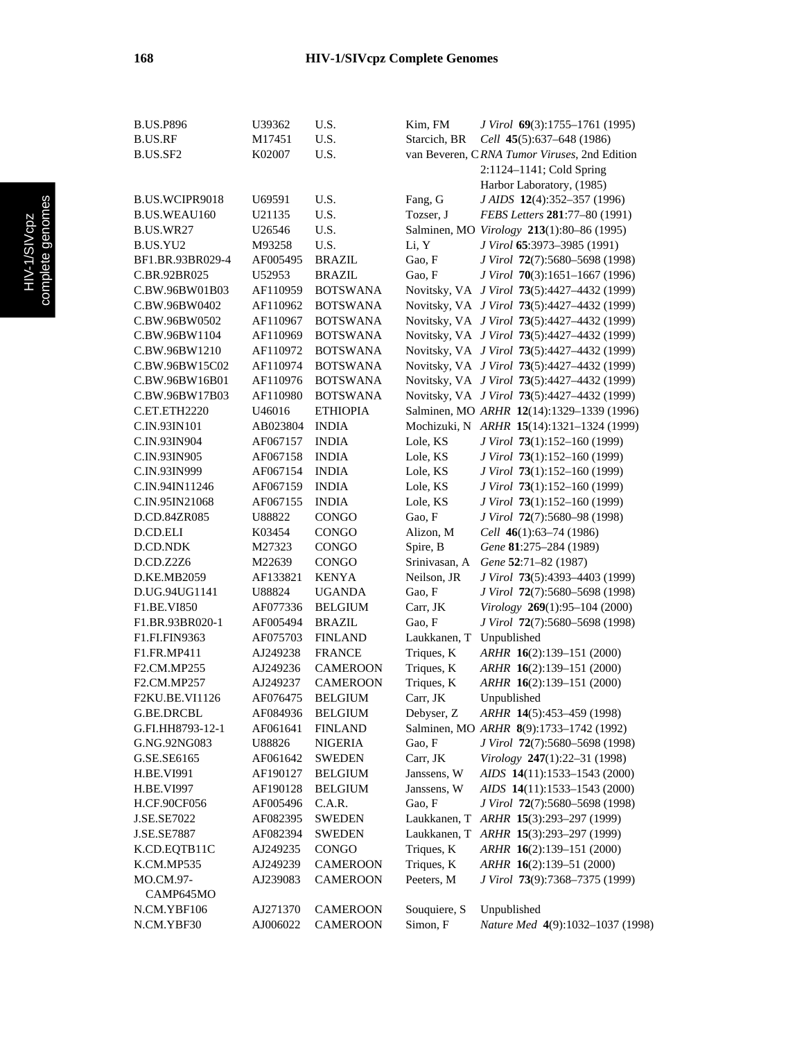| | | | | |
|---|---|---|---|---|
| B.US.P896 | U39362 | U.S. | Kim, FM | *J Virol* **69**(3):1755–1761 (1995) |
| B.US.RF | M17451 | U.S. | Starcich, BR | *Cell* **45**(5):637–648 (1986) |
| B.US.SF2 | K02007 | U.S. | van Beveren, C | *RNA Tumor Viruses*, 2nd Edition 2:1124–1141; Cold Spring Harbor Laboratory, (1985) |
| B.US.WCIPR9018 | U69591 | U.S. | Fang, G | *J AIDS* **12**(4):352–357 (1996) |
| B.US.WEAU160 | U21135 | U.S. | Tozser, J | *FEBS Letters* **281**:77–80 (1991) |
| B.US.WR27 | U26546 | U.S. | Salminen, MO | *Virology* **213**(1):80–86 (1995) |
| B.US.YU2 | M93258 | U.S. | Li, Y | *J Virol* **65**:3973–3985 (1991) |
| BF1.BR.93BR029-4 | AF005495 | BRAZIL | Gao, F | *J Virol* **72**(7):5680–5698 (1998) |
| C.BR.92BR025 | U52953 | BRAZIL | Gao, F | *J Virol* **70**(3):1651–1667 (1996) |
| C.BW.96BW01B03 | AF110959 | BOTSWANA | Novitsky, VA | *J Virol* **73**(5):4427–4432 (1999) |
| C.BW.96BW0402 | AF110962 | BOTSWANA | Novitsky, VA | *J Virol* **73**(5):4427–4432 (1999) |
| C.BW.96BW0502 | AF110967 | BOTSWANA | Novitsky, VA | *J Virol* **73**(5):4427–4432 (1999) |
| C.BW.96BW1104 | AF110969 | BOTSWANA | Novitsky, VA | *J Virol* **73**(5):4427–4432 (1999) |
| C.BW.96BW1210 | AF110972 | BOTSWANA | Novitsky, VA | *J Virol* **73**(5):4427–4432 (1999) |
| C.BW.96BW15C02 | AF110974 | BOTSWANA | Novitsky, VA | *J Virol* **73**(5):4427–4432 (1999) |
| C.BW.96BW16B01 | AF110976 | BOTSWANA | Novitsky, VA | *J Virol* **73**(5):4427–4432 (1999) |
| C.BW.96BW17B03 | AF110980 | BOTSWANA | Novitsky, VA | *J Virol* **73**(5):4427–4432 (1999) |
| C.ET.ETH2220 | U46016 | ETHIOPIA | Salminen, MO | *ARHR* **12**(14):1329–1339 (1996) |
| C.IN.93IN101 | AB023804 | INDIA | Mochizuki, N | *ARHR* **15**(14):1321–1324 (1999) |
| C.IN.93IN904 | AF067157 | INDIA | Lole, KS | *J Virol* **73**(1):152–160 (1999) |
| C.IN.93IN905 | AF067158 | INDIA | Lole, KS | *J Virol* **73**(1):152–160 (1999) |
| C.IN.93IN999 | AF067154 | INDIA | Lole, KS | *J Virol* **73**(1):152–160 (1999) |
| C.IN.94IN11246 | AF067159 | INDIA | Lole, KS | *J Virol* **73**(1):152–160 (1999) |
| C.IN.95IN21068 | AF067155 | INDIA | Lole, KS | *J Virol* **73**(1):152–160 (1999) |
| D.CD.84ZR085 | U88822 | CONGO | Gao, F | *J Virol* **72**(7):5680–98 (1998) |
| D.CD.ELI | K03454 | CONGO | Alizon, M | *Cell* **46**(1):63–74 (1986) |
| D.CD.NDK | M27323 | CONGO | Spire, B | *Gene* **81**:275–284 (1989) |
| D.CD.Z2Z6 | M22639 | CONGO | Srinivasan, A | *Gene* **52**:71–82 (1987) |
| D.KE.MB2059 | AF133821 | KENYA | Neilson, JR | *J Virol* **73**(5):4393–4403 (1999) |
| D.UG.94UG1141 | U88824 | UGANDA | Gao, F | *J Virol* **72**(7):5680–5698 (1998) |
| F1.BE.VI850 | AF077336 | BELGIUM | Carr, JK | *Virology* **269**(1):95–104 (2000) |
| F1.BR.93BR020-1 | AF005494 | BRAZIL | Gao, F | *J Virol* **72**(7):5680–5698 (1998) |
| F1.FI.FIN9363 | AF075703 | FINLAND | Laukkanen, T | Unpublished |
| F1.FR.MP411 | AJ249238 | FRANCE | Triques, K | *ARHR* **16**(2):139–151 (2000) |
| F2.CM.MP255 | AJ249236 | CAMEROON | Triques, K | *ARHR* **16**(2):139–151 (2000) |
| F2.CM.MP257 | AJ249237 | CAMEROON | Triques, K | *ARHR* **16**(2):139–151 (2000) |
| F2KU.BE.VI1126 | AF076475 | BELGIUM | Carr, JK | Unpublished |
| G.BE.DRCBL | AF084936 | BELGIUM | Debyser, Z | *ARHR* **14**(5):453–459 (1998) |
| G.FI.HH8793-12-1 | AF061641 | FINLAND | Salminen, MO | *ARHR* **8**(9):1733–1742 (1992) |
| G.NG.92NG083 | U88826 | NIGERIA | Gao, F | *J Virol* **72**(7):5680–5698 (1998) |
| G.SE.SE6165 | AF061642 | SWEDEN | Carr, JK | *Virology* **247**(1):22–31 (1998) |
| H.BE.VI991 | AF190127 | BELGIUM | Janssens, W | *AIDS* **14**(11):1533–1543 (2000) |
| H.BE.VI997 | AF190128 | BELGIUM | Janssens, W | *AIDS* **14**(11):1533–1543 (2000) |
| H.CF.90CF056 | AF005496 | C.A.R. | Gao, F | *J Virol* **72**(7):5680–5698 (1998) |
| J.SE.SE7022 | AF082395 | SWEDEN | Laukkanen, T | *ARHR* **15**(3):293–297 (1999) |
| J.SE.SE7887 | AF082394 | SWEDEN | Laukkanen, T | *ARHR* **15**(3):293–297 (1999) |
| K.CD.EQTB11C | AJ249235 | CONGO | Triques, K | *ARHR* **16**(2):139–151 (2000) |
| K.CM.MP535 | AJ249239 | CAMEROON | Triques, K | *ARHR* **16**(2):139–51 (2000) |
| MO.CM.97-CAMP645MO | AJ239083 | CAMEROON | Peeters, M | *J Virol* **73**(9):7368–7375 (1999) |
| N.CM.YBF106 | AJ271370 | CAMEROON | Souquiere, S | Unpublished |
| N.CM.YBF30 | AJ006022 | CAMEROON | Simon, F | *Nature Med* **4**(9):1032–1037 (1998) |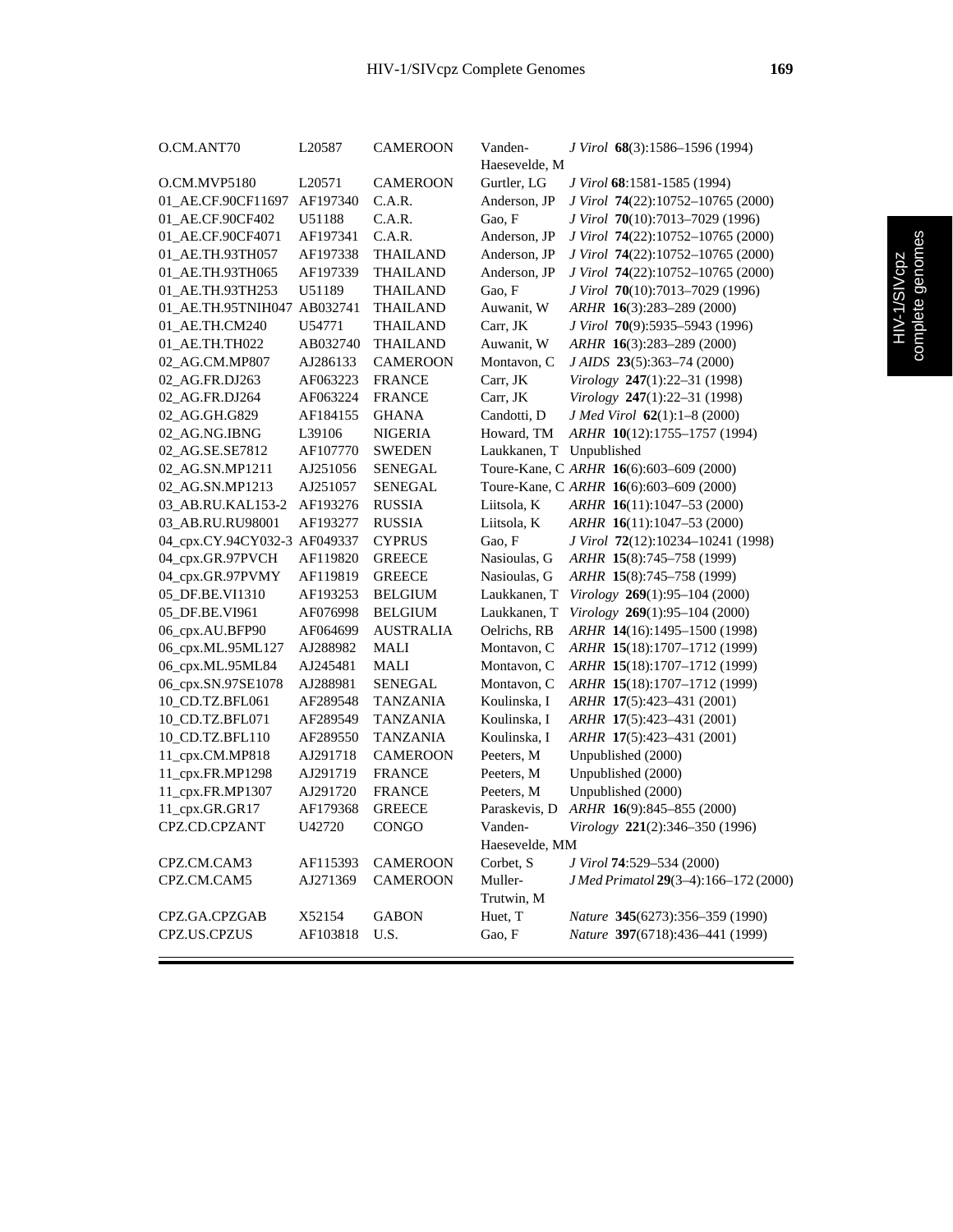| | | | | |
|---|---|---|---|---|
| O.CM.ANT70 | L20587 | CAMEROON | Vanden-Haesevelde, M | *J Virol* **68**(3):1586–1596 (1994) |
| O.CM.MVP5180 | L20571 | CAMEROON | Gurtler, LG | *J Virol* **68**:1581-1585 (1994) |
| 01_AE.CF.90CF11697 | AF197340 | C.A.R. | Anderson, JP | *J Virol* **74**(22):10752–10765 (2000) |
| 01_AE.CF.90CF402 | U51188 | C.A.R. | Gao, F | *J Virol* **70**(10):7013–7029 (1996) |
| 01_AE.CF.90CF4071 | AF197341 | C.A.R. | Anderson, JP | *J Virol* **74**(22):10752–10765 (2000) |
| 01_AE.TH.93TH057 | AF197338 | THAILAND | Anderson, JP | *J Virol* **74**(22):10752–10765 (2000) |
| 01_AE.TH.93TH065 | AF197339 | THAILAND | Anderson, JP | *J Virol* **74**(22):10752–10765 (2000) |
| 01_AE.TH.93TH253 | U51189 | THAILAND | Gao, F | *J Virol* **70**(10):7013–7029 (1996) |
| 01_AE.TH.95TNIH047 | AB032741 | THAILAND | Auwanit, W | *ARHR* **16**(3):283–289 (2000) |
| 01_AE.TH.CM240 | U54771 | THAILAND | Carr, JK | *J Virol* **70**(9):5935–5943 (1996) |
| 01_AE.TH.TH022 | AB032740 | THAILAND | Auwanit, W | *ARHR* **16**(3):283–289 (2000) |
| 02_AG.CM.MP807 | AJ286133 | CAMEROON | Montavon, C | *J AIDS* **23**(5):363–74 (2000) |
| 02_AG.FR.DJ263 | AF063223 | FRANCE | Carr, JK | *Virology* **247**(1):22–31 (1998) |
| 02_AG.FR.DJ264 | AF063224 | FRANCE | Carr, JK | *Virology* **247**(1):22–31 (1998) |
| 02_AG.GH.G829 | AF184155 | GHANA | Candotti, D | *J Med Virol* **62**(1):1–8 (2000) |
| 02_AG.NG.IBNG | L39106 | NIGERIA | Howard, TM | *ARHR* **10**(12):1755–1757 (1994) |
| 02_AG.SE.SE7812 | AF107770 | SWEDEN | Laukkanen, T | Unpublished |
| 02_AG.SN.MP1211 | AJ251056 | SENEGAL | Toure-Kane, C | *ARHR* **16**(6):603–609 (2000) |
| 02_AG.SN.MP1213 | AJ251057 | SENEGAL | Toure-Kane, C | *ARHR* **16**(6):603–609 (2000) |
| 03_AB.RU.KAL153-2 | AF193276 | RUSSIA | Liitsola, K | *ARHR* **16**(11):1047–53 (2000) |
| 03_AB.RU.RU98001 | AF193277 | RUSSIA | Liitsola, K | *ARHR* **16**(11):1047–53 (2000) |
| 04_cpx.CY.94CY032-3 | AF049337 | CYPRUS | Gao, F | *J Virol* **72**(12):10234–10241 (1998) |
| 04_cpx.GR.97PVCH | AF119820 | GREECE | Nasioulas, G | *ARHR* **15**(8):745–758 (1999) |
| 04_cpx.GR.97PVMY | AF119819 | GREECE | Nasioulas, G | *ARHR* **15**(8):745–758 (1999) |
| 05_DF.BE.VI1310 | AF193253 | BELGIUM | Laukkanen, T | *Virology* **269**(1):95–104 (2000) |
| 05_DF.BE.VI961 | AF076998 | BELGIUM | Laukkanen, T | *Virology* **269**(1):95–104 (2000) |
| 06_cpx.AU.BFP90 | AF064699 | AUSTRALIA | Oelrichs, RB | *ARHR* **14**(16):1495–1500 (1998) |
| 06_cpx.ML.95ML127 | AJ288982 | MALI | Montavon, C | *ARHR* **15**(18):1707–1712 (1999) |
| 06_cpx.ML.95ML84 | AJ245481 | MALI | Montavon, C | *ARHR* **15**(18):1707–1712 (1999) |
| 06_cpx.SN.97SE1078 | AJ288981 | SENEGAL | Montavon, C | *ARHR* **15**(18):1707–1712 (1999) |
| 10_CD.TZ.BFL061 | AF289548 | TANZANIA | Koulinska, I | *ARHR* **17**(5):423–431 (2001) |
| 10_CD.TZ.BFL071 | AF289549 | TANZANIA | Koulinska, I | *ARHR* **17**(5):423–431 (2001) |
| 10_CD.TZ.BFL110 | AF289550 | TANZANIA | Koulinska, I | *ARHR* **17**(5):423–431 (2001) |
| 11_cpx.CM.MP818 | AJ291718 | CAMEROON | Peeters, M | Unpublished (2000) |
| 11_cpx.FR.MP1298 | AJ291719 | FRANCE | Peeters, M | Unpublished (2000) |
| 11_cpx.FR.MP1307 | AJ291720 | FRANCE | Peeters, M | Unpublished (2000) |
| 11_cpx.GR.GR17 | AF179368 | GREECE | Paraskevis, D | *ARHR* **16**(9):845–855 (2000) |
| CPZ.CD.CPZANT | U42720 | CONGO | Vanden-Haesevelde, MM | *Virology* **221**(2):346–350 (1996) |
| CPZ.CM.CAM3 | AF115393 | CAMEROON | Corbet, S | *J Virol* **74**:529–534 (2000) |
| CPZ.CM.CAM5 | AJ271369 | CAMEROON | Muller-Trutwin, M | *J Med Primatol* **29**(3–4):166–172 (2000) |
| CPZ.GA.CPZGAB | X52154 | GABON | Huet, T | *Nature* **345**(6273):356–359 (1990) |
| CPZ.US.CPZUS | AF103818 | U.S. | Gao, F | *Nature* **397**(6718):436–441 (1999) |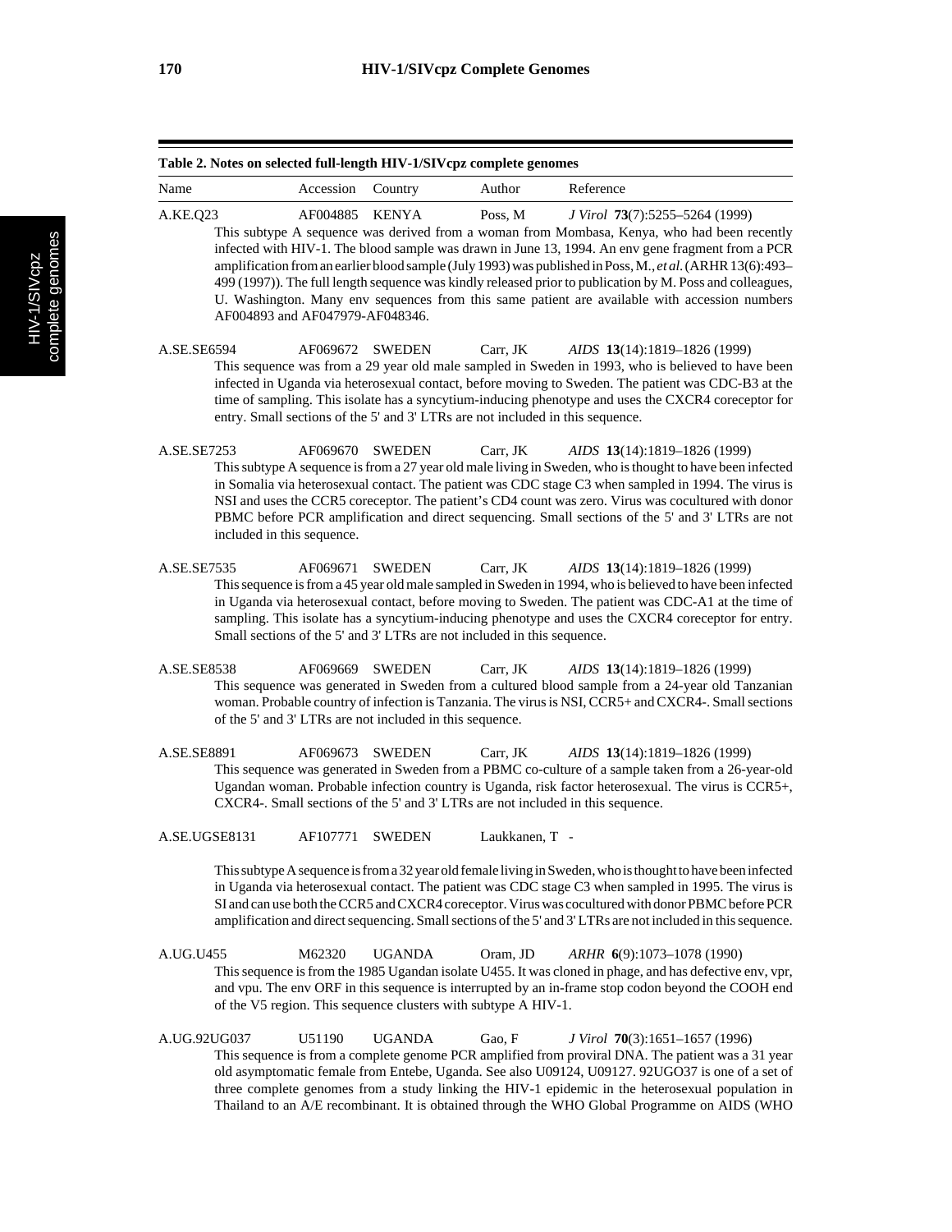**Table 2. Notes on selected full-length HIV-1/SIVcpz complete genomes**

| Name | Accession | Country | Author | Reference |
|---|---|---|---|---|

**A.KE.Q23** | AF004885 | KENYA | Poss, M | *J Virol* **73**(7):5255–5264 (1999)

This subtype A sequence was derived from a woman from Mombasa, Kenya, who had been recently infected with HIV-1. The blood sample was drawn in June 13, 1994. An env gene fragment from a PCR amplification from an earlier blood sample (July 1993) was published in Poss, M., *et al.* (ARHR 13(6):493–499 (1997)). The full length sequence was kindly released prior to publication by M. Poss and colleagues, U. Washington. Many env sequences from this same patient are available with accession numbers AF004893 and AF047979-AF048346.

**A.SE.SE6594** | AF069672 | SWEDEN | Carr, JK | *AIDS* **13**(14):1819–1826 (1999)

This sequence was from a 29 year old male sampled in Sweden in 1993, who is believed to have been infected in Uganda via heterosexual contact, before moving to Sweden. The patient was CDC-B3 at the time of sampling. This isolate has a syncytium-inducing phenotype and uses the CXCR4 coreceptor for entry. Small sections of the 5' and 3' LTRs are not included in this sequence.

**A.SE.SE7253** | AF069670 | SWEDEN | Carr, JK | *AIDS* **13**(14):1819–1826 (1999)

This subtype A sequence is from a 27 year old male living in Sweden, who is thought to have been infected in Somalia via heterosexual contact. The patient was CDC stage C3 when sampled in 1994. The virus is NSI and uses the CCR5 coreceptor. The patient's CD4 count was zero. Virus was cocultured with donor PBMC before PCR amplification and direct sequencing. Small sections of the 5' and 3' LTRs are not included in this sequence.

**A.SE.SE7535** | AF069671 | SWEDEN | Carr, JK | *AIDS* **13**(14):1819–1826 (1999)

This sequence is from a 45 year old male sampled in Sweden in 1994, who is believed to have been infected in Uganda via heterosexual contact, before moving to Sweden. The patient was CDC-A1 at the time of sampling. This isolate has a syncytium-inducing phenotype and uses the CXCR4 coreceptor for entry. Small sections of the 5' and 3' LTRs are not included in this sequence.

**A.SE.SE8538** | AF069669 | SWEDEN | Carr, JK | *AIDS* **13**(14):1819–1826 (1999)

This sequence was generated in Sweden from a cultured blood sample from a 24-year old Tanzanian woman. Probable country of infection is Tanzania. The virus is NSI, CCR5+ and CXCR4-. Small sections of the 5' and 3' LTRs are not included in this sequence.

**A.SE.SE8891** | AF069673 | SWEDEN | Carr, JK | *AIDS* **13**(14):1819–1826 (1999)

This sequence was generated in Sweden from a PBMC co-culture of a sample taken from a 26-year-old Ugandan woman. Probable infection country is Uganda, risk factor heterosexual. The virus is CCR5+, CXCR4-. Small sections of the 5' and 3' LTRs are not included in this sequence.

**A.SE.UGSE8131** | AF107771 | SWEDEN | Laukkanen, T | -

This subtype A sequence is from a 32 year old female living in Sweden, who is thought to have been infected in Uganda via heterosexual contact. The patient was CDC stage C3 when sampled in 1995. The virus is SI and can use both the CCR5 and CXCR4 coreceptor. Virus was cocultured with donor PBMC before PCR amplification and direct sequencing. Small sections of the 5' and 3' LTRs are not included in this sequence.

**A.UG.U455** | M62320 | UGANDA | Oram, JD | *ARHR* **6**(9):1073–1078 (1990)

This sequence is from the 1985 Ugandan isolate U455. It was cloned in phage, and has defective env, vpr, and vpu. The env ORF in this sequence is interrupted by an in-frame stop codon beyond the COOH end of the V5 region. This sequence clusters with subtype A HIV-1.

**A.UG.92UG037** | U51190 | UGANDA | Gao, F | *J Virol* **70**(3):1651–1657 (1996)

This sequence is from a complete genome PCR amplified from proviral DNA. The patient was a 31 year old asymptomatic female from Entebe, Uganda. See also U09124, U09127. 92UGO37 is one of a set of three complete genomes from a study linking the HIV-1 epidemic in the heterosexual population in Thailand to an A/E recombinant. It is obtained through the WHO Global Programme on AIDS (WHO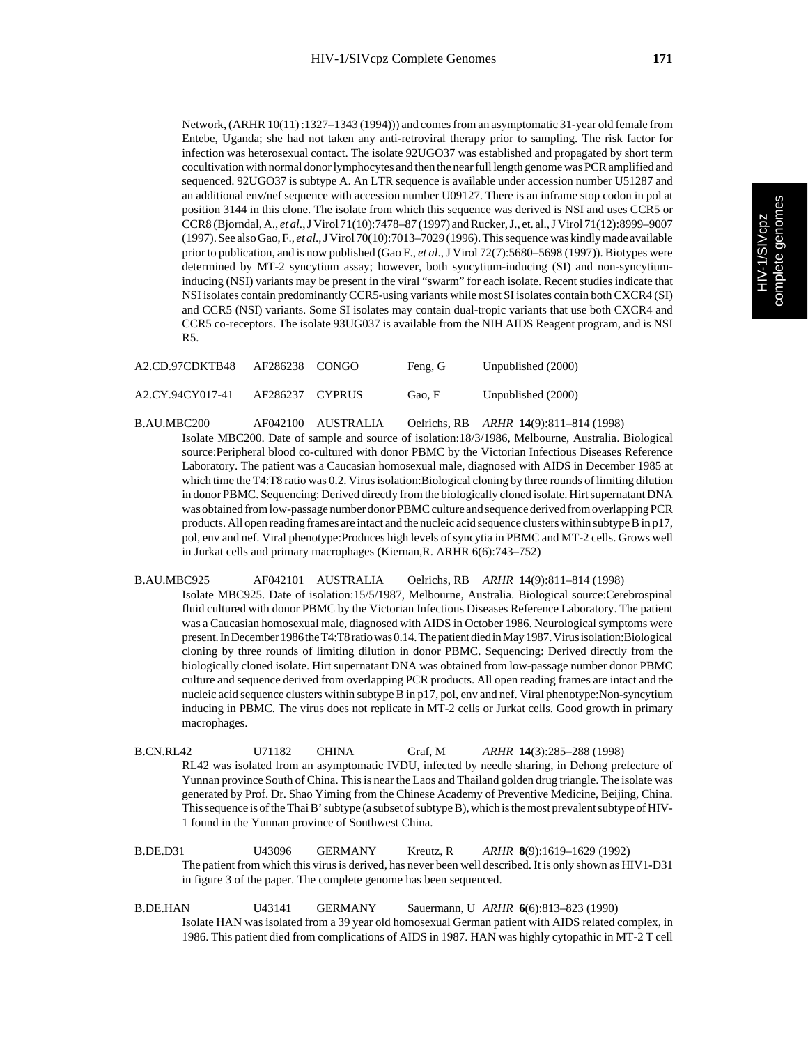Network, (ARHR 10(11) :1327–1343 (1994))) and comes from an asymptomatic 31-year old female from Entebe, Uganda; she had not taken any anti-retroviral therapy prior to sampling. The risk factor for infection was heterosexual contact. The isolate 92UGO37 was established and propagated by short term cocultivation with normal donor lymphocytes and then the near full length genome was PCR amplified and sequenced. 92UGO37 is subtype A. An LTR sequence is available under accession number U51287 and an additional env/nef sequence with accession number U09127. There is an inframe stop codon in pol at position 3144 in this clone. The isolate from which this sequence was derived is NSI and uses CCR5 or CCR8 (Bjorndal, A., *et al*., J Virol 71(10):7478–87 (1997) and Rucker, J., et. al., J Virol 71(12):8999–9007 (1997). See also Gao, F., *et al*., J Virol 70(10):7013–7029 (1996). This sequence was kindly made available prior to publication, and is now published (Gao F., *et al*., J Virol 72(7):5680–5698 (1997)). Biotypes were determined by MT-2 syncytium assay; however, both syncytium-inducing (SI) and non-syncytium-inducing (NSI) variants may be present in the viral "swarm" for each isolate. Recent studies indicate that NSI isolates contain predominantly CCR5-using variants while most SI isolates contain both CXCR4 (SI) and CCR5 (NSI) variants. Some SI isolates may contain dual-tropic variants that use both CXCR4 and CCR5 co-receptors. The isolate 93UG037 is available from the NIH AIDS Reagent program, and is NSI R5.

A2.CD.97CDKTB48 AF286238 CONGO Feng, G Unpublished (2000)

A2.CY.94CY017-41 AF286237 CYPRUS Gao, F Unpublished (2000)

B.AU.MBC200 AF042100 AUSTRALIA Oelrichs, RB *ARHR* **14**(9):811–814 (1998)

Isolate MBC200. Date of sample and source of isolation:18/3/1986, Melbourne, Australia. Biological source:Peripheral blood co-cultured with donor PBMC by the Victorian Infectious Diseases Reference Laboratory. The patient was a Caucasian homosexual male, diagnosed with AIDS in December 1985 at which time the T4:T8 ratio was 0.2. Virus isolation:Biological cloning by three rounds of limiting dilution in donor PBMC. Sequencing: Derived directly from the biologically cloned isolate. Hirt supernatant DNA was obtained from low-passage number donor PBMC culture and sequence derived from overlapping PCR products. All open reading frames are intact and the nucleic acid sequence clusters within subtype B in p17, pol, env and nef. Viral phenotype:Produces high levels of syncytia in PBMC and MT-2 cells. Grows well in Jurkat cells and primary macrophages (Kiernan,R. ARHR 6(6):743–752)

B.AU.MBC925 AF042101 AUSTRALIA Oelrichs, RB *ARHR* **14**(9):811–814 (1998)

Isolate MBC925. Date of isolation:15/5/1987, Melbourne, Australia. Biological source:Cerebrospinal fluid cultured with donor PBMC by the Victorian Infectious Diseases Reference Laboratory. The patient was a Caucasian homosexual male, diagnosed with AIDS in October 1986. Neurological symptoms were present. In December 1986 the T4:T8 ratio was 0.14. The patient died in May 1987. Virus isolation:Biological cloning by three rounds of limiting dilution in donor PBMC. Sequencing: Derived directly from the biologically cloned isolate. Hirt supernatant DNA was obtained from low-passage number donor PBMC culture and sequence derived from overlapping PCR products. All open reading frames are intact and the nucleic acid sequence clusters within subtype B in p17, pol, env and nef. Viral phenotype:Non-syncytium inducing in PBMC. The virus does not replicate in MT-2 cells or Jurkat cells. Good growth in primary macrophages.

B.CN.RL42 U71182 CHINA Graf, M *ARHR* **14**(3):285–288 (1998)

RL42 was isolated from an asymptomatic IVDU, infected by needle sharing, in Dehong prefecture of Yunnan province South of China. This is near the Laos and Thailand golden drug triangle. The isolate was generated by Prof. Dr. Shao Yiming from the Chinese Academy of Preventive Medicine, Beijing, China. This sequence is of the Thai B' subtype (a subset of subtype B), which is the most prevalent subtype of HIV-1 found in the Yunnan province of Southwest China.

B.DE.D31 U43096 GERMANY Kreutz, R *ARHR* **8**(9):1619–1629 (1992)

The patient from which this virus is derived, has never been well described. It is only shown as HIV1-D31 in figure 3 of the paper. The complete genome has been sequenced.

B.DE.HAN U43141 GERMANY Sauermann, U *ARHR* **6**(6):813–823 (1990)

Isolate HAN was isolated from a 39 year old homosexual German patient with AIDS related complex, in 1986. This patient died from complications of AIDS in 1987. HAN was highly cytopathic in MT-2 T cell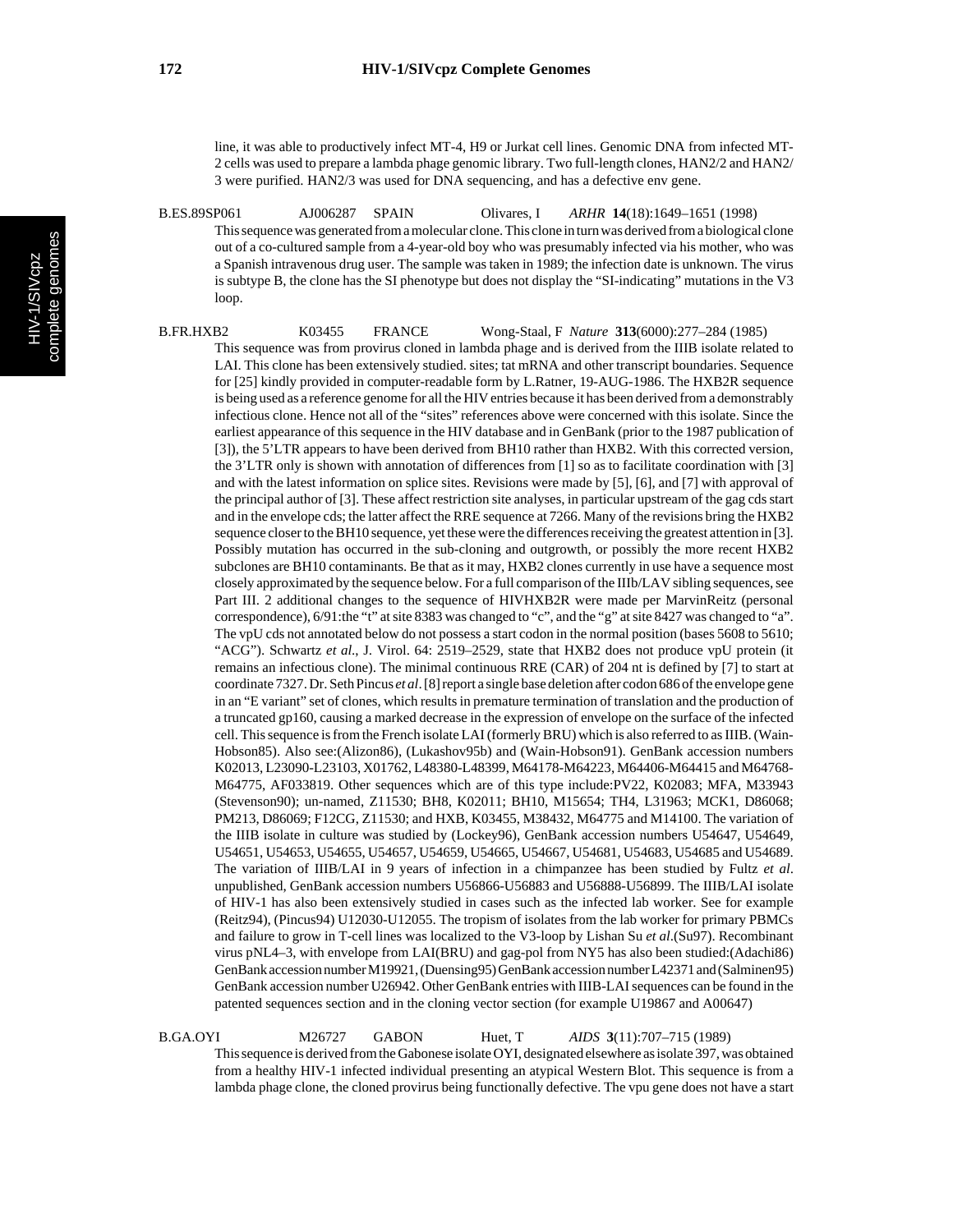line, it was able to productively infect MT-4, H9 or Jurkat cell lines. Genomic DNA from infected MT-2 cells was used to prepare a lambda phage genomic library. Two full-length clones, HAN2/2 and HAN2/3 were purified. HAN2/3 was used for DNA sequencing, and has a defective env gene.

B.ES.89SP061 AJ006287 SPAIN Olivares, I *ARHR* **14**(18):1649–1651 (1998)

This sequence was generated from a molecular clone. This clone in turn was derived from a biological clone out of a co-cultured sample from a 4-year-old boy who was presumably infected via his mother, who was a Spanish intravenous drug user. The sample was taken in 1989; the infection date is unknown. The virus is subtype B, the clone has the SI phenotype but does not display the "SI-indicating" mutations in the V3 loop.

B.FR.HXB2 K03455 FRANCE Wong-Staal, F *Nature* **313**(6000):277–284 (1985)

This sequence was from provirus cloned in lambda phage and is derived from the IIIB isolate related to LAI. This clone has been extensively studied. sites; tat mRNA and other transcript boundaries. Sequence for [25] kindly provided in computer-readable form by L.Ratner, 19-AUG-1986. The HXB2R sequence is being used as a reference genome for all the HIV entries because it has been derived from a demonstrably infectious clone. Hence not all of the "sites" references above were concerned with this isolate. Since the earliest appearance of this sequence in the HIV database and in GenBank (prior to the 1987 publication of [3]), the 5'LTR appears to have been derived from BH10 rather than HXB2. With this corrected version, the 3'LTR only is shown with annotation of differences from [1] so as to facilitate coordination with [3] and with the latest information on splice sites. Revisions were made by [5], [6], and [7] with approval of the principal author of [3]. These affect restriction site analyses, in particular upstream of the gag cds start and in the envelope cds; the latter affect the RRE sequence at 7266. Many of the revisions bring the HXB2 sequence closer to the BH10 sequence, yet these were the differences receiving the greatest attention in [3]. Possibly mutation has occurred in the sub-cloning and outgrowth, or possibly the more recent HXB2 subclones are BH10 contaminants. Be that as it may, HXB2 clones currently in use have a sequence most closely approximated by the sequence below. For a full comparison of the IIIb/LAV sibling sequences, see Part III. 2 additional changes to the sequence of HIVHXB2R were made per MarvinReitz (personal correspondence), 6/91:the "t" at site 8383 was changed to "c", and the "g" at site 8427 was changed to "a". The vpU cds not annotated below do not possess a start codon in the normal position (bases 5608 to 5610; "ACG"). Schwartz *et al*., J. Virol. 64: 2519–2529, state that HXB2 does not produce vpU protein (it remains an infectious clone). The minimal continuous RRE (CAR) of 204 nt is defined by [7] to start at coordinate 7327. Dr. Seth Pincus *et al*. [8] report a single base deletion after codon 686 of the envelope gene in an "E variant" set of clones, which results in premature termination of translation and the production of a truncated gp160, causing a marked decrease in the expression of envelope on the surface of the infected cell. This sequence is from the French isolate LAI (formerly BRU) which is also referred to as IIIB. (Wain-Hobson85). Also see:(Alizon86), (Lukashov95b) and (Wain-Hobson91). GenBank accession numbers K02013, L23090-L23103, X01762, L48380-L48399, M64178-M64223, M64406-M64415 and M64768-M64775, AF033819. Other sequences which are of this type include:PV22, K02083; MFA, M33943 (Stevenson90); un-named, Z11530; BH8, K02011; BH10, M15654; TH4, L31963; MCK1, D86068; PM213, D86069; F12CG, Z11530; and HXB, K03455, M38432, M64775 and M14100. The variation of the IIIB isolate in culture was studied by (Lockey96), GenBank accession numbers U54647, U54649, U54651, U54653, U54655, U54657, U54659, U54665, U54667, U54681, U54683, U54685 and U54689. The variation of IIIB/LAI in 9 years of infection in a chimpanzee has been studied by Fultz *et al*. unpublished, GenBank accession numbers U56866-U56883 and U56888-U56899. The IIIB/LAI isolate of HIV-1 has also been extensively studied in cases such as the infected lab worker. See for example (Reitz94), (Pincus94) U12030-U12055. The tropism of isolates from the lab worker for primary PBMCs and failure to grow in T-cell lines was localized to the V3-loop by Lishan Su *et al*.(Su97). Recombinant virus pNL4–3, with envelope from LAI(BRU) and gag-pol from NY5 has also been studied:(Adachi86) GenBank accession number M19921, (Duensing95) GenBank accession number L42371 and (Salminen95) GenBank accession number U26942. Other GenBank entries with IIIB-LAI sequences can be found in the patented sequences section and in the cloning vector section (for example U19867 and A00647)

B.GA.OYI M26727 GABON Huet, T *AIDS* **3**(11):707–715 (1989)

This sequence is derived from the Gabonese isolate OYI, designated elsewhere as isolate 397, was obtained from a healthy HIV-1 infected individual presenting an atypical Western Blot. This sequence is from a lambda phage clone, the cloned provirus being functionally defective. The vpu gene does not have a start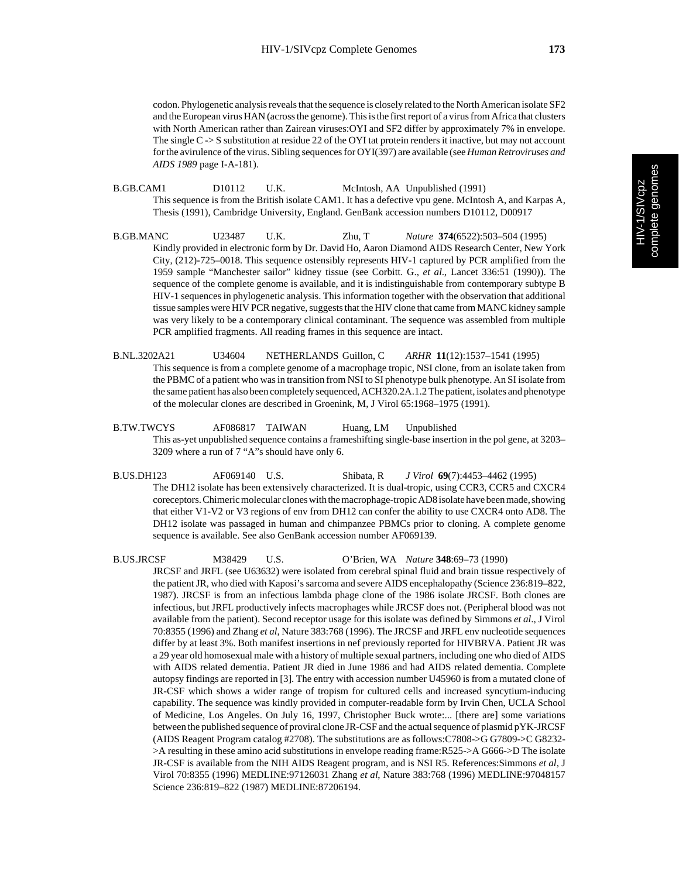codon. Phylogenetic analysis reveals that the sequence is closely related to the North American isolate SF2 and the European virus HAN (across the genome). This is the first report of a virus from Africa that clusters with North American rather than Zairean viruses:OYI and SF2 differ by approximately 7% in envelope. The single C -> S substitution at residue 22 of the OYI tat protein renders it inactive, but may not account for the avirulence of the virus. Sibling sequences for OYI(397) are available (see *Human Retroviruses and AIDS 1989* page I-A-181).

B.GB.CAM1 D10112 U.K. McIntosh, AA Unpublished (1991)

This sequence is from the British isolate CAM1. It has a defective vpu gene. McIntosh A, and Karpas A, Thesis (1991), Cambridge University, England. GenBank accession numbers D10112, D00917

B.GB.MANC U23487 U.K. Zhu, T *Nature* **374**(6522):503–504 (1995)

Kindly provided in electronic form by Dr. David Ho, Aaron Diamond AIDS Research Center, New York City, (212)-725–0018. This sequence ostensibly represents HIV-1 captured by PCR amplified from the 1959 sample "Manchester sailor" kidney tissue (see Corbitt. G., *et al*., Lancet 336:51 (1990)). The sequence of the complete genome is available, and it is indistinguishable from contemporary subtype B HIV-1 sequences in phylogenetic analysis. This information together with the observation that additional tissue samples were HIV PCR negative, suggests that the HIV clone that came from MANC kidney sample was very likely to be a contemporary clinical contaminant. The sequence was assembled from multiple PCR amplified fragments. All reading frames in this sequence are intact.

B.NL.3202A21 U34604 NETHERLANDS Guillon, C *ARHR* **11**(12):1537–1541 (1995)

This sequence is from a complete genome of a macrophage tropic, NSI clone, from an isolate taken from the PBMC of a patient who was in transition from NSI to SI phenotype bulk phenotype. An SI isolate from the same patient has also been completely sequenced, ACH320.2A.1.2 The patient, isolates and phenotype of the molecular clones are described in Groenink, M, J Virol 65:1968–1975 (1991).

B.TW.TWCYS AF086817 TAIWAN Huang, LM Unpublished

This as-yet unpublished sequence contains a frameshifting single-base insertion in the pol gene, at 3203–3209 where a run of 7 "A"s should have only 6.

B.US.DH123 AF069140 U.S. Shibata, R *J Virol* **69**(7):4453–4462 (1995)

The DH12 isolate has been extensively characterized. It is dual-tropic, using CCR3, CCR5 and CXCR4 coreceptors. Chimeric molecular clones with the macrophage-tropic AD8 isolate have been made, showing that either V1-V2 or V3 regions of env from DH12 can confer the ability to use CXCR4 onto AD8. The DH12 isolate was passaged in human and chimpanzee PBMCs prior to cloning. A complete genome sequence is available. See also GenBank accession number AF069139.

B.US.JRCSF M38429 U.S. O'Brien, WA *Nature* **348**:69–73 (1990)

JRCSF and JRFL (see U63632) were isolated from cerebral spinal fluid and brain tissue respectively of the patient JR, who died with Kaposi's sarcoma and severe AIDS encephalopathy (Science 236:819–822, 1987). JRCSF is from an infectious lambda phage clone of the 1986 isolate JRCSF. Both clones are infectious, but JRFL productively infects macrophages while JRCSF does not. (Peripheral blood was not available from the patient). Second receptor usage for this isolate was defined by Simmons *et al.*, J Virol 70:8355 (1996) and Zhang *et al*, Nature 383:768 (1996). The JRCSF and JRFL env nucleotide sequences differ by at least 3%. Both manifest insertions in nef previously reported for HIVBRVA. Patient JR was a 29 year old homosexual male with a history of multiple sexual partners, including one who died of AIDS with AIDS related dementia. Patient JR died in June 1986 and had AIDS related dementia. Complete autopsy findings are reported in [3]. The entry with accession number U45960 is from a mutated clone of JR-CSF which shows a wider range of tropism for cultured cells and increased syncytium-inducing capability. The sequence was kindly provided in computer-readable form by Irvin Chen, UCLA School of Medicine, Los Angeles. On July 16, 1997, Christopher Buck wrote:... [there are] some variations between the published sequence of proviral clone JR-CSF and the actual sequence of plasmid pYK-JRCSF (AIDS Reagent Program catalog #2708). The substitutions are as follows:C7808->G G7809->C G8232->A resulting in these amino acid substitutions in envelope reading frame:R525->A G666->D The isolate JR-CSF is available from the NIH AIDS Reagent program, and is NSI R5. References:Simmons *et al*, J Virol 70:8355 (1996) MEDLINE:97126031 Zhang *et al*, Nature 383:768 (1996) MEDLINE:97048157 Science 236:819–822 (1987) MEDLINE:87206194.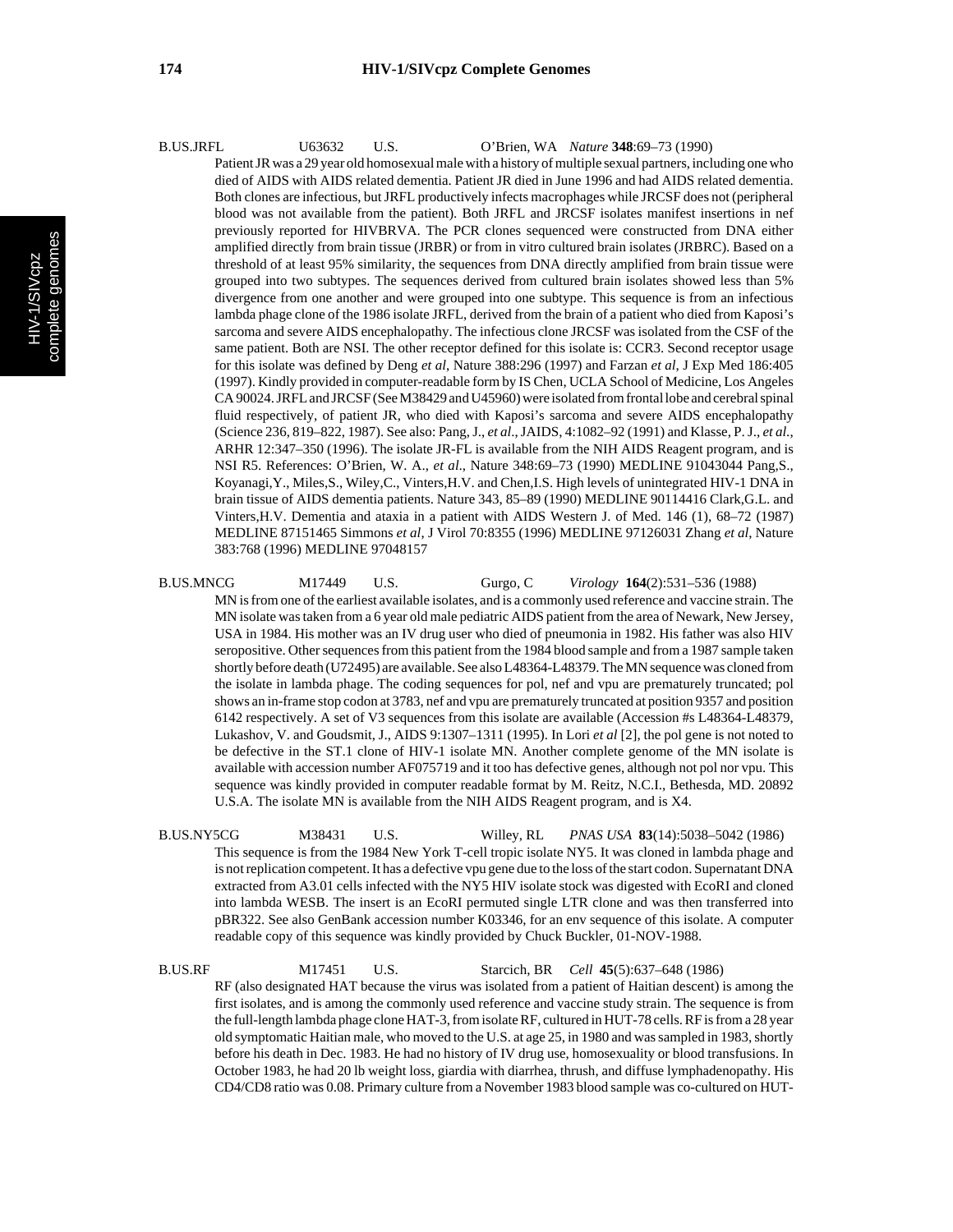B.US.JRFL U63632 U.S. O'Brien, WA *Nature* **348**:69–73 (1990)

Patient JR was a 29 year old homosexual male with a history of multiple sexual partners, including one who died of AIDS with AIDS related dementia. Patient JR died in June 1996 and had AIDS related dementia. Both clones are infectious, but JRFL productively infects macrophages while JRCSF does not (peripheral blood was not available from the patient). Both JRFL and JRCSF isolates manifest insertions in nef previously reported for HIVBRVA. The PCR clones sequenced were constructed from DNA either amplified directly from brain tissue (JRBR) or from in vitro cultured brain isolates (JRBRC). Based on a threshold of at least 95% similarity, the sequences from DNA directly amplified from brain tissue were grouped into two subtypes. The sequences derived from cultured brain isolates showed less than 5% divergence from one another and were grouped into one subtype. This sequence is from an infectious lambda phage clone of the 1986 isolate JRFL, derived from the brain of a patient who died from Kaposi's sarcoma and severe AIDS encephalopathy. The infectious clone JRCSF was isolated from the CSF of the same patient. Both are NSI. The other receptor defined for this isolate is: CCR3. Second receptor usage for this isolate was defined by Deng *et al*, Nature 388:296 (1997) and Farzan *et al*, J Exp Med 186:405 (1997). Kindly provided in computer-readable form by IS Chen, UCLA School of Medicine, Los Angeles CA 90024. JRFL and JRCSF (See M38429 and U45960) were isolated from frontal lobe and cerebral spinal fluid respectively, of patient JR, who died with Kaposi's sarcoma and severe AIDS encephalopathy (Science 236, 819–822, 1987). See also: Pang, J., *et al*., JAIDS, 4:1082–92 (1991) and Klasse, P. J., *et al*., ARHR 12:347–350 (1996). The isolate JR-FL is available from the NIH AIDS Reagent program, and is NSI R5. References: O'Brien, W. A., *et al*., Nature 348:69–73 (1990) MEDLINE 91043044 Pang,S., Koyanagi,Y., Miles,S., Wiley,C., Vinters,H.V. and Chen,I.S. High levels of unintegrated HIV-1 DNA in brain tissue of AIDS dementia patients. Nature 343, 85–89 (1990) MEDLINE 90114416 Clark,G.L. and Vinters,H.V. Dementia and ataxia in a patient with AIDS Western J. of Med. 146 (1), 68–72 (1987) MEDLINE 87151465 Simmons *et al*, J Virol 70:8355 (1996) MEDLINE 97126031 Zhang *et al*, Nature 383:768 (1996) MEDLINE 97048157

B.US.MNCG M17449 U.S. Gurgo, C *Virology* **164**(2):531–536 (1988)

MN is from one of the earliest available isolates, and is a commonly used reference and vaccine strain. The MN isolate was taken from a 6 year old male pediatric AIDS patient from the area of Newark, New Jersey, USA in 1984. His mother was an IV drug user who died of pneumonia in 1982. His father was also HIV seropositive. Other sequences from this patient from the 1984 blood sample and from a 1987 sample taken shortly before death (U72495) are available. See also L48364-L48379. The MN sequence was cloned from the isolate in lambda phage. The coding sequences for pol, nef and vpu are prematurely truncated; pol shows an in-frame stop codon at 3783, nef and vpu are prematurely truncated at position 9357 and position 6142 respectively. A set of V3 sequences from this isolate are available (Accession #s L48364-L48379, Lukashov, V. and Goudsmit, J., AIDS 9:1307–1311 (1995). In Lori *et al* [2], the pol gene is not noted to be defective in the ST.1 clone of HIV-1 isolate MN. Another complete genome of the MN isolate is available with accession number AF075719 and it too has defective genes, although not pol nor vpu. This sequence was kindly provided in computer readable format by M. Reitz, N.C.I., Bethesda, MD. 20892 U.S.A. The isolate MN is available from the NIH AIDS Reagent program, and is X4.

B.US.NY5CG M38431 U.S. Willey, RL *PNAS USA* **83**(14):5038–5042 (1986)

This sequence is from the 1984 New York T-cell tropic isolate NY5. It was cloned in lambda phage and is not replication competent. It has a defective vpu gene due to the loss of the start codon. Supernatant DNA extracted from A3.01 cells infected with the NY5 HIV isolate stock was digested with EcoRI and cloned into lambda WESB. The insert is an EcoRI permuted single LTR clone and was then transferred into pBR322. See also GenBank accession number K03346, for an env sequence of this isolate. A computer readable copy of this sequence was kindly provided by Chuck Buckler, 01-NOV-1988.

B.US.RF M17451 U.S. Starcich, BR *Cell* **45**(5):637–648 (1986)

RF (also designated HAT because the virus was isolated from a patient of Haitian descent) is among the first isolates, and is among the commonly used reference and vaccine study strain. The sequence is from the full-length lambda phage clone HAT-3, from isolate RF, cultured in HUT-78 cells. RF is from a 28 year old symptomatic Haitian male, who moved to the U.S. at age 25, in 1980 and was sampled in 1983, shortly before his death in Dec. 1983. He had no history of IV drug use, homosexuality or blood transfusions. In October 1983, he had 20 lb weight loss, giardia with diarrhea, thrush, and diffuse lymphadenopathy. His CD4/CD8 ratio was 0.08. Primary culture from a November 1983 blood sample was co-cultured on HUT-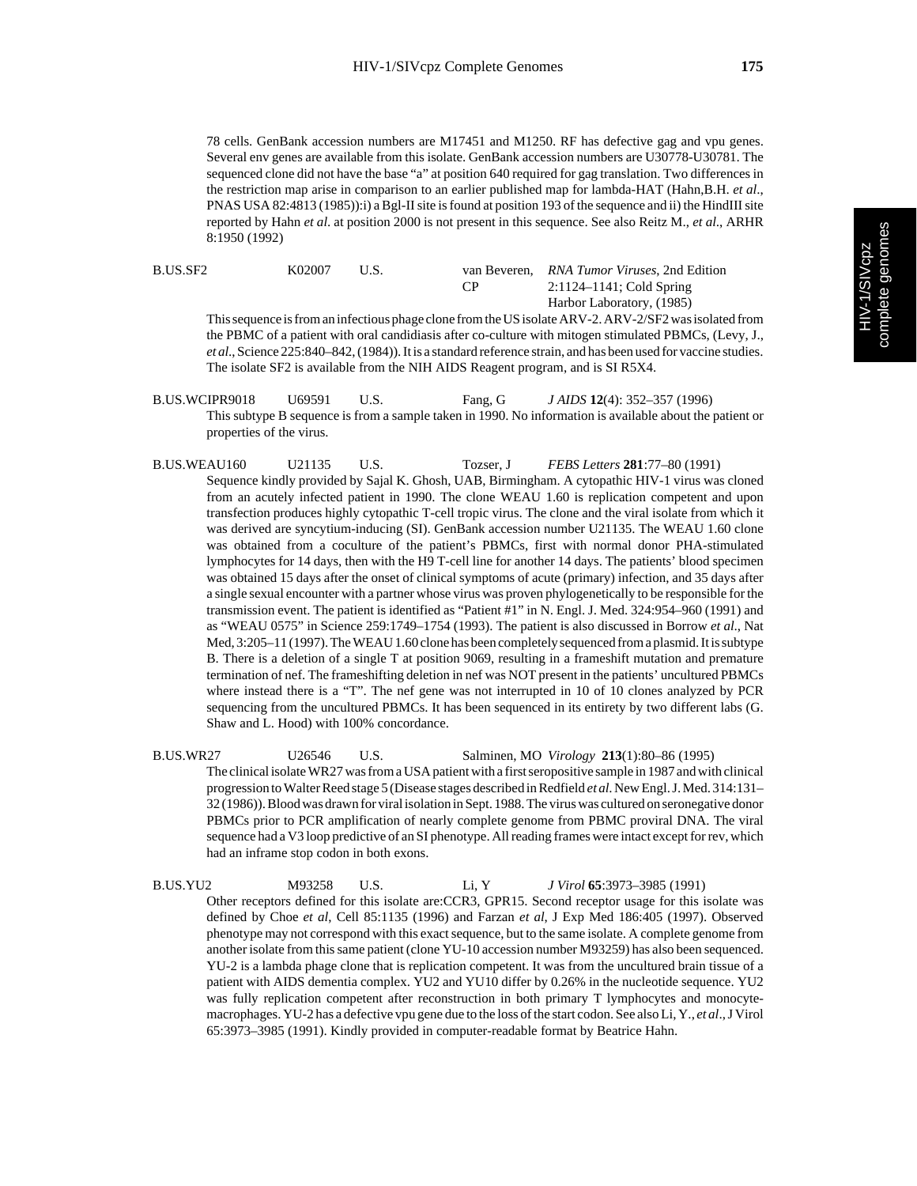78 cells. GenBank accession numbers are M17451 and M1250. RF has defective gag and vpu genes. Several env genes are available from this isolate. GenBank accession numbers are U30778-U30781. The sequenced clone did not have the base "a" at position 640 required for gag translation. Two differences in the restriction map arise in comparison to an earlier published map for lambda-HAT (Hahn,B.H. *et al*., PNAS USA 82:4813 (1985)):i) a Bgl-II site is found at position 193 of the sequence and ii) the HindIII site reported by Hahn *et al.* at position 2000 is not present in this sequence. See also Reitz M., *et al*., ARHR 8:1950 (1992)

| | | | | |
|---|---|---|---|---|
| B.US.SF2 | K02007 | U.S. | van Beveren, CP | *RNA Tumor Viruses*, 2nd Edition 2:1124–1141; Cold Spring Harbor Laboratory, (1985) |

This sequence is from an infectious phage clone from the US isolate ARV-2. ARV-2/SF2 was isolated from the PBMC of a patient with oral candidiasis after co-culture with mitogen stimulated PBMCs, (Levy, J., *et al.*, Science 225:840–842, (1984)). It is a standard reference strain, and has been used for vaccine studies. The isolate SF2 is available from the NIH AIDS Reagent program, and is SI R5X4.

| | | | | |
|---|---|---|---|---|
| B.US.WCIPR9018 | U69591 | U.S. | Fang, G | *J AIDS* **12**(4): 352–357 (1996) |

This subtype B sequence is from a sample taken in 1990. No information is available about the patient or properties of the virus.

| | | | | |
|---|---|---|---|---|
| B.US.WEAU160 | U21135 | U.S. | Tozser, J | *FEBS Letters* **281**:77–80 (1991) |

Sequence kindly provided by Sajal K. Ghosh, UAB, Birmingham. A cytopathic HIV-1 virus was cloned from an acutely infected patient in 1990. The clone WEAU 1.60 is replication competent and upon transfection produces highly cytopathic T-cell tropic virus. The clone and the viral isolate from which it was derived are syncytium-inducing (SI). GenBank accession number U21135. The WEAU 1.60 clone was obtained from a coculture of the patient's PBMCs, first with normal donor PHA-stimulated lymphocytes for 14 days, then with the H9 T-cell line for another 14 days. The patients' blood specimen was obtained 15 days after the onset of clinical symptoms of acute (primary) infection, and 35 days after a single sexual encounter with a partner whose virus was proven phylogenetically to be responsible for the transmission event. The patient is identified as "Patient #1" in N. Engl. J. Med. 324:954–960 (1991) and as "WEAU 0575" in Science 259:1749–1754 (1993). The patient is also discussed in Borrow *et al.*, Nat Med, 3:205–11 (1997). The WEAU 1.60 clone has been completely sequenced from a plasmid. It is subtype B. There is a deletion of a single T at position 9069, resulting in a frameshift mutation and premature termination of nef. The frameshifting deletion in nef was NOT present in the patients' uncultured PBMCs where instead there is a "T". The nef gene was not interrupted in 10 of 10 clones analyzed by PCR sequencing from the uncultured PBMCs. It has been sequenced in its entirety by two different labs (G. Shaw and L. Hood) with 100% concordance.

| | | | | |
|---|---|---|---|---|
| B.US.WR27 | U26546 | U.S. | Salminen, MO | *Virology* **213**(1):80–86 (1995) |

The clinical isolate WR27 was from a USA patient with a first seropositive sample in 1987 and with clinical progression to Walter Reed stage 5 (Disease stages described in Redfield *et al.* New Engl. J. Med. 314:131–32 (1986)). Blood was drawn for viral isolation in Sept. 1988. The virus was cultured on seronegative donor PBMCs prior to PCR amplification of nearly complete genome from PBMC proviral DNA. The viral sequence had a V3 loop predictive of an SI phenotype. All reading frames were intact except for rev, which had an inframe stop codon in both exons.

| | | | | |
|---|---|---|---|---|
| B.US.YU2 | M93258 | U.S. | Li, Y | *J Virol* **65**:3973–3985 (1991) |

Other receptors defined for this isolate are:CCR3, GPR15. Second receptor usage for this isolate was defined by Choe *et al*, Cell 85:1135 (1996) and Farzan *et al*, J Exp Med 186:405 (1997). Observed phenotype may not correspond with this exact sequence, but to the same isolate. A complete genome from another isolate from this same patient (clone YU-10 accession number M93259) has also been sequenced. YU-2 is a lambda phage clone that is replication competent. It was from the uncultured brain tissue of a patient with AIDS dementia complex. YU2 and YU10 differ by 0.26% in the nucleotide sequence. YU2 was fully replication competent after reconstruction in both primary T lymphocytes and monocyte-macrophages. YU-2 has a defective vpu gene due to the loss of the start codon. See also Li, Y., *et al*., J Virol 65:3973–3985 (1991). Kindly provided in computer-readable format by Beatrice Hahn.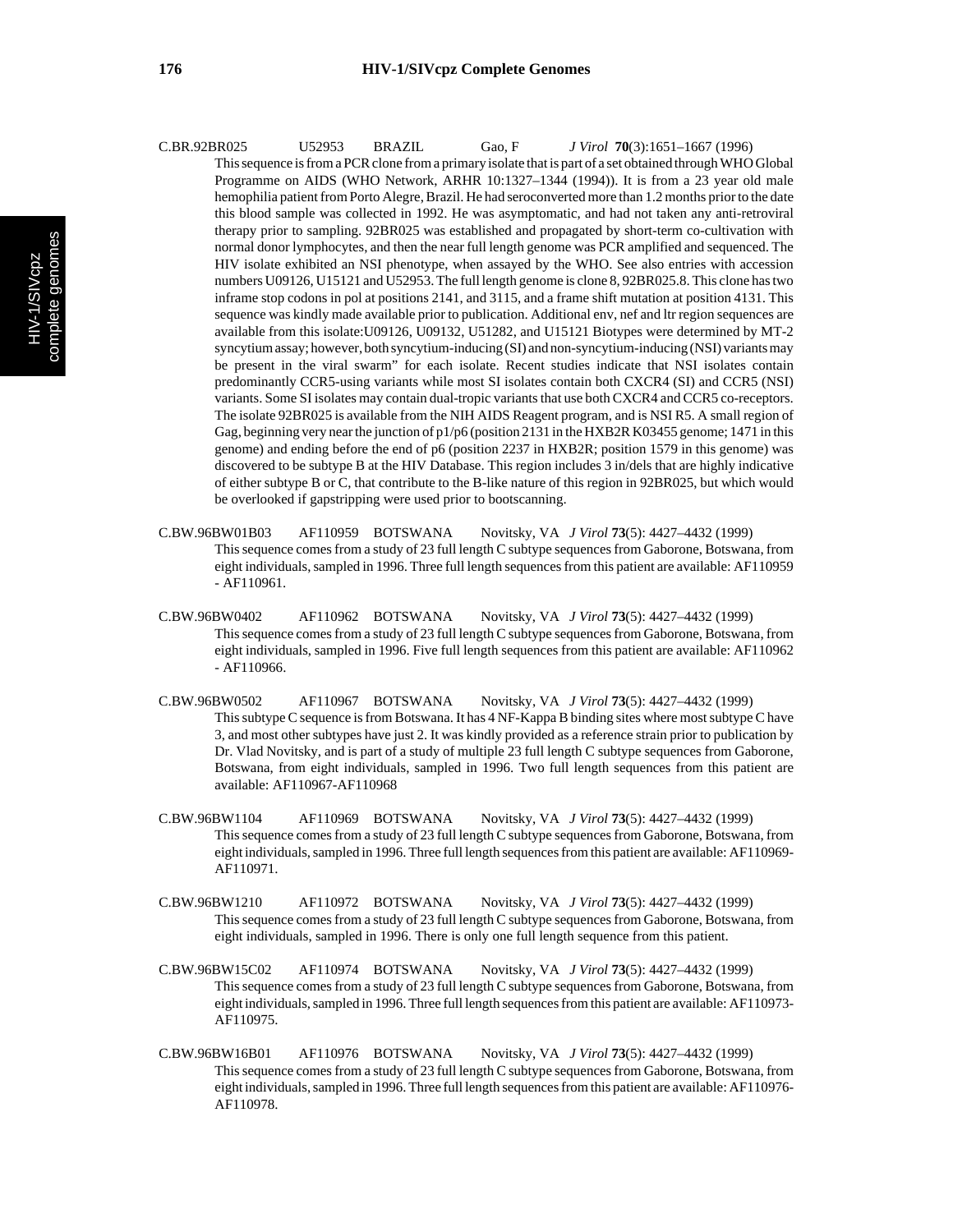C.BR.92BR025 U52953 BRAZIL Gao, F *J Virol* **70**(3):1651–1667 (1996)

This sequence is from a PCR clone from a primary isolate that is part of a set obtained through WHO Global Programme on AIDS (WHO Network, ARHR 10:1327–1344 (1994)). It is from a 23 year old male hemophilia patient from Porto Alegre, Brazil. He had seroconverted more than 1.2 months prior to the date this blood sample was collected in 1992. He was asymptomatic, and had not taken any anti-retroviral therapy prior to sampling. 92BR025 was established and propagated by short-term co-cultivation with normal donor lymphocytes, and then the near full length genome was PCR amplified and sequenced. The HIV isolate exhibited an NSI phenotype, when assayed by the WHO. See also entries with accession numbers U09126, U15121 and U52953. The full length genome is clone 8, 92BR025.8. This clone has two inframe stop codons in pol at positions 2141, and 3115, and a frame shift mutation at position 4131. This sequence was kindly made available prior to publication. Additional env, nef and ltr region sequences are available from this isolate:U09126, U09132, U51282, and U15121 Biotypes were determined by MT-2 syncytium assay; however, both syncytium-inducing (SI) and non-syncytium-inducing (NSI) variants may be present in the viral swarm" for each isolate. Recent studies indicate that NSI isolates contain predominantly CCR5-using variants while most SI isolates contain both CXCR4 (SI) and CCR5 (NSI) variants. Some SI isolates may contain dual-tropic variants that use both CXCR4 and CCR5 co-receptors. The isolate 92BR025 is available from the NIH AIDS Reagent program, and is NSI R5. A small region of Gag, beginning very near the junction of p1/p6 (position 2131 in the HXB2R K03455 genome; 1471 in this genome) and ending before the end of p6 (position 2237 in HXB2R; position 1579 in this genome) was discovered to be subtype B at the HIV Database. This region includes 3 in/dels that are highly indicative of either subtype B or C, that contribute to the B-like nature of this region in 92BR025, but which would be overlooked if gapstripping were used prior to bootscanning.

C.BW.96BW01B03 AF110959 BOTSWANA Novitsky, VA *J Virol* **73**(5): 4427–4432 (1999)

This sequence comes from a study of 23 full length C subtype sequences from Gaborone, Botswana, from eight individuals, sampled in 1996. Three full length sequences from this patient are available: AF110959 - AF110961.

C.BW.96BW0402 AF110962 BOTSWANA Novitsky, VA *J Virol* **73**(5): 4427–4432 (1999)

This sequence comes from a study of 23 full length C subtype sequences from Gaborone, Botswana, from eight individuals, sampled in 1996. Five full length sequences from this patient are available: AF110962 - AF110966.

C.BW.96BW0502 AF110967 BOTSWANA Novitsky, VA *J Virol* **73**(5): 4427–4432 (1999)

This subtype C sequence is from Botswana. It has 4 NF-Kappa B binding sites where most subtype C have 3, and most other subtypes have just 2. It was kindly provided as a reference strain prior to publication by Dr. Vlad Novitsky, and is part of a study of multiple 23 full length C subtype sequences from Gaborone, Botswana, from eight individuals, sampled in 1996. Two full length sequences from this patient are available: AF110967-AF110968

C.BW.96BW1104 AF110969 BOTSWANA Novitsky, VA *J Virol* **73**(5): 4427–4432 (1999)

This sequence comes from a study of 23 full length C subtype sequences from Gaborone, Botswana, from eight individuals, sampled in 1996. Three full length sequences from this patient are available: AF110969-AF110971.

C.BW.96BW1210 AF110972 BOTSWANA Novitsky, VA *J Virol* **73**(5): 4427–4432 (1999)

This sequence comes from a study of 23 full length C subtype sequences from Gaborone, Botswana, from eight individuals, sampled in 1996. There is only one full length sequence from this patient.

C.BW.96BW15C02 AF110974 BOTSWANA Novitsky, VA *J Virol* **73**(5): 4427–4432 (1999)

This sequence comes from a study of 23 full length C subtype sequences from Gaborone, Botswana, from eight individuals, sampled in 1996. Three full length sequences from this patient are available: AF110973-AF110975.

C.BW.96BW16B01 AF110976 BOTSWANA Novitsky, VA *J Virol* **73**(5): 4427–4432 (1999)

This sequence comes from a study of 23 full length C subtype sequences from Gaborone, Botswana, from eight individuals, sampled in 1996. Three full length sequences from this patient are available: AF110976-AF110978.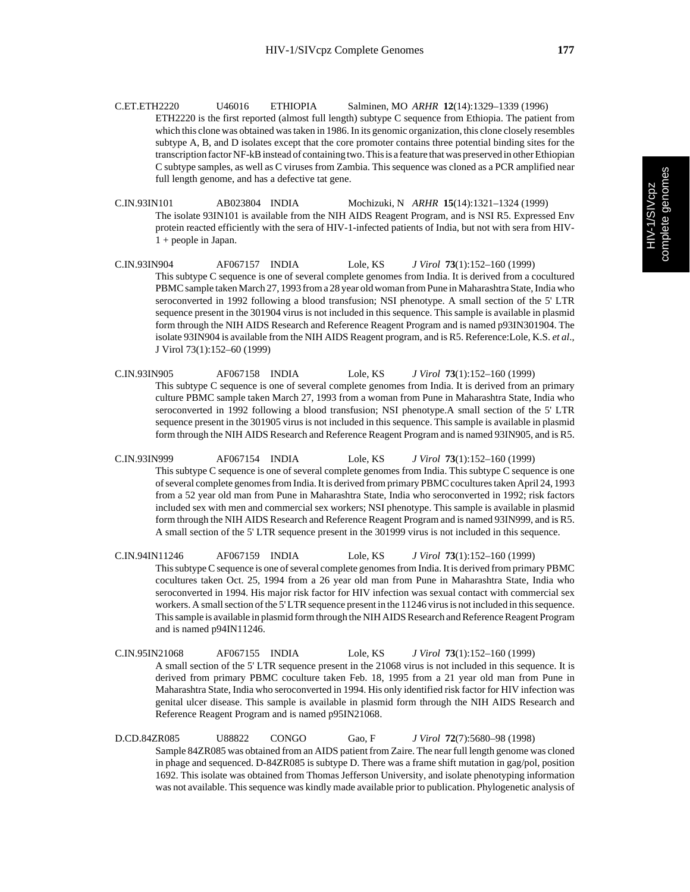C.ET.ETH2220 U46016 ETHIOPIA Salminen, MO *ARHR* **12**(14):1329–1339 (1996)

ETH2220 is the first reported (almost full length) subtype C sequence from Ethiopia. The patient from which this clone was obtained was taken in 1986. In its genomic organization, this clone closely resembles subtype A, B, and D isolates except that the core promoter contains three potential binding sites for the transcription factor NF-kB instead of containing two. This is a feature that was preserved in other Ethiopian C subtype samples, as well as C viruses from Zambia. This sequence was cloned as a PCR amplified near full length genome, and has a defective tat gene.

C.IN.93IN101 AB023804 INDIA Mochizuki, N *ARHR* **15**(14):1321–1324 (1999)

The isolate 93IN101 is available from the NIH AIDS Reagent Program, and is NSI R5. Expressed Env protein reacted efficiently with the sera of HIV-1-infected patients of India, but not with sera from HIV-1 + people in Japan.

C.IN.93IN904 AF067157 INDIA Lole, KS *J Virol* **73**(1):152–160 (1999)

This subtype C sequence is one of several complete genomes from India. It is derived from a cocultured PBMC sample taken March 27, 1993 from a 28 year old woman from Pune in Maharashtra State, India who seroconverted in 1992 following a blood transfusion; NSI phenotype. A small section of the 5' LTR sequence present in the 301904 virus is not included in this sequence. This sample is available in plasmid form through the NIH AIDS Research and Reference Reagent Program and is named p93IN301904. The isolate 93IN904 is available from the NIH AIDS Reagent program, and is R5. Reference:Lole, K.S. *et al*., J Virol 73(1):152–60 (1999)

C.IN.93IN905 AF067158 INDIA Lole, KS *J Virol* **73**(1):152–160 (1999)

This subtype C sequence is one of several complete genomes from India. It is derived from an primary culture PBMC sample taken March 27, 1993 from a woman from Pune in Maharashtra State, India who seroconverted in 1992 following a blood transfusion; NSI phenotype.A small section of the 5' LTR sequence present in the 301905 virus is not included in this sequence. This sample is available in plasmid form through the NIH AIDS Research and Reference Reagent Program and is named 93IN905, and is R5.

C.IN.93IN999 AF067154 INDIA Lole, KS *J Virol* **73**(1):152–160 (1999)

This subtype C sequence is one of several complete genomes from India. This subtype C sequence is one of several complete genomes from India. It is derived from primary PBMC cocultures taken April 24, 1993 from a 52 year old man from Pune in Maharashtra State, India who seroconverted in 1992; risk factors included sex with men and commercial sex workers; NSI phenotype. This sample is available in plasmid form through the NIH AIDS Research and Reference Reagent Program and is named 93IN999, and is R5. A small section of the 5' LTR sequence present in the 301999 virus is not included in this sequence.

C.IN.94IN11246 AF067159 INDIA Lole, KS *J Virol* **73**(1):152–160 (1999)

This subtype C sequence is one of several complete genomes from India. It is derived from primary PBMC cocultures taken Oct. 25, 1994 from a 26 year old man from Pune in Maharashtra State, India who seroconverted in 1994. His major risk factor for HIV infection was sexual contact with commercial sex workers. A small section of the 5' LTR sequence present in the 11246 virus is not included in this sequence. This sample is available in plasmid form through the NIH AIDS Research and Reference Reagent Program and is named p94IN11246.

C.IN.95IN21068 AF067155 INDIA Lole, KS *J Virol* **73**(1):152–160 (1999)

A small section of the 5' LTR sequence present in the 21068 virus is not included in this sequence. It is derived from primary PBMC coculture taken Feb. 18, 1995 from a 21 year old man from Pune in Maharashtra State, India who seroconverted in 1994. His only identified risk factor for HIV infection was genital ulcer disease. This sample is available in plasmid form through the NIH AIDS Research and Reference Reagent Program and is named p95IN21068.

D.CD.84ZR085 U88822 CONGO Gao, F *J Virol* **72**(7):5680–98 (1998)

Sample 84ZR085 was obtained from an AIDS patient from Zaire. The near full length genome was cloned in phage and sequenced. D-84ZR085 is subtype D. There was a frame shift mutation in gag/pol, position 1692. This isolate was obtained from Thomas Jefferson University, and isolate phenotyping information was not available. This sequence was kindly made available prior to publication. Phylogenetic analysis of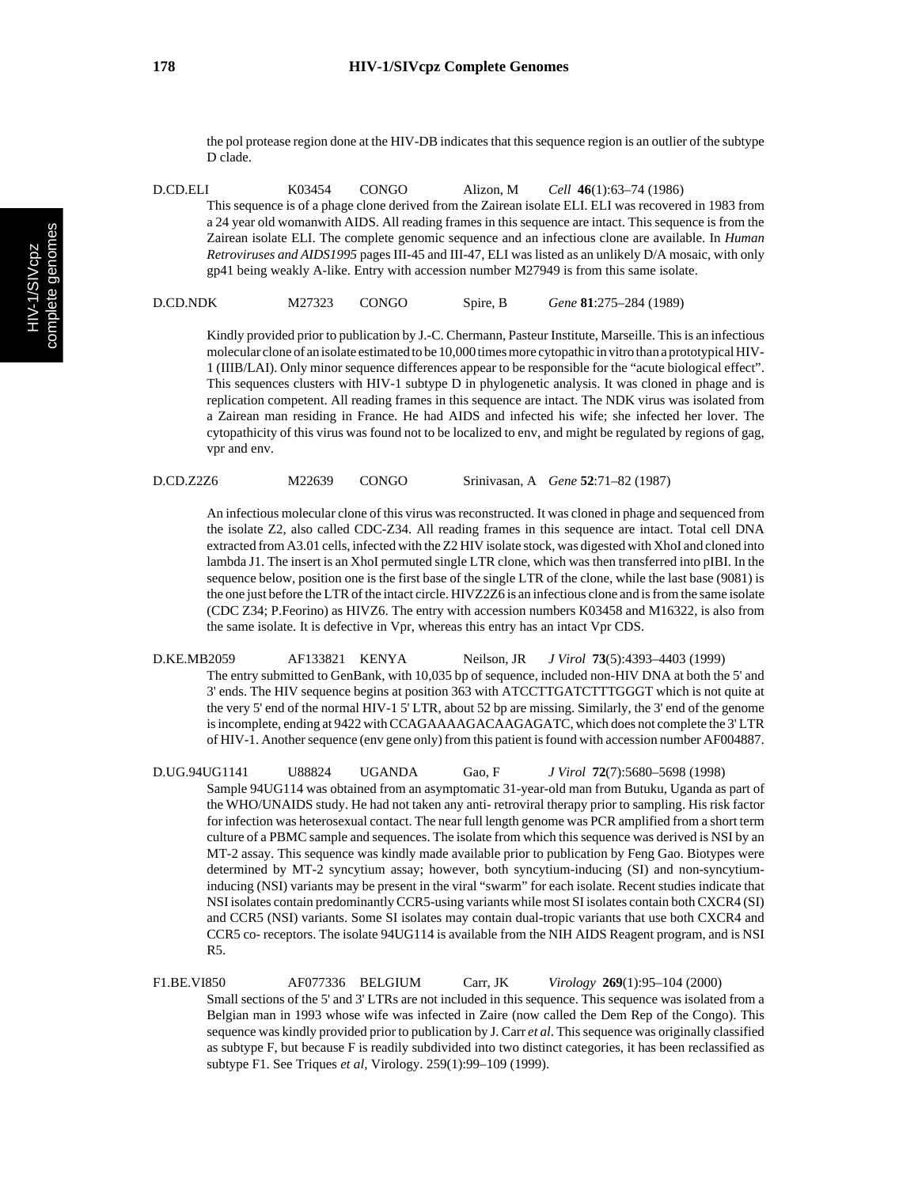the pol protease region done at the HIV-DB indicates that this sequence region is an outlier of the subtype D clade.

D.CD.ELI K03454 CONGO Alizon, M *Cell* **46**(1):63–74 (1986)

This sequence is of a phage clone derived from the Zairean isolate ELI. ELI was recovered in 1983 from a 24 year old womanwith AIDS. All reading frames in this sequence are intact. This sequence is from the Zairean isolate ELI. The complete genomic sequence and an infectious clone are available. In *Human Retroviruses and AIDS1995* pages III-45 and III-47, ELI was listed as an unlikely D/A mosaic, with only gp41 being weakly A-like. Entry with accession number M27949 is from this same isolate.

D.CD.NDK M27323 CONGO Spire, B *Gene* **81**:275–284 (1989)

Kindly provided prior to publication by J.-C. Chermann, Pasteur Institute, Marseille. This is an infectious molecular clone of an isolate estimated to be 10,000 times more cytopathic in vitro than a prototypical HIV-1 (IIIB/LAI). Only minor sequence differences appear to be responsible for the "acute biological effect". This sequences clusters with HIV-1 subtype D in phylogenetic analysis. It was cloned in phage and is replication competent. All reading frames in this sequence are intact. The NDK virus was isolated from a Zairean man residing in France. He had AIDS and infected his wife; she infected her lover. The cytopathicity of this virus was found not to be localized to env, and might be regulated by regions of gag, vpr and env.

D.CD.Z2Z6 M22639 CONGO Srinivasan, A *Gene* **52**:71–82 (1987)

An infectious molecular clone of this virus was reconstructed. It was cloned in phage and sequenced from the isolate Z2, also called CDC-Z34. All reading frames in this sequence are intact. Total cell DNA extracted from A3.01 cells, infected with the Z2 HIV isolate stock, was digested with XhoI and cloned into lambda J1. The insert is an XhoI permuted single LTR clone, which was then transferred into pIBI. In the sequence below, position one is the first base of the single LTR of the clone, while the last base (9081) is the one just before the LTR of the intact circle. HIVZ2Z6 is an infectious clone and is from the same isolate (CDC Z34; P.Feorino) as HIVZ6. The entry with accession numbers K03458 and M16322, is also from the same isolate. It is defective in Vpr, whereas this entry has an intact Vpr CDS.

D.KE.MB2059 AF133821 KENYA Neilson, JR *J Virol* **73**(5):4393–4403 (1999)

The entry submitted to GenBank, with 10,035 bp of sequence, included non-HIV DNA at both the 5' and 3' ends. The HIV sequence begins at position 363 with ATCCTTGATCTTTGGGT which is not quite at the very 5' end of the normal HIV-1 5' LTR, about 52 bp are missing. Similarly, the 3' end of the genome is incomplete, ending at 9422 with CCAGAAAAGACAAGAGATC, which does not complete the 3' LTR of HIV-1. Another sequence (env gene only) from this patient is found with accession number AF004887.

D.UG.94UG1141 U88824 UGANDA Gao, F *J Virol* **72**(7):5680–5698 (1998)

Sample 94UG114 was obtained from an asymptomatic 31-year-old man from Butuku, Uganda as part of the WHO/UNAIDS study. He had not taken any anti- retroviral therapy prior to sampling. His risk factor for infection was heterosexual contact. The near full length genome was PCR amplified from a short term culture of a PBMC sample and sequences. The isolate from which this sequence was derived is NSI by an MT-2 assay. This sequence was kindly made available prior to publication by Feng Gao. Biotypes were determined by MT-2 syncytium assay; however, both syncytium-inducing (SI) and non-syncytium-inducing (NSI) variants may be present in the viral "swarm" for each isolate. Recent studies indicate that NSI isolates contain predominantly CCR5-using variants while most SI isolates contain both CXCR4 (SI) and CCR5 (NSI) variants. Some SI isolates may contain dual-tropic variants that use both CXCR4 and CCR5 co- receptors. The isolate 94UG114 is available from the NIH AIDS Reagent program, and is NSI R5.

F1.BE.VI850 AF077336 BELGIUM Carr, JK *Virology* **269**(1):95–104 (2000)

Small sections of the 5' and 3' LTRs are not included in this sequence. This sequence was isolated from a Belgian man in 1993 whose wife was infected in Zaire (now called the Dem Rep of the Congo). This sequence was kindly provided prior to publication by J. Carr *et al*. This sequence was originally classified as subtype F, but because F is readily subdivided into two distinct categories, it has been reclassified as subtype F1. See Triques *et al*, Virology. 259(1):99–109 (1999).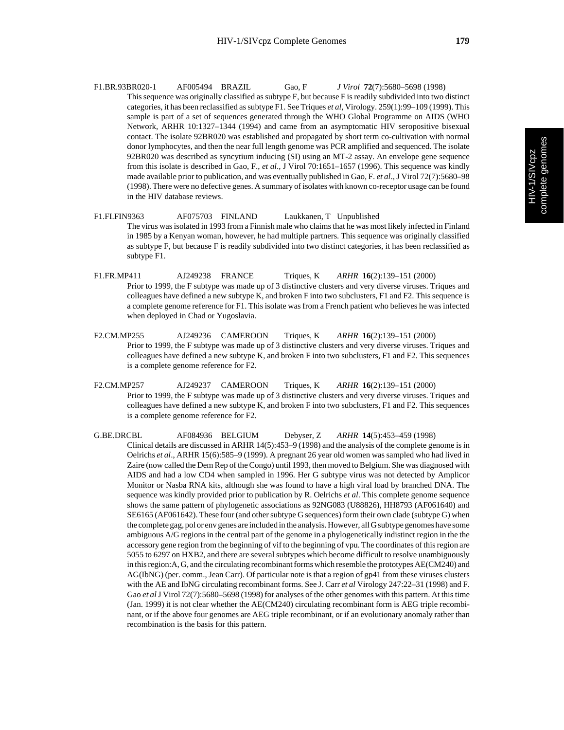F1.BR.93BR020-1 AF005494 BRAZIL Gao, F *J Virol* **72**(7):5680–5698 (1998)

This sequence was originally classified as subtype F, but because F is readily subdivided into two distinct categories, it has been reclassified as subtype F1. See Triques *et al*, Virology. 259(1):99–109 (1999). This sample is part of a set of sequences generated through the WHO Global Programme on AIDS (WHO Network, ARHR 10:1327–1344 (1994) and came from an asymptomatic HIV seropositive bisexual contact. The isolate 92BR020 was established and propagated by short term co-cultivation with normal donor lymphocytes, and then the near full length genome was PCR amplified and sequenced. The isolate 92BR020 was described as syncytium inducing (SI) using an MT-2 assay. An envelope gene sequence from this isolate is described in Gao, F., *et al*., J Virol 70:1651–1657 (1996). This sequence was kindly made available prior to publication, and was eventually published in Gao, F. *et al*., J Virol 72(7):5680–98 (1998). There were no defective genes. A summary of isolates with known co-receptor usage can be found in the HIV database reviews.

F1.FI.FIN9363 AF075703 FINLAND Laukkanen, T Unpublished

The virus was isolated in 1993 from a Finnish male who claims that he was most likely infected in Finland in 1985 by a Kenyan woman, however, he had multiple partners. This sequence was originally classified as subtype F, but because F is readily subdivided into two distinct categories, it has been reclassified as subtype F1.

F1.FR.MP411 AJ249238 FRANCE Triques, K *ARHR* **16**(2):139–151 (2000)

Prior to 1999, the F subtype was made up of 3 distinctive clusters and very diverse viruses. Triques and colleagues have defined a new subtype K, and broken F into two subclusters, F1 and F2. This sequence is a complete genome reference for F1. This isolate was from a French patient who believes he was infected when deployed in Chad or Yugoslavia.

F2.CM.MP255 AJ249236 CAMEROON Triques, K *ARHR* **16**(2):139–151 (2000)

Prior to 1999, the F subtype was made up of 3 distinctive clusters and very diverse viruses. Triques and colleagues have defined a new subtype K, and broken F into two subclusters, F1 and F2. This sequences is a complete genome reference for F2.

F2.CM.MP257 AJ249237 CAMEROON Triques, K *ARHR* **16**(2):139–151 (2000)

Prior to 1999, the F subtype was made up of 3 distinctive clusters and very diverse viruses. Triques and colleagues have defined a new subtype K, and broken F into two subclusters, F1 and F2. This sequences is a complete genome reference for F2.

G.BE.DRCBL AF084936 BELGIUM Debyser, Z *ARHR* **14**(5):453–459 (1998)

Clinical details are discussed in ARHR 14(5):453–9 (1998) and the analysis of the complete genome is in Oelrichs *et al*., ARHR 15(6):585–9 (1999). A pregnant 26 year old women was sampled who had lived in Zaire (now called the Dem Rep of the Congo) until 1993, then moved to Belgium. She was diagnosed with AIDS and had a low CD4 when sampled in 1996. Her G subtype virus was not detected by Amplicor Monitor or Nasba RNA kits, although she was found to have a high viral load by branched DNA. The sequence was kindly provided prior to publication by R. Oelrichs *et al*. This complete genome sequence shows the same pattern of phylogenetic associations as 92NG083 (U88826), HH8793 (AF061640) and SE6165 (AF061642). These four (and other subtype G sequences) form their own clade (subtype G) when the complete gag, pol or env genes are included in the analysis. However, all G subtype genomes have some ambiguous A/G regions in the central part of the genome in a phylogenetically indistinct region in the the accessory gene region from the beginning of vif to the beginning of vpu. The coordinates of this region are 5055 to 6297 on HXB2, and there are several subtypes which become difficult to resolve unambiguously in this region:A, G, and the circulating recombinant forms which resemble the prototypes AE(CM240) and AG(IbNG) (per. comm., Jean Carr). Of particular note is that a region of gp41 from these viruses clusters with the AE and IbNG circulating recombinant forms. See J. Carr *et al* Virology 247:22–31 (1998) and F. Gao *et al* J Virol 72(7):5680–5698 (1998) for analyses of the other genomes with this pattern. At this time (Jan. 1999) it is not clear whether the AE(CM240) circulating recombinant form is AEG triple recombinant, or if the above four genomes are AEG triple recombinant, or if an evolutionary anomaly rather than recombination is the basis for this pattern.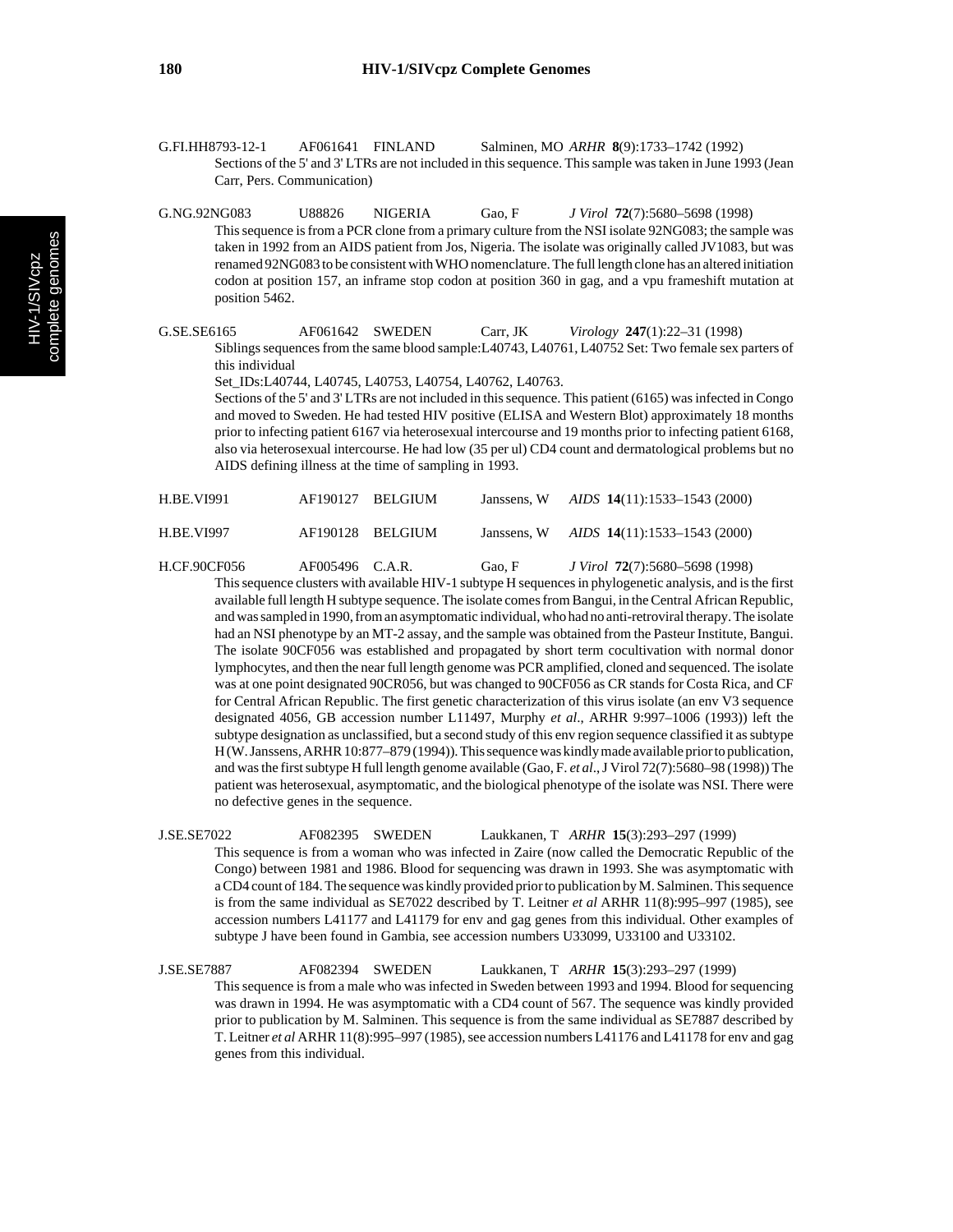G.FI.HH8793-12-1 AF061641 FINLAND Salminen, MO *ARHR* **8**(9):1733–1742 (1992)

Sections of the 5' and 3' LTRs are not included in this sequence. This sample was taken in June 1993 (Jean Carr, Pers. Communication)

G.NG.92NG083 U88826 NIGERIA Gao, F *J Virol* **72**(7):5680–5698 (1998)

This sequence is from a PCR clone from a primary culture from the NSI isolate 92NG083; the sample was taken in 1992 from an AIDS patient from Jos, Nigeria. The isolate was originally called JV1083, but was renamed 92NG083 to be consistent with WHO nomenclature. The full length clone has an altered initiation codon at position 157, an inframe stop codon at position 360 in gag, and a vpu frameshift mutation at position 5462.

G.SE.SE6165 AF061642 SWEDEN Carr, JK *Virology* **247**(1):22–31 (1998)

Siblings sequences from the same blood sample:L40743, L40761, L40752 Set: Two female sex parters of this individual

Set_IDs:L40744, L40745, L40753, L40754, L40762, L40763.

Sections of the 5' and 3' LTRs are not included in this sequence. This patient (6165) was infected in Congo and moved to Sweden. He had tested HIV positive (ELISA and Western Blot) approximately 18 months prior to infecting patient 6167 via heterosexual intercourse and 19 months prior to infecting patient 6168, also via heterosexual intercourse. He had low (35 per ul) CD4 count and dermatological problems but no AIDS defining illness at the time of sampling in 1993.

H.BE.VI991 AF190127 BELGIUM Janssens, W *AIDS* **14**(11):1533–1543 (2000)

H.BE.VI997 AF190128 BELGIUM Janssens, W *AIDS* **14**(11):1533–1543 (2000)

H.CF.90CF056 AF005496 C.A.R. Gao, F *J Virol* **72**(7):5680–5698 (1998)

This sequence clusters with available HIV-1 subtype H sequences in phylogenetic analysis, and is the first available full length H subtype sequence. The isolate comes from Bangui, in the Central African Republic, and was sampled in 1990, from an asymptomatic individual, who had no anti-retroviral therapy. The isolate had an NSI phenotype by an MT-2 assay, and the sample was obtained from the Pasteur Institute, Bangui. The isolate 90CF056 was established and propagated by short term cocultivation with normal donor lymphocytes, and then the near full length genome was PCR amplified, cloned and sequenced. The isolate was at one point designated 90CR056, but was changed to 90CF056 as CR stands for Costa Rica, and CF for Central African Republic. The first genetic characterization of this virus isolate (an env V3 sequence designated 4056, GB accession number L11497, Murphy *et al*., ARHR 9:997–1006 (1993)) left the subtype designation as unclassified, but a second study of this env region sequence classified it as subtype H (W. Janssens, ARHR 10:877–879 (1994)). This sequence was kindly made available prior to publication, and was the first subtype H full length genome available (Gao, F. *et al*., J Virol 72(7):5680–98 (1998)) The patient was heterosexual, asymptomatic, and the biological phenotype of the isolate was NSI. There were no defective genes in the sequence.

J.SE.SE7022 AF082395 SWEDEN Laukkanen, T *ARHR* **15**(3):293–297 (1999)

This sequence is from a woman who was infected in Zaire (now called the Democratic Republic of the Congo) between 1981 and 1986. Blood for sequencing was drawn in 1993. She was asymptomatic with a CD4 count of 184. The sequence was kindly provided prior to publication by M. Salminen. This sequence is from the same individual as SE7022 described by T. Leitner *et al* ARHR 11(8):995–997 (1985), see accession numbers L41177 and L41179 for env and gag genes from this individual. Other examples of subtype J have been found in Gambia, see accession numbers U33099, U33100 and U33102.

J.SE.SE7887 AF082394 SWEDEN Laukkanen, T *ARHR* **15**(3):293–297 (1999)

This sequence is from a male who was infected in Sweden between 1993 and 1994. Blood for sequencing was drawn in 1994. He was asymptomatic with a CD4 count of 567. The sequence was kindly provided prior to publication by M. Salminen. This sequence is from the same individual as SE7887 described by T. Leitner *et al* ARHR 11(8):995–997 (1985), see accession numbers L41176 and L41178 for env and gag genes from this individual.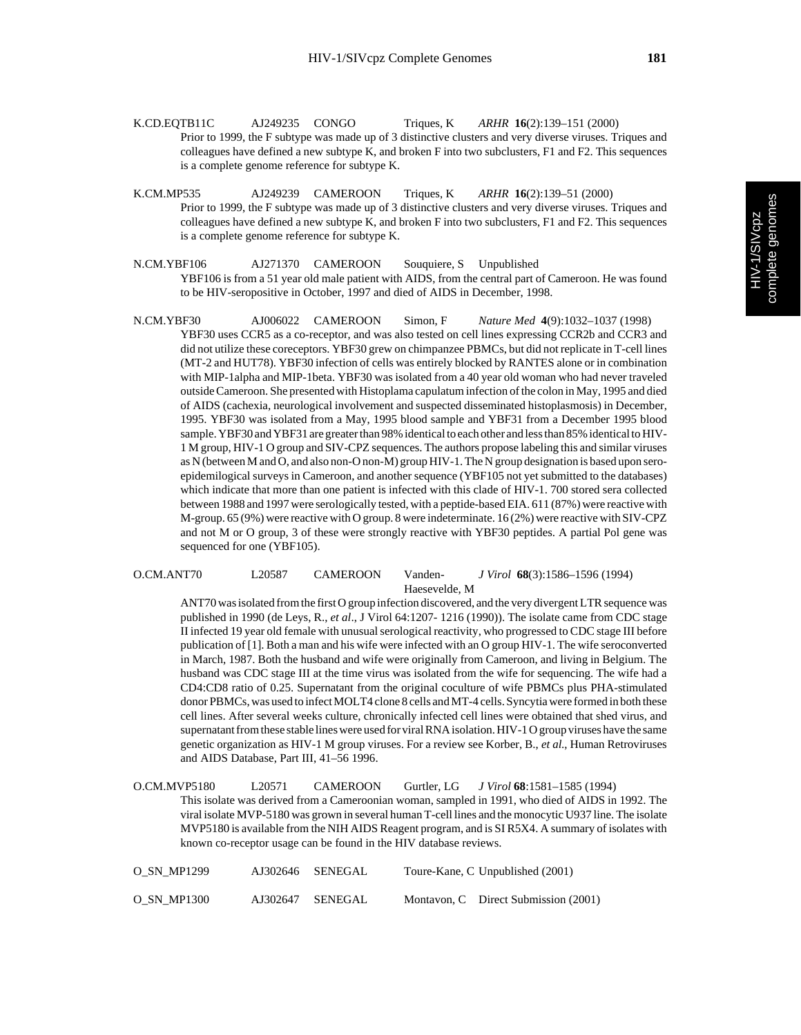K.CD.EQTB11C AJ249235 CONGO Triques, K *ARHR* **16**(2):139–151 (2000)

Prior to 1999, the F subtype was made up of 3 distinctive clusters and very diverse viruses. Triques and colleagues have defined a new subtype K, and broken F into two subclusters, F1 and F2. This sequences is a complete genome reference for subtype K.

K.CM.MP535 AJ249239 CAMEROON Triques, K *ARHR* **16**(2):139–51 (2000)

Prior to 1999, the F subtype was made up of 3 distinctive clusters and very diverse viruses. Triques and colleagues have defined a new subtype K, and broken F into two subclusters, F1 and F2. This sequences is a complete genome reference for subtype K.

N.CM.YBF106 AJ271370 CAMEROON Souquiere, S Unpublished

YBF106 is from a 51 year old male patient with AIDS, from the central part of Cameroon. He was found to be HIV-seropositive in October, 1997 and died of AIDS in December, 1998.

N.CM.YBF30 AJ006022 CAMEROON Simon, F *Nature Med* **4**(9):1032–1037 (1998)

YBF30 uses CCR5 as a co-receptor, and was also tested on cell lines expressing CCR2b and CCR3 and did not utilize these coreceptors. YBF30 grew on chimpanzee PBMCs, but did not replicate in T-cell lines (MT-2 and HUT78). YBF30 infection of cells was entirely blocked by RANTES alone or in combination with MIP-1alpha and MIP-1beta. YBF30 was isolated from a 40 year old woman who had never traveled outside Cameroon. She presented with Histoplama capulatum infection of the colon in May, 1995 and died of AIDS (cachexia, neurological involvement and suspected disseminated histoplasmosis) in December, 1995. YBF30 was isolated from a May, 1995 blood sample and YBF31 from a December 1995 blood sample. YBF30 and YBF31 are greater than 98% identical to each other and less than 85% identical to HIV-1 M group, HIV-1 O group and SIV-CPZ sequences. The authors propose labeling this and similar viruses as N (between M and O, and also non-O non-M) group HIV-1. The N group designation is based upon sero-epidemilogical surveys in Cameroon, and another sequence (YBF105 not yet submitted to the databases) which indicate that more than one patient is infected with this clade of HIV-1. 700 stored sera collected between 1988 and 1997 were serologically tested, with a peptide-based EIA. 611 (87%) were reactive with M-group. 65 (9%) were reactive with O group. 8 were indeterminate. 16 (2%) were reactive with SIV-CPZ and not M or O group, 3 of these were strongly reactive with YBF30 peptides. A partial Pol gene was sequenced for one (YBF105).

O.CM.ANT70 L20587 CAMEROON Vanden-Haesevelde, M *J Virol* **68**(3):1586–1596 (1994)

ANT70 was isolated from the first O group infection discovered, and the very divergent LTR sequence was published in 1990 (de Leys, R., *et al*., J Virol 64:1207- 1216 (1990)). The isolate came from CDC stage II infected 19 year old female with unusual serological reactivity, who progressed to CDC stage III before publication of [1]. Both a man and his wife were infected with an O group HIV-1. The wife seroconverted in March, 1987. Both the husband and wife were originally from Cameroon, and living in Belgium. The husband was CDC stage III at the time virus was isolated from the wife for sequencing. The wife had a CD4:CD8 ratio of 0.25. Supernatant from the original coculture of wife PBMCs plus PHA-stimulated donor PBMCs, was used to infect MOLT4 clone 8 cells and MT-4 cells. Syncytia were formed in both these cell lines. After several weeks culture, chronically infected cell lines were obtained that shed virus, and supernatant from these stable lines were used for viral RNA isolation. HIV-1 O group viruses have the same genetic organization as HIV-1 M group viruses. For a review see Korber, B., *et al.*, Human Retroviruses and AIDS Database, Part III, 41–56 1996.

O.CM.MVP5180 L20571 CAMEROON Gurtler, LG *J Virol* **68**:1581–1585 (1994)

This isolate was derived from a Cameroonian woman, sampled in 1991, who died of AIDS in 1992. The viral isolate MVP-5180 was grown in several human T-cell lines and the monocytic U937 line. The isolate MVP5180 is available from the NIH AIDS Reagent program, and is SI R5X4. A summary of isolates with known co-receptor usage can be found in the HIV database reviews.

O_SN_MP1299 AJ302646 SENEGAL Toure-Kane, C Unpublished (2001)

O_SN_MP1300 AJ302647 SENEGAL Montavon, C Direct Submission (2001)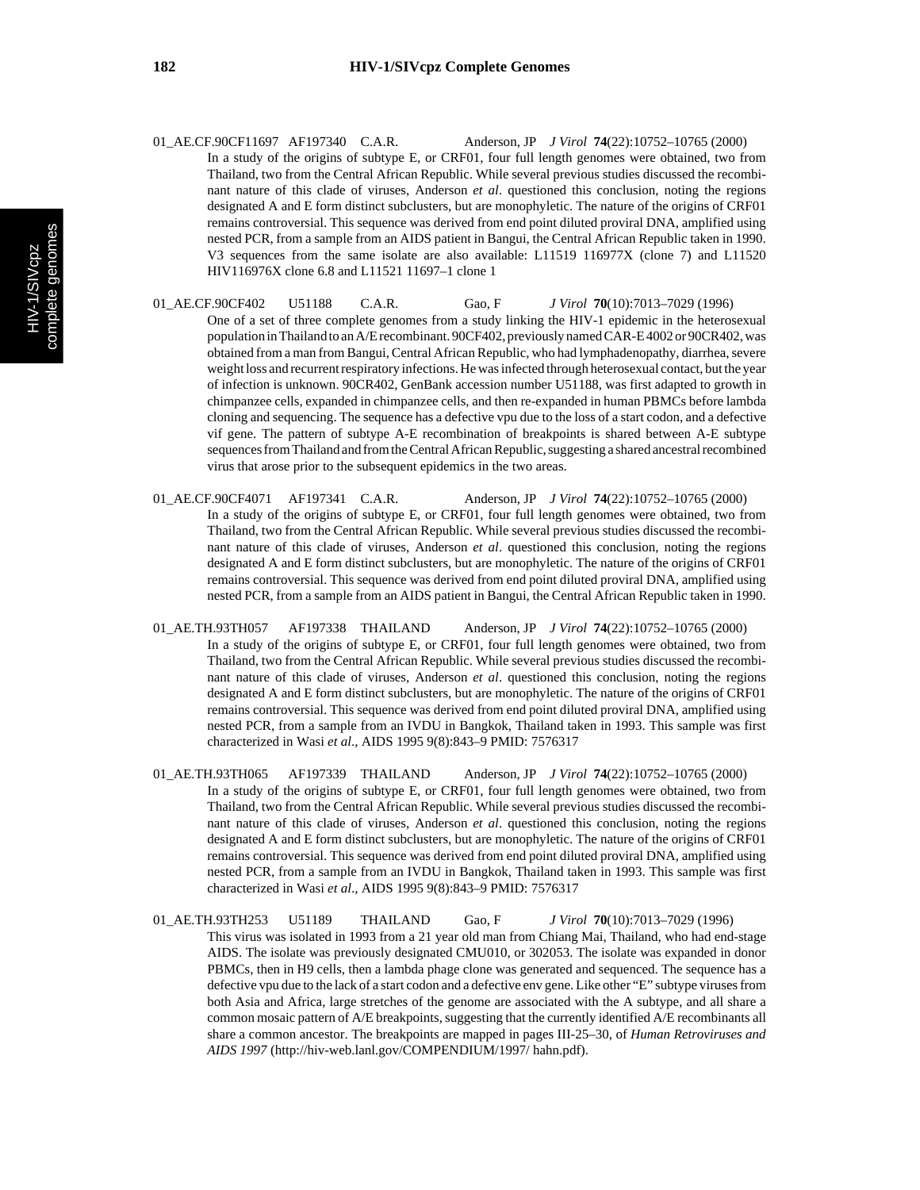01_AE.CF.90CF11697 AF197340 C.A.R. Anderson, JP *J Virol* **74**(22):10752–10765 (2000)

In a study of the origins of subtype E, or CRF01, four full length genomes were obtained, two from Thailand, two from the Central African Republic. While several previous studies discussed the recombinant nature of this clade of viruses, Anderson *et al*. questioned this conclusion, noting the regions designated A and E form distinct subclusters, but are monophyletic. The nature of the origins of CRF01 remains controversial. This sequence was derived from end point diluted proviral DNA, amplified using nested PCR, from a sample from an AIDS patient in Bangui, the Central African Republic taken in 1990. V3 sequences from the same isolate are also available: L11519 116977X (clone 7) and L11520 HIV116976X clone 6.8 and L11521 11697–1 clone 1

01_AE.CF.90CF402 U51188 C.A.R. Gao, F *J Virol* **70**(10):7013–7029 (1996)

One of a set of three complete genomes from a study linking the HIV-1 epidemic in the heterosexual population in Thailand to an A/E recombinant. 90CF402, previously named CAR-E 4002 or 90CR402, was obtained from a man from Bangui, Central African Republic, who had lymphadenopathy, diarrhea, severe weight loss and recurrent respiratory infections. He was infected through heterosexual contact, but the year of infection is unknown. 90CR402, GenBank accession number U51188, was first adapted to growth in chimpanzee cells, expanded in chimpanzee cells, and then re-expanded in human PBMCs before lambda cloning and sequencing. The sequence has a defective vpu due to the loss of a start codon, and a defective vif gene. The pattern of subtype A-E recombination of breakpoints is shared between A-E subtype sequences from Thailand and from the Central African Republic, suggesting a shared ancestral recombined virus that arose prior to the subsequent epidemics in the two areas.

01_AE.CF.90CF4071 AF197341 C.A.R. Anderson, JP *J Virol* **74**(22):10752–10765 (2000)

In a study of the origins of subtype E, or CRF01, four full length genomes were obtained, two from Thailand, two from the Central African Republic. While several previous studies discussed the recombinant nature of this clade of viruses, Anderson *et al*. questioned this conclusion, noting the regions designated A and E form distinct subclusters, but are monophyletic. The nature of the origins of CRF01 remains controversial. This sequence was derived from end point diluted proviral DNA, amplified using nested PCR, from a sample from an AIDS patient in Bangui, the Central African Republic taken in 1990.

01_AE.TH.93TH057 AF197338 THAILAND Anderson, JP *J Virol* **74**(22):10752–10765 (2000)

In a study of the origins of subtype E, or CRF01, four full length genomes were obtained, two from Thailand, two from the Central African Republic. While several previous studies discussed the recombinant nature of this clade of viruses, Anderson *et al*. questioned this conclusion, noting the regions designated A and E form distinct subclusters, but are monophyletic. The nature of the origins of CRF01 remains controversial. This sequence was derived from end point diluted proviral DNA, amplified using nested PCR, from a sample from an IVDU in Bangkok, Thailand taken in 1993. This sample was first characterized in Wasi *et al*., AIDS 1995 9(8):843–9 PMID: 7576317

01_AE.TH.93TH065 AF197339 THAILAND Anderson, JP *J Virol* **74**(22):10752–10765 (2000)

In a study of the origins of subtype E, or CRF01, four full length genomes were obtained, two from Thailand, two from the Central African Republic. While several previous studies discussed the recombinant nature of this clade of viruses, Anderson *et al*. questioned this conclusion, noting the regions designated A and E form distinct subclusters, but are monophyletic. The nature of the origins of CRF01 remains controversial. This sequence was derived from end point diluted proviral DNA, amplified using nested PCR, from a sample from an IVDU in Bangkok, Thailand taken in 1993. This sample was first characterized in Wasi *et al*., AIDS 1995 9(8):843–9 PMID: 7576317

01_AE.TH.93TH253 U51189 THAILAND Gao, F *J Virol* **70**(10):7013–7029 (1996)

This virus was isolated in 1993 from a 21 year old man from Chiang Mai, Thailand, who had end-stage AIDS. The isolate was previously designated CMU010, or 302053. The isolate was expanded in donor PBMCs, then in H9 cells, then a lambda phage clone was generated and sequenced. The sequence has a defective vpu due to the lack of a start codon and a defective env gene. Like other "E" subtype viruses from both Asia and Africa, large stretches of the genome are associated with the A subtype, and all share a common mosaic pattern of A/E breakpoints, suggesting that the currently identified A/E recombinants all share a common ancestor. The breakpoints are mapped in pages III-25–30, of *Human Retroviruses and AIDS 1997* (http://hiv-web.lanl.gov/COMPENDIUM/1997/ hahn.pdf).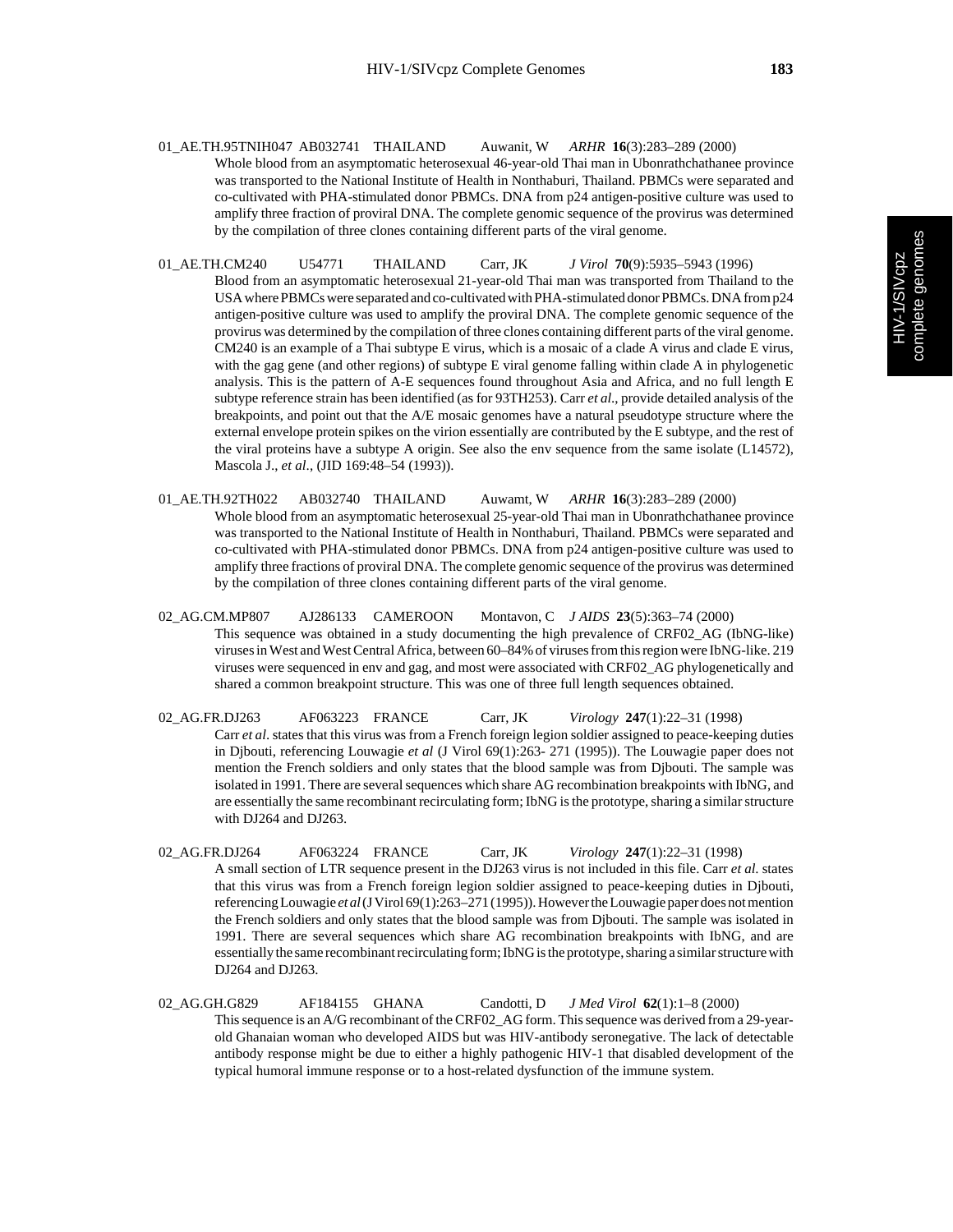01_AE.TH.95TNIH047 AB032741 THAILAND Auwanit, W *ARHR* **16**(3):283–289 (2000)

Whole blood from an asymptomatic heterosexual 46-year-old Thai man in Ubonrathchathanee province was transported to the National Institute of Health in Nonthaburi, Thailand. PBMCs were separated and co-cultivated with PHA-stimulated donor PBMCs. DNA from p24 antigen-positive culture was used to amplify three fraction of proviral DNA. The complete genomic sequence of the provirus was determined by the compilation of three clones containing different parts of the viral genome.

01_AE.TH.CM240 U54771 THAILAND Carr, JK *J Virol* **70**(9):5935–5943 (1996)

Blood from an asymptomatic heterosexual 21-year-old Thai man was transported from Thailand to the USA where PBMCs were separated and co-cultivated with PHA-stimulated donor PBMCs. DNA from p24 antigen-positive culture was used to amplify the proviral DNA. The complete genomic sequence of the provirus was determined by the compilation of three clones containing different parts of the viral genome. CM240 is an example of a Thai subtype E virus, which is a mosaic of a clade A virus and clade E virus, with the gag gene (and other regions) of subtype E viral genome falling within clade A in phylogenetic analysis. This is the pattern of A-E sequences found throughout Asia and Africa, and no full length E subtype reference strain has been identified (as for 93TH253). Carr *et al.*, provide detailed analysis of the breakpoints, and point out that the A/E mosaic genomes have a natural pseudotype structure where the external envelope protein spikes on the virion essentially are contributed by the E subtype, and the rest of the viral proteins have a subtype A origin. See also the env sequence from the same isolate (L14572), Mascola J., *et al*., (JID 169:48–54 (1993)).

01_AE.TH.92TH022 AB032740 THAILAND Auwamt, W *ARHR* **16**(3):283–289 (2000)

Whole blood from an asymptomatic heterosexual 25-year-old Thai man in Ubonrathchathanee province was transported to the National Institute of Health in Nonthaburi, Thailand. PBMCs were separated and co-cultivated with PHA-stimulated donor PBMCs. DNA from p24 antigen-positive culture was used to amplify three fractions of proviral DNA. The complete genomic sequence of the provirus was determined by the compilation of three clones containing different parts of the viral genome.

02_AG.CM.MP807 AJ286133 CAMEROON Montavon, C *J AIDS* **23**(5):363–74 (2000)

This sequence was obtained in a study documenting the high prevalence of CRF02_AG (IbNG-like) viruses in West and West Central Africa, between 60–84% of viruses from this region were IbNG-like. 219 viruses were sequenced in env and gag, and most were associated with CRF02_AG phylogenetically and shared a common breakpoint structure. This was one of three full length sequences obtained.

02_AG.FR.DJ263 AF063223 FRANCE Carr, JK *Virology* **247**(1):22–31 (1998)

Carr *et al*. states that this virus was from a French foreign legion soldier assigned to peace-keeping duties in Djbouti, referencing Louwagie *et al* (J Virol 69(1):263- 271 (1995)). The Louwagie paper does not mention the French soldiers and only states that the blood sample was from Djbouti. The sample was isolated in 1991. There are several sequences which share AG recombination breakpoints with IbNG, and are essentially the same recombinant recirculating form; IbNG is the prototype, sharing a similar structure with DJ264 and DJ263.

02_AG.FR.DJ264 AF063224 FRANCE Carr, JK *Virology* **247**(1):22–31 (1998)

A small section of LTR sequence present in the DJ263 virus is not included in this file. Carr *et al.* states that this virus was from a French foreign legion soldier assigned to peace-keeping duties in Djbouti, referencing Louwagie *et al* (J Virol 69(1):263–271 (1995)). However the Louwagie paper does not mention the French soldiers and only states that the blood sample was from Djbouti. The sample was isolated in 1991. There are several sequences which share AG recombination breakpoints with IbNG, and are essentially the same recombinant recirculating form; IbNG is the prototype, sharing a similar structure with DJ264 and DJ263.

02_AG.GH.G829 AF184155 GHANA Candotti, D *J Med Virol* **62**(1):1–8 (2000)

This sequence is an A/G recombinant of the CRF02_AG form. This sequence was derived from a 29-year-old Ghanaian woman who developed AIDS but was HIV-antibody seronegative. The lack of detectable antibody response might be due to either a highly pathogenic HIV-1 that disabled development of the typical humoral immune response or to a host-related dysfunction of the immune system.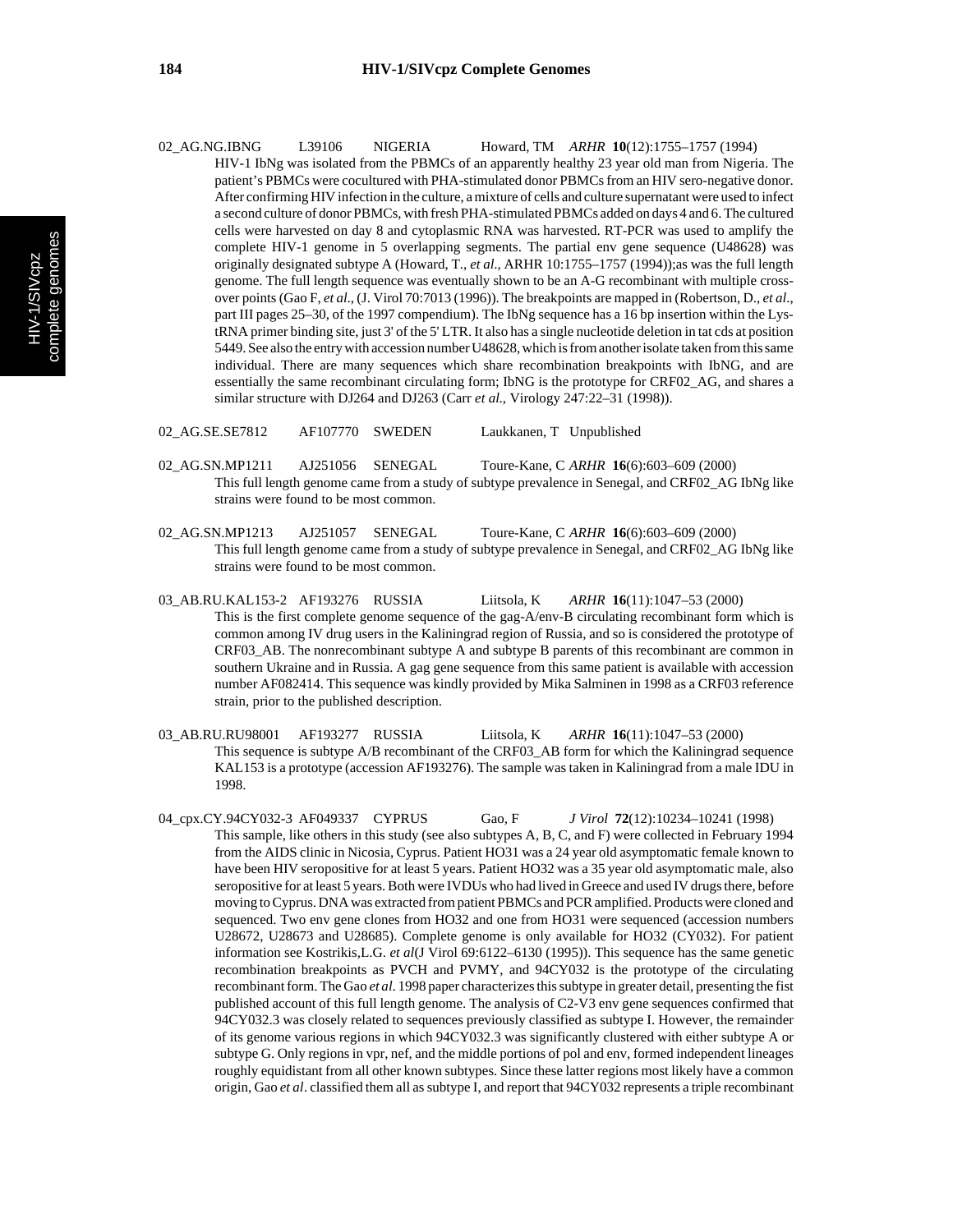02_AG.NG.IBNG L39106 NIGERIA Howard, TM *ARHR* **10**(12):1755–1757 (1994)

HIV-1 IbNg was isolated from the PBMCs of an apparently healthy 23 year old man from Nigeria. The patient's PBMCs were cocultured with PHA-stimulated donor PBMCs from an HIV sero-negative donor. After confirming HIV infection in the culture, a mixture of cells and culture supernatant were used to infect a second culture of donor PBMCs, with fresh PHA-stimulated PBMCs added on days 4 and 6. The cultured cells were harvested on day 8 and cytoplasmic RNA was harvested. RT-PCR was used to amplify the complete HIV-1 genome in 5 overlapping segments. The partial env gene sequence (U48628) was originally designated subtype A (Howard, T., *et al.*, ARHR 10:1755–1757 (1994));as was the full length genome. The full length sequence was eventually shown to be an A-G recombinant with multiple cross-over points (Gao F, *et al.*, (J. Virol 70:7013 (1996)). The breakpoints are mapped in (Robertson, D., *et al.*, part III pages 25–30, of the 1997 compendium). The IbNg sequence has a 16 bp insertion within the Lys-tRNA primer binding site, just 3' of the 5' LTR. It also has a single nucleotide deletion in tat cds at position 5449. See also the entry with accession number U48628, which is from another isolate taken from this same individual. There are many sequences which share recombination breakpoints with IbNG, and are essentially the same recombinant circulating form; IbNG is the prototype for CRF02_AG, and shares a similar structure with DJ264 and DJ263 (Carr *et al.*, Virology 247:22–31 (1998)).

02_AG.SE.SE7812 AF107770 SWEDEN Laukkanen, T Unpublished

02_AG.SN.MP1211 AJ251056 SENEGAL Toure-Kane, C *ARHR* **16**(6):603–609 (2000)

This full length genome came from a study of subtype prevalence in Senegal, and CRF02_AG IbNg like strains were found to be most common.

02_AG.SN.MP1213 AJ251057 SENEGAL Toure-Kane, C *ARHR* **16**(6):603–609 (2000)

This full length genome came from a study of subtype prevalence in Senegal, and CRF02_AG IbNg like strains were found to be most common.

03_AB.RU.KAL153-2 AF193276 RUSSIA Liitsola, K *ARHR* **16**(11):1047–53 (2000)

This is the first complete genome sequence of the gag-A/env-B circulating recombinant form which is common among IV drug users in the Kaliningrad region of Russia, and so is considered the prototype of CRF03_AB. The nonrecombinant subtype A and subtype B parents of this recombinant are common in southern Ukraine and in Russia. A gag gene sequence from this same patient is available with accession number AF082414. This sequence was kindly provided by Mika Salminen in 1998 as a CRF03 reference strain, prior to the published description.

03_AB.RU.RU98001 AF193277 RUSSIA Liitsola, K *ARHR* **16**(11):1047–53 (2000)

This sequence is subtype A/B recombinant of the CRF03_AB form for which the Kaliningrad sequence KAL153 is a prototype (accession AF193276). The sample was taken in Kaliningrad from a male IDU in 1998.

04_cpx.CY.94CY032-3 AF049337 CYPRUS Gao, F *J Virol* **72**(12):10234–10241 (1998)

This sample, like others in this study (see also subtypes A, B, C, and F) were collected in February 1994 from the AIDS clinic in Nicosia, Cyprus. Patient HO31 was a 24 year old asymptomatic female known to have been HIV seropositive for at least 5 years. Patient HO32 was a 35 year old asymptomatic male, also seropositive for at least 5 years. Both were IVDUs who had lived in Greece and used IV drugs there, before moving to Cyprus. DNA was extracted from patient PBMCs and PCR amplified. Products were cloned and sequenced. Two env gene clones from HO32 and one from HO31 were sequenced (accession numbers U28672, U28673 and U28685). Complete genome is only available for HO32 (CY032). For patient information see Kostrikis,L.G. *et al*(J Virol 69:6122–6130 (1995)). This sequence has the same genetic recombination breakpoints as PVCH and PVMY, and 94CY032 is the prototype of the circulating recombinant form. The Gao *et al.* 1998 paper characterizes this subtype in greater detail, presenting the fist published account of this full length genome. The analysis of C2-V3 env gene sequences confirmed that 94CY032.3 was closely related to sequences previously classified as subtype I. However, the remainder of its genome various regions in which 94CY032.3 was significantly clustered with either subtype A or subtype G. Only regions in vpr, nef, and the middle portions of pol and env, formed independent lineages roughly equidistant from all other known subtypes. Since these latter regions most likely have a common origin, Gao *et al*. classified them all as subtype I, and report that 94CY032 represents a triple recombinant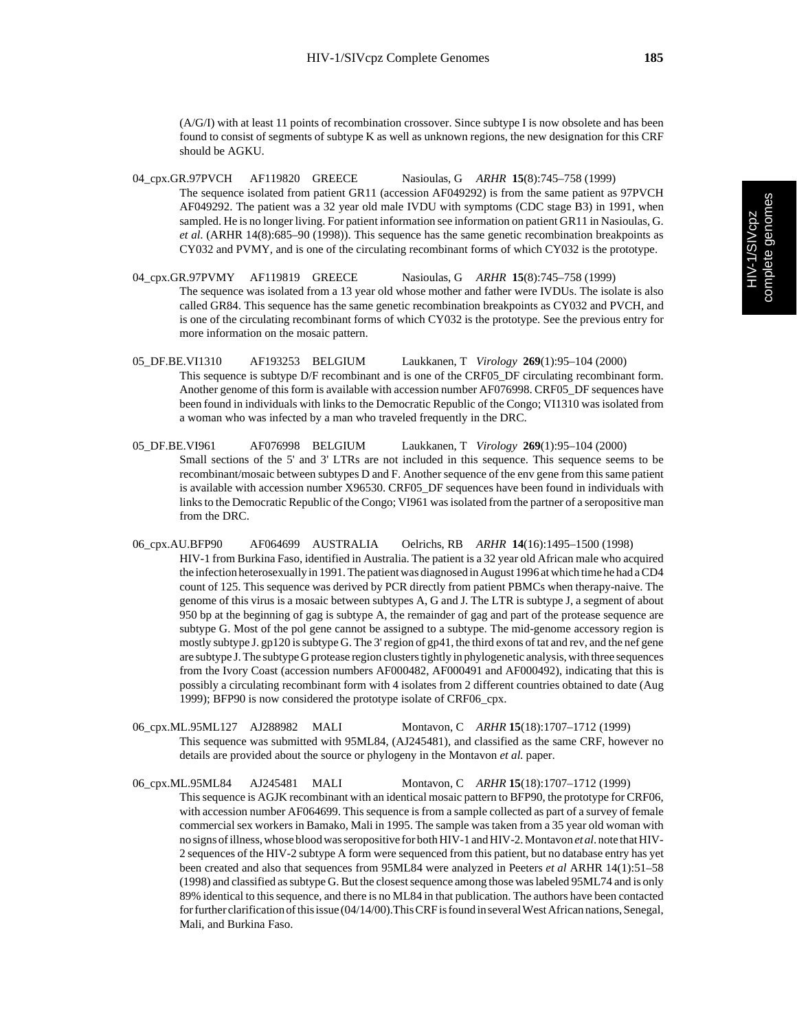(A/G/I) with at least 11 points of recombination crossover. Since subtype I is now obsolete and has been found to consist of segments of subtype K as well as unknown regions, the new designation for this CRF should be AGKU.

04_cpx.GR.97PVCH  AF119820  GREECE  Nasioulas, G  *ARHR* **15**(8):745–758 (1999)

The sequence isolated from patient GR11 (accession AF049292) is from the same patient as 97PVCH AF049292. The patient was a 32 year old male IVDU with symptoms (CDC stage B3) in 1991, when sampled. He is no longer living. For patient information see information on patient GR11 in Nasioulas, G. *et al.* (ARHR 14(8):685–90 (1998)). This sequence has the same genetic recombination breakpoints as CY032 and PVMY, and is one of the circulating recombinant forms of which CY032 is the prototype.

04_cpx.GR.97PVMY  AF119819  GREECE  Nasioulas, G  *ARHR* **15**(8):745–758 (1999)

The sequence was isolated from a 13 year old whose mother and father were IVDUs. The isolate is also called GR84. This sequence has the same genetic recombination breakpoints as CY032 and PVCH, and is one of the circulating recombinant forms of which CY032 is the prototype. See the previous entry for more information on the mosaic pattern.

05_DF.BE.VI1310  AF193253  BELGIUM  Laukkanen, T  *Virology* **269**(1):95–104 (2000)

This sequence is subtype D/F recombinant and is one of the CRF05_DF circulating recombinant form. Another genome of this form is available with accession number AF076998. CRF05_DF sequences have been found in individuals with links to the Democratic Republic of the Congo; VI1310 was isolated from a woman who was infected by a man who traveled frequently in the DRC.

05_DF.BE.VI961  AF076998  BELGIUM  Laukkanen, T  *Virology* **269**(1):95–104 (2000)

Small sections of the 5' and 3' LTRs are not included in this sequence. This sequence seems to be recombinant/mosaic between subtypes D and F. Another sequence of the env gene from this same patient is available with accession number X96530. CRF05_DF sequences have been found in individuals with links to the Democratic Republic of the Congo; VI961 was isolated from the partner of a seropositive man from the DRC.

06_cpx.AU.BFP90  AF064699  AUSTRALIA  Oelrichs, RB  *ARHR* **14**(16):1495–1500 (1998)

HIV-1 from Burkina Faso, identified in Australia. The patient is a 32 year old African male who acquired the infection heterosexually in 1991. The patient was diagnosed in August 1996 at which time he had a CD4 count of 125. This sequence was derived by PCR directly from patient PBMCs when therapy-naive. The genome of this virus is a mosaic between subtypes A, G and J. The LTR is subtype J, a segment of about 950 bp at the beginning of gag is subtype A, the remainder of gag and part of the protease sequence are subtype G. Most of the pol gene cannot be assigned to a subtype. The mid-genome accessory region is mostly subtype J. gp120 is subtype G. The 3' region of gp41, the third exons of tat and rev, and the nef gene are subtype J. The subtype G protease region clusters tightly in phylogenetic analysis, with three sequences from the Ivory Coast (accession numbers AF000482, AF000491 and AF000492), indicating that this is possibly a circulating recombinant form with 4 isolates from 2 different countries obtained to date (Aug 1999); BFP90 is now considered the prototype isolate of CRF06_cpx.

06_cpx.ML.95ML127  AJ288982  MALI  Montavon, C  *ARHR* **15**(18):1707–1712 (1999)

This sequence was submitted with 95ML84, (AJ245481), and classified as the same CRF, however no details are provided about the source or phylogeny in the Montavon *et al.* paper.

06_cpx.ML.95ML84  AJ245481  MALI  Montavon, C  *ARHR* **15**(18):1707–1712 (1999)

This sequence is AGJK recombinant with an identical mosaic pattern to BFP90, the prototype for CRF06, with accession number AF064699. This sequence is from a sample collected as part of a survey of female commercial sex workers in Bamako, Mali in 1995. The sample was taken from a 35 year old woman with no signs of illness, whose blood was seropositive for both HIV-1 and HIV-2. Montavon *et al.* note that HIV-2 sequences of the HIV-2 subtype A form were sequenced from this patient, but no database entry has yet been created and also that sequences from 95ML84 were analyzed in Peeters *et al* ARHR 14(1):51–58 (1998) and classified as subtype G. But the closest sequence among those was labeled 95ML74 and is only 89% identical to this sequence, and there is no ML84 in that publication. The authors have been contacted for further clarification of this issue (04/14/00).This CRF is found in several West African nations, Senegal, Mali, and Burkina Faso.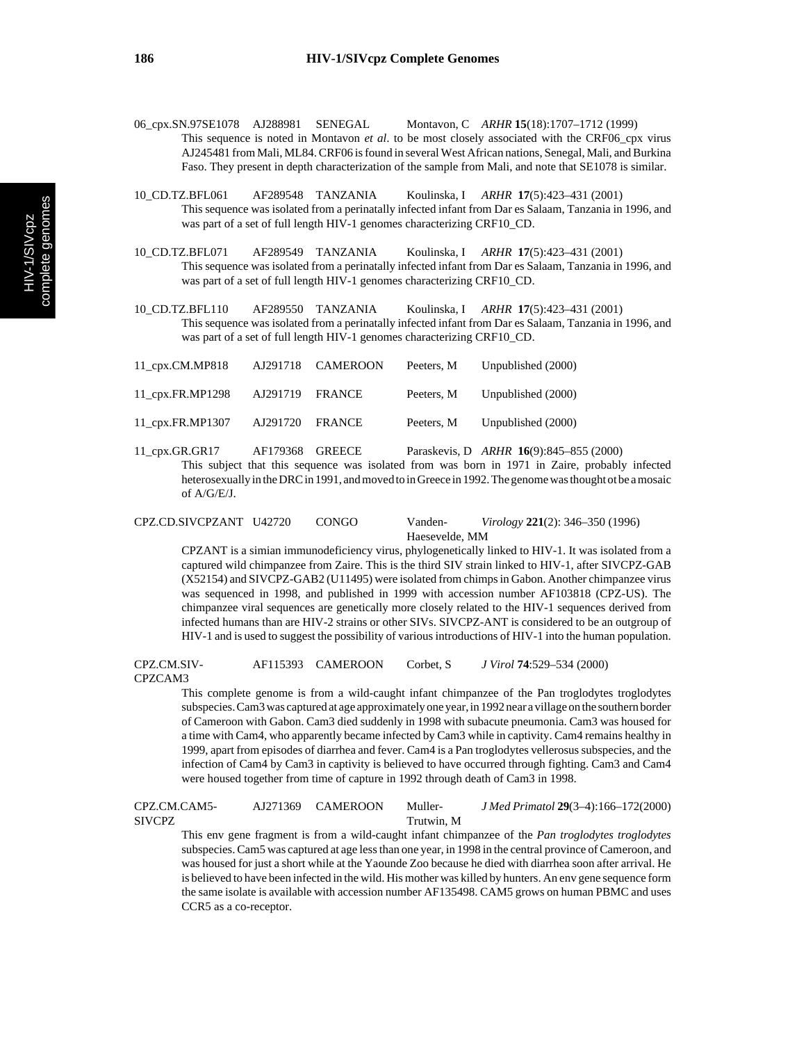06_cpx.SN.97SE1078 AJ288981 SENEGAL Montavon, C *ARHR* **15**(18):1707–1712 (1999)

This sequence is noted in Montavon *et al*. to be most closely associated with the CRF06_cpx virus AJ245481 from Mali, ML84. CRF06 is found in several West African nations, Senegal, Mali, and Burkina Faso. They present in depth characterization of the sample from Mali, and note that SE1078 is similar.

10_CD.TZ.BFL061 AF289548 TANZANIA Koulinska, I *ARHR* **17**(5):423–431 (2001)

This sequence was isolated from a perinatally infected infant from Dar es Salaam, Tanzania in 1996, and was part of a set of full length HIV-1 genomes characterizing CRF10_CD.

10_CD.TZ.BFL071 AF289549 TANZANIA Koulinska, I *ARHR* **17**(5):423–431 (2001)

This sequence was isolated from a perinatally infected infant from Dar es Salaam, Tanzania in 1996, and was part of a set of full length HIV-1 genomes characterizing CRF10_CD.

10_CD.TZ.BFL110 AF289550 TANZANIA Koulinska, I *ARHR* **17**(5):423–431 (2001)

This sequence was isolated from a perinatally infected infant from Dar es Salaam, Tanzania in 1996, and was part of a set of full length HIV-1 genomes characterizing CRF10_CD.

11_cpx.CM.MP818 AJ291718 CAMEROON Peeters, M Unpublished (2000)

11_cpx.FR.MP1298 AJ291719 FRANCE Peeters, M Unpublished (2000)

11_cpx.FR.MP1307 AJ291720 FRANCE Peeters, M Unpublished (2000)

11_cpx.GR.GR17 AF179368 GREECE Paraskevis, D *ARHR* **16**(9):845–855 (2000)

This subject that this sequence was isolated from was born in 1971 in Zaire, probably infected heterosexually in the DRC in 1991, and moved to in Greece in 1992. The genome was thought ot be a mosaic of A/G/E/J.

CPZ.CD.SIVCPZANT U42720 CONGO Vanden-Haesevelde, MM *Virology* **221**(2): 346–350 (1996)

CPZANT is a simian immunodeficiency virus, phylogenetically linked to HIV-1. It was isolated from a captured wild chimpanzee from Zaire. This is the third SIV strain linked to HIV-1, after SIVCPZ-GAB (X52154) and SIVCPZ-GAB2 (U11495) were isolated from chimps in Gabon. Another chimpanzee virus was sequenced in 1998, and published in 1999 with accession number AF103818 (CPZ-US). The chimpanzee viral sequences are genetically more closely related to the HIV-1 sequences derived from infected humans than are HIV-2 strains or other SIVs. SIVCPZ-ANT is considered to be an outgroup of HIV-1 and is used to suggest the possibility of various introductions of HIV-1 into the human population.

CPZ.CM.SIV-CPZCAM3 AF115393 CAMEROON Corbet, S *J Virol* **74**:529–534 (2000)

This complete genome is from a wild-caught infant chimpanzee of the Pan troglodytes troglodytes subspecies. Cam3 was captured at age approximately one year, in 1992 near a village on the southern border of Cameroon with Gabon. Cam3 died suddenly in 1998 with subacute pneumonia. Cam3 was housed for a time with Cam4, who apparently became infected by Cam3 while in captivity. Cam4 remains healthy in 1999, apart from episodes of diarrhea and fever. Cam4 is a Pan troglodytes vellerosus subspecies, and the infection of Cam4 by Cam3 in captivity is believed to have occurred through fighting. Cam3 and Cam4 were housed together from time of capture in 1992 through death of Cam3 in 1998.

CPZ.CM.CAM5-SIVCPZ AJ271369 CAMEROON Muller-Trutwin, M *J Med Primatol* **29**(3–4):166–172(2000)

This env gene fragment is from a wild-caught infant chimpanzee of the *Pan troglodytes troglodytes* subspecies. Cam5 was captured at age less than one year, in 1998 in the central province of Cameroon, and was housed for just a short while at the Yaounde Zoo because he died with diarrhea soon after arrival. He is believed to have been infected in the wild. His mother was killed by hunters. An env gene sequence form the same isolate is available with accession number AF135498. CAM5 grows on human PBMC and uses CCR5 as a co-receptor.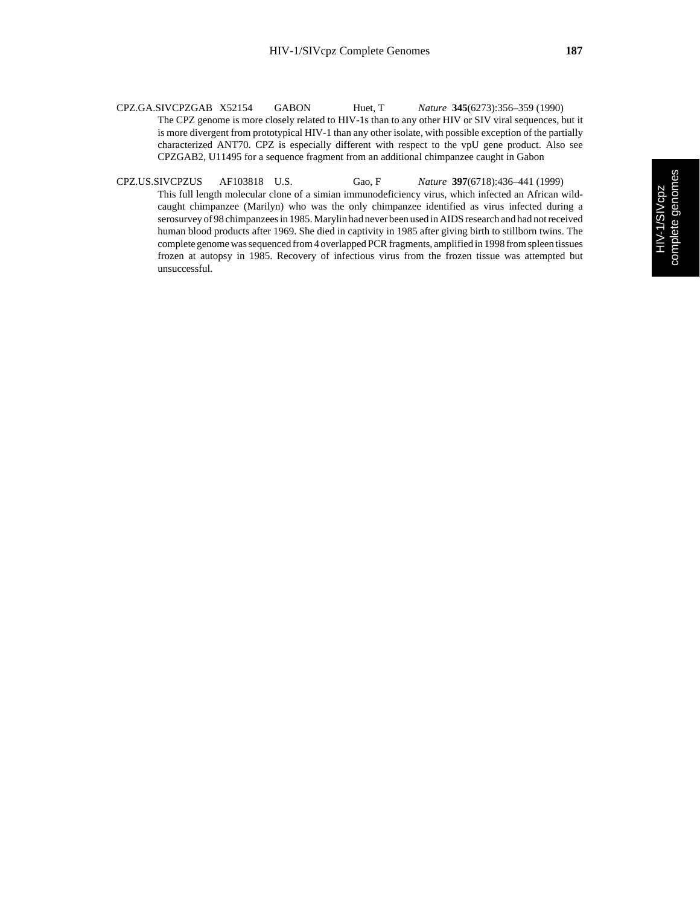CPZ.GA.SIVCPZGAB X52154 GABON Huet, T *Nature* **345**(6273):356–359 (1990)

The CPZ genome is more closely related to HIV-1s than to any other HIV or SIV viral sequences, but it is more divergent from prototypical HIV-1 than any other isolate, with possible exception of the partially characterized ANT70. CPZ is especially different with respect to the vpU gene product. Also see CPZGAB2, U11495 for a sequence fragment from an additional chimpanzee caught in Gabon

CPZ.US.SIVCPZUS AF103818 U.S. Gao, F *Nature* **397**(6718):436–441 (1999)

This full length molecular clone of a simian immunodeficiency virus, which infected an African wild-caught chimpanzee (Marilyn) who was the only chimpanzee identified as virus infected during a serosurvey of 98 chimpanzees in 1985. Marylin had never been used in AIDS research and had not received human blood products after 1969. She died in captivity in 1985 after giving birth to stillborn twins. The complete genome was sequenced from 4 overlapped PCR fragments, amplified in 1998 from spleen tissues frozen at autopsy in 1985. Recovery of infectious virus from the frozen tissue was attempted but unsuccessful.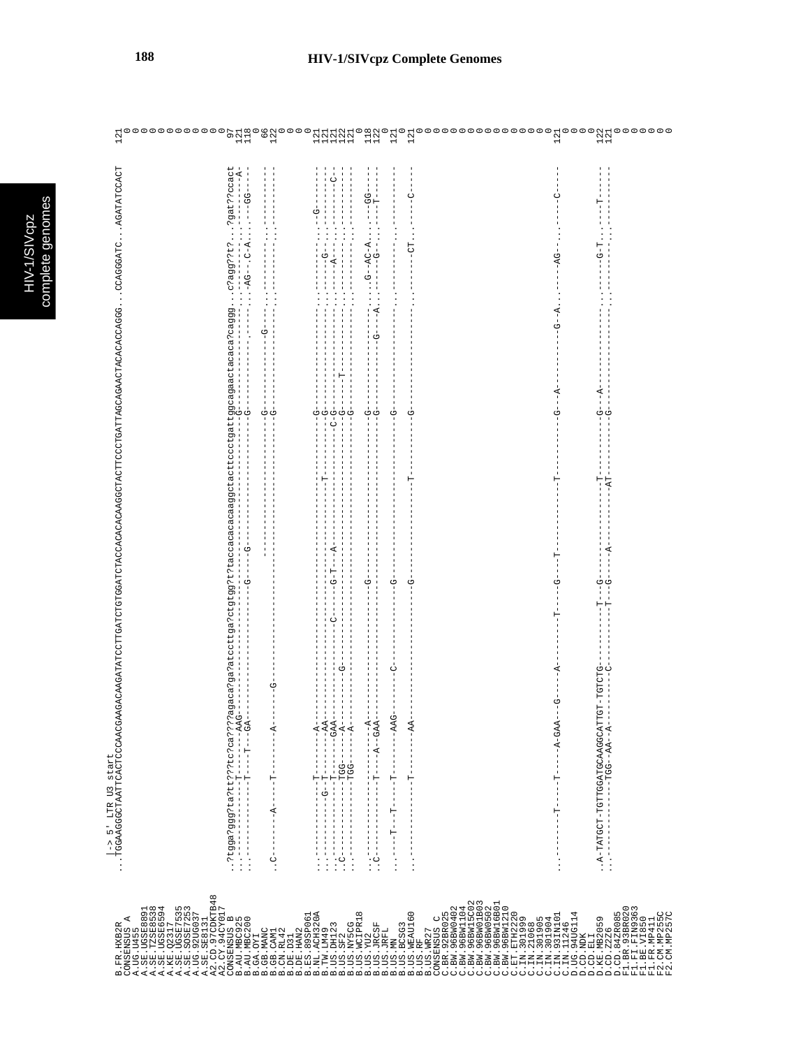# HIV-1/SIVcpz Complete Genomes

```
                  |-> 5' LTR U3 start
B.FR.HXB2R        ...TGGAAGGGCTAATTCACTCCCAACGAAGACAAGATATCCTTGATCTGTGGATCTACCACACACAAGGCTACTTCCCTGATTAGCAGAACTACACACCAGGG...CCAGGGATC...AGATATCCACT   121
CONSENSUS_A                                                                                                                                   0
A.UG.U455                                                                                                                                     0
A.SE.UGSE8891                                                                                                                                 0
A.SE.TZSE8538                                                                                                                                 0
A.SE.UGSE6594                                                                                                                                 0
A.KE.Q2317                                                                                                                                    0
A.SE.UGSE7535                                                                                                                                 0
A.SE.SOSE7253                                                                                                                                 0
A.UG.92UG037                                                                                                                                  0
A.SE.SE8131                                                                                                                                   0
A2.CD.97CDKTB48                                                                                                                               0
A2.CY.94CY017                                                                                                                                 0
CONSENSUS_B       ..?tgga?ggg?ta?tt???tc?ca????agaca?ga?atccttga?ctgtgg?t?taccacacacaaggctacttccctgattggcagaactacaca?caggg...c?agg??t?...?gat??ccact    97
B.AU.MBC925       ..----------------T-----AAG-----------------------------------------------G-----------------------......---------..--------A-   121
B.AU.MBC200       ..----------------T---T---GA--------------------------G----G----------------G-----------------------......-AG--.C-A...---GG----   118
B.GA.OYI                                                                                                                                      0
B.GB.MANC                                                                         ----------------------G-----------G---.......---------..---------    66
B.GB.CAM1         ..C-------A-----T----------A--------G------------------------------------------G-----------------------......---------..---------   122
B.CN.RL42                                                                                                                                     0
B.DE.D31                                                                                                                                      0
B.DE.HAN2                                                                                                                                     0
B.ES.89SP061      ..----------------T-------A--------------------------------------------------G-----------------------......---------..--G------   121
B.NL.ACH320A      ..----------G---T-------AA----------------------------------T------------------G-----------------------......---G-----..---------   121
B.TW.LM49         ..----------------T-----GAA---------------C-----G-T---A---------------------C-G-----------------------......---A-----..-------C-   121
B.US.DH123        ..C-----------TGG----A----------G--------------------------------------------G---T-------------------......---------..---------   122
B.US.SF2          ..-------------TGG----A--------------------------------------------------------G-----------------------......---------..---------   121
B.US.NY5CG                                                                                                                                    0
B.US.WCIPR18      ..----------------------A---------------------G---------------------------G-----------------------......G--AC-A...---GG----   118
B.US.YU2          ..C-------------T---A--GAA-------------------------G---------------------------G-------------G---A.....---G-----..---T-----   122
B.US.JRCSF                                                                                                                                    0
B.US.JRFL         ..---T---T------T-------AAG-------C----------------G---------------------------G-----------------------......---------..---------   121
B.US.MN                                                                                                                                       0
B.US.BCSG3                                                                                                                                    0
B.US.WEAU160      ..----------------T-------AA-------------------------G----------T--------------G-----------------------......-----CT...----C----   121
B.US.RF                                                                                                                                       0
B.US.WR27                                                                                                                                     0
CONSENSUS_C                                                                                                                                   0
C.BR.92BR025                                                                                                                                  0
C.BW.96BW0402                                                                                                                                 0
C.BW.96BW1104                                                                                                                                 0
C.BW.96BW15C02                                                                                                                                0
C.BW.96BW01B03                                                                                                                                0
C.BW.96BW0502                                                                                                                                 0
C.BW.96BW16B01                                                                                                                                0
C.BW.96BW1210                                                                                                                                 0
C.ET.ETH2220                                                                                                                                  0
C.IN.301999                                                                                                                                   0
C.IN.21068                                                                                                                                    0
C.IN.301905                                                                                                                                   0
C.IN.301904                                                                                                                                   0
C.IN.93IN101      ..-------T-----T-----A-GAA--G----A------T----G---T----------T-------------G--A-----------G--A......---AG-...-----C----   121
C.IN.11246                                                                                                                                    0
D.UG.94UG114                                                                                                                                  0
D.CD.NDK                                                                                                                                      0
D.CD.ELI                                                                                                                                      0
D.KE.MB2059       ..A-TATGCT-TGTTGGATGCAAGGCATTGT-TGTCTG-------T--G---------T------------G--A-----------------------......---G-T...----T-----   122
D.CD.Z2Z6         ..-----------TGG--AA--A---------C--------T--G----A--------AT-----------G-----------------------......---------..---------   121
D.CD.84ZR085                                                                                                                                  0
F1.BR.93BR020                                                                                                                                 0
F1.FI.FIN9363                                                                                                                                 0
F1.BE.VI850                                                                                                                                   0
F1.FR.MP411                                                                                                                                   0
F2.CM.MP255C                                                                                                                                  0
F2.CM.MP257C                                                                                                                                  0
```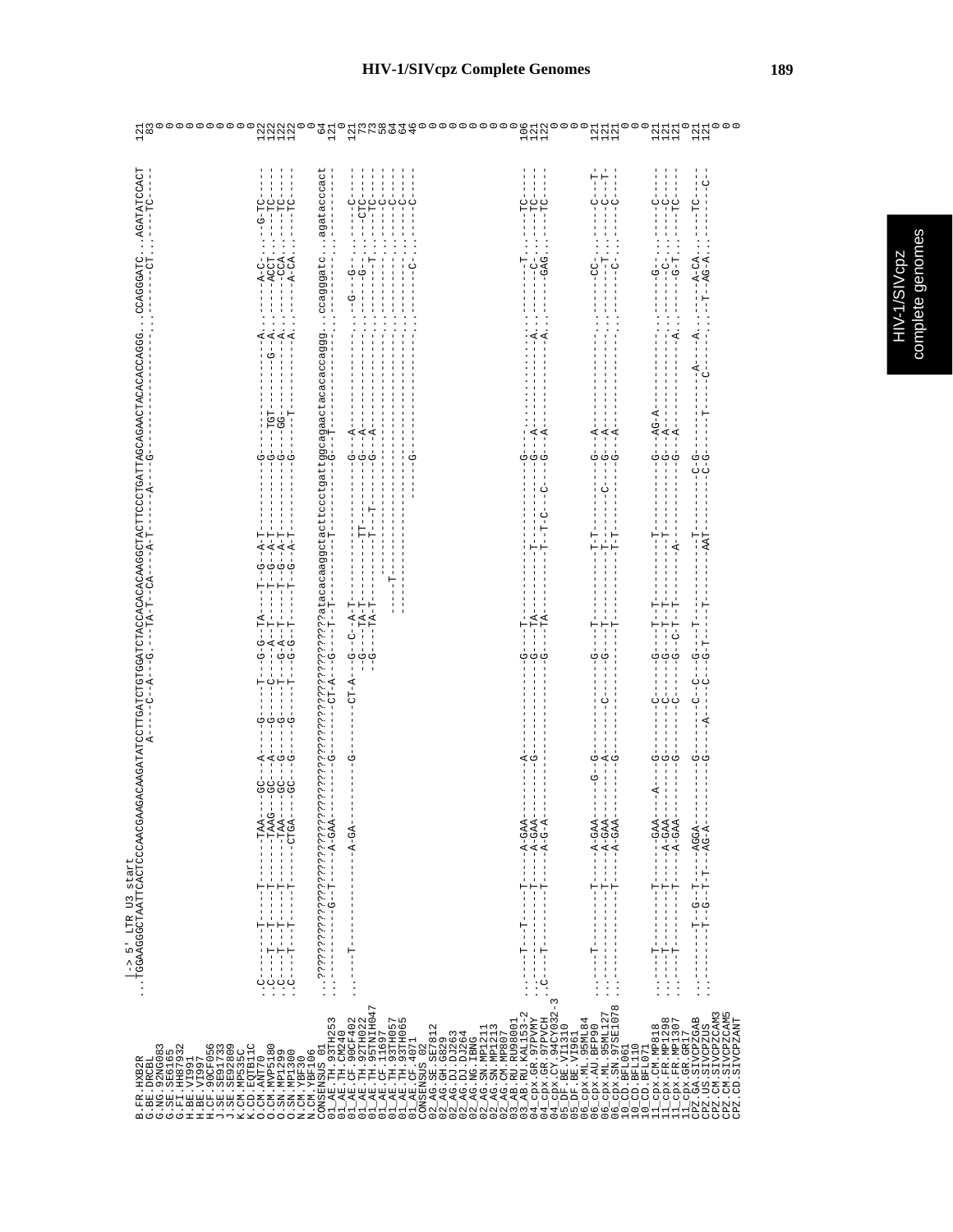# HIV-1/SIVcpz Complete Genomes

```
                  |-> 5' LTR U3 start
B.FR.HXB2R       ...TGGAAGGGCTAATTCACTCCCAACGAAGACAAGATATCCTTGATCTGTGGATCTACCACACACAAGGCTACTTCCCTGATTAGCAGAACTACACACCAGGG...CCAGGGATC...AGATATCCACT  121
G.BE.DRCBL                                                     A-----C--A---G...--TA-T--CA---A-T------A----G-----------------------------------------CT...----TC----   83
G.NG.92NG083                                                                                                                                                  0
G.SE.SE6165                                                                                                                                                   0
G.FI.HH87932                                                                                                                                                  0
H.BE.VI991                                                                                                                                                    0
H.BE.VI997                                                                                                                                                    0
H.CF.90CF056                                                                                                                                                  0
J.SE.SE91733                                                                                                                                                  0
J.SE.SE92809                                                                                                                                                  0
K.CM.MP535C                                                                                                                                                   0
K.CD.EQTB11C                                                                                                                                                  0
O.CM.ANT70       .C-------T-----T------TAA----GC---A----G----T---G-G--TA----T--G--A-T-----------G-----------------A.......A-C-.....-G-TC----  122
O.CM.MVP5180     .C-----T---T---T-----TAAG---GC---A----G----C-----A--T-----T--G--A-T-----------G----TGT-------G--A.......ACCT.....---TC----  122
O.SN.MP1299      .C------T---T---T------TAA---GC---G----G----T----G-A--T----T--G--A-T-----------G----GG--------A.......-CCA.....---TC----  122
O.SN.MP1300      .C-------T---T---T-----CTGA---GC---G----G----T----G-G--T----T--G--A-T-----------G-----T--------A.......A-CA.....---TC----  122
N.CM.YBF30                                                                                                                                                    0
N.CM.YBF106                                                                                                                                                   0
CONSENSUS_01     ...????????????????????????????????????????????????????????atacacaaggctacttccctgattggcagaactacacaccaggg...ccagggatc...agatacccact   64
01_AE.TH.93TH253 ...----------G---T-----A-GAA---------G---------CT-A---G---T--T--------T------------G--T--------------------.........................  121
01_AE.TH.CM240                                                                                                                                                0
01_AE.CF.90CF402 ...------T-----------------A-GA----------G---------CT-A---G---C--A-T--------------------G--A--------.......-G--G-......--C----  121
01_AE.TH.92TH022                                                 --G---TA-T---------------TT-------G--A---------------------.........G-......--CTC----   73
01_AE.TH.95TNIH047                                               --G---TA-T---------------T--T-----G--A---------------------.........-......---TC----   73
01_AE.CF.11697                                                                 -----------------------------------------.........T......---C----   58
01_AE.TH.93TH057                                                        ---T------------------------------------------.........-......---C----   64
01_AE.TH.93TH065                                                        ----------------------------------------------.........-......---C----   64
01_AE.CF.4071                                                                         -----G-----------------------.........C......---C----   46
CONSENSUS_02                                                                                                                                                  0
02_AG.SE.SE7812                                                                                                                                               0
02_AG.GH.G829                                                                                                                                                 0
02_AG.DJ.DJ263                                                                                                                                                0
02_AG.DJ.DJ264                                                                                                                                                0
02_AG.NG.IBNG                                                                                                                                                 0
02_AG.SN.MP1211                                                                                                                                               0
02_AG.SN.MP1213                                                                                                                                               0
02_AG.CM.MP807                                                                                                                                                0
03_AB.RU.RU98001                                                                                                                                              0
03_AB.RU.KAL153-2 ...----T---T-----T-----A-GAA-------A-----------------G-----T----------------------G----------------.........T......--TC----  106
04_cpx.GR.97PVMY  ...----------------T-----A-GAA-------G-----------------G----TA----------T-----------G--A---------A.......-C-......--TC----  121
04_cpx.GR.97PVCH  .C-----T---------T-----A-G-A-------G-----------------G----TA----------T--T-C----C---G--A---------A.......GAG......--TC----  122
04_cpx.CY.94CY032-3                                                                                                                                           0
05_DF.BE.VI1310                                                                                                                                               0
05_DF.BE.VI961                                                                                                                                                0
06_cpx.ML.95ML84                                                                                                                                              0
06_cpx.AU.BFP90  ...----T---------T-----A-GAA-------G--G-------------G------T----------T-T----------G--A--------------.........CC-......--C---T-  121
06_cpx.ML.95ML127 ...--------------T-----A-GAA-------A-------C-------G------T----------T-------C-----G--A--------------.........T......--C---T-  121
06_cpx.SN.97SE1078 ...--------------T-----A-GAA-------G-----------------G------T----------T-T----------G--A--------------.........C-......--C----  121
10_CD.BFL061                                                                                                                                                  0
10_CD.BFL110                                                                                                                                                  0
10_CD.BFL071                                                                                                                                                  0
11_cpx.CM.MP818  ...----T---------T-----GAA---A---G------C--------G---T--T-------T----------G---AG-A--------------.........G-......--C----  121
11_cpx.FR.MP1298 ...----T---------T-----A-GAA-------G------C--------G---T--T-------T----------G---A----------------.........C-......--C----  121
11_cpx.FR.MP1307 ...----T---------T-----A-GAA-------G------C--------G---C-T--T--------A----------G---A---------A----.........G-T......--TC----  121
11_cpx.GR.GR17                                                                                                                                                0
CPZ.GA.SIVCPZGAB ...--------T--G--T-----AGGA-------G------C--C---G---T------T----------C-G---------A----A---------.........A-CA......--TC----  121
CPZ.US.SIVCPZUS  ...--------T--G--T-T---AG-A-------G----A----C---G-T------T------AAT------C-G------T---C---------.........T--AG-A......---C--  121
CPZ.CM.SIVCPZCAM3                                                                                                                                             0
CPZ.CM.SIVCPZCAM5                                                                                                                                             0
CPZ.CD.SIVCPZANT                                                                                                                                              0
```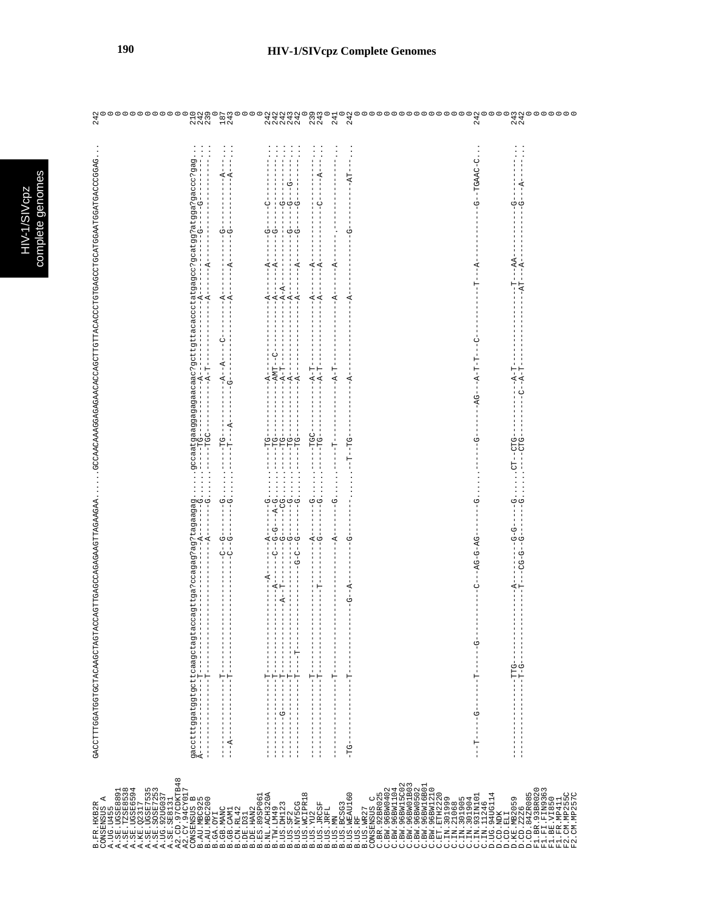# HIV-1/SIVcpz Complete Genomes

```
B.FR.HXB2R          GACCTTTGGATGGTGCTACAAGCTAGTACCAGTTGAGCCAGAGAAGTTAGAAGAA.....GCCAACAAAGGAGAGAACACCAGCTTGTTACACCCTGTGAGCCTGCATGGAATGGATGACCCGGAG...   242
CONSENSUS A                                                                                                                                                0
A.UG.U455                                                                                                                                                  0
A.SE.UGSE8891                                                                                                                                              0
A.SE.TZSE8538                                                                                                                                              0
A.SE.UGSE6594                                                                                                                                              0
A.KE.Q2317                                                                                                                                                 0
A.SE.UGSE7535                                                                                                                                              0
A.SE.SOSE7253                                                                                                                                              0
A.UG.92UG037                                                                                                                                               0
A.SE.SE8131                                                                                                                                                0
A2.CD.97CDKTB48                                                                                                                                            0
A2.CY.94CY017                                                                                                                                              0
CONSENSUS B         gacctttggatggtgcttcaagctagtaccagttga?ccagag?ag?tagaagag.....gccaatgaaggagagaacaac?gcttgttacaccctatgagcc?gcatgg?atgga?gaccc?gag...   210
B.AU.MBC925         A-------------T--------------------------A-------G.....----TG---------A----------------A-----A---------------G-----G---------...   242
B.AU.MBC200         ---------------T-----------------------------A-------G.....----TGC--------A-T------------A------A------------------------------...   239
B.GA.OYI                                                                                                                                                   0
B.GB.MANC           ---------------T--------------------------C--G------G.....----TG--------A--A---C-------A-----------------G--------A---...   187
B.GB.CAM1           --A------------T--------------------------C--G------G.....----T---A------G-------------A-----A----------G--------A---...   243
B.CN.RL42                                                                                                                                                  0
B.DE.D31                                                                                                                                                   0
B.DE.HAN2                                                                                                                                                  0
B.ES.89SP061                                                                                                                                               0
B.NL.ACH320A        ---------------T------------------A-------A------G.....----TG--------A---------------A-----A-----G-----C---------...   242
B.TW.LM49           ---------------T------------------A-----C--G-G--A-G.....----TG--------AMT--C-----------A-----A-----G---------------...   242
B.US.DH123          -------G-------T-------------A-T---------G-----CG.....----TG--------A-T--------------A-A--------------G---------...   242
B.US.SF2            ---------------T--------------------------G------G.....----TG--------A----------------A---------------G-----G--G---...   243
B.US.NY5CG          ---------------T-----T--------------------G------G.....----TG--------A----------------A--------------G-----G---------...   243
B.US.WCIPR18        ---------------T-----------------------G-C--G------G.....----TG--------A----------------A-----A-----G-----G---------...   242
B.US.YU2                                                                                                                                                   0
B.US.JRCSF          ---------------T--------------------------A------G.....----TGC--------A-T--------------A-----A-----------------------...   239
B.US.JRFL           ---------------T-----------T-------------G------G.....----TG--------A-T--------------A-----A----------C-----A---...   243
B.US.MN                                                                                                                                                    0
B.US.BCSG3          ---------------T--------------------------A------G.....----T---------A-T--------------A-----A-----.---------------...   241
B.US.WEAU160                                                                                                                                               0
B.US.RF             -TG------------T-------------G--A--------G--------.....--T--TG--------A----------------A---------------G---------AT---...   242
B.US.WR27                                                                                                                                                  0
CONSENSUS C                                                                                                                                                0
C.BR.92BR025                                                                                                                                               0
C.BW.96BW0402                                                                                                                                              0
C.BW.96BW1104                                                                                                                                              0
C.BW.96BW15C02                                                                                                                                             0
C.BW.96BW01B03                                                                                                                                             0
C.BW.96BW0502                                                                                                                                              0
C.BW.96BW16B01                                                                                                                                             0
C.BW.96BW1210                                                                                                                                              0
C.ET.ETH2220                                                                                                                                               0
C.IN.301999                                                                                                                                                0
C.IN.21068                                                                                                                                                 0
C.IN.301905                                                                                                                                                0
C.IN.301904                                                                                                                                                0
C.IN.93IN101        ---T-----G------T------G---------C---AG-G-AG------G.....-------G------AG---A-T-T---C-----------T-----A------------G--TGAAC-C...   242
C.IN.11246                                                                                                                                                 0
D.UG.94UG114                                                                                                                                               0
D.CD.NDK                                                                                                                                                   0
D.CD.ELI                                                                                                                                                   0
D.KE.MB2059         ---------------TTG-------------A--------G-G-----G.....CT--CTG---------A-T-----------------T---AA-----------G---------...   243
D.CD.Z2Z6           ---------------T-G-------------T----CG-G-G----G.....--CTG-------C--A-T-----------------AT---A-----------G---A-----...   242
D.CD.84ZR085                                                                                                                                               0
F1.BR.93BR020                                                                                                                                              0
F1.FI.FIN9363                                                                                                                                              0
F1.BE.VI850                                                                                                                                                0
F1.FR.MP411                                                                                                                                                0
F2.CM.MP255C                                                                                                                                               0
F2.CM.MP257C                                                                                                                                               0
```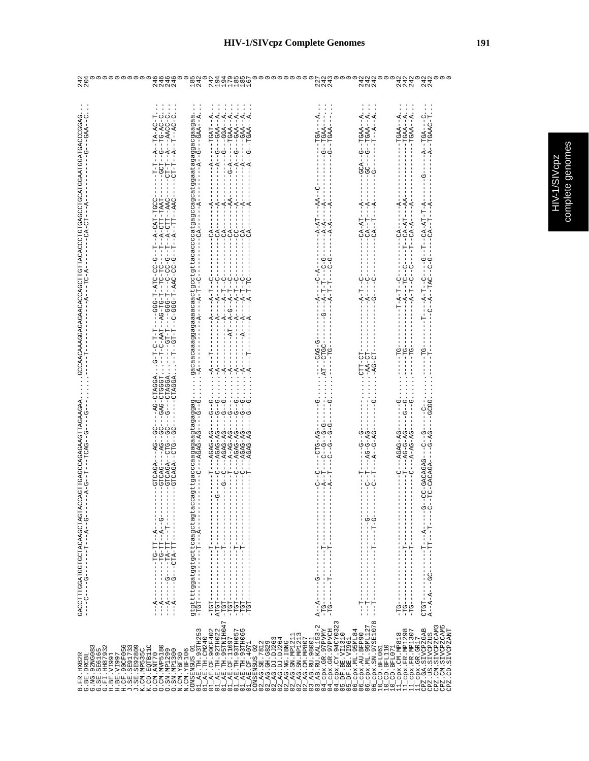# HIV-1/SIVcpz Complete Genomes

```
B.FR.HXB2R          GACCTTTGGATGGTGCTACAAGCTAGTACCAGTTGAGCCAGAGAAGTTAGAAGAA.....GCCAACAAAGGAGAGAACACCAGCTTGTTACACCCTGTGAGCCTGCATGGAATGGATGACCCGGAG..  242
G.BE.DRCBL          ----C-----G-------T---A--G-------A-G--T---TCAG--G---G--.........-----T-----------A---TC-A--------CA-CT--A-----------G---GAA--C...  204
G.NG.92NG083                                                                                                                                                0
G.SE.SE6165                                                                                                                                                 0
G.FI.HH87932                                                                                                                                                0
H.BE.VI991                                                                                                                                                  0
H.BE.VI997                                                                                                                                                  0
H.CF.90CF056                                                                                                                                                0
J.SE.SE91733                                                                                                                                                0
J.SE.SE92809                                                                                                                                                0
K.CM.MP535C                                                                                                                                                 0
K.CD.EQTB11C                                                                                                                                                0
O.CM.ANT70          ---A---------TG-TT--A---------GTCAGA---AG--GC---AG-CTAGGA...G-T-C-T-T---GGG-T-ATC-CC-G--T--A-CAT-TGCC-----T-T--A--TA-AC-T...  246
O.CM.MVP5180        ---A---------TG-TT--A--G------GTCAG----AG--GC---GAG-CTGGGT...-T-C-AAT--AG-TG-T--TC-TC----T--A-CTT-TAAT----GCT--G--TG-AC-C...  246
O.SN.MP1299         ---A----G----TA-TT--T---------GTCAGA--CTG--GC---G---CTAGGA.....-GT-T----GGG-T---C-CC-G--T--A-CTT--AAC----CT-T--A---AACC-C...  246
O.SN.MP1300         ---A----G---CTA-TT------------GTCAGA--CTG--GC-------CTAGGA...-T--GT-T-C-GGG-T-AAC-CC-G--T--A--TT--AAC----CT-T--A--T--AC-C...  246
N.CM.YBF30                                                                                                                                                  0
N.CM.YBF106                                                                                                                                                 0
CONSENSUS_01        gtgtttggatggtgcttcaagctagtaccagttgacccaagagaagtagaggag......gacaacaaaggagaaaacaactgcctgttacacccatgagccagcatggaatagaggacgaagaa..  185
01_AE.TH.93TH253    -TGT----------------T---A------------C---AGAG-AG----G--G......-A----------A---A-T--C---------CA-----A-----------A--G---GAA--A...  242
01_AE.TH.CM240                                                                                                                                              242
01_AE.CF.90CF402    -TGT-------------T-----------------T---AGAG-AG-----G--G......-A---T---------A---A-T--C---------CA------A----------------TGAT--A...  242
01_AE.TH.92TH022    ATGT-------------T---------G----C---AGAG-AG-----G--G......-A-------------A---A-----C---------CA------A---------A--G---GAA--A...  194
01_AE.TH.95TNIH047  -TGT-------------T---------G--C---AGAG-AG-----G--G......-A-------------A---A-T--C---------CA------A---------A--G---GGA--A...  194
01_AE.CF.11697      -TGT----------------------T---A-AG-AG-----G--........-A----------AT--A-G--A-T--C---------CA------AA--------G-A----TGAA--A...  179
01_AE.TH.93TH057    -TGT-------------T---------C---AGAG-AG-----G--G......-A-------------A---A-T--C---------CC------A---------A--G---GAA--A...  185
01_AE.TH.93TH065    -TGT-------------T---------C---AGAG-AG-----G--G......-A-----A-------A---A-T--C---------CA------A---------A-------GAA--A...  185
01_AE.CF.90CF4071   -TGT-----------------------T---AGAG-AG-----G--G......-A---T---------A---A-T--TC--------CA------A---------A--G---TGAA--A...  167
CONSENSUS_02                                                                                                                                                0
02_AG.SE.7812                                                                                                                                               0
02_AG.GH.G829                                                                                                                                               0
02_AG.DJ.DJ263                                                                                                                                              0
02_AG.DJ.DJ264                                                                                                                                              0
02_AG.NG.IBNG                                                                                                                                               0
02_AG.SN.MP1211                                                                                                                                             0
02_AG.SN.MP1213                                                                                                                                             0
02_AG.CM.MP807                                                                                                                                              0
03_AB.RU.98001                                                                                                                                              0
03_AB.RU.KAL153-2   A--A-----G--------------------C--C----CTG-AG------G......-----CAG-G-------A----C-A---------A-AT---AA--C----------------TGA----A...  227
04_cpx.GR.97PVMY    -TG--------------T-------------A--T---C--G--G-G-........AT--CTGC----G----A-T-T---C-G---------A-A----A---------------G---TGAA-----  242
04_cpx.GR.97PVCH    -TG-----T--------T-------------A--T---C--G--G-G-G-.....G......---TG----------A-T-T---C-G---------A-A----A---------------G---TGAA--.  243
04_cpx.CY.94CY0323                                                                                                                                          0
05_DF.BE.VI1310                                                                                                                                             0
05_DF.BE.VI961                                                                                                                                              0
06_cpx.ML.95ML84                                                                                                                                            0
06_cpx.AU.BFP90     ---T-----------------------T---------G--G..........CTT-CT-----------A-T---C---------CA-AT---A-------GCA--G--TGAA--A...  242
06_cpx.ML.95ML127   ---T-----------------G------C-T----AG-G-AG--------.....-AA-CT-----------A-----C---------CA--T---A-------GC---G--TGAA--A...  242
06_cpx.SN.97SE1078  ---T-----------T---T-G------C-T----A--G-AG---G-.....-AG-CT-----------G-----C---------CA--T---A-------G-------T--A--A...  242
10_CD.BFL061                                                                                                                                                0
10_CD.BFL110                                                                                                                                                0
10_CD.BFL071                                                                                                                                                0
11_cpx.CM.MP818     -TG------------------------C---AGAG-AG----G.....-----TG-----------T-A-T--C---------CA-----A-------------------TGAA--A...  242
11_cpx.FR.MP1298    -TG--------------T---------T---AG-G-AG---G--G.....-----TG-----------A---TC---C---T--CA-AT---AA-------------------TGAA--A...  242
11_cpx.FR.MP1307    -TG--------------T---------C---A-AG-AG-----G--G.....------TG-----------A-T--C---C---T--CA-A----A-------------------TGAA--A...  242
11_cpx.GR.GR17                                                                                                                                              0
CPZ.GA.SIVCPZGAB    CTGT--------T---A-----G--CC-GACAGAG---C--G---C-......-----TG-------T---A-T--C----G--T--CA-AT-T-A--------G------A--TGA---C...  242
CPZ.US.SIVCPZUS     A--A-A---GC------TT---T----C--TC-CACAGA---G-AG---GCGG......-----T----------C--A--TAC--C-G------CA--T--A-----------------A--TGAAC-T...  242
CPZ.CM.SIVCPZCAM3                                                                                                                                           0
CPZ.CM.SIVCPZCAM5                                                                                                                                           0
CPZ.CD.SIVCPZANT                                                                                                                                            0
```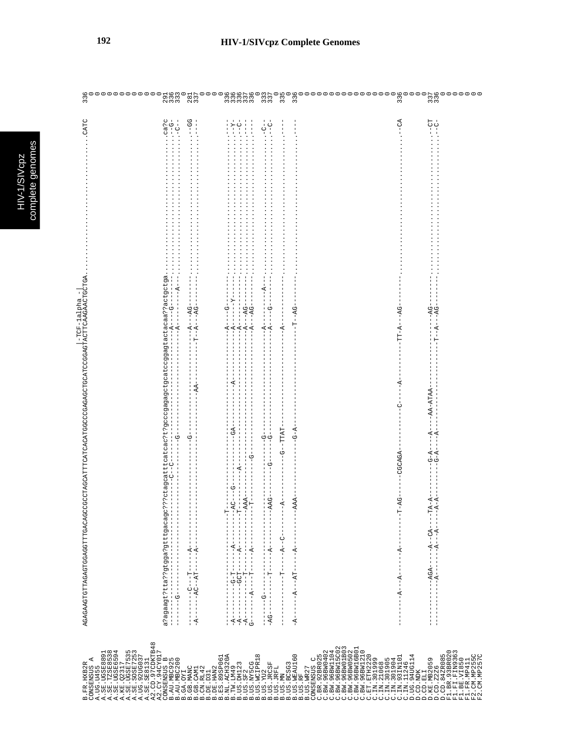HIV-1/SIVcpz Complete Genomes

```
                  |-TCF-1alpha -|
B.FR.HXB2R        AGAGAAGTGTTAGAGTGGAGGTTTGACAGCCGCCTAGCATTTCATCACATGGCCCGAGAGCTGCATCCGGAGTACTTCAAGAACTGCTGA.......................CATC  336
CONSENSUS_A                                                                                                                        0
A.UG.U455                                                                                                                          0
A.SE.UGSE8891                                                                                                                      0
A.SE.TZSE8538                                                                                                                      0
A.SE.UGSE6594                                                                                                                      0
A.KE.Q2317                                                                                                                         0
A.SE.UGSE7535                                                                                                                      0
A.SE.SOSE7253                                                                                                                      0
A.UG.92UG037                                                                                                                       0
A.SE.SE8131                                                                                                                        0
A2.CD.97CDKTB48                                                                                                                    0
A2.CY.94CY017                                                                                                                      0
CONSENSUS_B       a?agaagt?tta??gtgga?gtttgacagc???ctagcatttcatcac?gcccgagagctgcatccggagtactacaa??actgctga.......................ca?c  291
B.AU.MBC925       ------------------------------------C--C----------------------------------A----G--------.......................-G-  336
B.AU.MBC200       ------G-------------------------------------G-----------------------------A-------A-----.......................-C--  333
B.GA.OYI                                                                                                                           0
B.GB.MANC         ---------C---T-----A-------------------------G---------------------------A---AG--------.......................--GG  281
B.GB.CAM1         -A------AC--AT-----A--------------------------------------AA-------------T--A--AG------.......................----  337
B.CN.RL42                                                                                                                          0
B.DE.D31                                                                                                                           0
B.DE.HAN2                                                                                                                          0
B.ES.89SP061      ----------------------------T-------------------------------------------------------------.....................                                                         
B.NL.ACH320A      -A-------G-T------A---------AC--G---------GA--------A-------------------A-----G--------.......................----  336
B.TW.LM49         -A-------GCT------A---------T----------A-------------------------------A-----Y--------.......................-Y-  336
B.US.DH123        -A--------T---------------AAA---------------------------------------A------------------.......................-C-  336
B.US.SF2          -A------A---T------A--------T------------G--------------------------A---AG-----------.......................----  337
B.US.NY5CG        G-------A---T------A-------------------------------------------------A---AG----------.......................----  336
B.US.WCIPR18                                                                                                                       0
B.US.YU2          ------G-----------------------------------G---------------------------A-------A-------.......................-C--  333
B.US.JRCSF        -AG---------T------A---------AAG------G---G----------------------------A---G----------.......................-C-  337
B.US.JRFL                                                                                                                          0
B.US.MN           ------------T---A--C---------A---------G--TTAT-------------------------A--------------.......................----  335
B.US.BCSG3                                                                                                                         0
B.US.WEAU160      -A-----A--AT------A---------AAA---------G-A----------------------------T--AG---------.......................----  336
B.US.RF                                                                                                                            0
B.US.WR27                                                                                                                          0
CONSENSUS_C                                                                                                                        0
C.BR.92BR025                                                                                                                       0
C.BW.96BW0402                                                                                                                      0
C.BW.96BW1104                                                                                                                      0
C.BW.96BW15C02                                                                                                                     0
C.BW.96BW01B03                                                                                                                     0
C.BW.96BW0502                                                                                                                      0
C.BW.96BW16B01                                                                                                                     0
C.BW.96BW1210                                                                                                                      0
C.ET.ETH2220                                                                                                                       0
C.IN.301999                                                                                                                        0
C.IN.21068                                                                                                                         0
C.IN.301905                                                                                                                        0
C.IN.301904                                                                                                                        0
C.IN.93IN101      -------A--A-------A--------T-AG-----CGCAGA----------C-----A------------TT-A---AG--------.......................--CA  336
C.IN.11246                                                                                                                         0
D.UG.94UG114                                                                                                                       0
D.CD.NDK                                                                                                                           0
D.CD.ELI                                                                                                                           0
D.KE.MB2059       ---------AGA-----A--CA----TA-A--------G-A----A---AA-ATAA----------------------AG--------.......................--CT  337
D.CD.Z2Z6         ---------A-------A---A-----A-A--------G-A----A---------------------------T--A--AG-------.......................-C-  336
D.CD.84ZR085                                                                                                                       0
F1.BR.93BR020                                                                                                                      0
F1.FI.FIN9363                                                                                                                      0
F1.BE.VI850                                                                                                                        0
F1.FR.MP411                                                                                                                        0
F2.CM.MP255C                                                                                                                       0
F2.CM.MP257C                                                                                                                       0
```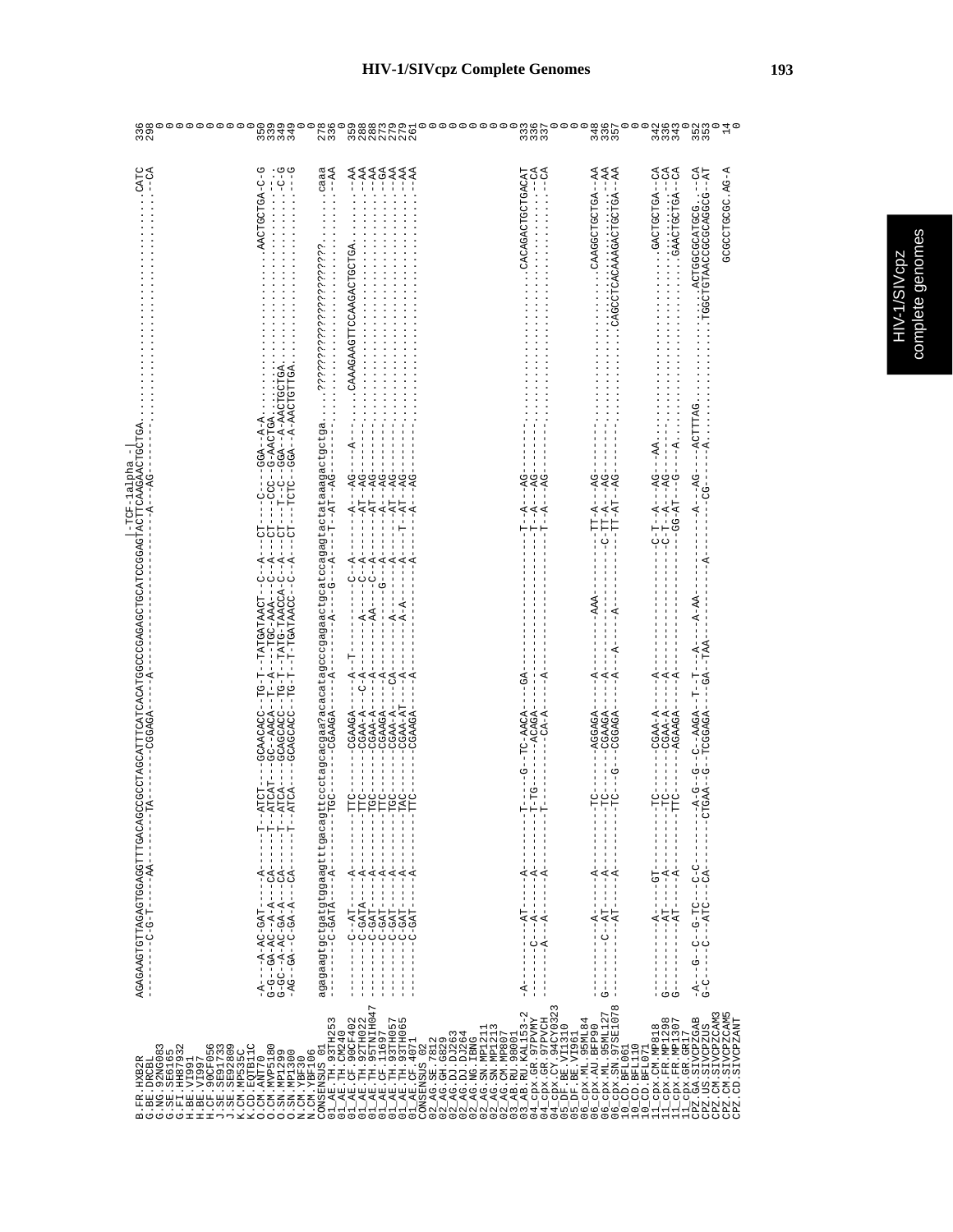## HIV-1/SIVcpz Complete Genomes

```
                    |-TCF-1alpha -|
B.FR.HXB2R          AGAGAAGTGTTAGAGTGGAGGTTTGACAGCCGCCTAGCATTTCATCACATGGCCCGAGAGCTGCATCCGGAGTACTTCAAGAACTGCTGA..............................................CATC  336
G.BE.DRCBL          --------C-G-T-----AA-------TA---------CGGAGA----A-----------------------A---AG----...................................................--CA  298
G.NG.92NG083                                                                                                                                                  0
G.SE.SE6165                                                                                                                                                   0
G.FI.HH87932                                                                                                                                                  0
H.BE.VI991                                                                                                                                                    0
H.BE.VI997                                                                                                                                                    0
H.CF.90CF056                                                                                                                                                  0
J.SE.SE91733                                                                                                                                                  0
J.SE.SE92809                                                                                                                                                  0
K.CM.MP535C                                                                                                                                                   0
K.CD.EQTB11C                                                                                                                                                  0
O.CM.ANT70          -A---A-AC-GAT-----A------T--ATCT----GCAACACC--TG-T--TATGATAACT--C--A---CT----C----GGA--A-A..........................AACTGCTGA-C-G  350
O.CM.MVP5180        G-G--GA-AC--A-A---CA------T--ATCAT---GC-AACA--T--A----TGC-AAA---C--A---CT----CCC--G-AACTGA.......................................  339
O.SN.MP1299         G-GC--A-AC-GA-A---CA------T--ATCA----GCAGCACC--TG-T--TATG-TAACCA-C--A---CT---T--C--GGA--A-AACTGCTGA....................-C-G  349
O.SN.MP1300         -AG--GA--C-GA-A---CA------T--ATCA----GCAGCACC--TG-T--T-TGATAACC--C--A---CT---TCTC--GGA--A-AACTGTTGA.....................-G  349
N.CM.YBF30                                                                                                                                                    0
N.CM.YBF106                                                                                                                                                   0
CONSENSUS_01        agagaagtgctgatgtggaagtttgacagttccctagcacgaa?acacatagcccgagaactgcatccagagtactataaagactgctga.....???????????????????????.......caaa  276
01_AE.TH.93TH253    ---------C-GATA----A--------TGC-------CGAAGA-----A-----------G---A-----T--AT--AG--........................................--AA  336
01_AE.TH.CM240                                                                                                                                                0
01_AE.CF.90CF402    --------C--AT-----A--------TTC-------CGAAGA----A--T--------------C--A------AG----A---.CAAAGAAGTTCCAAGACTGCTGA..............--AA  359
01_AE.TH.92TH022    --------C-GATA----A--------TTC-------CGAA-A----C-A--------A------C--A-----AT--AG------................................--AA  288
01_AE.TH.95TNIH047  --------C-GAT-----A--------TGC-------CGAA-A----A--------A--------C--A-----AT--AG------.................................--AA  288
01_AE.CF.11697      --------C-GAT-----A--------TTC-------CGAAGA----A--------AA---G--A-----A---AG------................................--GA  273
01_AE.TH.93TH057    --------C-GAT-----A--------TGC-------CGAA-AT---CA--------A-------A------AT--AG------................................--AA  279
01_AE.TH.93TH065    --------C-GAT-----A--------TAC-------CGAA-AT---A---------A-A-----A---T---AT--AG------.................................--AA  279
01_AE.CF.4071       --------C-GAT-----A--------TTC-------CGAAGA----A-----------------A-------A---AG------................................--AA  261
CONSENSUS_02                                                                                                                                                  0
02_AG.SE.7812                                                                                                                                                 0
02_AG.GH.G829                                                                                                                                                 0
02_AG.DJ.DJ263                                                                                                                                                0
02_AG.DJ.DJ264                                                                                                                                                0
02_AG.NG.IBNG                                                                                                                                                 0
02_AG.SN.MP1211                                                                                                                                               0
02_AG.SN.MP1213                                                                                                                                               0
02_AG.CM.MP807                                                                                                                                                0
03_AB.RU.98001                                                                                                                                                0
03_AB.RU.KAL153-2   -A---------AT-----A--------T------G--TC-AACA----GA-------------------T--A---AG--------.............................CACAGACTGCTGACAT  333
04_cpx.GR.97PVMY    ----------C--A-----A--------T-TG-----ACAGA-------------------------T--A---AG--------..................................--CA  336
04_cpx.GR.97PVCH    -----------A--A-----A--------T----------CA-A----A--------------------T--A---AG--------...................................--CA  337
04_cpx.CY.94CY032                                                                                                                                             0
05_DF.BE.VI1310                                                                                                                                               0
05_DF.BE.VI961                                                                                                                                                0
06_cpx.ML.95ML84    ----------A-------A--------TC-------AGGAGA----A----------AAA-----------TT-A---AG--------..........................CAAGGCTGCTGA--AA  348
06_cpx.AU.BFP90     G---------C--AT---A--------TC-------CGAAGA----A-----------------C-TT-A---AG--------....................................--AA  336
06_cpx.SN.97SE1078  ----------AT-------A--------TC--G---CGGAGA----A-----A----A------------TT-AT--AG--------..............CAGCCTCACAAAGACTGCTGA--AA  357
10_CD.BFL061                                                                                                                                                  0
10_CD.BFL110                                                                                                                                                  0
10_CD.BFL071                                                                                                                                                  0
11_cpx.CM.MP818     ------------A-------GT-------TC-------CGAA-A----A-------------------C-T---A---AG---AA...........................GACTGCTGA--CA  342
11_cpx.FR.MP1298    G----------AT-----A--------TC-------CGAA-A----A-------------------C-T---A---AG-------..............................--CA  336
11_cpx.FR.MP1307    G----------AT-----A--------TTC-------AGAAGA----A-------------------GG-AT---G----A.........................GAACTGCTGA--CA  343
11_cpx.GR.GR17                                                                                                                                                0
CPZ.GA.SIVCPZGAB    -A---G--C--G-TC---C-C-------A-G--G--C--AAGA--T--T---A----A-AA---------A---AG----ACTTTAG.............ACTGGCGCATGCG..--CA  352
CPZ.US.SIVCPZUS     G-C----C---ATC---CA--------CTGAA--G--TCGGAGA----GA--TAA----------A--------CG-----A..........TGGCTGTAACCGCGCAGGCG--AT  353
CPZ.CM.SIVCPZCAM3                                                                                                                                             0
CPZ.CM.SIVCPZCAM5                                                                                                                           GCGCCTGCGC.AG-A  14
CPZ.CD.SIVCPZANT                                                                                                                                              0
```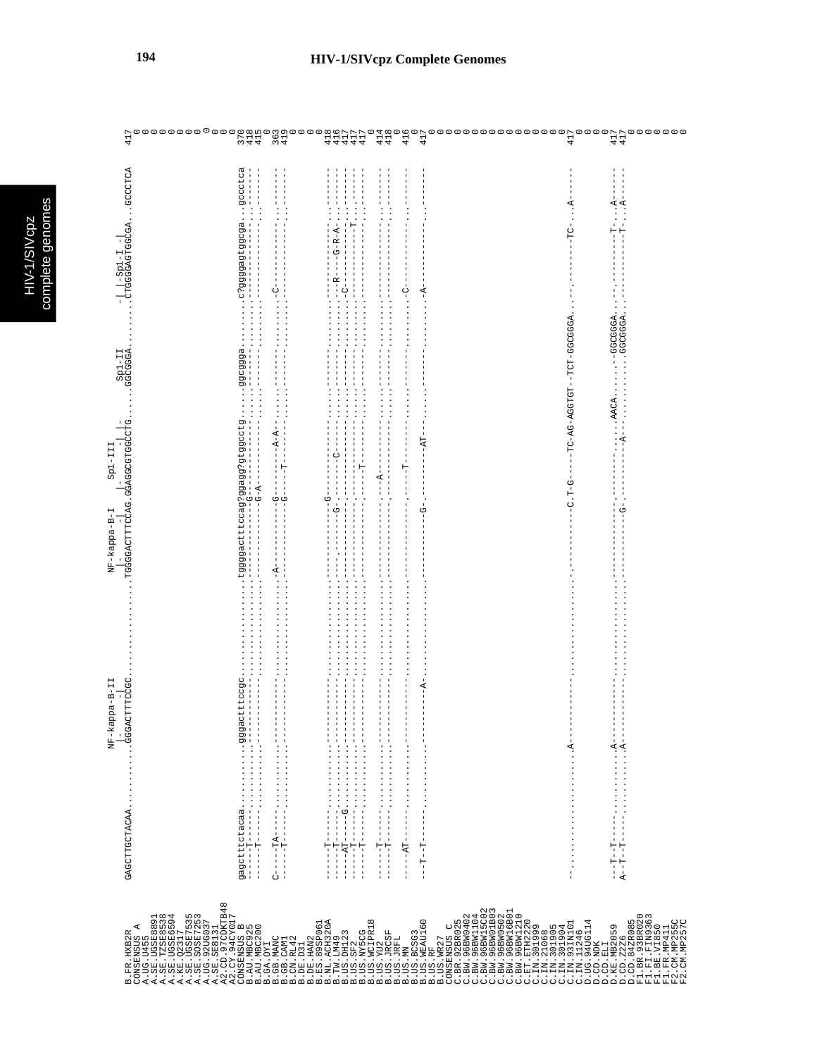```
                                  NF-kappa-B-II                  NF-kappa-B-I     Sp1-III                Sp1-II        -|-Sp1-I--|
B.FR.HXB2R      GAGCTTGCTACAA..........GGGACTTTCCGC..............TGGGGACTTTCCAG.GGAGGCGTGGCCTG.....GGCGGGA.......CTGGGGAGTGGCGA...GCCCTCA   417
CONSENSUS A                                                                                                                              0
A.UG.U455                                                                                                                                0
A.SE.UGSE8891                                                                                                                            0
A.SE.TZSE8538                                                                                                                            0
A.SE.UGSE6594                                                                                                                            0
A.KE.Q2317                                                                                                                               0
A.SE.UGSE7535                                                                                                                            0
A.SE.SOSE7253                                                                                                                            0
A.UG.92UG037                                                                                                                             0
A.SE.SE8131                                                                                                                              0
A2.CD.97CDKTB48                                                                                                                          0
A2.CY.94CY017                                                                                                                            0
CONSENSUS B     gagctttctacaa..........gggactttccgc..............tggggactttccag?ggagg?gtggcctg.....ggcggga.......c?ggggagtggcga...gccctca   370
B.AU.MBC925     -----T-------..........------------..............--------------.--G-----------.....-------.......--------------...-------   418
B.AU.MBC200     -----T-------..........------------..............--------------.--G-A---------.....-------.......--------------...-------   415
B.GA.OYI                                                                                                                                 0
B.GB.MANC       C-----TA-----..........------------..............-A------------.--G-------A-A-.....-------.......-C------------...-------   363
B.GB.CAM1       -----T-------..........------------..............--------------.--G----T------.....-------.......--------------...-------   419
B.CN.RL42                                                                                                                                0
B.DE.D31                                                                                                                                 0
B.DE.HAN2                                                                                                                                0
B.ES.89SP061                                                                                                                             0
B.NL.ACH320A    -----T-------..........------------..............--------------.--G-----------.....-------.......--------------...-------   418
B.TW.LM49       -----T-------..........------------..............--------------.G------C------.....-------.......---R---G-R-A-...-------   416
B.US.DH123      -----AT-----G..........------------..............--------------.--------------.....-------.......--C-----------...-------   417
B.US.SF2        -----T-------..........------------..............--------------.--------------.....-------.......--------------...-------   417
B.US.NY5CG      -----T-------..........------------..............--------------.------T-------.....-------.......----------T---...-------   417
B.US.WCIPR18                                                                                                                             0
B.US.YU2        -----T-------..........------------..............--------------.-----A--------.....-------.......--------------...-------   414
B.US.JRCSF      -----T-------..........------------..............--------------.--------------.....-------.......--------------...-------   418
B.US.JRFL                                                                                                                                0
B.US.MN         -----AT------..........------------..............--------------.-----T--------.....-------.......-C------------...-------   416
B.US.BCSG3                                                                                                                               0
B.US.WEAU160    ---T--T------..........-----------A..............--------------.G---------AT--.....-------.......-A------------...-------   417
B.US.RF                                                                                                                                  0
B.US.WR27                                                                                                                                0
CONSENSUS C                                                                                                                              0
C.BR.92BR025                                                                                                                             0
C.BW.96BW0402                                                                                                                            0
C.BW.96BW1104                                                                                                                            0
C.BW.96BW15C02                                                                                                                           0
C.BW.96BW01B03                                                                                                                           0
C.BW.96BW0502                                                                                                                            0
C.BW.96BW16B01                                                                                                                           0
C.BW.96BW1210                                                                                                                            0
C.ET.ETH2220                                                                                                                             0
C.IN.301999                                                                                                                              0
C.IN.21068                                                                                                                               0
C.IN.301905                                                                                                                              0
C.IN.301904                                                                                                                              0
C.IN.93IN101    -............A----------...........................-C.T-G-----TC-AG-AGGTGT--TCT-GGCGGGA..---------TC-...A------   417
C.IN.11246                                                                                                                               0
D.UG.94UG114                                                                                                                             0
D.CD.NDK                                                                                                                                 0
D.CD.ELI                                                                                                                                 0
D.KE.MB2059     --T--T-----..........A----------..............--------------.--------------AACA.......GGCGGGA..----------T-..A------   417
D.CD.Z2Z6       A--T--T-----..........A----------..............--------------.G---------A--.........GGCGGGA..----------T-..A------   417
D.CD.84ZR085                                                                                                                             0
F1.BR.93BR020                                                                                                                            0
F1.FI.FIN9363                                                                                                                            0
F1.BE.VI850                                                                                                                              0
F1.FR.MP411                                                                                                                              0
F2.CM.MP255C                                                                                                                             0
F2.CM.MP257C                                                                                                                             0
```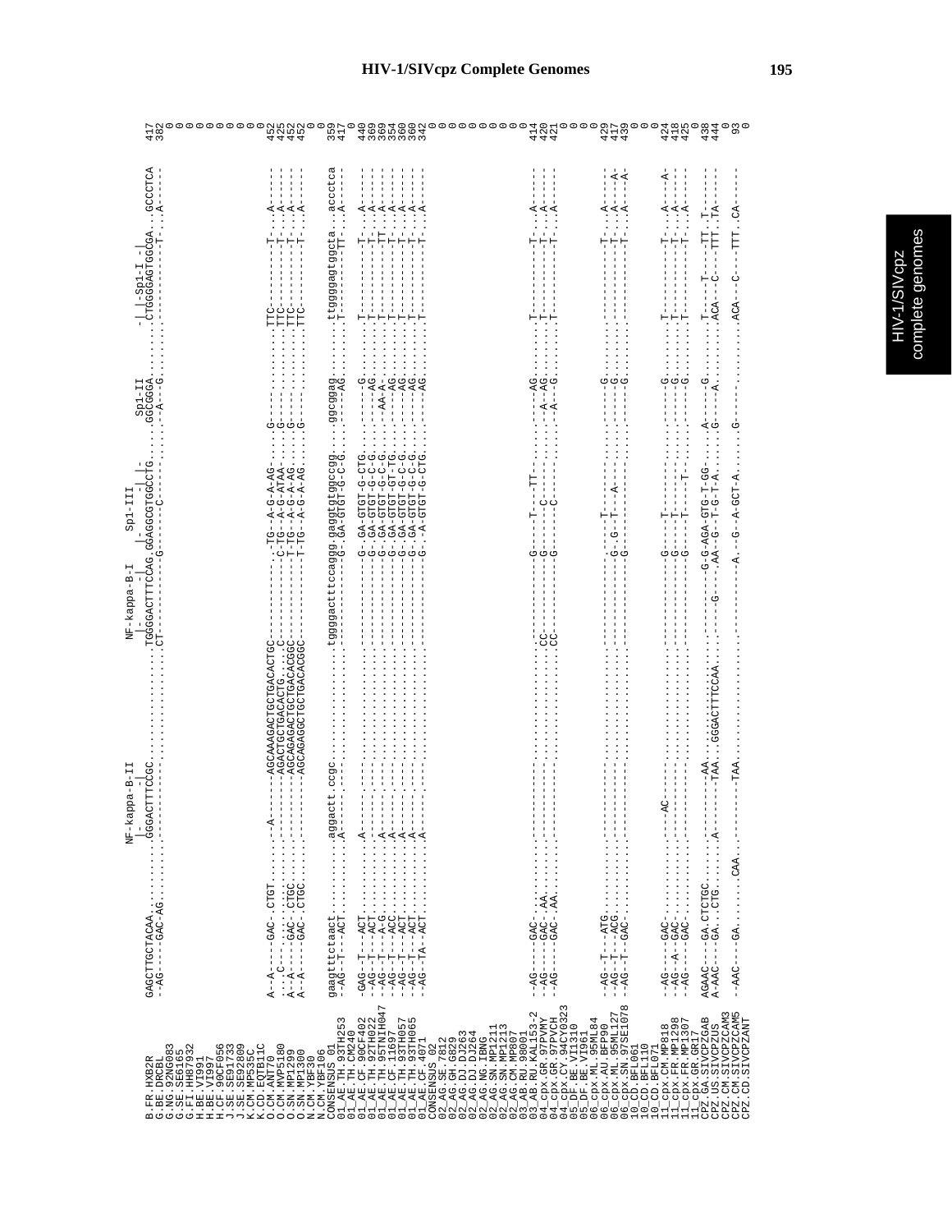# HIV-1/SIVcpz Complete Genomes

```
                          NF-kappa-B-II                              NF-kappa-B-I      Sp1-III              Sp1-II             -|  |-Sp1-I-|
B.FR.HXB2R        GAGCTTGCTACAA.........GGGACTTTCCGC...........................TGGGGACTTTCCAG.GGAGGCGTGGCCTG......GGCGGGA.......CTGGGGAGTGGCGA...GCCCTCA   417
G.BE.DRCBL        --AG----GAC-AG.............................................CT-----------G-------C-----......--A---G.......-----------T-...A-----    382
G.NG.92NG083                                                                                                                                                   0
G.SE.SE6165                                                                                                                                                    0
G.FI.HH87932                                                                                                                                                   0
H.BE.VI991                                                                                                                                                     0
H.BE.VI997                                                                                                                                                     0
H.CF.90CF056                                                                                                                                                   0
J.SE.SE91733                                                                                                                                                   0
J.SE.SE92809                                                                                                                                                   0
K.CM.MP535C                                                                                                                                                    0
K.CD.EQTB11C                                                                                                                                                   0
O.CM.ANT70        A--A----GAC.CTGT.....--A-----AGCAAAGACTGCTGACACTGC..........-.TG--A-G-A-AG.....G--......TTC--------T-...A-----                  452
O.CM.MVP5180      ....C-.......................-AGACTGCTGACACTG....C..........-C-TG--A-G-ATAA.....G--......TTC--------T-...A-----                  425
O.SN.MP1299       A--A----GAC.CTGC.............-AGCAGAGACTGCTGACACGGC..........-T-TG--A-G-A-AG.....G--......TTC--------T-...A-----                  452
O.SN.MP1300       A--A----GAC.CTGC.............-AGCAGAGGCTGCTGACACGGC..........-T-TG--A-G-A-AG.....G--......TTC--------T-...A-----                  452
N.CM.YBF30                                                                                                                                                     0
N.CM.YBF106                                                                                                                                                    0
CONSENSUS_01      gaagtttctaact.........aggactt.ccgc...........................tggggactttccaggg.gaggtgtggccgg......ggcggag.......ttggggagtggcta...accctca   359
01_AE.TH.93TH253  -AG--T---ACT..........A--------.............................-G.GA-GTGT-G-C-G......--A6.......T----------TT-...A-----              417
01_AE.TH.CM240                                                                                                                                                 0
01_AE.CF.90CF402  -GAG--T---ACT.........A-----.................................G.GA-GTGT-G-CTG......----G.......T----------T-...A-----               440
01_AE.TH.92TH022  --AG--T---ACT..............................................G.GA-GTGT-G-C-G......---AG.......T----------T-...A-----               369
01_AE.TH.95TNIH047 --AG--T---A-G.........A-----...............................G.GA-GTGT-G-C-G......--AA-A.......T----------TT-...A-----              369
01_AE.CF.1169     --AG--T---ACC.........A-----...............................G.GA-GTGT-GT-TG......---AG.......T----------T-...A-----               354
01_AE.TH.93TH057  --AG--T---ACT.........A-----...............................G.GA-GTGT-G-C-G......---AG.......T----------T-...A-----               360
01_AE.TH.93TH065  --AG--T---ACT.........A-----...............................G.GA-GTGT-G-C-G......---AG.......T----------T-...A-----               360
01_AE.CF.4071     --AG--TA--ACT.........A-----...............................G.-A-GTGT-G-CTG......---AG.......T----------T-...A-----               342
CONSENSUS_02                                                                                                                                                   0
02_AG.SE.7812                                                                                                                                                  0
02_AG.GH.G829                                                                                                                                                  0
02_AG.DJ.DJ263                                                                                                                                                 0
02_AG.DJ.DJ264                                                                                                                                                 0
02_AG.NG.IBNG                                                                                                                                                  0
02_AG.SN.MP1211                                                                                                                                                0
02_AG.SN.MP1213                                                                                                                                                0
02_AG.CM.MP807                                                                                                                                                 0
03_AB.RU.98001                                                                                                                                                 0
03_AB.RU.KAL153-2 --AG----GAC.........................................G------T---TT-......---AG.......T----------T-...A-----                     414
04_cpx.GR.97PVMY  --AG----GAC.AA....................................CC.G------C-----......--A-AG.......T----------T-...A-----                      420
04_cpx.GR.97PVCH  --AG----GAC.AA....................................CC.G------C-----......--A---G.......T----------T-...A-----                      421
04_cpx.CY.94CY032                                                                                                                                              0
05_DF.BE.VI1310                                                                                                                                                0
05_DF.BE.VI961                                                                                                                                                 0
06_cpx.ML.95ML84                                                                                                                                               0
06_cpx.AU.BFP90   --AG--T---ATG.........................................-------T-----......----G.......-----------T-...A-----                     429
06_cpx.ML.95ML127 --AG--T---ACG.........................................G-G---T---A-......----G.......-----------T-...A----A-                   417
06_cpx.SN.97SE1078 --AG--T--GAC.........................................G------------......----G.......-----------T-...A----A-                   439
10_CD.BFL061                                                                                                                                                   0
10_CD.BFL110                                                                                                                                                   0
10_CD.BFL071                                                                                                                                                   0
11_cpx.CM.MP818   --AG----GAC.........-AC-.............................G------T-----......----G.......T----------T-...A----A-                     424
11_cpx.FR.MP1298  --AG--A-GAC.........................................G------T-----......----G.......T----------T-...A-----                     418
11_cpx.FR.MP1307  --AG----GAC.........................................G------T---T-......----G.......T----------T-...A-----                      425
11_cpx.GR.GR17                                                                                                                                                 0
CPZ.GA.SIVCPZGAB  AGAAC---GA.CTCTGC.............AA..........................G-G-AGA-GTG-T-GG......A----G.......T----T----TT.T-----              438
CPZ.US.SIVCPZUS   A-AAC---GA..CTG.......A.......TAA.GGGACTTTCCAA.......G-----AA--G--T-G-T-A......G----A.......ACA--C----TTT.TA----              444
CPZ.CM.SIVCPZCAM3                                                                                                                                              0
CPZ.CM.SIVCPZCAM5 --AAC---GA........CAA.........TAA...........................A.--G--A-GCT-A......G----.........ACA--C----TTT.CA----              93
CPZ.CD.SIVCPZANT                                                                                                                                               0
```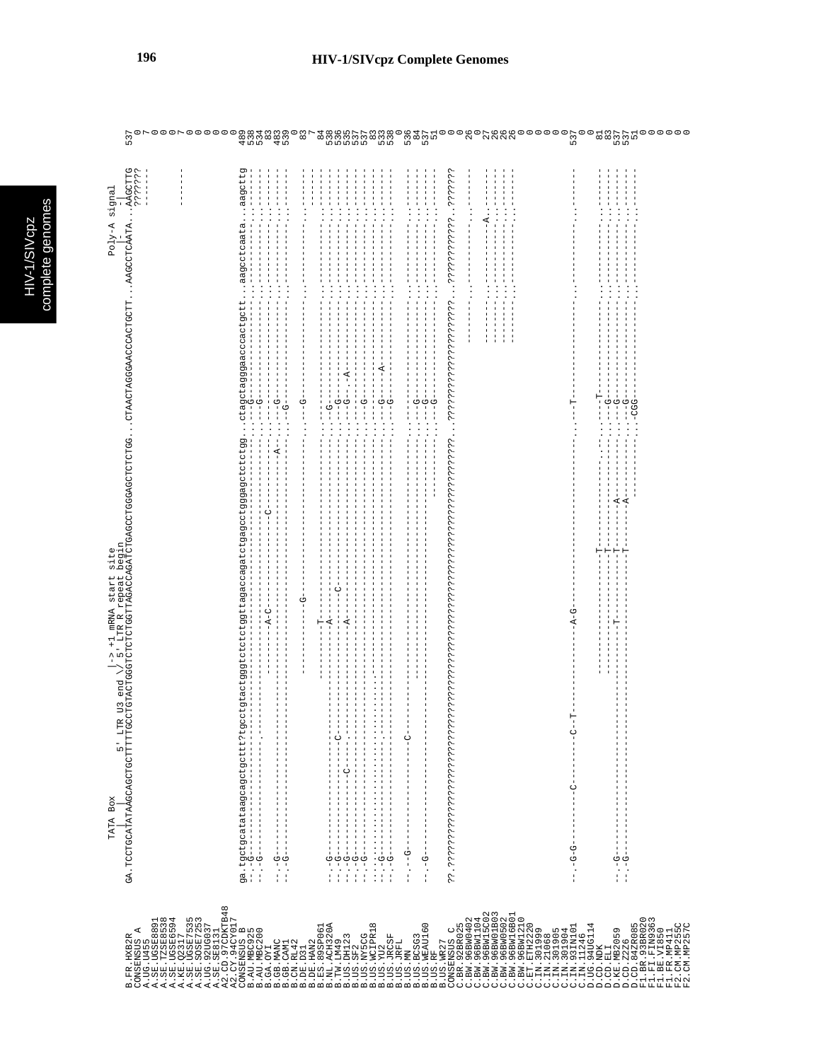```
                      TATA Box                          |->+1 mRNA start site                                                                                          Poly-A signal
                         |          5' LTR U3 end \/ 5' LTR R repeat begin                                                                                              |
B.FR.HXB2R       GA.TCCTGCATATAAGCAGCTGCTTTTTGCCTGTACTGGGTCTCTCTGGTTAGACCAGATCTGAGCCTGGGAGCTCTCTGG...CTAACTAGGGAACCCACTGCTT...AAGCCTCAATA...AAGCTTG   537
CONSENSUS_A                                                                                                                                                        ???????    0
A.UG.U455                                                                                                                                                          -------    7
A.SE.UGSE8891                                                                                                                                                                 0
A.SE.TZSE8538                                                                                                                                                                 0
A.SE.UGSE6594                                                                                                                                                                 0
A.KE.Q2317                                                                                                                                                         -------    7
A.SE.UGSE7535                                                                                                                                                                 0
A.SE.SOSE7253                                                                                                                                                                 0
A.UG.92UG037                                                                                                                                                                  0
A.SE.SE8131                                                                                                                                                                   0
A2.CD.97CDKTB48                                                                                                                                                               0
A2.CY.94CY017                                                                                                                                                                 0
CONSENSUS_B      ga.tgctgcatataagcagctgcttt?tgcctgtactgggtctctctggttagaccagatctgagcctgggagctctctgg...ctagctagggaacccactgctt...aagcctcaata...aagcttg   489
B.AU.MBC925      --.-G------------------------------------------------------------------------...---G------------------...-----------...-------   538
B.AU.MBC200      --.-G------------------------------------------------------------------------...---G------------------...-----------...-------   534
B.GA.OYI                                     ----------A-C-------------------C-----------...----------------------...-----------...-------    83
B.GB.MANC        --.-G-----------------------------------------------------------------A-...---G------------------...-----------...-------   483
B.GB.CAM1        --.-G------------------------------------------------------------------...--G-------------------...-----------...-------   539
B.CN.RL42                                                                                                                                                                     0
B.DE.D31                                              ---------G---------------------------...---G------------------...-----------...-------    83
B.DE.HAN2                                                                                                                                                          -------    7
B.ES.89SP061                                          ---------T---------------------------...----------------------...-----------...-------    84
B.NL.ACH320A     --.-G-----------------------------------A-----------------------------...-G--------------------...-----------...-------   538
B.TW.LM49        --.-G-------------C---------------------------C------------------------...---G------------------...-----------...-------   536
B.US.DH123       --.-G----------------------------------------------------------------...---G---A--------------...-----------...-------   535
B.US.SF2         --.-G-------------C----------------------A----------------------------...---G------------------...-----------...-------   537
B.US.NY5CG       --.-G-----------------------------------------------------------------...----------------------...-----------...-------   537
B.US.WCIPR18     --.------------------------------------------------------------------...---G------------------...-----------...-------    83
B.US.YU2         --.-G-----------------------------------------------------------------...---G---A--------------...-----------...-------   533
B.US.JRCSF       --.-G-----------------------------------------------------------------...---G------------------...-----------...-------   538
B.US.JRFL                                                                                                                                                                     0
B.US.MN          --.--G------------C----------------------------------------------------...----------------------...-----------...-------   536
B.US.BCSG3                                            -------------------------------------...---G------------------...-----------...-------    84
B.US.WEAU160     --.-G-----------------------------------------------------------------...---G------------------...-----------...-------   537
B.US.RF                                                                     -------------...---G------------------...-----------...-------    51
B.US.WR27                                                                                                                                                                     0
CONSENSUS_C      ??.???????????????????????????????????????????????????????????????????????...??????????????????????...???????????...???????    0
C.BR.92BR025                                                                                                                                                                  0
C.BW.96BW0402                                                                                               -------...-----------...-------    26
C.BW.96BW1104                                                                                                                                                                 0
C.BW.96BW15C02                                                                                              -------...---------A-...-------    27
C.BW.96BW01B03                                                                                              -------...-----------...-------    26
C.BW.96BW0502                                                                                               -------...-----------...-------    26
C.BW.96BW16B01                                                                                              -------...-----------...-------    26
C.BW.96BW1210                                                                                                                                                                 0
C.ET.ETH2220                                                                                                                                                                  0
C.IN.301999                                                                                                                                                                   0
C.IN.21068                                                                                                                                                                    0
C.IN.301905                                                                                                                                                                   0
C.IN.301904                                                                                                                                                                   0
C.IN.93IN101     --.-G-G-------C---------C--T------------A-G----------------------------...---T------------------...-----------...-------   537
C.IN.11246                                                                                                                                                                    0
D.UG.94UG114                                                                                                                                                                  0
D.CD.NDK                                       ---------------T----------------------------...---T------------------...-----------...-------    81
D.CD.ELI                                       ---------------T----------------------------...---G------------------...-----------...-------    83
D.KE.MB2059      --.-G-----------------------T----------T--------A-----------------------...---G------------------...-----------...-------   537
D.CD.Z2Z6        --.-G-----------------------------------T--------A-----------------------...---G------------------...-----------...-------   537
D.CD.84ZR085                                                              -------A-----------...-CGG------------------...-----------...-------    51
F1.BR.93BR020                                                                                                                                                                 0
F1.FI.FIN9363                                                                                                                                                                 0
F1.BE.VI850                                                                                                                                                                   0
F1.FR.MP411                                                                                                                                                                   0
F2.CM.MP255C                                                                                                                                                                  0
F2.CM.MP257C                                                                                                                                                                  0
```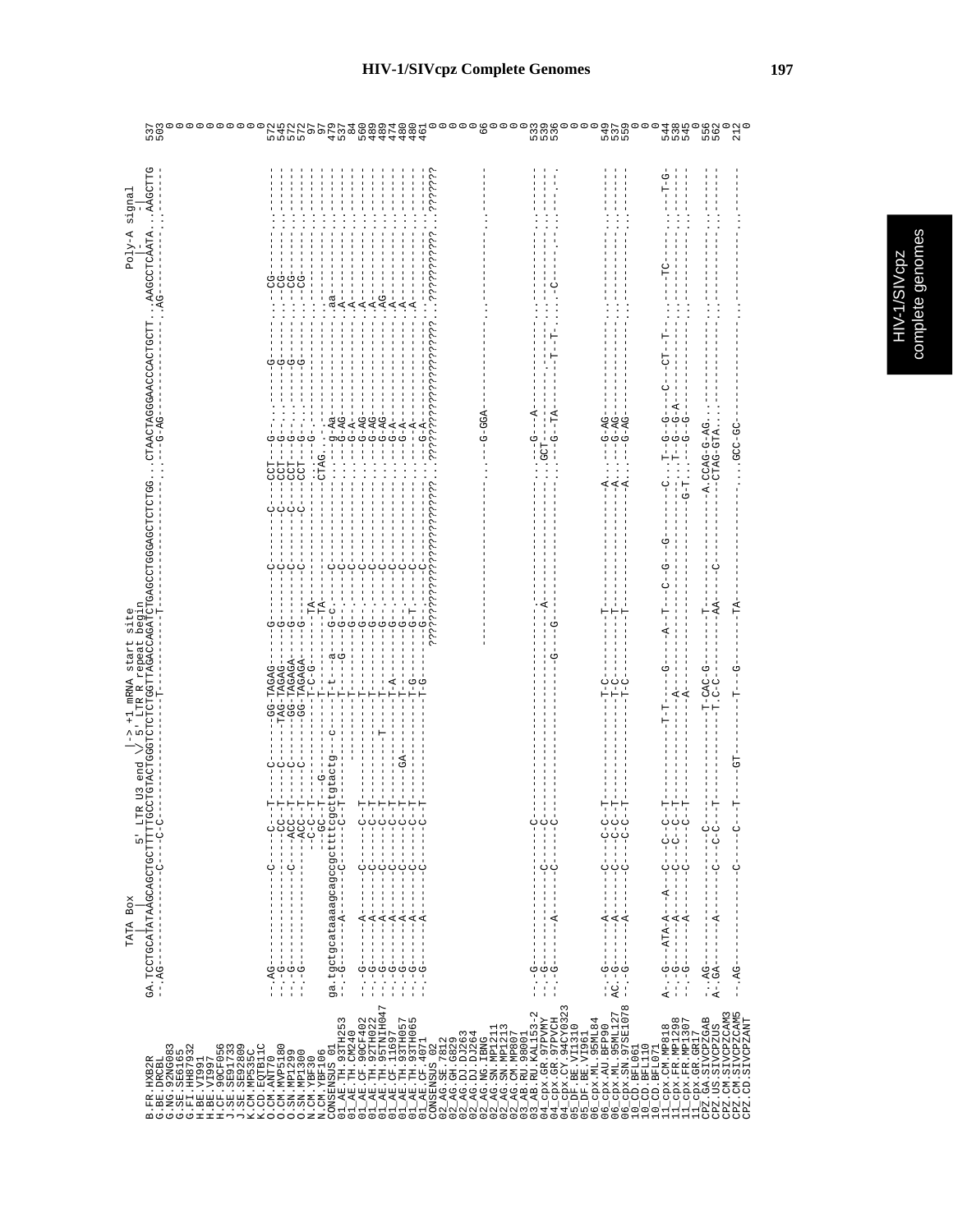# HIV-1/SIVcpz Complete Genomes

```
                        TATA Box         5' LTR U3 end  |-> +1 mRNA start site                                      Poly-A signal
                            |                         \/ 5' LTR R repeat begin                                           |
B.FR.HXB2R       GA.TCCTGCATATAAGCAGCTGCTTTTTGCCTGTACTGGGTCTCTCTGGTTAGACCAGATCTGAGCCTGGGAGCTCTCTGG...CTAACTAGGGAACCCACTGCTT...AAGCCTCAATA...AAGCTTG  537
G.BE.DRCBL       --.AG--------------C----C-C----------------T-----------------------------------------G-AG----------------------.AG-----------.------  503
G.NG.92NG083                                                                                                                                        0
G.SE.SE6165                                                                                                                                         0
G.FI.HH87932                                                                                                                                        0
H.BE.VI991                                                                                                                                          0
H.BE.VI997                                                                                                                                          0
H.CF.90CF056                                                                                                                                        0
J.SE.SE91733                                                                                                                                        0
J.SE.SE92809                                                                                                                                        0
K.CM.MP535C                                                                                                                                         0
K.CD.EQTB11C                                                                                                                                        0
O.CM.ANT70       --.AG-----------C-----C--T------C------GG-TAGAG----G------C------C---CCT--G-.------G------.----CG----------.-------  572
O.CM.MVP5180     --.-G-----------------CC-T------C-----TAG-TAGAG----G------C------C---CCT--G-.------G------.----CG----------.-------  545
O.SN.MP1299      --.-G-----------C----ACC--T-----C------GG-TAGAGA---G------C------C---CCT--G-.------G------.----CG----------.-------  572
O.SN.MP1300      --.-G----------------ACC--T-----C------GG-TAGAGA---G------C------C---CCT--G-.------G------.----CG----------.-------  572
N.CM.YBF30       --------------------C-C--T--G----------T--C-G-------TA-------------------CTAG.---G-----------------.----------------.-------   97
N.CM.YBF106      --------------------C-C--T--G--------------------TA---------------------------------------------------.-------   97
CONSENSUS_01     ga.tgctgcataaaagcagccgcttttcgcttgtactg-c----T-t---a---G-c--C--------------------g-Aa-----------.aa-----------.-------  479
01_AE.TH.93TH253 --.G----A-----C--C--T--------------T---------G-----G-------C------------------G-AG-----------.A------------.-------  537
01_AE.TH.CM240   ------------------------------------T-------------G-------C------------------G-A-------------.A------------.-------   84
01_AE.CF.90CF402 --.G------A-----C------C--T----------T-------------G-------C------------------G-AG-----------.A------------.-------  560
01_AE.TH.92TH022 --.G------A-----C------C--T----------T-------------G-------C------------------G-AG-----------.A------------.-------  489
01_AE.TH.95TNIH047 -.G------A-----C------C--T-------T--T-------------G-------C------------------G-AG-----------.AG-----------.-------  489
01_AE.CF.1169    --.G------A-----C------C--T----------T-A-----------G-------C------------------G-A------------.A------------.-------  474
01_AE.TH.93TH057 --.G------A-----C------C--T-----GA---T-------------G-------C------------------G-A------------.A------------.-------  480
01_AE.TH.93TH065 --.G------A-----C------C--T----------T-G-----------G-T-----C------------------G-A------------.A------------.-------  480
01_AE.CF.4071    --.G------A-----C------C--T----------T-G-----------G-------C------------------G-A------------.A------------.-------  461
CONSENSUS_02     ????????????????????????????????????????????????????????????????????????????????????????????????????????????????????????    0
02_AG.SE.7812                                                                                                                                       0
02_AG.GH.G829                                                                                                                                       0
02_AG.DJ.DJ263                                                                                                                                      0
02_AG.DJ.DJ264                                                                                                                                      0
02_AG.NG.IBNG                                     ------------------------------------------G-GGA----------------------.------------.-------   66
02_AG.SN.MP1211                                                                                                                                     0
02_AG.SN.MP1213                                                                                                                                     0
02_AG.CM.MP807                                                                                                                                      0
03_AB.RU.98001                                                                                                                                      0
03_AB.RU.KAL153-2 --.G----------------C--------------------------------------------------G----A----------------.------------.-------  533
04_cpx.GR.97PVMY --.G--------C------C-------------------A-----------------------------GCT-----------------------.------------.-------  539
04_cpx.GR.97PVCH --.G------A------C------C---------------G----G----------------------G---TA--------T--T----C---.------------.-------  536
04_cpx.CY.94CY0323                                                                                                                                  0
05_DF.BE.VI1310                                                                                                                                     0
05_DF.BE.VI961                                                                                                                                      0
06_cpx.ML.95ML84                                                                                                                                    0
06_cpx.AU.BFP90  --.G------A------C---C-C--T-------------T-C--------T------------A.----G-AG-----------------.------------.-------  549
06_cpx.ML.95ML127 AC.G------A------C---C-C--T-------------T-C--------T------------A.----G-AG-----------------.------------.-------  537
06_cpx.SN.97SE1078 -.G------A------C---C-C--T-------------T-C--------T------------A.----G-AG-----------------.------------.-------  559
10_CD.BFL061                                                                                                                                        0
10_CD.BFL110                                                                                                                                        0
10_CD.BFL071                                                                                                                                        0
11_cpx.CM.MP818  A-.G---ATA-A--A---C--C--C--T-----------T-T-----G------A--T---C--G---G-------C.--T--G--G-----C---CT--T----TC----------.---T-G-  544
11_cpx.FR.MP1298 --.G------A------C---C--C--T-------------A-----------------------------T--G--G-A-----------------.------------.-------  538
11_cpx.FR.MP1307 --.G------A------C---C--C--T-------------A--------------------------G-T.--G--G-----------------.------------.-------  545
11_cpx.GR.GR17                                                                                                                                      0
CPZ.GA.SIVCPZGAB --.AG------------C---C--T--------------T-CAC-G------T----------------A.CCAG-G-AG.-----------------.------------.-------  556
CPZ.US.SIVCPZUS  A-.GA------A------C-C-C--T-------------T.C-C--------AA------C------------CTAG-GTA.-----------------.------------.-------  562
CPZ.CM.SIVCPZCAM3                                                                                                                                   0
CPZ.CM.SIVCPZCAM5                                                                                                                                   0
CPZ.CD.SIVCPZANT --.AG-----------C----C--T--GT-------T------G------TA--------------------GCC-GC------------------.------------.-------  212
```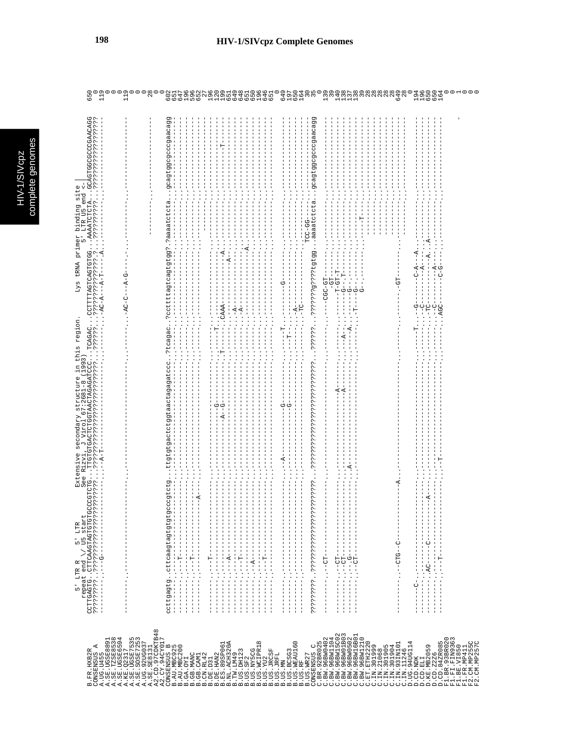```
                5' LTR R        5' LTR        Extensive secondary structure in this region.       Lys tRNA primer binding site
              repeat end \/ U5 start          See Rizvi, J Virol 67:2681-8 (1993)                      5' LTR U5 end  <-|
B.FR.HXB2R    CCTTGAGTG.CTTCAAGTAGTGTGTGCCCGTCTG..TTGTGTGACTCTGGTAACTAGAGATCCC..TCAGAC..CCTTTTAGTCAGTGTGG..AAAATCTCTA..GCAGTGGCGCCCGAACAGG  650
CONSENSUS_A   ?????????.??????????????????????????..????????????????????????????..??????..?????????????????.?..??????????..???????????????????    0
A.UG.U455     ---------.---G----------------------..---A-T----------------------..------..-AC-A---A-T----.A...----------..-------------------  119
CONSENSUS_B   ccttgagtg.cttcaagtagtgtgtgcccgtctg..ttgtgtgactctggtaactagagatccc..?tcagac..?ccttttagtcagtgtgg?.?aaaatctcta..gcagtggcgcccgaacagg  602
CONSENSUS_C   ?????????.??????????????????????????..????????????????????????????..??????..????????g????tgtgg..aaaatctcta..gcagtggcgcccgaacagg    0
```

Sequence alignment (HIV-1/SIVcpz complete genomes, 5' LTR R/U5 to primer binding site) for sequences: A.SE.UGSE8891, A.SE.TZSE8538, A.SE.UGSE6594, A.KE.Q23I7, A.SE.SOSE7535, A.SE.SOSE7253, A.UG.92UG037, A.SE.SE8131, A2.CD.97CDKTB48, A2.CY.94CY017, B.AU.MBC925, B.AU.MBC200, B.GA.OYI, B.GB.MANC, B.GB.CAM1, B.CN.RL42, B.DE.D31, B.DE.HAN2, B.ES.89SP061, B.NL.ACH320A, B.TW.LM49, B.US.DH123, B.US.SF2, B.US.NY5CG, B.US.WCIPR18, B.US.YU2, B.US.JRCSF, B.US.JRFL, B.US.MN, B.US.BCSG3, B.US.WEAU160, B.US.RF, B.US.WR27, C.BR.92BR025, C.BW.96BW0402, C.BW.96BW1104, C.BW.96BW15C02, C.BW.96BW01B03, C.BW.96BW0502, C.BW.96BW16B01, C.BW.96BW1210, C.ET.ETH2220, C.IN.301999, C.IN.21068, C.IN.301905, C.IN.301904, C.IN.93IN101, C.IN.11246, D.UG.94UG114, D.CD.NDK, D.CD.ELI, D.KE.MB2059, D.CD.Z2Z6, D.CD.84ZR085, F1.BR.93BR020, F1.FI.FIN9363, F1.BE.VI850, F1.FR.MP411, F2.CM.MP255C, F2.CM.MP257C, with end positions: 650, 0, 119, 0, 0, 0, 0, 119, 0, 0, 0, 28, 0, 0, 602, 651, 647, 196, 596, 652, 27, 196, 120, 199, 651, 649, 648, 651, 650, 196, 646, 651, 0, 649, 197, 650, 164, 30, 35, 0, 139, 39, 140, 138, 137, 138, 39, 28, 28, 28, 28, 649, 28, 194, 196, 650, 650, 164, 0, 0, 1, 0, 0, 0.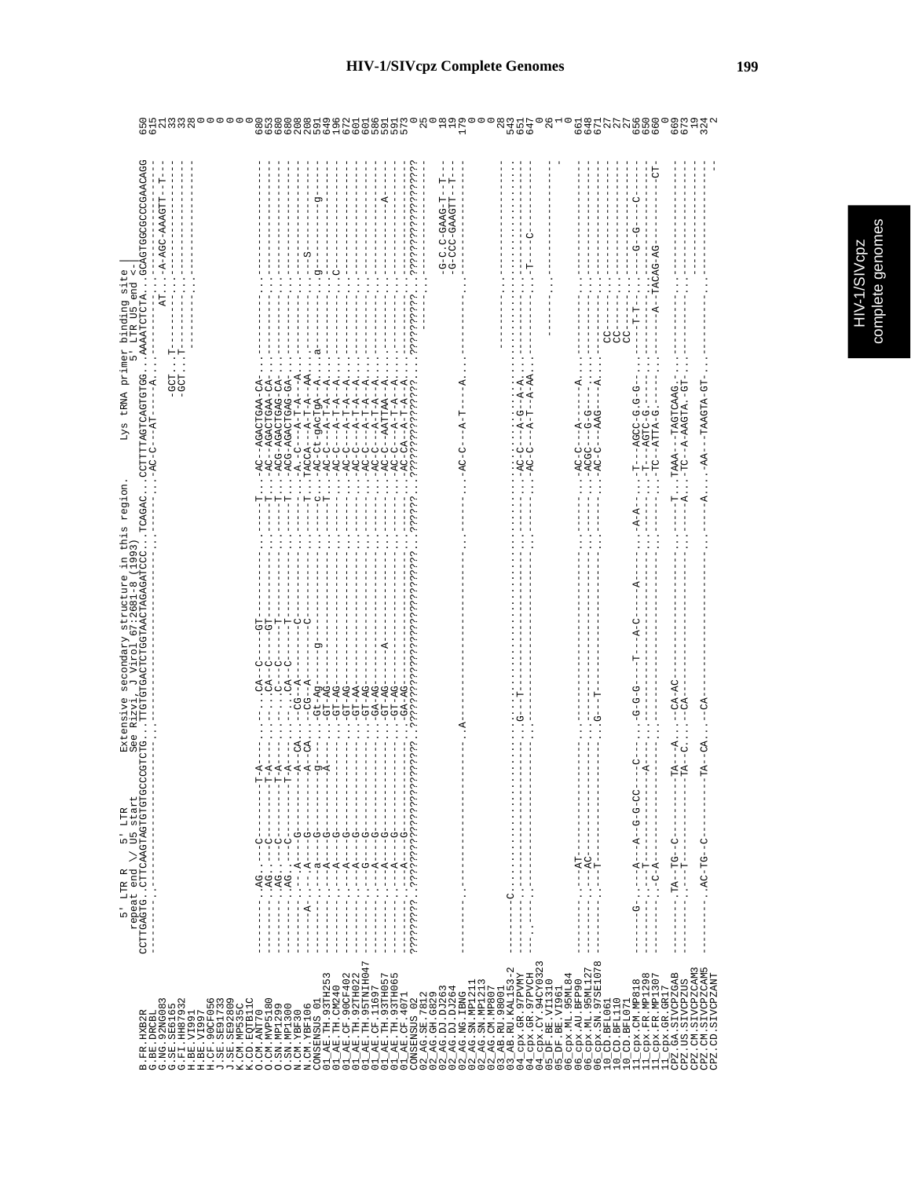# HIV-1/SIVcpz Complete Genomes

```
                    5' LTR R        5' LTR              Extensive secondary structure in this region.          Lys tRNA primer binding site
                   repeat end \/ U5 start              See Rizvi, J Virol 67:2681-8 (1993)                                  5' LTR U5 end <-|
                CCTTGAGTG.CTTCAAGTAGTGTGTGCCCGTCTG...TTGTGTGACTCTGGTAACTAGAGATCCC...TCAGAC...CCTTTTAGTCAGTGTGG...AAAATCTCTA...GCAGTGGCGCCCGAACAGG  650
B.FR.HXB2R
G.BE.DRCBL
G.NG.92NG083
G.SE.SE6165
G.FI.HH87932
H.BE.VI991
H.BE.VI997
H.CF.90CF056
J.SE.SE9173
J.SE.SE92809
K.CM.MP535C
K.CD.EQTB11C
O.CM.ANT70
O.CM.MVP5180
O.SN.MP1299
O.SN.MP1300
N.CM.YBF30
N.CM.YBF106
CONSENSUS_01
01_AE.TH.93TH253
01_AE.TH.CM240
01_AE.CF.90CF402
01_AE.TH.92TH022
01_AE.TH.95TNIH047
01_AE.CF.1169
01_AE.TH.93TH057
01_AE.TH.93TH065
01_AE.CF.4071
CONSENSUS_02
02_AG.SE.7812
02_AG.GH.G829
02_AG.DJ.DJ263
02_AG.DJ.DJ264
02_AG.NG.IBNG
02_AG.SN.MP1211
02_AG.SN.MP1213
02_AG.CM.MP807
03_AB.RU.98001
03_AB.RU.KAL153-2
04_cpx.GR.97PVMY
04_cpx.GR.97PVCH
04_cpx.CY.94CY032
05_DF.BE.VI1310
05_DF.BE.VI961
06_cpx.ML.95ML84
06_cpx.AU.BFP90
06_cpx.ML.95ML127
06_cpx.SN.97SE1078
10_CD.BFL061
10_CD.BFL110
10_CD.BFL071
11_cpx.CM.MP818
11_cpx.FR.MP1298
11_cpx.FR.MP1307
11_cpx.GR.GR17
CPZ.GA.SIVCPZGAB
CPZ.US.SIVCPZUS
CPZ.CM.SIVCPZCAM3
CPZ.CM.SIVCPZCAM5
CPZ.CD.SIVCPZANT
```

| Sequence | Position |
|---|---|
| B.FR.HXB2R | 650 |
| G.BE.DRCBL | 615 |
| G.NG.92NG083 | 21 |
| G.SE.SE6165 | 33 |
| G.FI.HH87932 | 33 |
| H.BE.VI991 | 28 |
| H.BE.VI997 | 0 |
| H.CF.90CF056 | 0 |
| J.SE.SE9173 | 0 |
| J.SE.SE92809 | 0 |
| K.CM.MP535C | 0 |
| K.CD.EQTB11C | 0 |
| O.CM.ANT70 | 680 |
| O.CM.MVP5180 | 653 |
| O.SN.MP1299 | 680 |
| O.SN.MP1300 | 680 |
| N.CM.YBF30 | 208 |
| N.CM.YBF106 | 208 |
| CONSENSUS_01 | 591 |
| 01_AE.TH.93TH253 | 649 |
| 01_AE.TH.CM240 | 196 |
| 01_AE.CF.90CF402 | 672 |
| 01_AE.TH.92TH022 | 601 |
| 01_AE.TH.95TNIH047 | 601 |
| 01_AE.CF.1169 | 586 |
| 01_AE.TH.93TH057 | 591 |
| 01_AE.TH.93TH065 | 591 |
| 01_AE.CF.4071 | 573 |
| CONSENSUS_02 | 0 |
| 02_AG.SE.7812 | 25 |
| 02_AG.GH.G829 | 0 |
| 02_AG.DJ.DJ263 | 18 |
| 02_AG.DJ.DJ264 | 19 |
| 02_AG.NG.IBNG | 179 |
| 02_AG.SN.MP1211 | 0 |
| 02_AG.SN.MP1213 | 0 |
| 02_AG.CM.MP807 | 0 |
| 03_AB.RU.98001 | 28 |
| 03_AB.RU.KAL153-2 | 543 |
| 04_cpx.GR.97PVMY | 651 |
| 04_cpx.GR.97PVCH | 647 |
| 04_cpx.CY.94CY032 | 0 |
| 05_DF.BE.VI1310 | 26 |
| 05_DF.BE.VI961 | 1 |
| 06_cpx.ML.95ML84 | 0 |
| 06_cpx.AU.BFP90 | 661 |
| 06_cpx.ML.95ML127 | 648 |
| 06_cpx.SN.97SE1078 | 671 |
| 10_CD.BFL061 | 27 |
| 10_CD.BFL110 | 27 |
| 10_CD.BFL071 | 27 |
| 11_cpx.CM.MP818 | 656 |
| 11_cpx.FR.MP1298 | 650 |
| 11_cpx.FR.MP1307 | 660 |
| 11_cpx.GR.GR17 | 0 |
| CPZ.GA.SIVCPZGAB | 669 |
| CPZ.US.SIVCPZUS | 673 |
| CPZ.CM.SIVCPZCAM3 | 19 |
| CPZ.CM.SIVCPZCAM5 | 324 |
| CPZ.CD.SIVCPZANT | 2 |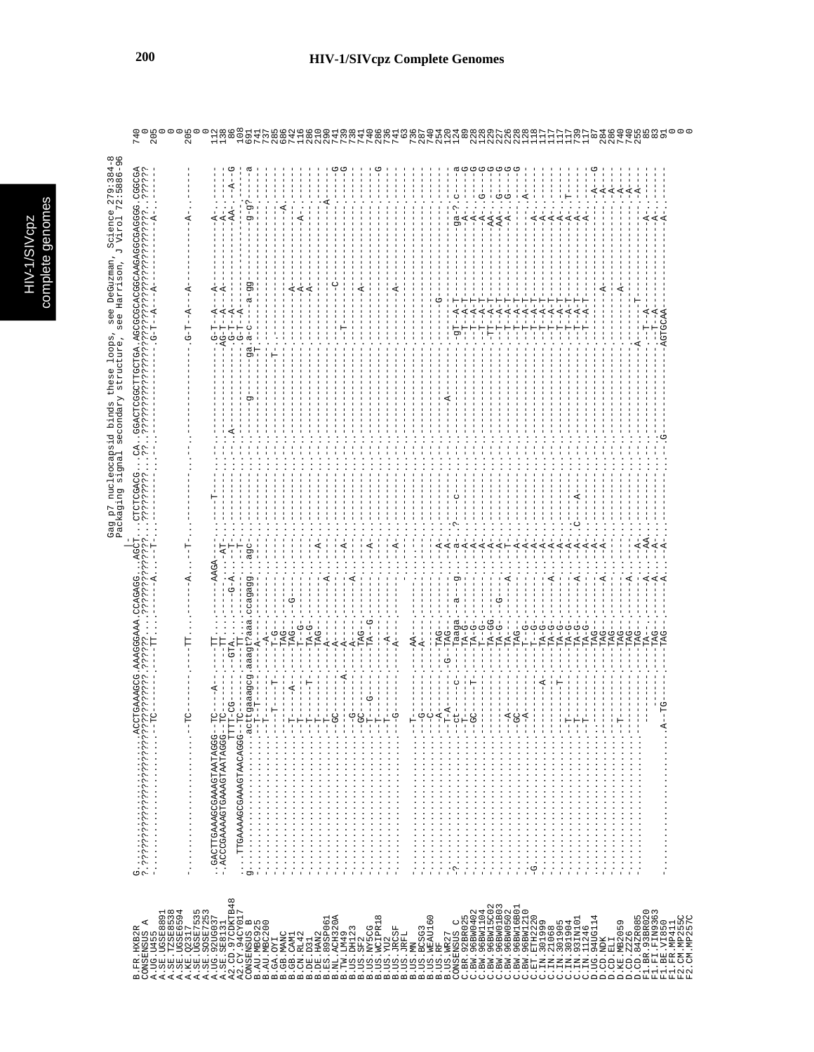Gag p7 nucleocapsid binds these loops, see DeGuzman, Science 279:384-8
Packaging signal secondary structure, see Harrison, J Virol 72:5886-96

```
B.FR.HXB2R   G..........................ACCTGAAAGCG.AAAGGGAAA.CCAGAGG..AGCT..CTCTCGACG...CA..GGACTCGGCTTGCTGA.AGCGCGCACGGCAAGAGGCGAGGGG.CGGCGA  740
```

| Sequence | Position |
|---|---|
| B.FR.HXB2R | 740 |
| CONSENSUS A | 0 |
| A.UG.U455 | 205 |
| A.SE.UGSE8891 | 0 |
| A.SE.TZSE8538 | 0 |
| A.SE.UGSE6594 | 0 |
| A.KE.Q2317 | 0 |
| A.SE.UGSE7535 | 205 |
| A.SE.SOSE7253 | 0 |
| A.UG.92UG037 | 0 |
| A.SE.SE8131 | 112 |
| A2.CD.97CDKTB48 | 138 |
| A2.CY.94CY017 | 86 |
| CONSENSUS B | 108 |
| B.AU.MBC925 | 691 |
| B.AU.MBC200 | 741 |
| B.GA.OYI | 737 |
| B.GB.MANC | 285 |
| B.GB.CAM1 | 686 |
| B.CN.RL42 | 742 |
| B.DE.D31 | 116 |
| B.DE.HAN2 | 286 |
| B.ES.89SP061 | 210 |
| B.NL.ACH320A | 290 |
| B.TW.LM49 | 741 |
| B.US.DH123 | 739 |
| B.US.SF2 | 738 |
| B.US.NY5CG | 741 |
| B.US.WCIPR18 | 740 |
| B.US.YU2 | 286 |
| B.US.JRCSF | 736 |
| B.US.JRFL | 741 |
| B.US.MN | 63 |
| B.US.BCSG3 | 736 |
| B.US.WEAU160 | 287 |
| B.US.RF | 740 |
| B.US.WR27 | 254 |
| CONSENSUS C | 120 |
| C.BR.92BR025 | 124 |
| C.BW.96BW0402 | 89 |
| C.BW.96BW1104 | 228 |
| C.BW.96BW15C02 | 128 |
| C.BW.96BW01B03 | 229 |
| C.BW.96BW0502 | 227 |
| C.BW.96BW16B01 | 226 |
| C.BW.96BW1210 | 228 |
| C.ET.ETH2220 | 128 |
| C.IN.301999 | 118 |
| C.IN.21068 | 117 |
| C.IN.301905 | 117 |
| C.IN.301904 | 117 |
| C.IN.93IN101 | 117 |
| C.IN.11246 | 739 |
| D.UG.94UG114 | 117 |
| D.CD.NDK | 87 |
| D.CD.ELI | 284 |
| D.KE.MB2059 | 286 |
| D.CD.Z2Z6 | 740 |
| D.CD.84ZR085 | 740 |
| F1.BR.93BR020 | 255 |
| F1.FI.FIN9363 | 85 |
| F1.BE.VI850 | 83 |
| F1.FR.MP411 | 91 |
| F2.CM.MP255C | 0 |
| F2.CM.MP257C | 0 |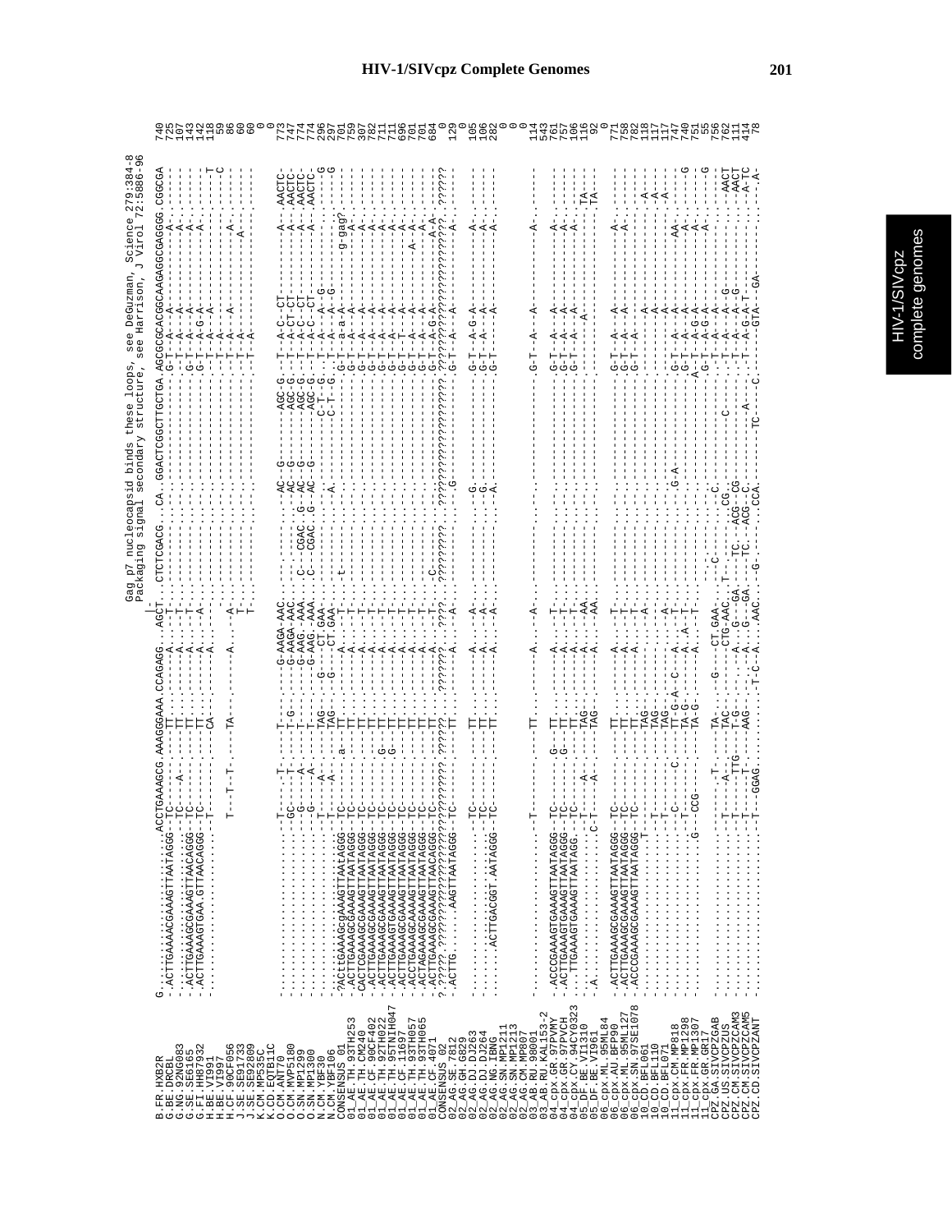Gag p7 nucleocapsid binds these loops, see DeGuzman, Science 279:384-8
Packaging signal secondary structure, see Harrison, J Virol 72:5886-96

```
B.FR.HXB2R          G..........................ACCTGAAAGCG.AAAGGGAAA.CCAGAGG...AGCT...CTCTCGACG...CA..GGACTCGGCTTGCTGA.AGCGCGCACGGCAAGAGGCGAGGGG.CGGCGA 740
G.BE.DRCBL          -.ACTTGAAAACGAAAGTTAATAGGG--TC------------TT..-------A...-T.......................................G-T--A---A---------A------ 725
G.NG.92NG083        -..........................-TC----A-----TT...-------A...-T.................................G-T--A---A---------A------ 107
G.SE.SE6165         -.ACTTGAAAGCGAAAGTTAACAGGG--TC------------TT..-------A...-T.................................G-T--A---A---------A------ 143
G.FI.HH8793         -.ACTTGAAAGTGAA.GTTAACAGGG--TC------------TT..-------A...-A.................................G-T--A-G-A---------A------ 142
H.BE.VI991          -..........................-T-------------CA..-------A.......................................T--A---A---------------- 118
H.BE.VI997          ..........................................................................................................T 59
H.CF.90CF056        ..........................T---T--T----TA---------A...-A-..................................T--A---A---------A------C 86
J.SE.SE91733        .........................................................T.................................T--A-------------A------ 60
J.SE.SE92809        .........................................................T.................................T--A------------------- 60
K.CM.MP535C         .......................................................................................................................0
K.CD.EQTB11C        .......................................................................................................................0
```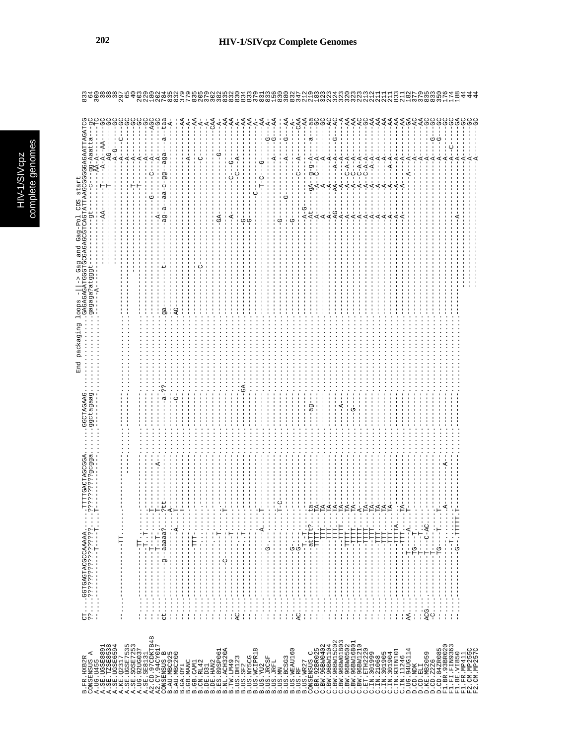# HIV-1/SIVcpz Complete Genomes

```
                                                                                End packaging loops -||-> Gag and Gag-Pol CDS start
B.FR.HXB2R     CT...GGTGAGTACGCCAAAAA.....TTTTGACTAGCGGA.......GGCTAGAAG..............GAGAGAGATGGGTGCGAGAGCGTCAGTATTAAGCGGGGGAGAATTAGATCG 833
CONSENSUS A    ??...????????????????.....??????????gcgga.......ggctagaag..............gagaga?atgggt---------gt-----c---gg-Aaatta---gc 64
A.UG.U455      --...--------T---T-.......T-------------...........---------.............-----A---------------------AA-A--------------TC 300
A.SE.UGSE8891  ...................................................................................---AA-----T---A-A--AA------GC 38
A.SE.TZSE8538  ...................................................................................---------T-----AG------------GC 38
A.SE.UGSE6594  ...................................................................................-------------A-G-----------GC 38
A.KE.Q2317     -..........--TT.....................................................................--------------A---C----GC 297
A.SE.UGSE7535  ..........................................................................................-----A---------GC 65
A.SE.SOSE7253  ..........................................................................................-----A---------GC 40
A.UG.92UG037   --.............TT..........................................................................T---A---------GC 203
A.SE.SE8131    --...........-T--T.......................................................................T---A---------GC 229
A2.CD.97CDKTB48 --.........-T--T......T...................................................................---A---------AGC 180
A2.CY.94CY017  --...........-T--T.......T......A-................................................G-----C---A---------AGC 202
CONSENSUS B    ct...---------g--aaaaa?...?tt..........-a-??...........ga.......t.........-A-----A---------GC 784
B.AU.MBC925    --...........-------A......-A-.......................................ag-a--aa-c-gg--aga---a--taa 835
B.AU.MBC200    --...........-------A....T.........-G..............AG..................................--A- 832
B.GA.OYI       --.................................................................................................-- 379
B.GB.MANC      --..........................................................................................--AA 779
B.GB.CAM1      --..........................................................................................-A-- 835
B.CN.RL42      --.........................................................C................................--A- 205
B.DE.D31       --...............................................................................C-.........--A- 379
B.DE.HAN2      --..............................................................................................-A- 302
B.ES.89SP061   --..........................................................................................--CAA 382
B.NL.ACH320A   --.........C........................................................GA-----------G---------A- 835
B.TW.LM49      --............T.......T.......................................................................-AA 832
B.US.DH123     AC......-T.................................................-A--------C---G----------AA 830
B.US.SF2       --...........T..............................................................C--A---------A- 834
B.US.NY5CG     --...........................................................GA..........G-------------------AA 833
B.US.WCIPR18   --...........................................................................G---------------------AA 379
B.US.YU2       --...........-A.......T.............................................C-------------------A- 831
B.US.JRCSF     --........G-...........................................................T-C-------G--------AA 833
B.US.JRFL      --...........................................................................................-A- 156
B.US.MN        --..................T-C......................................................-A---------G--AA 830
B.US.BCSG3     --...............................................G-..........G-...........................AA 380
B.US.WEAU160   --.......G-..............................................................................-A---------G--A- 832
B.US.RF        AC......G-.....................................................G-..........................-A- 347
B.US.WR27      --.......-T.-T.............................................................................-CAA 212
CONSENSUS C    --.......atTTt?...ta......ag.............-A-G-----C------A--------A--AA 219
C.BR.92BR025   --.........TTTT.....TA.........................At-----gA--g-g-A------a---aa 183
C.BW.96BW0402  --.........-TTT....TA.........................-A------A--C--A---------GC 323
C.BW.96BW1104  --.........-TTT....TA.........................-A------A-----A---------GC 323
C.BW.96BW15C02 --.........-TTT....TA.........................-A------A-----A---------AC 224
C.BW.96BW01B03 --.........-TTTT...TA.........-A-.........-AG-----AA--A-A-----G-----AC 324
C.BW.96BW0502  --.........-TTTT...TA.........................-A------A----A-A---------A 323
C.BW.96BW16B01 --.........-TTTT...TA.......G-.................-A------A--C-A-A--------AA 320
C.BW.96BW1210  --.........-TTTT...A-.........................-A------A--C-A-A--------AA 323
C.ET.ETH2220   --..........TTTT....TA.........................-A------A--C-A-A--------AC 223
C.IN.301999    --..........TTT....TA.........................-A------A-----A---------GC 213
C.IN.21068     --..........TTT....TA.........................-A------A-----A---------AA 212
C.IN.301905    --..........TTT....TA.........................-A------A-----A---------AA 211
C.IN.301904    --..........TTT....TA.........................-A------A-----A---------AA 211
C.IN.93IN101   --..........TTTA...TA.........................-A------A-----A-A--------AA 211
C.IN.11246     --..........TTT.....TA.........................-A------A--------A--------AA 833
D.UG.94UG114   AA..........T-.....A-.T.........................-A------A-----A---------GA 211
D.CD.NDK       --..........TG--T-.................................................................A---------AA 182
D.CD.ELI       --..........T---T..........................................................................A---------GA 377
D.KE.MB2059    ACG.........T--C-AC........................................................................A---------AC 379
D.CD.Z2Z6      -C..........T---T..........................................................................A---------AA 835
D.CD.84ZR085   --..........TG----T.....T..........................................................A---------G--GC 833
F1.BR.93BR020  --...........T-...........................................................................A---------G--GC 350
F1.FI.FIN9363  --..........-T.....A-......................................................................A--C------GC 176
F1.BE.VI850    --...........-T....................................................................................-A-----------GC 174
F1.FR.MP411    --..........G-.TTTTT.T.........................-A--------A----------GA 188
F2.CM.MP255C   --.........................................................................................A---------GC 44
F2.CM.MP257C   --.........................................................................................A---------GC 44
```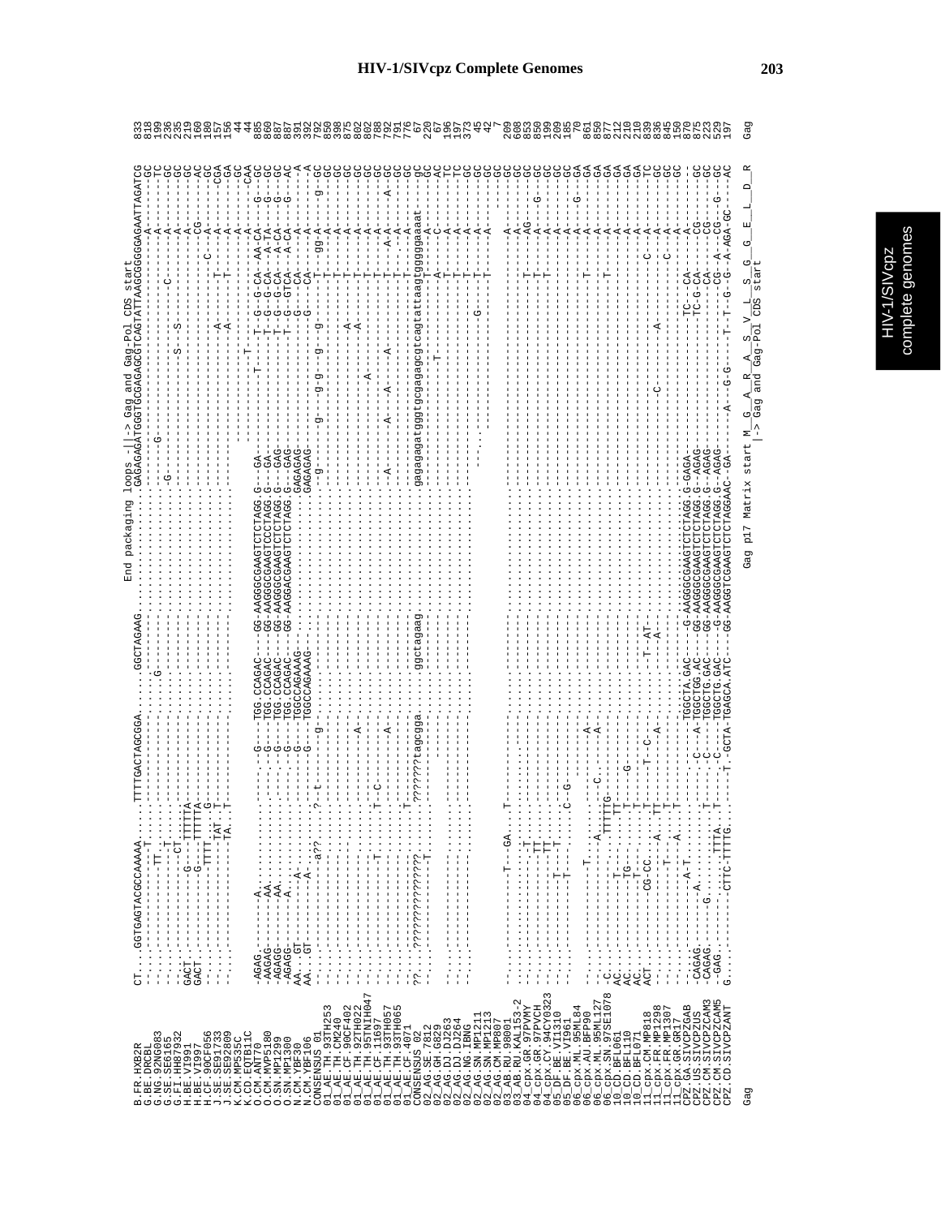# HIV-1/SIVcpz Complete Genomes

```
                    End packaging loops -||-> Gag and Gag-Pol CDS start
B.FR.HXB2R          CT....GGTGAGTACGCCAAAAA......TTTTGACTAGCGGA.......GGCTAGAAG.............................GAGAGATGGGTGCGAGAGCGTCAGTATTAAGCGGGGGAGAATTAGATCG  833
G.BE.DRCBL          -...................................................G.......................................G...................................A-------GC  818
G.NG.92NG083        -.----------TT.--.....................................................................................................................TC  199
G.SE.SE6165         -.----------T-T.......................................................................-G-......................C--------A---------GC  236
G.FI.HH87932        -.---------CT........................................................................................................A---------GC  235
H.BE.VI991          GACT.--------G---TTTTTA..............................................................................S---S-----------A---------GC  219
H.BE.VI997          GACT.--------G----TTTTA..............................................................................................CG--------AC  160
H.CF.90CF056        -.-----------TTTT----G.........................................................................................C----A---------GC  180
J.SE.SE91733        -.-----------------TAT--T......................................................................A-------T------A--------CGA  157
J.SE.SE92809        -.-----------------TA.--T......................................................................A-------T------A---------GA  156
K.CM.MP535C         -.........................................................................................................................A---------GC  44
K.CD.EQTB11C        -.........................................................................................T...........................A--------CAA  44
O.CM.ANT70          -AGAG.-------A.....................G----TGG.CCAGAC----GG-AAGGGCGAAGTCTCTAGG.G---GA--------T----T--G--CA--AA-CA----G---GC  885
O.CM.MVP5180        -AAGAG-------AA....................G----TGG.CCAGAC----GG-AAGGGCGAAGTCCCTAGG.G---GA-------------T--G--CA---A-TA----G---GC  860
O.SN.MP1299         -AGAGG-------AA....................G----TGG.CCAGAC----GG-AAGGGCGAAGTCTCTAGG.G---GAG------------T--G--CA---A-CA----G---GC  887
O.SN.MP1300         -AGAGG-------A.....................G----TGG.CCAGAC----GG-AAGGACGAAGTCTCTAGG.G---GAG------------T--G-GTCA---A-CA----G---AC  887
N.CM.YBF30          AA...GT--------A-..................G----TGGCCAGAAAG-........................GAGAGAG---------------G-----CA-------A---------A  391
N.CM.YBF106         AA...GT--------A-..................G----TGGCCAGAAAG-........................GAGAGAG---------------G-----CA-------A---------A  792
CONSENSUS_01        -.------------a??.....?--t-----g--...........................................--g---------g--g--g---g--g--------T----gg-A--------g--GC  792
01_AE.TH.93TH253    -.-----------------------------------------------------------------------------------------------------T--------A---------GC  850
01_AE.TH.CM240      -.-------------------------------------------------------------------------------------------------------T--------A---------GC  398
01_AE.CF.90CF402    -.------------------------------------A--------------------------------------------A-----------------------T--------A---------GC  875
01_AE.TH.92TH022    -.---------------------------------------------------------------------------------A-----------------------T--------A---------GC  802
01_AE.TH.95TNIH047  -.----------------T----------T--C-----------------------------------A-------------------------------T--------A---------GC  802
01_AE.CF.11697      -.-------------------------------A-------------------A------A-------A-------------------------------T--------A-----A---GC  788
01_AE.TH.93TH057    -.-----------------------------------------------------------------------------------------------------T--------A-A-------GC  792
01_AE.TH.93TH065    -.-----------------------------------------------------------------------------------------------------T--------A---------GC  791
01_AE.CF.4071       -.-----------------T-------------------------------------------------------------------------------------T--------A---------GC  776
CONSENSUS_02        ??....???????????????.....???????tagcgga.....ggctagaag..........gagagatgggtgcgagagcgtcagtattaagtggggggaaat-----gc  67
02_AG.SE.7812       -.-----------T------------------------------------------------------------T-------------T----A-------------GC  220
02_AG.GH.G6829      -.---------------------------------------------------------------------------------A--------C-----------AC  67
02_AG.DJ.DJ263      -.---------------------------------------------------------------------------------------T--------A---------TC  196
02_AG.DJ.DJ264      -.---------------------------------------------------------------------------------------T--------A---------TC  197
02_AG.NG.IBNG       -.---------------------------------------------------------------------------------------T--------A---------GC  373
02_AG.SN.MP1211     -.---------------------------------------------------------------------------G--------T--------A---------GC  45
02_AG.SN.MP1213     -.----------------------------------------------------------------------------------T---------A---------GC  47
02_AG.CM.MP807      -.................................................................................................-----  7
03_AB.RU.98001      -.-----------T---GA.....T-------------------------------------------------------------------------------GC  209
03_AB.RU.KAL153-2   -.-------------------------------------------------------------------------------------------------A---------GC  608
04_cpx.GR.97PVMY    -.-----------T--------------------------------------------------------------------------------A---------GC  853
04_cpx.GR.97PVCH    -.-----------TT--------------------------------------------------------------------T--------AG--------GC  850
04_cpx.CY.94CY032   -.-----------TT--------------------------------------------------------------------T--------A-----G---GC  850
05_DF.BE.VI1310     -.---------T---T......C--G-----------------------------------------------------------T--------A---------GC  199
05_DF.BE.VI961      -.---------T---T..............................................................................A---------GC  185
06_cpx.ML.95ML84    -.--------------------------------------------------------------------------------------------A-----G--GA  70
06_cpx.AU.BFP90     -.-----------T-----------A-----------------------------------------------------T--------A---------GC  861
06_cpx.ML.95ML127   -.-----------A-----C--A---------------------------------------------------------------A---------GA  850
06_cpx.SN.97SE1078  -C.------------TTTTTG---------------------------------------------------T--------A---------GA  877
10_CD.BFL061        AC.-----------TT-----------------------------------------------------------------------------A---------GA  212
10_CD.BFL110        AC.---------TG---T--------------------------------------------------------------------------A---------GA  210
10_CD.BFL071        AC.---------T----T----G-----------------------------------------------------------------------A---------GA  210
11_cpx.CM.MP818     ACT.---------CG-CC-A---T----T--C--------T--AT---------------------------------------C--------A---------TC  839
11_cpx.FR.MP1298    -.-------------------T-------A------A-------------------------------------------------------------A---------TC  836
11_cpx.FR.MP1307    -.-----------T--T-----------------------------------C----------A---------C--------A---------GC  845
11_cpx.GR.GR17      -.---------------A--T----------------------------------------------------------------------A---------GC  150
CPZ.GA.SIVCPZGAB    -CAGAG.-------A-T.........C---TGGCTA.GAC----G-AAGGGCGAAGTCTCTAGG.G-GAGA-------------TC-------CA------A---------GC  870
CPZ.US.SIVCPZUS     -CAGAG.-------A...........C-A-TGGCTGG.AC----GG-AAGGGCGAAGTCTCTAGG.G--AGAG-----------TC-G-CA------CG--------GC  875
CPZ.CM.SIVCPZCAM3   -CAGAG.------G.......T.....C----TGGCTG.GAC----GG-AAGGGCGAAGTCTCTAGG.G--AGAG--------------CA------CG--------GC  223
CPZ.CM.SIVCPZCAM5   --GAG.----------TTTA....T.-----C----TGGCTG.GAC----G-AAGGGCGAAGTCTCTAGG.G--AGAG------------CG--A---CG--G---GC  529
CPZ.CD.SIVCPZANT    G.----------CTTC-TTTTG....T.-GCTA-TGAGCA.ATC----GG-AAGGTCGAAGTCTCTAGGAAC--GA----A---G-G-----T-T--G--G--A-AGA-GC----AC  197

Gag                                                                       Gag p17 Matrix start M__G__A__R__A__S__V__L__S__G__G__E__L__D__R    Gag
                                                                                               |-> Gag and Gag-Pol CDS start
```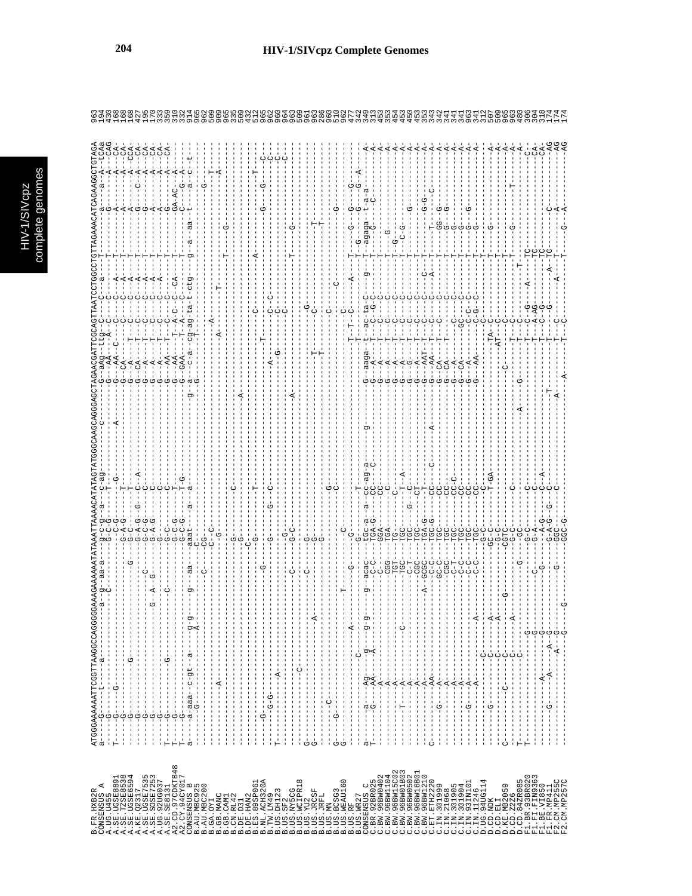```
                 ATGGGAAAAAATTCGGTTAAGGCCAGGGGGAAAGAAAAAATATAAATTAAAACATATAGTATGGGCAAGCAGGGAGCTAGAACGATTCGCAGTTAATCCTGGCCTGTTAGAAACATCAGAAGGCTGTAGA
B.FR.HXB2R        963
CONSENSUS_A       194
A.UG.U455         430
A.SE.UGSE8891     168
A.SE.TZSE8538     168
A.SE.UGSE6594     168
A.KE.Q2317        427
A.SE.UGSE7535     195
A.SE.SOSE7253     170
A.UG.92UG037      333
A.SE.SE8131       359
A2.CD.97CDKTB48   310
A2.CY.94CY017     332
CONSENSUS_B       914
B.AU.MBC925       965
B.AU.MBC200       962
B.GA.OYI          509
B.GB.MANC         909
B.GB.CAM1         965
B.CN.RL42         964
B.DE.D31          335
B.DE.HAN2         509
B.ES.89SP061      432
B.NL.ACH320A      512
B.TW.LM49         965
B.US.DH123        962
B.US.SF2          960
B.US.NY5CG        964
B.US.WCIPR18      963
B.US.YU2          509
B.US.JRCSF        961
B.US.JRFL         963
B.US.MN           286
B.US.BCSG3        960
B.US.WEAU160      510
B.US.RF           962
B.US.WR27         477
CONSENSUS_C       342
C.BR.92BR025      349
C.BW.96BW0402     313
C.BW.96BW1104     453
C.BW.96BW15C02    353
C.BW.96BW01B03    454
C.BW.96BW0502     453
C.BW.96BW16B01    450
C.BW.96BW1210     453
C.ET.ETH2220      353
C.IN.301999       343
C.IN.21068        342
C.IN.301905       341
C.IN.301904       341
C.IN.93IN101      341
C.IN.11246        963
D.UG.94UG114      341
D.CD.NDK          312
D.CD.ELI          507
D.KE.MB2059       509
D.CD.Z2Z6         965
D.CD.84ZR085      963
F1.BR.93BR020     480
F1.FI.FIN9363     306
F1.BE.VI850       304
F1.FR.MP411       318
F2.CM.MP255C      174
F2.CM.MP257C      174
                  174
```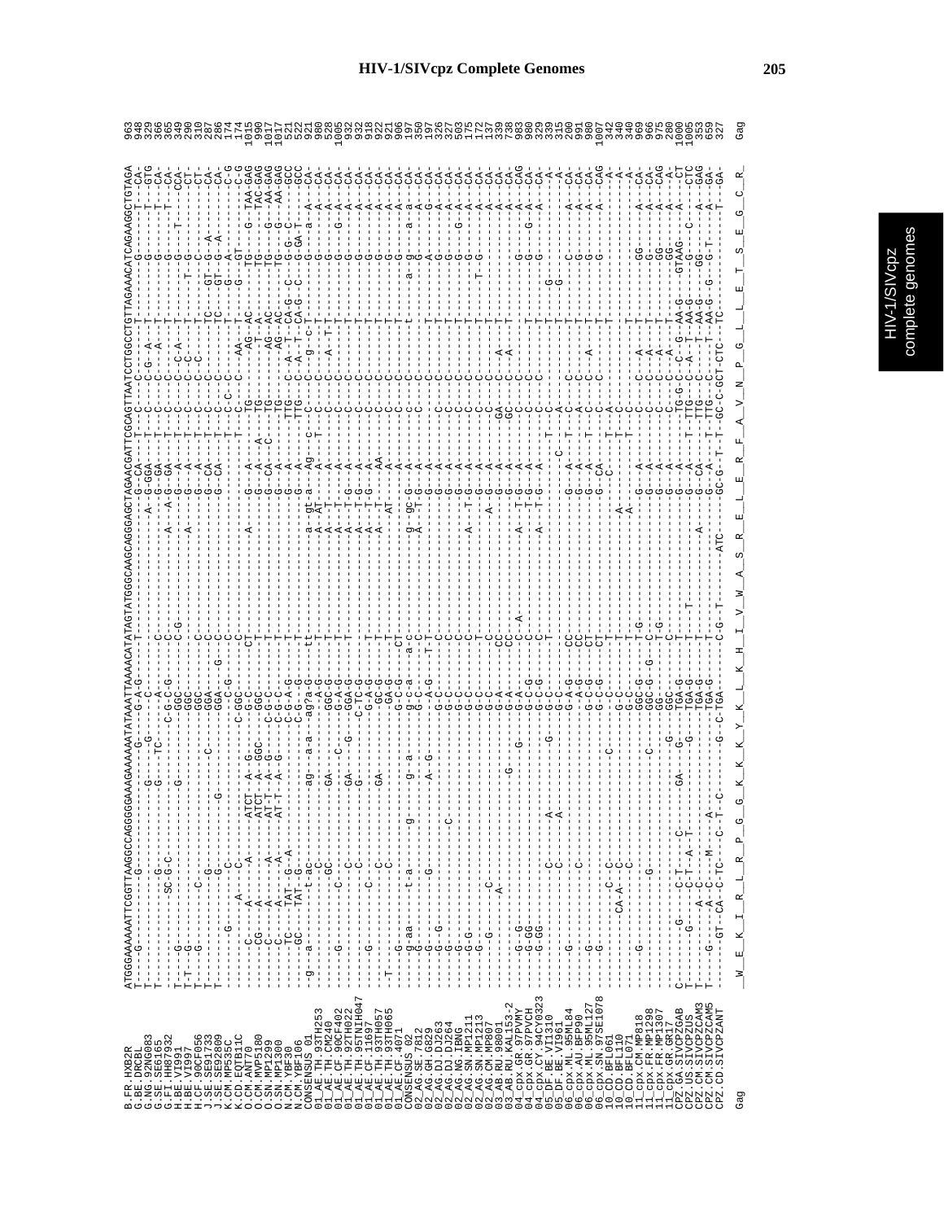```
ATGGGAAAAAATTCGGTTAAGGCCAGGGGGAAAGAAAAAATATAAATTAAAACATATAGTATGGGCAAGCAGGGAGCTAGAACGATTCGCAGTTAATCCTGGCCTGTTAGAAACATCAGAAGGCTGTAGA
```

Gag

W E K I R L R P G G K K K Y K L K H I V W A S R E L E R F A V N P G L L E T S E G C R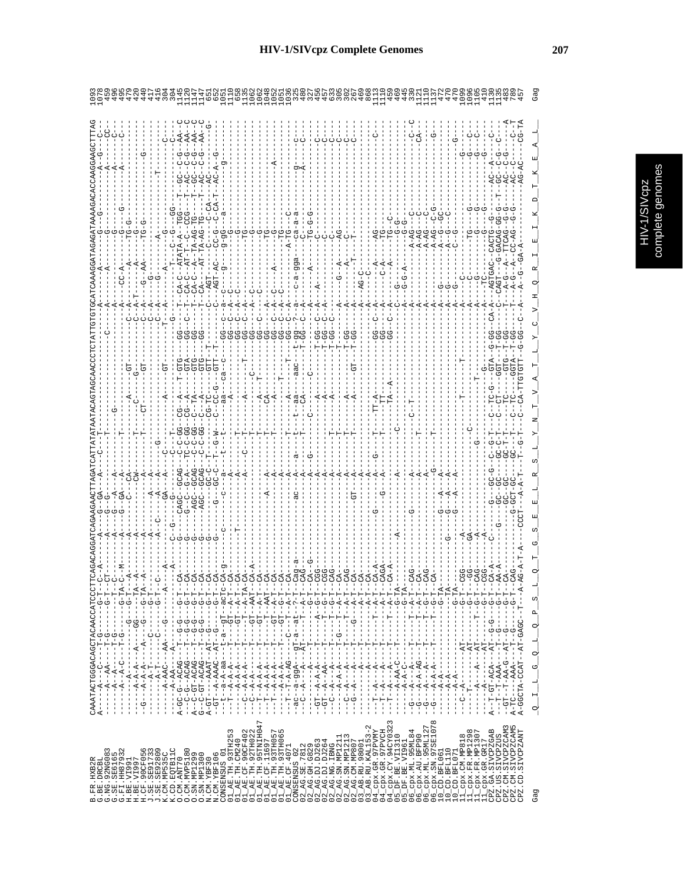```
B.FR.HXB2R            CAAATACTGGGACAGCTACAACCATCCCTTCAGACAGGATCAGAAGAACTTAGATCATTATATAATACAGTAGCAACCCTCTATTGTGTGCATCAAAGGATAGAGATAAAAGACACCAAGGAAGCTTTAG 1093
G.BE.DRCBL                                                                                                                                  1078
G.NG.92NG083                                                                                                                                 459
G.SE.SE6165                                                                                                                                  496
G.FI.HH87932                                                                                                                                 495
H.BE.VI991                                                                                                                                   479
H.BE.VI997                                                                                                                                   420
H.CF.90CF056                                                                                                                                 440
J.SE.SE91733                                                                                                                                 417
J.SE.SE92809                                                                                                                                 416
K.CM.MP535C                                                                                                                                  304
K.CD.EQTB11C                                                                                                                                 304
O.CM.ANT70                                                                                                                                  1145
O.CM.MVP5180                                                                                                                                1120
O.SN.MP1299                                                                                                                                 1147
O.SN.MP1300                                                                                                                                 1147
N.CM.YBF30                                                                                                                                   651
N.CM.YBF106                                                                                                                                  652
CONSENSUS_01                                                                                                                                1051
01_AE.TH.93TH253                                                                                                                            1110
01_AE.TH.CM240                                                                                                                               658
01_AE.CF.90CF402                                                                                                                            1135
01_AE.TH.92TH022                                                                                                                            1062
01_AE.TH.95TNIH047                                                                                                                          1062
01_AE.CF.11697                                                                                                                              1048
01_AE.TH.93TH057                                                                                                                            1052
01_AE.TH.93TH065                                                                                                                            1051
01_AE.CF.4071                                                                                                                               1036
CONSENSUS_02                                                                                                                                 325
02_AG.SE.7812                                                                                                                                480
02_AG.GH.G829                                                                                                                                327
02_AG.DJ.DJ263                                                                                                                               456
02_AG.DJ.DJ264                                                                                                                               457
02_AG.NG.IBNG                                                                                                                                633
02_AG.SN.MP1211                                                                                                                              305
02_AG.SN.MP1213                                                                                                                              302
02_AG.CM.MP807                                                                                                                               267
03_AB.RU.98001                                                                                                                               469
03_AB.RU.KAL153-2                                                                                                                            868
04_cpx.GR.97PVMY                                                                                                                            1113
04_cpx.GR.97PVCH                                                                                                                            1110
04_cpx.CY.94CY032_3                                                                                                                          459
05_DF.BE.VI1310                                                                                                                              469
05_DF.BE.VI961                                                                                                                               445
06_cpx.ML.95ML84                                                                                                                             330
06_cpx.AU.BFP90                                                                                                                             1121
06_cpx.ML.95ML127                                                                                                                           1110
06_cpx.SN.97SE1078                                                                                                                          1137
10_CD.BFL061                                                                                                                                 472
10_CD.BFL110                                                                                                                                 470
10_CD.BFL071                                                                                                                                 470
11_cpx.CM.MP818                                                                                                                             1099
11_cpx.FR.MP1298                                                                                                                            1106
11_cpx.FR.MP1307                                                                                                                            1105
11_cpx.GR.GR17                                                                                                                               410
CPZ.GA.SIVCPZGAB                                                                                                                            1130
CPZ.US.SIVCPZUS                                                                                                                             1135
CPZ.CM.SIVCPZCAM3                                                                                                                            483
CPZ.CM.SIVCPZCAM5                                                                                                                            789
CPZ.CD.SIVCPZANT                                                                                                                             457

Gag                    Q  I  L  G  Q  L  Q  P  S  L  Q  T  G  S  E  E  L  R  S  L  Y  N  T  V  A  T  L  Y  C  V  H  Q  R  I  E  I  K  D  T  K  E  A  L   Gag
```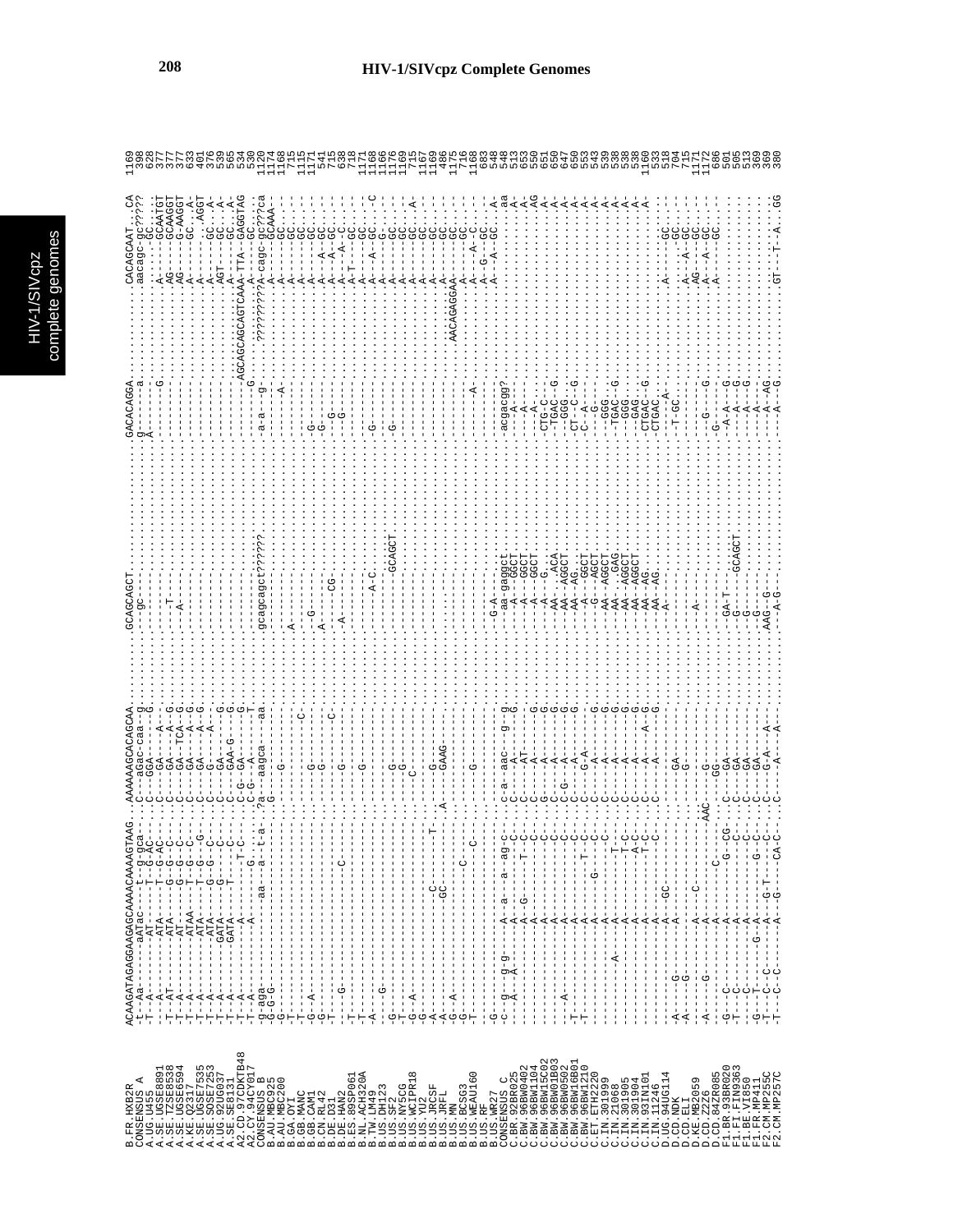# HIV-1/SIVcpz Complete Genomes

```
B.FR.HXB2R          ACAAGATAGAGGAAGAGCAAAACAAAAGTAAG...AAAAAAGCACAGCAA.........GCAGCAGCT.........GACACAGGA.............CACAGCAAT...CA  1169
CONSENSUS_A         -t--Aa-------aATac----t--g-gca-...C---aGac-caa--g..........--gc----..........g----a...........aacagc-gc????  398
A.UG.U455           -T--A---------AT-----T--G-AC-...C---GGA-----G..........------...........A---------.........------GC-----  628
A.SE.UGSE8891       -T--AT--------ATA-----G--G--C-...C---GGA-----A-..........-----.........---------G.........A-----GCAATGT  377
A.SE.TZSE8538       -T--A---------ATA-----G--G--C-...C----GA-----A--G..........--T---.........-------...........AG----GCAAGGT  377
A.SE.UGSE6594       -T--A---------AT------G--G--C-...C----GA---TCA--G..........--A---.........-------...........AG----G-AAGGT  377
A.KE.Q2317          -T--A---------ATAA----T--G--C-...C----GA-----A--G..........------.........-------...........A-----GC...A  633
A.SE.UGSE7535       -T--A---------ATA-----T--G--G-...C----GA-----A--G..........------.........-------...........A----....AGGT  401
A.SE.SOSE7253       -T--A---------ATA-----G--G--C-...C----GA-----A-..........------.........-------...........A-----GC...A-  376
A.UG.92UG037        -T--A---------GATA----G--G--C-...C----GA-----A----G..........------.........-------...........AGT----GC...A-  539
A.SE.SE8131         -T--A---------GATA----T-------C-...C----GAA-G----G..........------.........-------...........A-----GC...A-  565
A2.CD.97CDKTB48     -T--A----------A----------T-C-...C-G--GA---------G..........------.........-----AGCAGCAGCAGTCAAA-TTA--GAGGTAG  534
A2.CY.94CY017       -T--A----------A------G----------...C-G---A-----T-..........------.........-------G.........A-----GC......  530
CONSENSUS_B         -g-aga-----------aa---a--t-a-...?a---aagca-----aa.........gcagcagct?????.....a-a---g-....????????A-cagc-gc???ca  1120
B.AU.MBC925         -G-G-G-----------------------...G--------------..........------.........-------.........A-----GCAAA-  1174
B.AU.MBC200         -G---------------------------...---G-----------..........------.........-------A........A-----GC-----  1168
B.GA.OYI            -T---------------------------...---------------..........A-----.........-------.........A-----GC-----  715
B.GB.MANC           -T---------------------------...-------------C-..........------.........-------.........A-----GC-----  1115
B.GB.CAM1           -G---A-----------------------...----G----------..........---G--.........G------.........A-----GC-----  1171
B.CN.RL42           -G---------------------------...----G----------..........A-----.........G------.........A-----GC-----  541
B.DE.D31            -T---------------------------...----G--------C-..........-----CG-.......--G----.........A---A-GC-----  715
B.DE.HAN2           ------G------------C---------...----G----------..........--A---.........--G----.........A---A--C-----  638
B.ES.89SP061        -T---------------------------...---------------..........------.........-------.........A-T---GC-----  718
B.NL.ACH320A        -T---------------------------...----G----------..........------.........-------.........A-----GC-----  1171
B.TW.LM49           -A---------------------------...---------------..........----A-C.........G------.........A---A-GC-----C  1168
B.US.DH123          ------G----------------------...---------------..........------.........-------.........A-----G------  1166
B.US.SF2            -G---------------------------...----G----------..........--GCAGCT.......G------.........A-----GC-----  1176
B.US.NY5CG          -T---------------------------...----G----------..........------.........-------.........A-----GC-----  1169
B.US.WCIPR18        -G---A-----------------------...---C-----------..........------.........-------.........A-----GC--A--  715
B.US.YU2            -G---------------------------...---------------..........------.........-------.........A-----GC-----  1167
B.US.JRCSF          -A----------------C--------T-...---G-----------..........------.........-------.........A-----GC-----  1169
B.US.JRFL           -A----------------GC---------...A---GAAG-------..........------.........-------.........A-----GC-----  486
B.US.MN             -G---A-----------------------...---------------..........------.........-------....AACAGAGGAA-----GC-----  1175
B.US.BCSG3          -G----------------------C----...---------------..........------.........-------.........A---A--C-----  716
B.US.WEAU160        -T------------------------C--...----G----------..........------.........-----A-.........A-----GC-----  1168
B.US.RF             ------------------------C----...---------------..........------.........-------.........A---G--GC----  683
B.US.WR27           -G---------------------------...---------------..........--G-A--.........-------.........A---A-GC---A-  548
CONSENSUS_C         -c--g---g-g----A---a---ag-c-...-c--a--aac----g---g..........--aa-gaggct.........acgacgg?.............aa  548
C.BR.92BR025        -c--A---A-----A---A---ag-c-...C----A------C-----G..........---A---GGCT..........---A-...............A-  513
C.BW.96BW0402       -----------------A---G------T--C-...C-----AT---------..........---A---GGCT..........---A-...............A-  653
C.BW.96BW1104       -----------------A-----------C-...C-----A--------G..........---A---GGCT..........---A-...............AG  550
C.BW.96BW15C02      -----------------A-----------C-...G-----A--------G..........---A----G...........CTG-C-...............A-  651
C.BW.96BW01B03      -----------------A-----------C-...C--G--A--------G..........--AA-....ACA.......-TGAC--G...............A-  650
C.BW.96BW0502       -----A-----------A-----------C-...C-----A--------G..........--AA-..AGGCT.......--GGG..................A-  647
C.BW.96BW16B01      -T---------------A---------T--C-...C-----G-A------G..........--AA-..AG...........CT--A--G...............A-  650
C.BW.96BW1210       -T---------------A-----------C-...C-----A--------G..........---A---GGCT..........-C--A--G...............A-  553
C.ET.ETH2220        -----------------A----G------C-...C-----A--------G..........---G---AGCT..........--G-...................A-  543
C.IN.301999         -----------------A-----------C-...C-----A--------G..........--AA---AGGCT.........--GGG..................A-  539
C.IN.21068          -----------A-----A---------T---...C-----A--------G..........--AA-...GAG.........-TGAC--G................A-  538
C.IN.301905         -----------------A---------T-C-...C-----A--------G..........--AA---AGGCT.........--GGG...................A-  538
C.IN.301904         -----------------A---------A-C-...C-----A--------G..........--AA---AGGCT.........--GAG...................A-  538
C.IN.93IN101        -----------------A---------T-C-...C-----A-----A--G..........--AA---AG...........CTGAC--G.................A-  1160
C.IN.11246          -----------------A-----------C-...C-----A--------G..........--AA---AG...........CTGAC....................  533
D.UG.94UG114        ------------------A--GC--------...---------------..........--A---............---A-.........A-------GC-----  518
D.CD.NDK            -A---G-----------A-------------...-----GA---------..........------............T-GC-.........---------GC-----  704
D.CD.ELI            -A---G-------------------------...-----G----------..........------............---..........A---A--GC-----  715
D.KE.MB2059         ----------------C--------------...----------------..........--A---............---..........AG---A--GC-----  1171
D.CD.Z2Z6           -A---G-----------A-------------...----------------..........------............---..........A---A--GC-----  1172
D.CD.84ZR085        ------------------A----C-------AAC...--G--------------..........------............G----G.....A----GC-----  686
F1.BR.93BR020       -G---C-----------A-------C----CG...C---GG-------------..........-GA-T-....-.......G---...............-  501
F1.FI.FIN9363       -T---C-----------A-------------G...C---GA-------------..........------GCAGCT......A-A--G..............-  505
F1.BE.VI850         -T---C-----------A-------------C-...C---GA-------------..........G------..........--A--G..............-  513
F1.FR.MP411         -T---C-----------A-------------C-...C---GA-------------..........G------..........--A--G..............-  369
F2.CM.MP255C        -G---T-----------G---A-----G--C-...C---GA-------------..........G------..........--A--AG..............-  369
F2.CM.MP257C        -T---C---C-------A----G-T------...C---G-A------A----..........AAG---G-..........--A--G............GT---T--A...GG  380
```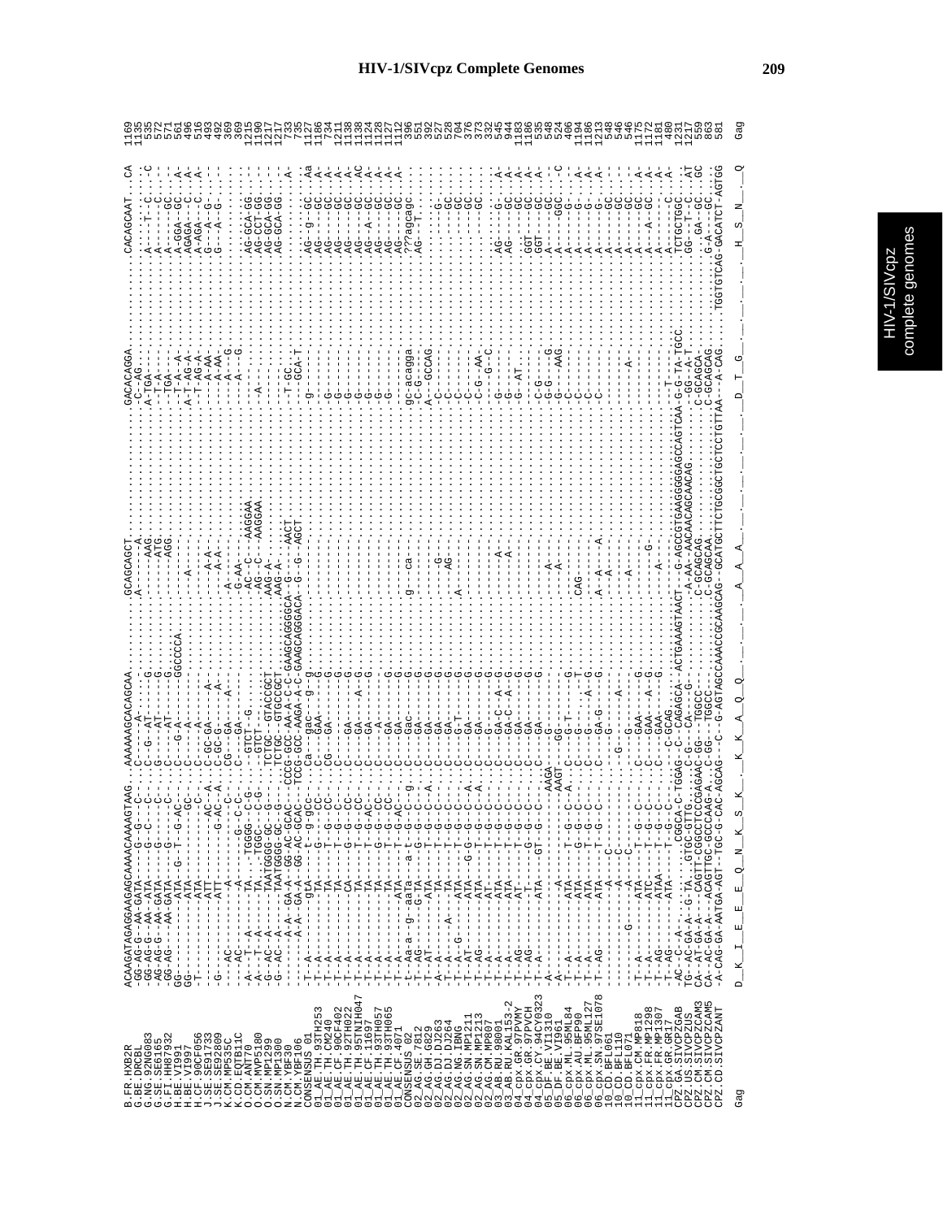```
B.FR.HXB2R           ACAAGATAGAGGAAGAGCAAAACAAAAGTAAG..AAAAAAGCACAGCAA..........GCAGCAGCT.........GACACAGGA........CACAGCAAT..CA  1169
B.BE.DRCBL           -GG-AG-G--AA-GATA----G--G---C---..C---------A-....................A.........-C--AG..........................  1135
G.NG.92NG083         -GG-AG-G--AA-ATA----G--C---C---..C--G---AT----...................AAG.........A-TGA-..........A----T---C.....C  535
G.SE.SE6165          -AG-AG-G--AA-GATA----G--C---C---..C------AT----G..................AT..........-...............A-------C....-  572
G.FI.HH87932         -GG-AG----AA-GATA----G--C---C---..C------AT----G..................AGG.........--TGA-..........A-----GC......-  571
H.BE.VI991           GG--------ATA---G--T---G-AC--...C----G-A----GGCCCCA.....................--T-A--A........A-GGA---C....A-  561
H.BE.VI997           GG--------ATA--------GC---...C-----A-----.........-A-.....................A-T-AG-A........AGAGA--C....A-  496
H.CF.90CF056         -T--------ATA-------C----...C---C---A---.......................................-T-AG-A........A-AGA--C....A-  516
J.SE.SE91733         ----------ATT--------AC--A...C-GC-GA----A-......................A-A-...........--A-AA..........G---A--G.....-  493
J.SE.SE92809         ----------ATT--------G-AC--A...C-GC-G----A-......................A-A-...........--A-AA..........G---A--G.....-  492
K.CD.EQTB11C         G---AC-----A-------G--C-C---...CG---GA--A-......................-A-A-...........--A--G.........................  369
K.CM.MP535C          ----AC-----A-------G--C-C---...C---GA---.........................-G-AA-..............................  360
O.CM.ANT70           -A---T--A-----TA...TGGGG--C-G-...--GTCT--G.........................-AC--C---AAGGAA.........-..........AG-GCA-GG......-  1215
O.CM.MVP5180         -A---T--A-----TA...TGGC---C-G-...--GTCT--........................-AG--C---AAGGAA.........-A-..........AG-CCT-GG......-  1190
O.SN.MP1299          G--AC--A-----TAATGGGG-GC---G---...TCTGC--GTACCGCT..................AAG-A-.......................AG-GCA-GG......-  1217
O.SN.MP1300          G--AC--A-----TAATGGGG-GC---G---...TCTGC--GTGCCGCT..................AAG-A-.......................AG-GCA-GG......-  1217
N.CM.YBF30           --------A-A--GA-A--GG-AC-GCAC---CCCG-GCC-AA-A-C-GAAGCAGGGGCA--G-----AACT...........-T-GC................A-  733
N.CM.YBF106          --------A-A--GA-A--GG-AC-GCAC---TCCG-GCC-AAGA-A-C-GAAGCAGGACA--G--G---AGCT..........--GCA-T...............  735
CONSENSUS_01         -T--A---------gTA-------t--g-gcc..ca---gac----g-g.............................g-.............AG---g---GC....Aa  1137
01_AE.TH.93TH253     -T--A---------TA-------T--G-CC-...C---GAA--------...............................-..............AG------GC....A-  1186
01_AE.TH.CM240       -T--A---------TA-------T--G-CC-...CG---GA--G------..........................................AG------GC....A-  734
01_AE.CF.90CF402     -T--A---------TA-------T--G-C---...C--------G--..............................G-..............AG------GC....A-  1211
01_AE.TH.92TH022     -T--A---------CA-------G--G-CC-...C----GA-----G..............................G-..............AG------GC....A-  1138
01_AE.TH.95TNIH047   -T--A---------TA-------T--G-CC-...C----GA---A--G.............................G-..............AG------GC....AC  1138
01_AE.CF.11697       -T--A---------TA-------T--G-AC--...C----GA----G..............................G-..............AG---A--GC....A-  1124
01_AE.TH.93TH057     -T--A---------TA-------G--G-CC-...C----A-------..............................G-..............AG------GC....A-  1128
01_AE.TH.93TH065     -T--A---------TA-------T--G-CC-...C----GA-----G..............................G-..............AG------GC....A-  1127
01_AE.CF.4071        -T--A---------ATA-------T--G-AC---...C----GA-----G...........................G-..............AG------GC....A-  1112
CONSENSUS_02         -t--Aa-a--g--aaTa---a-t--g-----g..c-------gac----g............g---ca...........gc-acagga.........??agcagc.......  396
02_AG.SE.7812        -T--AG--------G-TA-----G--G--C-----...C-----GA-----G.............................C-G-............AG--T.........  551
02_AG.GH.6829        -T--AT--------ATA------T--G--C--A--...C----GA-----G.............................A---GCCAG.......................  392
02_AG.DJ.DJ263       -A--A-----A---TA------T--G--C------...C----GA-----G.............G..............C-..........................G-.  527
02_AG.DJ.DJ264       -T--A---------TA------T--G--C------...C----GA-----G............AG..............C-............................GC  528
02_AG.NG.IBNG        -T--A--G------ATA------G--G--C-A---...C----G-T----G........A-....................C-............................GC  704
02_AG.SN.MP1211      -T--AT--------ATA----G-G--G--C-A---...C----GA-----G.................................C-...........................GC  376
02_AG.SN.MP1213      -T--AG--------ATA-----T--G--C-A----...C----GA-----G.................................C-G--AA.......................GC  376
02_AG.CM.MP807       -T--A---------AT------T--G--C------...C----GA-----G.................................--G--C.......................GC  332
03_AB.RU.98001       -T--A---------ATA-----T--G--C------...C----GA-C---A--G.............A-.............G-.............AG-----G------A-  545
03_AB.RU.KAL153-2    -T--A---------ATA-----T--G--C------...C----GA-C---A--G.............A-.............G-.............AG------GC.....A-  944
04_cpx.GR.97PVMY     -T--AG--------AT------T--G--C------...C----GA-----G.................................G--AT...........GGT----GC.....A-  1183
04_cpx.GR.97PVCH     -T--AG--------T-------G--G--C------...C----GA-----G.................................G-...............GGT----GC.....A-  1186
04_cpx.CY.94CY0323   -T--A---------ATA-----GT--G--C------...C----GA-----G.................................C-G-..............A-------GC......  535
05_DF.BE.VI1310      -A--------------------------AAGA--...-G-----------..................A-...........G-G-----G......A-------GC......  548
05_DF.BE.VI961       ---------------A-----------AAGT--...GG-T-----------...............A-...........C----AAG.......A-----GGC.....C  524
06_cpx.ML.95ML84     -T--A---------ATA----T--G--C--A---...C--G-----G----..............CAG-.............C-.............A-------G-.......  406
06_cpx.AU.BFP90      -T--A---------ATA----G--G--C------...C--G-T----T-................................C-.............A-------G-.....A-  1194
06_cpx.ML.95ML127    -T--A---------ATA----T--G--C------...C--G-----A--G...............................C-.............A-------G-.....A-  1186
06_cpx.SN.97SE1078   -T--AG--------ATA----T--G--C------...C--GA-G-----G.............A--A------A.........C-.............A-------G-.....A-  1213
10_CD.BFL061         -----------------A-----C------------..................A--A...............................A-------GC......  548
10_CD.BFL110         -----------------A-----C------------..........G----A-.............................................A-------GC......  546
10_CD.BFL071         ---------G-------A------------------...G------..........A-.....................A-..............A-------GC......  546
11_cpx.CM.MP818      -T--A---------ATA-----T--G--C------...C----GAA-----G.........................................A-------GC.....A-  1175
11_cpx.FR.MP1298     -T--A---------ATC-----T--G--C------...C----GAA--A---G.................G-.....................A-------GC.....A-  1172
11_cpx.FR.MP1307     -T--AG--------ATAA----T--G--C------...C----GAA--A--G.........A-..............................A---A--GC.....A-  1181
11_cpx.GR.GR17       -T--AG--------ATA-----T--G--C------...C-GCAG.......................................................A--------C......  480
CPZ.GA.SIVCPZGAB     -AC--C--A-......CGGCA-C-TGGAG-C-CAGAGCA--ACTGAAAGTAACT--G-AGCCGTGAAGGGGAGCCAGTCAA-G-G-TA-TGCC......TCTGCTGGC.....A-  1231
CPZ.US.SIVCPZUS      TG--AC-GA-A--G-TA..GTGC-GTTG.....C-G---CA---G-...........-A-AA--AACAACAGCAACAG........-GG--A-T........GG---T--C.....AT  1217
CPZ.CM.SIVCPZCAM3    CA--AT-GA-A---CAGTT-CGGCCTCCGAGAAC-GG--TGGCC-..............-C-GCAGCAG..................C-GCAGCA.........----GA---GC.....GC  559
CPZ.CM.SIVCPZCAM5    CA--AC-GA-A---ACAGTTGC-GCCCAAG-A...C-GG--TGGCC-.............C-GCAGCAA...................C-GCAGCAG.........G-A---GC.......  863
CPZ.CD.SIVCPZANT     -A-CAG-GA-AATGA-AGT--TGC-G-CAC-AGCAG--C--G-AGTAGCCAAACCGCAAGCAG--GCATGCTTCTGCGGCTGCTCTGTTAA--A-CAG..TGGTGTCAG-GACATCT-AGTGG  581

Gag                  D__K__I__E__E__Q__N__K__S__K__.__K__K__A__Q__Q__.__.__.__A__A__A__.__.__.__.__.__D__T__G__.__.__.__H__S__N__.__Q   Gag
```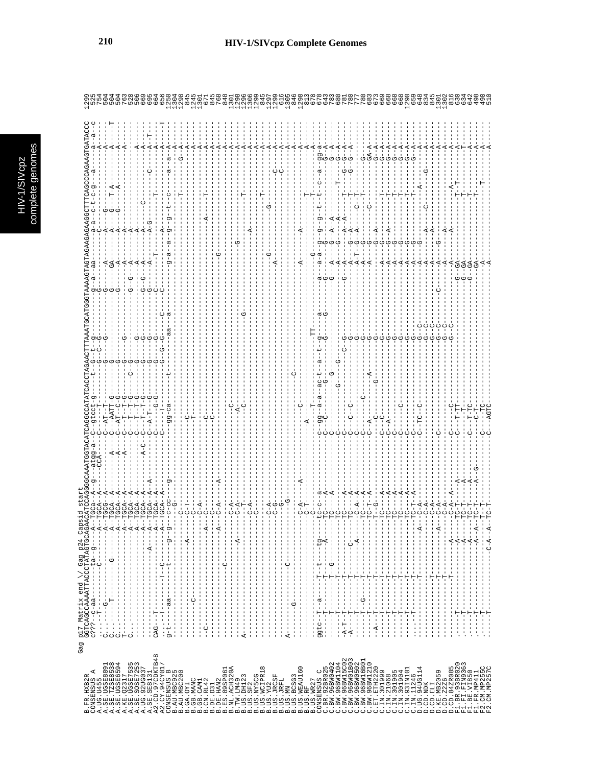# HIV-1/SIVcpz Complete Genomes

Gag p17 Matrix end \/ Gag p24 Capsid start

```
B.FR.HXB2R       GGTCAGCCAAAATTACCCTATAGTGCAGAACATCCAGGGGCAAATGGTACATCAGGCCATATCACCTAGAACTTTAAATGCATGGGTAAAAGTAGTAGAAGAGAAGGCTTTCAGCCCAGAAGTGATACCC  1299
CONSENSUS_A      c???--c-aa-------ta-g-----A--TGCa--A--g---atgg-a--C--gtcct-g------t--G--t--g---------g--a--aa-------a-a---c-t-c-g---a-------a--a--c  525
...
F2.CM.MP257C     .----T---------------C-A--A--TC-T--------------C----AGTC-------------------------A--A-------------------------------A----------A  510
```

HIV-1/SIVcpz complete genomes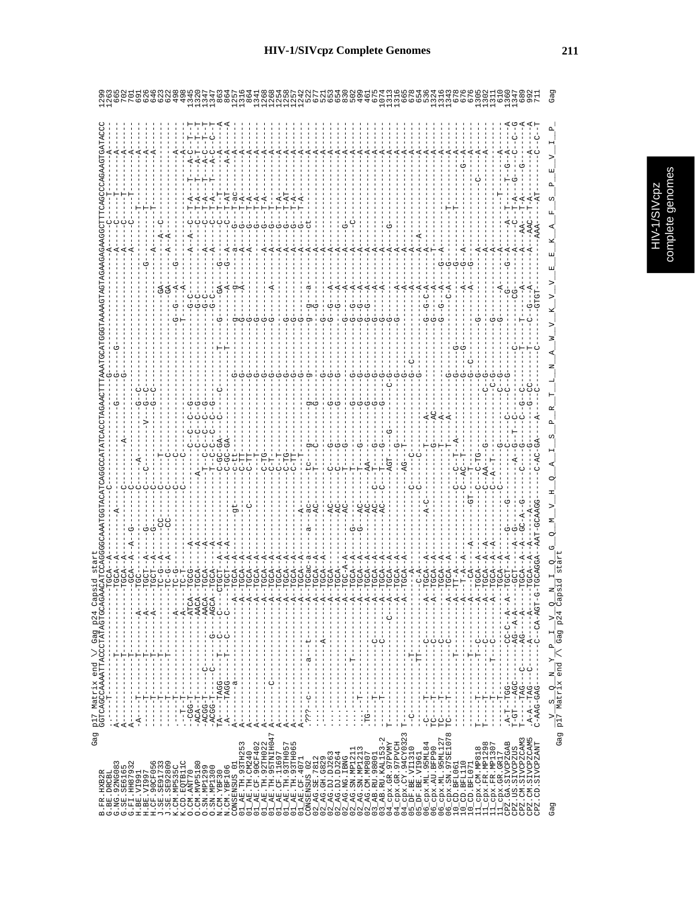# HIV-1/SIVcpz Complete Genomes

```
Gag   p17 Matrix end \/ Gag p24 Capsid start
      GGTCAGCCAAAATTACCCTATAGTGCAGAACATCCAGGGGCAAATGGTACATCAGGCCATATCACCTAGAACTTTAAATGCATGGGTAAAAGTAGTAGAAGAGAAGGCTTTCAGCCCAGAAGTGATACCC
B.FR.HXB2R
...
Gag    V  S  Q  N  Y  P  I  V  Q  N  I  Q  G  Q  M  V  H  Q  A  I  S  P  R  T  L  N  A  W  V  K  V  V  E  E  K  A  F  S  P  E  V  I  P     Gag
       p17 Matrix end /\ Gag p24 Capsid start
```

HIV-1/SIVcpz complete genomes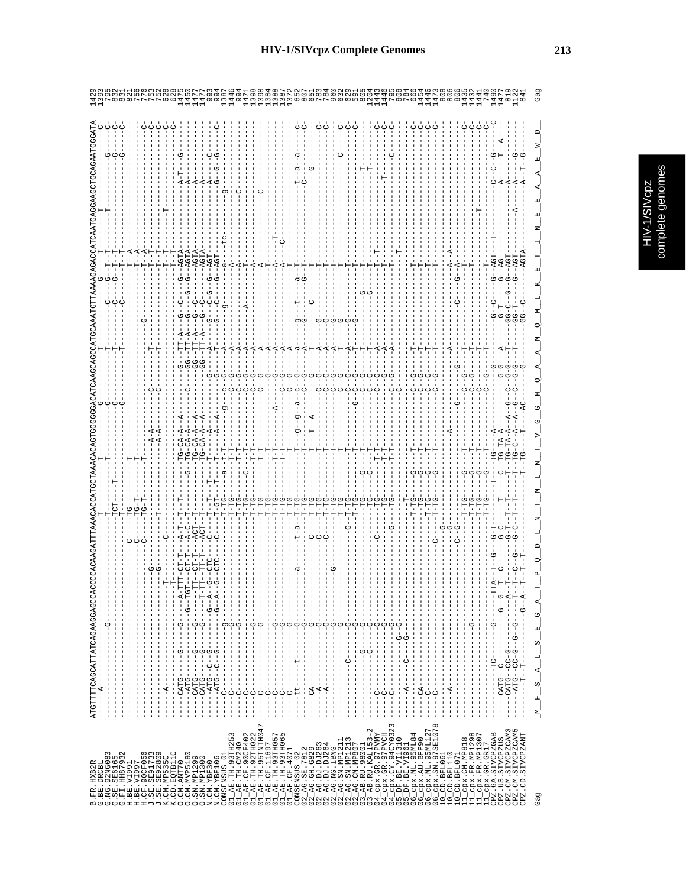```
B.FR.HXB2R           ATGTTTCAGCATTATCAGAAGGAGCCACCCCACAAGATTTAAACACCATGCTAAACACAGTGGGGGGACATCAAGCAGCCATGCAAATGTTAAAAGAGACCATCAATGAGGAAGCTGCAGAATGGGATA 1429
G.BE.DRCBL           1393
G.NG.92NG083         795
G.SE.SE6165          832
G.FI.HH87932         831
H.BE.VI991           821
H.BE.VI997           756
H.CF.90CF056         776
J.SE.SE91733         753
J.SE.SE92809         752
K.CM.MP535C          628
K.CD.EQTB11C         628
O.CM.ANT70           1475
O.CM.MVP5180         1450
O.SN.MP1299          1477
O.SN.MP1300          1477
N.CM.YBF30           993
N.CM.YBF106          994
CONSENSUS_01         1387
01_AE.TH.93TH253     1446
01_AE.TH.CM240       994
01_AE.CF.90CF402     1471
01_AE.TH.92TH022     1398
01_AE.TH.95TNIH047   1398
01_AE.CF.11697       1384
01_AE.TH.93TH057     1388
01_AE.TH.93TH065     1387
01_AE.CF.4071        1372
CONSENSUS_02         652
02_AG.SE.7812        807
02_AG.GH.G829        651
02_AG.DJ.DJ263       783
02_AG.DJ.DJ264       784
02_AG.NG.IBNG        960
02_AG.SN.MP1211      632
02_AG.SN.MP1213      629
02_AG.CM.MP807       591
03_AB.RU.98001       805
03_AB.RU.KAL153-2    1204
04_cpx.GR.97PVMY     1443
04_cpx.GR.97PVCH     1446
04_cpx.CY.94CY032    795
05_DF.BE.VI1310      808
05_DF.BE.VI961       784
06_cpx.ML.95ML84     666
06_cpx.AU.BFP90      1454
06_cpx.ML.95ML127    1446
06_cpx.SN.97SE1078   1473
10_CD.BFL061         808
10_CD.BFL110         806
10_CD.BFL071         806
11_cpx.CM.MP818      1435
11_cpx.FR.MP1298     1432
11_cpx.FR.MP1307     1441
11_cpx.GR.GR17       740
CPZ.GA.SIVCPZGAB     1490
CPZ.US.SIVCPZUS      1477
CPZ.CM.SIVCPZCAM3    819
CPZ.CM.SIVCPZCAM5    1122
CPZ.CD.SIVCPZANT     841

Gag                  _M__F__S__A__L__S__E__G__A__T__P__Q__D__L__N__T__M__L__N__T__V__G__G__H__Q__A__A__M__Q__M__L__K__E__T__I__N__E__E__A__A__E__W__D_   Gag
```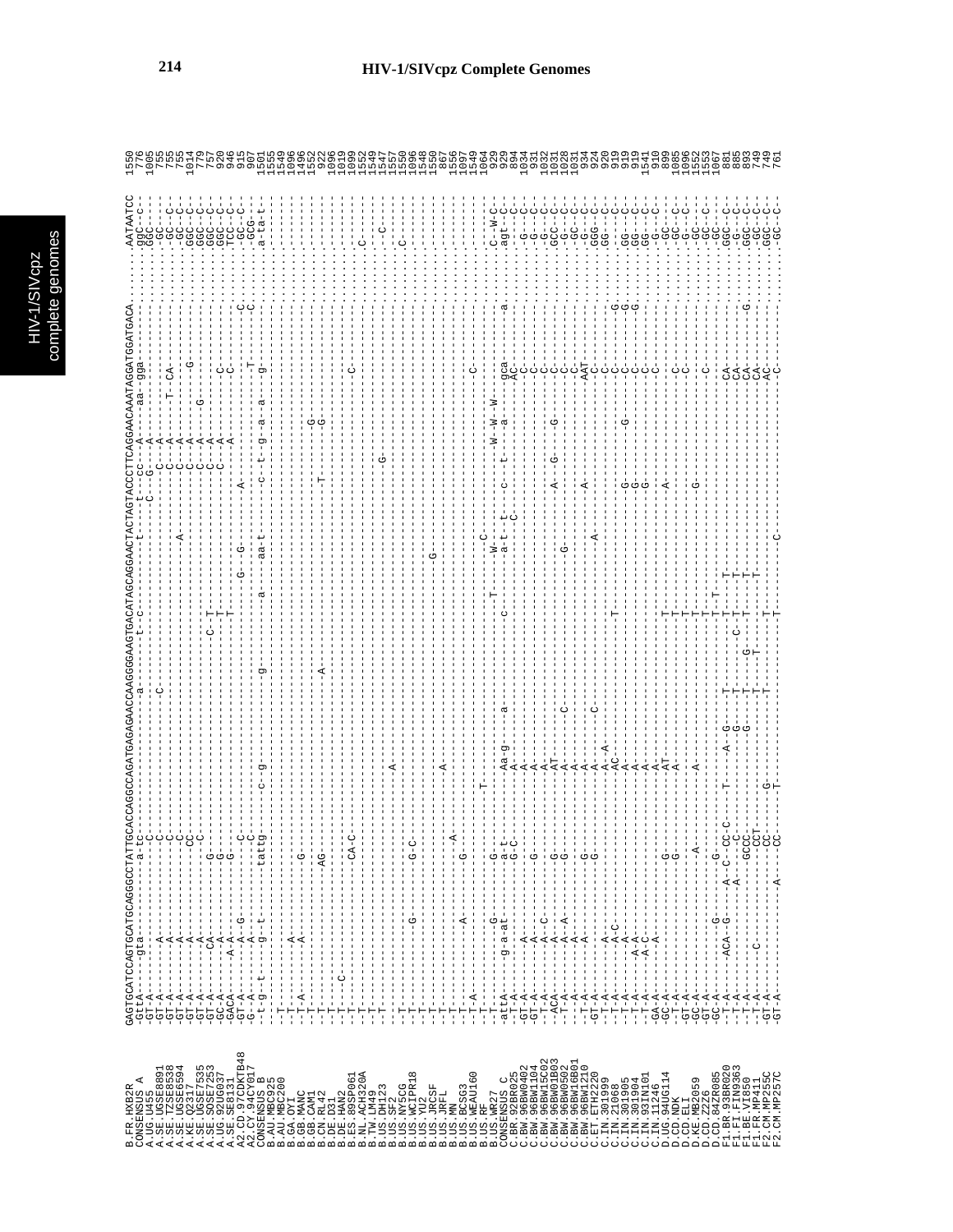# HIV-1/SIVcpz Complete Genomes

```
B.FR.HXB2R         GAGTGCATCCAGTGCATGCAGGGCCTATTGCACCAGGCCAGATGAGAGAACCAAGGGGAAGTGACATAGCAGGAACTACTAGTACCCTTCAGGAACAAATAGGATGGATGACA.......AATAATCC 1550
CONSENSUS A        -GttA-----gta----------a-tc----------------------a-------t-c------------t-----t---cc---A----aa--gga--------------------.ggc--c-- 776
A.UG.U455          -GT-A------------------C------------------------------------------------------C---G---A-----------------------------.GGC----- 1005
A.SE.UGSE8891      -GT-A------A-----------C------------------------C----------------------------------C---A------------------------------.GC------ 755
A.SE.TZSE8538      -GT-A------A-----------C------------------------------------------------------------C---A------T--CA--------------.GC---C-- 755
A.SE.UGSE6594      -GT-A------A-----------C-------------------------------------------------------------C---A----------------------------.GC---C-- 755
A.KE.Q2317         -GT-A------A----------CC-------------------------------------A-----------------------C---A------------G------------.GGC--C-- 1014
A.SE.UGSE7535      -GT-A------A-----------C------------------------------------------------------------C---A-----G------------------------.GGC--C-- 779
A.SE.SOSE7253      -GT-A------CA------G-------------------------C--T-----------------------------------C---A---------------------------.GGC--C-- 757
A.UG.92UG037       -GC-A------A-------G-----------------------------T-----------------------------------C---A-------C-----------------.GGC--C-- 920
A.SE.SE8131        -GACA-----A-A--G-----------------------------T--------------------------------------C---A-------C-----------------.TCC--C-- 946
A2.CD.97CDKTB48    -GT-A------A---------C-----------------------------------G----G-------A--------------------------------C-----------.GC---C-- 915
A2.CY.94CY017      -G--A------A---------C--------------------------------------------------------------------------------T--------C---.GCG----- 907
CONSENSUS B        --t-g--t------g--t-----tattg-----c--g---------g------------a-----aa-t-----c--t--g--a---a----g----------------------.a-ta-t-- 1501
B.AU.MBC925        ----------------------------------------------------------------------------------------------------------------------------- 1555
B.AU.MBC200        -T---------------------------------------------------------------------------------------------------------------------------- 1549
B.GA.OYI           -T---------A------------------------------------------------------------------------------------------------------------------ 1096
B.GB.MANC          -T-A-------A-----------G------------------------------------------------------------------------------------------------------- 1496
B.GB.CAM1          -T---------------------------------------------------------------------------------------G--------------------------------- 1552
B.CN.RL42          -T--------------------AG--------------A--------------------------T--------------------G--------------------------------- 1522
B.DE.D31           -T---------------------------------------------------------------------------------------------------------------------------- 1096
B.DE.HAN2          -T---C------------------------------------------------------------------------------------------------------------------------ 1019
B.ES.89SP061       -T--------------------CA-C------------------------------------------------------------------------C------------------------- 1099
B.NL.ACH320A       -T---------------------------------------------------------------------------------------------------------------C----------- 1552
B.TW.LM49          -T---------------------------------------------------------------------------------------------------------------------------- 1549
B.US.DH123         -T-----------------------------------A-------------------------------G-----------------------------------------------C------- 1547
B.US.SF2           ----------------------------------------------------------------------------------------------------------------------------- 1557
B.US.NY5CG         -T------------G-------G-C---------------------------------------------------------------------------------------------C------ 1550
B.US.WCIPR18       -T---------------------------------------------------------------------------------------------------------------------------- 1096
B.US.YU2           -T------------------------------------------------G--------------------------------------------------------------------------- 1548
B.US.JRCSF         -T---------------------------------A-------------------------------------------------------------------------------------------- 1550
B.US.JRFL          -T---------------------A---------------------------------------------------------------------------------------------------------- 867
B.US.MN            -T---------A-----------G---------------------------------------------------------------------------------------------------------- 1556
B.US.BCSG3         -T-A------------------------------------------------------------------------------------------C----------------------------------- 1097
B.US.WEAU160       -T-------------------------T-------------------------------C-------------------------------------------------------------------- 1549
B.US.RF            -T-----------G---------------------------------------------------------------------------------------------------------------- 1064
B.US.WR27          ---------------------G-----------------------------T------W--------W--W--W--W-------------------------------------.C--W-C-- 929
CONSENSUS C        -attA-----g-a-at------a-t--------Aa-g---a------------c-------a-t--t----c----t----a----gca-------------a-----------.agt--C-- 894
C.BR.92BR025       -T-A-------------------G-C---------A--------------------------------C-----------------AC----------------------------.--C------ 1034
C.BW.96BW0402      -GT-A------A---------------------A------------------------------------------------------C---------------------------.-G--C-- 931
C.BW.96BW1104      -GT-A------A------------G--------A--------------------------------------------------C--------------------------------.-G--C-- 1032
C.BW.96BW15C02     -T-A-------A--C------------------A----------------------------------------------------------------------------------.-G--C-- 1031
C.BW.96BW0B03      -ACA-------A----------G---------AT------C-------------------------------A--G------G----C----------------------------.GCC--C-- 1028
C.BW.96BW0502      -T-A-------A--A-------G----------A--------------------------------------------------------------------------------.-G--C-- 1031
C.BW.96BW16B01     -T-A-------A-----------------------A-------------------------G------------------------C------------------------------.-GC--C-- 934
C.BW.96BW1210      -T-A-------A-----------G----------A--------C------------------------------------------C-----------------------------.-G--C-- 924
C.ET.ETH2220       -GT-A------A---------------G------A--A-------------------------A---------A--------AAT--------------------------------.GGG--C-- 920
C.IN.301999        -T-A-------A---------------------A-A---------------------------------------------------------------------------------.GG---C-- 919
C.IN.21068         -T-A-------A-C--------------------AC-------------T------------------------------------C-------------------------------.-----C-- 919
C.IN.301905        -T-A-------A----------------------A--------------------------------G--------------G----C-----------------G---------.GG---C-- 919
C.IN.301904        -T-A-------A-A--------------------A-------------------------------G-------------------C-----------------G---------.GG---C-- 1541
C.IN.93IN101       -T-A-------A-C--------------------A-------------------------------G-------------------C-----------------G---------.GG---C-- 910
C.IN.11246         -GA-A-------A---------G---------AT------------------T---------------------A--------------------------------------.-GC--C-- 899
D.UG.94UG114       -GC-A--------------------G--------A-----------------T------------------------------------------------------------.-GC--C-- 1085
D.CD.NDK           -T-A-------------------G----------A------------------T--------------------------------C--------------------------.-G---C-- 1096
D.CD.ELI           -GT-A------------------------------------------------T--------------------------------C--------------------------.-G---C-- 1552
D.KE.MB2059        -GC-A--------------------A---------A-------------------T------------G----------------------------------------------.-GC--C-- 1553
D.CD.Z2Z6          -GT-A-----------------------------------------------T---------------------------------C-----------------------------.-GC--C-- 1067
D.CD.84ZR085       -GC-A-------G-----------------------------------------T--------------------------------------------------------------.GC--C-- 881
F1.BR.93BR020      -T-A-----ACA--G----A--C--CC-C-----T----A--G-----T-------T-T-------------------------CA-------------------------------.GGC--C-- 885
F1.FI.FIN9363      -T-A---------------A---------C-----------------T---C----T------------------------------CA------------------------------.G---C-- 893
F1.BE.VI850        -T-A----------------------GCCC------------------G-----T--G--T----T--------------------------CA------------G-----------.GGC--C-- 749
F1.FR.MP411        -T-A-------C-------------CCT-----------------------------------------------------CA----------------------------------.-GC--C-- 749
F2.CM.MP255C       -GT-A-------------------------CC-----G------------T----T-------T------------------------AC-------------------------.GGC--C-- 761
F2.CM.MP257C       -GT-A----------------A--------CC-----T--------------T----------------------C-------------C------------------------.-GC--C--
```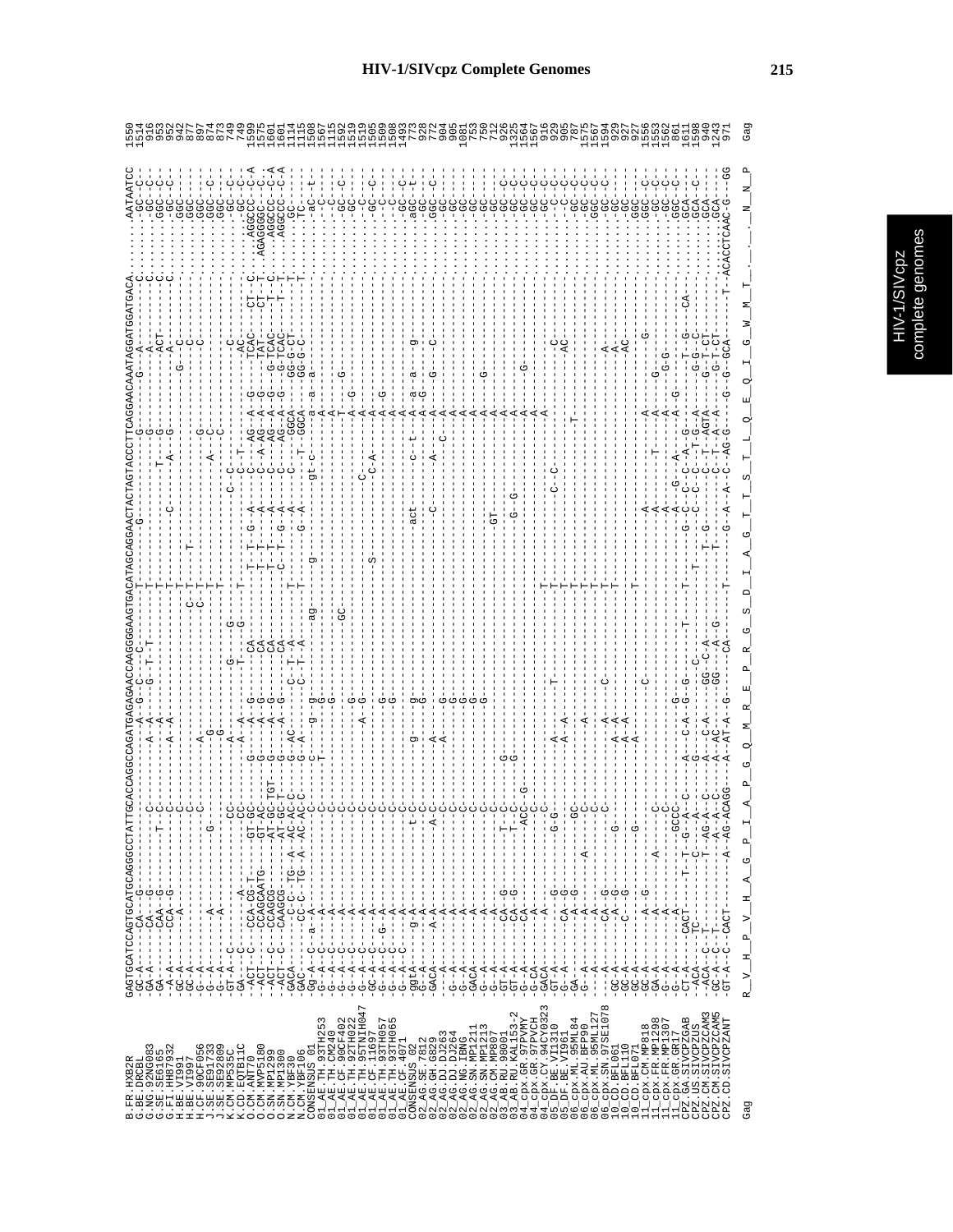```
B.FR.HXB2R           GAGTGCATCCAGTGCATGCAGGGCCTATTGCACCAGGCCAGATGAGAGAACCAAGGGGAAGTGACATAGCAGGAACTACTAGTACCCTTCAGGAACAAATAGGATGGATGACA.....AATAATCC 1550
B.BE.DRCBL           -GC-A-------CA---G-----------------------------A--G--C---C----T-------------G----------------G---------G----A-----------C.........-GC--C-- 1514
G.NG.92NG083         -GA-A-------CA---G-----------C-----------------A--A--G--T--T--T-------------G----------------G-----------------A---------C.........-GC--C-- 916
G.SE.SE6165          -GA-A-------CAA--G-----------C-----------------A--A----------------T--------------------T----G-----------------A---------C.........GGC--C-- 953
G.FI.HH87932         --A-A-------CCA--G-----T-----C-----------------A--A------------------------------C-------A---G-----------------ACT-------C.........-GC--C-- 952
H.BE.VI991           -GC-A-------A----------------C-----------------------------------T-------------------------------------------A-----------C.........GGC------ 942
H.BE.VI997           -GC-A------------------------C--------------------------------------T---------------------------------G----C----------------------GGC------ 877
H.CF.90CF056         -G--A------------------------C-----------A-----------------------T------------------------------------------C-----------------------GGC------ 897
J.SE.SE91733         -G--A----------A-------------G-----------------------------C--T-------------------------G--------------------------------------GGC--C-- 874
J.SE.SE92809         -G--A----------A------------------------G-------------------C--T-------------------------------------A--C--------------------------GGC--C-- 873
K.CD.EQTB11C         -GT-A--C------------------CC----------------------------G---------------------------------C--------------C-------------------------GC--C-- 749
K.CM.MP535C          -GA--C--------A---------------CC------------A--A------------T---G--T-------------C--T---------------C-----------AC-----------------GC--C-- 749
O.CM.ANT70           --ACT--C---CCA-CG-T------GT-GC--------G----A--G-----CA-------------T-T--G--A--C--C--AG--A--G----TCAC-----CT-C...AGGCCC---C-A 1599
O.CM.MVP5180         --ACT--C---CCAGCAATG-----GT-AC--------G----A--G-----CA-------------T-T--------A--C--A-AG--A--G----TAT------CT-T...AGAGGGC---C-- 1575
O.SN.MP1299          --ACT--C---CCAGCG--------AT-GC-TGT----G----A--G-----CA-------------T-T--------A--C----AG--A--G---G-TCAC----T--C...AGGCCC---C-A 1601
O.SN.MP1300          --ACT--C---CAAGCG--------AT-GC-T------G----A--G-----CA-------------C--T--G--A--C----AG--A--G---G-TCAC----T--T...AGGCCC---C-A 1601
N.CM.YBF30           -GACA------C-C--TG-A-AC-AC-C---------G--AC------C-T-A----------T-----------------------C----GGCA-----GG-G-CT----T........GC------ 1114
N.CM.YBF106          -GAC-------CC-C--TG-A-AC-AC-C--------G--A--------C-T-A----------T----------G--A----T--GGCA-----GG-G-C-----T........-TC------ 1115
CONSENSUS_01         Gg-A--C--a--A------------------C-------c-----g--g-------ag------------g--------gt-c-----a--a--a--------------------------ac---t-- 1508
01_AE.TH.93TH253     -G--A--C----A-----------------C-------T-------G-----------------------------------------A---------------------------------------C-- 1567
01_AE.TH.CM240       -G--A--C----A------------------C-----------------G-----------------------------------------A----------------------------------------C-- 1117
01_AE.CF.90CF402     -G--A--C----A------------------C---------------------------GC--------------------------T-----G------------------------------GC--C-- 1592
01_AE.TH.92TH022     -G--A--C----A------------------C-----------------G-----------------------------------------A--G------------------------------GC------ 1519
01_AE.TH.95TNIH047   -G--A--C----A------------------C-----------A--G--------------------------------C-----------A--------------------------------C------ 1519
01_AE.CF.11697       GC--A--C----A------------------C--------------------------------S-------------C-A---------A-------------------------------GC--C-- 1505
01_AE.TH.93TH057     -G--A--C--G--A-----------------C-----------------G-----------------------------------------A--G-----------------------------C------ 1509
01_AE.TH.93TH065     -G--A--C----A------------------C-----------------G-----------------------------------------A---------------------------------C------ 1508
01_AE.CF.4071        -G--A--C----A------------------C------------------------------------------------------------A-----------------------------GC--C-- 1493
CONSENSUS_02         ggtA------g-A----------t-c------g-----g----------------------act------c--t-----a--a--a-----g---------------------aGC--t-- 773
02_AG.SE.7812        -G--A-------A-------------C------------G---------------------------------------A--G-----------------------------GC------ 928
02_AG.GH.6829        -GACA-------A-A---------A-C------A-----------------------------------------------------A-----C--C------------------GGC--C-- 772
02_AG.DJ.DJ263       ---A--------A-----------C-------A-----G----------------------C-------A--C------A-----------------------------------GC------ 904
02_AG.DJ.DJ264       -G--A-------A-----------C--------------G--------------------------------------------A-------------------------------GC------ 905
02_AG.NG.IBNG        -G--A-------A-----------C--------------G--------------------------------------------A-------------------------------GC------ 1081
02_AG.SN.MP1211      GACA--------A-----------C--------------G--------------------------------------------A-------------------------------GC------ 753
02_AG.SN.MP1213      -G--A-------A-----------C--------------G--------------------------------------------A--------G----------------------GC------ 750
02_AG.CM.MP807       -G--A-------A-----------C-------------------------------------------GT---------------A-------------------------------GC------ 772
03_AB.RU.98001       -GT-A-------CA--G-------T-C-----G------------------------------------------------------A-------------------------------GC--C-- 916
03_AB.RU.KAL153-2    -GT-A-------CA--G-------T-C-----G---------------------------G--G-------------------A-------------------------------GC--C-- 1325
04_cpx.GR.97PVMY     -G--A-------CA----------ACC--G------------------------------------------------------A-------G-----------------------GC--C-- 1564
04_cpx.GR.97PVCH     -G-CA-------A-------------C----------------------------------------------------------A-------------------------------GC--C-- 916
04_cpx.CY.94CY0323   GACA--------A-------------C---------------------------T-------------------------------A-------------------------------GC--C-- 929
05_DF.BE.VI1310      GT-A-------G------------G-G-------A-----------T-------T------------------C--C--------------------------C---------------C--C-- 905
05_DF.BE.VI961       -G--A-------CA-G-------------------A--A-------------------T-------------------------------------------AC--------------C--C-- 787
06_cpx.ML.95ML84     GA--A-------G-----------GC-----------------------------T-------------------------------------------------------------GC--C-- 1575
06_cpx.AU.BFP90      -G--A-------A----A------C--------------A---------------T----------------------T---------------------------------------GC--C-- 1567
06_cpx.ML.95ML127    -G--A-------A-----------C------------------------------T-------------------------------A---------------A------------GGC--C-- 1594
06_cpx.SN.97SE1078   ---A--------A-----------C---------------------C--------T-------------------------------A---------------A------------GC------ 916
10_CD.BFL061         -GC-A-------CA--G-------G-----------A-A----------------T-------------------------------------------------A----------GC------ 927
10_CD.BFL110         -GC-A-------A------------------------A-A-------------------------------------------------------------------------------GC------ 927
10_CD.BFL071         -GC-A-------C--G--------G-----------A---------------------T--------------------------------------------AC------------GGC------ 1556
11_cpx.CM.MP818      -GC-A-------A--G---------------------------------C-----------------A------------T-------A-------G--------------------GGC--C-- 1553
11_cpx.FR.MP1298     GA--A-------A-----------A-C-------------------------------------A----------------------A--------G---------------------GC--C-- 1562
11_cpx.FR.MP1307     -G--A-------A-----------C-------------------------------------A--------------------------------------------------GC--C-- 861
11_cpx.GR.GR17       -G--A-------A----------GCCC-----------G-------------------------A----G--A------A--G------------------------------GGC--C-- 1611
CPZ.GA.SIVCPZGAB     -CT-A------CACT--T--T--G--A--C---A---C-A--G--G-----T------T----G-C--C--C-A--G----T-G-------CA-------GCA---C-- 1598
CPZ.US.SIVCPZUS      -ACA-------TC-------T------A--------G-------------C-------------C--C--T-G--A------G-G-C-----------------GCA------ 940
CPZ.CM.SIVCPZCAM3    -ACA--C--T----------T-AG-A--C---A-----C-A--GG-C-A--------T-G------C--T-AGTA------G-T-CT----------------GCA------ 1243
CPZ.CM.SIVCPZCAM5    -GC-A--C--T---------A--A--C---A--AC----GG--A--G----------T-------C--T-A--A------G-T-CT----------------GCA------ 971
CPZ.CD.SIVCPZANT     -GT-A--C--CACT------A-AG-ACAGG--A--AT-A--G------CA-----T----G--A--A-C-AG-G-----G--G--GCA--------T-ACACCTCAAC-G---GG

Gag                  R  V  H  P  V  H  A  G  P  I  A  P  G  Q  M  R  E  P  R  G  S  D  I  A  G  T  T  S  T  L  Q  E  Q  I  G  W  M  T  .  .  .  N  N  P    Gag
```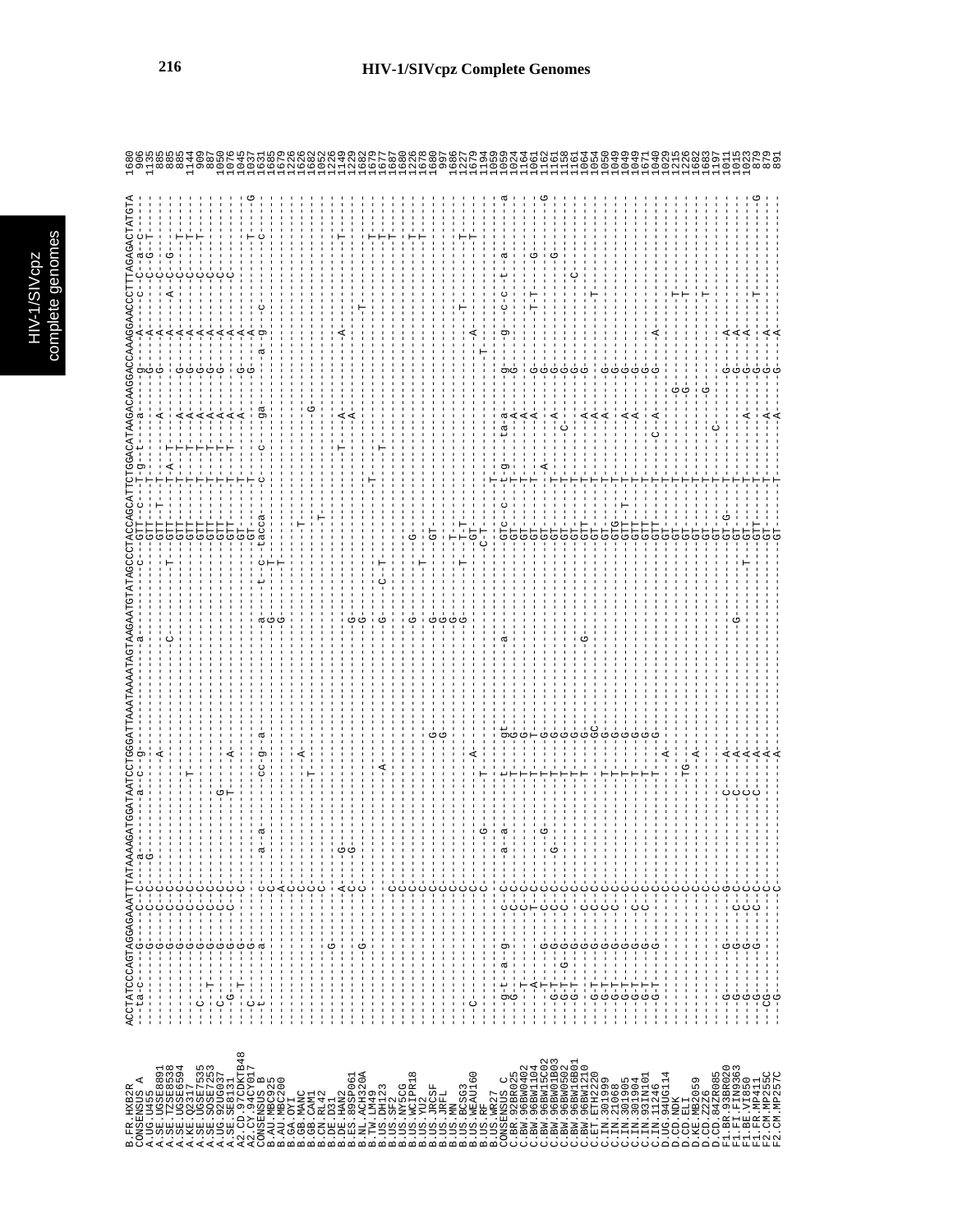```
B.FR.HXB2R        ACCTATCCCAGTAGGAGAAATTTATAAAAGATGGATAATCCTGGGATTAAATAAAATAGTAAGAATGTATAGCCCTACCAGCATTCTGGACATAAGACAAGGACCAAAGGAACCCTTTAGAGACTATGTA  1680
CONSENSUS_A                                                                                                                                                  906
A.UG.U455                                                                                                                                                   1135
A.SE.UGSE8891                                                                                                                                                885
A.SE.TZSE8538                                                                                                                                                885
A.SE.UGSE6594                                                                                                                                                885
A.KE.Q2317                                                                                                                                                  1144
A.SE.UGSE7535                                                                                                                                                909
A.SE.SOSE7253                                                                                                                                                887
A.UG.92UG037                                                                                                                                                1050
A.SE.SE8131                                                                                                                                                 1076
A2.CD.97CDKTB48                                                                                                                                             1045
A2.CY.94CY017                                                                                                                                               1037
CONSENSUS_B                                                                                                                                                 1631
B.AU.MBC925                                                                                                                                                 1685
B.AU.MBC200                                                                                                                                                 1679
B.GA.OYI                                                                                                                                                    1226
B.GB.MANC                                                                                                                                                   1626
B.GB.CAM1                                                                                                                                                   1682
B.CN.RL42                                                                                                                                                   1052
B.DE.D31                                                                                                                                                    1226
B.DE.HAN2                                                                                                                                                   1149
B.ES.89SP061                                                                                                                                                1229
B.NL.ACH320A                                                                                                                                                1682
B.TW.LM49                                                                                                                                                   1679
B.US.DH123                                                                                                                                                  1677
B.US.SF2                                                                                                                                                    1687
B.US.NY5CG                                                                                                                                                  1680
B.US.WCIPR18                                                                                                                                                1226
B.US.YU2                                                                                                                                                    1678
B.US.JRCSF                                                                                                                                                  1680
B.US.JRFL                                                                                                                                                    997
B.US.MN                                                                                                                                                     1686
B.US.BCSG3                                                                                                                                                  1227
B.US.WEAU160                                                                                                                                                1679
B.US.RF                                                                                                                                                     1194
B.US.WR27                                                                                                                                                   1059
CONSENSUS_C                                                                                                                                                 1059
C.BR.92BR025                                                                                                                                                1024
C.BW.96BW0402                                                                                                                                               1164
C.BW.96BW1104                                                                                                                                               1061
C.BW.96BW15C02                                                                                                                                              1162
C.BW.96BW01B03                                                                                                                                              1161
C.BW.96BW0502                                                                                                                                               1158
C.BW.96BW16B01                                                                                                                                              1161
C.BW.96BW1210                                                                                                                                               1064
C.ET.ETH2220                                                                                                                                                1054
C.IN.301999                                                                                                                                                 1050
C.IN.21068                                                                                                                                                  1049
C.IN.301905                                                                                                                                                 1049
C.IN.301904                                                                                                                                                 1049
C.IN.93IN101                                                                                                                                                1671
C.IN.11246                                                                                                                                                  1040
D.UG.94UG114                                                                                                                                                1029
D.CD.NDK                                                                                                                                                    1215
D.CD.ELI                                                                                                                                                    1226
D.KE.MB2059                                                                                                                                                 1682
D.CD.Z2Z6                                                                                                                                                   1683
D.CD.84ZR085                                                                                                                                                1197
F1.BR.93BR020                                                                                                                                               1011
F1.FI.FIN9363                                                                                                                                               1015
F1.BE.VI850                                                                                                                                                 1023
F1.FR.MP411                                                                                                                                                  879
F2.CM.MP255C                                                                                                                                                 879
F2.CM.MP257C                                                                                                                                                 891
```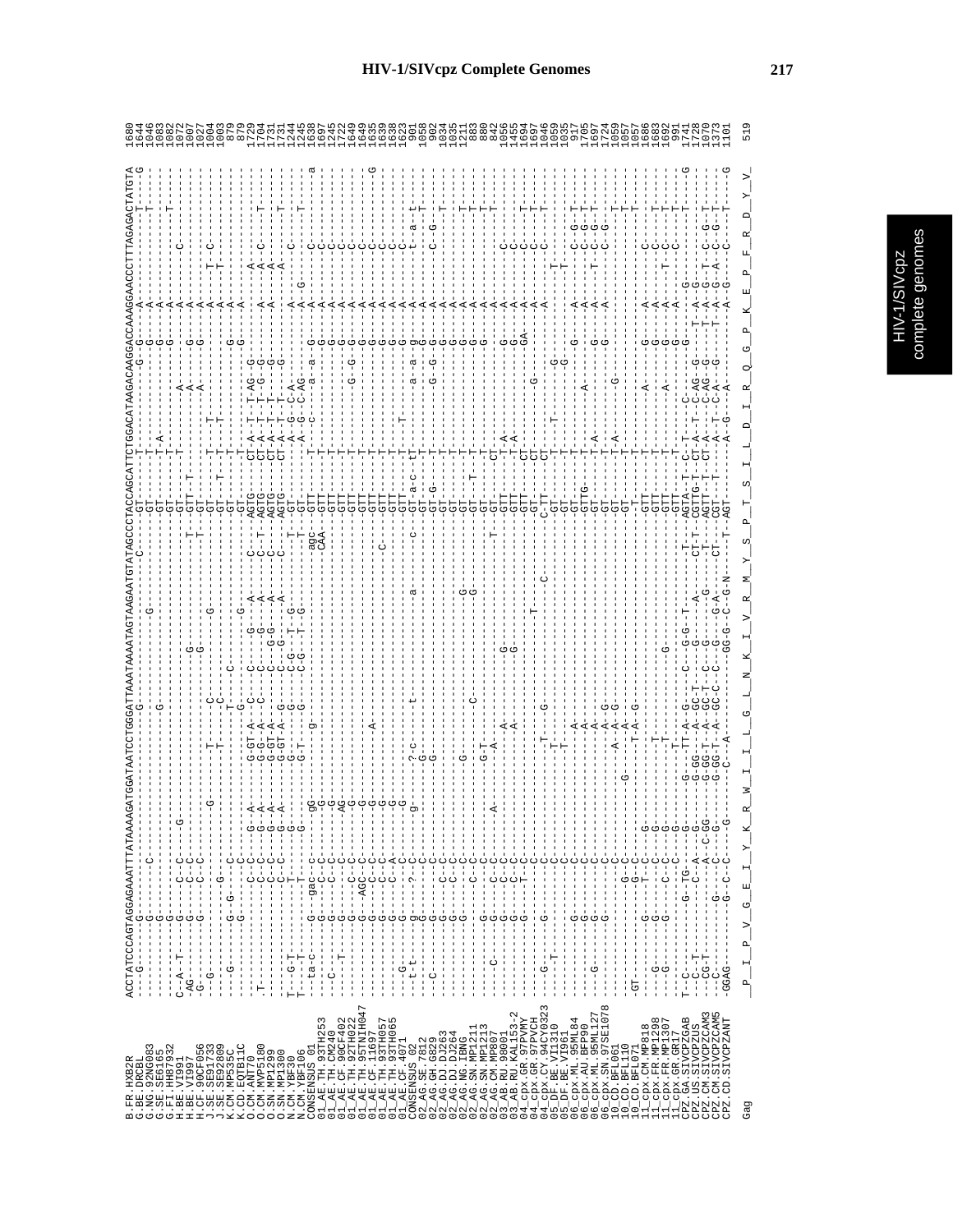# HIV-1/SIVcpz Complete Genomes

```
B.FR.HXB2R             ACCTATCCCAGTAGGAGAAATTTATAAAAGATGGATAATCCTGGGATTAAATAAAATAGTAAGAATGTATAGCCCTACCAGCATTCTGGACATAAGACAAGGACCAAAGGAACCCTTTAGAGACTATGTA  1680
G.BE.DRCBL                                                                                                                                      1644
G.NG.92NG083                                                                                                                                    1046
G.SE.SE6165                                                                                                                                     1083
G.FI.HH87932                                                                                                                                    1082
H.BE.VI991                                                                                                                                      1072
H.BE.VI997                                                                                                                                      1007
H.CF.90CF056                                                                                                                                    1027
J.SE.SE91733                                                                                                                                    1004
J.SE.SE92809                                                                                                                                    1003
K.CD.EQTB11C                                                                                                                                     879
K.CM.MP535C                                                                                                                                      879
O.CM.ANT70                                                                                                                                      1729
O.CM.MVP5180                                                                                                                                    1704
O.SN.MP1299                                                                                                                                     1731
O.SN.MP1300                                                                                                                                     1731
N.CM.YBF30                                                                                                                                      1244
N.CM.YBF106                                                                                                                                     1245
CONSENSUS_01                                                                                                                                    1638
01_AE.TH.93TH253                                                                                                                                1697
01_AE.TH.CM240                                                                                                                                  1245
01_AE.CF.90CF402                                                                                                                                1722
01_AE.TH.92TH022                                                                                                                                1649
01_AE.TH.95TNIH047                                                                                                                              1649
01_AE.CF.11697                                                                                                                                  1635
01_AE.TH.93TH057                                                                                                                                1639
01_AE.TH.93TH065                                                                                                                                1638
01_AE.CF.4071                                                                                                                                   1623
CONSENSUS_02                                                                                                                                     901
02_AG.SE.7812                                                                                                                                   1058
02_AG.GH.G829                                                                                                                                    902
02_AG.DJ.DJ263                                                                                                                                  1034
02_AG.DJ.DJ264                                                                                                                                  1035
02_AG.NG.IBNG                                                                                                                                   1211
02_AG.SN.MP1211                                                                                                                                  883
02_AG.SN.MP1213                                                                                                                                  880
02_AG.CM.MP807                                                                                                                                   842
03_AB.RU.98001                                                                                                                                  1056
03_AB.RU.KAL153-2                                                                                                                               1455
04_cpx.GR.97PVMY                                                                                                                                1694
04_cpx.GR.97PVCH                                                                                                                                1697
04_cpx.CY.94CY0323                                                                                                                              1046
05_DF.BE.VI1310                                                                                                                                 1059
05_DF.BE.VI961                                                                                                                                  1035
06_cpx.ML.95ML84                                                                                                                                 917
06_cpx.AU.BFP90                                                                                                                                 1705
06_cpx.ML.95ML127                                                                                                                               1697
06_cpx.SN.97SE1078                                                                                                                              1724
10_CD.BFL061                                                                                                                                    1059
10_CD.BFL110                                                                                                                                    1057
10_CD.BFL071                                                                                                                                    1057
11_cpx.CM.MP818                                                                                                                                 1686
11_cpx.FR.MP1298                                                                                                                                1683
11_cpx.FR.MP1307                                                                                                                                1692
11_cpx.GR.GR17                                                                                                                                   991
CPZ.GA.SIVCPZGAB                                                                                                                                1741
CPZ.US.SIVCPZUS                                                                                                                                 1728
CPZ.CM.SIVCPZCAM3                                                                                                                               1070
CPZ.CM.SIVCPZCAM5                                                                                                                               1373
CPZ.CD.SIVCPZANT                                                                                                                                1101

Gag                     P  I  P  V  G  E  I  Y  K  R  W  I  I  L  G  L  N  K  I  V  R  M  Y  S  P  T  S  I  L  D  I  R  Q  G  P  K  E  P  F  R  D  Y  V    519
```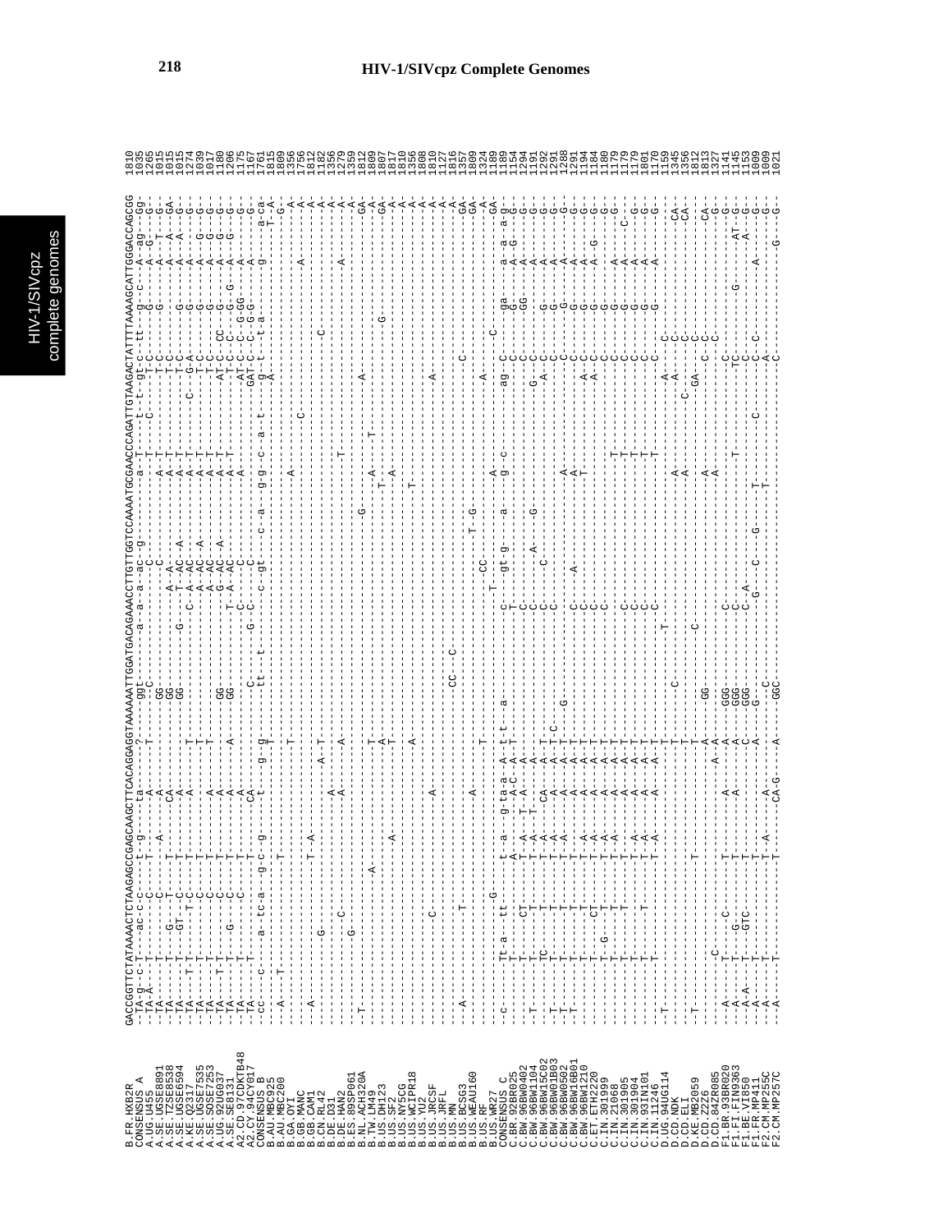```
B.FR.HXB2R        GACCGGTTCTATAAAACTCTAAGAGCCGAGCAAGCTTCACAGGAGGTAAAAAATTGGATGACAGAAACCTTGTTGGTCCAAAATGCGAACCCAGATTGTAAGACTATTTTAAAAGCATTGGGACCAGCGG  1810
CONSENSUS_A       1035
A.UG.U455         1265
A.SE.UGSE8891     1015
A.SE.TZSE8538     1015
A.SE.UGSE6594     1015
A.KE.Q2317        1274
A.SE.UGSE7535     1039
A.SE.SOSE7253     1017
A.UG.92UG037      1180
A.SE.SE8131       1206
A2.CD.97CDKTB48   1175
A2.CY.94CY017     1167
CONSENSUS_B       1761
B.AU.MBC925       1815
B.AU.MBC200       1809
B.GA.OYI          1356
B.GB.MANC         1756
B.GB.CAM1         1812
B.CN.RL42         1182
B.DE.D31          1356
B.DE.HAN2         1279
B.ES.89SP061      1359
B.NL.ACH320A      1810
B.TW.LM49         1809
B.US.DH123        1807
B.US.SF2          1817
B.US.NY5CG        1810
B.US.WCIPR18      1356
B.US.YU2          1808
B.US.JRCSF        1810
B.US.JRFL         1127
B.US.MN           1816
B.US.BCSG3        1357
B.US.WEAU160      1809
B.US.RF           1324
B.US.WR27         1189
CONSENSUS_C       1189
C.BR.92BR025      1154
C.BW.96BW0402     1294
C.BW.96BW1104     1191
C.BW.96BW15C02    1292
C.BW.96BW01B03    1291
C.BW.96BW0502     1288
C.BW.96BW16B01    1291
C.BW.96BW1210     1194
C.ET.ETH2220      1184
C.IN.301999       1180
C.IN.21068        1179
C.IN.301905       1179
C.IN.301904       1179
C.IN.93IN101      1801
C.IN.11246        1170
D.UG.94UG114      1159
D.CD.NDK          1345
D.CD.ELI          1356
D.KE.MB2059       1812
D.CD.Z2Z6         1813
D.CD.84ZR085      1327
F1.BR.93BR020     1141
F1.FI.FIN9363     1145
F1.BE.VI850       1153
F1.FR.MP411       1009
F2.CM.MP255C      1009
F2.CM.MP257C      1021
```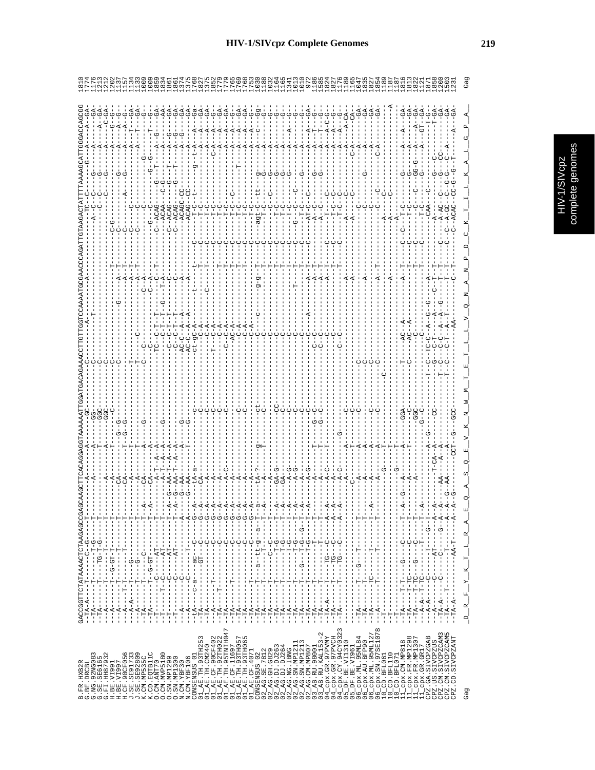```
B.FR.HXB2R            GACCGGTTCTATAAAACTCTAAGAGCCGAGCAAGCTTCACAGGAGGTAAAAAATTGGATGACAGAAACCTTGTTGGTCCAAAATGCGAACCCAGATTGTAAGACTATTTTAAAAGCATTGGGACCAGCGG
G.BE.DRCBL
G.NG.92NG083
G.SE.SE6165
G.FI.HH87932
H.BE.VI991
H.BE.VI997
H.CF.90CF056
J.SE.SE91733
J.SE.SE92809
K.CD.EQTB11C
K.CM.MP535C
O.CM.ANT70
O.CM.MVP5180
O.SN.MP1299
O.SN.MP1300
N.CM.YBF30
N.CM.YBF106
CONSENSUS_01
01_AE.TH.93TH253
01_AE.TH.CM240
01_AE.CF.90CF402
01_AE.TH.92TH022
01_AE.TH.95TNIH047
01_AE.CF.11697
01_AE.TH.93TH057
01_AE.TH.93TH065
01_AE.CF.4071
CONSENSUS_02
02_AG.SE.7812
02_AG.GH.G829
02_AG.DJ.DJ263
02_AG.DJ.DJ264
02_AG.NG.IBNG
02_AG.SN.MP1211
02_AG.SN.MP1213
02_AG.CM.MP807
03_AB.RU.98001
03_AB.RU.KAL153-2
04_cpx.GR.97PVMY
04_cpx.GR.97PVCH
04_cpx.CY.94CY032-3
05_DF.BE.VI1310
05_DF.BE.VI961
06_cpx.ML.95ML84
06_cpx.AU.BFP90
06_cpx.ML.95ML127
06_cpx.SN.97SE1078
10_CD.BFL061
10_CD.BFL110
10_CD.BFL071
11_cpx.CM.MP818
11_cpx.FR.MP1298
11_cpx.FR.MP1307
11_cpx.GR.GR17
CPZ.GA.SIVCPZGAB
CPZ.US.SIVCPZUS
CPZ.CM.SIVCPZCAM3
CPZ.CM.SIVCPZCAM5
CPZ.CD.SIVCPZANT

Gag                    D  R  F  Y  K  T  L  R  A  E  Q  A  S  Q  E  V  K  N  W  M  T  E  T  L  L  V  Q  N  A  N  P  D  C  K  T  I  L  K  A  L  G  P  A    Gag
```

```
1810
1774
1176
1213
1212
1202
1137
1157
1134
1133
1009
1009
1859
1834
1861
1861
1374
1375
1768
1827
1377
1852
1779
1779
1765
1769
1768
1753
1030
1188
1032
1164
1165
1341
1013
1010
977
1186
1585
1824
1827
1176
1189
1165
1047
1835
1827
1854
1189
1187
1187
1816
1813
1822
1121
1871
1858
1200
1503
1231
```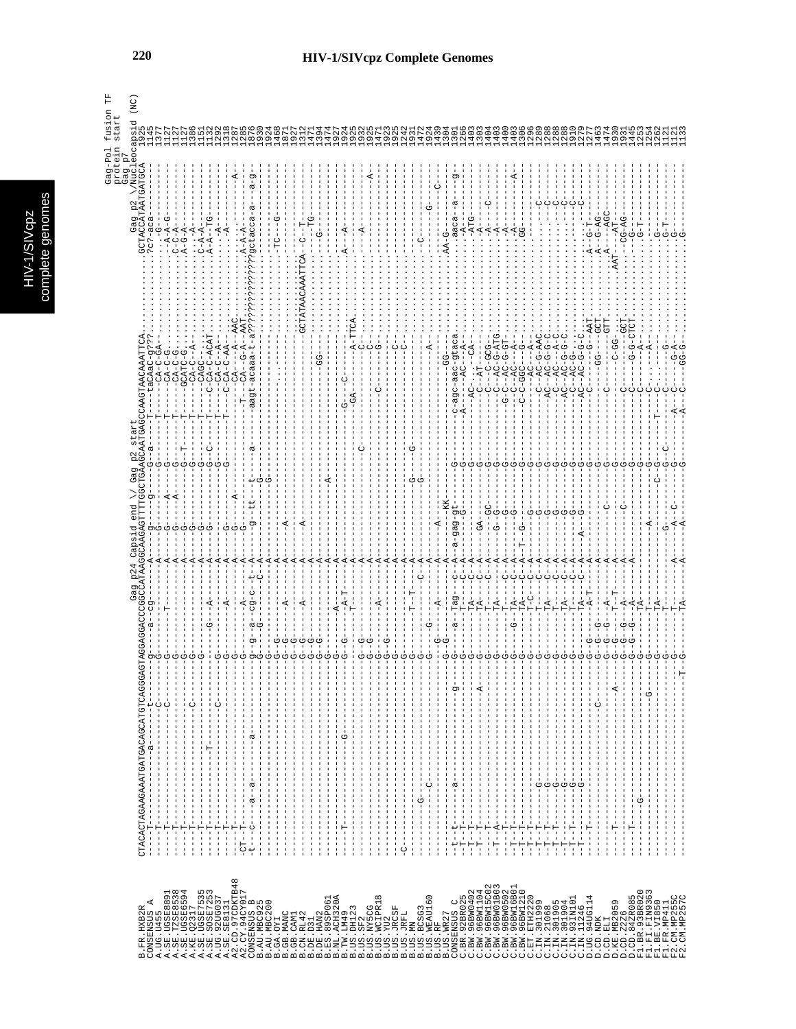# HIV-1/SIVcpz Complete Genomes

```
                                                   Gag p24 Capsid end \/ Gag p2 start                              Gag p2 \/Nucleocapsid (NC)
B.FR.HXB2R        CTACACTAGAAGAAATGATGACAGCATGTCAGGGAGTAGGAGGACCCGGCCATAAGGCAAGAGTTTTGGCTGAAGCAATGAGCCAAGTAACAAATTCA..........GCTACCATAATGATGCA  1925
CONSENSUS_A       ----T-----------a-----t------g-------a--cg---------A----g-------g--G--a--T----taCAaC-g???......?c?-aca----------  1145
A.UG.U455         ----T-----------------C------G-------------------A----G-------G--G------T----CA-C-GA-.......-G----------------  1377
A.SE.UGSE8891     ----T-----------------C------G-------T-----------A----G----A--G---------T----CA-C-G.........-A-A-G-----------  1127
A.SE.TZSE8538     ----T------------------------G-------------------A----G----A--G---------T----CA-C-G.........C-C-A-----------  1127
A.SE.UGSE6594     ----T------------------------G-------------------A----G-------G--T------T----GCATC-G........A-G-A-----------  1127
A.KE.Q2317        ----T-------------------C----G-------------------A----G-------G---------T----CA-C--A-.......-A--------------  1386
A.SE.UGSE7535     ----T------------------------G-------------------A----G-------G---------T----CAGC--A-.......C-A-A-----------  1151
A.SE.SOSE7253     ----T----------T-------------G-------G----A------A----G-------G--C------T----C-CA-C-ACAT....A-A-TG----------  1132
A.UG.92UG037      ----T-----------------C------G-------------------A----G-------G---------T----CA-C--A-.......-A--------------  1292
A.SE.SE8131       ----T------------------------G-------A-----------A----G-------G---------T----C-CA-C-AA-.....-A--------------  1318
A2.CD.97CDKTB48   ----T------------------------G-------------------A----G-------G---------T----CA---A--AAC....---------A------  1287
A2.CY.94CY017     -CT-T---a-----------a--------G-------A-----------A----G--A----G---------T----CA--G-A--AAT....A-A-A-----------  1285
CONSENSUS_B       -t--c---a-a---------a--------g-g-a-cg-c--t--A----g--tt----t--a----aagt-acaaa-t-a?????????????gctacca-a---a-g  1876
B.AU.MBC925       ------------------------------------G-----C--A----------G-G---------------------------------------------  1930
B.AU.MBC200       ----------------------------------------------A-------------G-------------------------------------------  1924
B.GA.OYI          ----------------------------G-------------------------------------------------------------.-TC-----G-----  1468
B.GB.MANC         ----------------------------G-G-----A-----A----A--------------------------------------------------------  1871
B.GB.CAM1         ----------------------------G-G----------------------------------------------------------------------  1927
B.CN.RL42         ----------------------------G-G-----A-----A----A---------------------------------GCTATAACAAATTCA--C--T----  1312
B.DE.D31          ----------------------------G-G-----------A-------------------------------------------------TG----------  1471
B.DE.HAN2         ----------------------------G-G-----------A-----------------------GG--------------------G--------------  1394
B.ES.89SP061      ----------------------------G-------------A-------------A--------------------------------------------  1474
B.NL.ACH320A      ----------------------------G-------------A----------------------------------------------------------  1927
B.TW.LM49         ----T--------------G--------G-G---A-T----A------------------G-----C-----------A---A------------------  1924
B.US.DH123        ----------------------------G-------T-----A--------------------GA--------A-TTCA--------A-------------  1925
B.US.SF2          ----------------------------G-G----------A--------------------------------C--------------------------  1932
B.US.NY5CG        ----------------------------G-G----------A-------------C----------C-----C------------------------A---  1925
B.US.WCIPR18      ----------------------------G-G-----A----A------------------------------G----------------------------  1471
B.US.YU2          ----------------------------G-G----------A----------------------------------------------------------  1923
B.US.JRCSF        ----------------------------G-------------A------------------------------C----------------------------  1925
B.US.JRFL         -C--------------------------G-------------A------------------------------C----------------------------  1242
B.US.MN           ----------------------------G-------T--T--A-----G--G---------------------------------------------------  1131
B.US.BCSG3        -----------G----------------G--------T----C-A---G---------------------------C-------------------------  1472
B.US.WEAU160      -------C-------------------G--G-------------A-------------------A-------------------------G-----------  1924
B.US.RF           ---------------------------G-G----A-------A-A-----------------------------------------------C---------  1439
B.US.MR27         ---------------------------G-G------------A-A------KK-------------GG-------AA-G----------------------  1304
CONSENSUS_C       -t--t---a-----------g--------G-----a-Tag--c--A--a-gag-gt-G------c-agc-aac-gtaca...aaca--a------g-----  1301
C.BR.92BR025      -T--T-----------------------G--------------C-A----------G-------A----AC---A-...-A-------------------  1266
C.BW.96BW0402     -T--T-----------------------G-------TA----C-A-----------G-------AC---CA-...ATG-------------------  1403
C.BW.96BW1104     -T--T------------------A----G-------TA----C-A---GA------G-------AC-AT-GA-...A------C------------  1303
C.BW.96BW15C02    -T--T-----------------------G-------T-----C-A---G-GC----G-------C--C-GCG-...A-------------------  1404
C.BW.96BW01B03    -T--A-----------------------G-------TA----------G-G-----G-------C--AC-G-ATG.A-------------------  1403
C.BW.96BW0502     -T--T-----------------------G-------G-TA---C-A---G-G----G-----G-C--AC-G-GT-.A-------------------  1400
C.BW.96BW16B01    -T--T-----------------------G-------TA----C-A---G-------G-------C--AC---A-...A--------------A---  1403
C.BW.96BW1210     -T--T-----------------------G-------TA---C-A-T--G-------G-------C-C-GGC---G-...GG------------------  1306
C.ET.ETH2220      -T--T------G----------------G-------T-C---C-A------------G-------C--AC--A-.......C-----------------  1296
C.IN.21068        -T--T------G----------------G-------T-----C-A---G-------G-------C-AC-G-AAC.......C-----------------  1289
C.IN.301999       -T--T------G----------------G-------TA----C-A---G-------G-------AC--AC-G-C.......C----------------  1288
C.IN.301905       -T--T------G----------------G-------T-----C-A---G-------G-------C--AC--A-C.......C----------------  1288
C.IN.301904       -T--T------G----------------G-------TA----C-A---G-------G-------AC-AC-G-G-C......C----------------  1910
C.IN.93IN101      -T--T------G----------------G-------T-----C-A---G-------G-------C--AC-G---.......C----------------  1279
C.IN.11246        -T---------G----------------G-------TA----C-A-A-G-------G-------AC-AC-G-G-C......------------------  1277
D.UG.94UG114      ----T-----------------------G-G-----A-T----A------------G-------C------G---AAT..A-G-T-------------  1463
D.CD.NDK          ----------------------C-----G-G-G-----------A-----------G-------GG---GCT.....A--G-AG-------------  1474
D.CD.ELI          ---------------------------G-G-G----A-------A------C----G-------C-------GTT...A----AGC------------  1930
D.CD.MBZ059       ----T-----------------A-----G-G-G---TA-T----A-----------G-------C---C-GG---.AAT---AT-------------  1931
D.CD.Z2Z6         ----T-----------------------G-G-G---A------A------C------G-------C---G-G--GCT....-CG-AG-----------  1445
D.CD.84ZR085      ----T-----------------------G-G-----A--------A-----------G-------C---G-G-CTCT....-G-T------------  1253
F1.BR.93BR020     ------G---------G-----------G-------TA---------------------G-------C-----A-...........------------  1254
F1.FI.FIN9363     ----------------------------G-------TA-------------------A--G-------C-----A-.......G-------------  1262
F1.BE.VI850       ----------------------------G-------TA-----------------C-G-------T------.......A-------------  1121
F1.FR.MP411       ----------------------------G-------T----------G-----------G-C--------C-.G-....G-T-------------  1121
F2.CM.MP255C      ----------------------------G-------T------A---A-C------G-------A-C-G-A-.......G-------------  1121
F2.CM.MP257C      -----------------------T-G--G-------TA-----A---A--------G-------A-C-GG-G-......G-------------  1133
```

Gag-Pol fusion TF protein start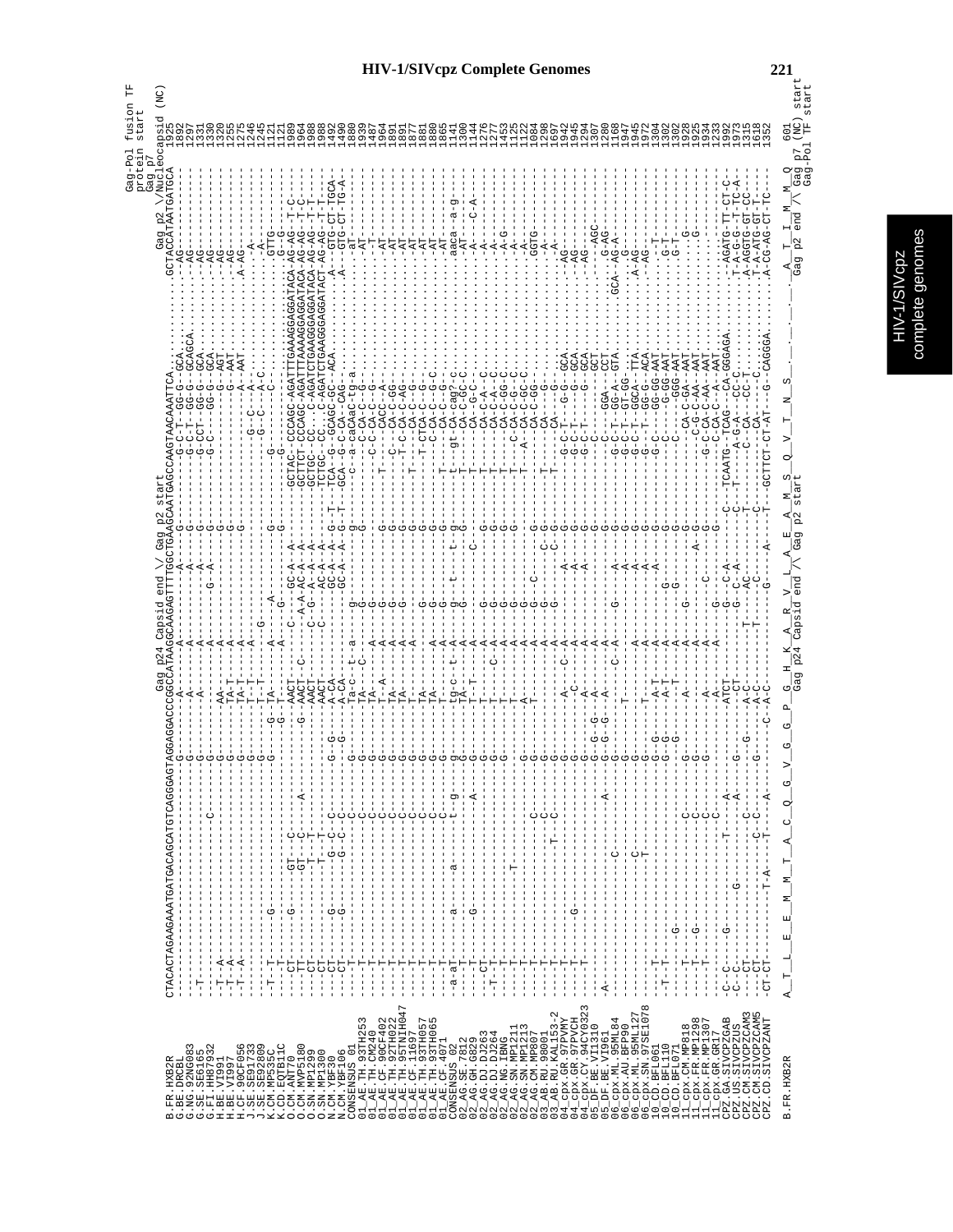Gag p24 Capsid end \/ Gag p2 start

Gag-Pol fusion TF protein start
Gag p7
Gag p2 \/Nucleocapsid (NC)

```
B.FR.HXB2R            CTACACTAGAAGAAATGATGACAGCATGTCAGGGAGTAGGAGGACCCGGCCATAAGGCAAGAGTTTTGGCTGAAGCAATGAGCCAAGTAACAAATTCA.........GCTACCATAATGATGCA 1925
B.FR.HXB2R            A__T__L__E__E__M__M__T__A__C__Q__G__V__G__G__P__G__H__K__A__R__V__L__A__E__A__M__S__Q__V__T__N__S__.__.__.__A__T__I__M__M__Q   601
                                                                               Gag p24 Capsid end /\ Gag p2 start                          Gag p2 end /\ Gag p7 (NC) start
                                                                                                                                                     Gag-Pol TF start
```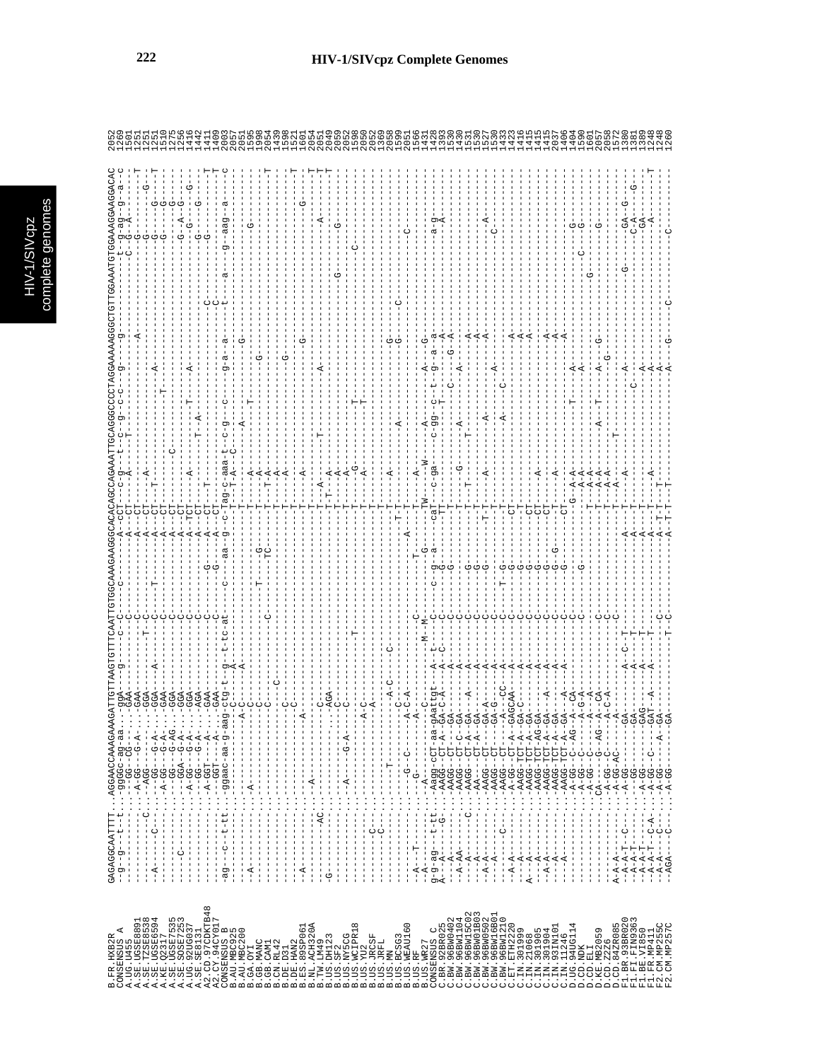```
B.FR.HXB2R        GAGAGGCAATTTT...AGGAACCAAAGAAAGATTGTTAAGTGTTTCAATTGTGGCAAAGAAGGGCACACAGCCAGAAATTGCAGGGCCCCTAGGAAAAAGGGCTGTTGGAAATGTGGAAAGGAAGGACAC  2052
CONSENSUS A       -g--g---t--t...-ggGGc-ag-aa...ggA------g-----c--C-----c--------A--cCT---c-g---t--c--g--c-c---g----g------------t--g-ag--g--a--c  1269
A.UG.U455         ----------------..-GG---CG--...GAA----------C------------------A--CT----A-------T----------------------------C--G--A---------  1501
A.SE.UGSE8891     ----------------..-A-GG---G-A...GAA--------------------------A---CT-----------------------A------------------------------T  1251
A.SE.TZSE8538     ----------C-----..-AGG-----...GGA--------T--C----------------A---CT---A------------------------------------G---------G----  1251
A.SE.UGSE6594     -A-----C--------..--GG---G-A...GGA----A-----C-----T----------A---CT---T---------------A------------------G------G-----T  1251
A.KE.Q2317        ----------------..-A-GG---G-A...GAA---------C------------------A---CT-----------------------------------G------G-----T  1510
A.SE.UGSE7535     ----------------..--GG---G-AG...GGA---------C------------------A---CT-----C-----------T----------------G------G-----  1275
A.SE.SOSE7253     -----C----------..--GGA--G-A...GGA---------C------------------A---CT-----------------------------------G-----G-----  1256
A.UG.92UG037      ----------------..-A-GG---G-A...GGA---------C------------------A--TCT---A----------T-----A-----------G--A--G----G---  1416
A.SE.SE8131       ----------------..-A-GG---G-A...AGA---------C------------------A---CT-------T--A--------------------G-------G-----  1442
A2.CD.97CDKTB48   ----------------..-A-GGT----A...GAA---------C-------G----------A---CT---T-----------------C-------------G---------T  1411
A2.CY.94CY017     ----------------..--GGT----A...GAA---------C-------G----------A---CT---------------------C---------------------T  1409
CONSENSUS B       -ag---c--t-tt...-ggaac-aa-g-aag-ctg-t-g-t-tc-at---c---aa-g-c-Tag-c-aaa-t-c-g--c---g-a--a------t--a---g--aag--a------c  2003
B.AU.MBC925       ----------------..------------C---A------------------------T-A--C--------------------------------------------  2057
B.AU.MBC200       ----------------..-------------A-C-------------------------T-------A---------------------G--------------------  2051
B.GA.OYI          -A--------------..--A-----------C-----------------------------T---A---------T-------------------------G-----  1595
B.GB.MANC         ----------------..--------------C-------------T---G-------T-A-------------G-------------------------------  1998
B.GB.CAM1         ----------------..--------------C-------C-------TC------T-A----------------------------------------------T  2054
B.CN.RL42         ----------------..------------C-------------------------T-T-A---------------------------------------------  1439
B.DE.D31          ----------------..-------------C------------------------T-A--------------------------------------------------  1598
B.DE.HAN2         ----------------..----------C--C------------------------T-A-------------G---------------------------------T  1521
B.ES.89SP061      -A--------------..--------------A---------------------------T-----------------------------------------G-----  1601
B.NL.ACH320A      ----------------..-A----------------------------------------T-A--------------------------------------------T  2054
B.TW.LM49         ------------AC..-------------C----------------------------T-A-----T--------A-----------------------A-------T  2051
B.US.DH123        -G--------------..-------------AGA---------------------------T-T-A--------------------------------------T  2049
B.US.SF2          ----------------..------------C---------------------------T-A---------------------------G-------G--------  2059
B.US.NY5CG        ----------------..-A-------G-A---C---------------------------T-A-----------------------------------------  2052
B.US.WCIPR18      ----------------..-----------------------T----------------T-G-------T-----------------C------------------  1598
B.US.YU2          ----------------..------------A-C----------------------------T-A-------T-------------------------------  2050
B.US.JRCSF        ---------C------..------------A------------------------------T------------------------------------------  2052
B.US.JRFL         ---------C------..-------------------------------------------T------------------------------------------  1369
B.US.MN           ----------------..----T---------A-C---C-----------------------T-A---------------------------------------  2058
B.US.BCSG3        ----------------..--------------C-------------------------T-T-----A-------------G---------C--------------  1599
B.US.WEAU160      ----------------..---G--C-----A-C-A-----------------A------T-----------------G----------------------------  2051
B.US.RF           -A---T----------..--G-----------------------------------------------------------------------C--------------  1566
B.US.WR27         -A--------------..--A-------C--------------C-M-M--------T-----G------TW---A----------------------------------  1431
CONSENSUS C       g-g-ag---t-tt...-Aagg-cCT-aa-gAatTgt---A-t------c-g-a-caT---c-ga---c-gg-c--t-g-a-a-------------------a-g----  1428
C.BR.92BR025      A-A-----G-......-AAGG--CT-A-GA-C-A--A-C----C--G------TT--------T------T-----A--------------A--------------  1393
C.BW.96BW0402     ---A------------..-AAGG--CT---GA-----A--------C--G--------T--------C-----G--A--------------------------  1530
C.BW.96BW1104     --A-AA----------..-AAGG--CT-C-GA-----A--------C------------T--G---A-------A--------------------------------  1430
C.BW.96BW15C02    ---A-------C....-AAGG--CT-A-GA---A--A--------C--G---------T-T-------T------------A-------------------------  1531
C.BW.96BW01B03    ---A------------..-AA----CT-A-GA-----A--------C--G---------T-----------------------A------------------------  1530
C.BW.96BW0502     --A-A-----------..-AAGG--CT---GA-A---A--------C--G----------T-A-----A------------A---------------------------  1527
C.BW.96BW16B01    --A-A-----------..-AAGG--CT---GA-A---A--------C--------------T-T-------------A----------------------A---------  1530
C.BW.96BW1210     ---A-----C------..-AAGG--CT---A--CC--A--------C--T-G---------T-------A--------C-------A---------------C--------  1433
C.ET.ETH2220      --A-A-----------..-A-GG--CT-A-GAGCAA--A--------C--G----------CT-----------------------A----------------------  1423
C.IN.301999       --A-------------..-AAGG-TCT-A-GA-C----A--------C--G----------T-------------------------A----------------------  1416
C.IN.21068        A--A------------..-AAGG-TCT-A-GA------A--------C--G----------CT------------------------A----------------------  1415
C.IN.301905       --A-------------..-AAGG-TCT-AG-GA-----A--------C--G----------CT--A---------------------------------------------  1415
C.IN.301904       --A-A-----------..-AAGG-TCT-A-GA---A--A--------C--G----------CT------------------------A----------------------  1415
C.IN.93IN101      --A-------------..-AAGG-TCT-A-GA------A--------C--G--G-------CT---A---------------------A----------------------  2037
C.IN.11246        --A-------------..-AAGG-TCT-A-GA---A--A--------C-------------CT---------------------------A--------------------  1406
D.UG.94UG114      ----------------..-A-GG--C--AG--A--CA-----------C-----------G--A-A----------T------A-------------------G--------  1404
D.CD.NDK          ----------------..-A-GG--C----A-G-A---------C-----G----------A-A-----------A-------------------C-------G--------  1590
D.CD.ELI          ----------------..-A-GG--C------A--A---------------------------T-A-A---------------------------------------------  1601
D.KE.MB2059       ----------------..-CA----G--AG--A--CA-----------C------------T-A-A------A---T-----A--G-----------G-------G-------  2057
D.CD.Z2Z6         ----------------..-A-GG--C------A-C-A--------C---------------T-A-A-----------------G-------------------------------  2058
D.CD.84ZR085      A-A-A-----------..-A-GG-AC-------A------------C---------------T-A--T-------------------------------------------  1572
F1.BR.93BR020     -A-A-T---C------..-A-GG-------GA-----A-C-T-------------A----T--A-----------A---------------G---------GA--G-----  1380
F1.FI.FIN9363     -A-A-T----------..-A-GG-------GA-----A---T-------------A-----T------------C-----A---------------------C-A------G--  1381
F1.BE.VI850       -A-A-T----------..-A-GG-------GAG----A---T-------------A-----T-----------------A--------------------GA---------  1389
F1.FR.MP411       -A-A-T--C-A-....-A-GG--C----GAT--A--A---T-------------A-----T--A---------------A---------------------A-----T  1248
F2.CM.MP255C      -A-A---C-------..-A-GG------A--GA----------C------------A-T-T-T------------A---------------------------------  1248
F2.CM.MP257C      -AGA---C-------..-A-GG------GA-----------T-C------------A-T-T-T-----------A-----G-----------C------------------  1260
```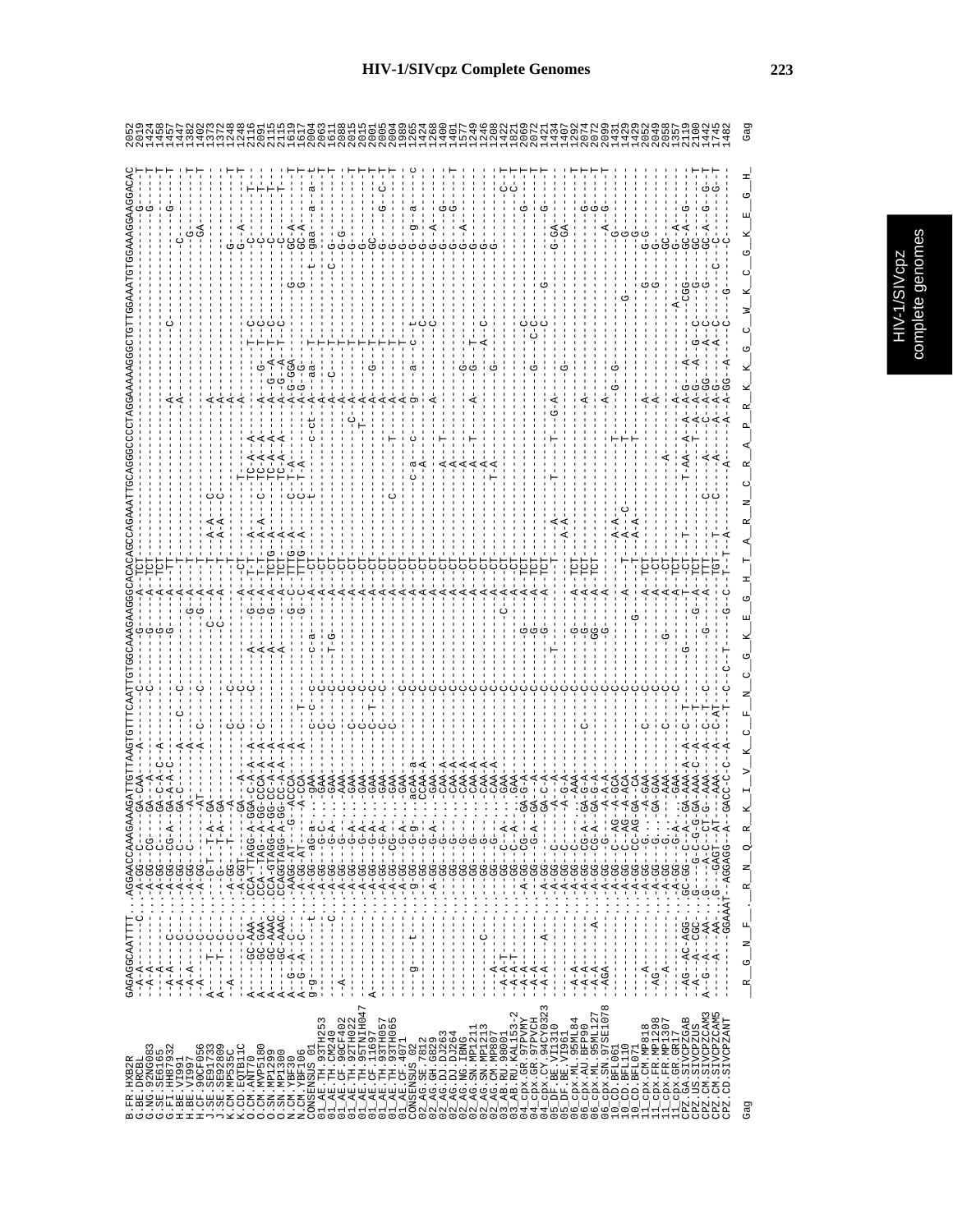# HIV-1/SIVcpz Complete Genomes

```
B.FR.HXB2R            GAGAGGCAATTTT...AGGAACCAAAGAAAGATTGTTAAGTGTTTCAATTGTGGCAAAGAAGGGCACACAGCCAGAAATTGCAGGGCCCCTAGGAAAAAGGGCTGTTGGAAATGTGGAAAGGAAGGACAC  2052
B.BE.DRCBL            --A-A---------C.....A-GG--C-----GA-CAA-----A--------C--------G-----A---TCT------------------------------------------------------G---T  2019
G.NG.92NG083          --A-A---------...   -A-GG--CG----GA---A------------------------G-----A---TCT-----------------------------------------------------------T  1424
G.SE.SE6165           --A-A---------....  -A-GG--C-----GA-C-A-C--A--------------------G-----A---TCT-----------------------------------------------------------T  1458
G.FI.HH87932          --A-A-----C---....  -A-GG--CG-A--GA-A-A-C--------------------G--------A----TT----------------------A---------C--------------------G-----T  1457
H.BE.VI991            --A-A-----C---....  -A-GG--C-----GA-C------A-----C--C-----------------A---T-------------------------A---------------------------C--------T  1447
H.BE.VI997            --A-A-----C---....  -A-GG--C-------A-------A----------------------------A---T---------------------------------------------------G---------T  1382
H.CF.90CF056          --A-------C---....  -A-GG-----------AT-----A--C-------C-------------G-A---T-----------------------------------------------------GA--------T  1402
J.SE.SE91733          A-----T---C---....  ---G-T---T-A--GA------------------------C-----A---T----A-A---C-----------A------------------------------------------  1373
J.SE.SE92809          A-----T---C---....  ---G-----T-A--GA------------------------C-----A---T----A-A---C-----------A------------------------------------------  1372
K.CM.MP535C           --A-------C---....  --A-GG---------A-------------C--C----------------A---T----------------------A-------------------------G------------T  1248
K.CD.EQTB11C          --A-------C---....  --A-GGT-------GA--A-----------C--C----------------A---CT-----------------------A--------------------G----A---------T  1248
O.CM.ANT70            A-----GC-AAA...CCA-TTAGG-A-GGA-C-A-A--A--A----C----A-------G-A---T-T----A------TC-A--A--------A-----------T--C----------C------T-  2116
O.CM.MVP5180          A-----GC-GAA...CCA--TAG--A-GG-CCCA-A--A--C------------A-------G-A---T-T----A-A---C---TC-A--A--------A---G----T-C----------C------T-  2091
O.SN.MP1299           A-----GC-AAAC..CCA-GTAGG-A-GG-CC-A-A--A---------------A-------G-A---TCTG---A--------TC-A--A--------A--G--A--T-C----------C------T-  2115
O.SN.MP1300           A-----GC-AAAC..CCAGGTAGG-A-GG-CC-A-A--A----------------A---------A---TCT----A--------TC-A--A--------A--G--A--T-C----------C------T-  2115
N.CM.YBF30            A--G-A-C---....-AAGG-AT---G--ACCCA--A---------------------G-C---TTTG-A--------C--T-A-----A-G-GGA---------G---GC-A------T  1619
N.CM.YBF106           A--G-A-C---....-A-GG-AT------A-CCA--A---T------------------G-C---TTTG-A--------C--T-A-----A-G--G---------G---GC-A------T  1617
CONSENSUS_01          g-g----------t..-A-GG-aG-a---gAA-------------c-------c-a---------A---CT-------------t--------c-ct-A--aa---T---------t-gaa--a---a-t  2004
01_AE.TH.93TH253      -----------...  -A-GG--G-A----GAA--------C-C----C---------------A---CT---------------------A-------T-------------------------T  2063
01_AE.TH.CM240        ---------C..    -A-GG--G-A-----GAA--------C--------C--T-G---------A---CT--------------------A----C---T-----------C---G-G----------T  1611
01_AE.CF.90CF402      --A-----------. -A-GG--G--------AAA---------C-------C--------------A---CT-----------------------A-------T-----------------G-G---------T  2088
01_AE.TH.92TH022      --------------. -A-GG--G-A------GAA------C--------C-----------------A---CT------------------------A-------T--------------------------T  2015
01_AE.TH.95TNIH047    --------------. -A-GG--G-A-----GAA--------C--------C----------------A---CT------------------------C-A-----T-------------------------T  2015
01_AE.CF.11697        A-------------. -A-GG--G-A-----GAA--------C--------C----------------A---CT-------------------T--A-------T------------------GC--------T  2001
01_AE.TH.93TH057      --------------. -A-GG--G-A------GAA-------C-T-----C----------------A---CT---------------------A----G--T-----------------G----G---C--T  2005
01_AE.TH.93TH065      --------------. -A-GG--CG-----GAA--------C--------C----------------A---CT---------------------A-------T-----------------G-G----------T  2004
01_AE.CF.4071         --------------. -A-GG--CG-A---GAA--------C--------C-------C--------A---CT--------T------------A-------T-----------------G-G----------T  1989
CONSENSUS_02          ----g-------t.. -g-GG--G-g----acAA---a--------c---------------a---A--cT-------c--c-a-----c--g-----a-----c--t-------g---g--a-------c  1265
02_AG.SE.7812         -------------.  -g-GG--G-g----CCAA-A-----------C-----------------A---CT---------------A-------------------t----------G--G--A---------T  1424
02_AG.GH.6829         --------------. -A-GG--G-A------GAA-----------C----------------A---CT--------------A----------------------C--------G--------------T  1268
02_AG.DJ.DJ263        --------------. ---GG--G--------CAA-A---------C----------------A---CT--------A-----T------------------------------G----------G---T  1400
02_AG.DJ.DJ264        --------------. ---GG--G--------CAA-A---------C----------------A---CT--------A---------------------------------G--------------G---T  1401
02_AG.NG.IBNG         --------------. ---GG--G--------CAA-A---------C----------------A---CT--------A------------------G---------------G---A----------T  1577
02_AG.SN.MP1211       --------------. ---GG--G--------CAA-A---------C----------------A---CT--------A----T----A--------G---T---------G------------T  1249
02_AG.SN.MP1213       --------C-----. ---GG--G--------CAA-A---------C----------------A---CT--------A----------------------------------G------------T  1246
02_AG.CM.MP807        --A-----------. ---GG--G--------CAA-A---------C----------------A---CT--------T-A--------G-----A--C-------------G------------T  1208
03_AB.RU.98001        --A-A-T-------. ---GG--C--A-----GAA-------------C-------------C-A---CT--------------------------------------------------------C-T  1292
03_AB.RU.KAL153-2     --A-A-T-------. ---GG--C--A-----GAA-------------C------------C---A---CT-----------------------------------------------C-T  1821
04_cpx.GR.97PVMY      --A-A---------. -A-GG--CG------GA-G-A---------C-------G--------A---CT-----------------------------C------------------------T  2069
04_cpx.GR.97PVCH      --A-A---------. ---GG--G--A-----GA---A----------C-------G-------A---TCT-------------------G------C-C--------------G---------T  2072
04_cpx.CY.94CY0323    --A-A--------A. ---GG--------GA-C-A---------C-------G--------A---TCT--------------------------C--------------G-------------T  1421
05_DF.BE.VI1310       -------------.  -A-GG--C--------A-G-A---------C-------T-----------C---TCT--------T-----T---------G-A--------------G-GA-------------  1434
05_DF.BE.VI961        -------------.  -A-GG--C--------A-G-A---------C-------C-A-----------A--A-----------------G--------------------------GA-------------  1467
06_cpx.ML.95ML84      --A-A---------. -A-GG--C---------AAA---------C-------G--------A---TCT------------------------------------------------------------T  1292
06_cpx.AU.BFP90       --A-A---------. -A-GG--CG-A--GA-G-A---------C-------G--------A---TCT---------------A-------------------------------G-----------T  2074
06_cpx.ML.95ML127     --A-A---------. -A-GG--CG-A--GA-G-A---C-----C-------GG-------A---TCT--------------------------------------------G------------T  2072
06_cpx.SN.97SE1078    -AGA----------. -A-GG--G--------A-A-A---------C-------G--------A---------------A-------------------------------A-G-----------T  2099
10_CD.BFL061          --------------. -A-GG--C--AG---A-GCA----------C----------------A---------A-A-------------G--G--G------------G-------------T  1431
10_CD.BFL110          --------------. -A-GG--C--AG-----A-ACA--------C----------------A---T----A--C-----T----------------------G--------------T  1429
10_CD.BFL071          --------------. -A-GG--CC-AG-GA--CA---------C--------G------A---T----A-A-----T----------------------------G--------------T  1429
11_cpx.CM.MP818       ---A----------. -A-GG--G-----A-GAA---C------C--------------A---TCT--------------------A----------------G----G-G------------T  2052
11_cpx.FR.MP1298      -AG-----------. -A-GG--G-----GA-GAA--------C--------------A---TCT-------------------------------------------G---G---------T  2049
11_cpx.FR.MP1307      --A-----------. -A-GG--G--------AAA--------C--------G-------A---CT--------A------------------------------------GC-----------T  2058
11_cpx.GR.GR17        --------------. -A-GG--G-A--------GAA--------C--------------A---TCT---------A--------------------------A-----G-A-----------T  1357
CPZ.GA.SIVCPZGAB      -AG--AC-AGG..GC-GG--C--A---GA-AAA-A--A--C-T-----G------------T-AA--A--A--A-G---A------G-C---CGG---GC-A---G-------------T  2119
CPZ.US.SIVCPZUS       -A---A--CGC..G-----G-C-G-G-GA-AAA-C--A--T-------G-----G---A--T----T-A--A-G-----A---------G-------GC---------------T  2100
CPZ.CM.SIVCPZCAM3     A-G--A---AA..G---A-C--CT-G--AAA---A--C-T-----C------------A--C--------C--A-GG------A--C----------------GC-A---G---G---T  1442
CPZ.CM.SIVCPZCAM5     ---A---AA..G--GAGT--AT---AAA---A--C-AT--------G-------A---TTT--C----A----A-G-----A--C----C----------C------G-----T  1745
CPZ.CD.SIVCPZANT      ------GGAAAT--AGGAGG--A--GACC-C-C--A----T-----C---C--T-----G-G--C---T-T---A------A---A-GG--A----------G-------C--------  1482

Gag                   R  G  N  F  .  R  N  Q  R  K  I  V  K  C  F  N  C  G  K  E  G  H  T  A  R  N  C  R  A  P  R  K  K  G  C  W  K  C  G  K  E  G  H   Gag
```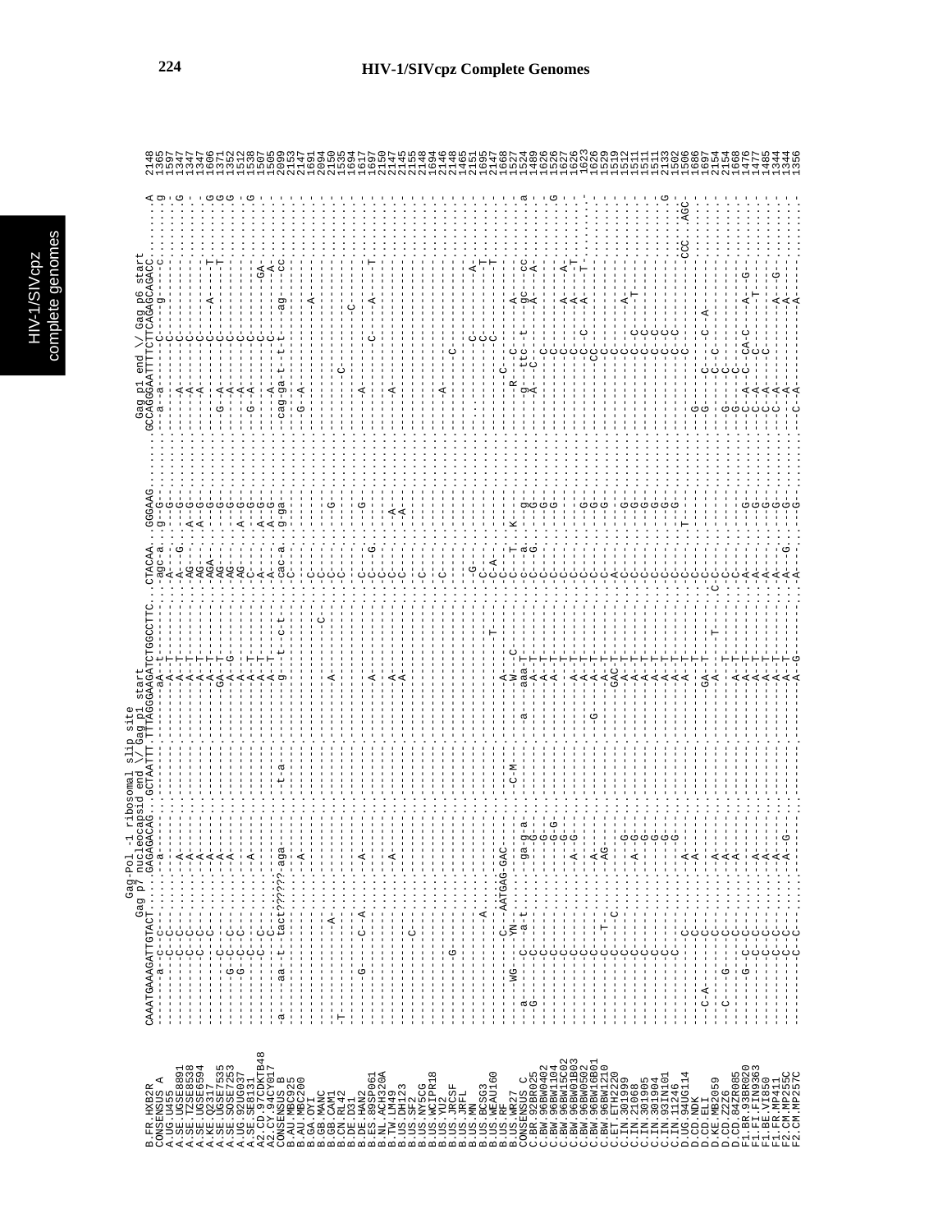# HIV-1/SIVcpz Complete Genomes

```
                          Gag-Pol -1 ribosomal slip site
                     Gag p7 nucleocapsid end \/ Gag p1 start                              Gag p1 end \/ Gag p6 start
B.FR.HXB2R        CAAATGAAAGATTGTACT........GAGAGACAG...GCTAATTT TTTAGGGAAGATCTGGCCTTC...CTACAA...GGGAAG..........GCCAGGGAATTTTCTTCAGAGCAGACC.........A 2148
```

*(Sequence alignment rows for CONSENSUS A, A.UG.U455, A.SE.UGSE8891, A.SE.TZSE8538, A.SE.UGSE6594, A.KE.Q23I7, A.SE.UGSE7535, A.SE.SOSE7253, A.UG.92UG037, A.SE.SE8131, A2.CD.97CDKTB48, A2.CY.94CY017, CONSENSUS B, B.AU.MBC925, B.AU.MBC200, B.GA.OYI, B.GB.MANC, B.GB.CAM1, B.CN.RL42, B.DE.D31, B.DE.HAN2, B.ES.89SP061, B.NL.ACH320A, B.TW.LM49, B.US.DH123, B.US.SF2, B.US.NY5CG, B.US.WCIPR18, B.US.YU2, B.US.JRCSF, B.US.JRFL, B.US.MN, B.US.BCSG3, B.US.WEAU160, B.US.RF, B.US.WR27, CONSENSUS C, C.BR.92BR025, C.BW.96BW0402, C.BW.96BW1104, C.BW.96BW15C02, C.BW.96BW01B03, C.BW.96BW0502, C.BW.96BW16B01, C.BW.96BW1210, C.ET.ETH2220, C.IN.301999, C.IN.21068, C.IN.301905, C.IN.301904, C.IN.93IN101, C.IN.11246, D.UG.94UG114, D.CD.NDK, D.CD.ELI, D.KE.MB2059, D.CD.Z2Z6, D.CD.84ZR085, F1.BR.93BR020, F1.FI.FIN9363, F1.BE.VI850, F1.FR.MP411, F2.CM.MP255C, F2.CM.MP257C with position numbers 2148, 1365, 1597, 1347, 1347, 1347, 1606, 1371, 1352, 1512, 1538, 1507, 1505, 2099, 2153, 2147, 1691, 2094, 2150, 1535, 1694, 1617, 1697, 2150, 2147, 2145, 255, 2148, 1694, 2146, 2148, 1465, 2151, 1695, 2147, 1668, 1527, 1524, 1489, 1626, 1526, 1627, 1626, 1623, 1626, 1529, 1519, 1512, 1511, 1511, 1511, 2133, 1502, 1506, 1686, 1697, 2154, 2154, 1668, 1476, 1477, 1485, 1344, 1344, 1356)*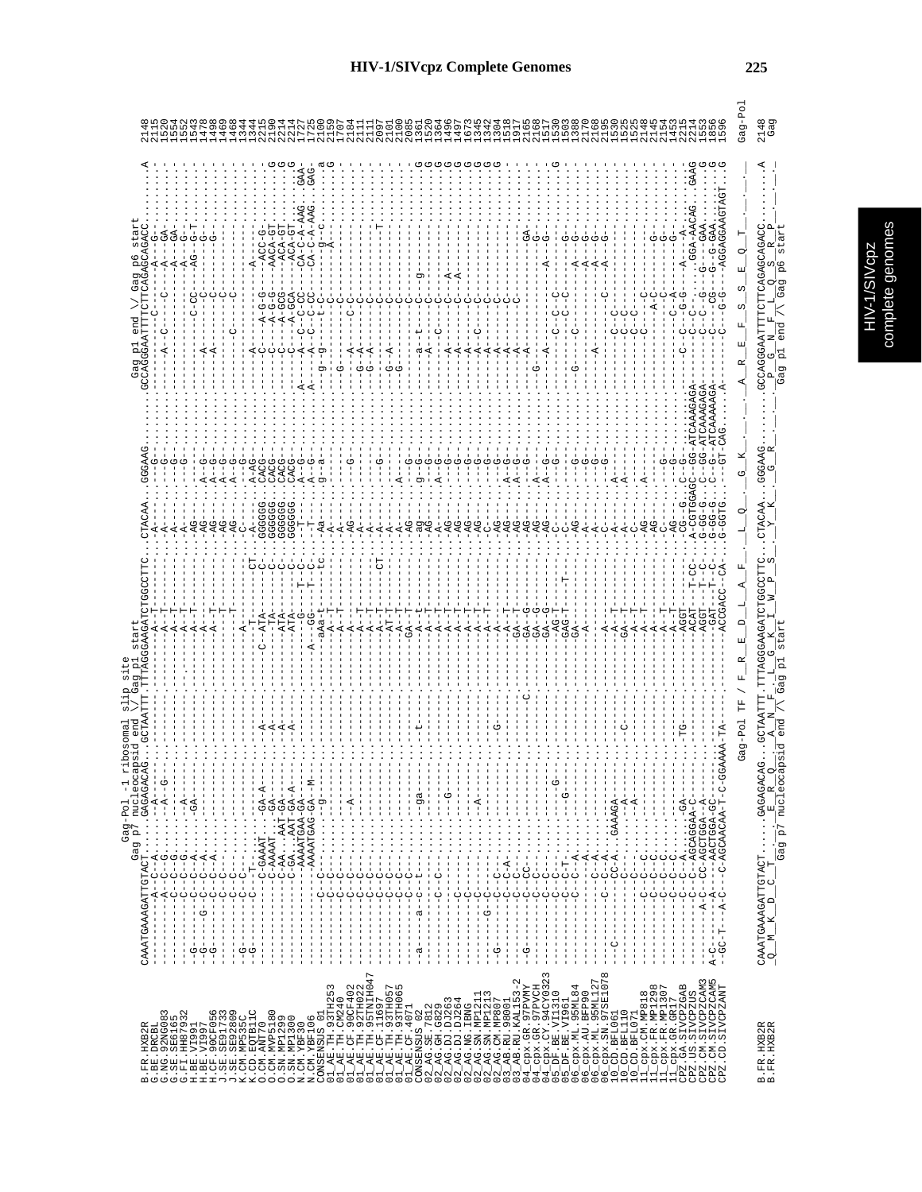Gag-Pol -1 ribosomal slip site

```
                     Gag p7 nucleocapsid end \/ Gag p1 start                                                    Gag p1 end \/ Gag p6 start
B.FR.HXB2R          CAAATGAAAGATTGTACT......GAGAGACAG...GCTAATTT.TTAGGGAAGATCTGGCCTTC...CTACAA...GGGAAG.........GCCAGGGAATTTTCTTCAGAGCAGACC........A  2148
B.FR.HXB2R          CAAATGAAAGATTGTACT......GAGAGACAG...GCTAATTT.TTAGGGAAGATCTGGCCTTC...CTACAA...GGGAAG.........GCCAGGGAATTTTCTTCAGAGCAGACC........A  2148
                     Q  M  K  D  C  T        E  R  Q     A  N  F   L  G  K  I  W  P  S    Y  K      G  R           P  G  N  F  L  Q  S  R  P            Gag
                              Gag p7 nucleocapsid end /\ Gag p1 start                                            Gag p1 end /\ Gag p6 start
```

Gag-Pol TF / F R E D L A F . L Q . G K . . . A R E F S S E Q T

Gag-Pol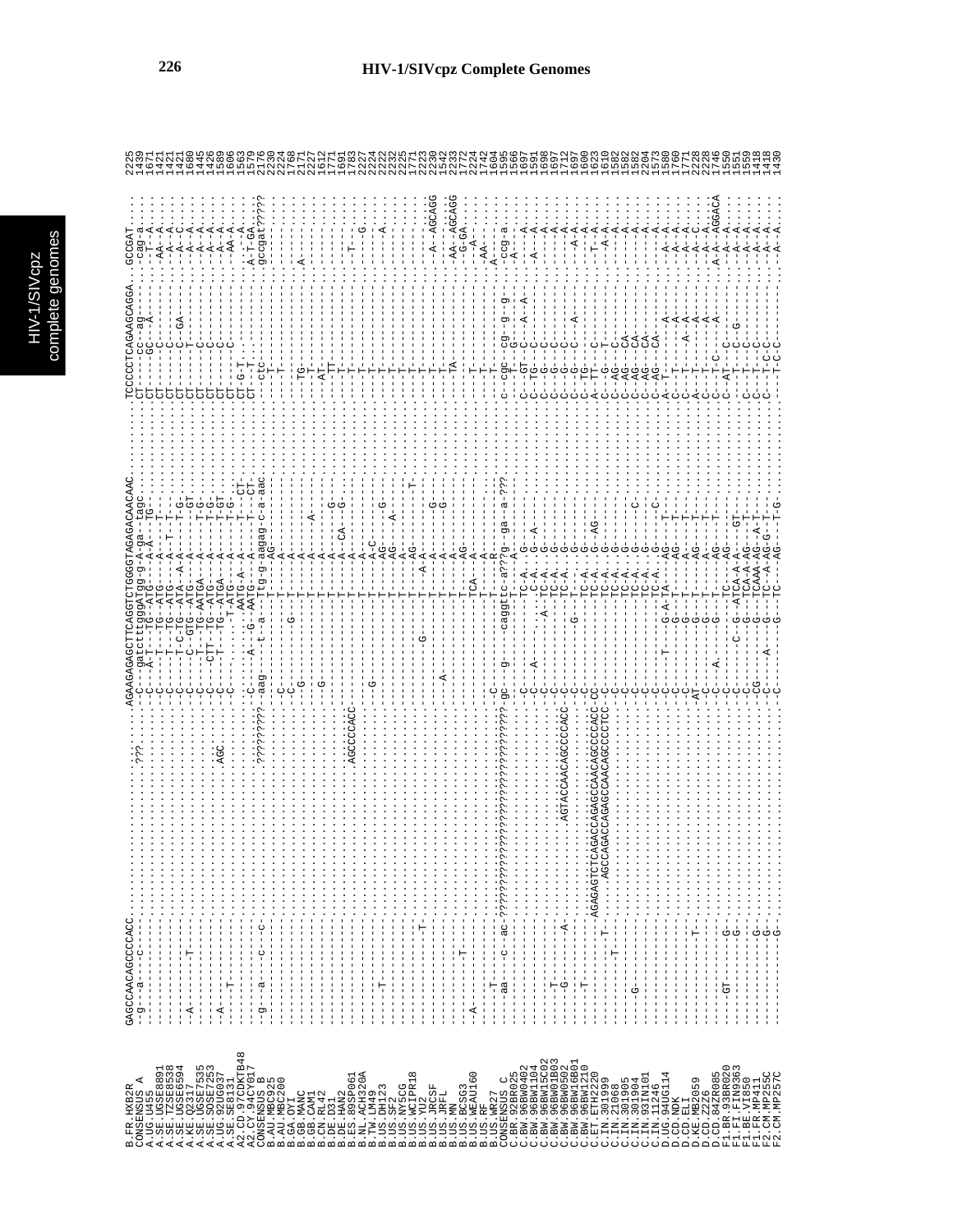# HIV-1/SIVcpz Complete Genomes

```
B.FR.HXB2R        GAGCCAACAGCCCCACC.......................???.....AGAAGAGAGCTTCAGGTCTGGGGTAGAGACAACAAC.....TCCCCCTCAGAAGCAGGA..GCCGAT  2225
CONSENSUS_A       -g---a----c-----...............................-C---gatctttgggATgg-g-A-ga--tagc.......CT------cc--ag-----.-cag-a.  1439
A.UG.U455         ----------------...............................-C---A-T---TG--ATG----A-A----TG-.......CT-----GC---A-----.-T--A.  1671
A.SE.UGSE8891     ----------------...............................-C-----T---TG--ATG-----A--T---T-.......CT-----C----------.-AA--A.  1421
A.SE.TZSE8538     ----------------...............................-C-----T---TG--ATG-----A--T---T-.......CT-----C----------.--A--A.  1421
A.SE.UGSE6594     ----------------...............................-C-----T-C-TG--ATA--A-A-------T-G-.....CT-----C---GA-----.--C--A.  1421
A.KE.Q2317        -A-------T------...............................-C-----C--GTG--ATG----A--------GT.....CT-----T----------.--A--A.  1680
A.SE.UGSE7535     ----------------...............................-C-----T---TG-AATGA----A-------T-G-.....CT-----C----------.--A--A.  1445
A.SE.SOSE7253     ----------------...............................-C-----CTT--TG--ATG----A-------T-G-.....CT-----C----------.--A--A.  1426
A.UG.92UG037      -A--------------.........................AGC...-C-----T---TG--ATGA---A-------T-GT.....CT-----C----------.--AA-A.  1589
A.SE.SE8131       -----T----------...............................-C------.....-T-ATG---A-------T-G-.....CT-----C----------.----A.  1606
A2.CD.97CDKTB48   ----------------...............................-C------A---G--AATG--A---A----T----CT-..CT-G-T------------.---A.  1563
A2.CY.94CY017     ----------------...............................-C-----.....-AATG---A-------T----CT-..CT---T------------.A-T-GA.  1579
CONSENSUS_B       -g---a---c---c--......................??????????-aag----t--a---Ttg-g-aagag-c-a-aac.....--ctc----------------.gccgat?????  2176
B.AU.MBC925       ----------------...............................----------------T---AG-------------.....---T--------------.-------  2230
B.AU.MBC200       ----------------...............................-C-------------T---A--------------.....---T--------------.-------  2224
B.GA.OYI          ----------------...............................-C-------G-----T---A--------------.....------------------.-------  1768
B.GB.MANC         ----------------...............................-G-------------T---A--------------.....---TG-------------.A------  2171
B.GB.CAM1         ----------------...............................-----------------T---A-----A-------.....---T--------------.-------  2227
B.CN.RL42         ----------------...............................G-----------------T---A--------------.....---AT-------------.-------  1812
B.DE.D31          ----------------...............................-----------------T---A--------G-----.....---TT-------------.-------  1771
B.DE.HAN2         ----------------...............................-----------------T---A-----CA---G---.....---T--------------.-------  1691
B.ES.89SP061      ----------------......................AGCCCCACC-----------------T---A--------------.....---T--------------.---T---  1783
B.NL.ACH320A      ----------------...............................-----------------T---A--------------.....---T--------------.------G.  2227
B.TW.LM49         ----T-----------...............................-G---------------T---A-C------------.....---T--------------.-------  2224
B.US.DH123        ----------------...............................-----------------T---AG-------G-----.....---T--------------.-----A.  2222
B.US.SF2          ----------------...............................-----------------T---AG-------------.....---T--------------.-------  2232
B.US.NY5CG        ----------------...............................-----------------T---AG-----A-------.....---T--------------.-------  2225
B.US.WCIPR18      ----------------...............................-----------------T---AG----------T-.....---T--------------.-------  1771
B.US.YU2          ----------T-----...............................-----------G-----T---A-A-----------.....---T--------------.-------  2223
B.US.JRCSF        ----------------...............................-----------------T---A--------G-----.....---T--------------.-A--AGCAGG  2230
B.US.JRFL         ----------------...............................-------A---------T---A--------G-----.....---T--------------.-------  1542
B.US.MN           ----------------...............................-----------------T---A--------------.....---TA-------------.-AA--AGCAGG  2233
B.US.BCSG3        -A--------------...............................-----------------T---AG-------------.....---T--------------.-G-GA.  1772
B.US.WEAU160      ----------------...............................-----------------TCA---A------------.....---T--------------.---A-.  2224
B.US.RF           ------T---------...............................-----------------T---R--------------.....---T--------------.-AA---  1742
B.US.WR27         ----------------...............................-C----------------T---R--------------.....---T--------------.A-----  1604
CONSENSUS_C       --aa---c--ac-???????????????????????????????????-gc----g---caggtc-a??g--ga--a-???.....c--cgc---cg----g--g.-ccg-a.  1595
C.BR.92BR025      ----------------...............................-C----------------T---A--G-----------.....---G----G--------.-A----  1566
C.BW.96BW0402     ----------------...............................-C-------------TC-A.---G------------.....C--GT---C----A--A-.-----A.  1697
C.BW.96BW1104     ----------------...............................-C-----A-------.C-A.---G--A---------.....C--TG---C---------.-A---A.  1591
C.BW.96BW15C02    ----T-----------...............................-C-----------A--TC-A.---G------------.....C--G----C---------.-----A.  1698
C.BW.96BW01B03    ----G-------A---...............................-C-------------TC-A.---G------------.....C--G----C---------.-----A.  1697
C.BW.96BW0502     ----------------.................AGTACCAACAGCCCCACC--------------TC-A.---G------------.....C--G----C---------.-----A.  1712
C.BW.96BW16B01    ----T-----------...............................-C-------------G----TC-A.---G------------.....C--G----C-----A---.---A-A.  1697
C.BW.96BW1210     ----------------...............................-C-------------TC-A.---G------------.....C--TG-------------.-----A.  1600
C.ET.ETH2220      ------------.......AGAGAGTCTCAGACCAGAGCCAACAGCCCCACC-CC--------------TC-A.---G--AG---------.....A--TT---C---------.--T--A.  1623
C.IN.301999       ---------T-------.......AGCCAGACCAGAGCCAACAGCCCCTCC-C-------------TC-A.---G------------.....C--G----T---------.---A-A.  1610
C.IN.21068        ---------T------...............................-C-------------TC-A.---G------------.....C--AG-------------.-----A.  1582
C.IN.301905       ----------------...............................-C-------------TC-A.---G------------.....C--AG---CA--------.-----A.  1582
C.IN.301904       ----G-----------...............................-C-------------TC-A.---G------C-----.....C--AG---CA--------.-----A.  1582
C.IN.93IN101      ----------------...............................-C-------------TC-A.---G------------.....C--AG---CA--------.-----A.  2204
C.IN.11246        ----------------...............................-C------T------TC-A.---G-------C----.....C--AG---CA--------.-----A.  1573
D.UG.94UG114      ----------------...............................-C-------------G-A-TA---AG------------.....A--T--------A-----.---A--A.  1580
D.CD.NDK          ----------------...............................-C-------------G----T---AG----T--------.....C--T--------A-----.---A-A.  1760
D.CD.ELI          ----------T-----...............................-C-------------G----T---A-----T--------.....C--T------A--A---.---A-A.  1771
D.KE.MB2059       ----------------...............................-AT-------------G----T---AG----T--------.....A--T--------A-----.---A-C.  2228
D.CD.Z2Z6         ----------------...............................-C-------------G----T---A-----T--------.....C--T--------A-----.---A--A.  2228
D.CD.84ZR085      ----------------...............................-C-----A.-----G----T---AG----T--------.....C--T-C---------A---.---A-A.  1742
F1.BR.93BR020     ---GT-----G-----...............................-C-------------C--G--ATC-A-A-----GT-------.....C--AT-----C-----.A-A--AGGACA  1746
F1.FI.FIN9363     ----------G-----...............................-C-------------G----ATCA-A-AG------------.....C--T------C--G---.-A--A.  1550
F1.BE.VI850       ----------G-----...............................-C-------------G---TCA-A-AG----T--------.....C--T------C------.-A--A.  1551
F1.FR.MP411       ----------G-----...............................-CG------------G---TCAAA-AG---A-T-------.....C--T------C------.-A--A.  1559
F2.CM.MP255C      ----------G-----...............................-C------A------G---TC-A-AG-G-T-------.....C--T-C-C---------.-A--A.  1418
F2.CM.MP257C      ----------G-----...............................-C-------------G---TC-----AG----T-G-----.....C--T-C-C---------.-A--A.  1430
```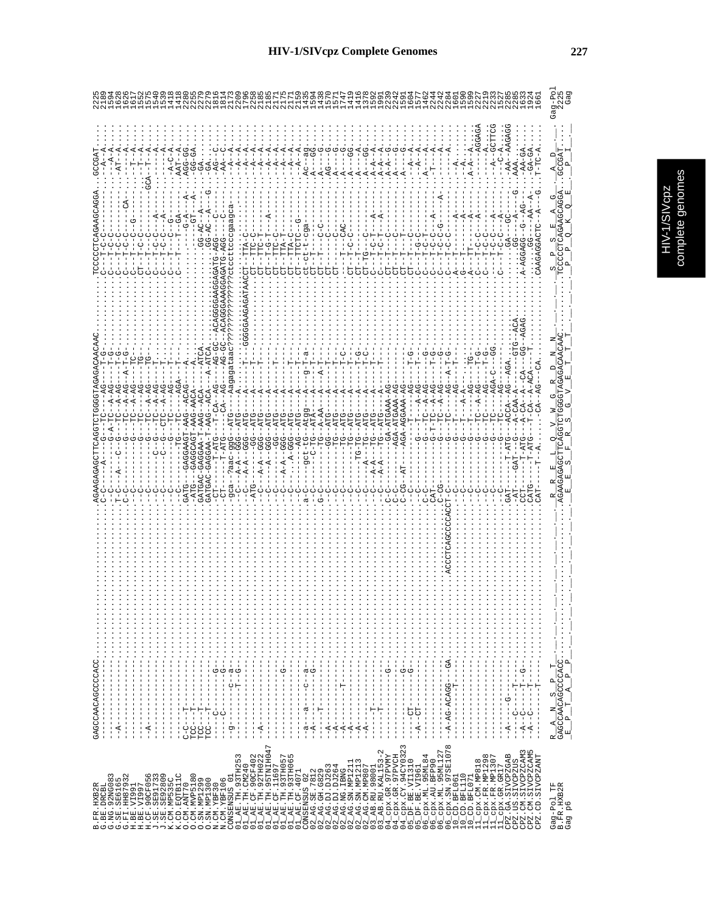# HIV-1/SIVcpz Complete Genomes

```
B.FR.HXB2R            GAGCCAACAGCCCCACC.............................AGAAGAGAGCTTCAGGTCTGGGGTAGAGACAACAAC.......TCCCCCTCAGAAGCAGGA...GCCGAT    2225
B.BE.DRCBL            ---------------..............................C-C-----A----G--A-TC--A-AG----T-G-........C---T-C-C-----------...--A--A    2189
G.NG.92NG083          --A------------..............................C-C------------G-----TC--A-AG----T-G-........C---T-C-C-----------...--A--A    1594
G.SE.SE6165           ---------------..............................T-C----A---C--G-----TC--A-AG----T-G-........C---T-C-C-----------...-AT--A    1628
G.FI.HH87932          ---------------..............................C-C------------G-----TC--A-AG--A-T-G-........C---T-C-C------CA-...-----A    1626
H.BE.VI991            ---------------..............................--C------------G-----TC--A-AG----T-G-........C---T-C-C----G-----...--T--A    1617
H.BE.VI997            ---------------..............................--C------------G-----TC---AG-----TG-........CT--T-C-C-----------...--T--A    1552
H.CF.90CF056          -A-------------..............................--C------------G-----TC--A-AG----TG-.........C---T---C---------GCA-...-T--A    1575
J.SE.SE91733          ---------------..............................--C-----C--G-----TC--A-AG----T-..........C---T-C-C------A----...-----A    1540
J.SE.SE92809          ---------------..............................--C-----C--G-----CTC--A-AG----T-..........C---T-C-C------A----...-----A    1539
K.CM.MP535C           ---------------..............................--C-----C--G-----TC---AG----T-..........C---T-C-C------G-----...--A-C-A    1418
K.CD.EQTB11C          ---------------..............................--C-----TG------TC----AGA-----T-.........C---T----T--GA-----...AAT--A    1418
O.CM.ANT70            C-C---T--------..............................GATG--GAGGAAGT-AAG--ACAG----A.............----G-A--A-...AGG-GG.    2280
O.CM.MVP5180          TCC---T--------..............................-ATG--GAGGCAGT-AAG-AACA----A..............-----GT---A-...-GG-GA.    2255
O.SN.MP1299           TCC---T--------..............................GATGAC-GAGGAA-T-AAG--ACA-----ATCA.............GG-AC-A-...-GA.    2279
O.SN.MP1300           TCC---T--------..............................GATGAC-GAGGAA-T-AAG--ACA-----A-ATCA.............GG-AC-A--G...GA.    2279
N.CM.YBF30            -------C-----G--..............................-CT-----T-ATG---T-CA--AG---AG-GC--ACAGGGGAAGGAGATG-AGG---C---...AG--C    1816
N.CM.YBF106           ------C-----G--..............................-CT-----T-ATG----CA--AG---AG-GC--ACAGGGGAAAGGAGATG-AGG---C---...AA--C    1814
CONSENSUS_01          --g-------c---a--..............................-gca--?aac-ggc--ATG---Aagagataac????????????ctccttcccgaagca-....-A--A    2173
01_AE.TH.93TH253      ----------T---G--..............................--C-----A-A--GGG--ATG---A-.T--....................TTA-C-.......-A--A    2209
01_AE.TH.CM240        ---------------..............................--C----A-A--GGG--ATG---A--------......................TTC-C-.......-A--A    1796
01_AE.CF.90CF402      ---------------..............................-ATG------GG----ATG---A----T--GGGGGAAGAGATAACCT-TTA-C-.......-A--A    2258
01_AE.TH.92TH022      --A------------..............................---C---A-A--GGG--ATG---A--T--...................CT--TTC-T-.......-A--A    2185
01_AE.TH.95TNIH047    ---------------..............................---C------GG----ATG---A--T--...................CT--T-G-T----A-...-A--A    2185
01_AE.CF.11697        ---------------..............................---C------GG----ATG---A--T--...................CT--TTC-C-.......-A--A    2171
01_AE.TH.93TH057      ----------G----..............................---C----A-A--GGG--ATG---A--T--...................CT--TTA-T-.......-A--A    2175
01_AE.TH.93TH065      ---------------..............................---C----A-A--GGG--ATG---A--T--...................CT--TTA-C-.......-A--A    2171
01_AE.CF.90CF4071     ---------------..............................---C---A-A--GGG--ATG---A--T--...................CT--TTCTC--G....-A--A    2159
CONSENSUS_02          --a---a-----c---a-.............................a-C-----gct-tG--Atgg---g-T--a...................CT-ct-t-cga-.....AC--ag    1435
02_AG.SE.7812         --A----------G--..............................A-C-----C-TG--ATG---A---T-a...................CT--T-t--cga-.....A---GG    1594
02_AG.GH.6829         ---T-----------..............................G-C-------TG--A-AA---A-T--...................CT--T---C-C-.......A---G    1438
02_AG.DJ.DJ263        --A------------..............................--C------GG----ATG---A--T--...................CT--T----C---.......AG--G    1570
02_AG.DJ.DJ264        --A------------..............................--C-------TG--ATG---A--T--...................CT----------.......A---G    1571
02_AG.NG.IBNG         --A-----T------..............................--C-------TG--ATG---A--T-C-...................--T--CAC-.......A---G    1419
02_AG.SN.MP1211       --A------------..............................--C-------TG--ATG---A--T-C-...................CT--T-C-C-.......A---GG    1416
02_AG.SN.MP1213       --A------------..............................--C---TG-TG--ATG---A--T-G-...................CT--T-----.......A---A    1376
02_AG.CM.MP807        --A------------..............................--C---A-A--TG--ATG---A--T-C-...................CT-TG---C---.......A---GG    1592
03_AB.RU.98001        --T------------..............................--C---A-A--TG--ATG---A--T--...................C---T-C-T---A-....A-A--A    1991
03_AB.RU.KAL153-2     --T------------..............................--C---A-A--TG--ATG---A--T--...................C---T-C-T---A-....A-A--A    2239
04_cpx.GR.97PVMY      ---------G-----..............................C-C------------GA-ATGAAA-AG....................CT--T---C-......A-A--G    2242
04_cpx.GR.97PVCH      ---------------..............................C-C------------AGA-ATGAAA-AG....................CT--T---C-......A-A--G    1591
04_cpx.CY.94CY0323    ---------G-----..............................C-CG--AT-------AGA-AGGAAA-AG....................CT--T---T-......A----G    1604
05_DF.BE.VI1310       -----CT-----G-.................................--C----------T----AG--T-G.......................CT--T-C-.......--A--A    1577
05_DF.BE.VI961        --A-CT---------..............................--C---------G-----TC--A-AG----T-..........C---T-G-C-.......--A--A    1462
06_cpx.ML.95ML84      ---------------..............................C-C---------G-----TC--A-AG----T-G-........C---T-C-T------...A-----A    2244
06_cpx.AU.BFP90       ---------------..............................CAT-------G-T-TC--A-AG----T-G-........C---T-C-C-----A-...-T----A    2242
06_cpx.ML.95ML127     ---------------..............................C-CG------G-----TC--A-AG----T-G-........C---T-C-G-----A-...------A    2284
06_cpx.SN.97SE1078    --A-AG-ACAGG--GA.............ACCCTCAGCCCCACCT-C-------G-----TC------AG--A-T-G-........C---T-C-C---------...------A    1601
10_CD.BFL061          ---------T-----..............................--C-------G-----T-----AG-----T-.........A---T-------A---...--A--     1590
10_CD.BFL110          ---------------..............................--C-------G-----T---A-A-.........................G---T-------A---...--A--     1599
10_CD.BFL071          ---------------..............................--C-------G-----T----AG---TG-..........A---TT------A---...A-A--A    2227
11_cpx.CM.MP818       ---------------..............................--C-------G-----TC--A-AG----T-G-........C---T-C-C----A---...----AGGAGA 2219
11_cpx.FR.MP1298      ---------------..............................--C-------G-----TC----AG----T-G-........C---T-C-C----------...-----A    2233
11_cpx.FR.MP1307      ---------------..............................--C-------G-----TC-----AGA-C--GG........C---T-C-C---------...--A--GCTTCG 1527
11_cpx.GR.GR17        ---------------..............................--C-------G-----TC-----AG--------........C---T-C-C----A---...----C--A    2285
CPZ.GA.SIVCPZGAB      --A-----G-----.................................GAT-----T-ATG---ACCA--AG--AGA......................GA---GC---...-AA--AAGAGG 2285
CPZ.US.SIVCPZUS       ----C-----T----..............................-AT-----GAT---G----A-CAA-A-----GTG--ACA.........GG---A----G...AAA.    1633
CPZ.CM.SIVCPZCAM3     --A-C-----T--G-..............................CCT-----T-ATG---A-CA--A-CA---GG--AGAG.......A-AGGAGG--G--AG-...-AA-GA    1924
CPZ.CM.SIVCPZCAM5     --A-C-----T-----..............................CATG-----T-ATG---T-CA--A-ACA---T.............GG----AA--A-...-GA-GA    1661
CPZ.CD.SIVCPZANT      --A-------T----..............................CAT-----T--A.-------CA--AG--CA.............CAAGAGGACTC--A---G...T-TC-A
                      
Gag-Pol_TF            R_A__N__S__P__T_............................._R___R__E__L__Q__V__W__G__R__D__N__N.......S__P__S__E__A__G..._A__D     Gag-Pol
B.FR.HXB2R            GAGCCAACAGCCCCACC.............................AGAAGAGAGCTTCAGGTCTGGGGTAGAGACAACAAC.......TCCCCCTCAGAAGCAGGA...GCCGAT    2225
Gag_p6                _E__P__T__A__P__P_............................._E__E__S__F__R__S__G__V__E__T__T__T.......P__P__Q__K__Q__E..._P__I     Gag
```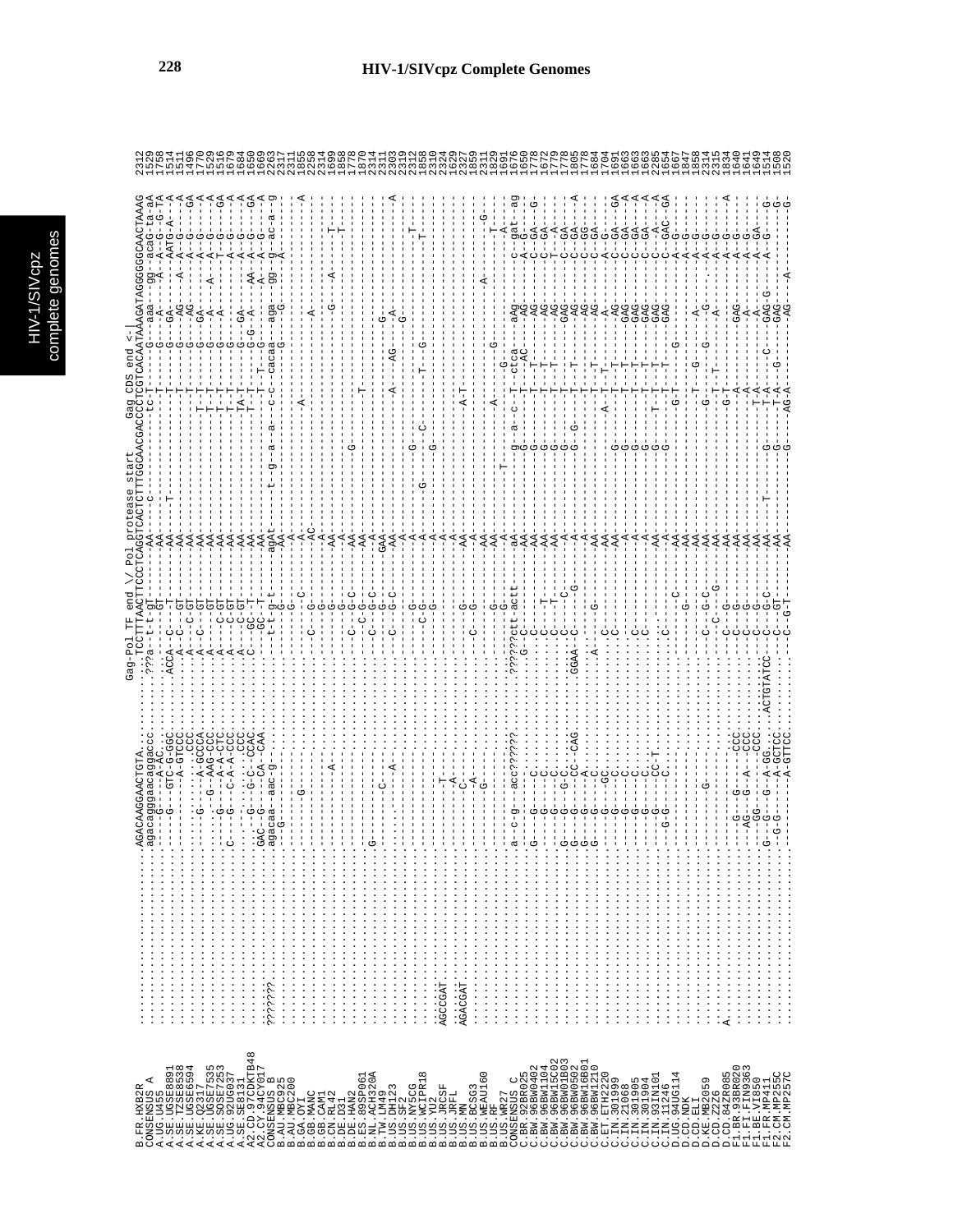# HIV-1/SIVcpz Complete Genomes

```
                                                        Gag-Pol TF end \/ Pol protease start         Gag CDS end <-|
B.FR.HXB2R      ........................AGACAAGGAACTGTA.........TCCTTTAACTTCCCTCAGGTCACTCTTTGGCAACGACCCCTCGTCACAATAAAGATAGGGGGGCAACTAAAG 2312
CONSENSUS_A     ........................agacagggaacaggaccc.......???a--t-t-GT------AA----c------------------tc-T---------G---aaa---gg--acaG--ta-aA 1529
A.UG.U455       ........................-------A-----AC..........-----------T-------AA------------------------T-----------G---A----A---G--G--T-A 1758
A.SE.UGSE8891   ........................-----G---GTC-G-GGC.......ACCA--C---T-------AA----T-------------------T-----------G---GA----A---AATG-A---A 1514
A.SE.TZSE8538   ........................-----------A-GTCCC.......A----C---GT-------AA-----------------------T-----------G---AG----A---A--G-----A 1511
A.SE.UGSE6594   ........................-------------.CCC........A----C-GT-------AA-----------------------T-----------G---AG--------A--G-----GA 1496
A.KE.Q2317      ........................-----G-----A-GCCCA.......A--C--C--GT-------AA----------------------T-T-----------G---GA--------A--G-----A 1770
A.SE.UGSE7535   ........................-------G--AAG-CCC........A------GT-------AA----------------------T-T-----------G---A-----A---A--G-----A 1529
A.SE.SOSE7253   ........................-----G----A-A-CTC........A-----C-GT-------AA----------------------T-T-----------G---A----------T--G----GA 1516
A.UG.92UG037    ........................C----G----C-A-A-CTC......A-----C-GT-------AA----------------------T-T-----------G---------------A--G-----A 1679
A.SE.SE8131     ........................-----------------CCC.....A-----C-GT-------AA----------------------TA-T----------G---GA-------A--G-----A 1684
A2.CD.97CDKTB48 ........................----G--G-C--CCAC.........C----GC--T-------AA----------------------T-T-----------G-G---A------AA--A--G----GA 1650
A2.CY.94CY017   ........................GAC---G-----CA--CAA..........-GC--T-------AA-----------------------T----T---G-----------A---A---G----A 1669
CONSENSUS_B     ???????.................agacaa--aac-g-.................-t-t-g-t-------agat-----t--g--a--a-----c--c--cacaa---aga--gg--g---ac-a--g 2263
B.AU.MBC925     ........................--G-......................................AA-----------------------------------G---G------A-----------2317
B.AU.MBC200     ...........................................................G-----A-----------------------------------------------------------2311
B.GA.OYI        ........................----------G-.............................-C-----A--------------------------A-----------------------------A 1855
B.GB.MANC       ........................--------------.......-C-----G-----AC------------------------------------------------------------------2258
B.GB.CAM1       ..............................................................G-----A-----------------------------A-----------------------------2314
B.CN.RL42       ........................-----------A-.........................G-----AA--------------------------------------------------------1699
B.DE.D31        .................................................................G-----A---------------------------------G-------A----------T--1858
B.DE.HAN2       ...............................................C---C-----G-C-----A--------G---------------------------------------------T--1778
B.ES.89SP061    ..................................................C-----C-G-------AA-----------------------T------------------------------------1870
B.NL.ACH320A    ........................G..................................C-G-C-----AA----------------------------------------------------------2314
B.TW.LM49       ........................---------C-.........................G-----GAA--------------------------------------G----------------2311
B.US.DH123      ........................-----------A-.........................G-------A-------------------------------------------------------A 2303
B.US.SF2        .........................................................-C-----G-C-----AA--------------A---------AG-----------G------------------2319
B.US.NY5CG      .............................................................G-----A--------------------------------------------------------2312
B.US.WCIPR18    ..............................................................C-G-----A--------G-----C---------------T---G---------------T--1858
B.US.YU2        ..............................................................G-----A--------------------------------------------------------2310
B.US.JRCSF      AGCCGAT.................---------T-.....................................A--------------------------------------------------------2324
B.US.JRFL       ..................................A-.....................................A--------------------------------------------------------1629
B.US.MN         AGACGAT.................---------C-.....................G-----AA------------------A-T---------------------------------------2327
B.US.BCSG3      ........................---------A-.......................C-----G-----A--------------------------------------------------------1859
B.US.WEAU160    ........................-------G-.............................G-----AA-------------------------------G---------A----------G---2311
B.US.RF         .................................................................G-----AA---------------A-----------------------------------T---2329
B.US.WR27       .........................................................G-----A-----T---------------------------------------------A---1691
CONSENSUS_C     ........................a--c--g---acc??????.......??????ctt-actt-----aA----------g--a--c--T--ctca---aAg------c---gat--ag 1676
C.BR.92BR025    ...............................................G-C---------------AA---------------G----------T--AC---AG-------A--G--------1650
C.BW.96BW0402   ........................G----G-----C-.....................C-----------AA---------------G----------T--T---AG-------C--GA----G-1778
C.BW.96BW1104   .............................G-----C-.....................C-----T-----AA---------------G----------T--T---AG-------C--GA-------1672
C.BW.96BW15C02  .............................G-----C-.....................C-----T-----AA---------------G----------T--T---AG-------T--A--------1779
C.BW.96BW01B03  ........................G----G---G--C-.................GGAA--C--------A----------------G----G------T--T---GAG------C--GA-------1805
C.BW.96BW0502   ........................G----G-----CC--CAG.................C--G-----A----------------G----------T--T---AG-------C--GA-----A 1778
C.BW.96BW16B01  ........................G----G-----A-..........................A-----A----------------G----------T-------AG-------C--GG-------1684
C.BW.96BW1210   ........................G----G-----C-............................G-----AA-------------------------T--T---AG-------C--GA-------1704
C.ET.ETH2220    .............................G---GC-..........................C--------AA------------------A---T--T---A---------A--G-------1691
C.IN.301999     .............................G-----C-..........................C--------AA---------------G----------T--T---AG-------C--GA----GA 1663
C.IN.21068      .............................G-----C-...........................C--------A----------------G----------T--T---GAG------C--GA-----A 1663
C.IN.301905     .............................G-----C-..................C---------A----------------G----------T--T---GAG------C--GA-----A 1663
C.IN.301904     .............................G-----C-..................C---------A----------------G----------T--T---GAG------C--GA-----A 1663
C.IN.93IN101    .............................G-----CC-T-..................C---------AA---------------G----------T--T---GAG------C---A-----A 2285
C.IN.11246      ........................G-G-----C-.......................C---------A----------------G-------T--T---GAG------C--GAC----GA 1654
D.UG.94UG114    ...............................................C---------AA---------------------G-T-----G-------------A--G-------1667
D.CD.NDK        ................................................G---------AA---------------------------T---G-----A------A--G-------1847
D.CD.ELI        ........................-------G-...............C--G-C-----AA---------------G-----T---------A-------A--G-------1858
D.KE.MB2059     ........................................-C--G-----G--AA--------------------G-T-T-----A------A--G-------2314
D.CD.Z2Z6       ........................................-C--G-----G---AA---------------------------T-------------A--G----------2315
D.CD.84ZR085    A.......................................-C---G-----AA------------------G-T-----------------A--G-------A 1834
F1.BR.93BR020   ........................--G---G---------CCC.......-C---G-----AA---------------------------A-------GAG------A--G-------1640
F1.FI.FIN9363   ........................--AG---G---A----CCC.......-C---G-----AA---------------------------A--------A-------A--G-------1641
F1.BE.VI850     ........................--GG---G----------CCC.....-C---G-----AA------------------T-A---------A---------A--GA-------1649
F1.FR.MP411     ........................G--G---G--A-GG.....ACTGTATCC--C---G-C-----AA--T------G-----T-A--C--GAG-G---A--G-----G-1514
F2.CM.MP255C    ........................--G-G-------A-GCTCC.......-C---GT-----AA----------------G-----T-A---G----GAG---------------G-1508
F2.CM.MP257C    ..........................................A-GTTCC.......-C---G-T-----AA----------------G-----AG-A---------AG-----A---------G-1520
```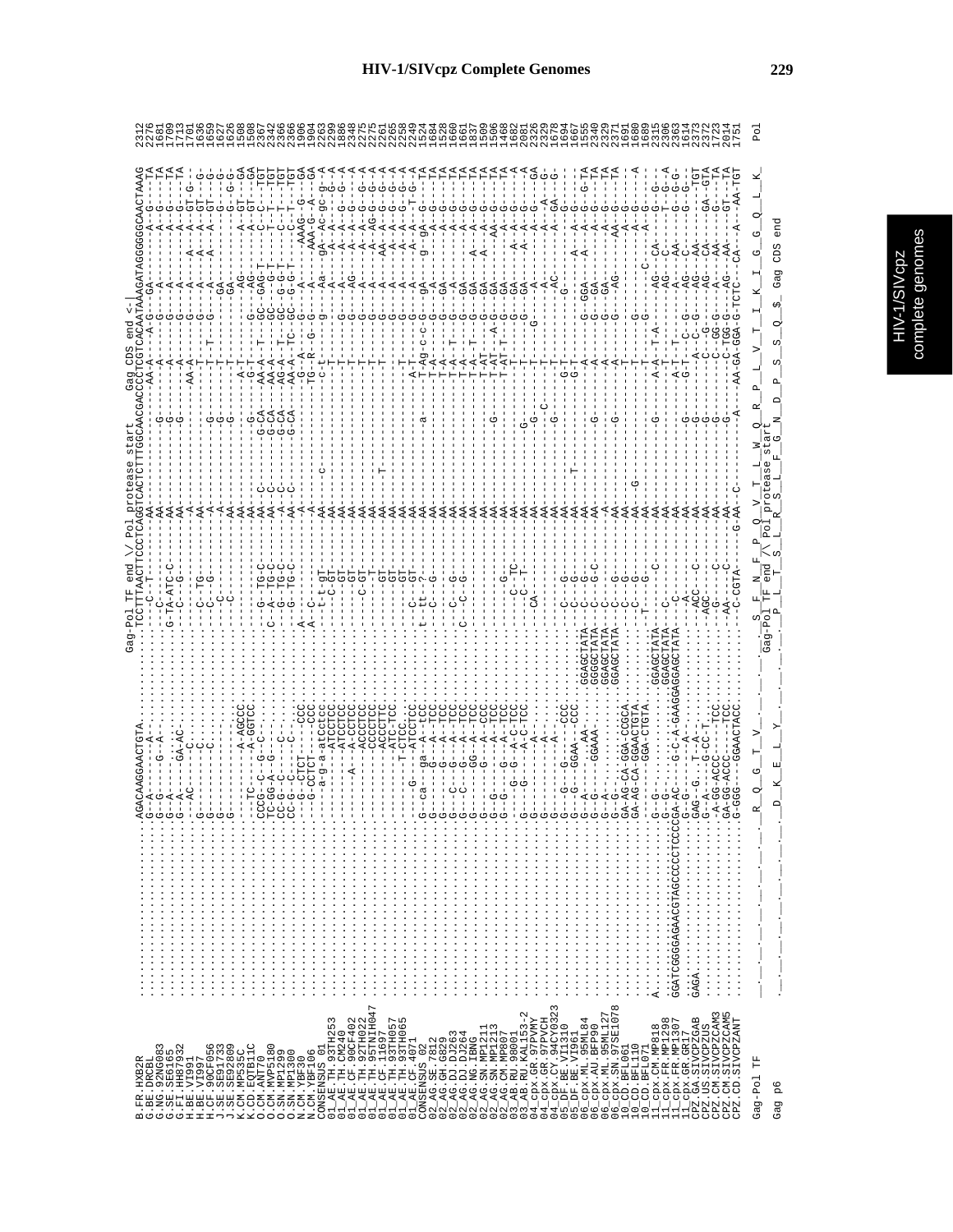```
Gag-Pol TF end \/ Pol protease start          Gag CDS end <-|
B.FR.HXB2R        ..............AGACAAGGAACTGTA..........TCCTTTAACTTCCCTCAGGTCACTCTTTGGCAACGACCCCTCGTCACAATAAAGATAGGGGGGCAACTAAAG  2312
G.BE.DRCBL        ...............G--A-------G--A-........----C---T-------AA------------------------AA-A----A-G---GA--------A--G----TA  2276
G.NG.92NG083      ...............G--A-------G--A-........-------------------AA-------------G---------A----------G-----A--------A--G----TA  1681
G.SE.SE6165       ...............G--A-------GA-AC-.......G-TA-ATC-C---------AA-------------G---------A----------G-----A--------A--G----TA  1709
G.FI.HH87932      ...............G--A-------GA-AC-.......----C--G-----------AA-------------G---------A----------G-----A--------A--G----TA  1713
H.BE.VI991        ...............--AC-------C-...........--------------------A----------------------AA-A--------------------A--A--GT-G---G  1701
H.BE.VI997        ...............G----------C-...........----C--TG----------AA----------------------T------------G-----A----A--A--GT---G-  1636
H.CF.90CF056      ...............G----------C-...........----C---G-----------A------------G---------T---T-----G-------A----A--A--GT---G-  1659
J.SE.SE91733      ...............G-----------............------C-------------A------------G---------T------------------GA-----------G---G-  1627
J.SE.SE92809      ...............G-----------............------C------------AA------------G---------T------------------GA-----------G-G-G-  1626
K.CM.MP535C       ...............----------A-AGCCC.......---------------------------------------------------------------AG----------------GA  1568
K.CD.EQTB11C      ...............--TC-------A-GGTCC......----------------------------------------A-T------------G------AG--------A--GT---GA  1508
O.CM.ANT70        ...............CCCG--C---G--C--........G--TG-C------------AA-C---------G-CA-----AA-A-----T---GC--GAG-T-----C--C---TGT  2367
O.CM.MVP5180      ...............TC-GG-A--G--............C-A--TG-C----------AA-C---------G-CA-----AA-A-----------GC-------G-T---T--T---TGT  2342
O.SN.MP1299       ...............CC-G--C------C-.........--G--TG-C----------AA-C---------G-CA-----AG-A-----T---GC--G-G-T-----C--T---TGT  2366
O.SN.MP1300       ...............CC-G--C------C-.........--G--TG-C----------AA-C---------G-CA-----AA-A-----TC--GC--G-G-T-----C--T---TGT  2366
N.CM.YBF30        ...............--G--CTCT------CCC......A--------------------A---------------------G---A--------G-----A---------C--T---GA  1906
N.CM.YBF106       ...............--G-CCTCT------CCC......A--C---------------A---------------------TG--R--G--G-----A---------AAAG-G---A--  1904
CONSENSUS_01      ...............-------a-g-a-atcctcc....---t-gt-------------AA-------c--------------c-t-------g-------Aa------gA--Ac-gc-g--A  2263
01_AE.TH.93TH253  ...............--------------ATCCTCC...---C-GT-------------AA-------C--------------T--------------A------------A--A--G---A  2299
01_AE.TH.CM240    ...............--------------ATCCTCC...-------GT-----------AA----------------------T----------G-----A------------A--G---A  1886
01_AE.CF.90CF402  ...............----------A--A-CCTCC....-------GT-----------AA----------------------T----------G-----AG------------A--G---A  2348
01_AE.TH.92TH022  ...............-------------ACCCTCC....------C-GT----------AA----------------------T----------G-----A-------------A--G-G--A  2275
01_AE.TH.95TNIH047 ..............-------------CCCCTCC.....-------T------------AA----------------------T----------G-----A------A--AG-G--G--A  2275
01_AE.CF.11697    ...............-------------ACCCTTC....-------GT-----------AA---------T------------T----------G-----A-------AA-A--G--G--A  2261
01_AE.TH.93TH057  ...............-------------ATC-TCC....-------GT-----------AA------------------------------------G-----A------A-A--G--G--A  2265
01_AE.TH.93TH065  ...............-------------T-CTCC-....-------GT-----------AA------------------------------------G-----A------A-A--G--G--A  2268
01_AE.CF.4071     ...............----------G----ATCCTCC..------C--GT-----------AA--------------------A-T--------G-----A------A-A--T-G---A  2249
CONSENSUS_02      ...............G--ca--ga--A--tcc.......t-tt--?-------------AA-----------a-----------T-Ag-c-c-G---gA----g--gA--G---TA  1524
02_AG.SE.7812     ...............G--C-----G---A--TCC.....----C--G-------------AA----------------------T-A----------G---A---------A--G---TA  1684
02_AG.GH.G829     ...............G-------G---A--TCC......-------------------AA----------------------T-A----------G---GA---------A--G---TA  1528
02_AG.DJ.DJ263    ...............G--C-----G---A--TCC.....----C--G-------------AA----------------------T-A--T-------G---A----------A--G---TA  1660
02_AG.DJ.DJ264    ...............G--C-----G---A--TCC.....C---C--G-------------AA----------------------T-A--T-------G---GA---------A--G---TA  1661
02_AG.NG.IBNG     ...............G-------GG---A--TCC.....------------------AA----------------------T-A--T-------G---GA---A-----A--G---TA  1837
02_AG.SN.MP1211   ...............G----------A---TCC......------------------AA----------------------T-AT---------G---GA---A-----A--G---TA  1509
02_AG.SN.MP1213   ...............G--G------G---A--TCC....------------------AA-------------G--------T-AT----A--G---AA-G--A--------A--G---TA  1506
02_AG.CM.MP807    ...............G--G------G--A--TCC.....------------------AA----------------------T-AT-T----G---GA---------A--G---TA  1468
03_AB.RU.98001    ...............G-----G--G--A-C-TCC.....------G-------------AA----------------------T----------G---GA-----A--A--G---A  1682
03_AB.RU.KAL153-2 ...............G-----G--G--A-C-TCC.....----C--TC-----------AA----------G-----------T----------G---GA-----A--A--G---A  2081
04_cpx.GR.97PVMY  ...............G-----------A-..........----C--T------------AA------------G---------T-----G----------------A--A--G---GA  2326
04_cpx.GR.97PVCH  ...............G-----------A-..........----CA-------------AA---------C-------------T----------------A---------A--G---A  2329
04_cpx.CY.94CY0323 ..............G-----------A-...........--------------------AA-------------G---------T--------------AC------A--GA---G-  1678
05_DF.BE.VI1310   ...............G-----G-----G-----CCC...----C--G-----------AA----------------------G-T-------G----------------A--G----  1694
05_DF.BE.VI961    ...............G-----GGAA-----CCC......----C--G-----------AA----T-----------------G-T-------------------A-----A--G----  1667
06_cpx.ML.95ML84  ...............G--A-------AA-..GGAGCTATA--C---G-----------AA----------------------A---------G--GGA---A--A--G--G-TA  1555
06_cpx.AU.BFP90   ...............G--G-----GGAAA-...GGGGCTATA--C---G-C---------AA-------------G--------A---------G--GA-----A--A--G----TA  2340
06_cpx.ML.95ML127 ...............G--A-.............GGAGCTATA--C---G-----------A--------------------A---------G--GA--------A--G---TA  2329
06_cpx.SN.97SE1078 ..............G--G-..............GGAGCTATA--C---G-----------AA-------------G--------A---------G--AG------AA-G----TA  2371
10_CD.BFL061      ...............GA-AG-CA-GGA-CCGCA......----C--G------------AA----------------------T--------------------A--G----  1691
10_CD.BFL110      ...............GA-AG-CA-GGAACTGTA......----C--G------------AA--G-------------------T----------G---------A--G----  1680
10_CD.BFL071      ...............-------GGA-CTGTA........T--------------------AA-------------------T----------G---------A--G----A  1689
11_cpx.CM.MP818   A..............G--G-...........GGAGCTATA--C-----C----------AA----------------------G-----------C--------A--G----  2315
11_cpx.FR.MP1298  ...............G--G-...........GGAGCTATA--C---------------AA-------------G---------A-A---T-A------AG--CA-----G-G--  2306
11_cpx.FR.MP1307  GGATCGGGGAGAACGTAGCCCCTCCCCGA-AC---G-C-A-GAAGGAGGAGCTATA--C---------AA----------------------A-T---T-------A--C--T--G-A  2363
11_cpx.GR.GR17    ...............G--G-----A-.............-------------------AA-------------G---------G-T---C--G---AG--C-----G-G-G-  1614
CPZ.GA.SIVCPZGAB  GAGA...........GAG--G...T--A-..........--A-----------------AA-------------G---------A-C--G---AG--AA-----G---TGT  2373
CPZ.US.SIVCPZUS   ...............G--A-----G-CC-T.........-ACC-----C----------AA-------------G---------C---G-----AG--CA-----GA--GTA  2372
CPZ.CM.SIVCPZCAM3 ...............-A-GG-ACCC-----TCC......-AGC---------------AA-------------G---------C--GG-G---A---AA-----GT---TA  1723
CPZ.CM.SIVCPZCAM5 ...............GA-GG-ACCC-----TCC......G-----C------------AA-------------G---------C-TGG-G---AG--AA-----G---TA  2014
CPZ.CD.SIVCPZANT  ...............G-GGG---GGAACTACC.......-AA-----C-----------AA-------------G---------A--AA-GA-GGA-G-TCTC--CA--A--AA-TGT  1751

Gag-Pol TF        ._._._._._._._._._._.R__Q__G__T__V_._._._._.S__F__N__F__P__Q__V__T__L__W__Q__R__P__L__V__T__I__K__I__G__G__Q__L__K_    Pol
                                                      Gag-Pol TF end /\ Pol protease start
Gag p6            ._._._._._._._._._._.D__K__E__L__Y_._._._._.P__L__T__S__L__R__S__L__F__G__N__D__P__S__S__Q__$   Gag CDS end
```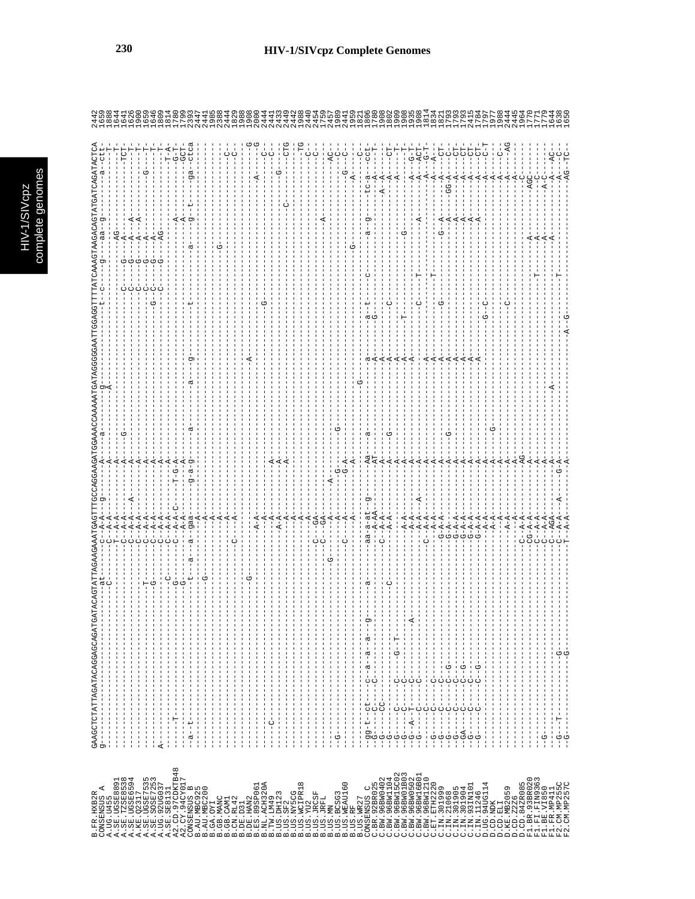# HIV-1/SIVcpz Complete Genomes

Reference (B.FR.HXB2R):

```
GAAGCTCTATTAGATACAGGAGCAGATGATACAGTATTAGAAGAAATGAGTTTGCCAGGAAGATGGAAACCAAAAATGATAGGGGGAATTGGAGGTTTTATCAAAGTAAGACAGTATGATCAGATACTCA
```

| Sequence | Position |
|---|---|
| B.FR.HXB2R | 2442 |
| CONSENSUS_A | 1659 |
| A.UG.U455 | 1888 |
| A.SE.UGSE8891 | 1644 |
| A.SE.TZSE8538 | 1641 |
| A.SE.UGSE6594 | 1626 |
| A.KE.Q2317 | 1900 |
| A.SE.UGSE7535 | 1659 |
| A.SE.SOSE7253 | 1646 |
| A.UG.92UG037 | 1809 |
| A.SE.SE8131 | 1814 |
| A2.CD.97CDKTB48 | 1780 |
| A2.CY.94CY017 | 1799 |
| CONSENSUS_B | 2393 |
| B.AU.MBC925 | 2447 |
| B.AU.MBC200 | 2441 |
| B.GA.OYI | 1985 |
| B.GB.MANC | 2388 |
| B.GB.CAM1 | 2444 |
| B.CN.RL42 | 2429 |
| B.DE.D31 | 1988 |
| B.DE.HAN2 | 1908 |
| B.ES.89SP061 | 2000 |
| B.NL.ACH320A | 2444 |
| B.TW.LM49 | 2441 |
| B.US.DH123 | 2433 |
| B.US.SF2 | 2449 |
| B.US.NY5CG | 2442 |
| B.US.WCIPR18 | 1988 |
| B.US.YU2 | 2440 |
| B.US.JRCSF | 2454 |
| B.US.JRFL | 1759 |
| B.US.MN | 2457 |
| B.US.BCSG3 | 1989 |
| B.US.WEAU160 | 2441 |
| B.US.RF | 1959 |
| B.US.WR27 | 1821 |
| CONSENSUS_C | 1866 |
| C.BR.92BR025 | 1780 |
| C.BW.96BW0402 | 1908 |
| C.BW.96BW1104 | 1802 |
| C.BW.96BW15C02 | 1909 |
| C.BW.96BW01B03 | 1908 |
| C.BW.96BW0502 | 1935 |
| C.BW.96BW16B01 | 1908 |
| C.BW.96BW1210 | 1814 |
| C.ET.ETH2220 | 1834 |
| C.IN.301999 | 1821 |
| C.IN.21068 | 1793 |
| C.IN.301905 | 1793 |
| C.IN.301904 | 1793 |
| C.IN.93IN101 | 2415 |
| C.IN.11246 | 1784 |
| C.UG.94UG114 | 1797 |
| D.CD.NDK | 1977 |
| D.CD.ELI | 1988 |
| D.CD.Z2Z6 | 2444 |
| D.KE.MB2059 | 2445 |
| D.CD.84ZR085 | 1964 |
| F1.BR.93BR020 | 1770 |
| F1.FI.FIN9363 | 1771 |
| F1.BE.VI850 | 1779 |
| F1.FR.MP411 | 1644 |
| F2.CM.MP255C | 1638 |
| F2.CM.MP257C | 1650 |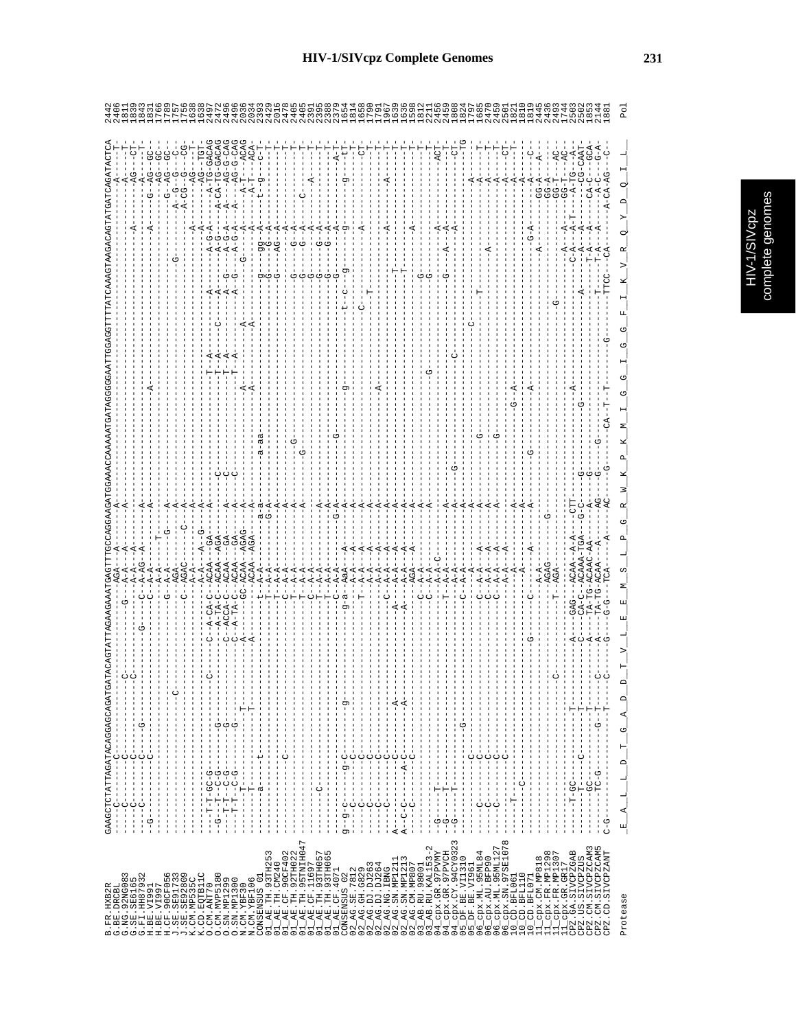# HIV-1/SIVcpz Complete Genomes

```
B.FR.HXB2R            GAAGCTCTATTAGATACAGGAGCAGATGATACAGTATTAGAAGAAATGAGTTTGCCAGGAAGATGGAAACCAAAAATGATAGGGGGAATTGGAGGTTTTATCAAAGTAAGACAGTATGATCAGATACTCA
G.BE.DRCBL
G.NG.92NG083
G.SE.SE6165
G.FI.HH87932
H.BE.VI991
H.BE.VI997
H.CF.90CF056
J.SE.SE91733
J.SE.SE92809
K.CM.MP535C
K.CD.EQTB11C
O.CM.ANT70
O.CM.MVP5180
O.SN.MP1299
O.SN.MP1300
N.CM.YBF30
N.CM.YBF106
CONSENSUS_01
01_AE.TH.93TH253
01_AE.TH.CM240
01_AE.CF.90CF402
01_AE.TH.92TH022
01_AE.TH.95TNIH047
01_AE.CF.11697
01_AE.TH.93TH057
01_AE.TH.93TH065
01_AE.CF.14071
CONSENSUS_02
02_AG.SE.7812
02_AG.GH.G829
02_AG.DJ.DJ263
02_AG.DJ.DJ264
02_AG.NG.IBNG
02_AG.SN.MP1211
02_AG.SN.MP1213
02_AG.CM.MP807
03_AB.RU.98001
03_AB.RU.KAL153-2
04_cpx.GR.97PVMY
04_cpx.GR.97PVCH
04_cpx.CY.94CY0323
05_DF.BE.VI1310
05_DF.BE.VI961
06_cpx.ML.95ML84
06_cpx.AU.BFP90
06_cpx.ML.95ML127
06_cpx.SN.97SE1078
10_CD.BFL061
10_CD.BFL110
10_CD.BFL071
11_cpx.CM.MP818
11_cpx.FR.MP1298
11_cpx.FR.MP1307
11_cpx.GR.GR17
CPZ.GA.SIVCPZGAB
CPZ.US.SIVCPZUS
CPZ.CM.SIVCPZCAM3
CPZ.CM.SIVCPZCAM5
CPZ.CD.SIVCPZANT

Protease              E  A  L  L  D  T  G  A  D  D  T  V  L  E  E  M  S  L  P  G  R  W  K  P  K  M  I  G  G  I  G  G  F  I  K  V  R  Q  Y  D  Q  I  L
                                                                                                                                     Pol
```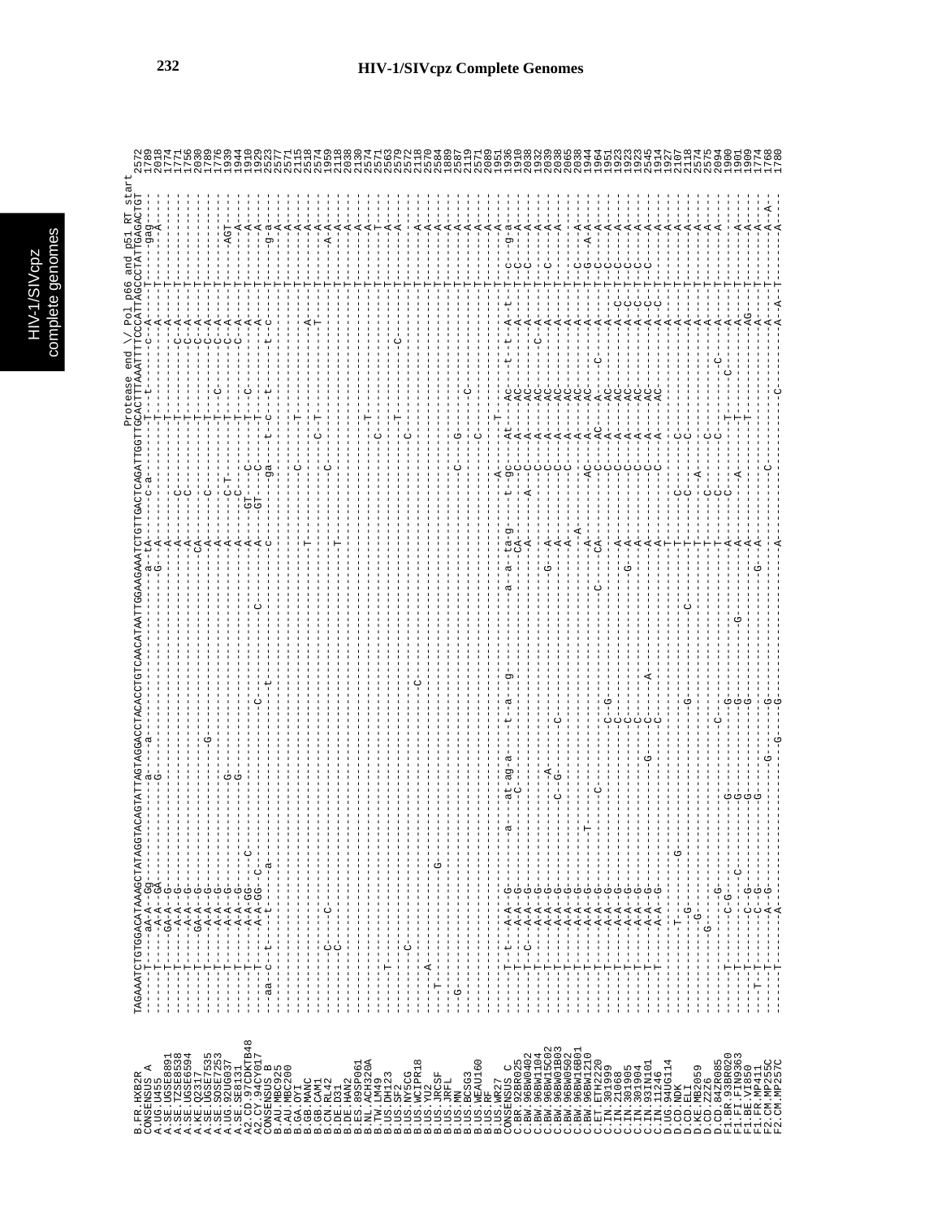Protease end \/ Pol p66 and p51 RT start

```
                 TAGAAATCTGTGGACATAAAGCTATAGGTACAGTATTAGTAGGACCTACACCTGTCAACATAATTGGAAGAAATCTGTTGACTCAGATTGGTTGCACTTTAAATTTTCCCATTAGCCCTATTGAGACTGT
B.FR.HXB2R       
CONSENSUS_A      
```

| Sequence | Position |
|---|---|
| B.FR.HXB2R | 2572 |
| CONSENSUS_A | 1789 |
| A.UG.U455 | 2018 |
| A.SE.UGSE8891 | 1774 |
| A.SE.TZSE8538 | 1756 |
| A.SE.UGSE6594 | 2030 |
| A.KE.Q2317 | 1789 |
| A.SE.UGSE7535 | 1776 |
| A.SE.SOSE7253 | 1939 |
| A.UG.92UG037 | 1944 |
| A.SE.SE8131 | 1910 |
| A2.CD.97CDKTB48 | 1929 |
| A2.CY.94CY017 | 2523 |
| CONSENSUS_B | 2577 |
| B.AU.MBC925 | 2571 |
| B.AU.MBC200 | 2115 |
| B.GA.OYI | 2518 |
| B.GB.MANC | 2574 |
| B.GB.CAM1 | 1959 |
| B.CN.RL42 | 2118 |
| B.DE.D31 | 2038 |
| B.DE.HAN2 | 2130 |
| B.ES.89SP061 | 2574 |
| B.NL.ACH320A | 2571 |
| B.TW.LM49 | 2563 |
| B.US.DH123 | 2579 |
| B.US.SF2 | 2572 |
| B.US.NY5CG | 2118 |
| B.US.WCIPR18 | 2570 |
| B.US.YU2 | 2584 |
| B.US.JRCSF | 1889 |
| B.US.JRFL | 2587 |
| B.US.MN | 2119 |
| B.US.BCSG3 | 2571 |
| B.US.WEAU160 | 2089 |
| B.US.RF | 1951 |
| B.US.WR27 | 1936 |
| CONSENSUS_C | 1910 |
| C.BR.92BR025 | 2038 |
| C.BW.96BW0402 | 1932 |
| C.BW.96BW1104 | 2039 |
| C.BW.96BW15C02 | 2038 |
| C.BW.96BW01B03 | 2065 |
| C.BW.96BW0502 | 2038 |
| C.BW.96BW16B01 | 1944 |
| C.BW.96BW1210 | 1964 |
| C.ET.ETH2220 | 1951 |
| C.IN.301999 | 1923 |
| C.IN.21068 | 1923 |
| C.IN.301905 | 1923 |
| C.IN.301904 | 2545 |
| C.IN.93IN101 | 1914 |
| C.IN.11246 | 1927 |
| D.UG.94UG114 | 2107 |
| D.CD.NDK | 2118 |
| D.CD.ELI | 2574 |
| D.KE.MB2059 | 2575 |
| D.CD.Z2Z6 | 2094 |
| D.CD.84ZR085 | 1900 |
| F1.BR.93BR020 | 1901 |
| F1.FI.FIN9363 | 1909 |
| F1.BE.VI850 | 1774 |
| F1.FR.MP411 | 1768 |
| F2.CM.MP255C | 1780 |
| F2.CM.MP257C | |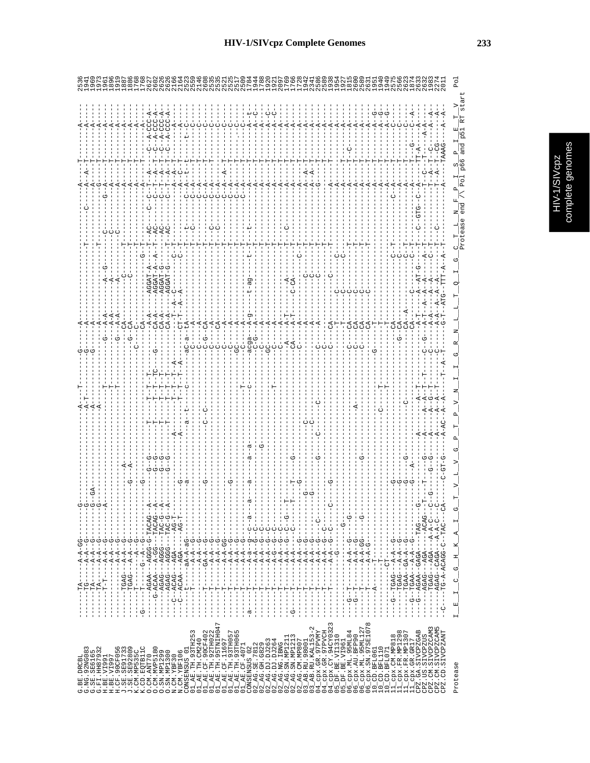# HIV-1/SIVcpz Complete Genomes

```
G.BE.DRCBL          ------TA-----A-A-GG----------G----------------------------------A----T-----------G------A------------------------------------------C-------A----A--T----------A-    2536
G.NG.92NG083        ------TG-----A-A--G----------G-G-----------------------------A-T-----------G------A---------------------------------------------A----A--A--T-------------A-    1941
G.SE.SE6165         ------TA-----A-A--G----------G--GA----------------------------A----------------G------A---------------------------------------------A----------T----------A-    1969
G.FI.HH87932        ------TA-----A-A--G----------G--------------------------------A---------------------------------------------------------------------------------------------    1973
H.BE.VI991          ------T-T----A-A--G----------A-------------------------------------------T----------G---A-A------A--G-------C--------------G---A--T---------A-              1961
H.BE.VI997          -------------A-A--G-------------------------------------------------------T----------G---A-A------A---------C-----------------A--T--------A-                  1896
H.CF.90CF056        -------------A-A--G------------------------------------------------------------------------------------C-----------------A--T--------A-                  1919
J.SE.SE91733        ------TGAG---A-A--G-------------------A---------------------------------------------------CA--------------T-----------------------A--T--------A-           1887
J.SE.SE92809        ------TGAG---A-A--G---------------G---A----------------------------------------------G---CA--------C---------------------------A--T--------A-               1886
K.CM.MP535C         ------T-------A-A--G-----------------------------------------------------------C--------CA-------------------------------------A--T--------A-                 1768
K.CD.EQTB11C        -G-----T-----G---A--G----------G--------------------------------------------------------CA--------------G--T------------------A--T--------A-                  1768
O.CM.ANT70          ------AGAA---AGGG-G-TACAG--A------G-G-----T----------T-T--T-----G-------CA-A----AGGAT-A--T--AC---C--C--T-A---T--C--A-CCC-A    2627
O.CM.MVP5180        ----G-ACAA---A-GG----TACAG--A-----G-G-----T----------T-T--TC---------------CA-A----AGGAT-A--A--T--AC------C--T-A---T--C--A-CCC-A    2602
O.SN.MP1299         ------AGAG---AGGG----TAC-G--A-----G-G-----T----------T-T--T----------------CA-A----AGGAT-G--T--AC------C--T-A---T--C--A-CCC-A    2626
O.SN.MP1300         ------AGAG---AGGG----TAC-G--A-----G-G-----T----------T-T--T----------------CA-A----AGGAT-G--T--AC------C--T-A---T--C--A-CCC-A    2626
N.CM.YBF30          ---C--ACAG---AGA-----AG-T-----------------A---------T-T--T-A------------------T-A-C------C-T------------A-A-T----------A-    2166
N.CM.YBF106         ---C--ACAA---AGA-----AG-T---------G--------A---------T-T--T-A------------CT-T--A--A------C-T-------------A-C-T----------A-   2164
CONSENSUS_01        ------t------aA-A-ag-------------a---------a--t--c---------aC-a--tA-------------------T----t-----C-A--t--t----t--C-            2523
01_AE.TH.93TH253    ------T-------A-A--G----------------------------------------C-----A-----------------T----t-------C-A---T----------C-           2559
01_AE.CM.MP240      -------------A-A--G-------------------------------------------C-----A-----------------T--C--------C-A---T----------C-           2156
01_AE.CF.90CF402    ------T------GA-A--G-------------G-----------C--C-----------C-G--CA------------------T-----------C-A---T----------C-           2608
01_AE.TH.92TH022    ------T-------A-A--G---------------------------------------C-----CA------------------T----C------C-A---T----------C-           2535
01_AE.TH.95TNIH047  ------T-------A-A--G----------------------------------------C-----CA-----------------T----C------C-A---T----------C-           2535
01_AE.CF.11697      ------T-------A-A-GG-----------------------------------------C-----A------------------T-----------C-A--A-T----------C-        2521
01_AE.TH.93TH057    ------T-------A-A--G-----------G-----------------------------C-----A------------------T-----------C-A---T----------C-         2525
01_AE.TH.93TH065    ------T-------A-A--G-------------------------------------------GC-----A------------------T-----------C-A---T----------C-      2517
01_AE.CF.4071       ------T-------A-A--G-------------------------------------T----C-----A------------------T-----------C-A---T----------C-        2509
CONSENSUS_02        a-----T-------A-a--g-c--a--a--a--a--a---------c------------acga-a-g---t-ag-----t----t----------A---T---------t-               1784
02_AG.SE.7812       ------T-------A-A--G-C------------------------------------C-G-----------------------------------A---T----------A--C-           1944
02_AG.GH.G829       ------T-------A-A--G-C---------------G--------------------C-------A----------------T-----------A---T----------A--C-           1788
02_AG.DJ.DJ263      ------T-------A-A--G-C-----------------------------------GC-----A----------------T-----------A---T----------A--C-              1920
02_AG.DJ.DJ264      ------T-------A-G--G-C------------------------T-----------C-----A----------------T-----------A---T----------A--C-              1921
02_AG.NG.IBNG       ------T-------A-A--G-C--C--------------------------------C-----A----------------T-----------A---T----------A-                 2097
02_AG.SN.MP1211     ------T-------A-A--G-C--G---T-------------------------A--A-T----A-----------T--C----------A---T----------A-                      1769
02_AG.SN.MP1213     --G---T-------A-A---C-----T----G------------------------CA--A-T--C-CA------------------------A---T----------A-                 1766
02_AG.CM.MP807      -------------A-A--G-------G----------------------------------C-----A------------C--------------A---T----------A-            1728
03_AB.RU.98001      ------T-------A-A--G---------G----------------C-----------------A-----C-----------------A-A--T----------A-                     1894
03_AB.RU.KAL153-2   ------T-------A-A--G---------G----------------C-----------------A-----C-----------------A-A--T----------A-                     2341
04_cpx.GR.97PVMY    ------T-------A-A--G----C----------G-----C------------C-----A------C------T-----------G----T----------A-                       2586
04_cpx.GR.97PVCH    ------T-------A-A--G-C--------------------------------C-------------------T-----------A---T----------A-                         2589
04_cpx.CY.94CY0323  ------T-------A-A--G-C---C---G----------------------C---CA-----C-------T--------------A---T----------A-                         1938
05_DF.BE.VI1310     -------------G----------------------------------------------------------------T------------------A-                            1954
05_DF.BE.VI961      ------------------G-G----------------------------------------T-------C-C-----------------A---T----------A-                     1927
06_cpx.ML.95ML84    --G---T-------A-A--G----G-------------------------------------C-----CA---C--------------A---T--C-------A-                       1815
06_cpx.AU.BFP90     --G---T-------A-A--G-----------------------A-----------------C-----C-----C--------------A---T----------A-                     2600
06_cpx.ML.95ML127   ------T-------A-A-GG----G------G-----------------------------C-----CA---C--------------A---T----------A-                       2589
06_cpx.SN.97SE1078  ------T-------A-A-G-------------------------------------------C-----CA---C--------------A---T----------A-                      2631
10_CD.BFL061        ---------A---T-------------------------C--------T-------G----T--------------------------A---T----------A-G-                  1951
10_CD.BFL110        ------------T-----------------------------------T-------------T--------------------------A---T----------A-G-                  1940
10_CD.BFL071        -------------CT-------------------------------------------T--------------------------A---T----------A-G-                     1949
11_cpx.CM.MP818     --G---TGAG---A-A--G----------G---------------------------------CA------------C-T------C-A---T----------C-                     2575
11_cpx.FR.MP1298    ------TGAG---A-A--G----------G-----------------------------G-----CA------------C--------A---T----------C-                     2566
11_cpx.FR.MP1307    ------TGAA---GA-A-G----------G-----G--------------C---------------CA--A---------C-T-------A---T----------C-                     2623
11_cpx.GR.GR17      --G---TGAA---A-A--G----------G---A--------------------------CA-----C-------C-T------A---T--G--------C--A-                     1874
CPZ.GA.SIVCPZGAB    --G---AGAA---GAGA----TAG-----G-----------A------A-T-----------A-T---A--AT-G--T--C--GTG--C-A---TT-A------A-                      2633
CPZ.US.SIVCPZUS     ------AGAG---AGA-----ACAG---T-----G------A------A-A--T--T------C-C-G--A-T--A--A---A-T------T--C---T---A-A------A-              2632
CPZ.CM.SIVCPZCAM3   ------TGAG---AGA-----A-A-C---C--G----G-G-----A------A-G--T-------C-------A-A--A--A---C-T------------T--A-T--C------A-          1983
CPZ.CM.SIVCPZCAM5   ------AGAG---CAGA----A-A-C---C----------------A------A-A--T-------C------A-A--A--A---T------C------T--A-T--C------A-           2274
CPZ.CD.SIVCPZANT    --C---TG-A-ACAGG-C--TAC---CA-----C-GT-G----A-AC--A-A-------T--A-T-------G-T--ATG--TTT-A--A-T-------------A---TAAAG----A-A-    2011

Protease            I  E  I  C  G  H  K  A  I  G  T  V  L  V  G  P  T  P  V  N  I  I  G  R  N  L  L  T  Q  I  G  C  T  L  N  F  P  I  S  P  I  E  T  V     Pol
                                                                                                                Protease end /\ Pol p66 and p51 RT start
```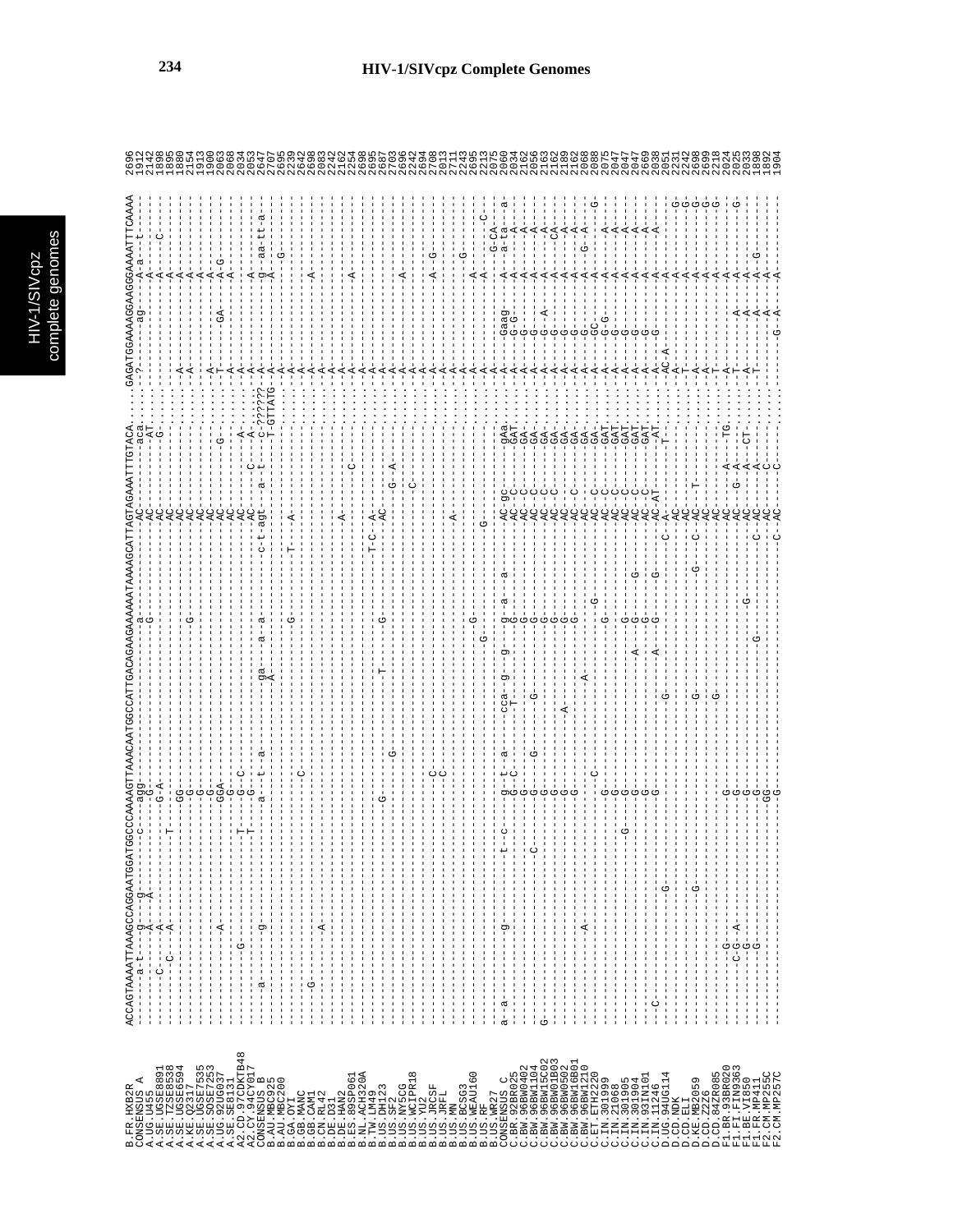```
B.FR.HXB2R       ACCAGTAAAATTAAAGCCAGGAATGGATGGCCCAAAAGTTAAACAATGGCCATTGACAGAAGAAAAAATAAAAGCATTAGTAGAAATTTGTACA....GAGATGGAAAAGGAAGGGAAAATTTCAAAA   2696
CONSENSUS_A                                                                                                                                  1912
A.UG.U455                                                                                                                                    2142
A.SE.UGSE8891                                                                                                                                1898
A.SE.TZSE8538                                                                                                                                1895
A.SE.UGSE6594                                                                                                                                1880
A.KE.Q2317                                                                                                                                   2154
A.SE.UGSE7535                                                                                                                                1913
A.SE.SOSE7253                                                                                                                                1900
A.UG.92UG037                                                                                                                                 2063
A.SE.SE8131                                                                                                                                  2068
A2.CD.97CDKTB48                                                                                                                              2034
A2.CY.94CY017                                                                                                                                2053
CONSENSUS_B                                                                                                                                  2647
B.AU.MBC925                                                                                                                                  2707
B.AU.MBC200                                                                                                                                  2695
B.GA.OYI                                                                                                                                     2239
B.GB.MANC                                                                                                                                    2642
B.GB.CAM1                                                                                                                                    2698
B.CN.RL42                                                                                                                                    2083
B.DE.D31                                                                                                                                     2242
B.DE.HAN2                                                                                                                                    2162
B.ES.89SP061                                                                                                                                 2254
B.NL.ACH320A                                                                                                                                 2698
B.TW.LM49                                                                                                                                    2695
B.US.DH123                                                                                                                                   2687
B.US.SF2                                                                                                                                     2703
B.US.NY5CG                                                                                                                                   2696
B.US.WCIPR18                                                                                                                                 2242
B.US.YU2                                                                                                                                     2694
B.US.JRCSF                                                                                                                                   2708
B.US.JRFL                                                                                                                                    2013
B.US.MN                                                                                                                                      2711
B.US.BCSG3                                                                                                                                   2243
B.US.WEAU160                                                                                                                                 2695
B.US.RF                                                                                                                                      2213
B.US.WR27                                                                                                                                    2717
CONSENSUS_C                                                                                                                                  2060
C.BR.92BR025                                                                                                                                 2034
C.BW.96BW0402                                                                                                                                2162
C.BW.96BW1104                                                                                                                                2056
C.BW.96BW15C02                                                                                                                               2163
C.BW.96BW01B03                                                                                                                               2162
C.BW.96BW0502                                                                                                                                2189
C.BW.96BW16B01                                                                                                                               2162
C.BW.96BW1210                                                                                                                                2068
C.ET.ETH2220                                                                                                                                 2088
C.IN.301999                                                                                                                                  2075
C.IN.21068                                                                                                                                   2047
C.IN.301905                                                                                                                                  2047
C.IN.301904                                                                                                                                  2669
C.IN.93IN101                                                                                                                                 2038
C.IN.11246                                                                                                                                   2051
D.UG.94UG114                                                                                                                                 2231
D.CD.NDK                                                                                                                                     2242
D.CD.ELI                                                                                                                                     2698
D.KE.MB2059                                                                                                                                  2699
D.CD.Z2Z6                                                                                                                                    2218
D.CD.84ZR085                                                                                                                                 2024
F1.BR.93BR020                                                                                                                                2025
F1.FI.FIN9363                                                                                                                                2033
F1.BE.VI850                                                                                                                                  1898
F1.FR.MP411                                                                                                                                  1892
F2.CM.MP255C                                                                                                                                 1904
F2.CM.MP257C
```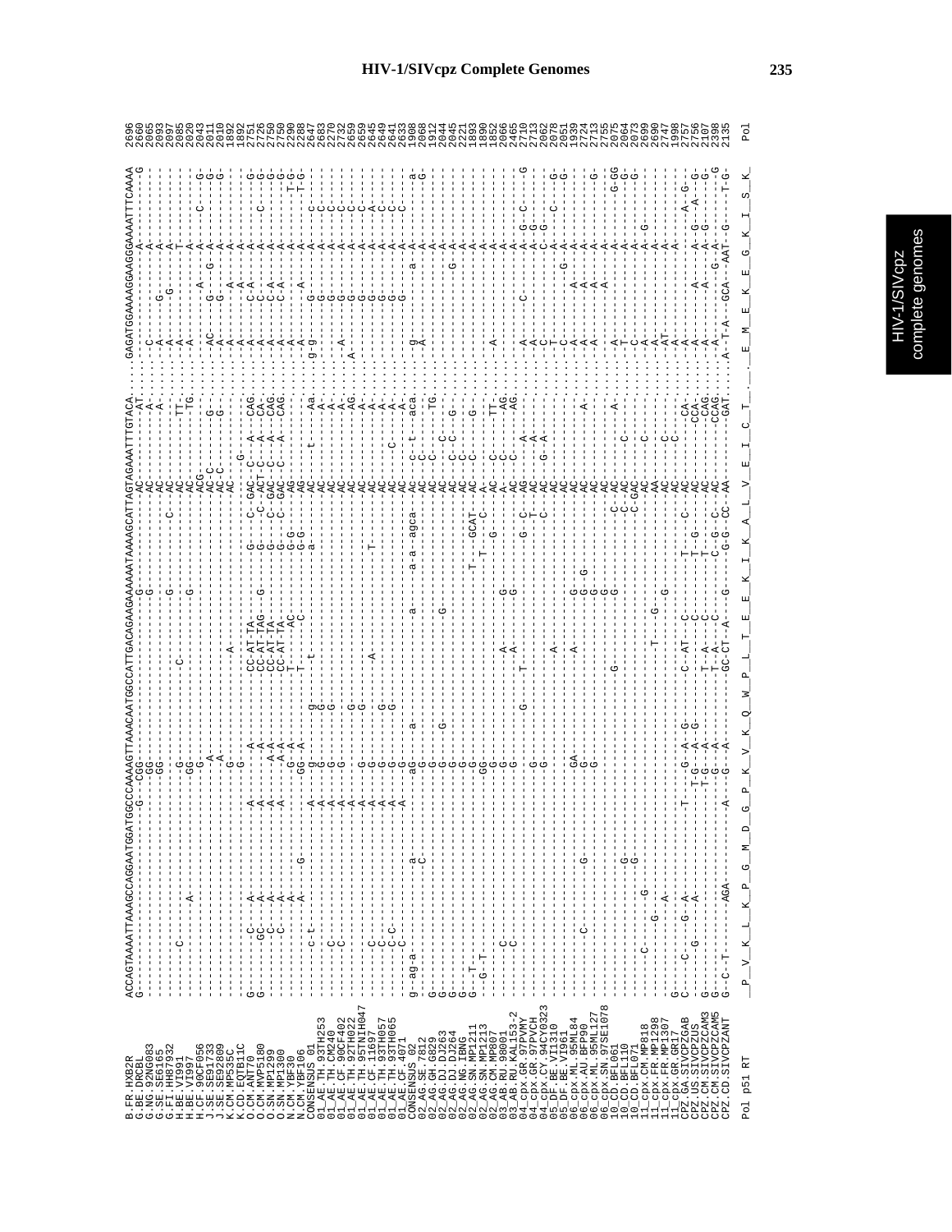# HIV-1/SIVcpz Complete Genomes

```
B.FR.HXB2R          ACCAGTAAAATTAAAGCCAGGAATGGATGGCCCAAAAGTTAAACAATGGCCATTGACAGAAGAAAAAATAAAAGCATTAGTAGAAATTTGTACA....GAGATGGAAAAGGAAGGGAAAATTTCAAAA  2696
Pol p51 RT          _P__V__K__L__K__P__G__M__D__G__P__K__V__K__Q__W__P__L__T__E__E__K__I__K__A__L__V__E__I__C__T_..._E__M__E__K__E__G__K__I__S__K_  Pol
```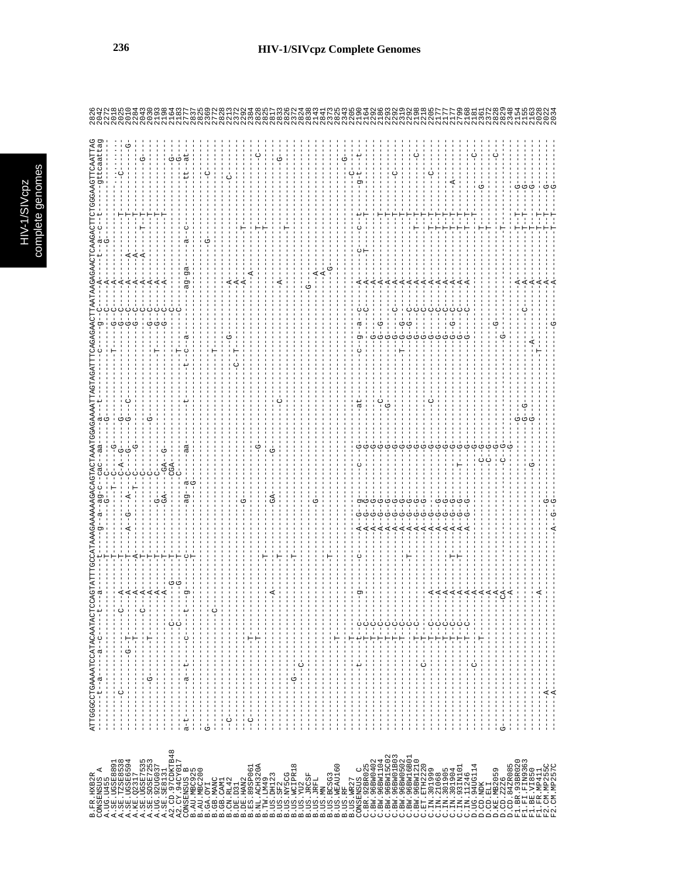```
B.FR.HXB2R        ATTGGCCTGAAAATCCATACAATACTCCAGTATTTGCCATAAAGAAAAAAGACAGTACTAAATGGAGAAAATTAGTAGATTTCAGAGAACTTAATAAGAGAACTCAAGACTTCTGGGAAGTTCAATTAG  2826
CONSENSUS_A       -------t--a-----a--c-----t----a---------t-----g--a--ag-c--cac--aa----a--t---------------c-----g--C----A-----t--a--c--t-------gttcaattag  2042
A.UG.U455                                                                                                                                          2272
A.SE.UGSE8891                                                                                                                                      2018
A.SE.TZSE8538                                                                                                                                      2025
A.SE.UGSE6594                                                                                                                                      2010
A.KE.Q2317                                                                                                                                         2284
A.SE.UGSE7535                                                                                                                                      2043
A.SE.SOSE7253                                                                                                                                      2030
A.UG.92UG037                                                                                                                                       2193
A.SE.SE8131                                                                                                                                        2198
A2.CD.97CDKTB48                                                                                                                                    2164
A2.CY.94CY017                                                                                                                                      2183
CONSENSUS_B       a-t-------a--t-----c-----t----g-------c-------------ag--a--C---aa----------t---------t--c--a-------------ag-ga----a---c---------tt--at-  2777
B.AU.MBC925                                                                                                                                        2837
B.AU.MBC200                                                                                                                                        2825
B.GA.OYI                                                                                                                                           2369
B.GB.MANC                                                                                                                                          2772
B.GB.CAM1                                                                                                                                          2828
B.CN.RL42                                                                                                                                          2213
B.DE.D31                                                                                                                                           2372
B.DE.HAN2                                                                                                                                          2292
B.ES.89SP061                                                                                                                                       2384
B.NL.ACH320A                                                                                                                                       2828
B.TW.LM49                                                                                                                                          2825
B.US.DH123                                                                                                                                         2817
B.US.SF2                                                                                                                                           2833
B.US.NY5CG                                                                                                                                         2826
B.US.WCIPR18                                                                                                                                       2372
B.US.YU2                                                                                                                                           2824
B.US.JRCSF                                                                                                                                         2838
B.US.JRFL                                                                                                                                          2143
B.US.MN                                                                                                                                            2841
B.US.BCSG3                                                                                                                                         2373
B.US.WEAU160                                                                                                                                       2825
B.US.RF                                                                                                                                            2343
B.US.WR27                                                                                                                                          2805
CONSENSUS_C       -----------t-----t--c-----g------c-----A--G--g------c------G---------at--------c--g--a--c-----A------c-----c--t-------g-t-----t-  2190
C.BR.92BR025                                                                                                                                       2164
C.BW.96BW0402                                                                                                                                      2292
C.BW.96BW1104                                                                                                                                      2186
C.BW.96BW15C02                                                                                                                                     2293
C.BW.96BW01B03                                                                                                                                     2292
C.BW.96BW0502                                                                                                                                      2319
C.BW.96BW16B01                                                                                                                                     2292
C.BW.96BW1210                                                                                                                                      2198
C.ET.ETH2220                                                                                                                                       2218
C.IN.301999                                                                                                                                        2205
C.IN.21068                                                                                                                                         2177
C.IN.301905                                                                                                                                        2177
C.IN.301904                                                                                                                                        2177
C.IN.93IN101                                                                                                                                       2799
C.IN.11246                                                                                                                                         2168
D.UG.94UG114                                                                                                                                       2181
D.CD.NDK                                                                                                                                           2361
D.CD.ELI                                                                                                                                           2372
D.KE.MB2059                                                                                                                                        2828
D.CD.Z2Z6                                                                                                                                          2829
D.CD.84ZR085                                                                                                                                       2348
F1.BR.93BR020                                                                                                                                      2154
F1.FI.FIN9363                                                                                                                                      2155
F1.BE.VI850                                                                                                                                        2163
F1.FR.MP411                                                                                                                                        2028
F2.CM.MP255C                                                                                                                                       2022
F2.CM.MP257C                                                                                                                                       2034
```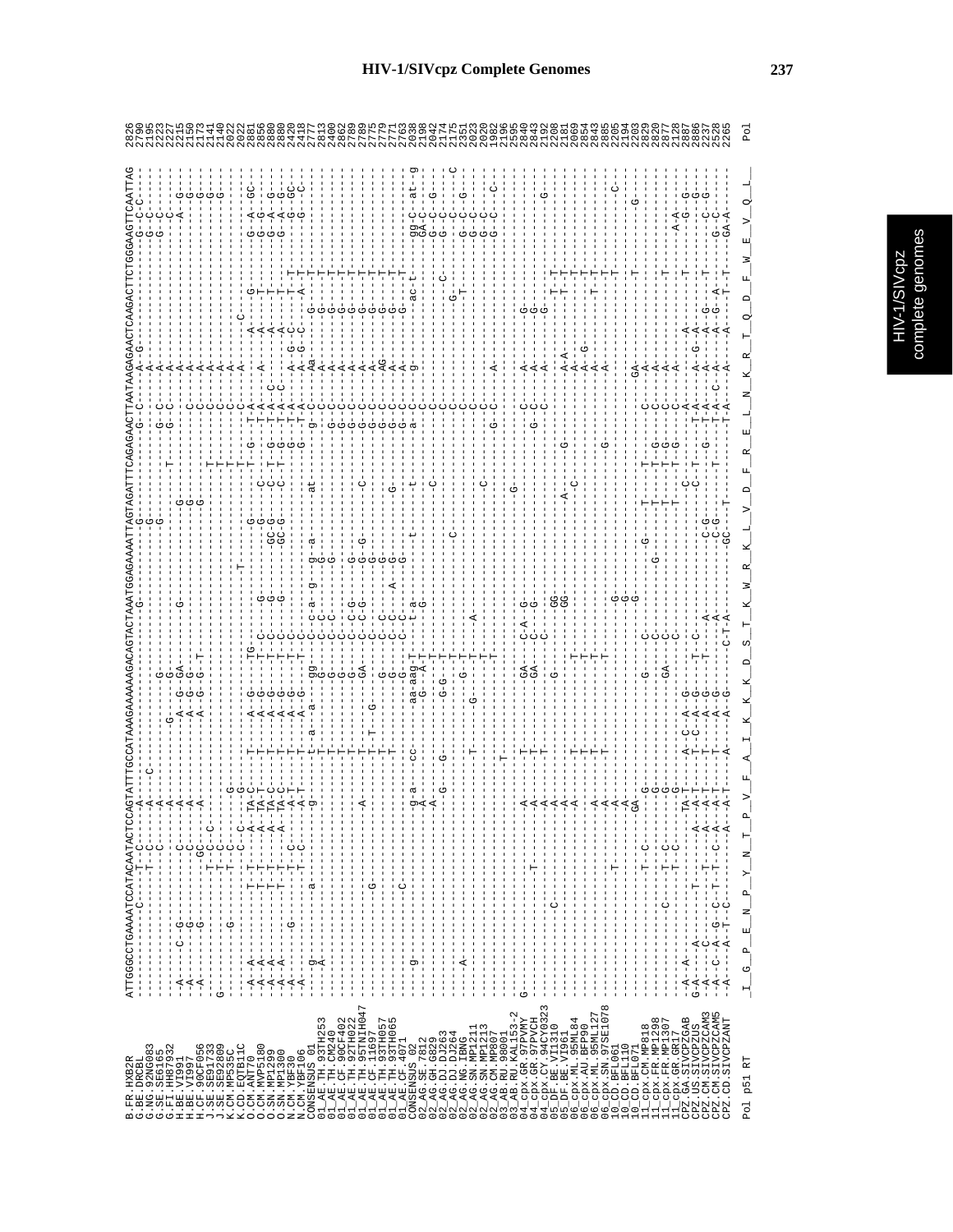# HIV-1/SIVcpz Complete Genomes

```
B.FR.HXB2R            ATTGGGCCTGAAAATCCATACAATACTCCAGTATTTGCCATAAAGAAAAAAGACAGTACTAAATGGAGAAAATTAGTAGATTTCAGAGAACTTAATAAGAGAACTCAAGACTTCTGGGAAGTTCAATTAG  2826
Pol p51 RT            _I__G__P__E__N__P__Y__N__T__P__V__F__A__I__K__K__K__D__S__T__K__W__R__K__L__V__D__F__R__E__L__N__K__R__T__Q__D__F__W__E__V__Q__L_   Pol
```

Sequence names (in order): B.FR.HXB2R, G.BE.DRCBL, G.NG.92NG083, G.SE.SE6165, G.FI.HH87932, H.BE.VI991, H.BE.VI997, H.CF.90CF056, J.SE.SE91733, J.SE.SE92809, K.CM.MP535C, K.CD.EQTB11C, O.CM.ANT70, O.CM.MVP5180, O.SN.MP1299, O.SN.MP1300, N.CM.YBF30, N.CM.YBF106, CONSENSUS_01, 01_AE.TH.93TH253, 01_AE.TH.CM240, 01_AE.CF.90CF402, 01_AE.TH.92TH022, 01_AE.TH.95TNIH047, 01_AE.CF.11697, 01_AE.TH.93TH057, 01_AE.TH.93TH065, 01_AE.CF.4071, CONSENSUS_02, 02_AG.SE.7812, 02_AG.GH.6829, 02_AG.DJ.DJ263, 02_AG.DJ.DJ264, 02_AG.NG.IBNG, 02_AG.SN.MP1211, 02_AG.SN.MP1213, 02_AG.CM.MP807, 03_AB.RU.98001, 03_AB.RU.KAL153-2, 04_cpx.GR.97PVMY, 04_cpx.GR.97PVCH, 04_cpx.CY.94CY0323, 05_DF.BE.VI1310, 05_DF.BE.VI961, 06_cpx.ML.95ML84, 06_cpx.AU.BFP90, 06_cpx.ML.95ML127, 06_cpx.SN.97SE1078, 10_CD.BFL061, 10_CD.BFL110, 10_CD.BFL071, 11_cpx.CM.MP818, 11_cpx.FR.MP1298, 11_cpx.FR.MP1307, 11_cpx.GR.GR17, CPZ.GA.SIVCPZGAB, CPZ.US.SIVCPZUS, CPZ.CM.SIVCPZCAM3, CPZ.CM.SIVCPZCAM5, CPZ.CD.SIVCPZANT

Positions (in order): 2826, 2790, 2195, 2223, 2227, 2215, 2150, 2173, 2141, 2140, 2022, 2418, 2881, 2856, 2880, 2880, 2420, 2106, 2813, 2400, 2862, 2789, 2789, 2775, 2779, 2771, 2763, 2038, 2198, 2042, 2174, 2175, 2351, 2023, 2020, 1982, 2196, 2595, 2840, 2843, 2192, 2208, 2181, 2069, 2854, 2843, 2885, 2205, 2194, 2203, 2829, 2820, 2877, 2128, 2887, 2886, 2237, 2528, 2265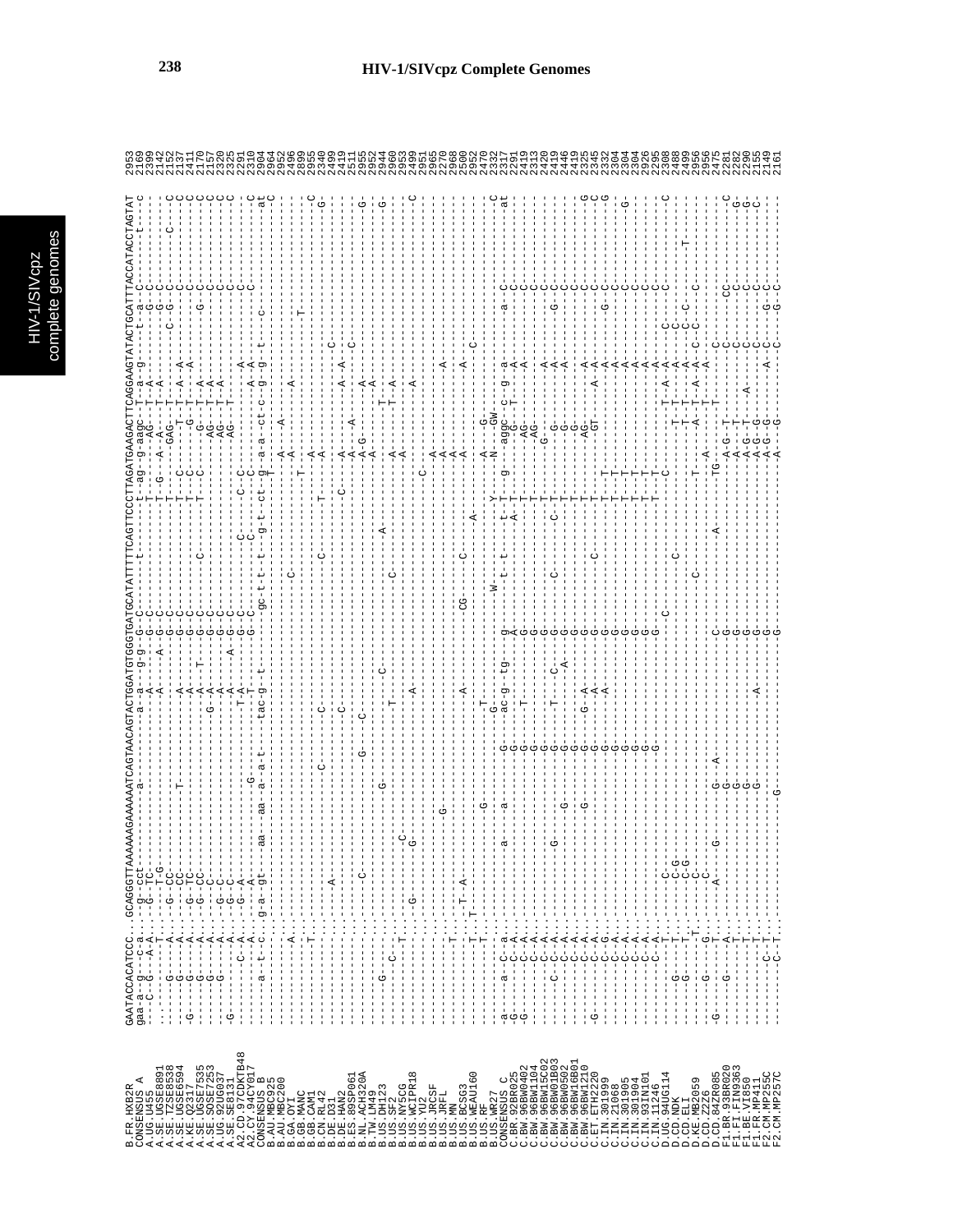# HIV-1/SIVcpz Complete Genomes

```
B.FR.HXB2R        GAATACCACATCCC..GCAGGGTTAAAAAAGAAAAAATCAGTAACAGTACTGGATGTGGGTGATGCATATTTTTCAGTTCCCTTAGATGAAGACTTCAGGAAGTATACTGCATTTACCATACCTAGTAT 2953
CONSENSUS_A       gaa-a--g---c-a...-g--cct-----------a-----------------a--a---g-g--G-C------t---------t--ag--g-aagc--T--a--g----t--a--C-------t---c 2169
A.UG.U455         ----C--G---A-A...-G--TC-------------------------------A--------G-C-------------------T--------AG----T--A-------G---C------------- 2399
A.SE.UGSE8891     .....-----------A...-G-T-G----------------------------A------A---G-C------------------T--G----A---A--T--A---------G---C------------ 2142
A.SE.TZSE8538     -----G---------A...-G--CC------------------------------------------G-C------------------T---------GAG---T--A-------C---G---C-----C--C 2152
A.SE.UGSE6594     -----G---------A...-G--CC------------T----------------A----------G-C------------------T--------------T--A--A------------C-------C--C 2137
A.KE.Q2317        -G-----G-------A...-G--TC------------------------------A----------G-C------------------T--C--------G-----A-------------C-------C--C 2411
A.SE.UGSE7535     -----G---------A...-G--CC-----------------------------A--T--------G-C-----C------------T--C--------T----T--A---------G---C-------C--C 2170
A.SE.SOSE7253     -----G---------A...----C------------------------------A-------------G-C-------------------------G------T--A---------------C-------C--C 2157
A.UG.92UG037      -----G---------A...-G--C----------------------G---A---------------G-C-----------------------------AG----T--A-------------C-------C--C 2320
A.SE.SE8131       -G---------------A...-G--C----------------------------A-------A--G-C-------------------------------AG----T--A-------------C-------C--C 2325
A2.CD.97CDKTB48   -------------C--A...-G--A-----------------------------A------------G-C--------------C-------------AG---T--------------------------C 2291
A2.CY.94CY017     -----------------A...----A--------------G-------------T-A----------G-C-------C-------C--C------------A-A--A---------C--------------C 2310
CONSENSUS_B       -----a--t--c...g-a-gt---aa----aa--a--a-t---tac-g--t--------gc-t-t--t---g-t--ct--g--a-a--ct-c--g--g--t------c------------------at 2904
B.AU.MBC925       -----------------------------------------------------------------------------------------T------------------------------------------C 2964
B.AU.MBC200       -----------------------------------------------------------------------------------------------------------------------------------C 2952
B.GA.OYI          ------------A.....................................................C----------------A------A----------------------------------------- 2496
B.GB.MANC         -----------------------------------------------------------------------------------A----------A-------A-------------------------------- 2899
B.GB.CAM1         ------------T..........................................................................T-----------------------T------------------------- 2955
B.CN.RL42         ---------------------------------------C---------------C----------C-----------A---------------------------------------------------C 2340
B.DE.D31          ------------------------A---------------------------C---------------------T-------A----------------------C------------------------G- 2499
B.DE.HAN2         -------------------------------------------------C-----------------------C-----A----A--------A-A----------------------------------- 2419
B.ES.89SP061      --------------------------C-----------------G------C-----------------------------------A--------A-------C------------------------- 2511
B.NL.ACH320A      -----------------------------------------------------------------------------A-G-------A-----------------------------------------G- 2955
B.TW.LM49         ---------G------------------------------------------------------------------A--------A----A-------------------------------------------- 2952
B.US.DH123        -----------------------------------------G-------C--------------------A----------T-------------------------------------------------G- 2944
B.US.SF2          --------C-------------------------------------T---------C-----------------A--------T--A--------------------------------------------- 2960
B.US.NY5CG        ------------T---------C------------------------------------------------A-----------------------A------------------------------------ 2953
B.US.WCIPR18      -------------------------G-------------------------------------------------------A--------A----------------------------------------C 2499
B.US.YU2          ------------------------G-----------------A----------------------C---------------------------------------------------------------- 2951
B.US.JRCSF        -----------------------------------------------------------------------------A------------------------------------------------------ 2965
B.US.JRFL         ------------------------------G----------------------------------------------A--------------A-------------------------------------- 2270
B.US.MN           ------------T..............................................................A-------------------------------------------------------- 2968
B.US.BCSG3        -------------..T-A---------------------------A----------CG--------C------------------------------------------------------------------ 2500
B.US.WEAU160      ------------T..----------------------------------------------------A-------A-----------A-----C-------------------------------------- 2952
B.US.RF           ------------T..----------G------------T------------------------------------------------------------------------------------------------ 2470
B.US.WR27         ------------------------------------------G--------------W------------Y--A-----G---------------------------------------------------C 2332
CONSENSUS_C       -a---a--C---a......a--------a--a------G---ac-g--tg---g------t--t-----t--T--g-----aggc--c--g--a-----a--C--------------------------at 2317
C.BR.92BR025      -G------C---A..................................G------A--A-----------A--T-------G------T---A---------------------------------------- 2291
C.BW.96BW0402     -G------C---A..................................G--------T------G----------T--------AG--------A---------C---------------------------- 2419
C.BW.96BW1104     --------C---A..................................G-----------------G----------T--------AG--------A---------C---------------------------- 2313
C.BW.96BW15C02    --------C---A..................................G--------------G-----------T---G-----------------A------------C-------------------- 2420
C.BW.96BW01B03    --------C--C---A.......G.....................G-----T-----C--G-----C--------C--T----------G----------A-----G----C-------------------- 2419
C.BW.96BW0502     --------C---A..............G...................G--------------A--G-------------T--------G----------A---------C--------------------- 2446
C.BW.96BWM01B01   --------C---A..................................G-----------------G---------------T--------G----------A---------C--------------------- 2419
C.BW.96BW1210     --------C---A..............G...................G------G--A-----G------------T--------AG-------A------------C-------------------G- 2325
C.ET.ETH2220      -G------C---A..................................G------A--A-----G-------C-----T------GT-------A--A------G---C-----------------C 2345
C.IN.301999       --------C---G..................................G-----------------G------------T--T---------------A--------------C----------------G 2332
C.IN.21068        --------C---A..................................G-----------------G------------T--T---------------A--------------C------------------ 2304
C.IN.301905       --------C---A..................................G-----------------G------------T--T---------------A--------------C------------------ 2304
C.IN.301904       --------C---A..................................G-----------------G------------T--T---------------A--------------C-------------G---- 2926
C.IN.93IN101      --------C---A..................................G-----------------G------------T--T---------------A--------------C------------------ 2296
C.IN.11246        --------C---A..................................G-----------------G------------T--T------------T--A--------------C------------------ 2308
D.UG.94UG114      -----------T...-C-G--------------------------------------C------------C---------------T-T--A----C-------------------------C 2488
D.CD.NDK          ------G----T...-C-G----------------------------------------C-----------------T-------T-T--A--C-C----------------------------- 2499
D.CD.ELI          ------G----T...-C-G----------------------------------------------------------------T-T--A----C--------------T--------------- 2956
D.KE.MB2059       ---------------T.--C-----------------------------------C-------------------------A-T--A--C--C----C------------------------- 2956
D.CD.Z2Z6         ------G-----G...--C------------------------------------------------T------A---------T-----------------------------------------------C 2475
D.CD.84ZR085      -G-------------T...-A---G-----------G--A-----------C------A---------TG-------------------C--------------------C--------------------- 2281
F1.BR.93BR020     ------G--------A...........................G--------C--------------------------A-G--T--------------C--------CC--------------------C 2282
F1.FI.FIN9363     -----------------T...........................G--------G-------------------------A-G--T----------------C-------C---------------------G- 2290
F1.BE.VI850       -----------------T...........................G--------G-------------------------A-G--G----A---------C-------C---------------------G- 2155
F1.FR.MP411       -----------------T...........................G--------G-------------------------A-G--G---------------C-------C---------------------C- 2149
F2.CM.MP255C      ----------C-T...........................G--------------A-------G-------------A-G--G----A--C-------G-C---------------------C- 2161
F2.CM.MP257C      ----------C-T............................G-------G------------G----------------A-G--G--------A--C------G-C--------------------- 
```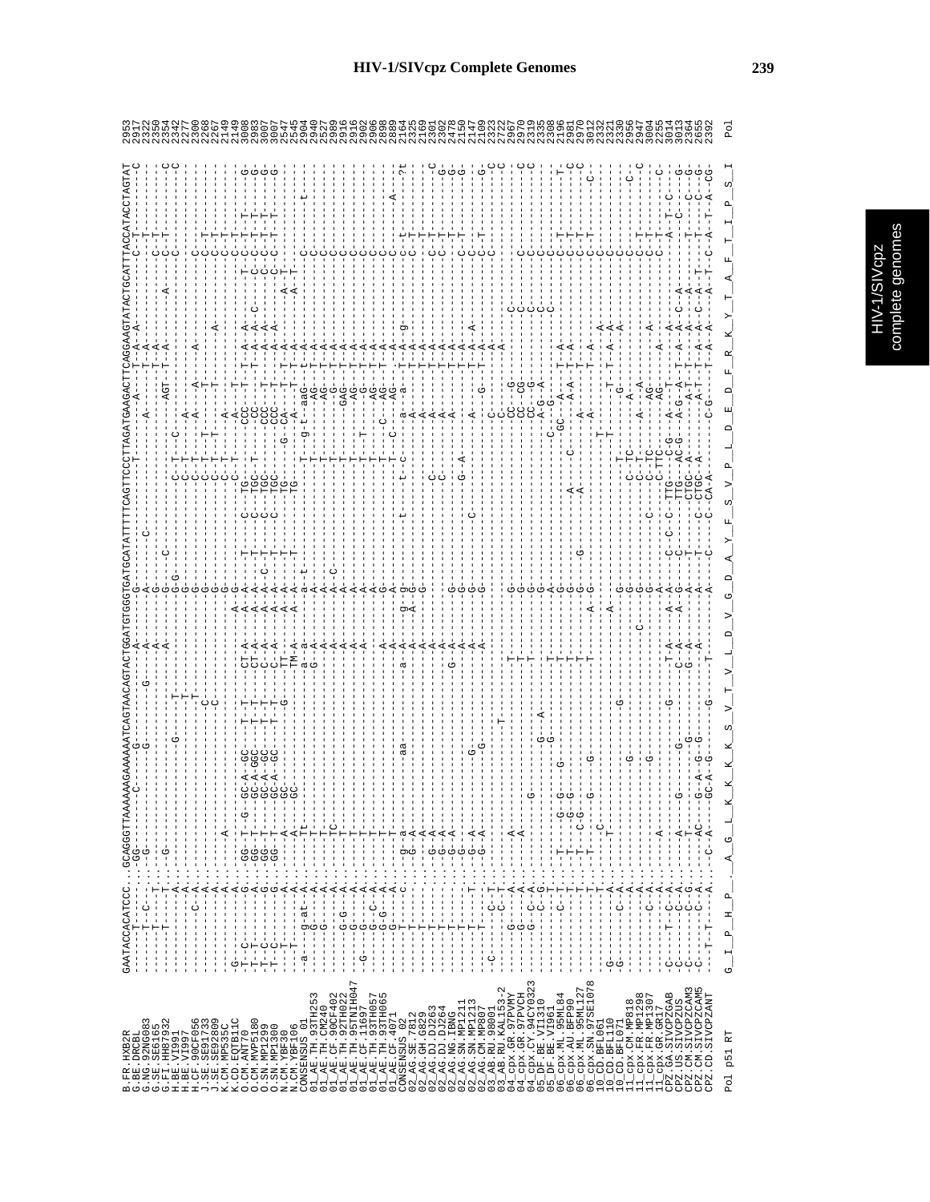```
B.FR.HXB2R            GAATACCACATCCC...GCAGGGTTAAAAAAGAAAAAATCAGTAACAGTACTGGATGTGGGTGATGCATATTTTTCAGTTCCCTTAGATGAAGACTTCAGGAAGTATACTGCATTTACCATACCTAGTAT   2953
B.BE.DRCBL                                                                                                                                          2917
G.NG.92NG083                                                                                                                                        2322
G.SE.SE6165                                                                                                                                         2350
G.FI.HH87932                                                                                                                                        2354
H.BE.VI991                                                                                                                                          2342
H.BE.VI997                                                                                                                                          2277
H.CF.90CF056                                                                                                                                        2300
J.SE.SE91733                                                                                                                                        2268
J.SE.SE92809                                                                                                                                        2267
K.CM.MP535C                                                                                                                                         2149
K.CD.EQTB11C                                                                                                                                        2149
O.CM.ANT70                                                                                                                                          3008
O.CM.MVP5180                                                                                                                                        2983
O.SN.MP1299                                                                                                                                         3007
O.SN.MP1300                                                                                                                                         3007
N.CM.YBF30                                                                                                                                          2547
N.CM.YBF106                                                                                                                                         2545
CONSENSUS_01                                                                                                                                        2904
01_AE.TH.93TH253                                                                                                                                    2940
01_AE.TH.CM240                                                                                                                                      2527
01_AE.CF.90CF402                                                                                                                                    2989
01_AE.TH.92TH022                                                                                                                                    2916
01_AE.TH.95TNIH047                                                                                                                                  2916
01_AE.CF.11697                                                                                                                                      2902
01_AE.TH.93TH057                                                                                                                                    2906
01_AE.TH.93TH065                                                                                                                                    2898
01_AE.CF.4071                                                                                                                                       2889
CONSENSUS_02                                                                                                                                        2164
02_AG.SE.7812                                                                                                                                       2325
02_AG.GH.G829                                                                                                                                       2169
02_AG.DJ.DJ263                                                                                                                                      2301
02_AG.DJ.DJ264                                                                                                                                      2302
02_AG.NG.IBNG                                                                                                                                       2478
02_AG.SN.MP1211                                                                                                                                     2150
02_AG.SN.MP1213                                                                                                                                     2147
02_AG.CM.MP807                                                                                                                                      2109
03_AB.RU.98001                                                                                                                                      2323
03_AB.RU.KAL153-2                                                                                                                                   2722
04_cpx.GR.97PVMY                                                                                                                                    2967
04_cpx.GR.97PVCH                                                                                                                                    2970
04_cpx.CY.94CY032                                                                                                                                   2319
05_DF.BE.VI1310                                                                                                                                     2335
05_DF.BE.VI961                                                                                                                                      2308
06_cpx.ML.95ML84                                                                                                                                    2196
06_cpx.AU.BFP90                                                                                                                                     2981
06_cpx.ML.95ML127                                                                                                                                   2970
06_cpx.SN.97SE1078                                                                                                                                  3012
10_CD.BFL061                                                                                                                                        2332
10_CD.BFL110                                                                                                                                        2321
10_CD.BFL071                                                                                                                                        2330
11_cpx.CM.MP818                                                                                                                                     2956
11_cpx.FR.MP1298                                                                                                                                    2947
11_cpx.FR.MP1307                                                                                                                                    3004
11_cpx.GR.GR17                                                                                                                                      2255
CPZ.GA.SIVCPZGAB                                                                                                                                    3014
CPZ.US.SIVCPZUS                                                                                                                                     3013
CPZ.CM.SIVCPZCAM3                                                                                                                                   2364
CPZ.CM.SIVCPZCAM5                                                                                                                                   2655
CPZ.CD.SIVCPZANT                                                                                                                                    2392

Pol p51 RT            G__I__P__H__P__._A__G__L__K__K__K__S__V__T__V__L__D__V__G__D__A__Y__F__S__V__P__L__D__E__D__F__R__K__Y__T__A__F__T__I__P__S__I   Pol
```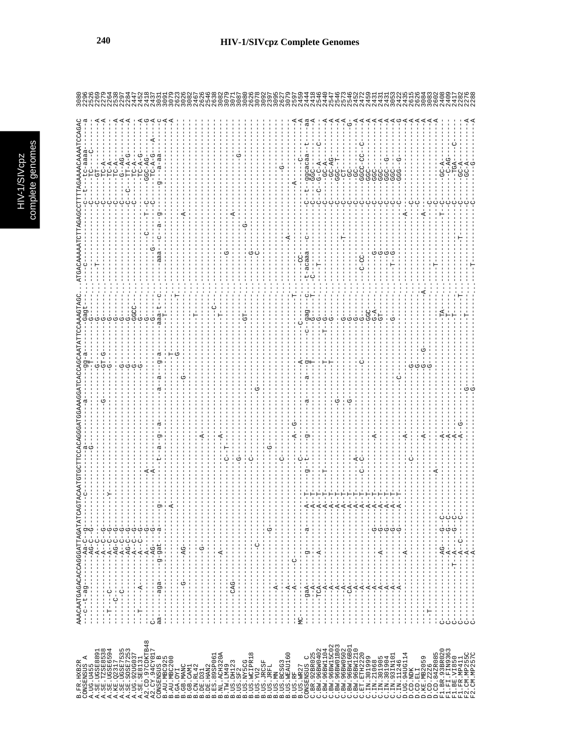# HIV-1/SIVcpz Complete Genomes

```
B.FR.HXB2R        AAACAATGAGACACCAGGGGATTAGATATCAGTACAATGTGCTTCCACAGGGATGGAAAGGATCACCAGCAATATTCCAAAGTAGC..ATGACAAAAATCTTAGAGCCTTTTAGAAAACAAAATCCAGAC 3080
CONSENSUS_A       ---c--t-ag-------Aa-C--g---------C----------a--------a--------gg-a-------Gagt-..-------c--------------c--t---Tc-aaaa---a  2296
```

HIV-1/SIVcpz complete genomes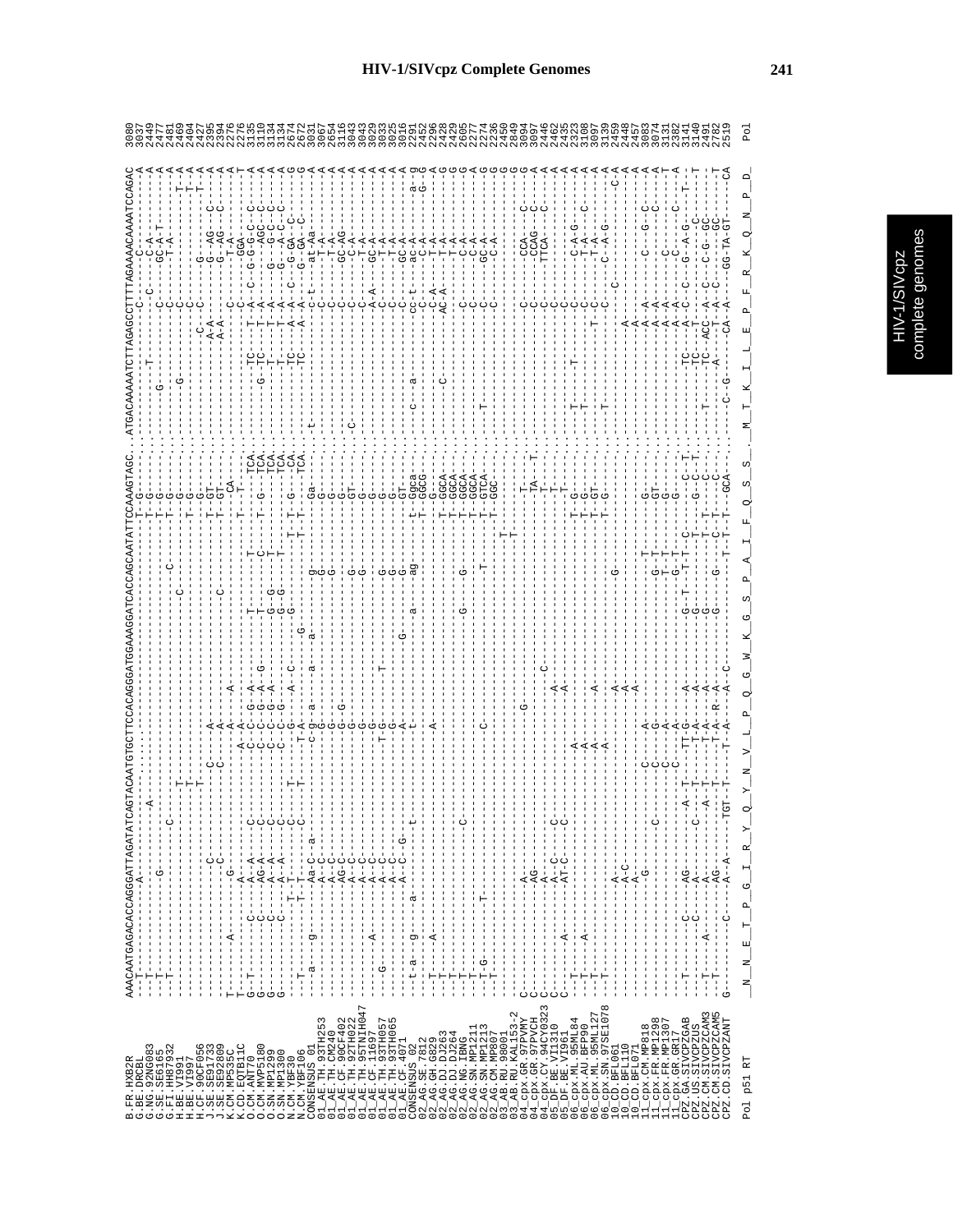```
B.FR.HXB2R          AAACAATGAGACACCAGGGATTAGATATCAGTACAATGTGCTTCCACAGGGATGGAAAGGATCACCAGCAATATTCCAAAGTAGC..ATGACAAAAATCTTAGAGCCTTTTAGAAAACAAAATCCAGAC  3080
B.BE.DRCBL                                                                                                                                               3037
G.NG.92NG083                                                                                                                                             2449
G.SE.SE6165                                                                                                                                              2477
G.FI.HH87932                                                                                                                                             2481
H.BE.VI991                                                                                                                                               2469
H.BE.VI997                                                                                                                                               2404
H.CF.90CF056                                                                                                                                             2427
J.SE.SE91733                                                                                                                                             2395
J.SE.SE92809                                                                                                                                             2394
K.CM.MP535C                                                                                                                                              2276
K.CD.EQTB11C                                                                                                                                             2276
O.CM.ANT70                                                                                                                                               3135
O.CM.MVP5180                                                                                                                                             3110
O.SN.MP1299                                                                                                                                              3134
O.SN.MP1300                                                                                                                                              3134
N.CM.YBF30                                                                                                                                               2674
N.CM.YBF106                                                                                                                                              2672
CONSENSUS_01                                                                                                                                             3061
01_AE.TH.93TH253                                                                                                                                         3037
01_AE.TH.CM240                                                                                                                                           2654
01_AE.CF.90CF402                                                                                                                                         3116
01_AE.TH.92TH022                                                                                                                                         3043
01_AE.TH.95TNIH047                                                                                                                                       3043
01_AE.CF.11697                                                                                                                                           3029
01_AE.TH.93TH057                                                                                                                                         3033
01_AE.TH.93TH065                                                                                                                                         3025
01_AE.CF.14071                                                                                                                                           3016
CONSENSUS_02                                                                                                                                             2291
02_AG.SE.7812                                                                                                                                            2452
02_AG.GH.G829                                                                                                                                            2296
02_AG.DJ.DJ263                                                                                                                                           2428
02_AG.DJ.DJ264                                                                                                                                           2429
02_AG.NG.IBNG                                                                                                                                            2605
02_AG.SN.MP1211                                                                                                                                          2277
02_AG.SN.MP1213                                                                                                                                          2224
02_AG.CM.MP807                                                                                                                                           2236
03_AB.RU.98001                                                                                                                                           2450
03_AB.RU.KAL153-2                                                                                                                                        2849
04_cpx.GR.97PVMY                                                                                                                                         3094
04_cpx.GR.97PVCH                                                                                                                                         3097
04_cpx.CY.94CY032-3                                                                                                                                      2446
05_DF.BE.VI1310                                                                                                                                          2462
05_DF.BE.VI961                                                                                                                                           2435
06_cpx.ML.95ML84                                                                                                                                         2323
06_cpx.AU.BFP90                                                                                                                                          3108
06_cpx.ML.95ML127                                                                                                                                        3097
06_cpx.SN.97SE1078                                                                                                                                       3139
10_CD.BFL061                                                                                                                                             2459
10_CD.BFL110                                                                                                                                             2448
10_CD.BFL071                                                                                                                                             2457
11_cpx.CM.MP818                                                                                                                                          3083
11_cpx.FR.MP1298                                                                                                                                         3074
11_cpx.FR.MP1307                                                                                                                                         3131
11_cpx.GR.GR17                                                                                                                                           2382
CPZ.GA.SIVCPZGAB                                                                                                                                         3141
CPZ.US.SIVCPZUS                                                                                                                                          3140
CPZ.CM.SIVCPZCAM3                                                                                                                                        2491
CPZ.CM.SIVCPZCAM5                                                                                                                                        2782
CPZ.CD.SIVCPZANT                                                                                                                                         2519

Pol p51 RT          _N__N__E__T__P__G__I__R__Y__Q__Y__N__V__L__P__Q__G__W__K__G__S__P__A__I__F__Q__S__S_ _M__T__K__I__L__E__P__F__R__K__Q__N__P__D_  Pol
```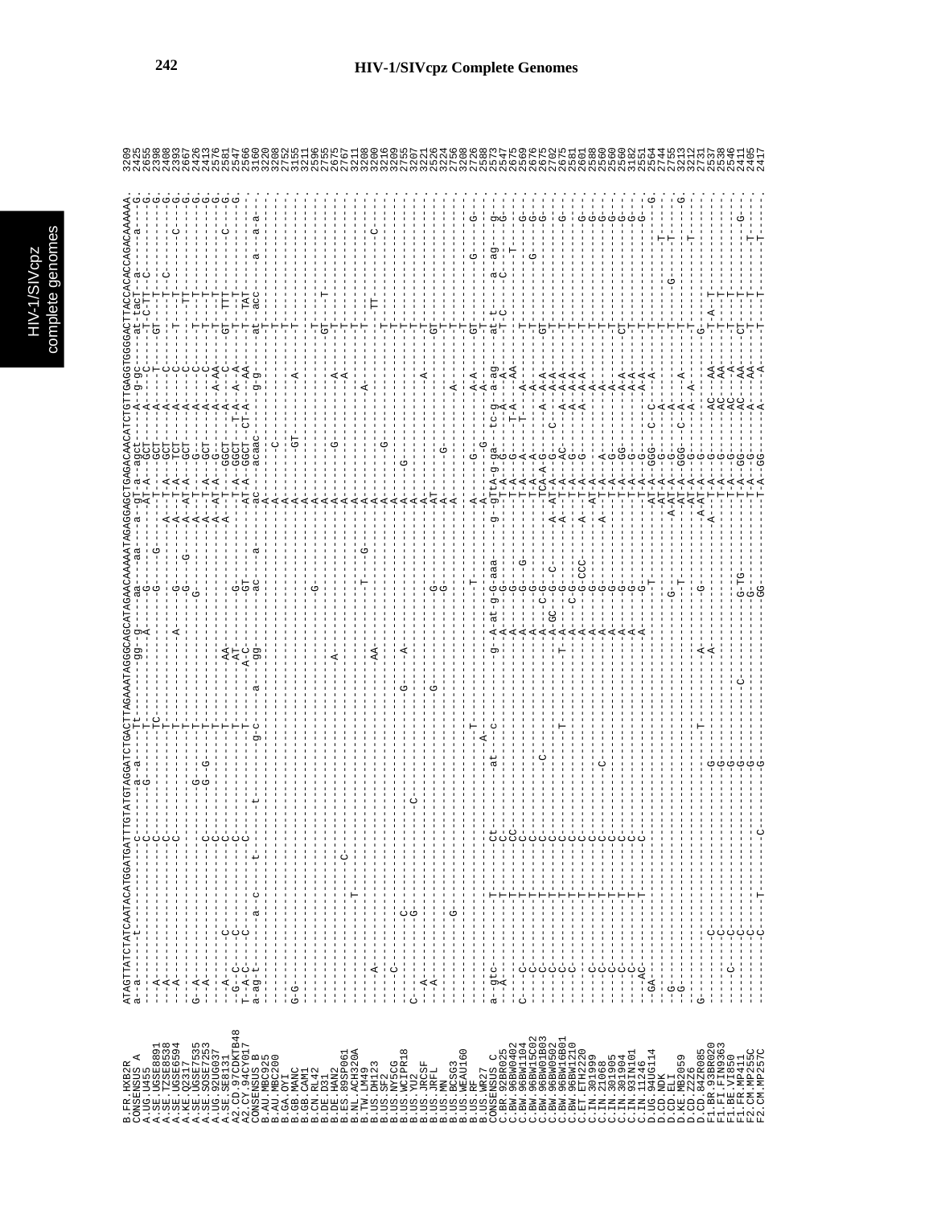# HIV-1/SIVcpz Complete Genomes

```
B.FR.HXB2R        ATAGTTATCTATCAATACATGGATGATTTGTATGTAGGATCTGACTTAGAAATAGGGCAGCATAGAACAAAAATAGAGGAGCTGAGACAACATCTGTTGAGGTGGGGACTTACCACACCAGACAAAAA  3209
CONSENSUS_A       a--a-----t---------------c------a--a----Tt---------gg--g-----aa---aa---a--gT-a--agct----A--g-gc----at-tacT--a------a-----G  2425
A.UG.U455         ---------------------------C-------G------T-------------------G-----------AT-A---GCT-----A-----C----T-C-TT--C---------------G  2655
A.SE.UGSE8891     --A------------------------C--------------TC--------------------G-----G----------T----C-----A-----C-----GT----T----------------G  2398
A.SE.TZSE8538     --A------------------------C--------------T-----------------------------------A----T-A---GCT-----A-----C--------T---T--C------------G  2408
A.SE.UGSE6594     --A------------------------C--------------T-------------------------------------A----T-A---TCT-----A-----C--------T--------C-----G  2393
A.KE.Q2317        -------------------------------------------T-------------A-----G-------------A----T-A---GCT-----A-----C--------TT--------------G  2667
A.SE.UGSE7535     G--A-----------------------------G-G------T-------------------G-----G-------A-----T-------G-----A-----C--------T--------------G  2426
A.SE.SOSE7253     --A------------------------C-----G--G-----T---------------------G------------A-----T--A---GCT-----A-----C--------T--------------G  2413
A.UG.92UG037      -----------------------C--------------------T----------------------------A----AT-A-----G-----A--A-AA-----T--------------C------G  2576
A.SE.SE8131       --A-------C------------------------------T--------AA-------------------A-----T------GCT-----A-----C-----GT---TT-------------G  2581
A2.CD.97CDKTB48   -G--C-----C--------------C----------------T--------AT------G-----------A-----T-A---GGCT----T-A---A--A-----T---T--------------G  2547
A2.CY.94CY017     T--A-C-----C-------------C----------------T--------A-C-----GT-----------AT-A---GGCT---CT-A-----AA-----T--TAT---------------    2566
CONSENSUS_B       a--ag-t--------a---c------t---------t----g-c------a---gg-----ac-----a-----ac-----acaac-----g-g-----at--acc------a------a-a  3160
B.AU.MBC925       ---------------------------------------------------------------------------A-------------------------T----------------------  3220
B.AU.MBC200       -------------------------------------------------------------------------A--------C--------------------T---------------------  3208
B.GA.OYI          G-G--------------------------------------------------------------------A-------------------------T----------------------  2752
B.GB.MANC         -------------------------------------------------------------------------A-------GT---------A-----------T---------------------  3155
B.GB.CAM1         ---------------------------------------------------------G----------------A-------------------------------------------------  3211
B.CN.RL42         --------------------------------------------------------------------------A------------------------T------------------------  2896
B.DE.D31          --------------------------------------------------------------------------A--------------------------GT-------T--------------  2755
B.DE.HAN2         ----------------------------------------------A---------------------------A-------G-------------A------T---------------------  2675
B.ES.89SP061      --------------------C-----------------------------------------------------A--------------------A------T---------------------  2767
B.NL.ACH320A      ------------T-----------------------------------------------------------A-----------------------------T----------------------  3211
B.TW.LM49         -----A-------------------------------------------------T----G-----------A----------------A----------T----------------------  3208
B.US.DH123        ----------------------------------------------AA------------------------A----------------------------------TT------------C-----  3200
B.US.SF2          -----C------------------------------------------------------------------A-------G-------------------------------------------  3216
B.US.NY5CG        --------------C-----------------------------------------------------------A------------------------T------------------------  3209
B.US.WCIPR18      ---------------G-----------------C---------G------A---------------------A----G-----------------------T----------------------  2755
B.US.YU2          C--------------------------------------------------------------------A-----------------------------T-----------------------  3207
B.US.JRCSF        --A--------------------------------------------------------------------A-----------------A----------T----------------------  3221
B.US.JRFL         --A-------------------------------------------G-------------G-----------AT------------------------GT-------------------------  2526
B.US.MN           ----------------------------------------------------------G-----------A---------G----------------T-------------------------  3224
B.US.BCSG3        -----------G-------------------------------------------------------------A------------------------T------------------------  2756
B.US.WEAU160      ----------------------------------------------------------------------A-----------------A-----------T------------------------  3208
B.US.RF           ------------------------------------------T-----------------T------------A------G-------A-A--------GT---------------G------G  2726
B.US.WR27         -------------------------------------A---C------------------------------A-------G-------A-A---------T-----------------------  2588
CONSENSUS_C       a--gtc--------T------Ct------at-----c---------g--A-at-g-G-aaa-----g--gTtA-g-ga--tc-g--a-ag----at-t-----a-ag-----g  2573
C.BR.92BR025      --A-----------T------C------------------------A-------G------------T-A---G----T-A---A------T-C------C----G---G  2547
C.BW.96BW0402     --------------T------CC-------------------------------A-------G---------T-A---G-----T-A---AA---------T------T----------  2675
C.BW.96BW1104     C----C--------T------C--------------------------------A-----G--G-------T-A---A------T-----A----------T-------------G  2569
C.BW.96BW15C02    ----C---------T------C--------------------------------A-----G--------T-A---A---------A----------T---------------G  2676
C.BW.96BW01B03    ----C---------T------C----------C--------------------A---C-G---------TCA-A-G------A--A-A------GT-------G------G  2676
C.BW.96BW0502     ----C---------T------C--------------------------A-GC--G----C------A---AT-A---------C-----A--A-A--------T---------------  2675
C.BW.96BW16B01    ----C---------T------C-------------T-----------T--A---G----------A---T-A---AC------A--A-A--------T------------G  2675
C.BW.96BW1210     ----C---------T------C-------------------------A----C-G-------A---T-A---G-------A--A-A--------T---------------  2581
C.ET.ETH2220      --------------T------C---------------------------A-----G-CCC-----A-------T-A---G-------A--A-A--------T--------------G  2601
C.IN.301999       ----C---------T------C---------------------------A-----G--------------AT-A---------------A------------T--------------G  2588
C.IN.21068        ----C---------T------C-----C----------------------A-----G-----------A----T-A---A------------A--------T---------------  2560
C.IN.301905       ----C---------T------C----------------------------A-----G------------T-A---G-------------A-----------T-------------G  2560
C.IN.301904       ----C---------T------C----------------------------A-----G--------------T-A---GG------------A-A------CT------------G  2560
C.IN.93IN101      ----C---------T------C----------------------------A-----G----------------T-A---G-----------A-A--------T------------G  3182
C.IN.11246        ----AC--------T------C----------------------------A-----G-----------------T-A---G--------A-A--------T--------------G  2551
C.UG.94UG114      -GA----------------------------------------------------T----------AT-A---GGG---C--C--A--------------T--------------G  2564
D.CD.NDK          ------------------------------------------------------------------AT-A---G-------A-------------T--------------------  2744
D.CD.ELI          -G-----------------------------------------------G------------------A-AT-A---G------A----------T-----G----T----------  2755
D.KE.MB2059       -G------------------------------------------------T------------------AT-A---GGG---C--A---A------T---------T----------G  3213
D.CD.Z2Z6         ------------------------------------------------------------------AT-A---G-------A--A---------T----------T------------  3212
D.CD.84ZR085      G------------------------------T----------A-------G-----------A-AT-A---G-----------------------G------------------------  2731
F1.BR.93BR020     -------C---------------G--------------A----------------A----T-A---G--------AC------AA-----T-A--T---------------------  2537
F1.FI.FIN9363     -------C---------------G---------------------------------T-A---G--------AC------AA-----T-A--T---------------------  2538
F1.BE.VI850       -------C---------------G----------------------------------T-A---G-------AC------AA-----T--------T--------------------  2546
F1.FR.MP411       ----C--C---------------G----C--------------G-TG-----------T-A---GG------AC------AA-----CT--------------------------G  2411
F2.CM.MP255C      -------C---------------G---------------------G-------------T-A---G--------A------AA-----T--------T-----------T-------  2405
F2.CM.MP257C      -------C-------T-------C------G--------------GG------------T-A---GG------A-------A------T--------T-----------T-------  2417
```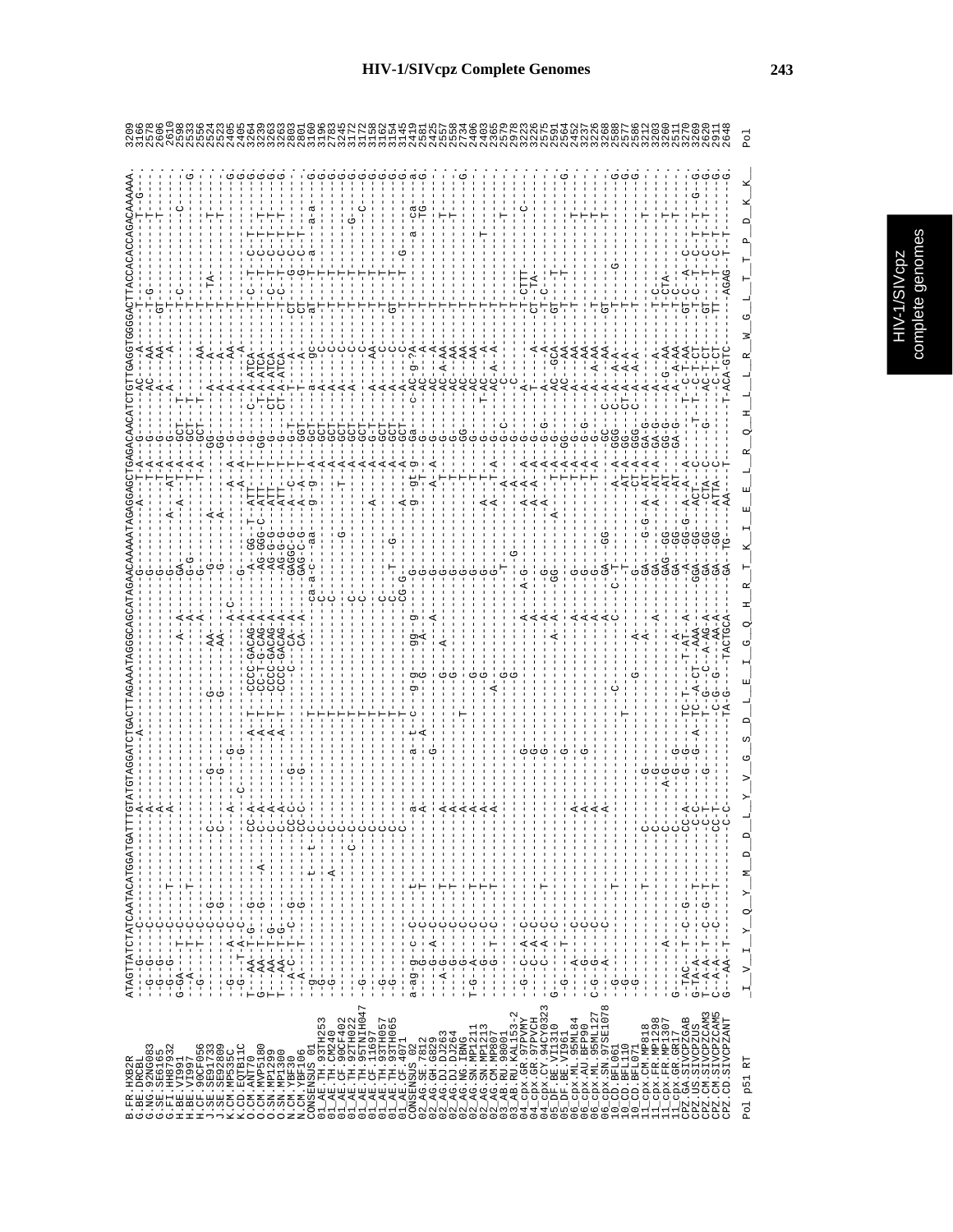# HIV-1/SIVcpz Complete Genomes

```
B.FR.HXB2R            ATAGTTATCTATCAATACATGGATGATTTGTATGTAGGATCTGACTTAGAAATAGGGCAGCATAGAACAAAAATAGAGGAGCTGAGACAACATCTGTTGAGGTGGGGACTTACCACACCAGACAAAAAA  3209
...
Pol p51 RT            _I__V__I__Y__Q__Y__M__D__D__L__Y__V__G__S__D__L__E__I__G__Q__H__R__T__K__I__E__E__L__R__Q__H__L__L__R__W__G__L__T__T__P__D__K__K_   Pol
```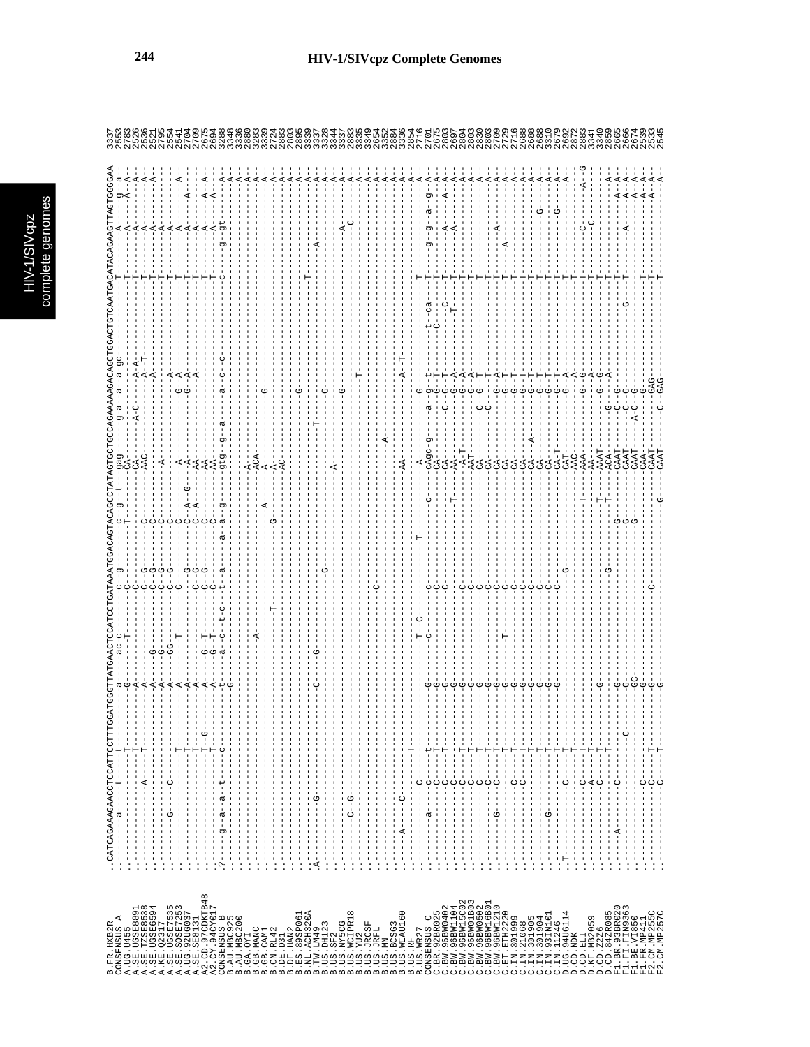# HIV-1/SIVcpz Complete Genomes

```
B.FR.HXB2R        .CATCAGAAAGAACCTCCATTCCTTTGGATGGGTTATGAACTCCATCCTGATAAATGGACAGTACAGCCTATAGTGCTGCCAGAAAAAGACAGCTGGACTGTCAATGACATACAGAAGTTAGTGGGGAA 3337
CONSENSUS A       .---------a----t----t-----------a-----ac-c------cc--g-----------c--g---t--gag-----g-a---a--a-gc--------------T---------A-------g--a- 2553
```

HIV-1/SIVcpz complete genomes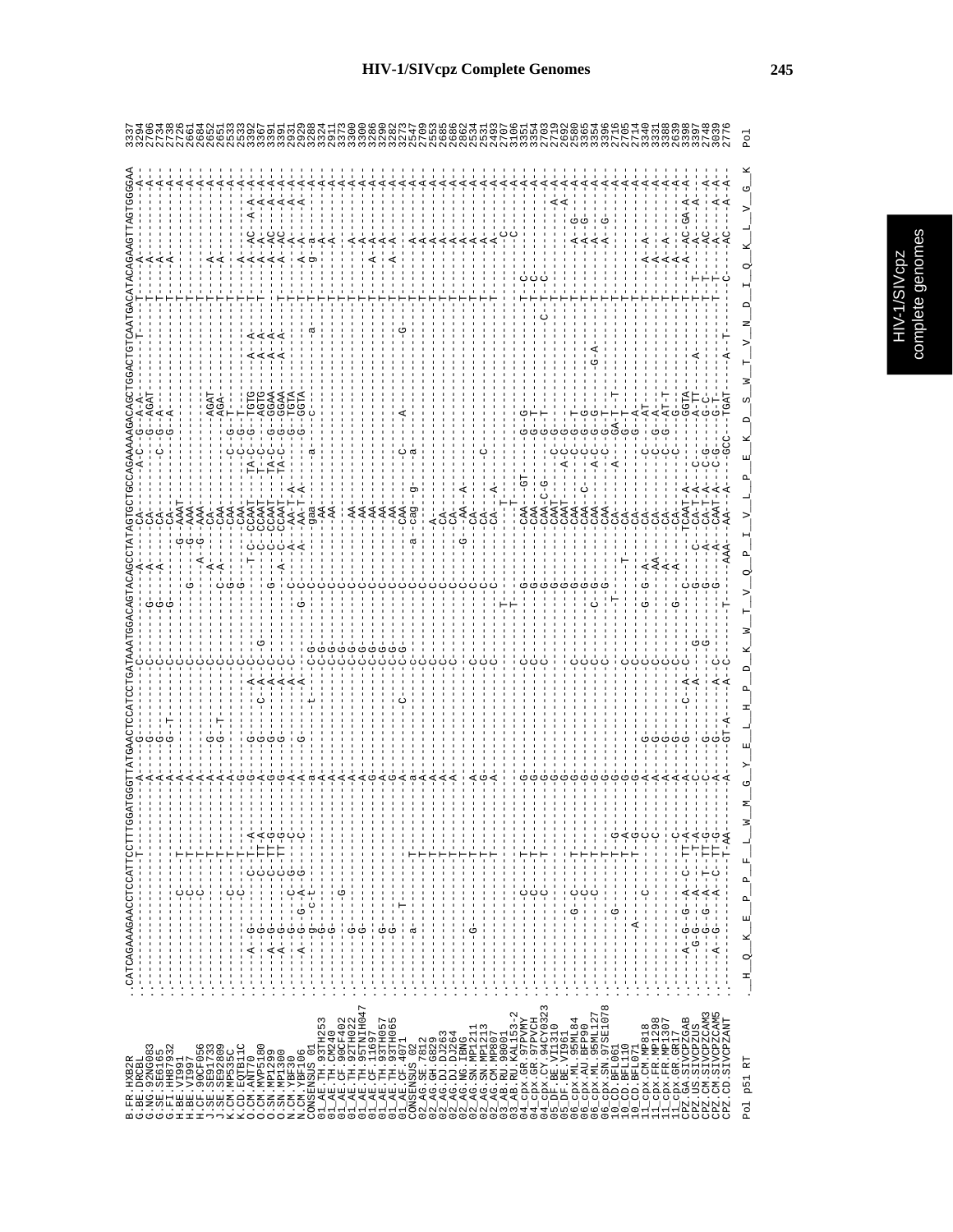```
B.FR.HXB2R            .CATCAGAAAGAACCTCCATTCCTTTGGATGGGTTATGAACTCCATCCTGATAAATGGACAGTACAGCCTATAGTGCTGCCAGAAAAAGACAGCTGGACTGTCAATGACATACAGAAGTTAGTGGGGAA  3337
G.BE.DRCBL                                                                                                                                          3294
G.NG.92NG083                                                                                                                                        2706
G.SE.SE6165                                                                                                                                         2734
G.FI.HH87932                                                                                                                                        2738
H.BE.VI991                                                                                                                                          2726
H.BE.VI997                                                                                                                                          2661
H.CF.90CF056                                                                                                                                        2684
J.SE.SE91733                                                                                                                                        2652
J.SE.SE92809                                                                                                                                        2651
K.CM.MP535C                                                                                                                                         2533
K.CD.EQTB11C                                                                                                                                        2533
O.CM.ANT70                                                                                                                                          3392
O.CM.MVP5180                                                                                                                                        3367
O.SN.MP1299                                                                                                                                         3391
O.SN.MP1300                                                                                                                                         3391
N.CM.YBF30                                                                                                                                          2931
N.CM.YBF106                                                                                                                                         2929
CONSENSUS_01                                                                                                                                        3288
01_AE.TH.93TH253                                                                                                                                    3324
01_AE.TH.CM240                                                                                                                                      2911
01_AE.CF.90CF402                                                                                                                                    3373
01_AE.TH.92TH022                                                                                                                                    3300
01_AE.TH.95TNIH047                                                                                                                                  3300
01_AE.CF.11697                                                                                                                                      3286
01_AE.TH.93TH057                                                                                                                                    3290
01_AE.TH.93TH065                                                                                                                                    3282
01_AE.CF.4071                                                                                                                                       3273
CONSENSUS_02                                                                                                                                        2547
02_AG.SE.7812                                                                                                                                       2709
02_AG.GH.G829                                                                                                                                       2553
02_AG.DJ.DJ263                                                                                                                                      2685
02_AG.DJ.DJ264                                                                                                                                      2686
02_AG.NG.IBNG                                                                                                                                       2862
02_AG.SN.MP1211                                                                                                                                     2534
02_AG.SN.MP1213                                                                                                                                     2591
02_AG.CM.MP807                                                                                                                                      2493
03_AB.RU.98001                                                                                                                                      2707
03_AB.RU.KAL153-2                                                                                                                                   3106
04_cpx.GR.97PVMY                                                                                                                                    3351
04_cpx.GR.97PVCH                                                                                                                                    3354
04_cpx.CY.94CY032-3                                                                                                                                 2703
05_DF.BE.VI1310                                                                                                                                     2719
05_DF.BE.VI961                                                                                                                                      2692
06_cpx.ML.95ML84                                                                                                                                    2580
06_cpx.AU.BFP90                                                                                                                                     3365
06_cpx.ML.95ML127                                                                                                                                   3354
06_cpx.SN.97SE1078                                                                                                                                  3396
10_CD.BFL061                                                                                                                                        2716
10_CD.BFL110                                                                                                                                        2705
10_CD.BFL071                                                                                                                                        2714
11_cpx.CM.MP818                                                                                                                                     3340
11_cpx.FR.MP1298                                                                                                                                    3331
11_cpx.FR.MP1307                                                                                                                                    3388
11_cpx.GR.GR17                                                                                                                                      2639
CPZ.GA.SIVCPZGAB                                                                                                                                    3398
CPZ.US.SIVCPZUS                                                                                                                                     3397
CPZ.CM.SIVCPZCAM3                                                                                                                                   2748
CPZ.CM.SIVCPZCAM5                                                                                                                                   3039
CPZ.CD.SIVCPZANT                                                                                                                                    2776

Pol p51 RT            ._H__Q__K__E__P__P__F__L__W__M__G__Y__E__L__H__P__D__K__W__T__V__Q__P__I__V__L__P__E__K__D__S__W__T__V__N__D__I__Q__K__L__V__G__K   Pol
```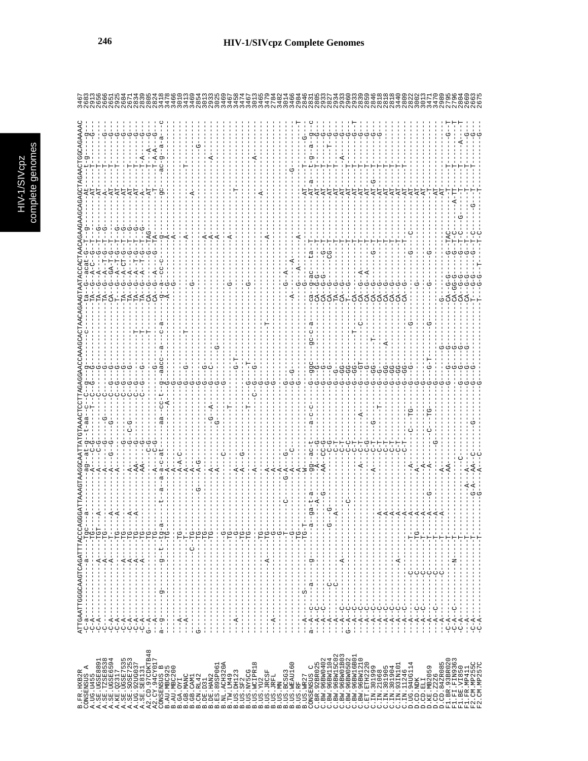# HIV-1/SIVcpz Complete Genomes

This transcription covers only the top (HXB2R) sequence, the strain names and the end-position numbers. The per-strain alignment characters on this page are too small to read reliably, so they are not reproduced.

```
B.FR.HXB2R       ATTGAATTGGGCAAGTCAGATTTACCCAGGGATTAAAGTAAGGCAATTATGTAAACTCCTTAGAGGAACCAAAGCACTAACAGAAGTAATACCACTAACAGAAGAAGCAGAGCTAGAACTGGCAGAAAAC  3467
CONSENSUS_A      2683
A.UG.U455        2913
A.SE.UGSE8891    2656
A.SE.TZSE8538    2666
A.SE.UGSE6594    2651
A.KE.Q2317       2925
A.SE.UGSE7535    2684
A.SE.SOSE7253    2671
A.UG.92UG037     2834
A.SE.SE8131      2839
A2.CD.97CDKTB48  2805
A2.CY.94CY017    2824
CONSENSUS_B      3418
B.AU.MBC925      3478
B.AU.MBC200      3466
B.GA.OYI         3010
B.GB.MANC        3413
B.GB.CAM1        3469
B.CN.RL42        2854
B.DE.D31         3013
B.DE.HAN2        2933
B.ES.89SP061     3025
B.NL.ACH320A     3469
B.TW.LM49        3467
B.US.DH123       3458
B.US.SF2         3474
B.US.NY5CG       3467
B.US.WCIPR18     3013
B.US.YU2         3465
B.US.JRCSF       3479
B.US.JRFL        2784
B.US.MN          3482
B.US.BCSG3       3014
B.US.WEAU160     3466
B.US.RF          2984
B.US.WR27        2846
CONSENSUS_C      2831
C.BR.92BR025     2805
C.BW.96BW0402    2933
C.BW.96BW1104    2827
C.BW.96BW15C02   2934
C.BW.96BW01B03   2933
C.BW.96BW0502    2960
C.BW.96BW16B01   2933
C.BW.96BW1210    2839
C.ET.ETH2220     2859
C.IN.301999      2846
C.IN.21068       2818
C.IN.301905      2818
C.IN.301904      2818
C.IN.93IN101     3440
C.IN.11246       2809
D.UG.94UG114     2822
D.CD.NDK         3062
D.CD.ELI         3013
D.KE.MB2059      3471
D.CD.Z2Z6        3470
D.CD.84ZR085     2989
F1.BR.93BR020    2795
F1.FI.FIN9363    2796
F1.BE.VI850      2804
F1.FR.MP411      2669
F2.CM.MP255C     2663
F2.CM.MP257C     2675
```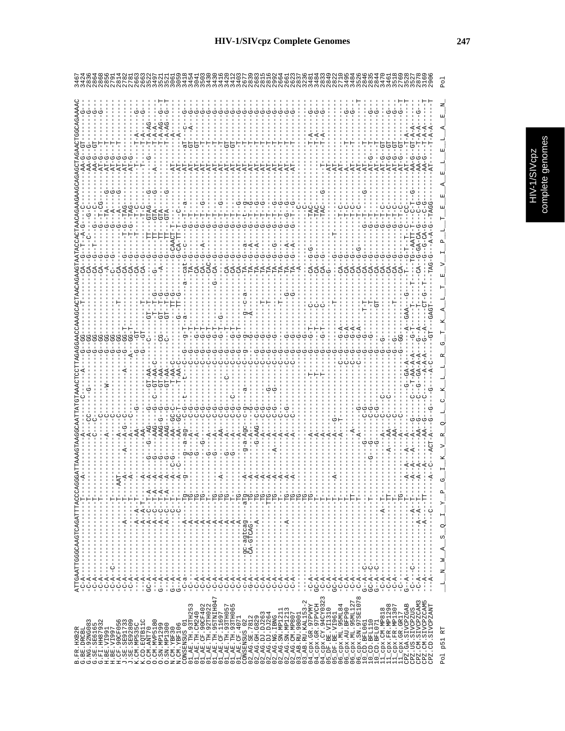# HIV-1/SIVcpz Complete Genomes

```
B.FR.HXB2R           ATTGAATTGGGCAAGTCAGATTTACCCAGGGATTAAAGTAAGGCAATTATGTAAACTCCTTAGAGGAACCAAAGCACTAACAGAAGTAATACCACTAACAGAAGAAGCAGAGCTAGAACTGGCAGAAAAC
G.BE.DRCBL
G.NG.92NG083
G.SE.SE6165
G.FI.HH87932
H.BE.VI991
H.BE.VI997
H.CF.90CF056
J.SE.SE91733
J.SE.SE92809
K.CM.MP535C
K.CD.EQTB11C
O.CM.ANT70
O.CM.MVP5180
O.SN.MP1299
O.SN.MP1300
N.CM.YBF30
N.CM.YBF106
CONSENSUS_01
01_AE.TH.93TH253
01_AE.TH.CM240
01_AE.CF.90CF402
01_AE.TH.92TH022
01_AE.TH.95TNIH047
01_AE.CF.11697
01_AE.TH.93TH057
01_AE.TH.93TH065
01_AE.CF.4071
CONSENSUS_02
02_AG.SE.7812
02_AG.GH.6829
02_AG.DJ.DJ263
02_AG.DJ.DJ264
02_AG.NG.IBNG
02_AG.SN.MP1211
02_AG.SN.MP1213
02_AG.CM.MP807
03_AB.RU.98001
03_AB.RU.KAL153-2
04_cpx.GR.97PVMY
04_cpx.GR.97PVCH
04_cpx.CY.94CY032
05_DF.BE.VI1310
05_DF.BE.VI961
06_cpx.ML.95ML84
06_cpx.AU.BFP90
06_cpx.ML.95ML127
06_cpx.SN.97SE1078
10_CD.BFL061
10_CD.BFL110
10_CD.BFL071
11_cpx.CM.MP818
11_cpx.FR.MP1298
11_cpx.FR.MP1307
11_cpx.GR.GR17
CPZ.GA.SIVCPZGAB
CPZ.US.SIVCPZUS
CPZ.CM.SIVCPZCAM3
CPZ.CM.SIVCPZCAM5
CPZ.CD.SIVCPZANT

Pol p51 RT           _L__N__W__A__S__Q__I__Y__P__G__I__K__V__R__Q__L__C__K__L__L__R__G__T__K__A__L__T__E__V__I__P__L__T__E__E__A__E__L__E__L__A__E__N_   Pol
```

Position numbers (right margin, top to bottom):

```
3467
3424
2836
2864
2868
2856
2791
2814
2782
2781
2663
3522
3497
3041
3521
3521
3061
3059
3418
3454
3041
3503
3430
3416
3420
3412
3403
2677
2839
2683
2815
2816
2992
2664
2681
2623
2837
3236
3481
3484
2833
2849
2822
2710
3495
3484
3526
2846
2835
2844
3470
3461
3518
2769
3528
3527
2878
3169
2906
```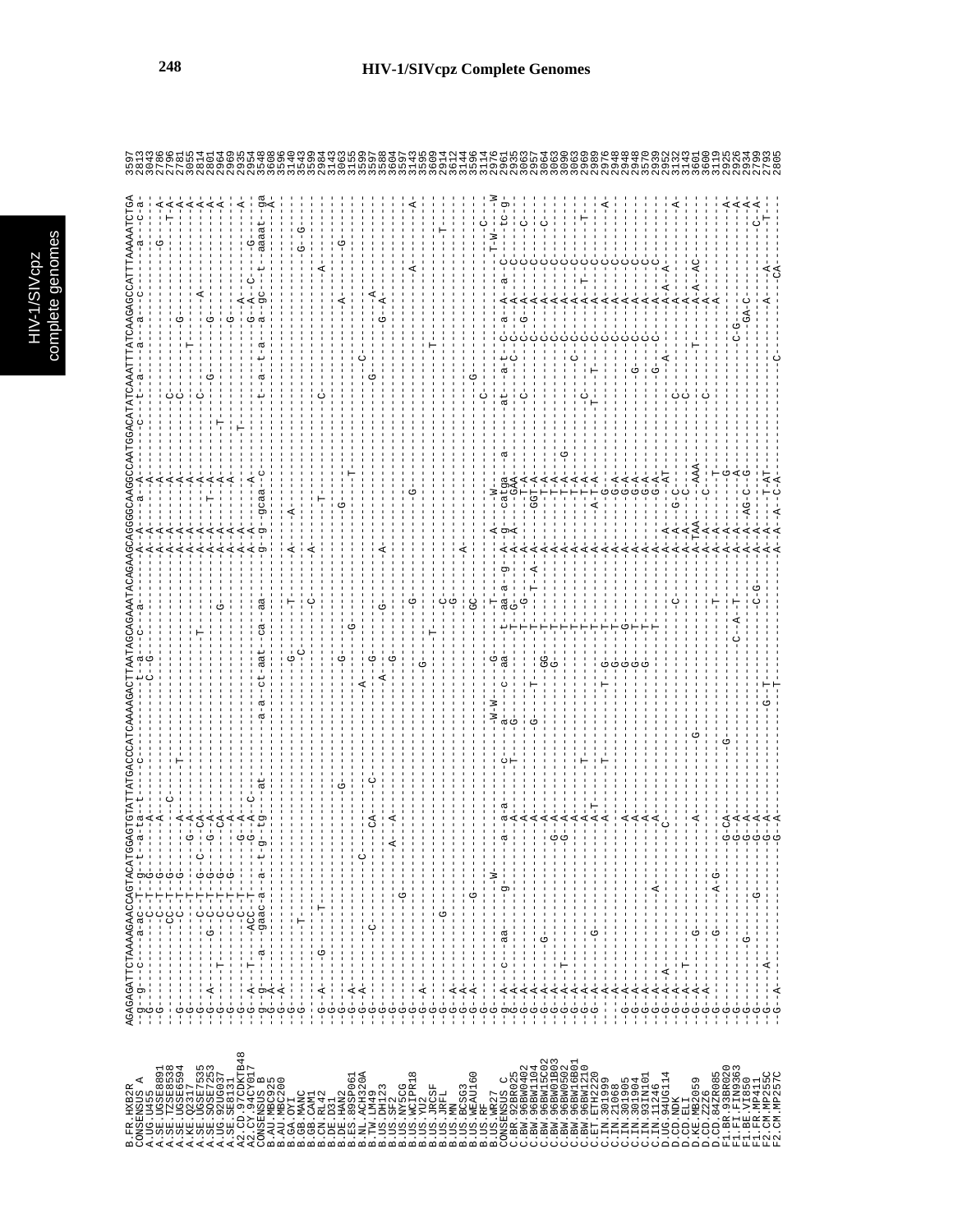```
AGAGAGATTCTAAAAGAACCAGTACATGGAGTGTATTATGACCCATCAAAAGACTTAATAGCAGAAATACAGAAGCAGGGGCAAGGCCAATGGACATATCAAATTTATCAAGAGCCATTTAAAAATCTGA
B.FR.HXB2R        3597
CONSENSUS_A       2813
A.UG.U455         3043
A.SE.UGSE8891     2786
A.SE.TZSE8538     2796
A.SE.UGSE6594     2781
A.KE.Q2317        3055
A.SE.UGSE7535     2814
A.SE.SOSE7253     2801
A.UG.92UG037      2964
A.SE.SE8131       2969
A2.CD.97CDKTB48   2935
A2.CY.94CY017     2954
CONSENSUS_B       3548
B.AU.MBC925       3608
B.AU.MBC200       3596
B.GA.OYI          3140
B.GB.MANC         3543
B.GB.CAM1         3599
B.CN.RL42         2784
B.DE.D31          3143
B.DE.HAN2         3063
B.ES.89SP061      3155
B.NL.ACH320A      3599
B.TW.LM49         3597
B.US.DH123        3588
B.US.SF2          3604
B.US.NY5CG        3597
B.US.WCIPR18      3143
B.US.YU2          3595
B.US.JRCSF        3609
B.US.JRFL         2914
B.US.MN           3612
B.US.BCSG3        3144
B.US.WEAU160      3596
B.US.RF           3114
B.US.WR27         3276
CONSENSUS_C       2961
C.BR.92BR025      2935
C.BW.96BW0402     3063
C.BW.96BW1104     2957
C.BW.96BW15C02    3064
C.BW.96BW01B03    3063
C.BW.96BW0502     3090
C.BW.96BW16B01    3063
C.BW.96BW1210     2969
C.ET.ETH2220      2989
C.IN.301999       2976
C.IN.21068        2948
C.IN.301905       2948
C.IN.301904       2948
C.IN.93IN101      3570
C.IN.11246        2939
D.UG.94UG114      2952
D.CD.NDK          3132
D.CD.ELI          3143
D.KE.MB2059       3601
D.CD.Z2Z6         3600
D.CD.84ZR085      3119
F1.BR.93BR020     2925
F1.FI.FIN9363     2926
F1.BE.VI850       2934
F1.FR.MP411       2799
F2.CM.MP255C      2793
F2.CM.MP257C      2805
```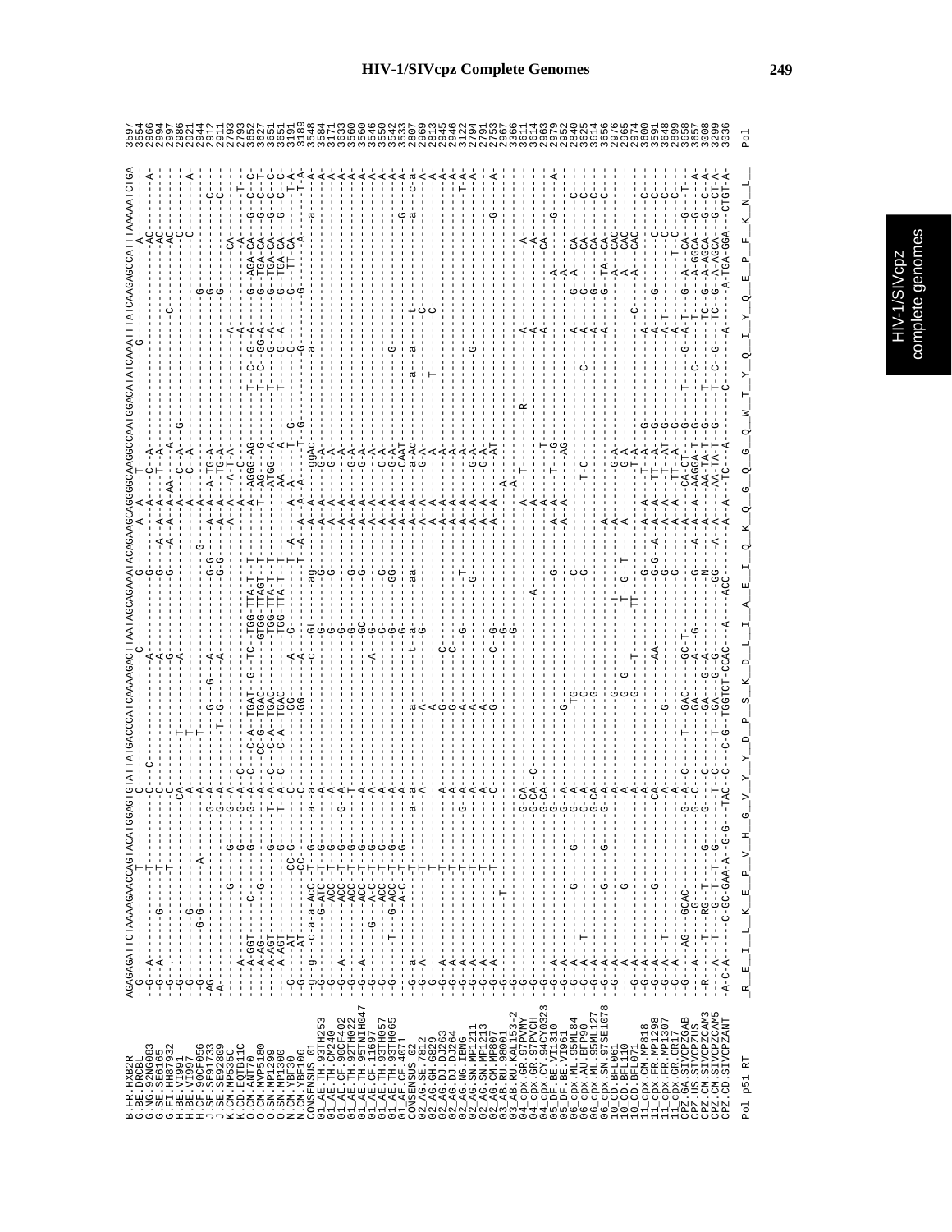```
                    AGAGAGATTCTAAAAGAACCAGTACATGGAGTGTATTATGACCCATCAAAAGACTTAATAGCAGAAATACAGAAGCAGGGGCAAGGCCAATGGACATATCAAATTTATCAAGAGCCATTTAAAATCTGA

B.FR.HXB2R                                                       3597
G.BE.DRCBL                                                       3554
G.NG.92NG083                                                     2966
G.SE.SE6165                                                      2994
G.FI.HH87932                                                     2997
H.BE.VI991                                                       2986
H.BE.VI997                                                       2921
H.CF.90CF056                                                     2944
J.SE.SE91733                                                     2912
J.SE.SE92809                                                     2911
K.CM.MP535C                                                      2793
K.CD.EQTB11C                                                     2793
O.CM.ANT70                                                       3652
O.CM.MVP5180                                                     3627
O.SN.MP1299                                                      3651
O.SN.MP1300                                                      3651
N.CM.YBF30                                                       3191
N.CM.YBF106                                                      3189
CONSENSUS_01                                                     3548
01_AE.TH.93TH253                                                 3584
01_AE.TH.CM240                                                   3171
01_AE.CF.90CF402                                                 3633
01_AE.TH.92TH022                                                 3560
01_AE.TH.95TNIH047                                               3560
01_AE.CF.11697                                                   3546
01_AE.TH.93TH057                                                 3550
01_AE.TH.93TH065                                                 3542
01_AE.CF.4071                                                    3303
CONSENSUS_02                                                     2807
02_AG.SE.7812                                                    2969
02_AG.GH.6829                                                    2813
02_AG.DJ.DJ263                                                   2945
02_AG.DJ.DJ264                                                   2946
02_AG.NG.IBNG                                                    3122
02_AG.SN.MP1211                                                  2794
02_AG.SN.MP1213                                                  2791
02_AG.CM.MP807                                                   2793
03_AB.RU.98001                                                   2967
03_AB.RU.KAL153-2                                                3366
04_cpx.GR.97PVMY                                                 3611
04_cpx.GR.97PVCH                                                 3614
04_cpx.CY.94CY032                                                2963
05_DF.BE.VI1310                                                  2979
05_DF.BE.VI961                                                   2952
06_cpx.ML.95ML84                                                 2840
06_cpx.AU.BFP90                                                  3625
06_cpx.ML.95ML127                                                3614
06_cpx.SN.97SE1078                                               3656
10_CD.BFL061                                                     2976
10_CD.BFL110                                                     2965
10_CD.BFL071                                                     2974
11_cpx.CM.MP818                                                  3600
11_cpx.FR.MP1298                                                 3591
11_cpx.FR.MP1307                                                 3648
11_cpx.GR.GR17                                                   2899
CPZ.GA.SIVCPZGAB                                                 3658
CPZ.US.SIVCPZUS                                                  3657
CPZ.CM.SIVCPZCAM3                                                3008
CPZ.CM.SIVCPZCAM5                                                3299
CPZ.CD.SIVCPZANT                                                 3036

Pol p51 RT          R  E  I  L  K  E  P  V  H  G  V  Y  Y  D  P  S  K  D  L  I  A  E  I  Q  K  Q  G  Q  G  Q  W  T  Y  Q  I  Y  Q  E  P  F  K  N  L      Pol
```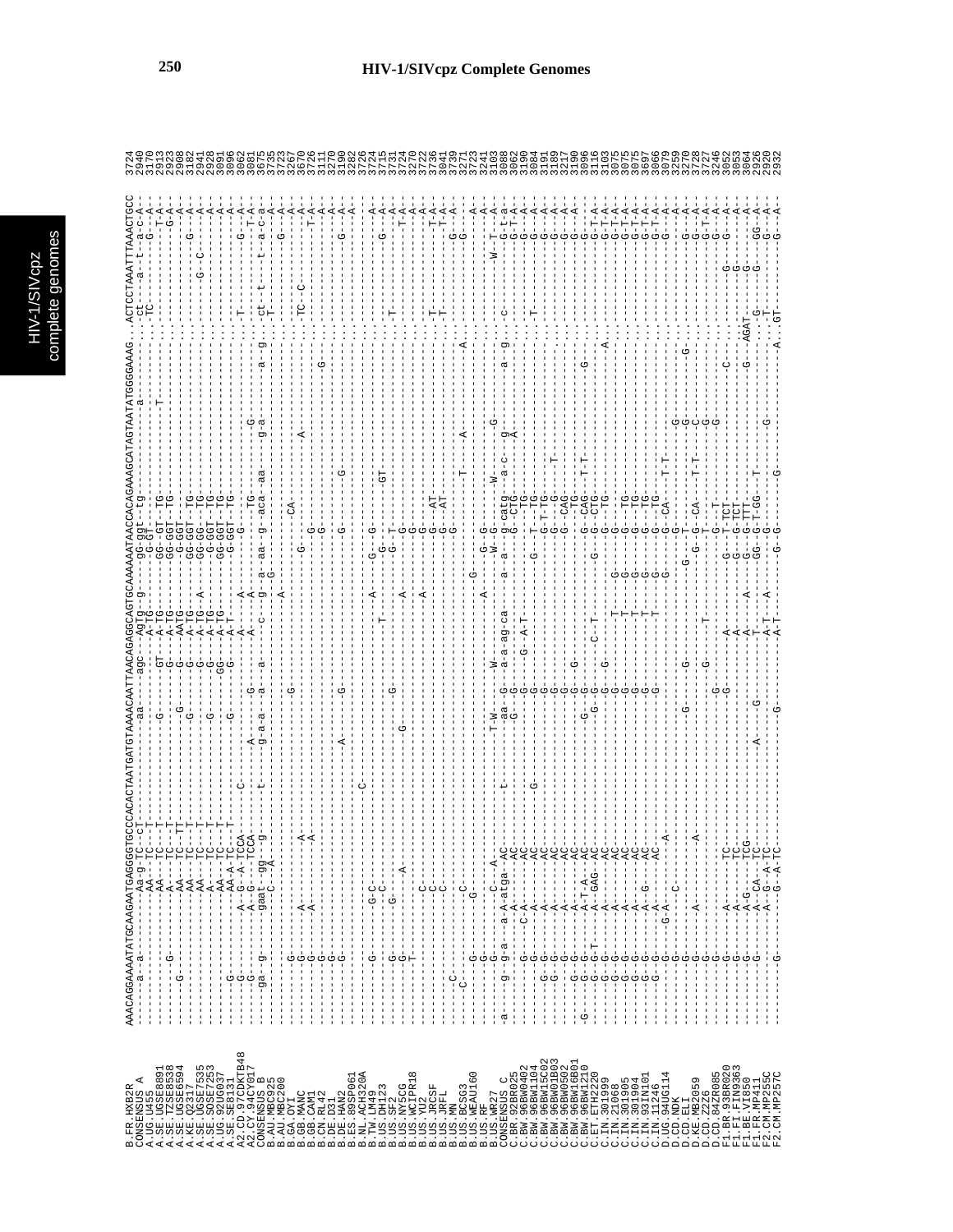```
B.FR.HXB2R        AAACAGGAAAATATGCAAGAATGAGGGGTGCCCACACTAATGATGTAAAACAATTAACAGAGGCAGTGCAAAAAATAACCACAGAAAGCATAGTAATATGGGGAAAG...ACTCCTAAATTTAAACTGCC   3724
CONSENSUS_A       2940
A.UG.U455         3170
A.SE.UGSE8891     2913
A.SE.TZSE8538     2923
A.SE.UGSE6594     2908
A.KE.Q2317        3182
A.SE.UGSE7535     2941
A.SE.SOSE7253     2928
A.UG.92UG037      3091
A.SE.SE8131       3096
A2.CD.97CDKTB48   3062
A2.CY.94CY017     3081
CONSENSUS_B       3675
B.AU.MBC925       3735
B.AU.MBC200       3723
B.GA.OYI          3267
B.GB.MANC         3670
B.GB.CAM1         3726
B.CN.RL42         3111
B.DE.D31          3270
B.DE.HAN2         3190
B.ES.89SP061      3282
B.NL.ACH320A      3726
B.TW.LM49         3724
B.US.DH123        3715
B.US.SF2          3731
B.US.NY5CG        3724
B.US.WCIPR18      3270
B.US.YU2          3722
B.US.JRCSF        3736
B.US.JRFL         3041
B.US.MN           3739
B.US.BCSG3        3271
B.US.WEAU160      3723
B.US.RF           3241
B.US.WR27         3103
CONSENSUS_C       3088
C.BR.92BR025      3062
C.BW.96BW0402     3190
C.BW.96BW1104     3084
C.BW.96BW15C02    3191
C.BW.96BW01B03    3189
C.BW.96BW0502     3217
C.BW.96BW16B01    3190
C.BW.96BW1210     3096
C.ET.ETH2220      3116
C.IN.301999       3103
C.IN.21068        3075
C.IN.301905       3075
C.IN.301904       3697
C.IN.93IN101      3066
C.IN.11246        3079
D.UG.94UG114      3259
D.CD.NDK          3270
D.CD.ELI          3728
D.KE.MB2059       3727
D.CD.Z2Z6         3246
D.CD.84ZR085      3052
F1.BR.93BR020     3053
F1.FI.FIN9363     3064
F1.BE.VI850       2926
F1.FR.MP411       2920
F2.CM.MP255C      2932
F2.CM.MP257C
```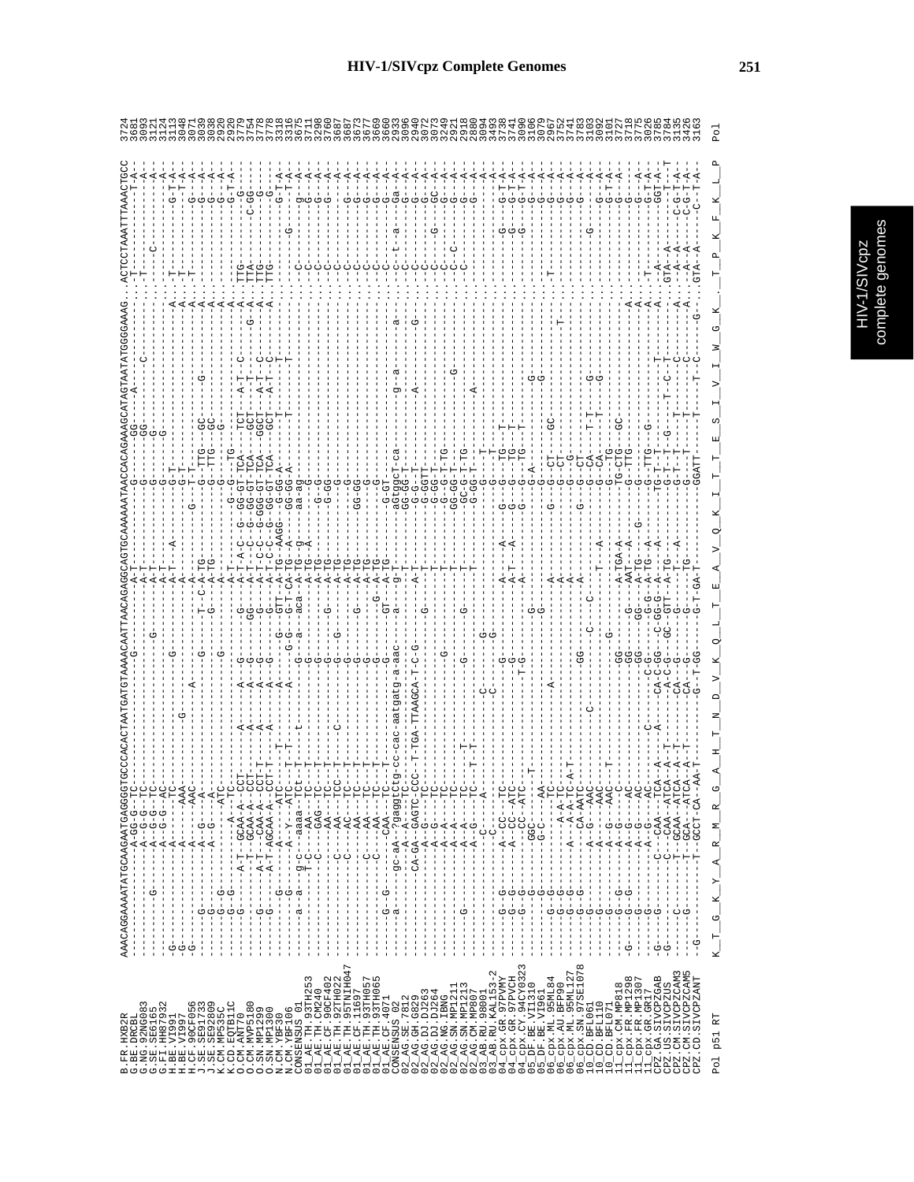```
                     AAACAGGAAAATATGCAAGAATGAGGGGTGCCCACACTAATGATGTAAAACAATTAACAGAGGCAGTGCAAAAAATAACCACAGAAAGCATAGTAATATGGGGAAAG...ACTCCTAAATTTAAACTGCC
B.FR.HXB2R                                                                                                                          3724
B.BE.DRCBL                                                                                                                          3681
G.NG.92NG083                                                                                                                        3093
G.SE.SE6165                                                                                                                         3121
G.FI.HH87932                                                                                                                        3124
H.BE.VI991                                                                                                                          3113
H.BE.VI997                                                                                                                          3071
H.CF.90CF056                                                                                                                        3048
J.SE.SE91733                                                                                                                        3039
J.SE.SE92809                                                                                                                        3038
K.CM.MP535C                                                                                                                         2920
K.CD.EQTB11C                                                                                                                        2920
O.CM.ANT70                                                                                                                          3779
O.CM.MVP5180                                                                                                                        3754
O.SN.MP1299                                                                                                                         3760
O.SN.MP1300                                                                                                                         3778
N.CM.YBF30                                                                                                                          3778
N.CM.YBF106                                                                                                                         3318
CONSENSUS_01                                                                                                                        3316
01_AE.TH.93TH253                                                                                                                    3675
01_AE.TH.CM240                                                                                                                      3711
01_AE.CF.90CF402                                                                                                                    3298
01_AE.TH.92TH022                                                                                                                    3760
01_AE.TH.95TNIH047                                                                                                                  3687
01_AE.CF.11697                                                                                                                      3687
01_AE.TH.93TH057                                                                                                                    3673
01_AE.TH.93TH065                                                                                                                    3677
01_AE.CF.4071                                                                                                                       3669
CONSENSUS_02                                                                                                                        3660
02_AG.SE.7812                                                                                                                       2933
02_AG.GH.6829                                                                                                                       3096
02_AG.DJ.DJ263                                                                                                                      2940
02_AG.DJ.DJ264                                                                                                                      3072
02_AG.NG.IBNG                                                                                                                       3073
02_AG.SN.MP1211                                                                                                                     3249
02_AG.SN.MP1213                                                                                                                     2921
02_AG.CM.MP807                                                                                                                      2928
03_AB.RU.98001                                                                                                                      2880
03_AB.RU.KAL153-2                                                                                                                   3094
04_cpx.GR.97PVMY                                                                                                                    3493
04_cpx.GR.97PVCH                                                                                                                    3738
04_cpx.CY.94CY032-3                                                                                                                 3741
05_DF.BE.VI1310                                                                                                                     3090
05_DF.BE.VI961                                                                                                                      3106
06_cpx.ML.95ML84                                                                                                                    3079
06_cpx.AU.BFP90                                                                                                                     2967
06_cpx.ML.95ML127                                                                                                                   3752
06_cpx.SN.97SE1078                                                                                                                  3741
10_CD.BFL061                                                                                                                        3783
10_CD.BFL110                                                                                                                        3103
10_CD.BFL071                                                                                                                        3092
11_cpx.CM.MP818                                                                                                                     3101
11_cpx.FR.MP1298                                                                                                                    3727
11_cpx.FR.MP1307                                                                                                                    3718
11_cpx.GR.GR17                                                                                                                      3775
CPZ.GA.SIVCPZGAB                                                                                                                    3026
CPZ.US.SIVCPZUS                                                                                                                     3785
CPZ.CM.SIVCPZCAM3                                                                                                                   3784
CPZ.CM.SIVCPZCAM5                                                                                                                   3135
CPZ.CD.SIVCPZANT                                                                                                                    3426
                                                                                                                                    3163

Pol p51 RT           K__T__G__K__Y__A__R__M__R__G__A__H__T__N__D__V__K__Q__L__T__E__A__V__Q__K__I__T__T__E__S__I__V__I__W__G__K_._T__P__K__F__K__L__P   Pol
```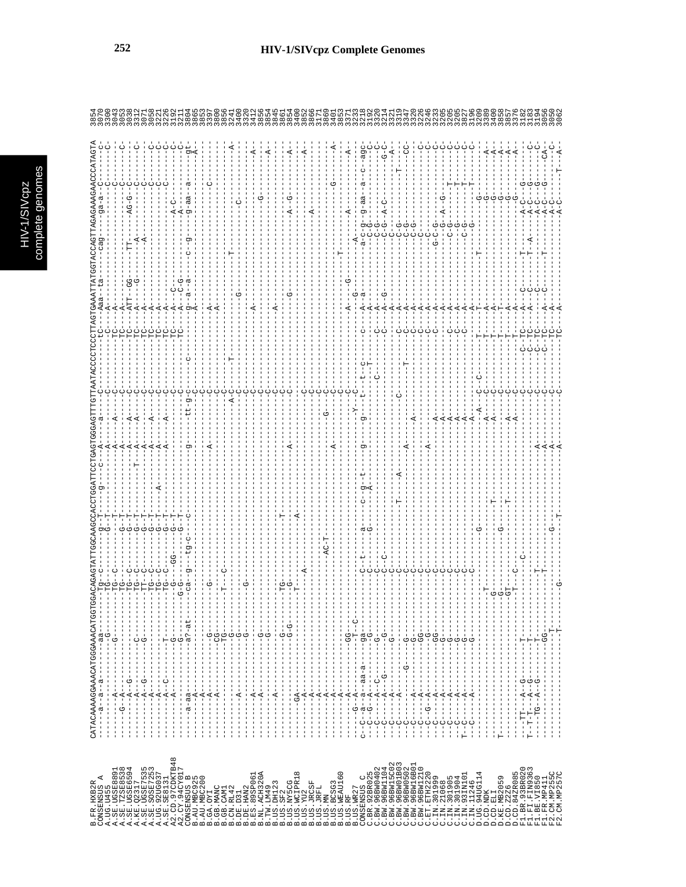```
                    CATACAAAAGGAAACATGGGAAACATGGTGGACAGAGTATTGGCAAGCCACCTGGATTCCTGAGTGGGAGTTTGTTAATACCCCTCCCTTAGTGAAATTATGGTACCAGTTAGAGAAAGAACCCATAGTA
B.FR.HXB2R                                                                                                                                                  3854
CONSENSUS_A                                                                                                                                                 3070
A.UG.U455                                                                                                                                                   3300
A.SE.UGSE8891                                                                                                                                               3043
A.SE.TZSE8538                                                                                                                                               3053
A.SE.UGSE6594                                                                                                                                               3038
A.KE.Q2317                                                                                                                                                  3312
A.SE.UGSE7535                                                                                                                                               3071
A.SE.SOSE7253                                                                                                                                               3058
A.UG.92UG037                                                                                                                                                3221
A.SE.SE8131                                                                                                                                                 3226
A2.CD.97CDKTB48                                                                                                                                             3192
A2.CY.94CY017                                                                                                                                               3211
CONSENSUS_B                                                                                                                                                 3804
B.AU.MBC925                                                                                                                                                 3865
B.AU.MBC200                                                                                                                                                 3853
B.GA.OYI                                                                                                                                                    3397
B.GB.MANC                                                                                                                                                   3800
B.GB.CAM1                                                                                                                                                   3856
B.CN.RL42                                                                                                                                                   3241
B.DE.D31                                                                                                                                                    3400
B.DE.HAN2                                                                                                                                                   3320
B.ES.89SP061                                                                                                                                                3412
B.NL.ACH320A                                                                                                                                                3856
B.TW.LM49                                                                                                                                                   3854
B.US.DH123                                                                                                                                                  3845
B.US.SF2                                                                                                                                                    3861
B.US.NY5CG                                                                                                                                                  3854
B.US.WCIPR18                                                                                                                                                3400
B.US.YU2                                                                                                                                                    3852
B.US.JRCSF                                                                                                                                                  3866
B.US.JRFL                                                                                                                                                   3171
B.US.MN                                                                                                                                                     3869
B.US.BCSG3                                                                                                                                                  3401
B.US.WEAU160                                                                                                                                                3853
B.US.RF                                                                                                                                                     3371
B.US.WR27                                                                                                                                                   3233
CONSENSUS_C                                                                                                                                                 3218
C.BR.92BR025                                                                                                                                                3192
C.BW.96BW0402                                                                                                                                               3320
C.BW.96BW1104                                                                                                                                               3226
C.BW.96BW15C02                                                                                                                                              3214
C.BW.96BW01B03                                                                                                                                              3321
C.BW.96BW0502                                                                                                                                               3319
C.BW.96BW16B01                                                                                                                                              3347
C.BW.96BW1210                                                                                                                                               3320
C.ET.ETH2220                                                                                                                                                3226
C.IN.301999                                                                                                                                                 3246
C.IN.21068                                                                                                                                                  3233
C.IN.301905                                                                                                                                                 3205
C.IN.301904                                                                                                                                                 3205
C.IN.93IN101                                                                                                                                                3205
C.IN.11246                                                                                                                                                  3827
                                                                                                                                                            3196
D.UG.94UG114                                                                                                                                                3209
D.CD.NDK                                                                                                                                                    3389
D.CD.ELI                                                                                                                                                    3400
D.KE.MB2059                                                                                                                                                 3858
D.CD.Z2Z6                                                                                                                                                   3857
D.CD.84ZR085                                                                                                                                                3376
F1.BR.93BR020                                                                                                                                               3182
F1.FI.FIN9363                                                                                                                                               3183
F1.BE.VI850                                                                                                                                                 3194
F1.FR.MP411                                                                                                                                                 3056
F2.CM.MP255C                                                                                                                                                3050
F2.CM.MP257C                                                                                                                                                3062
```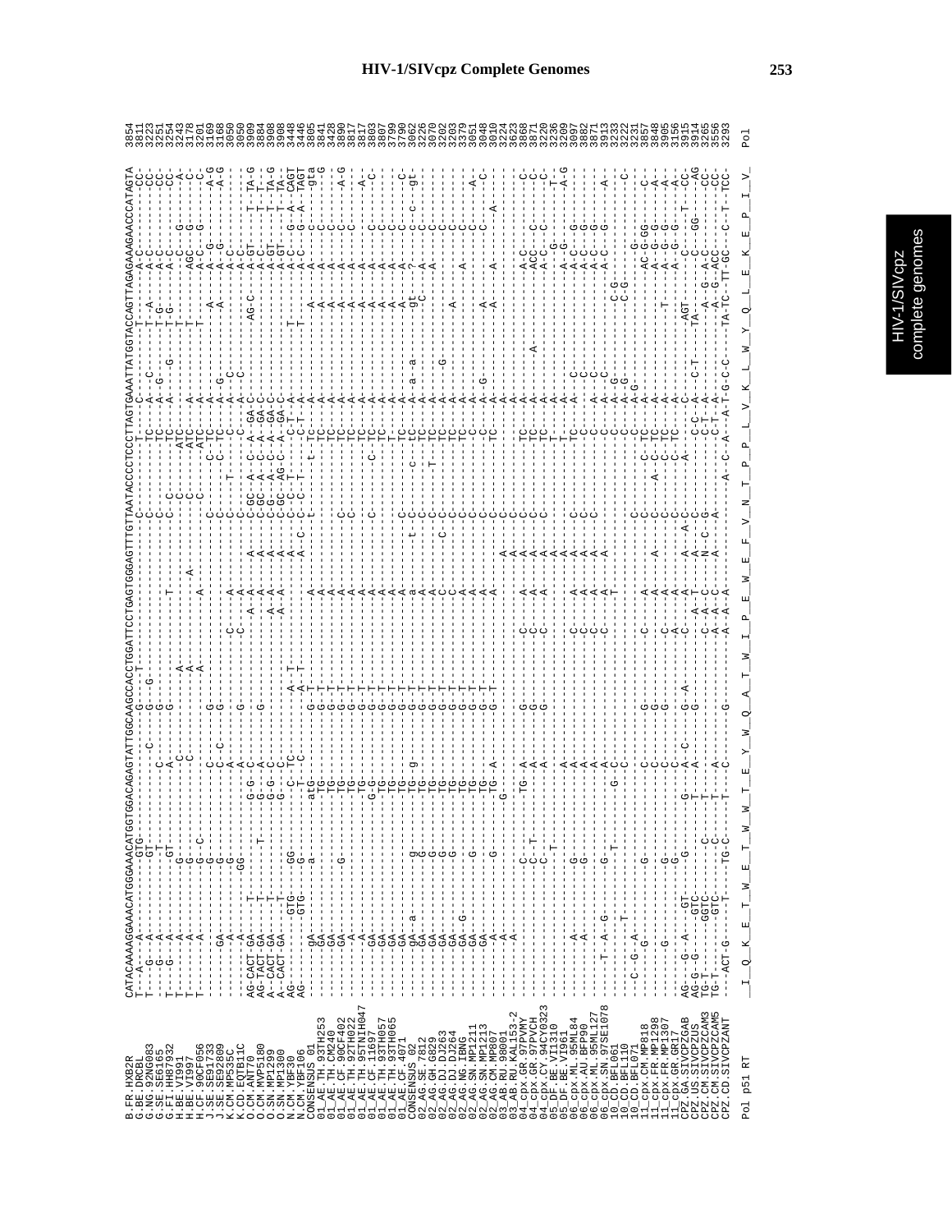```
                      CATACAAAAGGAAACATGGGAAACATGGTGGACAGAGTATTGGCAAGCCACCTGGATTCCTGAGTGGGAGTTTGTTAATACCCCTCCCTTAGTGAAATTATGGTACCAGTTAGAGAAAGAACCCATAGTA
B.FR.HXB2R
B.BE.DRCBL
G.NG.92NG083
G.SE.SE6165
G.FI.HH87932
H.BE.VI991
H.BE.VI997
H.CF.90CF056
J.SE.SE91733
J.SE.SE92809
K.CM.MP535C
K.CD.EQTB11C
O.CM.ANT70
O.CM.MVP5180
O.SN.MP1299
O.SN.MP1300
N.CM.YBF30
N.CM.YBF106
CONSENSUS_01
01_AE.TH.93TH253
01_AE.TH.CM240
01_AE.CF.90CF402
01_AE.TH.92TH022
01_AE.TH.95TNIH047
01_AE.CF.11697
01_AE.TH.93TH057
01_AE.TH.93TH065
01_AE.CF.4071
CONSENSUS_02
02_AG.SE.7812
02_AG.GH.G829
02_AG.DJ.DJ263
02_AG.DJ.DJ264
02_AG.NG.IBNG
02_AG.SN.MP1211
02_AG.SN.MP1213
02_AG.CM.MP807
03_AB.RU.98001
03_AB.RU.KAL153-2
04_cpx.GR.97PVMY
04_cpx.GR.97PVCH
04_cpx.CY.94CY032
05_DF.BE.VI1310
05_DF.BE.VI961
06_cpx.ML.95ML84
06_cpx.AU.BFP90
06_cpx.ML.95ML127
06_cpx.SN.97SE1078
10_CD.BFL061
10_CD.BFL110
10_CD.BFL071
11_cpx.CM.MP818
11_cpx.FR.MP1298
11_cpx.FR.MP1307
11_cpx.GR.GR17
CPZ.GA.SIVCPZGAB
CPZ.US.SIVCPZUS
CPZ.CM.SIVCPZCAM3
CPZ.CM.SIVCPZCAM5
CPZ.CD.SIVCPZANT

Pol p51 RT             I  Q  K  E  T  W  E  T  W  W  T  E  Y  W  Q  A  T  W  I  P  E  W  E  F  V  N  T  P  P  L  V  K  L  W  Y  Q  L  E  K  E  P  I  V    Pol
```

```
3854
3811
3223
3251
3254
3243
3178
3201
3169
3168
3050
3909
3884
3908
3908
3448
3446
3805
3841
3420
3890
3817
3817
3803
3807
3799
3790
3062
3226
3070
3202
3203
3379
3051
3048
3010
3224
3623
3868
3871
3220
3236
3209
3097
3882
3871
3913
3233
3222
3231
3857
3848
3905
3156
3915
3914
3265
3556
3293
```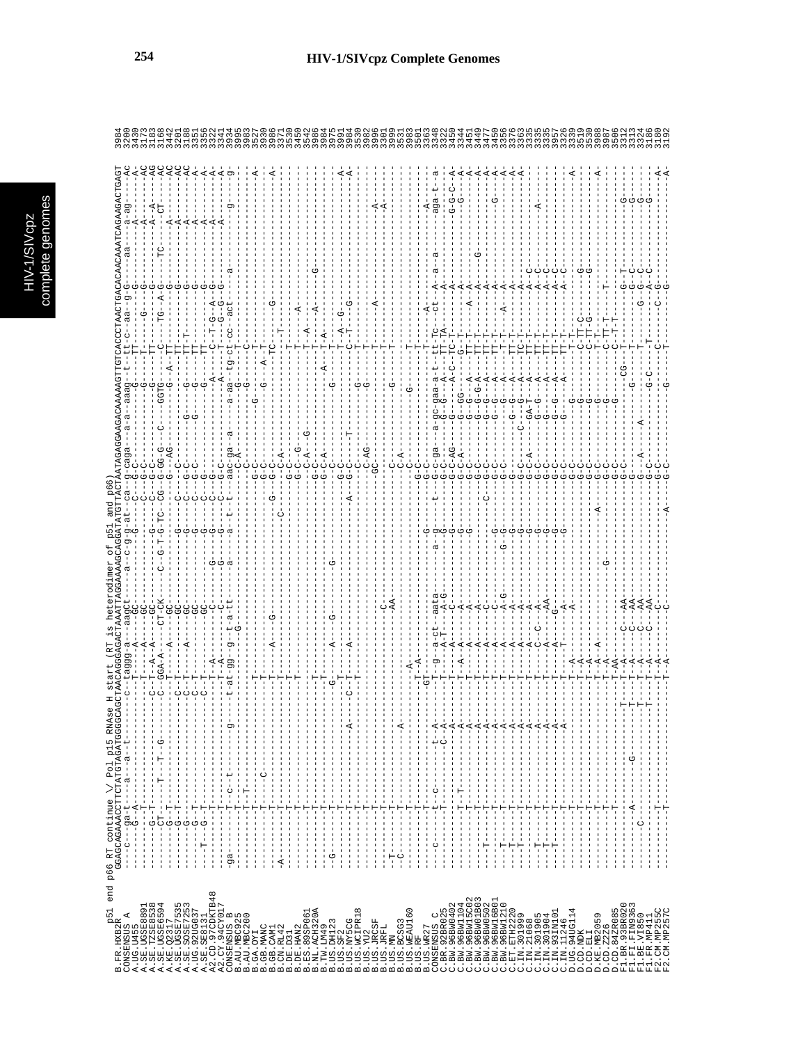```
p51 end p66 RT continue \/ Pol p15 RNAse H start (RT is heterodimer of p51 and p66)
GGAGCAGAAACCTTCTATGTAGATGGGGCAGCTAACAGGGAGACTAAATTAGGAAAAGCAGGATATGTTACTAATAGAGGAAGACAAAAAGTTGTCACCCTAACTGACACAACAAATCAGAAGACTGAGT
```

| Sequence | Position |
|---|---|
| B.FR.HXB2R | 3984 |
| CONSENSUS_A | 3200 |
| A.UG.U455 | 3430 |
| A.SE.UGSE8891 | 3173 |
| A.SE.TZSE8538 | 3183 |
| A.SE.UGSE6594 | 3168 |
| A.KE.Q2317 | 3442 |
| A.SE.UGSE7535 | 3201 |
| A.SE.SOSE7253 | 3188 |
| A.UG.92UG037 | 3351 |
| A.SE.SE8131 | 3356 |
| A2.CD.97CDKTB48 | 3322 |
| A2.CY.94CY017 | 3341 |
| CONSENSUS_B | 3934 |
| B.AU.MBC925 | 3995 |
| B.AU.MBC200 | 3983 |
| B.GA.OYI | 3527 |
| B.GB.MANC | 3930 |
| B.GB.CAM1 | 3986 |
| B.CN.RL42 | 3371 |
| B.DE.D31 | 3530 |
| B.DE.HAN2 | 3450 |
| B.ES.89SP061 | 3542 |
| B.NL.ACH320A | 3986 |
| B.TW.LM49 | 3984 |
| B.US.DH123 | 3975 |
| B.US.SF2 | 3981 |
| B.US.NY5CG | 3984 |
| B.US.WCIPR18 | 3530 |
| B.US.YU2 | 3982 |
| B.US.JRCSF | 3996 |
| B.US.JRFL | 3301 |
| B.US.MN | 3999 |
| B.US.BCSG3 | 3531 |
| B.US.WEAU160 | 3983 |
| B.US.RF | 3501 |
| B.US.WR27 | 3363 |
| CONSENSUS_C | 3348 |
| C.BR.92BR025 | 3322 |
| C.BW.96BW0402 | 3450 |
| C.BW.96BW1104 | 3344 |
| C.BW.96BW15C02 | 3451 |
| C.BW.96BW01B03 | 3477 |
| C.BW.96BW0502 | 3449 |
| C.BW.96BW16B01 | 3450 |
| C.BW.96BW1210 | 3356 |
| C.ET.ETH2220 | 3376 |
| C.IN.301999 | 3363 |
| C.IN.21068 | 3335 |
| C.IN.301905 | 3335 |
| C.IN.301904 | 3335 |
| C.IN.93IN101 | 3957 |
| C.IN.11246 | 3326 |
| D.UG.94UG114 | 3339 |
| D.CD.NDK | 3519 |
| D.CD.ELI | 3530 |
| D.KE.MB2059 | 3988 |
| D.CD.Z2Z6 | 3987 |
| D.CD.84ZR085 | 3506 |
| F1.BR.93BR020 | 3312 |
| F1.FI.FIN9363 | 3313 |
| F1.BE.VI850 | 3324 |
| F1.FR.MP411 | 3186 |
| F2.CM.MP255C | 3180 |
| F2.CM.MP257C | 3192 |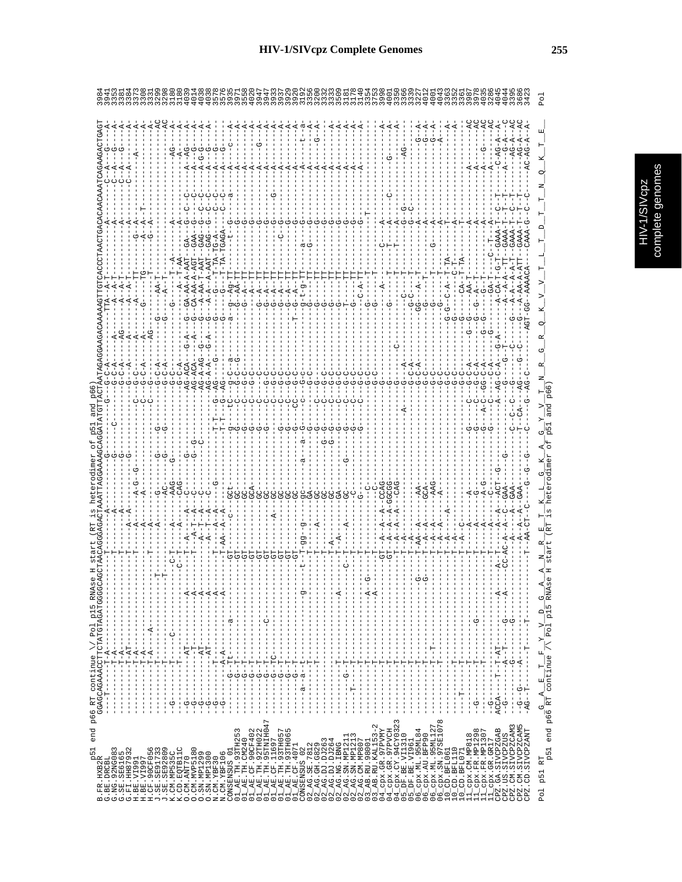```
                          p51 end p66 RT continue \/ Pol p15 RNAse H start (RT is heterodimer of p51 and p66)
B.FR.HXB2R            GGAGCAGAAACCTTCTATGTAGATGGGGCAGCTAACAGGGAGACTAAATTAGGAAAAGCAGGATATGTTACTAATAGAGGAAGACAAAAAGTTGTCACCCTAACTGACACAACAAATCAGAAGACTGAGT
G.BE.DRCBL
G.NG.92NG083
G.SE.SE6165
G.FI.HH87932
H.BE.VI991
H.BE.VI997
H.CF.90CF056
J.SE.SE91733
J.SE.SE92809
K.CM.MP535C
K.CD.EQTB11C
O.CM.ANT70
O.CM.MVP5180
O.SN.MP1299
O.SN.MP1300
N.CM.YBF30
N.CM.YBF106
CONSENSUS_01
01_AE.TH.93TH253
01_AE.TH.CM240
01_AE.CF.90CF402
01_AE.TH.92TH022
01_AE.TH.95TNIH047
01_AE.CF.11697
01_AE.TH.93TH057
01_AE.TH.93TH065
01_AE.CF.4071
CONSENSUS_02
02_AG.SE.7812
02_AG.GH.G829
02_AG.DJ.DJ263
02_AG.DJ.DJ264
02_AG.NG.IBNG
02_AG.SN.MP1211
02_AG.SN.MP1213
02_AG.CM.MP807
03_AB.RU.98001
03_AB.RU.KAL153-2
04_cpx.GR.97PVMY
04_cpx.GR.97PVCH
04_cpx.CY.94CY032
05_DF.BE.VI1310
05_DF.BE.VI961
06_cpx.ML.95ML84
06_cpx.AU.BFP90
06_cpx.ML.95ML127
06_cpx.SN.97SE1078
10_CD.BFL061
10_CD.BFL110
10_CD.BFL071
11_cpx.CM.MP818
11_cpx.FR.MP1298
11_cpx.FR.MP1307
11_cpx.GR.GR17
CPZ.GA.SIVCPZGAB
CPZ.US.SIVCPZUS
CPZ.CM.SIVCPZCAM3
CPZ.CM.SIVCPZCAM5
CPZ.CD.SIVCPZANT

Pol p51 RT            G  A  E  T  F  Y  V  D  G  A  A  N  R  E  T  K  L  G  K  A  G  Y  V  T  N  R  G  R  Q  K  V  V  T  L  T  D  T  T  N  Q  K  T  E      Pol
     p51 end p66 RT continue /\ Pol p15 RNAse H start (RT is heterodimer of p51 and p66)
```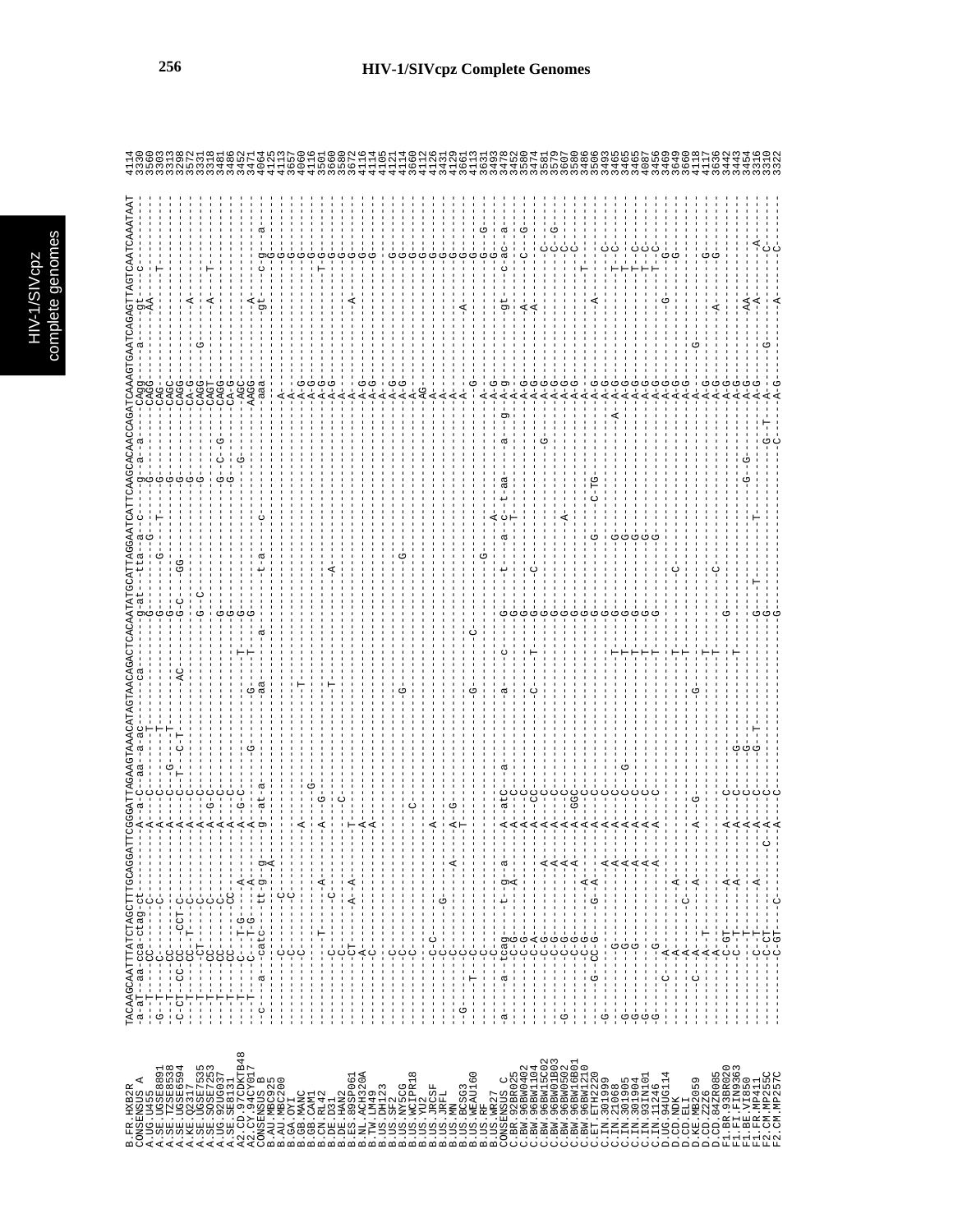```
B.FR.HXB2R          TACAAGCAATTTATCTAGCTTGCAGGATTCGGGATTAGAAGTAAACATAGTAACAGACTCACAATATGCATTAGGAATCATTCAAGCACAACCAGATCAAAGTGAATCAGAGTTAGTCAATCAAATAAT 4114
```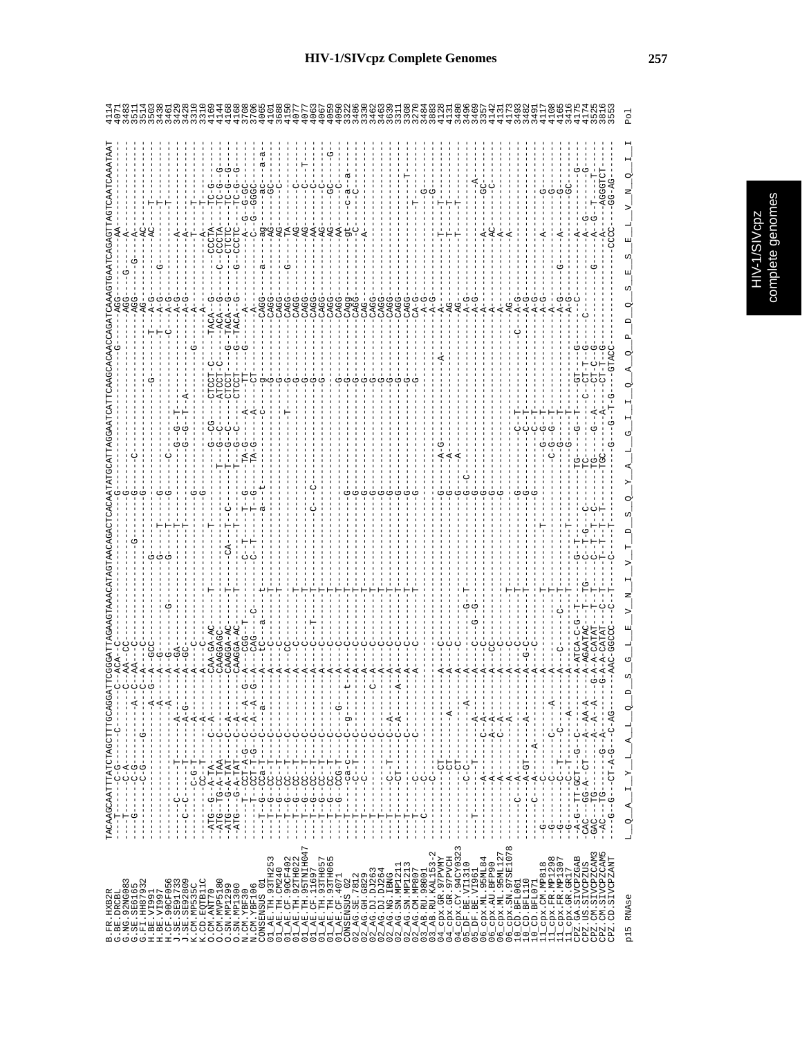```
B.FR.HXB2R            TACAAGCAATTTATCTAGCTTTGCAGGATTCGGGATTAGAAGTAAACATAGTAACAGACTCACAATATGCATTAGGAATCATTCAAGCACAACCAGATCAAAGTGAATCAGAGTTAGTCAATCAAATAAT  4114
B.BE.DRCBL            ---T------C-G-----C---------C--ACA--C--------------------------------G----------------------------G------AGG-----G----AA----------  4071
G.NG.92NG083          ---T------C-A----------------C--AA---CC------------------G--------G------C------------------------------AGG----G----A-----------  3483
G.SE.SE6165           ---G------C-G--------------A--C--AA---C--------------------------G-------------------------------------AGG-----------A-----------  3511
G.FI.HH87932          ----------C-G------G--------C--A---C-----------------------------G--------------------------------------AG--------------AC----------  3514
H.BE.VI991            ---------------------A-G--A--GCC----------------G-------------G--------------G-------------T----A-G--------------AC----T-----  3503
H.BE.VI997            -----------------------A---A--G------------------G-------T-------G------------------------------T----A-G-------G-------------T-----  3438
H.CF.90CF056          -------------------------A-----A-G--------G----------G-------T------G------C--------------------C----A-G----------------------------  3461
J.SE.SE91733          ----C-------T-------A------A--GA--------------------------------G-G-T-----------------------A-G--------A-----------  3429
J.SE.SE92809          ----C-C-----T-------A-G------A--GC----------------------------------G-G-T-A---------------------A-G--------A-----------  3428
K.CM.MP535C           ------------C-G-T---A--------A-----------------------G------------------------------G-------A--------------T------T-----  3310
K.CD.EQTB11C          ------------CC--T---A--------A---C-------------------G--------------------------------------A-------------------T-----  3310
O.CM.ANT70            -ATG--G--A-TA----C--A-------CAA-GA-AC-----T-------------T-------G-CG---CTCCT-C----TACA--G-------CCCTA----TC-G-----  4169
O.CM.MVP5180          -ATG--TG-A-TAA---C----------CAAGGAGC----------------T----------T---G--C---ATCCT-C----ACA---G----C--CCCTA----TC-G---G-  4144
O.SN.MP1299           -ATG---G-A-TAT---C--A-------CAAGGA-AC----T---------CA--T--C----T---G--C----CTCCT------G-TACA--G------CTCTC----TC-G---G-  4168
O.SN.MP1300           -ATG---G-A-TAT---C--A-------CAAGGA-AC----T---------------T----T---G--C----CTCCT------G-TACA--G-----G-CCCTC----TC-G---G-  4168
N.CM.YBF30            -----T---CCT-A-G--C--A--A--G--A---CGG--T-------C-T-----T--G------TA-G-----A-----TT-------G-------A---------A--G--G-GC----  3708
N.CM.YBF106           -----T---CCT-T-G--C--A--A--G--A---CAG----C-----C-T-----T--G------TA-G-----A-----CT----------------A------------C--G--GGC---  3706
CONSENSUS_01          -----T-G---CCa-T----C--------a----tc----a-----t-------------a--t--------------c-------g--------------a------ag-----ac----a-a-  4065
01_AE.TH.93TH253      -----T-G---CC--T----C--------A-----C---------T-----------------------------------------G-----CAGG------------AG-----GC-------  4101
01_AE.TH.CM240        -----T-G---CC--T----C--------A----CC-------------T-------------------------------------G-----CAGG------------AG------C-------  3680
01_AE.CF.90CF402      -----T-G---CC--T----C--------A-----C---------T----------------------T-------------------G-----CAGG------G-----TA-------------  4150
01_AE.TH.92TH022      -----T-G---CC--T----C--------A-----C---------T-------------------------------------------G-----CAGG------------AG------C-------  4077
01_AE.TH.95TNIH047    -----T-G---CC--T----C--------A-----C---------T-------------------------------------------G-----CAGG------------AG------C----T--  4077
01_AE.CF.11697        -----T-G---CC--T----C--------A-----C----T----T-----------C--C-----------------------------G-----CAGG------------AA------C-------  4063
01_AE.TH.93TH057      -----T-G---CC--T----C--------A-----C---------T-------------------------------------------G-----CAGG------------AG------C-------  4067
01_AE.TH.93TH065      -----T-G---CC--T----C-----G--A-----C---------T-------------------------------------------G-----CAGG------------AG-----GC-----G-  4059
01_AE.CF.4071         -----T-G---CCG-T----C--------A-----C---------T-------------------------------------------G-----CAGG------------AA------C-------  4050
CONSENSUS_02          -----T-----ca-c----c--g--t--a-----c---------t---------g-------------------g-----cAGG-----------gt-----c-a---a-  3322
02_AG.SE.7812         -----T-----C-T----C--------A-----C---------T---------G-------------------G-----CAGG-------------C-----C-------  3486
02_AG.GH.G829         -----T-----C------C--------A-----C---------T---------G-------------------G-----CAG--------------A-------------  3330
02_AG.DJ.DJ263        -----T-----------C-----C--A-----C---------T---------G-------------------G-----CAGG-------------------------  3462
02_AG.DJ.DJ264        -----T-----------C--A--------A-----C---------T---------G-------------------G-----CAGG-------------------------  3463
02_AG.NG.IBNG         -----T-----C-T----C--A--------A-----C---------T---------G-------------------G-----CAGG-------------------------  3639
02_AG.SN.MP1211       -----T-----CT-----C--A-----A--A-----C---------T---------G-------------------G-----CAGG-------------------------  3311
02_AG.SN.MP1213       -----T------------C--------A-----C---------T---------G-------------------G-----CAGG-------------------T-----  3308
02_AG.SN.MP807        -----T-----C------C--------A-----C---------T---------G-------------------G-----CAGG----------A-------------  3270
03_AB.RU.98001        -----C-----C----------------------------------------------------------------------A-G-----------T-----G-------  3484
03_AB.RU.KAL153-2     -------------------------------------------------------------------------------A-G------------------G-------  3883
04_cpx.GR.97PVMY      ----------CT--------------A------C-----------------G-----A-G---------------A----A-------------T-----T-------  4128
04_cpx.GR.97PVCH      ----------CT-------A--------A------C-----------------G------A---------------------AG------------T-----T-------  4131
04_cpx.CY.94CY032     ----------CT----------------A------C-----------------G------A----------------------AG------------T-----T-------  3480
05_DF.BE.VI1310       ----------C-C-------A-----A------C-------G--T-------G--C--------------------------A-G---------------------------  3496
05_DF.BE.VI961        --T-------T-------A---------A------C--G-G-----------G-----------------------------A-G-------------------A-------  3469
06_cpx.ML.95ML84      ----------A------C--A-------A------C-----------------G-------------------------------A--------------A------GC-------  3357
06_cpx.AU.BFP90       ----------A------A--A-------A-----CC-----------------G-------------------------------A--------------AC------C-------  4142
06_cpx.ML.95ML127     ----------A------C--A-------A------C-----------------G-------------------------------A--------------A--------------  4131
06_cpx.SN.97SE1078    ----------A------------A----A------C-----T-----------G-------------------------------AG-------------A--------------  4173
10_CD.BFL061          --------C--A---------------A------C-----T-------G---------C-T------C----A-G---------------------------------  3493
10_CD.BFL110          ------------A-GT------A-----A----G-C----T-------G---------C-T-----------A-G---------------------------------  3482
10_CD.BFL071          ----------C--A-----A--------A------C-------------------------C-T-----------A-G---------------------------------  3491
11_cpx.CM.MP818       --G-------C--------------A-----------T----------------G-G-G-T----------A-G--------A----------G-------  4117
11_cpx.FR.MP1298      --G-------------C-----A---A-------------------T-------C-G-G-T----------A-G-----------------G-------  4108
11_cpx.FR.MP1307      --G-------C--T-----C--------A-----C----C-------------G-------T----------A-G------G-------A------G-------  4165
11_cpx.GR.GR17        --G-------C--T------A-------A------C----T------T-----------T-------------A-G-------------------GC-------  3416
CPZ.GA.SIVCPZGAB      -A-G--TT-GCT--G--C----A-ATCA-C-G--T---G--T---TG----G--T---GT------G------------A-------------G-----  4175
CPZ.US.SIVCPZUS       -CAC--GG-A--CT---A--AA-A--A-AGAATAC--T-TG-C--T-G--C---TC-------C--CT-T-G---C--------------A-G-----G-----  4174
CPZ.CM.SIVCPZCAM3     GAC---TG---------A--A-A--G-A-A-CATAT--T-T--C--T-T--C---TG----G-A---CT-C-G-------------G---A-G--T---T---  3525
CPZ.CM.SIVCPZCAM5     -AC---TG-----G--A-----G-A-A-CATAT--C-T--T-T--T-----TGC-------A---CT-T-G-----------------A-----AGGGTCT---  3816
CPZ.CD.SIVCPZANT      --G--G-----CT-A-G--C-AG-----AAC-GGCCC--C-T---C--T-----------G---G-T-G---GTACC--------------CCCC------GG-AG----  3553

p15 RNAse              L__Q__A__I__Y__L__A__L__Q__D__S__G__L__E__V__N__I__V__T__D__S__Q__Y__A__L__G__I__I__Q__A__Q__P__D__Q__S__E__S__E__L__V__N__Q__I__I   Pol
```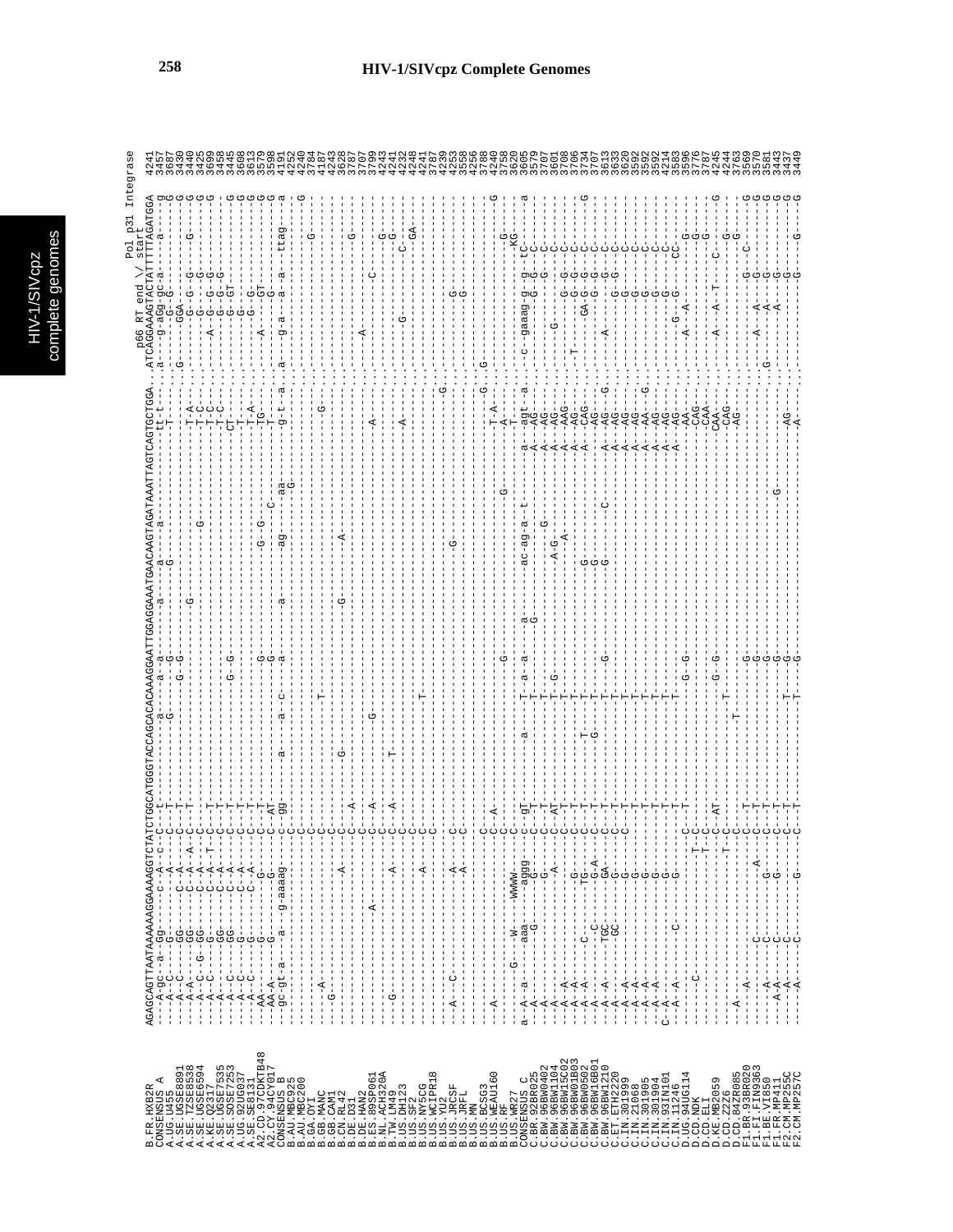p66 RT end \/ start

Pol p31 Integrase

```
B.FR.HXB2R       AGAGCAGTTAATAAAAAAGGAAAAGGTCTATCTGGCATGGGTACCAGCACACAAAGGAATTGGAGGAAATGAACAAGTAGATAAATTAGTCAGTGCTGGA.ATCAGGAAAGTACTATTTTTAGATGGA  4241
```

| Sequence | Position |
|---|---|
| B.FR.HXB2R | 4241 |
| CONSENSUS_A | 3457 |
| A.UG.U455 | 3687 |
| A.SE.UGSE8891 | 3430 |
| A.SE.TZSE8538 | 3440 |
| A.SE.UGSE6594 | 3425 |
| A.KE.Q2317 | 3699 |
| A.SE.UGSE7535 | 3458 |
| A.SE.SOSE7253 | 3445 |
| A.UG.92UG037 | 3608 |
| A.SE.SE8131 | 3613 |
| A2.CD.97CDKTB48 | 3579 |
| A2.CY.94CY017 | 3598 |
| CONSENSUS_B | 4191 |
| B.AU.MBC925 | 4252 |
| B.AU.MBC200 | 4240 |
| B.GA.OYI | 3784 |
| B.GB.MANC | 4187 |
| B.GB.CAM1 | 4243 |
| B.CN.RL42 | 3628 |
| B.DE.D31 | 3787 |
| B.DE.HAN2 | 3707 |
| B.ES.89SP061 | 3799 |
| B.NL.ACH320A | 4243 |
| B.TW.LM49 | 4241 |
| B.US.DH123 | 4232 |
| B.US.SF2 | 4248 |
| B.US.NY5CG | 4241 |
| B.US.WCIPR18 | 3787 |
| B.US.YU2 | 4239 |
| B.US.JRCSF | 4253 |
| B.US.JRFL | 3558 |
| B.US.MN | 4256 |
| B.US.BCSG3 | 3788 |
| B.US.WEAU160 | 4240 |
| B.US.RF | 3758 |
| B.US.WR27 | 3620 |
| CONSENSUS_C | 3605 |
| C.BR.92BR025 | 3579 |
| C.BW.96BW0402 | 3707 |
| C.BW.96BW1104 | 3601 |
| C.BW.96BW15C02 | 3708 |
| C.BW.96BW01B03 | 3706 |
| C.BW.96BW0502 | 3734 |
| C.BW.96BW16B01 | 3707 |
| C.BW.96BW1210 | 3613 |
| C.ET.ETH2220 | 3633 |
| C.IN.301999 | 3620 |
| C.IN.21068 | 3592 |
| C.IN.301905 | 3592 |
| C.IN.301904 | 3592 |
| C.IN.93IN101 | 4214 |
| C.IN.11246 | 3583 |
| D.UG.94UG114 | 3596 |
| D.CD.NDK | 3776 |
| D.CD.ELI | 3787 |
| D.KE.MB2059 | 4245 |
| D.CD.Z2Z6 | 4244 |
| D.CD.84ZR085 | 3763 |
| F1.BR.93BR020 | 3569 |
| F1.FI.FIN9363 | 3570 |
| F1.BE.VI850 | 3581 |
| F1.FR.MP411 | 3443 |
| F2.CM.MP255C | 3437 |
| F2.CM.MP257C | 3449 |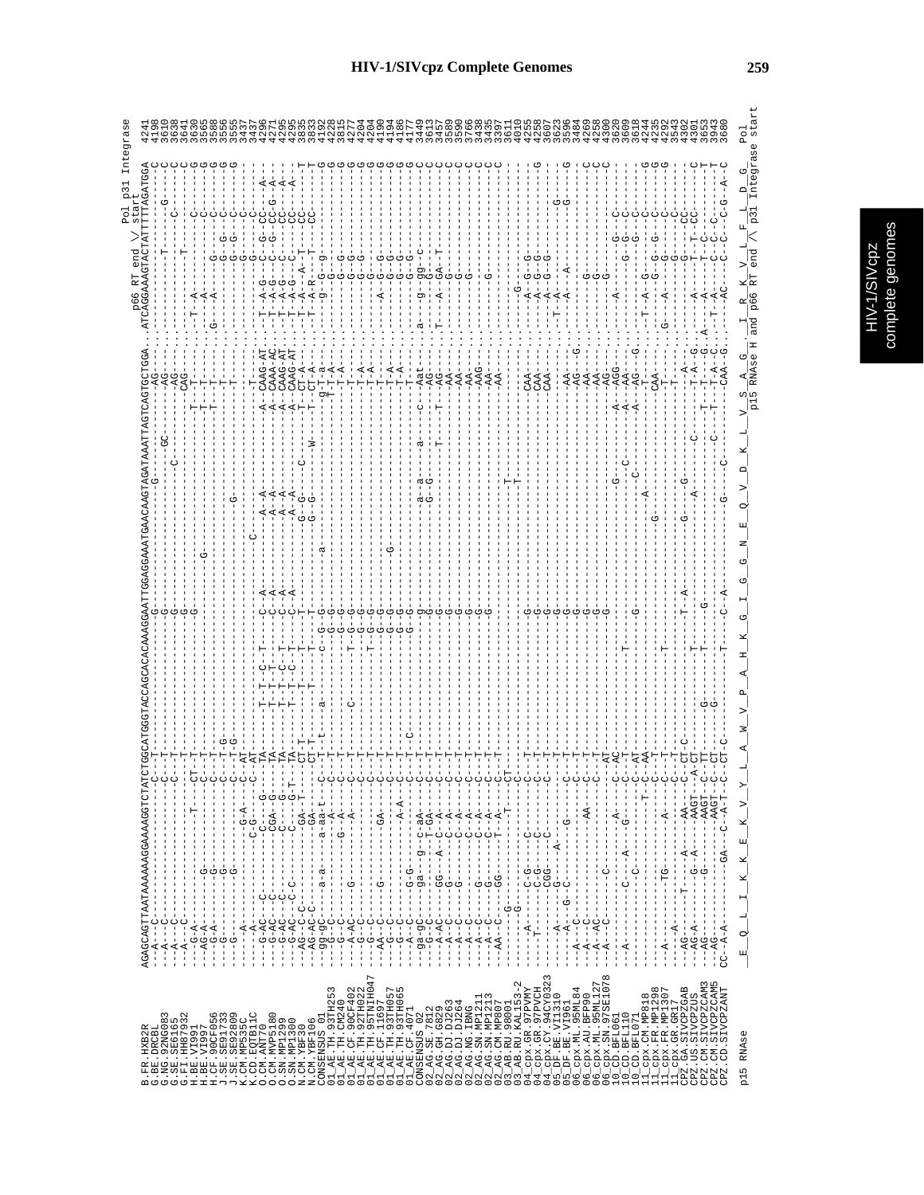```
                         p66 RT end \/ start
                                              Pol p31 Integrase
B.FR.HXB2R         AGAGCAGTTAATAAAAAAGGAAAAGGTCTATCTGGCATGGGTACCAGCACACAAAGGAATTGGAGGAAATGAACAAGTAGATAAATTAGTCAGTGCTGGA..ATCAGGAAAGTACTATTTTTAGATGGA 4241
```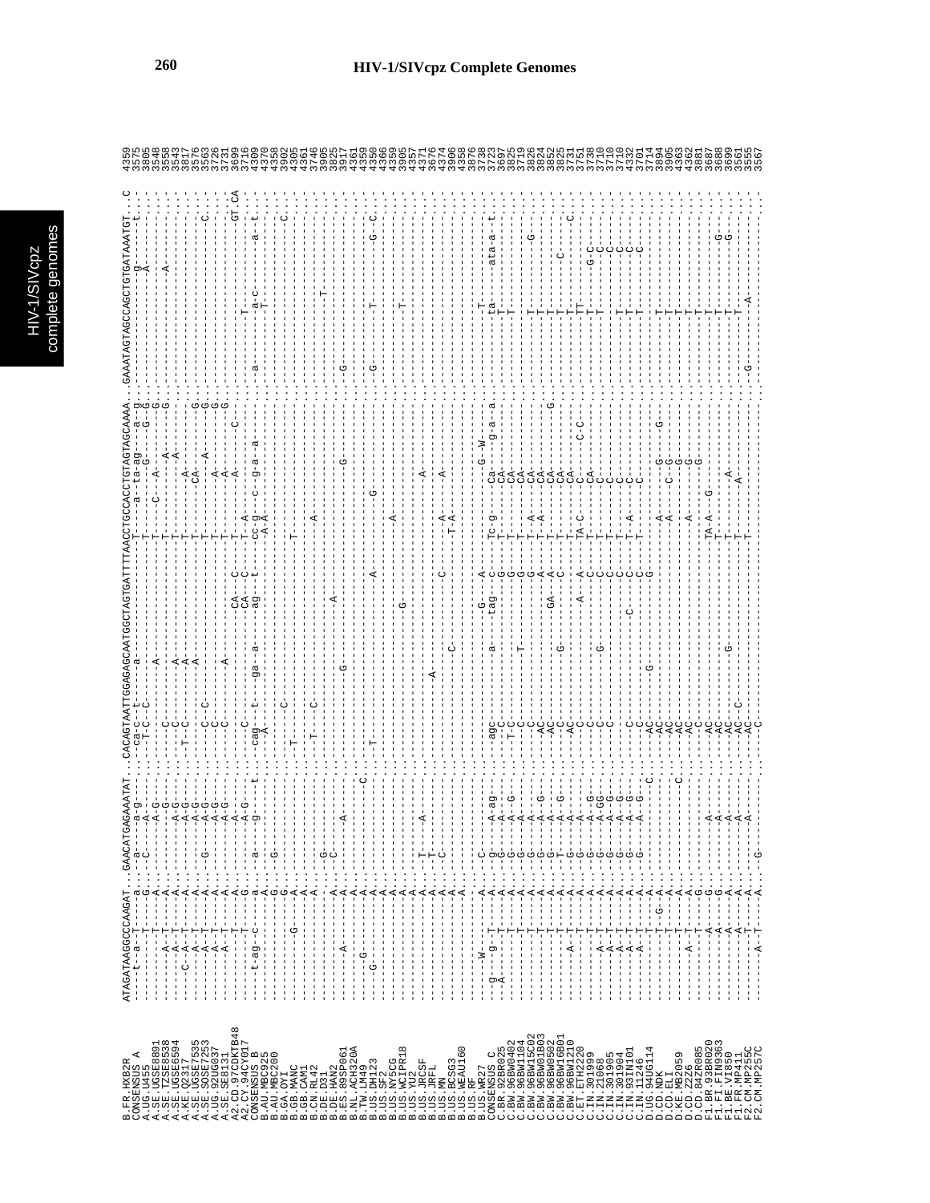```
                         ATAGATAAGGCCCAAGAT..GAACATGAGAAATAT..CACAGTAATTGGAGAGCAATGGCTAGTGATTTTAACCTGCCACCTGTAGTAGCAAAA..GAAATAGTAGCCAGCTGTGATAAATGT..C
B.FR.HXB2R               
CONSENSUS_A              
A.UG.U455                
A.SE.UGSE8891            
A.SE.TZSE8538            
A.SE.UGSE6594            
A.KE.Q2317               
A.SE.UGSE7535            
A.SE.SOSE7253            
A.UG.92UG037             
A.SE.SE8131              
A2.CD.97CDKTB48          
A2.CY.94CY017            
CONSENSUS_B              
B.AU.MBC925              
B.AU.MBC200              
B.GA.OYI                 
B.GB.MANC                
B.GB.CAM1                
B.CN.RL42                
B.DE.D31                 
B.DE.HAN2                
B.ES.89SP061             
B.NL.ACH320A             
B.TW.LM49                
B.US.DH123               
B.US.SF2                 
B.US.NY5CG               
B.US.WCIPR18             
B.US.YU2                 
B.US.JRCSF               
B.US.JRFL                
B.US.MN                  
B.US.BCSG3               
B.US.WEAU160             
B.US.RF                  
B.US.WR27                
CONSENSUS_C              
C.BR.92BR025             
C.BW.96BW0402            
C.BW.96BW1104            
C.BW.96BW15C02           
C.BW.96BW01B03           
C.BW.96BW0502            
C.BW.96BW16B01           
C.BW.96BW1210            
C.ET.ETH2220             
C.IN.301999              
C.IN.21068               
C.IN.301905              
C.IN.301904              
C.IN.93IN101             
C.IN.11246               
D.UG.94UG114             
D.CD.NDK                 
D.CD.ELI                 
D.KE.MB2059              
D.CD.Z2Z6                
D.CD.84ZR085             
F1.BR.93BR020            
F1.FI.FIN9363            
F1.BE.VI850              
F1.FR.MP411              
F2.CM.MP255C             
F2.CM.MP257C             
```

| Sequence | Position |
|---|---|
| B.FR.HXB2R | 4359 |
| CONSENSUS_A | 3575 |
| A.UG.U455 | 3805 |
| A.SE.UGSE8891 | 3548 |
| A.SE.TZSE8538 | 3558 |
| A.SE.UGSE6594 | 3543 |
| A.KE.Q2317 | 3817 |
| A.SE.UGSE7535 | 3576 |
| A.SE.SOSE7253 | 3563 |
| A.UG.92UG037 | 3726 |
| A.SE.SE8131 | 3731 |
| A2.CD.97CDKTB48 | 3699 |
| A2.CY.94CY017 | 3716 |
| CONSENSUS_B | 4309 |
| B.AU.MBC925 | 4370 |
| B.AU.MBC200 | 4358 |
| B.GA.OYI | 3902 |
| B.GB.MANC | 4305 |
| B.GB.CAM1 | 4361 |
| B.CN.RL42 | 3746 |
| B.DE.D31 | 3905 |
| B.DE.HAN2 | 3825 |
| B.ES.89SP061 | 3917 |
| B.NL.ACH320A | 4361 |
| B.TW.LM49 | 4359 |
| B.US.DH123 | 4350 |
| B.US.SF2 | 4366 |
| B.US.NY5CG | 4359 |
| B.US.WCIPR18 | 3905 |
| B.US.YU2 | 4357 |
| B.US.JRCSF | 4371 |
| B.US.JRFL | 3676 |
| B.US.MN | 4374 |
| B.US.BCSG3 | 3906 |
| B.US.WEAU160 | 4358 |
| B.US.RF | 3876 |
| B.US.WR27 | 3728 |
| CONSENSUS_C | 3723 |
| C.BR.92BR025 | 3697 |
| C.BW.96BW0402 | 3825 |
| C.BW.96BW1104 | 3719 |
| C.BW.96BW15C02 | 3826 |
| C.BW.96BW01B03 | 3824 |
| C.BW.96BW0502 | 3852 |
| C.BW.96BW16B01 | 3825 |
| C.BW.96BW1210 | 3731 |
| C.ET.ETH2220 | 3751 |
| C.IN.301999 | 3738 |
| C.IN.21068 | 3710 |
| C.IN.301905 | 3710 |
| C.IN.301904 | 3710 |
| C.IN.93IN101 | 4332 |
| C.IN.11246 | 3701 |
| D.UG.94UG114 | 3714 |
| D.CD.NDK | 3894 |
| D.CD.ELI | 3905 |
| D.KE.MB2059 | 4363 |
| D.CD.Z2Z6 | 4362 |
| D.CD.84ZR085 | 3881 |
| F1.BR.93BR020 | 3687 |
| F1.FI.FIN9363 | 3688 |
| F1.BE.VI850 | 3699 |
| F1.FR.MP411 | 3561 |
| F2.CM.MP255C | 3555 |
| F2.CM.MP257C | 3567 |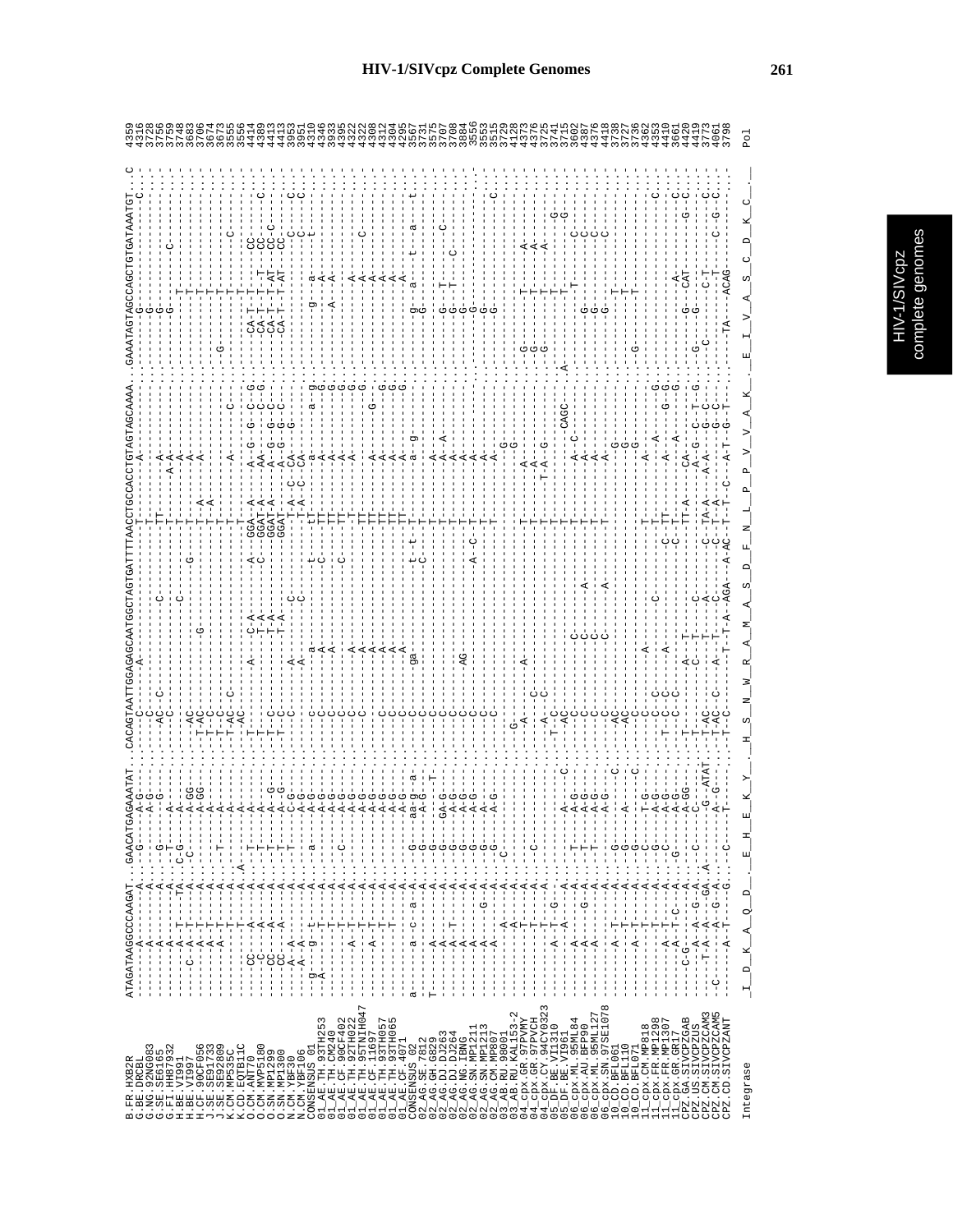```
B.FR.HXB2R              ATAGATAAGGCCCAAGAT..GAACATGAGAAATAT..CACAGTAATTGGAGAGCAATGGCTAGTGATTTTAACCTGCCACCTGTAGTAGCAAAA..GAAATAGTAGCCAGCTGTGATAAATGT..C  4359
G.BE.DRCBL              -------A-------A..--G-------A-G---..------C------A-------------------------T---------------A-----------..-------G----------------------C-.  4316
G.NG.92NG083            -------A-------A..------------G---..-----C--C--------------C-----------------------------------------..-------G-------------------------.  3728
G.SE.SE6165             -------A-------A..-G-------A------..----AC--C-------------------------------TT------------------------..-------G-------------------------.  3756
G.FI.HH87932            -------A-------A..--T-----A-------..-----C-------------------------------------T------A-A-------------..-------G-----------C-------------.  3759
H.BE.VI991              -------A--T---TA..C-G-----A-------..---------------------------C-------------T------------------------..-------------T-----------------.  3748
H.BE.VI997              -----C--A--T--A..-C-----A-GG------..--AC-----------------------------------T------A-------------------..-------------T-----------------.  3683
H.CF.90CF056            -------A--T---A..-------A-GG------..-T-AC--------------G------------G------T------A-------------------..-------------T-----------------.  3706
J.SE.SE91733            -------A--T---A..---T---A---------..-T--C----------------------------------T-A----------------------..-------------T-----------------.  3674
J.SE.SE92809            -------A--T---A..-----------A-----..-T--C----------------------------------T-A----------------------..---G---------T-----------------.  3673
K.CM.MP535C             -------A--T---A..--------A--------..-T-AC-C--------------------------------T------A-------C---------..-------------T-----------C-----.  3555
K.CD.EQTB11C            -------T--T---A..A-------A--------..-T-AC-------------------------------------------------------------..-------------T-----------------.  3556
O.CM.ANT70              ------CC---A---A..--T-----A-------..-T------------A--C-A------A--GGA-A----A--G--G--C--G..--CA-T--T-----CC-----.  4414
O.CM.MVP5180            -------C---A---A..--T-----A-------..-T---------------T-A------C--GGAT-A----AA--------C--G..--CA-T--T--T--CC----C.  4389
O.SN.MP1299             ------CC---A---A..--T-----A--G----..-T--C------------T-A-------------GGAT-A----A--G--G-C--..--CA-T--T-AT--CC-C---.  4413
O.SN.MP1300             ------CC---A---A..--T-----A--G----..-T--C------------T-A-------------GGAT------A--G--G-C--..--CA-T--T-AT--CC-----.  4413
N.CM.YBF30              ----A--A-------A..--T-----C-G-----..-------C-------A-------C------------T-A--C--CA----G----..----------T-------C------C.  3953
N.CM.YBF106             ----A--A-------A..--------C-G-----..-------C-------A-------C------------T-A--C--CA----G----..----------T-------C------C.  3951
CONSENSUS_01            --g---g--t-----A..--a-----A-G-----..-------c-------a----------t------t---a---------a--g..--------g---a-------t----.  4310
01_AE.TH.93TH253        -A------T-------A..--T-----A-G-----..-T-----C-------A-----------C-------TT------A-----------G..--------------A--------------.  4348
01_AE.TH.CM240          -------T-------A..--------A-G-----..-T-----C-------A--------------------TT------A-----------G..---------A----A--------------.  3935
01_AE.CF.90CF402        -------T-------A..--C-----A-G-----..-------C--------------------C-------TT------A-----------G..-------------------------------.  4395
01_AE.TH.92TH022        ----A--T-------A..--------A-G-----..-------C-------A--------------------TT------A-----------G..-------------A--------------.  4322
01_AE.TH.95TNIH047      -------T-------A..--------A-G-----..-------C-------A--------------------TT------------------G..-------------A-----C--------.  4322
01_AE.CF.11697          -------T-------A..--------A-G-----..-------------------A----------------TT------A--------G---..-------------A--------------.  4308
01_AE.TH.93TH057        -------T-------A..--------A-G-----..-------C-------A--------------------TT------A-----------G..-------------A--------------.  4312
01_AE.TH.93TH065        -------T-------A..--------A-G-----..-------C-------A--------------------TT------A-----------G..-------------A--------------.  4304
01_AE.CF.4071           ----------------A..--------A-G-----..-------C-------A--------------------TT------A-----------G..-------------A--------------.  4295
CONSENSUS_02            a------a--c--a-A..-g-----aa-g----a..-------c-------ga-----------t--t------t------a--g------..-------g-----a----t---a----t.  3567
02_AG.SE.7812           T------A---------A..-G-----A-G----T-..-------C---------------------C------T-----------------..-------G-----------------------.  3731
02_AG.GH.6829           -------A---------A..-G-----GA-G----..-------C-------------------------------T------A-A---------..-------G--T---------C--------.  3575
02_AG.DJ.DJ263          -------A--T------A..-G-----A-G-----..-------C-------------------------------T------A-----------..-------G--T------C-----------.  3707
02_AG.DJ.DJ264          -------A---------A..-G-----A-G-----..-------C-------------------------------T------A-----------..-------G-----------------------.  3708
02_AG.NG.IBNG           -------A---------A..-G-----A-G-----..-------C--------AG------------A--C----T------A-----------..-------G-----------------------.  3884
02_AG.SN.MP1211         -------A-----G---A..-G-----A-G-----..-------C-------------------------------T------A-----------..-------G-----------------------.  3556
02_AG.SN.MP1213         -------A---------A..-G-----A-------..-------C-------------------------------T------A-----------..-------G-----------------------.  3553
02_AG.CM.MP807          -------A---------A..-G-----A-G-----..-------C-------------------------------T-------------------..-------G------------------C---.  3515
03_AB.RU.98001          ------------A----A..-C-----------..---------------------------------------------------------G-..-------------------------------.  3729
03_AB.RU.KAL153-2       ------------A----A..-----------------..-G-----------------------------------------------------..-------------------------------.  4128
04_cpx.GR.97PVMY        -------T---------A..---------------..--A--------A------------------------T------A------------..-G-----T--------A-----------.  4373
04_cpx.GR.97PVCH        -------T---------A..--C------------..-------C--------------------------T------A------------..-G-----T--------A-----------.  4376
04_cpx.CY.94CY032       -------T---------A..---------------..--A---C------------------------------T--T-A--G-----------..-G-----T--------A-----------.  3725
05_DF.BE.VI1310         -----A--T--G-----A..---------------..-T--C-----------------------------------------------------..-------------T-----------G---.  3741
05_DF.BE.VI961          -----A----A------A..-----A-----C-..-----AC---------------------------------T---------CAGC-..-A-----------T-----------G---.  3715
06_cpx.ML.95ML84        -------A---------A..-T-----A-G-----..-------C-------C-------------------T------A--C---------..--------------T-----------C---.  3602
06_cpx.AU.BFP90         -------A-----G---A..-T-----A-G-----..-------C-------C-------A-----------T------A-----------..-------G-------------------C---.  4387
06_cpx.ML.95ML127       -------A---------A..-T-----A-G-----..-------C-------C-----------------------T------A-----------..-------G-------------------C---.  4376
06_cpx.SN.97SE1078      -------A---------A..---------A-G-----..-------C-------C-------A-----------T------A-----------..-------G-------------------C---.  4418
10_CD.BFL061            -------A--T------A..-G-------------..-------AC------------------------------------G----------..-------------T---------------.  3738
10_CD.BFL110            -------A--T------A..-G-----A-------C..-------AC------------------------------------G----------..-------------T---------------.  3727
10_CD.BFL071            -------A--T------A..-G-----A-------..-------C------------------------------------------G----------..---------G---------------------.  3736
11_cpx.CM.MP818         -------A--T------A..-C-----T-G-----..-------C-------A---------------------T------A--A-----------..-------------------------------.  4362
11_cpx.FR.MP1298        -------A-------T-A..-G-----A-G-----..--T-C-C-------------------C-----------T------A-----------G..-------------------------C---.  4353
11_cpx.FR.MP1307        -------A---T-----A..-G-----A-G-----..--T-C-C-------A-------------------C-TT------A---------G---..-------------------------------.  4410
11_cpx.GR.GR17          -------A--T--C---A..G------A-G-----..--T-C-C---------------------------C-T------A--A----------G..-------------A-----------C---.  3661
CPZ.GA.SIVCPZGAB        ----C-G---A------A..-------A-GG----..-T-----A---T------------------TT-A------CA-----------..-G-----G--CAT-----------G-C---.  4420
CPZ.US.SIVCPZUS         ------A-A--G-A--A..-C-----C-------..-------C--T---------C--------------A-G---C-T-G..-------G--CAT-------------------.  4419
CPZ.CM.SIVCPZCAM3       ---T-A--A--A-GA..A-------G--ATAT..-T-AC---------A-----------C-TA-A----A-A---G-C-..--C-------C-T---------C---.  3773
CPZ.CM.SIVCPZCAM5       -C-------A--G--A..-------A-G------..-T-AC-C----A-T---C--------C-T-A------G-C-..--------C-T-----------C-G-C---.  4061
CPZ.CD.SIVCPZANT        -------A--T---G..-C-----T--------..-T-C------A--T-A--AGA--A-AC--T-T--C-A-T--G-T..---TA----ACAG----------------.  3798

Integrase               I  D  K  A  Q  D    E  H  E  K  Y    H  S  N  W  R  A  M  A  S  D  F  N  L  P  P  V  A  K    E  I  V  A  S  C  D  K  C        Pol
```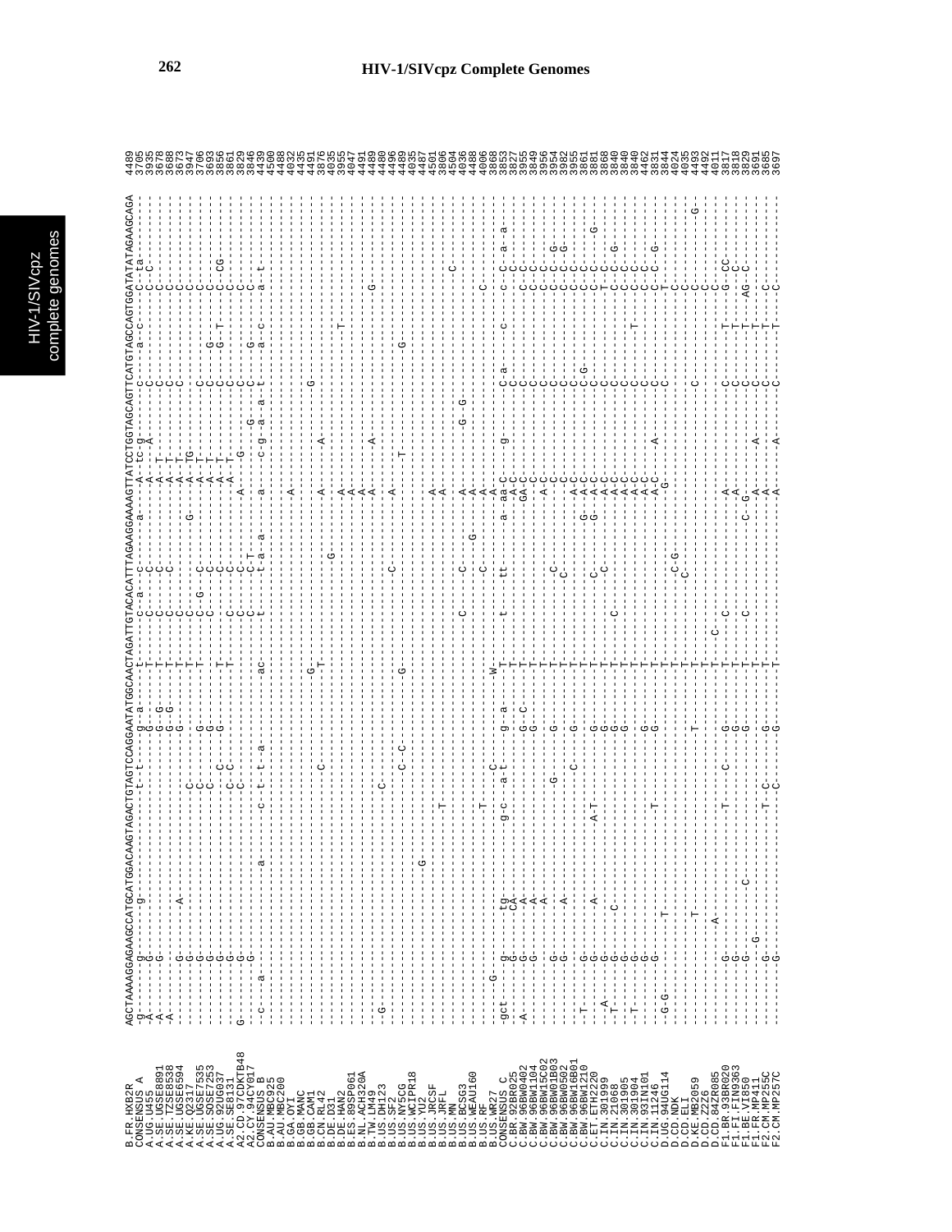# HIV-1/SIVcpz Complete Genomes

```
B.FR.HXB2R          AGCTAAAAGGAGAAGCCATGCATGGACAAGTAGACTGTAGTCCAGGAATATGGCAACTAGATTGTACACATTTAGAAGGAAAAGTTATCCTGGTAGCAGTTCATGTAGCCAGTGGATATATAGAAGCAGA  4489
CONSENSUS_A         -g------g-------g------------------------t--t------g--a-----t-----c--a---c-------a----A--tc-g-------c-----a--c-----C--ta---------  3705
A.UG.U455           -A------G---------------------------------------------G------T-----C-----C------------A----A-------------------------C--C---------  3935
A.SE.UGSE8891       -A------G------------------------------------------G--G------T-----C-----C------------A----T-------------------------C------------  3678
A.SE.TZSE8538       -A-----------------------------------------------------G-G---T-----C-----C------------A----T-------------------------C------------  3688
A.SE.UGSE6594       --------G-------A--------------------------------------G-----T-----C------------------A----T-------------------------C------------  3673
A.KE.Q2317          --------G-------------------------------C--------------------T-----C----------------G-A----TG-------------------------C------------  3947
A.SE.UGSE7535       --------G-------------------------------C--------------------T-----C--G--C------------A----T--------C-----------------C------------  3706
A.SE.SOSE7253       --------G-------------------------------C-------------G------T-----C-----C------------A----T--------C-----G-----------C------------  3693
A.UG.92UG037        --------G-------------------------------C--C----------G------T-----C-----C------------A----T--------C-----G--T--------C--CG--------  3856
A.SE.SE8131         --------G-------------------------------C--C---------G------T-----C-----C------------A----T--------C--------------------C------------  3861
A2.CD.97CDKTB48     G-------G-------------------------------C--------------------T-----C-----C------------A-----G--------C------------------C------------  3829
A2.CY.94CY017       --------G------------------------------------------------C-------C-T----------------------G-------C-----G-----------C------------  3846
CONSENSUS_B         --c---a------------------a--------c--t--t--a-------ac-----t-----t-a--a------a------c-g--a--a--t-----a--c------a---t--------  4439
B.AU.MBC925         ---------------------------------------------------------------------------------------------------------------------------------  4500
B.AU.MBC200         -------------------------------------------------------------------------------------------------------------------------------  4488
B.GA.OYI            -------------------------------------------------------------------------------A---------------------------------------------  4032
B.GB.MANC           -----------------------------------------------------------------------------------------------------------------------------  4435
B.GB.CAM1           ------------------------------------------------------G---------------------------------------------------------------  4491
B.CN.RL42           ---------------------------------C--------------------T------------------------------------G--------------------------  3876
B.DE.D31            ----------------------------------------------------------------------------A--------------A--------------------------  4035
B.DE.HAN2           ---------------------------------------------------------------G------------------------------------------------------  3955
B.ES.89SP061        --------------------------------------------------------------------------A---------------------------------T-------  4047
B.NL.ACH320A        --------------------------------------------------------------------------A--------------------------------------------  4491
B.TW.LM49           ------------------------------------------------------------------------A----------------------------------------------  4489
B.US.DH123          --G------------------------C----------------------------------------------A-------A------------------------------G-----  4480
B.US.SF2            -----------------------------------------------------------------------------------------------------------------------  4496
B.US.NY5CG          ------------------------------------------C---------------------C-------A----------------------------------------------  4499
B.US.WCIPR18        --------------------------C--C------------G----------------------------------T-----------G------------------------------  4035
B.US.YU2            ---------------G------------------------------------------------------------------------------------------------------  4487
B.US.JRCSF          -----------------------------T--------------------------------------------A-------------------------------------------  4501
B.US.JRFL           --------------------------------------------------------------------------A------------------------------------------  3806
B.US.MN             --------------------------------------------------------------------------------------------------------------C-------  4504
B.US.BCSG3          ----------------------------------------------------------C-----C---------A-----G--G------------------------------  4036
B.US.WEAU160        -----------------------------------------------------------------G--------A------------------------------------------  4488
B.US.RF             -------------------------------------------------------------C-----------A-------------------------------------C-----  4006
B.US.WR27           -----G--------------T------C--------------W-------------------------------A------------------------------------------  3868
CONSENSUS_C         -gct---g------tg-------g-c--a-t------g--a---T----t----tt------a--aa-C-----g-----C-a-----c--------c--C--a--a-------  3853
C.BR.92BR025        --------G-----CA----------------------------T-------------------------A-C-----------C--------------------C---------  3827
C.BW.96BW0402       -A------G-----A-----------------------------G--C----T------------------GA-C-----------C--------------------C-C--------  3955
C.BW.96BW1104       --------G-----A---------------------------G-------T------------------A-C-----------C--------------------C-C--------  3849
C.BW.96BW15C02      --------G-----A---------------------------G-------T--------------------C------------C--------------------C-C--------  3956
C.BW.96BW01B03      --------G-----------G----------------------G------T----------------C----A-C-----------C--------------------C-C--G---  3954
C.BW.96BW0502       --------G-----A------------------------------------T-------------C-----C-----------C--------------------C-C--G-----  3982
C.BW.96BW16B01      --------G---------------C---------------G------T-----------------------A-C-----------C--------------------C-C-------  3955
C.BW.96BW1210       --------G---------------------------------------------------G-----A-C-----------C-G------------------C-C-------G--  3861
C.ET.ETH2220        --T-----G-----A------A-T---------------G------T--------C-----G----A-C-----------C-------------------C-C-----------  3881
C.IN.301999         --A-----G---------------------------------G-------T--------------------A-C-----------C--------------------T-C-----  3868
C.IN.21068          --T-----G-----C-----------------------G-------T------C---------------A-C-----------C--------------------C-C--G----  3840
C.IN.301905         --------G-----------------------------G-------T------------------------A-C-----------C--------------------C-C------  3840
C.IN.301904         --T-----G---------------------------------------T---------------------A-C-----------C--------------------C-C------  3840
C.IN.93IN101        --------G---------------------------------G------T------------------------A-C-----------C------T-------------C-C------  4462
C.IN.11246          --------G-----------T---------------------G------T--------------------A-C-------A---C--------------------C-C--G----  3831
D.UG.94UG114        --G-G---------T----------------------------------T---------------------G------------C--------------------T---------  3844
D.CD.NDK            ------------------------------------------------T--------C-G------------------------------------------C-----------  4024
D.CD.ELI            ------------------------------------------------T--------C-----------------------------------------C------------  4035
D.KE.MB2059         ---------T-------------------------T-------T-------------------------------------------C----------C-------G--  4493
D.CD.Z2Z6           --------------------------------------------------T--------------------------------------------------C------------  4492
D.CD.84ZR085        --------A-----------------------------------------T--C------------------------------------------------C------------  4011
F1.BR.93BR020       --------G-----------------T-----C-----G------T--C-------------A---------------------C-------T-------G-CC----------  3817
F1.FI.FIN9363       --------G-----------------------------G------T-----------------A---------------------C-------T-------C-------------  3818
F1.BE.VI850         --------G-------C--------------------G------T------C---------C-G-----------------------C-------T------AG-C-----------  3829
F1.FR.MP411         ------G-----------------------------------------------T-------------------A------A----------C-------T--------------  3691
F2.CM.MP255C        --------G----------------T-C--------G-----------T----------------A-------------------C-------T-------C-----------  3685
F2.CM.MP257C        --------G-----------------T-C--------G-----------T----------------A-----A-------------C-------T-------C-----------  3697
```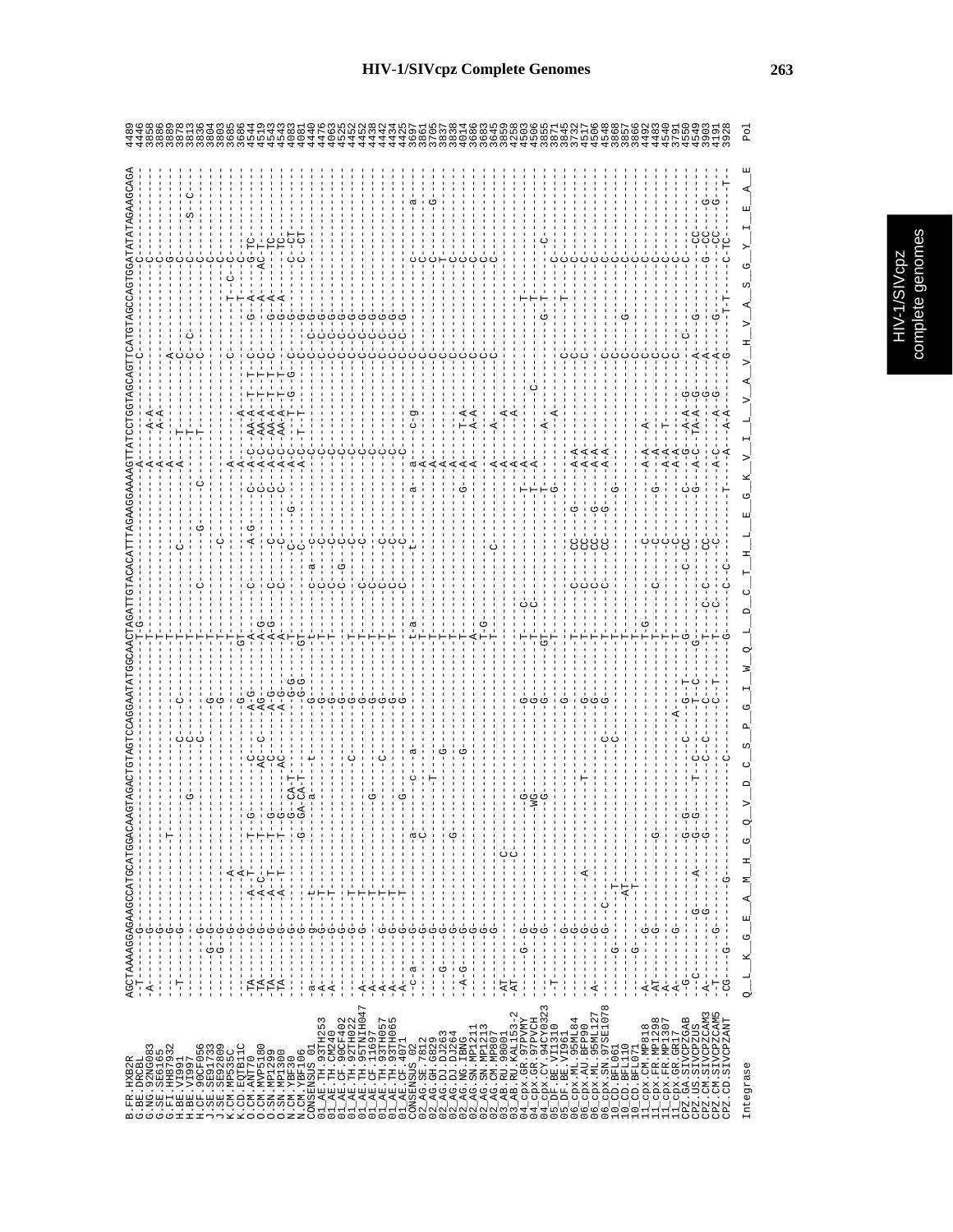# HIV-1/SIVcpz Complete Genomes

```
B.FR.HXB2R           AGCTAAAAGGAGAAGCCATGCATGGACAAGTAGACTGTAGTCCAGGAATATGGCAACTAGATTGTACACATTTAGAAGGAAAAGTTATCCTGGTAGCAGTTCATGTAGCCAGTGGATATATAGAAGCAGA  4489
Integrase            Q__L__K__G__E__A__M__H__G__Q__V__D__C__S__P__G__I__W__Q__L__D__C__T__H__L__E__G__K__V__I__L__V__A__V__H__V__A__S__G__Y__I__E__A__E  Pol
```

| Sequence | Position |
|---|---|
| B.FR.HXB2R | 4489 |
| G.BE.DRCBL | 4446 |
| G.NG.92NG083 | 3858 |
| G.SE.SE6165 | 3886 |
| G.FI.HH87932 | 3889 |
| H.BE.VI991 | 3878 |
| H.BE.VI997 | 3836 |
| H.CF.90CF056 | 3804 |
| J.SE.SE91733 | 3803 |
| J.SE.SE92809 | 3685 |
| K.CM.MP535C | 3686 |
| K.CD.EQTB11C | 4544 |
| O.CM.ANT70 | 4519 |
| O.CM.MVP5180 | 4543 |
| O.SN.MP1299 | 4543 |
| O.SN.MP1300 | 4083 |
| N.CM.YBF30 | 4081 |
| N.CM.YBF106 | 4440 |
| CONSENSUS_01 | 4476 |
| 01_AE.TH.93TH253 | 4063 |
| 01_AE.TH.CM240 | 4525 |
| 01_AE.CF.90CF402 | 4452 |
| 01_AE.TH.92TH022 | 4452 |
| 01_AE.TH.95TNIH047 | 4438 |
| 01_AE.CF.11697 | 4442 |
| 01_AE.TH.93TH057 | 4434 |
| 01_AE.TH.93TH065 | 4425 |
| 01_AE.CF.4071 | 3697 |
| CONSENSUS_02 | 3861 |
| 02_AG.SE.7812 | 3705 |
| 02_AG.GH.G829 | 3837 |
| 02_AG.DJ.DJ263 | 3838 |
| 02_AG.DJ.DJ264 | 4014 |
| 02_AG.NG.IBNG | 3686 |
| 02_AG.SN.MP1211 | 3683 |
| 02_AG.SN.MP1213 | 3645 |
| 02_AG.CM.MP807 | 3859 |
| 03_AB.RU.98001 | 4258 |
| 03_AB.RU.KAL153-2 | 4503 |
| 04_cpx.GR.97PVMY | 4506 |
| 04_cpx.GR.97PVCH | 3855 |
| 04_cpx.CY.94CY0323 | 3871 |
| 05_DF.BE.VI1310 | 3845 |
| 05_DF.BE.VI961 | 3732 |
| 06_cpx.ML.95ML84 | 4517 |
| 06_cpx.AU.BFP90 | 4506 |
| 06_cpx.ML.95ML127 | 4548 |
| 06_cpx.SN.97SE1078 | 3868 |
| 10_CD.BFL061 | 3857 |
| 10_CD.BFL110 | 3866 |
| 10_CD.BFL071 | 4492 |
| 11_cpx.CM.MP818 | 4483 |
| 11_cpx.FR.MP1298 | 4540 |
| 11_cpx.FR.MP1307 | 3791 |
| 11_cpx.GR.GR17 | 4550 |
| CPZ.GA.SIVCPZGAB | 4549 |
| CPZ.US.SIVCPZUS | 3903 |
| CPZ.CM.SIVCPZCAM3 | 4191 |
| CPZ.CM.SIVCPZCAM5 | 3928 |
| CPZ.CD.SIVCPZANT | |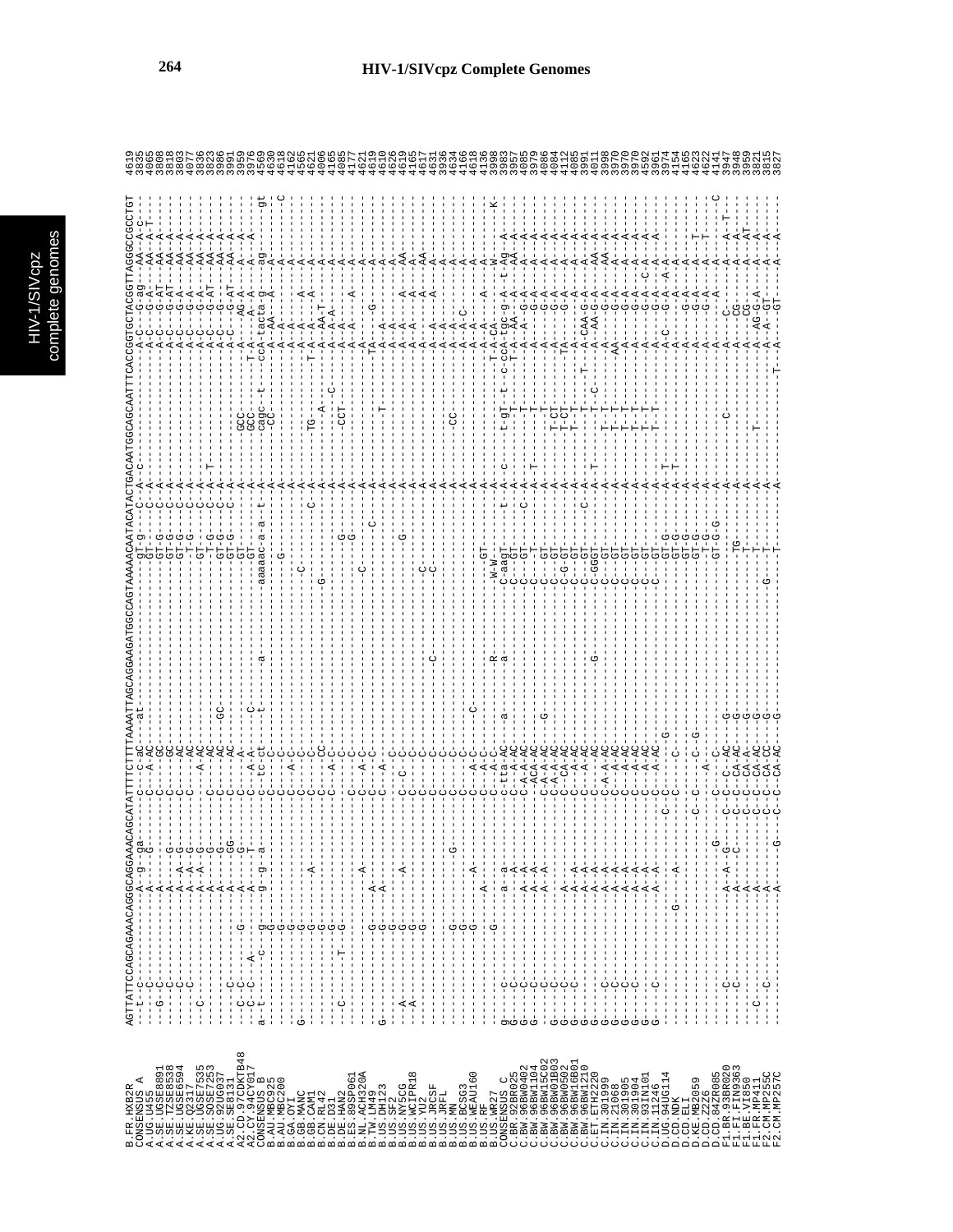```
B.FR.HXB2R        AGTTATTCCAGCAGAAACAGGGCAGGAAACAGCATATTTTCTTTTAAAATTAGCAGGAAGATGGCCAGTAAAAACAATACATACTGACAATGGCAGCAATTTCACCGGTGCTACGGTTAGGGCCGCCTGT  4619
CONSENSUS_A                                                                                                                                  3835
A.UG.U455                                                                                                                                    4065
A.SE.UGSE8891                                                                                                                                3808
A.SE.TZSE8538                                                                                                                                3818
A.SE.UGSE6594                                                                                                                                3803
A.KE.Q2317                                                                                                                                   4077
A.SE.UGSE7535                                                                                                                                3836
A.SE.SOSE7253                                                                                                                                3823
A.UG.92UG037                                                                                                                                 3986
A.SE.SE8131                                                                                                                                  3991
A2.CD.97CDKTB48                                                                                                                              3959
A2.CY.94CY017                                                                                                                                3976
CONSENSUS_B                                                                                                                                  4569
B.AU.MBC925                                                                                                                                  4630
B.AU.MBC200                                                                                                                                  4618
B.GA.OYI                                                                                                                                     4162
B.GB.MANC                                                                                                                                    4565
B.GB.CAM1                                                                                                                                    4621
B.CN.RL42                                                                                                                                    4406
B.DE.D31                                                                                                                                     4165
B.DE.HAN2                                                                                                                                    4085
B.ES.89SP061                                                                                                                                 4177
B.NL.ACH320A                                                                                                                                 4621
B.TW.LM49                                                                                                                                    4619
B.US.DH123                                                                                                                                   4610
B.US.SF2                                                                                                                                     4626
B.US.NY5CG                                                                                                                                   4619
B.US.WCIPR18                                                                                                                                 4165
B.US.YU2                                                                                                                                     4617
B.US.JRCSF                                                                                                                                   4631
B.US.JRFL                                                                                                                                    3936
B.US.MN                                                                                                                                      4634
B.US.BCSG3                                                                                                                                   4166
B.US.WEAU160                                                                                                                                 4618
B.US.RF                                                                                                                                      4136
B.US.WR27                                                                                                                                    3998
CONSENSUS_C                                                                                                                                  3983
C.BR.92BR025                                                                                                                                 3957
C.BW.96BW0402                                                                                                                                4085
C.BW.96BW1104                                                                                                                                3979
C.BW.96BW15C02                                                                                                                               4086
C.BW.96BW01B03                                                                                                                               4084
C.BW.96BW0502                                                                                                                                4112
C.BW.96BW16B01                                                                                                                               4085
C.BW.96BW1210                                                                                                                                3991
C.ET.ETH2220                                                                                                                                 4011
C.IN.301999                                                                                                                                  3998
C.IN.21068                                                                                                                                   3970
C.IN.301905                                                                                                                                  3970
C.IN.301904                                                                                                                                  3970
C.IN.93IN101                                                                                                                                 4592
C.IN.11246                                                                                                                                   3961
D.UG.94UG114                                                                                                                                 3974
D.CD.NDK                                                                                                                                     4154
D.CD.ELI                                                                                                                                     4165
D.KE.MB2059                                                                                                                                  4623
D.CD.Z2Z6                                                                                                                                    4622
D.CD.84ZR085                                                                                                                                 4141
F1.BR.93BR020                                                                                                                                3947
F1.FI.FIN9363                                                                                                                                3948
F1.BE.VI850                                                                                                                                  3959
F1.FR.MP411                                                                                                                                  3821
F2.CM.MP255C                                                                                                                                 3815
F2.CM.MP257C                                                                                                                                 3827
```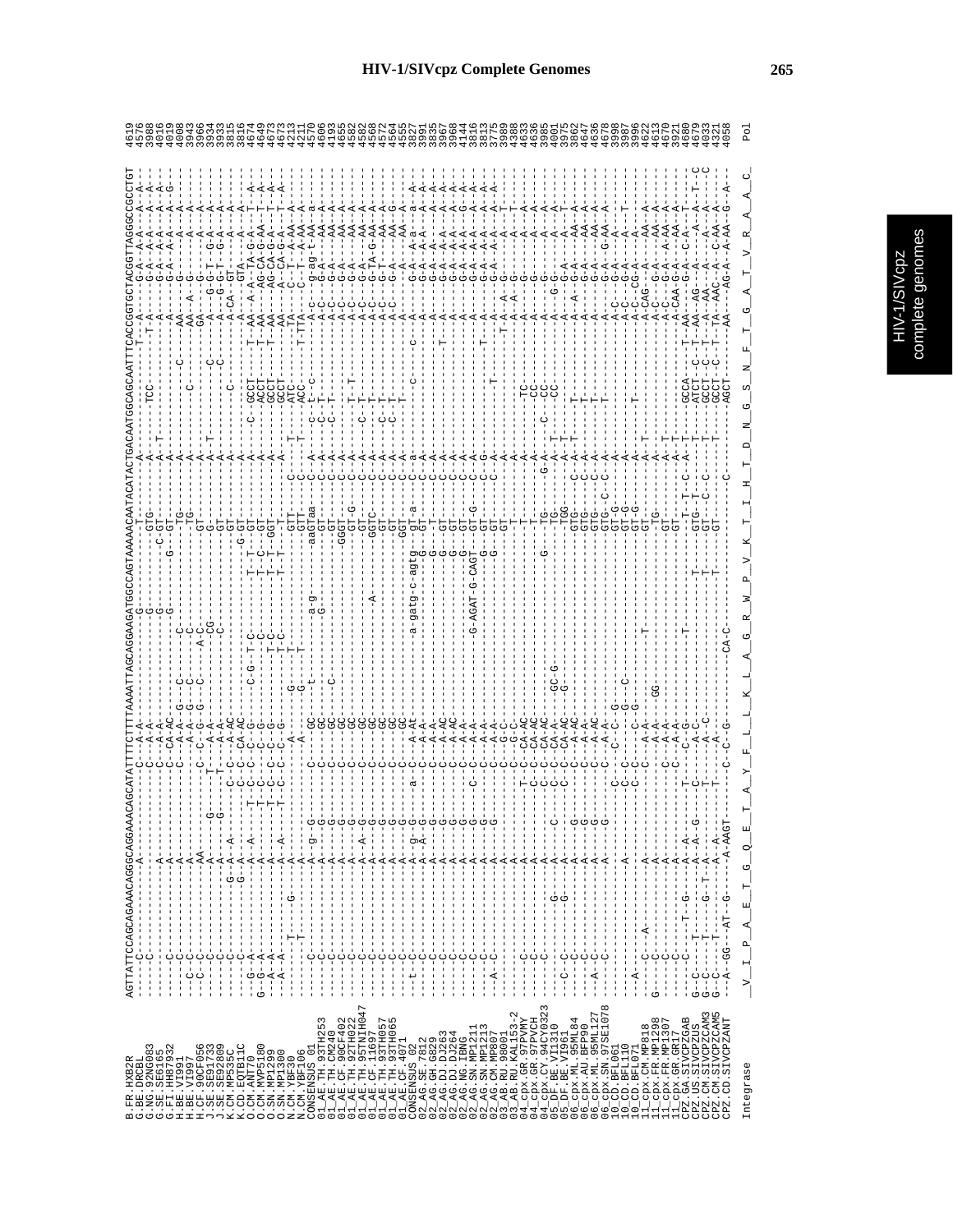# HIV-1/SIVcpz Complete Genomes

The variant characters in each aligned row (dashes, dots and base substitutions) could not be read at this resolution and are left out. Only the HXB2R reference sequence, the sequence names, their end positions and the protein translation line are given.

```
B.FR.HXB2R            AGTTATTCCAGCAGAAACAGGGCAGGAAACAGCATATTTTCTTTTAAAATTAGCAGGAAGATGGCCAGTAAAAACAATACATACTGACAATGGCAGCAATTTCACCGGTGCTACGGTTAGGGCCGCCTGT  4619
G.BE.DRCBL            4576
G.NG.92NG083          3988
G.SE.SE6165           4016
G.FI.HH87932          4019
H.BE.VI991            4008
H.BE.VI997            3943
H.CF.90CF056          3966
J.SE.SE91733          3934
J.SE.SE92809          3933
K.CD.EQTB11C          3815
K.CM.MP535C           3816
O.CM.ANT70            4674
O.CM.MVP5180          4649
O.SN.MP1299           4673
O.SN.MP1300           4673
N.CM.YBF30            4213
N.CM.YBF106           4211
CONSENSUS_01          4590
01_AE.TH.93TH253      4606
01_AE.TH.CM240        4195
01_AE.CF.90CF402      4655
01_AE.TH.92TH022      4582
01_AE.TH.95TNIH047    4582
01_AE.CF.11697        4568
01_AE.TH.93TH057      4572
01_AE.TH.93TH065      4564
01_AE.CF.4071         4555
CONSENSUS_02          3827
02_AG.SE.7812         3991
02_AG.GH.G829         3835
02_AG.DJ.DJ263        3967
02_AG.DJ.DJ264        3968
02_AG.NG.IBNG         4144
02_AG.SN.MP1211       3816
02_AG.SN.MP1213       3813
02_AG.CM.MP807        3975
03_AB.RU.98001        3989
03_AB.RU.KAL153-2     4388
04_cpx.GR.97PVMY      4633
04_cpx.GR.97PVCH      4636
04_cpx.CY.94CY0323    3985
05_DF.BE.VI1310       4001
05_DF.BE.VI961        3975
06_cpx.ML.95ML84      3862
06_cpx.AU.BFP90       4647
06_cpx.ML.95ML127     4636
06_cpx.SN.97SE1078    4678
10_CD.BFL061          3998
10_CD.BFL110          3987
10_CD.BFL071          3996
11_cpx.CM.MP818       4622
11_cpx.FR.MP1298      4613
11_cpx.FR.MP1307      4670
11_cpx.GR.GR17        3921
CPZ.GA.SIVCPZGAB      4680
CPZ.US.SIVCPZUS       4679
CPZ.CM.SIVCPZCAM3     4033
CPZ.CM.SIVCPZCAM5     4321
CPZ.CD.SIVCPZANT      4058

Integrase             V  I  P  A  E  T  G  Q  E  T  A  Y  F  L  L  K  L  A  G  R  W  P  V  K  T  I  H  T  D  N  G  S  N  F  T  G  A  T  V  R  A  A  C    Pol
```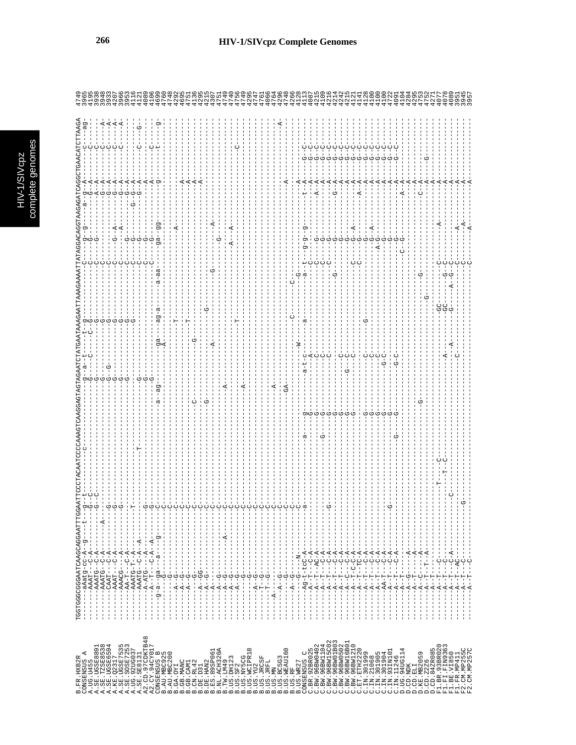# HIV-1/SIVcpz Complete Genomes

```
B.FR.HXB2R        TGGTGGGCGGGGAATCAAGCAGGAATTTGGAATTCCCTACAATCCCCAAAGTCAAGGAGTAGTAGAATCTATGAATAAAGAATTAAAGAAAATTATAGGACAGGTAAGAGATCAGGCTGAACATCTTAAGA 4749
CONSENSUS_A       ------aAatg-cc-A--g---t---g--t---------c----------------------g--a--t---t--g-----------------C----g-g----a--g--A-------C----ag- 3965
A.UG.U455         ------AAAT--C-A-------------G--C--------------------------------G----C---C--G-----------------C----G------------A------C------- 4195
A.SE.UGSE8891     ------AAATG--C-A-----------G--C---------------------------------G-------------G-----------------C----G-----------G-A------C------- 3938
A.SE.TZSE8538     ------AAATG--C-A------A---------------------------------------G-------------G-----------------C------------------G-A------C----A-- 3948
A.SE.UGSE6594     ------CAAT---C-A--------G-----------------------------------G--G----------G-----------------C------------------G-A------C----A-- 3933
A.KE.Q2317        ------AAAT---C-A--------G-----------------------------------G-------------G-----------------C----G-A-----------G-A------C----A-- 4207
A.SE.UGSE7535     ------AAACG---A---------G-----------------------------------G-------------G-----------------C------A-----------G-A------C----A-- 3966
A.SE.SOSE7253     ------AA-T----C-A-------------------------------------------G-------------G-----------------C----G-------------G-A------------- 3953
A.UG.92UG037      ------AAATG-T--A--------T------------------------------------------------G-----------------C----G-------------G-A------------- 4116
A.SE.SE8131       ------AAATG--C-A--A--------------T-------------------------G----------------------------------C----G-----------G-A------C----G-- 4121
A2.CD.97CDKTB48   ------A-ATG---A---------G-----------------------------------G-----------------------------------C----G-----------------A--------- 4089
A2.CY.94CY017     ------A--T----C-A--A----G-----------------------------------G-------------------------------C----G-----------A--------C--------- 4106
CONSENSUS_B       ----g-a--ga---a---g-----C-----------------------a--ag-------ga-----ag-a-------a-aa---------ga--gg-----------g------t------g--- 4699
B.AU.MBC925       ----------G-------------C------------------------------------A------------------------------------------------------------------ 4760
B.AU.MBC200       ----------G-------------C------------------------------------------------------------------------------------------------------ 4748
B.GA.OYI          ------A---G-------------C---------------------------------------T--------------------------A----------------------------------- 4292
B.GB.MANC         ------A---G-------------C-----------------------------------------T----------------------------------------A---------------------- 4695
B.GB.CAM1         ------A---G-------------C------------------------------------------T-------------------------------------------A------------------ 4751
B.CN.RL42         ------A---G-------------C--------------C------------------------------G----------------------------------------A------------------ 4136
B.DE.D31          ------A---GG------------C------------------------------------------------------------------------------------A------------------ 4215
B.DE.HAN2         ------A---G-------------C----------------G-----------------------------------------------------------------------------------  4215
B.ES.89SP061      ------A-----------------C---------------------------A-------------G--------G--------------A-------------------------------------- 4307
B.NL.ACH320A      ------A---G-------------C-------------------------A----------------------------------------------------------------------------- 4757
B.TW.LM49         ------A---G-------A-----C------------------------------------------------------------G-------------------------------------------- 4749
B.US.DH123        ------A---G-------------C-----------------------------------------------------------A---A------------------------------------------ 4740
B.US.SF2          ------A---G-------------C-----------------------------------------T---------------------------------------------------C----------- 4756
B.US.NY5CG        ----------G-------------C-----------------------A------------------------------------------------------------------------------- 4749
B.US.WCIPR18      ----------G-------------C------------------------------------------------------------------------------------------------------- 4295
B.US.YU2          ------A---G-------------C------------------------------------------------------------------------------------------------------- 4747
B.US.JRCSF        -------T--G-------------C------------------------------------------------------------------------------------------------------- 4761
B.US.JRFL         -------T--G-------------C------------------------------------------------------------------------------------------------------- 4066
B.US.MN           ----A-------------------C---------------------------A--------------------------------------------------------------------------- 4764
B.US.BCSG3        ------A---G-------------C------------------------------------------------------------------------------------------------------- 4296
B.US.WEAU160      ----------G-------------C---------------------------GA------------------------------------------------A-----------------A------- 4748
B.US.RF           ------A---G-------------C---------------------------------------C---------C--------------------------------------------------- 4266
B.US.WR27         ----------N-------------C---------------------------------W-------------G--------------------------------------------------------- 4128
CONSENSUS_C       ------Ag-t-tcC-A--------a------------------a---g-------a-t-c-----a--------a-------t--g-g--g-------t--A-----G--C----------------- 4113
C.BR.92BR025      ------A--T---C-A-----------------------------G-----------A-----------------C----G-----------A------G--C----------------- 4087
C.BW.96BW0402     ------A--T--AC-A------------------------------G-----------C--------------C----G------------A------G--C----------------- 4215
C.BW.96BW1104     ------A--T---C-A-----------------------G--------G-----------C--------------C----G-----------A--A------G--C----------------- 4109
C.BW.96BW15C02    ------A--T---C-A--------G---------------------G-----------C--------------C----G-----------A------G--C----------------- 4216
C.BW.96BW01B03    ------A--T---C-A-----------------------------G----------------------G---------G-----------G-A------G--C----------------- 4214
C.BW.96BW0502     ------A--T---C-A-----------------------------G-------------C------------------G-----------A------G--C----------------- 4242
C.BW.96BW16B01    ------A--T---C-A-----------------------------G------G-----C------------------G------------A------G--C----------------- 4215
C.BW.96BW1210     ------A--T-C-C-A-----------------------------G-----------C--------------C----G--A--------A------G--C----------------- 4121
C.ET.ETH2220      ------A--T--TC-A----------------------------------------------------------C----G------------A--A------G--C----------------- 4141
C.IN.301999       ------A--T---C-A-----------------------------G---------C------G--------------G-------------A------G--C----------------- 4128
C.IN.21068        ------A--T---C-A-----------------------------G---------C---------------------G--A----------A------G--C----------------- 4100
C.IN.301905       ------AA-T---C-A-----------------------------G---------C---------------------A-G------------A------G--C----------------- 4100
C.IN.301904       ------A--T---C-A-----------------------------G-------G-C---------------------G-------------A------G--C----------------- 4100
C.IN.93IN101      ------A--T---C-A----------G----------------G-----------------------------------G------------A------G--C----------------- 4722
C.IN.11246        ------A--T---C-A-------------------------G------G-------G-C--------------C--G-------------A----------------------------- 4091
D.UG.94UG114      ------A--T---A----------------------------------------------------------------------------A--A--------------------------- 4104
D.CD.NDK          ------A-G-----A------------------------------------------------------------------------A------------------------------ 4284
D.CD.ELI          ------A--T---A--------------------------------G-------------------------------G------------A---G------------------------ 4295
D.CD.Z2Z6         ------A--T--T-A--------------------------------------------------------G---------------A------------------------------ 4753
D.KE.MB2059       ------A--C---A----------------------------------------------------------------------------C--A--------------------------- 4752
D.CD.84ZR085      ------A--T---------------------------------------------------------------------------A----------------------------------- 4271
F1.BR.93BR020     ------A--T---C-----------T--C-------------------------GC----------C--------A------------A------------------------------ 4077
F1.FI.FIN9363     ------A--T---C-----------T--C-------------A--------GC----G--C-----------------A------------------------------- 4078
F1.BE.VI850       ------A--T---C-A---------C------------------A----------G-----A-G--C------------------------A------------------------------ 4089
F1.FR.MP411       ------A--T--AC-------------------------------------C--------------C------A-------------A------------------------------ 3951
F2.CM.MP255C      ------A--T--C-----------------------------------------------------C-------A------------A------------------------------ 3945
F2.CM.MP257C      ------A--T--C-----------G---------------------------------------------C-------A-------------A------------------------------ 3957
```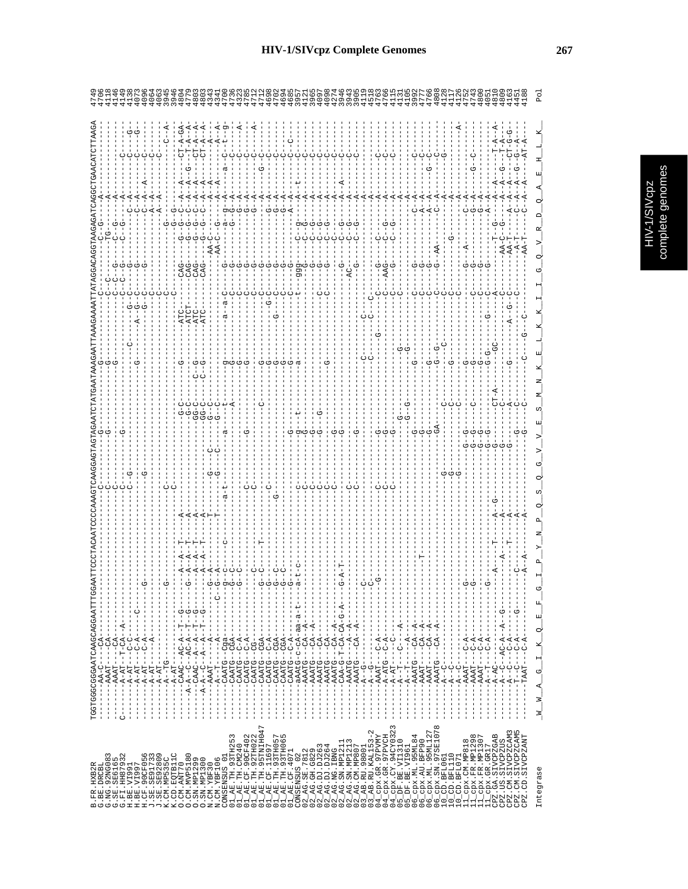```
B.FR.HXB2R           TGGTGGGCGGGGAATCAAGCAGGAATTTGGAATTCCCTACAATCCCCAAAGTCAAGGAGTAGTAGAATCTATGAATAAAGAATTAAAGAAAATTATAGGACAGGTAAGAGATCAGGCTGAACATCTTAAGA  4749
G.BE.DRCBL           ---------AA-C----CA--------------------------------C---------G---------------G------------------C-----------C--G----A----------------  4706
G.NG.92NG083         ---------AAAT----CA--------------------------------C---------G---------------G-------------------C--------TG-----------------------  4118
G.SE.SE6165          ---------AAAT----CA--------------------------------C---------G---------------G------------------C-C--G-----C--G----A----------------  4146
G.FI.HH87932         C--------A-AT---T-CA--A----------------------------C-G-----G------------------------------------C-C--G-----C--G----A--------C------G-  4149
H.BE.VI991           ---------A-AT----C-C-------------------------------------------------------------------------G-C-----------------C-A--------C------G-  4138
H.BE.VI997           ---------A-AT----C-A---C--------------------------------------------------------------------A--G-C--G--------------C-A--------C---------  4073
H.CF.90CF056         ---------A-AT----C-A----------G--------------------------G------------------G-------------------C--G--------------C-A-A------C---------  4096
J.SE.SE91733         ---------A-AT------A--------------------------------------------------------------------------C------------------A-A--------C---------  4064
J.SE.SE92809         ---------A-AT----------------------------------------------------------------------------------C------------------A-A--------C---------  4063
K.CM.MP535C          ---------A--TG------------------G-------------------C-C----------------------------------------------------G--G--------------------C--A  3945
K.CD.EQTB11C         ---------A--AT-----------------------------------------------------------------------------------C-------------G-G----------------------  3946
O.CM.ANT70           ---------CAAC---AC-A--T--G------------A-A--T-----A-----------G-C--------G-------ATC-----CAG-----G-G-C-A--A------CT-A-GA  4804
O.CM.MVP5180         ---------A-A--C-AC-A--T--G------G--A-A--T-----A-----------G-C---------------ATCT----CAG-----G-G-C-A--A--G---T-A--A  4779
O.SN.MP1299          ---------CAAC---A--A--T--G---------A-A--T-----A-----------GG-C----C-G-------ATC-----CAG-----G-G-C-A--A------CT-A--A  4803
O.SN.MP1300          ---------A-A--C--A--A--T--G--------A-A--T-----A-----------GG-C----C-G-------ATC-----CAG-----G-G-C-A--A------CT-A--A  4803
N.CM.YBF30           ---------AAAT-----A---------------G-A------T-------G----C----G-C--------------------------AA-C----G----A--A---------A--  4343
N.CM.YBF106          ---------A--T-----A--------------C-G-A------T-------G----C----G-C--------------------------AA-C----G----A--A---------A--A  4341
CONSENSUS_01         ---------CAATG---Cga------------g--c-------------a-t--------a------t----g-----a--a-c--------g---a--g-A--a-----c--t--g  4790
01_AE.TH.93TH253     ---------CAATG---CGA------------G--C-------------A-T--------A------T-----G--------C--------G---A--G-A--------C---------  4738
01_AE.TH.CM240       ---------CAATG---C-A------------G--C--------------------------------A----G--------C--------G-------G-A--------C--------A  4323
01_AE.CF.90CF402     ---------CAATG---C-A------------------------C-----------G------------G--------C--------G-------G-A--------C---------  4785
01_AE.TH.92TH022     ---------CAATG---CG-------------C-------------C-------------------------G--------C--------G-------G-A--------C--------A  4712
01_AE.TH.95TNIH047   ---------CAATG---CGA------------G-C------T-------------------C----------G--------C--------G-------G-A-----G-C---------  4712
01_AE.CF.11697       ---------CAATG---C-A------------G-----------------C-------------------G-------G-C--------G-------G-A--------C---------  4698
01_AE.TH.93TH057     ---------CAATG---CGA------------G--C----------G-------------------------G--------C--------G-------G-A--------C---------  4702
01_AE.TH.93TH065     ---------CAATG---CGA------------G--C---------------------------------G-----G----C--------G-------G-A--------C---------  4694
01_AE.CF.4071        ---------CAATG---C-A------------G--C---------------------------------G--------C--------G-------A-A--------C--C------  4685
CONSENSUS_02         ---------aAATG---c-A--aa-a-t----a-t--c-----------c------g---t-------a-------t----ggg-c-g----A--t------c---------  3957
02_AG.SE.7812        ---------AAATG---CA--A-------------------------------C------G-------------------------G--------C-G----A-----------C---------  4121
02_AG.GH.G829        ---------AAATG---CA--A-------------------------------C------G-------------------------G--------C-G----A-----------C---------  3965
02_AG.DJ.DJ263       ---------AAATG---CA--------------------------------C------G---G-------G-----------C-----G--------C-G----A-----------C---------  4097
02_AG.DJ.DJ264       ---------AAATG---CA---A------------------------------C------G---------------------------C-----G--------C-G----A-----------C---------  4098
02_AG.NG.IBNG        ---------AAATG---CA---A---------------------------------------G---------------------------------------------A-----------C---------  4274
02_AG.SN.MP1211      ---------CAA-G-T-CA-CA-G-A-----G-A-T---------------------------G-------------------------------G--------C-G----A--A--------C---------  3946
02_AG.SN.MP1213      ---------AAATG---CA--A-------------------------------C------------------------------------AC-----C-G----A-----------C---------  3903
02_AG.CM.MP807       ---------AAATG---CA--A-------------------------------C------G-----------------------------G-----C-G----A-----------C---------  3905
03_AB.RU.98001       ---------A--G-----------------C----------------------------------------------C---C----------------------A----------------  4119
03_AB.RU.KAL153-2    ---------A--G-----------------C----------------------------------------------C---C----------------------A----------------  4518
04_cpx.GR.97PVMY     ---------AAAT----C-A-------------G-------------------C------G--------------G---------C---G-------C-----A---------C---------  4763
04_cpx.GR.97PVCH     ---------A-ATG---C-A------------------------------------------------------------C---AAG-----C-G----A---------C---------  4766
04_cpx.CY.94CY032    ---------A-AT-----C-C----------------------------------C------G----------------------C---G-------C-G----A---------C---------  4115
05_DF.BE.VI1310      ---------A--T-----C---A--------------------------------------G---------G----------C-------------------A----------------  4131
05_DF.BE.VI961       ---------A--T-----A----------------------------------------G--G----------G------------------------A----------------  4105
06_cpx.ML.95ML84     ---------AAATG---CA--A--------------------------------------G-------G-------------C---G---------C-A---------C---------  3992
06_cpx.AU.BFP90      ---------AAAT----CA--A---------------T------------------------G-------------------C---G---------A-A---------C---------  4777
06_cpx.ML.95ML127    ---------AAAT----CA--A------------------------------------------G-------G-------------C---G---------A-A--G-----C---------  4766
06_cpx.SN.97SE1078   ---------AAATG---CA--A------------------------------------GA-----------G--G-------C---G---AA---C-A---------C---------  4808
10_CD.BFL061         ---------A--C-------------------------------------G----------------C-----------------C-----------------A---------G---------  4128
10_CD.BFL110         ---------A--C-------------------------------------G-----------C---------G-------------C-------G---------A----------------  4117
10_CD.BFL071         ---------A--C-----------------------------------------------------C--------------------C-----------------A--------------A-  4126
11_cpx.CM.MP818      ---------AAAT----C-A------G-------------------------------G-G-------G-------------C---G-----A-----C-A----------------  4752
11_cpx.FR.MP1298     ---------AAAT----C-A------G------------------------------G-G---C---G-------------C---G-----------A-A--------C---------  4743
11_cpx.FR.MP1307     ---------AAAT----C-A------------------------------------G-G-----------G-------------C---G-----------G-A----------------  4800
11_cpx.GR.GR17       ---------A--T-----C-A------G-------------------------------G-G-------G-G-----G----C---G-----------G-A----------------  4051
CPZ.GA.SIVCPZGAB     ---------A-AC---AC-A--A-G-------A---T----A--G-----G-----CT-A---G-GC--------A-------T-G---A-A--A--------T-A--A  4810
CPZ.US.SIVCPZUS      ---------A--C-----C-A--------------A------A---------G-------C--------------C-------AA-C--G---A-A--G-----T-A---  4809
CPZ.CM.SIVCPZCAM3    ---------A--C-----C-A--------------T------A-------------A------G-----A--G-C-------AA-T-------A-A--A-------CT-G-G-  4163
CPZ.CM.SIVCPZCAM5    ---------T--C-----C-A--G-------C--------A-------G-------C-------------------A-T---C-A--A--G--G-A-  4451
CPZ.CD.SIVCPZANT     ---------TAAT----C-A----------A--A--A----A-------G-------C--------C---G--C-------AA-T---C-A--A------AT-A-  4188

Integrase            _W__W__A__G__I__K__Q__E__F__G__I__P__Y__N__P__Q__S__Q__G__V__V__E__S__M__N__K__E__L__K__K__I__I__G__Q__V__R__D__Q__A__E__H__L__K_  Pol
```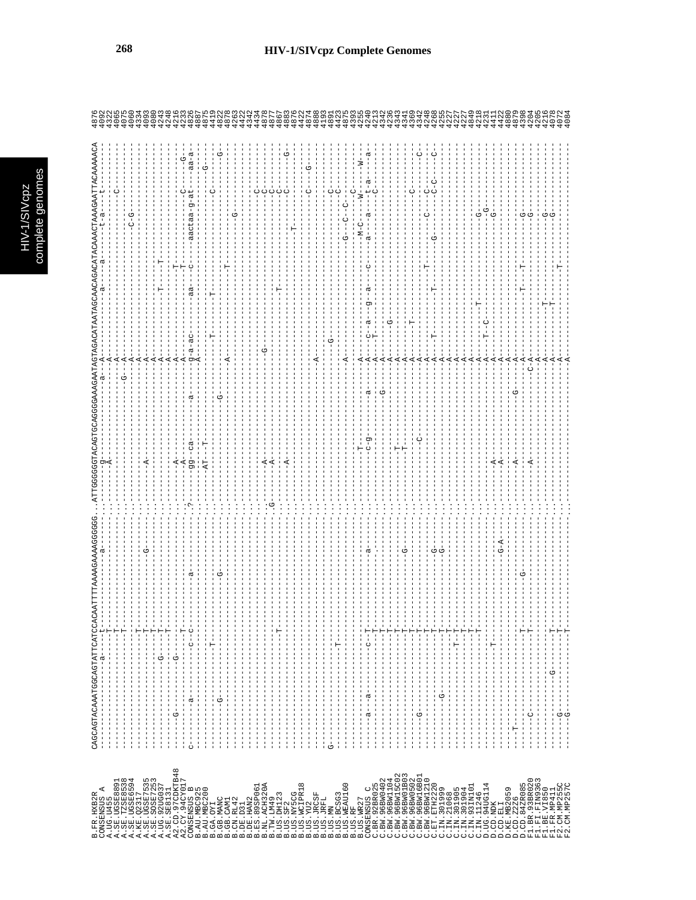# HIV-1/SIVcpz Complete Genomes

```
B.FR.HXB2R        CAGCAGTACAAATGGCAGTATTCATCCACAATTTTAAAAGAAAAGGGGGG...ATTGGGGGGTACAGTGCAGGGGAAAGAATAGTAGACATAATAGCAACAGACATACAAACTAAAGAATTACAAAAACA  4876
CONSENSUS_A       ------------a----t----------------a------------........g-----------------a--A----------------a-------a-----t-a-----t---------  4092
A.UG.U455         -----------------T--------------------------------.........A-----------------------A------------------------------------------  4322
A.SE.UGSE8891     -----------------T--------------------------------..............................A------------------------------C-----------  4065
A.SE.TZSE8538     -----------------T--------------------------------..........................G--A-----------------------------------------  4075
A.SE.UGSE6594     --------------------------------------------------.........................------A----------------------------C-G-----------  4060
A.KE.Q2317        -----------------T--------------------------------..............................A------------------------------------------  4334
A.SE.UGSE7535     ----------------T-------------------G-------------..........A------------------A------------------------------------------  4093
A.SE.SOSE7253     ----------------T---------------------------------..............................A------------------------------------------  4080
A.UG.92UG037      -----------G----T---------------------------------..............................A----------T--T----------------------------  4243
A.SE.SE8131       -------G----------T-------------------------------..............................A------------------------------------------  4248
A2.CD.97CDKTB48   -----G-----G----T---------------------------------..........A-------------------A--------------T---------------------------  4216
A2.CY.94CY017     ---------------T----------------------------------............A-----------------A--------------T--------------C--------G-  4233
CONSENSUS_B       c------a-----c--C---------a-----------------------.?....gg--ca------a-----g-a-ac------aa----C--aactaa-g-at--aa-a  4826
B.AU.MBC925       --------------------------------------------------.......AT---T--------------------------------------------------------  4887
B.AU.MBC200       -----------------T--------------------------------...................................T------T---------------------------G---  4875
B.GA.OYI          --------------------------------------------------....................................T------------------C---------------  4419
B.GB.MANC         -------G----------------G-------------------------..........G------------------------------------------------------G-  4822
B.GB.CAM1         --------------------------------------------------...............................A------------T-------------------------  4878
B.CN.RL42         --------------------------------------------------.........................................................G---------  4263
B.DE.D31          --------------------------------------------------.............................................................  4422
B.DE.HAN2         --------------------------------------------------.............................................................  4342
B.ES.89SP061      --------------------------------------------------............................G--------------------------------C-----  4434
B.NL.ACH320A      --------------------------------------------------.G.......A---------------------------------------------C-------  4878
B.TW.LM49         ---------------T----------------------------------.........A-----------------------------------------------C------  4867
B.US.DH123        --------------------------------------------------.........A---------------------T--------------------------C-----  4877
B.US.SF2          --------------------------------------------------.......................................................C-------G-  4883
B.US.NY5CG        --------------------------------------------------...............................................T-----------  4876
B.US.WCIPR18      --------------------------------------------------.............................................................  4422
B.US.YU2          --------------------------------------------------...............................................C-----G---  4874
B.US.JRCSF        --------------------------------------------------.....................A---------------------------------------  4888
B.US.JRFL         G-------------------------------------------------.........................G---------------------------------  4193
B.US.MN           --------------------------------------------------..........................................................C-----  4891
B.US.BCSG3        ----------------T---------------------------------.......................A------------------------------C-----  4423
B.US.WEAU160      --------------------------------------------------.............................................G---C--C------  4875
B.US.RF           --------------------------------------------------............................................M-C----W-----W--  4393
B.US.WR27         --------------------------------------------------..........T-------------A--A---------------a----a----t-a----a  4255
CONSENSUS_C       ---a---a-------c--T---------a---------------------.........c-g-------a--A--c--a--g--a--c----------C----------  4240
C.BR.92BR025      -----------------T--------------------------------..............................A--T-------------------------------  4213
C.BW.96BW0402     -----------------T--------------------------------...................G----A----------------------------------------  4342
C.BW.96BW1104     -----------------T--------------------------------.........................A-----G-------------------------------  4236
C.BW.96BW15C02    -----------------T--------------------------------.........T---------------A----------------------------------------  4343
C.BW.96BW01B03    -----------------T--------------G-----------------.........T---------------A----------------------------------------  4341
C.BW.96BW0502     -----------------T--------------------------------..............................A-------------------------C--------  4369
C.BW.96BWM01B01   ------G----------T--------------------------------.............C-----------------A----T--------------------------C-  4342
C.BW.96BW1210     -----------------T--------------------------------..............................A------------------C---C-----------  4348
C.ET.ETH2220      -----------------T--------------G-----------------..............................A---T---------T--T-----C-C------C-  4268
C.IN.301999       -----------------T--------------G-----------------..............................A-----------------G------------------  4255
C.IN.21068        ---------G-------T--------------------------------..............................A----------------------------------  4227
C.IN.301905       -----------------T--------------------------------..............................A----------------------------------  4227
C.IN.301904       --------------T--T--------------------------------..............................A----------------------------------  4227
C.IN.93IN101      -----------------T--------------------------------..............................A----------------------------------  4849
C.IN.11246        -----------------T--------------------------------..............................A------T---------------G----------  4218
D.UG.94UG114      --------------------------------------------------..............................A--T-C------------------G---------  4231
D.CD.NDK          ---------------T----------------------------------.........A--------------------A--------------------G-----------  4411
D.CD.ELI          --------------------------------G-A---------------.........A--------------------A-------------------------------  4422
D.KE.MB2059       --------------------------------------------------..............................A-----------------------------  4880
D.CD.Z2Z6         ---T----------------------------------------------.........A-----------G--------A----------------------------  4879
D.CD.84ZR085      --------------------------------------------------.........A-----------------C--A----------T--T---G------------  4398
F1.BR.93BR020     ----C------------T------------G-------------------.........A----------------------A--------------------G------------  4204
F1.FI.FIN9363     -----------------T--------------------------------..............................A--------------------------------  4205
F1.BE.VI850       --------------------------------------------------..............................A--T--------------G------------  4216
F1.FR.MP411       -------G---------T---------T----------------------..............................A--T---------------G------------  4078
F2.CM.MP255C      ----G------------T--------------------------------..............................A---------T---------------------  4072
F2.CM.MP257C      ----G------------T--------------------------------..............................A--T--------------------------  4084
```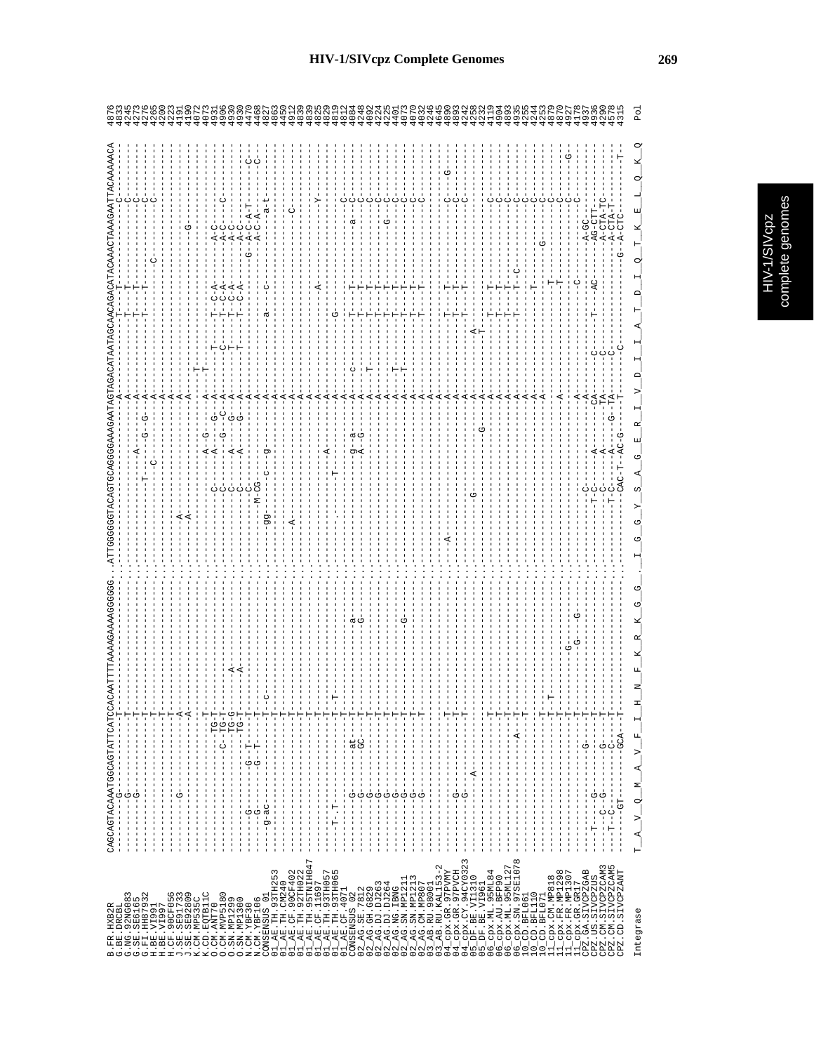# HIV-1/SIVcpz Complete Genomes

```
                    CAGCAGTACAAATGGCAGTATTCATCCACAATTTTAAAAGAAAAGGGGGG..ATTGGGGGGTACAGTGCAGGGGAAAGAATAGTAGACATAATAGCAACAGACATACAAACTAAAGAATTACAAAAACA
B.FR.HXB2R                                                                                                                                                    4876
Integrase           T__A__V__Q__M__A__V__F__I__H__N__F__K__R__K__G__G__.__I__G__G__Y__S__A__G__E__R__I__V__D__I__I__A__T__D__I__Q__T__K__E__L__Q__K__Q   Pol
```

HIV-1/SIVcpz complete genomes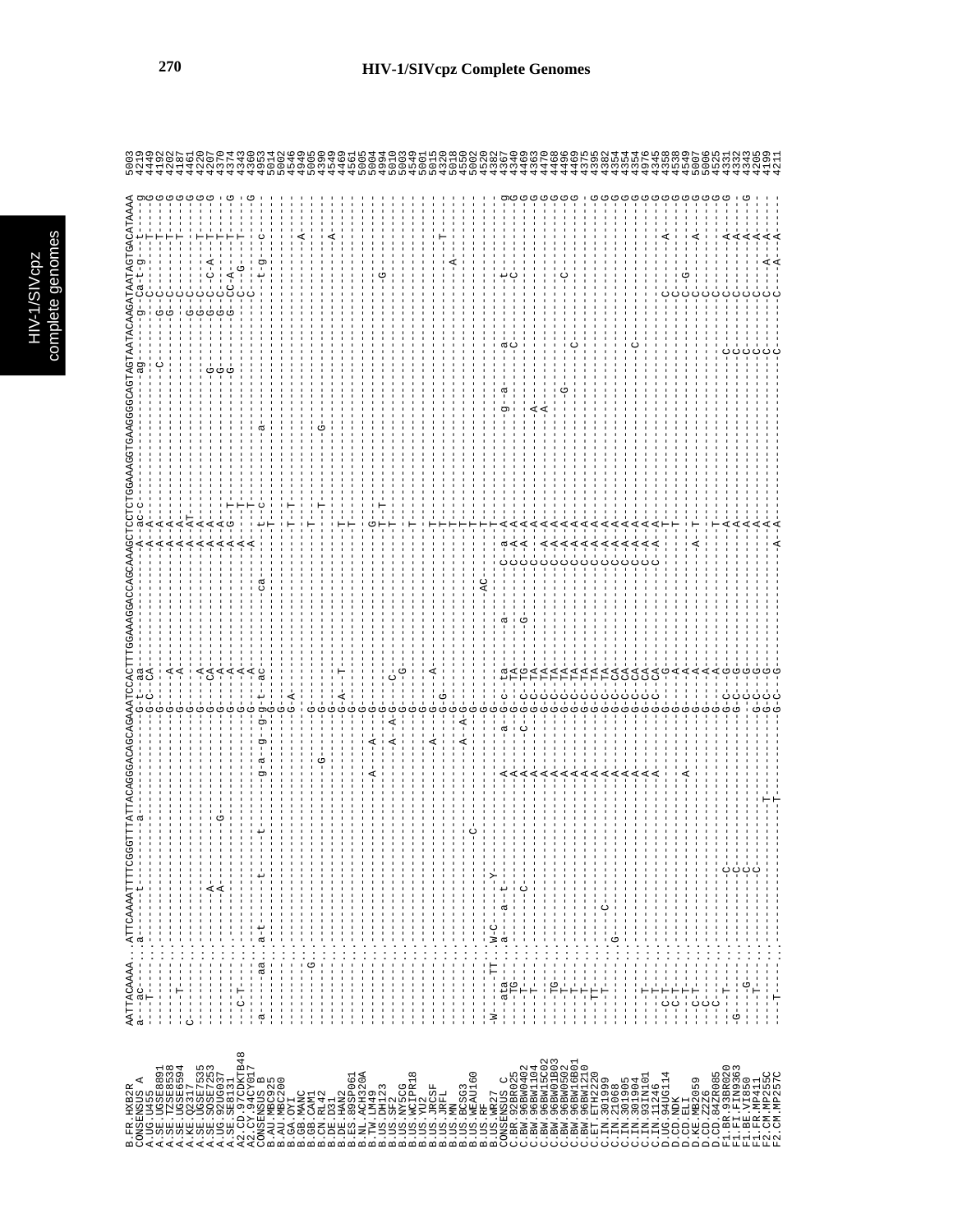# HIV-1/SIVcpz Complete Genomes

```
B.FR.HXB2R        AATTACAAAA...ATTCAAAATTTTCGGGTTTATTACAGGGACAGCAGAAATCCACTTTGGAAAGGACCAGCAAAGCTCCTCTGGAAAGGTGAAGGGGCAGTAGTAATACAAGATAATAGTGACATAAAA  5003
CONSENSUS_A       a--ac---...a-------t---------a-------------------G-t--aa--------------------A--ac-c-----------------------ag------g--Ca-t-g---t----g  4219
A.UG.U455         ---T----...------------------------------------G-C--CA-------------------A--A----------------------------------------C------T----G  4449
A.SE.UGSE8891     --------...--------------------------------------G-----------------------A--A---------------------------C-----G--C--------T----G  4192
A.SE.TZSE8538     --------...--------------------------------------G----A------------------A--A---------------------------------G--C--------T----G  4202
A.SE.UGSE6594     ----T---...--------------------------------------G----A------------------A--A-------------------------------------------T----G  4187
A.KE.Q2317        C-------...--------------------------------------G-----------------------A--AT--------------------------------G--C-------------G  4461
A.SE.UGSE7535     --------...--------------------------------------G----A------------------A--A---------------------------------G--C--------T----G  4220
A.SE.SOSE7253     --------...--------A-----------------------------G----CA-----------------A--A---------------------G----------G--C--C-A--T----G  4207
A.UG.92UG037      --------...--------A-----G-----------------------G----A------------------A--A---------------------G----------G--C--------T----G  4370
A.SE.SE8131       --------...--------------------------------------G----A------------------A--G--T------------------G----------G--CC-A---T------  4374
A2.CD.97CDKTB48   --C-T---...--------------------------------------G----A------------------A-----T------------------------------C----G--------G  4343
A2.CY.94CY017     --------...--------------------------------------G----A------------------A-----T------------------------------C--------T------  4360
CONSENSUS_B       -a-----aa...a-t-----t-----t------g-a--g--g-g-t--ac---------------ca------t--c-------a---------------------------t-g-----c-----  4953
B.AU.MBC925       --------...--------------------------------------G-----------------------T-----------------------------------------------------  5014
B.AU.MBC200       --------...--------------------------------------G-----------------------------------------------------------------------------  5002
B.GA.OYI          --------...--------------------------------------G-A---------------------T--T--------------------------------------------------  4546
B.GB.MANC         -------G...--------------------------------------------------------------------------------------------------------------A-----  4949
B.GB.CAM1         --------...--------------------------------------G-----------------------T----------------------------------------------------  5005
B.CN.RL42         --------...----------------------G----------------G-----------------------T--T------G-------------------------------------------  4390
B.DE.D31          --------...--------------------------------------G-----------------------------------------------------------------------A-----  4549
B.DE.HAN2         --------...--------------------------------------G-A----T-----------------T---------------------------------------------------  4469
B.ES.89SP061      --------...--------------------------------------G-----------------------T---------------------------------------------------  4561
B.NL.ACH320A      --------...--------------------------------------G--------------------------------------------------------------------------  5005
B.TW.LM49         --------...----------------------A--A-----G-----------------------G---------------------------------------------------------  5004
B.US.DH123        --------...--------------------------------------G-----------------------T--T--------------------------------G--------------  4994
B.US.SF2          --------...---------------------------A-A-G-----C------------------------T------------------------------------------------  5010
B.US.NY5CG        --------...--------------------------------------G----G-----------------T---------------------------------------------------  5003
B.US.WCIPR18      --------...--------------------------------------G-----------------------T---------------------------------------------------  4549
B.US.YU2          --------...--------------------------------------G----------------------------------------------------------------------------  5001
B.US.JRCSF        --------...--------------------------A-----G----A-----------------------T----------------------------------------------------  5015
B.US.JRFL         --------...--------------------------------------G-G---------------------T------------------------------------------------T---  4320
B.US.MN           --------...--------------------------------------G-----------------------T------------------------------------------A---------  5018
B.US.BCSG3        --------...---------------------------A--A-G-----------------------------T---------------------------------------------------  4550
B.US.WEAU160      --------...---------------C-------------------------------------AC-------T---------------------------------------------------  5002
B.US.RF           --------...--------------------------------------G----------------------------------------------------------------------------  5020
B.US.WR27         -W-----TT...W-C------Y----------------------------G-----------------------T---------------------------------------------------  4382
CONSENSUS_C       ---ata---...a----a-t-----------a-------a--g--c--ta---------a----------c--a--A---------------g--a---------a------------t------g  4367
C.BR.92BR025      ---TG----...---------------------A--------G--C--TA---------------------C--A--A----------------------------C------------C------G  4340
C.BW.96BW0402     ---T-----...--------------------A-------C-G--C--TG--------G------------C--A--A----------------------------------------------G  4469
C.BW.96BW1104     ---T-----...-----C--------------A---------G--C--TA---------------------C-----A-------------A-------------------------------G  4363
C.BW.96BW15C02    ---------...-----C--------------A---------G--C--TA---------------------C--A--A-------------A-------------------------------G  4470
C.BW.96BW01B03    ---TG----...--------------------A---------G--C--TA---------------------C--A--A--------------------------------------------G  4468
C.BW.96BW0502     ---T-----...--------------------A---------G--C--TA---------------------C--A--A------------G--------------------C-----------G  4496
C.BW.96BW16B01    ---T-----...--------------------A---------G--C--TA---------------------C--A--A-------------------------C-------------------G  4469
C.BW.96BW1210     ---TT----...--------------------A---------G--C--TA---------------------C--A--A--------------------------------------------G  4375
C.ET.ETH2220      ---T-----...-----C--------------A---------G--C--TA---------------------C--A--A--------------------------------------------G  4395
C.IN.301999       ---------...--------------------A---------G--C--CA---------------------C--A--A--------------------------------------------G  4382
C.IN.21068        ---------...-G------------------A---------G--C--CA---------------------C--A--A--------------------------------------------G  4354
C.IN.301905       ---------...--------------------A---------G--C--CA---------------------C--A--A--------------------------------------------G  4354
C.IN.301904       ---T-----...--------------------A---------G--C--CA---------------------C--A--A---------------------C----------------------G  4354
C.IN.93IN101      ---T-----...--------------------A---------G--C--CA---------------------C--A--A--------------------------------------------G  4976
C.IN.11246        ---T-----...--------------------A---------G--C--CG---------------------C--A--A---------------------------------------------G  4345
D.UG.94UG114      --C-T----...--------------------------------G--C--G-----------------------T--------------------C----------C---------A------G  4358
D.CD.NDK          --C-T----...-------------------------------G-----A-----------------------T--------------------C-----------C----------------G  4538
D.CD.ELI          ---T-----...------------------A------------G-----A-----------------------------------------------------------C---G----------G  4549
D.KE.MB2059       --C-T----...--------------------A----------G-----A-------------------A--T-------------------------------------C-----------A--G  5007
D.CD.Z2Z6         --C------...---------------------------------G-----A-----------------------------------------------------------C----------------G  5006
D.CD.84ZR085      --C------...--------------------------------G-----A-----------------------T---------------------------------------------C--G  4525
F1.BR.93BR020     -G----T--...-----C------------------------G--C--G-----------------------A--A--------------C---------C--------A------------G  4331
F1.FI.FIN9363     ---------...-----C------------------------G--C--G-----------------------A--A--------------C---------C--------A------------G  4332
F1.BE.VI850       -----G---...-----C------------------------G--C--G-----------------------T--A--------------C---------C--------A-----------G  4343
F1.FR.MP411       ----T----...-----C------------------------G--C--G-----------------------A--A--------------C---------C--------A-------------  4205
F2.CM.MP255C      ---------...------------T-----------------G--C--G-----------------------A--A--------------C---------C------A--A-------------  4199
F2.CM.MP257C      ----T----...------------T-----------------G--C--G-----------------------A--A--------------C---------C------A--A-------------  4211
```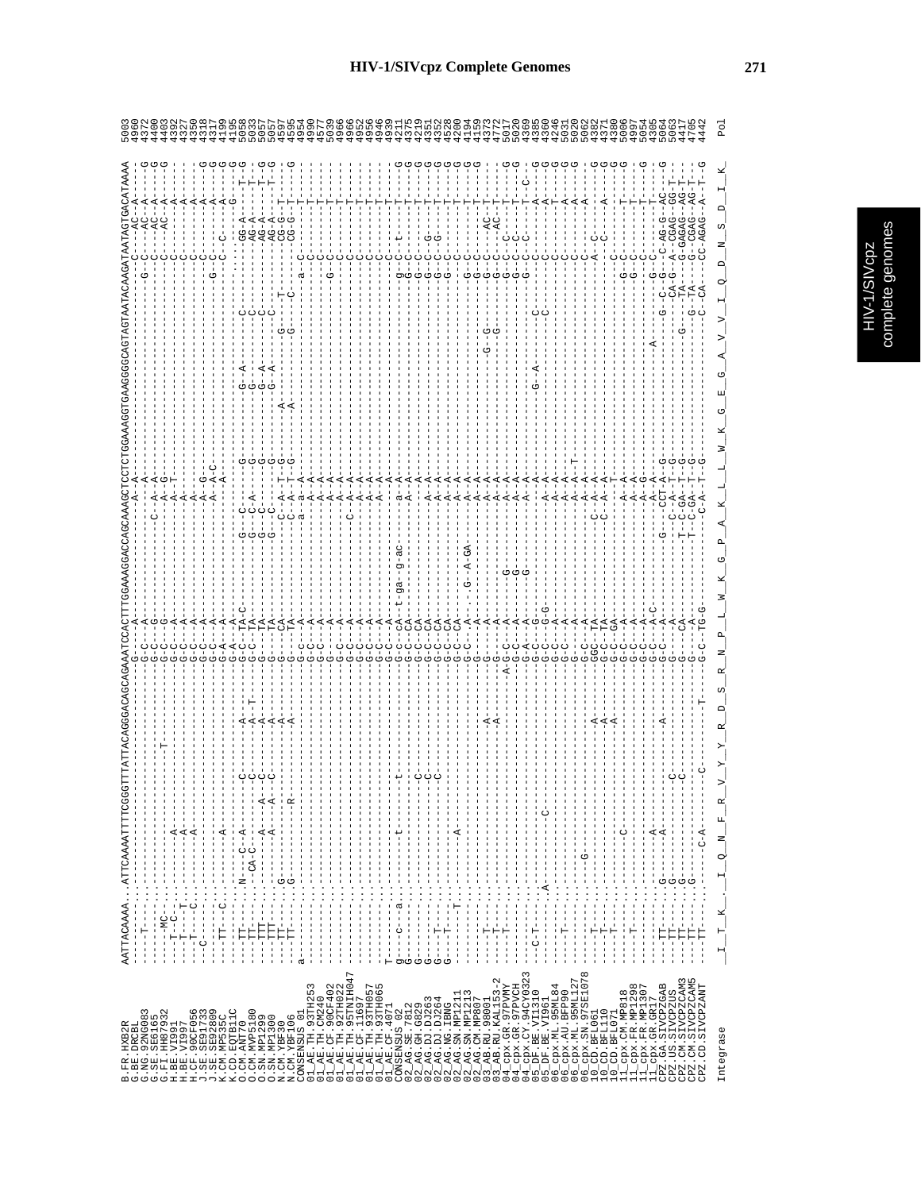# HIV-1/SIVcpz Complete Genomes

```
B.FR.HXB2R           AATTACAAAA...ATTCAAAATTTTCGGGTTTATTACAGGGACAGCAGAAATCCACTTTGGAAAGGACCAGCAAAGCTCCTCTGGAAAGGTGAAGGGGCAGTAGTAATACAAGATAATAGTGACATAAAA  5003
B.GB.DRCBL           ----T-----...-------------------------------------G--C---A-----------------------A--A-------------------------------------C---AC--A----  4960
G.NG.92NG083         ----------...-------------------------------------G--C---G------------------C--A--A-----------------------------G--C---AC--A-----G  4372
G.SE.SE6165          -----MC---...-------------------------------------G--C---G-----------------------A--G------------------------------C---AC--A----G  4400
G.FI.HH87932         ----------...---------------T---------------------G--C---G-----------------------A--G-----------------------------------C---AC--A---G  4403
H.BE.VI991           ---T--C---...--------A----------------------------G--C---A-----------------------A--T------------------------------C--------A----  4392
H.BE.VI997           ---T-----T...--------A----------------------------G--C---A-----------------------A----------------------------------C--------A----  4327
H.CF.90CF056         ---T-----C...--------A----------------------------G--C---A-----------------------A----------------------------------C--------A---G  4350
J.SE.SE91733         --C-------...-------------------------------------G--C---A-----------------------A--G-------------------------------C--------A---G  4318
J.SE.SE92809         ----------...-------------------------------------G--C---A-----------------------A--A-C------------------------G---C--------A---G  4317
K.CM.MP535C          ---TT----C...--------A----------------------------G--C---A-----------------------A---------------------------------C--C-----A---G  4199
K.CD.EQTB11C         ---TT-----...-------------------------------------G--A---A-----------------------A-------------------------------------------G  4195
O.CM.ANT70           ---TT-----...N---C--A-------C------A---------------G--C--TA-C----------G----C-----G-----G--A--------C-------------GG-A-----T--G  5058
O.CM.MVP5180         ---TT-----...--CA-C---------C------A--T------------G--C--TA------------G----C-A---G-----G-------C-----------------AG-A-----T---  5033
O.SN.MP1299          ---TTT----...---------A----A--C-----A------------G-----TA------------G----C------G-----G--A-----C-----------------AG-A-----T--G  5057
O.SN.MP1300          ---TTT----...---------A----A--C-----A------------G-----TA------------G----C------G-----G--A-------C---------------AG-A-----T--G  5057
N.CM.YBF30           ---TT-----...G-----------------------A------------G-----CA-------------C--A--T--G--A---------G--T-----------------CG-G----T----  4597
N.CM.YBF106          ---TT-----...G-------------R---------A------------G-----TA-------------C--A--T--G--A---------G-----C-------------CG-G----T---G  4595
CONSENSUS_01         a---------...-------------------------------------G--C---A--------------a--a--A--------------------a--C-------------------------  4954
01_AE.TH.93TH253     ----------...-------------------------------------G--C---A--------------A--A--A----------------------C-------------------T-----  4909
01_AE.TH.CM240       ----------...-------------------------------------G--C---A-----------------A--A-----------------------C-------------------T-----  4577
01_AE.CF.90CF402     ----------...-------------------------------------G--C---A-----------------A--A-----------------------C-------------------T-----  5039
01_AE.TH.92TH022     ----------...-------------------------------------G--C---A-----------------A--A------------------G--C-------------------T-----  4966
01_AE.TH.95TNIH047   ----------...-------------------------------------G--C-C-A-----------------A--A-----------------------C-------------------T-----  4966
01_AE.CF.11697       ----------...-------------------------------------G--C-C-A------------C--A--A-----------------------C-------------------T-----  4952
01_AE.TH.93TH057     ----------...-------------------------------------G--C-C-A-----------------A--A-----------------------C-------------------T-----  4956
01_AE.TH.93TH065     ----------...-------------------------------------G--C-C-A-----------------A--A-----------------------C-------------------T-----  4946
01_AE.CF.4071        T---------...-------------------------------------G--C-C-A-----------------A--A-----------------------C-------------------T-----  4939
CONSENSUS_02         g---c---a-...-------t-------t---------------------G--C--cA--t-ga--g-ac-----a--a----------------g--C---t---------------T----g  4211
02_AG.SE.7812        G---------...-------------------------------------G--C--CA-------------------A--A----------------G--C----------------T------G  4375
02_AG.GH.G829        G---------...---------------C---------------------G--C--CA-------------------A--A----------------G--C----------------T------G  4219
02_AG.DJ.DJ263       G---T-----...---------------C---------------------G--C--CA-------------------A--A----------------G--C---G------------T------G  4351
02_AG.DJ.DJ264       G---T-----...---------------C---------------------G--C--CA-------------------A--A----------------G--C---G------------T------G  4352
02_AG.NG.IBNG        ----------...-------------------------------------G--C--CA-------------------A--A----------------G--C----------------T------G  4528
02_AG.SN.MP1211      --------T-...---------A---------------------------G--C--CA-----------------A--A----------------G--C----------------T------G  4200
02_AG.SN.MP1213      ----------...-------------------------------------G--C---A-.---G--A-GA-----A--A----------------G--C----------------T------G  4194
02_AG.CM.MP807       ----------...-------------------------------------G--C---A-----------------A--A----------------G--C----------------T------G  4194
03_AB.RU.98001       ----T-----...----------------------A--------------G------A-----------------A--A------------G--G---G--C-------AC----T-----  4373
03_AB.RU.KAL153-2    ----T-----...----------------------A--------------G------A-----------------A--A------------G--G---G--C-------AC----T-----  4772
04_cpx.GR.97PVMY     ----T-----...-------------------------------------A-G--C---A---G-------------A--A----------------G--C----C-------T------G  5017
04_cpx.GR.97PVCH     ----------...-------------------------------------G--C---A---G-------------A--A----------------G--C----C-------T------G  5020
04_cpx.CY.94CY0323   ----------...-------------------------------------G--A---A---G-------------A--A----------------G--C----C-------T--C---  4369
05_DF.BE.VI1310      --C-T-----...-------------------------------------G--C---G-----------------A--A-------G--A--------C--------------A----G  4385
05_DF.BE.VI961       ----------...A------C------------------------------G--C---G-G---------------A--A------------------C--------------A----G  4360
06_cpx.ML.95ML84     ----T-----...-------------------------------------G--C---A------------------A--A-----------------------C---------------------G  4246
06_cpx.AU.BFP90      ----------...-------------------------------------G--C---A------------------A--A-----------------------C----------------A----G  5031
06_cpx.ML.95ML127    ----------...-------------------------------------G--C---A------------------A--A--T--------------------C----------------A----G  5020
06_cpx.SN.97SE1078   ----------...---G---------------------------------G--C---A------------------A--A--T--------------------C----------------A----G  5062
10_CD.BFL061         ----T-----...----------------------A--------------GGC---TA-----------------C--A--A--------------------A--C--C---------------G  4382
10_CD.BFL110         ----T-----...----------------------A--------------G--C---TA-----------------C--A--A----------------------------C--------A----G  4371
10_CD.BFL071         ----T-----...----------------------A--------------G--C---GA-------------------T------------------------------------------G  4380
11_cpx.CM.MP818      ----------...-------C-----------------------------G--C---A-----------------A--A----------------G--C--C---------------T-----G  5006
11_cpx.FR.MP1298     ----T-----...-------------------------------------G--C---A-----------------A--G----------------G--C----------------T-----G  4997
11_cpx.FR.MP1307     ----------...-------------------------------------G--C---A-----------------A--G----------------G--C----------------T-----G  5054
11_cpx.GR.GR17       ----------...-------A---------------A-------------G--C---A-C---------------A--A---------A-------------G--C----------------T-----G  4305
CPZ.GA.SIVCPZGAB     ---TT-----...G------A-----------------------------G--C---A-------G----CCT-A--G---------------G--C-G--C-AG-G---AC----G  5064
CPZ.US.SIVCPZUS      ---TT-----...G--------------C---------------------G------A--------------C--A--T--G--------------CA-G--A--CGAG--GG-T---  5063
CPZ.CM.SIVCPZCAM3    ---TT-----...G--------------C---------------------G-----CA---------------T-C-GA--T--G----------G----TA-----G-GAGAG--AG-T--  4417
CPZ.CM.SIVCPZCAM5    ---TT-----...-------------------------------------G------A---------------T-C-GA--T--G---------------G-TA---G--CGAG--AG-T-  4705
CPZ.CD.SIVCPZANT     ---TT-----...-----C-A--------C---------T----------G--C--TG-G-------------C-A--T--G-----------------C--CA------CC-AGAG--A--T--G  4442

Integrase            _I__T__K_.__I__Q__N__F__R__V__Y__Y__R__D__S__R__N__P__L__W__K__G__P__A__K__L__L__W__K__G__E__G__A__V__V__I__Q__D__N__S__D__I__K_     Pol
```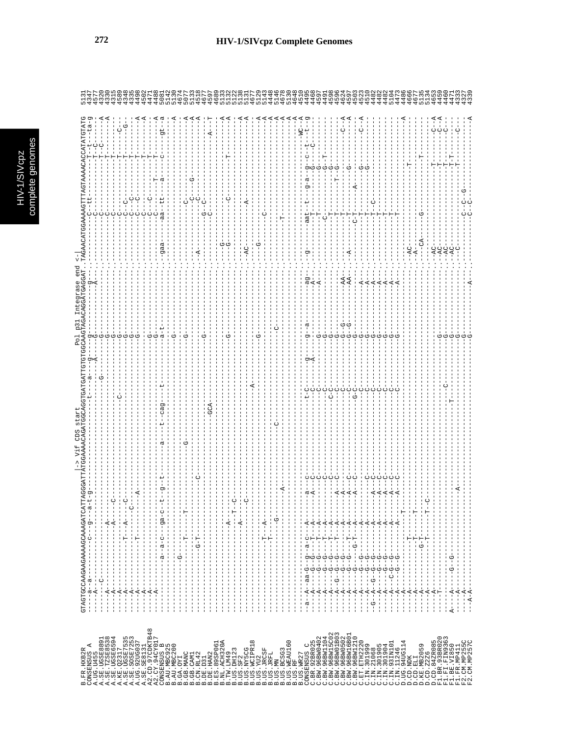# HIV-1/SIVcpz Complete Genomes

```
                          |-> Vif CDS start                                    Pol p31 Integrase end <-|
B.FR.HXB2R    GTAGTGCCAAGAAGAAAAGCAAAGATCATTAGGGATTATGGAAAACAGATGGCAGGTGATGATTGTGTGGCAAGTAGACAGGATGAGGAT.TAGAACATGGAAAAGTTTAGTAAAACACCATATGTATG  5131
CONSENSUS_A   ----a--a---------c---g----a-t-g-----------------------------t----a---g---g-------g---------------------C---tt-----------T--t---ta-g  4347
A.UG.U455     ----A------------------------------------------------------------------A---G-------A-----------------------------------T--C----------  4577
A.SE.UGSE8891 ----------C-----------------------------------------------------G----------G---------------------------C---------------T--C-------A  4320
A.SE.TZSE8538 ----A----------------A----------------------------------------------------G---------------------------C-----------------T-------A  4330
A.SE.UGSE6594 ----A----------------A-------C---------------------------------------------G---------------------------C-----------------T---------  4315
A.KE.Q2317    ----A------------------------------------------C---------------------------G---------------------------C-----------------T-----C---  4589
A.SE.UGSE7535 ----A-----------T----A-----C---------------------------------------------G---------------------------C---C------------T-----G---  4348
A.SE.SOSE7253 ----A-------------------C---------------------------------------------G---------------------------C---C------------T---------  4335
A.UG.92UG037  ----A-----------T-----------A-------------------------------------------G---------------------------C---C------------T-------A  4498
A.SE.SE8131   ----A------------------------------------------------------------------G---------------------------C---C------------T---------  4502
A2.CD.97CDKTB48 ----A------------------------------------------------------------------G---------------------------C---C------------T-------A  4471
A2.CY.94CY017 ----A------------------------------------------------------------------G---------------------------C--------T------T-------A  4488
CONSENSUS_B   ---------------a-c--ga-c--t--g--t--------a-----t--cag---t-------------a-t----------gaa-------aa--tt---a---------C-----gt--a  5081
B.AU.MBC925   ---------------------------------------------------------------------------------------------------------------------------  5142
B.AU.MBC200   ---------------------------------------------------------------------------G-------------------------------------------------A  5130
B.GA.OYI      ---------G--------------------------------------------------------------------------------------------------------------------  4674
B.GB.MANC     ---------------T-----------T------------------------G-------------------G-------------------------C-----------------------------A  5077
B.GB.CAM1     ---------------------------------------------------------------------------------------------------------------------------A  5133
B.CN.RL42     ---------------G-T-------------C----------------------------------------------------A---------------C----G------------------A  4518
B.DE.D31      ---------------------------------------------------------------------------G---------------------------C------------------------A  4677
B.DE.HAN2     ------------------------------------------------GCA--------------------------------------------G--C---------------A----T  4597
B.ES.89SP061  -------------------------------------------------------------------------------------------------C------------------------------  4689
B.NL.ACH320A  ---------------------------------------------------------------------------G-------------------------------------------------A  5133
B.TW.LM49     ---------------A----------------------------------------------------------------------G---------C-----------T-------------A  5132
B.US.DH123    ---------------A--T--C------------------------------------------------------------------G------------------------------------A  5122
B.US.SF2      ---------------A-----C------------------------------------------------------------------------------------------------------A  5138
B.US.NY5CG    ---------------A-------------------------------------------------------------------AC----------A--------------------------A  5131
B.US.WCIPR18  -----------------------------------------------------A---------------------------------------------------------------------  4677
B.US.YU2      -------------T--A-----------------------------------------------------G-------------------G-----------------------------A  5129
B.US.JRCSF    -------------T---------------------------------------------------------------------------------C------------------------A  5143
B.US.JRFL     -------------G---------------------------------------------------------------------------------------------------------A  4448
B.US.MN       ---------------------------------------C-------------------C-------------------------------------------------------------A  5146
B.US.BCSG3    ---------------------A--------------------------------------------------------------------T-----------------------------A  4678
B.US.WEAU160  ---------------------------------------------------------------------------------------------------------------------------A  4648
B.US.RF       ---------------------------------------------------------------------------------------------------------------------------A  4510
B.US.WR27     -a--A--aa-G--g--a-C--A-----a--c-------------------t-C-----g----g--a----ag---g-------aat--t----g-a--g--c--t------WC-A  4495
CONSENSUS_C   ----A----G--G----T-A-----------------------------------------------------------------------T----------G---C-----t--g  4468
C.BR.92BR025  ----A----G--G----T-A-----------A--C-------------------C-----A-----------A-----------------------------------------------  4597
C.BW.96BW0402 ----A----G--G----T-A-----------A--C-------------------C-----------------------G-----------------------------G----------  4491
C.BW.96BW1104 ----A----G--G----T-A-----------C-------------------C-----------------------G-----------C-----------G--T--------------  4598
C.BW.96BW15C02 ----A----G--G----T-A-----------C------------------C-C-----------------------G-----------T-----------G-----------------  4596
C.BW.96BW01B03 ----A-G--G--G----T-A----A-----C-------------------C-----------------------G----------T--------------T---------------  4624
C.BW.96BW0502 ----A----G--G-----A----A-----C-------------------C-----------------------G---G-----AA--------------T------------A  4597
C.BW.96BW16B01 ----A----G--G----T-A----A-----C-------------------C-----------------------G--G------AA--A---------T-------G--------C---A  4503
C.BW.96BW1210 ----A----G----G-T-A----A-----C-------------------G-C-----------------------G-----------------------C-T----A------------C--A  4523
C.ET.ETH2220  ----A----G--G--------------C-----------------------C-----------------------G-------A---------------T-------------G---------  4510
C.IN.301999   ----A----G--G-----A----A-----C-------------------C-----------------------G-------A---------------T------------G-----C--A  4482
C.IN.21068    -G--A-G--G--G-----A----A-----C-------------------C-----------------------G-------A---------------T--C---------------------  4482
C.IN.301905   ----A----G--G-----A----A-----C-------------------C-----------------------G-------A---------------T------------------------  4482
C.IN.301904   ----A----G--G-----A----A-----C-------------------C-----------------------G-------A---------------T------------------------  5104
C.IN.93IN101  ----A--C-G--G-----A----A-----C-------------------C-----------------------G-------A---------------T------------------------  4473
C.IN.11246    ----A----G--G-----A----A-----C-------------------C-----------------------G-------A---------------T------------------------  4486
D.UG.94UG114  ----A----------T-----T--------------------------------------------------------------AC-------------------------------A  4666
D.CD.NDK      ----A----------T------T---------------------------------------------------------A---------------------------T----------  4677
D.CD.ELI      ----A----------T--------------------------------------------------------------------CA---G------------------------------  5135
D.KE.MB2059   ----A---------G-T-----T-C-------------------------------------------------------------------------------------T----------  5134
D.CD.Z2Z6     ----A----------T---------------------------------------------------------------------------------------------------------  4653
D.CD.84ZR085  ----A----------T---------------------------------------------------------G---------AC-----------------------T-------C--A  4459
F1.BR.93BR020 ----T---------------------------------------------------C-------------G---------AC-----------------------T-------C--A  4460
F1.FI.FIN9363 ----A----------------------------------------------------------------G---------AC-----------------------T--------C-----  4471
F1.BE.VI850   A---A---G--G------------------------------------------------------G---------AC-----------------------T-T---------------  4333
F1.FR.MP411   ----A---------------------------A----------------T--------------G---------AC----------C--C--G--------T-------C--------  4327
F2.CM.MP255C  ----A--------------------------------------------------------------G---------C-----------C--C-------------------------  4339
F2.CM.MP257C  --A-A------------------------------------------------------------G-------A-------------C--C-------------------------A
```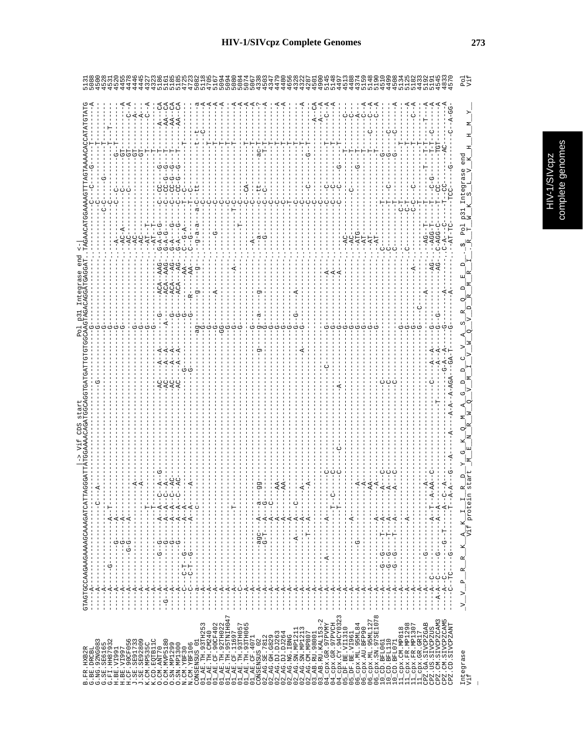# HIV-1/SIVcpz Complete Genomes

```
                          |-> Vif CDS start                        Pol p31 Integrase end <-|
GTAGTGCCAAGAAGAAAAGCAAAGATCATTAGGGATTATGGAAAACAGATGGCAGGTGATGATTGTGTGGCAAGTAGACAGGATGAGGAT.TAGAACATGGAAAAGTTTAGTAAAACACCATATGTATG
B.FR.HXB2R          5131
G.BE.DRCBL          5088
G.NG.92NG083        4500
G.SE.SE6165         4528
G.FI.HH8793         4531
H.BE.VI991          4520
H.BE.VI997          4455
H.CF.90CF056        4478
J.SE.SE9173         4446
J.SE.SE9280         4445
K.CM.MP535C         4327
K.CD.EQTB11C        4323
O.CM.ANT70          5186
O.CM.MVP5180        5161
O.SN.MP1299         5185
O.SN.MP1300         5185
N.CM.YBF30          4725
N.CM.YBF106         4723
CONSENSUS_01        5082
01_AE.TH.93TH253    5118
01_AE.TH.CM240      4705
01_AE.CF.90CF402    5167
01_AE.TH.92TH022    5094
01_AE.TH.95TNIH047  5094
01_AE.CF.11697      5080
01_AE.TH.93TH057    5084
01_AE.TH.93TH065    5074
01_AE.CF.4071       5067
CONSENSUS_02        4338
02_AG.SE.7812       4503
02_AG.GH.G829       4347
02_AG.DJ.DJ263      4479
02_AG.DJ.DJ264      4480
02_AG.NG.IBNG       4656
02_AG.SN.MP1211     4328
02_AG.SN.MP1213     4322
02_AG.CM.MP807      4287
03_AB.RU.98001      4501
03_AB.RU.KAL153-2   4900
04_cpx.GR.97PVMY    5145
04_cpx.GR.97PVCH    5148
04_cpx.CY.94CY032   4497
05_DF.BE.VI1310     4553
05_DF.BE.VI961      4488
06_cpx.ML.95ML84    4374
06_cpx.AU.BFP90     5159
06_cpx.ML.95ML127   5148
06_cpx.SN.97SE1078  5190
10_CD.BFL061        4510
10_CD.BFL110        4499
10_CD.BFL071        4508
11_cpx.CM.MP818     5134
11_cpx.FR.MP1298    5125
11_cpx.FR.MP1307    5182
11_cpx.GR.GR17      4433
CPZ.GA.SIVCPZGAB    5192
CPZ.US.SIVCPZUS     5191
CPZ.CM.SIVCPZCAM3   4545
CPZ.CM.SIVCPZCAM5   4833
CPZ.CD.SIVCPZANT    4570

Integrase    _V__V__P__R__R__K__A__K__I__I__R__D__Y__G__K__Q__M__A__G__D__D__C__V__A__S__R__Q__D__E__D__.$  Pol
Vif                               Vif protein start  _M__E__N__R__W__Q__V__M__I__V__W__Q__V__D__R__M__R__I__.R__T__W__K__S__L__V__K__H__H__M__Y_  Vif
                                                                                         Pol p31 Integrase end
```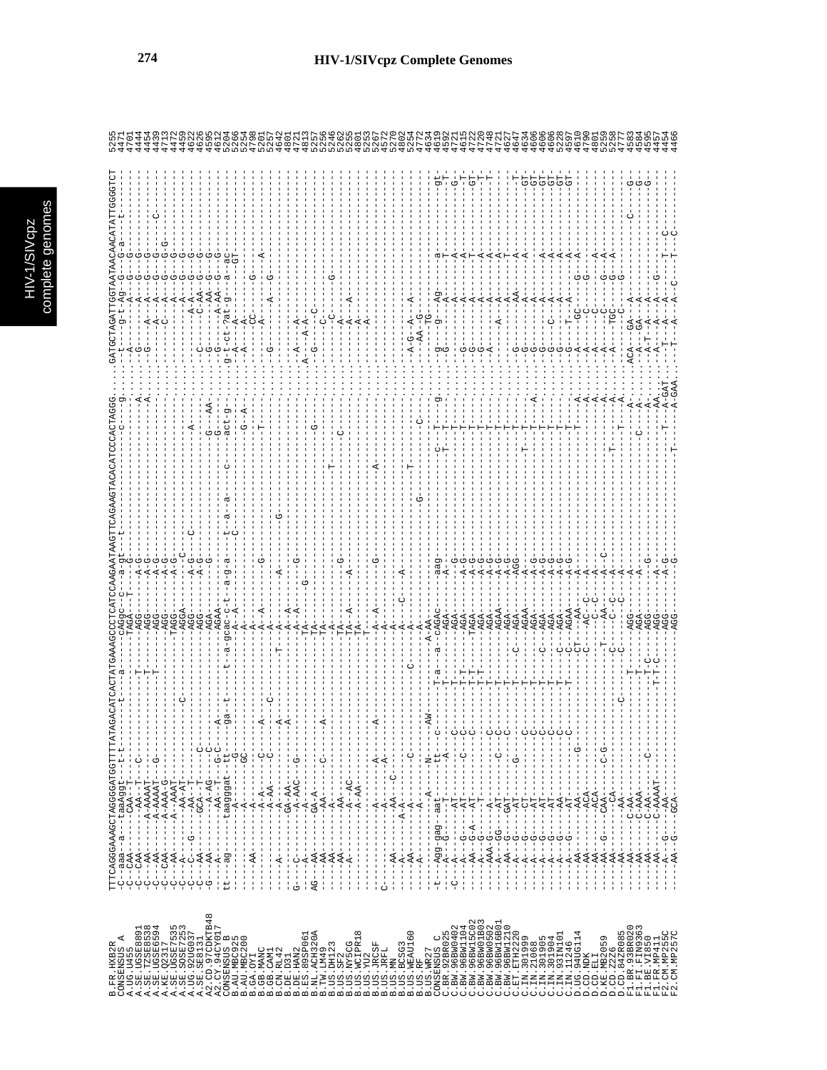# HIV-1/SIVcpz Complete Genomes

```
B.FR.HXB2R          TTTCAGGGAAAGCTAGGGGATGGTTTTATAGACATCACTATGAAAGCCCTCATCCAAGAATAAGTTCAGAAGTACACATCCCACTAGGG....GATGCTAGATTGGTAATAACAACATATTGGGGTCT 5255
CONSENSUS_A         -C-aaa--a---taaAggt---t-t------t-----a------cAGgc--c---a-gt---t-----------------------c----g.....t----g-t-Ag--G---G-a----t---- 4471
A.UG.U455           -C-CAA-------CAA--T----------------------TAGA----T-------------------------------------------.....A--------A---G---G---------- 4701
A.SE.UGSE8891       -C-----------AAA--T--C----------------T----AGG-----A-G---------------------------------------.....G--------A---G---G---------- 4444
A.SE.TZSE8538       -C--AA-------A-AAAAT-----------------T-----AGG-----A-G-----------------------------------A...........-A---A---G---G---------- 4454
A.SE.UGSE6594       -C--AA-------A-AAAAT--G---------------T----AGG-----A-G-----------------------------------A.....G----A---A---G---G-----C---- 4439
A.KE.Q2317          -C-CAA-------A-AAA-G----------------------AGG------A-G-------------------------------------...........-C---A---G---G-G------ 4713
A.SE.UGSE7535       -C--AA-------A--AAAT---------------------TAGG------A-G-------------------------------------..............A---G---G---------- 4472
A.SE.SOSE7253       -C--A---------AA-AT------------C-----------AGGA------C-------------------------------------..............A---G---G---------- 4459
A.UG.92UG037        -C--C---G----AA--T----------------------AGG-----A-G---C--------------------A----------.....C--------A-A---G---G---------- 4622
A.SE.SE8131         -C--AA-------GCA--T--C---------------------AGG-----A-G-----------------------------------.....G-------C-AA-G---G---------- 4626
A2.CD.97CDKTB48     -G--A--------AA-AG---G-C-----------------AG-------G------------------------G---AA.....G--------AA--G---G---------- 4595
A2.CY.94CY017       tt--ag-------taaggat-tt---ga--t------t--a-gcac-c-t--a-g-a---t--a--a-----c-------act-g-.....g-t-ct-?at-g---a--ac--------- 4612
CONSENSUS_B         ----------------A----G--------------------A--A-------------------C-------------G--A.......A---A---------GT------------ 5204
...
```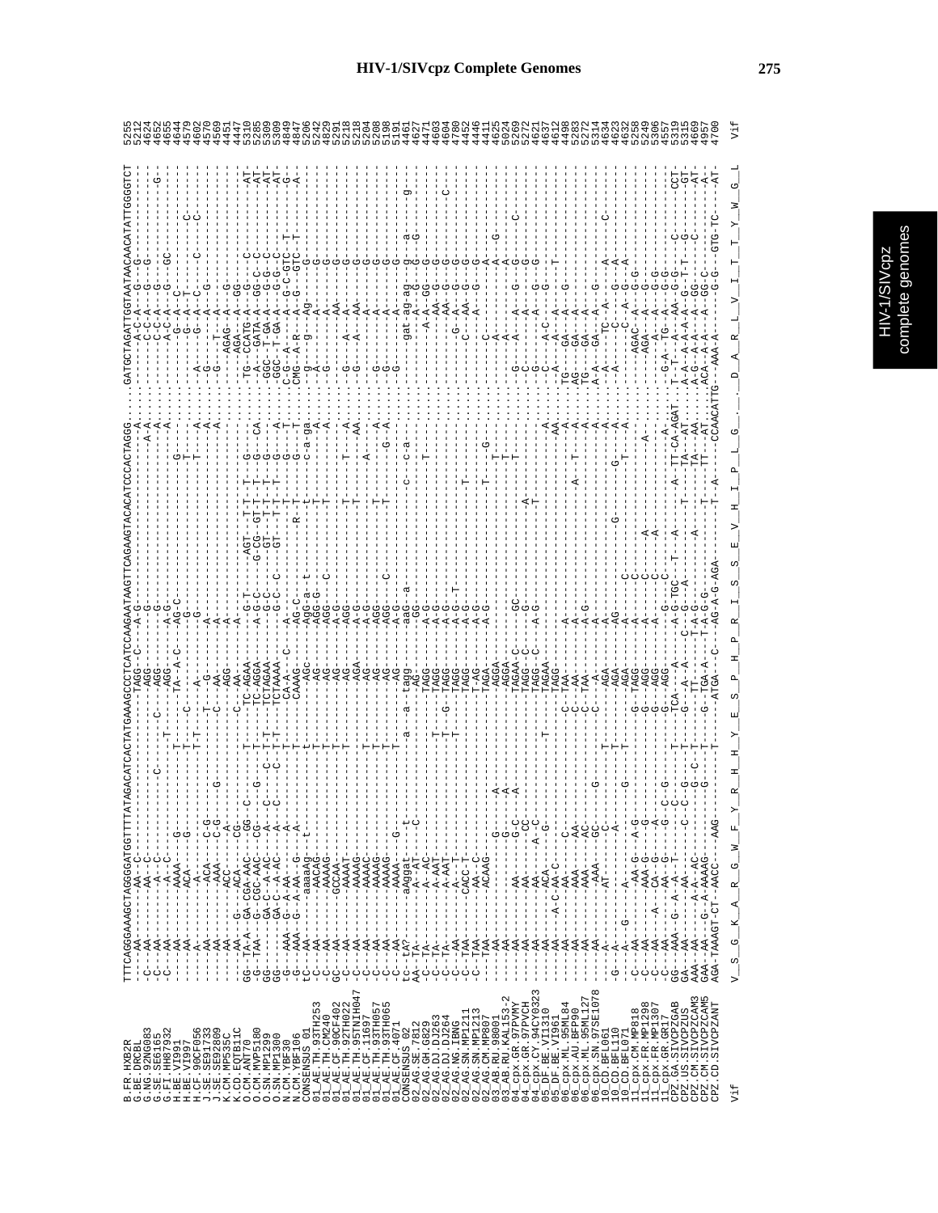```
B.FR.HXB2R            TTTCAGGGAAAGCTAGGGGATGGTTTTATAGACATCACTATGAAAGCCCTCATCCAAGAATAAGTTCAGAAGTACACATCCCACTAGGG....GATGCTAGATTGGTAATAACAACATATTGGGGTCT  5255
G.BE.DRCBL                                                                                                                                      5212
G.NG.92NG083                                                                                                                                    4624
G.SE.SE6165                                                                                                                                     4652
G.FI.HH87932                                                                                                                                    4655
H.BE.VI991                                                                                                                                      4644
H.BE.VI997                                                                                                                                      4579
H.CF.90CF056                                                                                                                                    4602
J.SE.SE91733                                                                                                                                    4570
J.SE.SE92809                                                                                                                                    4569
K.CM.MP535C                                                                                                                                     4451
K.CD.EQTB11C                                                                                                                                    4447
O.CM.ANT70                                                                                                                                      5310
O.CM.MVP5180                                                                                                                                    5285
O.SN.MP1299                                                                                                                                     5309
O.SN.MP1300                                                                                                                                     5309
N.CM.YBF30                                                                                                                                      4849
N.CM.YBF106                                                                                                                                     4847
CONSENSUS_01                                                                                                                                    5206
01_AE.TH.93TH253                                                                                                                                5192
01_AE.TH.CM240                                                                                                                                  4829
01_AE.CF.90CF402                                                                                                                                5291
01_AE.TH.92TH022                                                                                                                                5218
01_AE.TH.95TNIH047                                                                                                                              5218
01_AE.CF.11697                                                                                                                                  5204
01_AE.TH.93TH057                                                                                                                                5208
01_AE.TH.93TH065                                                                                                                                5198
01_AE.CF.4071                                                                                                                                   5191
CONSENSUS_02                                                                                                                                    4461
02_AG.SE.7812                                                                                                                                   4627
02_AG.GH.6829                                                                                                                                   4471
02_AG.DJ.DJ263                                                                                                                                  4603
02_AG.DJ.DJ264                                                                                                                                  4604
02_AG.NG.IBNG                                                                                                                                   4780
02_AG.SN.MP1211                                                                                                                                 4452
02_AG.SN.MP1213                                                                                                                                 4446
02_AG.CM.MP807                                                                                                                                  4411
03_AB.RU.98001                                                                                                                                  4625
03_AB.RU.KAL153-2                                                                                                                               5024
04_cpx.GR.97PVMY                                                                                                                                5269
04_cpx.GR.97PVCH                                                                                                                                5272
04_cpx.CY.94CY032-3                                                                                                                             4621
05_DF.BE.VI1310                                                                                                                                 4637
05_DF.BE.VI961                                                                                                                                  4612
06_cpx.ML.95ML84                                                                                                                                4498
06_cpx.AU.BFP90                                                                                                                                 5283
06_cpx.ML.95ML127                                                                                                                               5272
06_cpx.SN.97SE1078                                                                                                                              5314
10_CD.BFL061                                                                                                                                    4634
10_CD.BFL110                                                                                                                                    4623
10_CD.BFL071                                                                                                                                    4632
11_cpx.CM.MP818                                                                                                                                 5258
11_cpx.FR.MP1298                                                                                                                                5249
11_cpx.FR.MP1307                                                                                                                                5306
11_cpx.GR.GR17                                                                                                                                  4557
CPZ.GA.SIVCPZGAB                                                                                                                                5319
CPZ.US.SIVCPZUS                                                                                                                                 5315
CPZ.CM.SIVCPZCAM3                                                                                                                               4669
CPZ.CM.SIVCPZCAM5                                                                                                                               4957
CPZ.CD.SIVCPZANT                                                                                                                                4700

Vif                   V__S__G__K__A__R__G__W__F__Y__R__H__H__Y__E__S__P__H__P__R__I__S__S__E__V__H__I__P__L__G_ ... _D__A__R__L__V__I__T__T__Y__W__G__L   Vif
```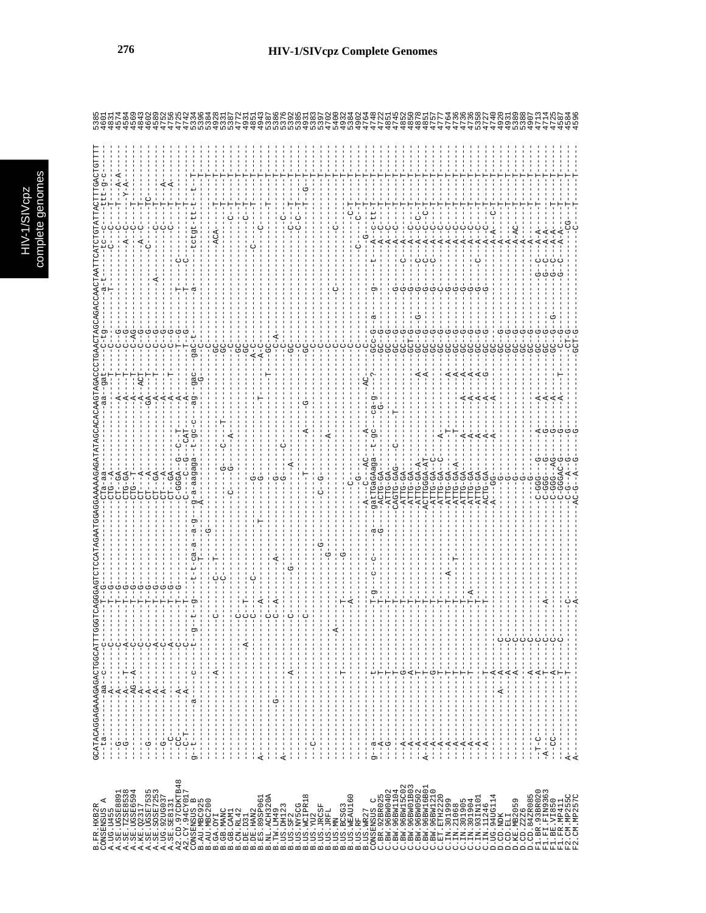# HIV-1/SIVcpz Complete Genomes

```
B.FR.HXB2R        GCATACAGGAGAAAGAGACTGGCATTTGGGTCAGGGAGTCTCCATAGAATGGAGGAAAAAGAGATATAGCACACAAGTAGACCCTGAACTAGCAGACCAACTAATTCATCTGTATTACTTTGACTGTTTT  5385
CONSENSUS_A       --ta------aa--c-----c------T--G--------------------CTa-aa----------aa--gat-----C-tg-----a-t-----tc--c------ttt-g-c-  
A.UG.U455         ----------A---------C------T--G--------------------CTG--A-----------------------C-------T-----C----C------T----C-  4601
A.SE.UGSE8891     --G-------A---------C------T--G--------------------CT--GA-----------A----T------C--G------------C--------T---A-A-  4831
A.SE.TZSE8538     ----------A---T-----A------T--G--------------------CTG-GA-----------A----T------C--G----------------------Y-A-  4574
A.SE.UGSE6594     ----------AG--A-----C------T--G--------------------CTG--T-----------A----T------C-AG-----------A--C-------T---  4584
A.KE.Q2317        ----------A---------C------T--G--------------------CT---A-----------A--ACT------C--G------------A--C-------T---  4569
A.SE.UGSE7535     --G-------A---------C------T--G--------------------CT---A-----------GA---T------C--G-----------C--------TC---  4843
A.SE.SOSE7253     ----------A---------A------T--G--------------------CT--GA-----------A----T------C--G-----A----------C------T---  4602
A.UG.92UG037      --G-------A---------C------T--G--------------------CT--GA-----------A----T------C--G----------------C------T--A-  4589
A.SE.SE8131       --C-----------------A------T--G--------------------CT--GA-----------A----T------C--G-----------------C------T--A-  4752
A2.CD.97CDKTB48   --CC------A---------C------T--G--------------------C-GGGA--G--C--T-A--------T--G----T----C-------------T---  4756
A2.CY.94CY017     --C-T-----A---------C------T--G--------------------C---C--G---CAT--A---------T--G----T----C-------------T---  4725
CONSENSUS_B       g-t-------a----c----t--g-t--g----t-t-ca-a--a-g----g-a-aagaga-t-gc-c--ag--gac---gaC-t------a------tctgt-tt--t--T-  4742
B.AU.MBC925       ----------------------------------T---------------A-----------------------G--------C-------------------------  5334
B.AU.MBC200       --------------------------------------------G-------------------------------------C----------------------T---  5396
B.GA.OYI          ----------A---------C------C-----T-----------------------------------------GC-------------ACA--------T---  5384
B.GB.MANC         ---------------------------------C-------------------G------C---T------------GC-----------------------T---  4928
B.GB.CAM1         ------------------------------------------------C---G-----A--------------------GC--------------------T---  5331
B.CN.RL42         --------------------C--T--------------------------------------------------GC-----------------C------T---  5387
B.DE.D31          ----------------------C--------------------------------------------------GC-----------------C------T---  4772
B.DE.HAN2         ------------------A----C--C------------------G-----------------------A-C------------C-----------T---  4931
B.ES.89SP061      A-------------------------A--------T-------------G-----------T-----A-C-----------------------T---  4851
B.NL.ACH320A      -------------------------C-C-A-------------------G------------------T--GC-------------C---------T---  4943
B.TW.LM49         ------G-------------------C-A-----A---------------G--C------------C-A--------------------T---  5387
B.US.DH123        A-----------------------C-------G----------------G--------------------------------C-----------T---  5386
B.US.SF2          ----------A-----------------------------------------A------------------GC------------C-C------T---  5376
B.US.NY5CG        -------------------------C----------------------------------------------GC-----------C-C------T---  5392
B.US.WCIPR18      --C---------------------C--------------------------T-------A---G-------GC-----------------------G-  5385
B.US.YU2          --------------------------------------G-------------------------------C---------------------T---  4931
B.US.JRCSF        --------------------------------------G--------C--G-----A--------------C---------------------T---  5383
B.US.JRFL         ----------------------------------G--------------------A------------C---------------------T---  5397
B.US.MN           -------------T------A--------G----------------------------------------C------C----------------T---  4702
B.US.BCSG3        --------------------T--A-------------------------------------------C---------------C------T---  5400
B.US.WEAU160      ------------------------------------------------C---------------------C----------------------T---  4932
B.US.RF           ----------------------------------------------------------------------C-------------C-T------T---  5384
B.US.WR27         ----------------------------------------------A--C--AC----A----AC--C-------------C-T---  4902
CONSENSUS_C       g--a-------t-------T-g--c--c---a--gatTGaGAaga-t-gc--ca-g---?-GCC-G-a----g---t--A-c-tt--T--  4764
C.BR.92BR025      --A-------T--------T----------G----ACTG-GA------------G-------GC--G---------------A--C------T---  4748
C.BW.96BW0402     --G-------T--------T----------------ATTG-GA-------------------GC--G---------------A--C------T---  4722
C.BW.96BW1104     ----------T--------T---------------CAGTG-GAG--C---T-----------GC--G---------G-----A--C------T---  4851
C.BW.96BW15C02    --A-------G--------T---------------ATTG-GA--------------------GC--G---------G--C---A---------T---  4745
C.BW.96BW01B03    --A-------A--------T---------------ATTG-GA--------------------GCT-G-----------G------A--C--C---T---  4852
C.BW.96BW0502     --A-------T--------T---------------ATTG-GA-A---------------A--GC--G--G--------G--C---A--C--C---T---  4850
C.BW.96BW16B01    A-A-------T--------T---------------AGATTGGG-AT-------------A--GC--G-----------C--C---A--C--T---  4878
C.BW.96BW1210     --A-------G--------T---------------ATTG-GA--C-----------------GC--G-----------G--C---A--C---T---  4851
C.ET.ETH2220      --A-------T--------T--------------ATTG-GA--C--A---------------GC--G-----------C-------A--C------T---  4757
C.IN.301999       --A-------T--------T----A---------ATTG-GA----T--------A-------GC--G-----------G-------A--C------T---  4777
C.IN.21068        --A-------T--------T-------T------ATTG-GA-A--T--------A-------GC--G-----------G-------A--C------T---  4764
C.IN.301905       --A-------T--------T--------------ATTG-GA----A------A--A------GC--G-----------G-------A--C------T---  4736
C.IN.301904       --A-------T--------T-A------------ATTG-GA----A------A--A------GC--G-----------G-------A--C------T---  4736
C.IN.93IN101      --A-------T--------T--------------ATTG-GA----A------A--A------GC--G-----------G--C----A--C------T---  4736
C.IN.11246        --A-------T--------T--------------ACTG-GA----A------A--G------GC--G-----------G-------A--C------T---  5358
D.UG.94UG114      --A-----------T----C------------------A--GG--A------A-----------GC--G---------------A-A--C-T-------T---  4727
D.CD.NDK          --------A---A----C-------------------G----------------------GC--G-----------------A-----------T---  4740
D.CD.ELI          ------------A----C-------------------G----------------------GC--G------------------A----------T---  4920
D.KE.MB2059       ------------A----C-------------------G----------------------GC--G------------------A-AC-------T---  4931
D.CD.Z2Z6         -------------------C-------------------G----------------------GC--G------------------A---------T---  5389
D.CD.84ZR085      ------------A----C-------------------G----------------------GC--G------------------A----------T---  5388
F1.BR.93BR020     -T-C------A----C-------------------C-GGG---G--A-----A---------GC--G------------G--C---A-A--------T---  4907
F1.FI.FIN9363     -A--------T----C------A-----------C-GGG---G--G-----A---------GC--G------------G--C---A-A--------T---  4713
F1.BE.VI850       --CC------A----C--------------------C-GGG--AG--G-----A---------GC--G--G---------G--C---A-A--------T---  4714
F1.FR.MP411       ----------T----C--------------------C-GGGAC-G--G-----A---T-----C--G------------G--C---A-A--------T---  4725
F2.CM.MP255C      A---------T------C-------------------C-G--A--G--G-------------CT--G-------------------C-G-----T---  4587
F2.CM.MP257C      A---------T------A-------------------AC-G--A--G--G-------------GCT-G--------------------C------T---  4584
                                                                                                                            4596
```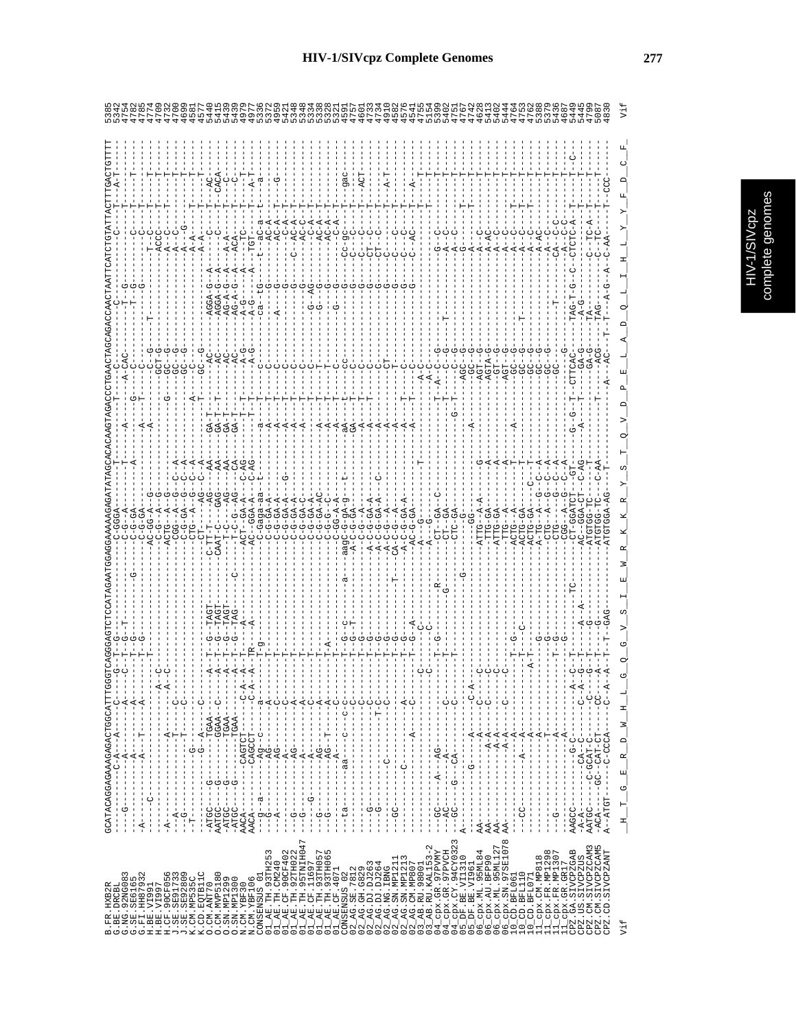```
B.FR.HXB2R            GCATACAGGAGAAAGAGACTGGCATTTGGGTCAGGGAGTCTCCATAGAATGGAGGAAAAAGAGATATAGCACACAAGTAGACCCTGAACTAGCAGACCAACTAATTCATCTGTATTACTTTGACTGTTTT  5385
B.BE.DRCBL                                                                                                                                         5342
G.NG.92NG083                                                                                                                                       4754
G.SE.SE6165                                                                                                                                        4782
G.FI.HH87932                                                                                                                                       4785
H.BE.VI991                                                                                                                                         4774
H.BE.VI997                                                                                                                                         4709
H.CF.90CF056                                                                                                                                       4732
J.SE.SE91733                                                                                                                                       4700
J.SE.SE92809                                                                                                                                       4699
K.CM.MP535C                                                                                                                                        4581
K.CD.EQTB11C                                                                                                                                       4577
O.CM.ANT70                                                                                                                                         5440
O.CM.MVP5180                                                                                                                                       5415
O.SN.MP1299                                                                                                                                        5439
O.SN.MP1300                                                                                                                                        5439
N.CM.YBF30                                                                                                                                         4979
N.CM.YBF106                                                                                                                                        4977
CONSENSUS_01                                                                                                                                       5376
01_AE.TH.93TH253                                                                                                                                   5374
01_AE.TH.CM240                                                                                                                                     4952
01_AE.CF.90CF402                                                                                                                                   5421
01_AE.TH.92TH022                                                                                                                                   5348
01_AE.TH.95TNIH047                                                                                                                                 5348
01_AE.CF.11697                                                                                                                                     5334
01_AE.TH.93TH057                                                                                                                                   5338
01_AE.TH.93TH065                                                                                                                                   5328
01_AE.CF.2071                                                                                                                                      5321
CONSENSUS_02                                                                                                                                       4591
02_AG.SE.7812                                                                                                                                      4757
02_AG.GH.G829                                                                                                                                      4601
02_AG.DJ.DJ263                                                                                                                                     4733
02_AG.DJ.DJ264                                                                                                                                     4734
02_AG.NG.IBNG                                                                                                                                      4910
02_AG.SN.MP1211                                                                                                                                    4582
02_AG.SN.MP1213                                                                                                                                    4576
02_AG.CM.MP807                                                                                                                                     4541
03_AB.RU.98001                                                                                                                                     4755
03_AB.RU.KAL153-2                                                                                                                                  5154
04_cpx.GR.97PVMY                                                                                                                                   5399
04_cpx.GR.97PVCH                                                                                                                                   5402
04_cpx.CY.94CY032                                                                                                                                  4751
05_DF.BE.VI1310                                                                                                                                    4767
05_DF.BE.VI961                                                                                                                                     4742
06_cpx.ML.95ML84                                                                                                                                   4628
06_cpx.AU.BFP90                                                                                                                                    5413
06_cpx.ML.95ML127                                                                                                                                  5402
06_cpx.SN.97SE1078                                                                                                                                 5444
10_CD.BFL061                                                                                                                                       4764
10_CD.BFL110                                                                                                                                       4753
10_CD.BFL071                                                                                                                                       4762
11_cpx.CM.MP818                                                                                                                                    5388
11_cpx.FR.MP1298                                                                                                                                   5379
11_cpx.FR.MP1307                                                                                                                                   5436
11_cpx.GR.GR17                                                                                                                                     4687
CPZ.GA.SIVCPZGAB                                                                                                                                   5449
CPZ.US.SIVCPZUS                                                                                                                                    5445
CPZ.CM.SIVCPZCAM3                                                                                                                                  4799
CPZ.CM.SIVCPZCAM5                                                                                                                                  5087
CPZ.CD.SIVCPZANT                                                                                                                                   4830

Vif                   _H__T__G__E__R__D__W__H__L__G__Q__G__V__S__I__E__W__R__K__K__R__Y__S__T__Q__V__D__P__E__L__A__D__Q__L__I__H__L__Y__Y__F__D__C__F_  Vif
```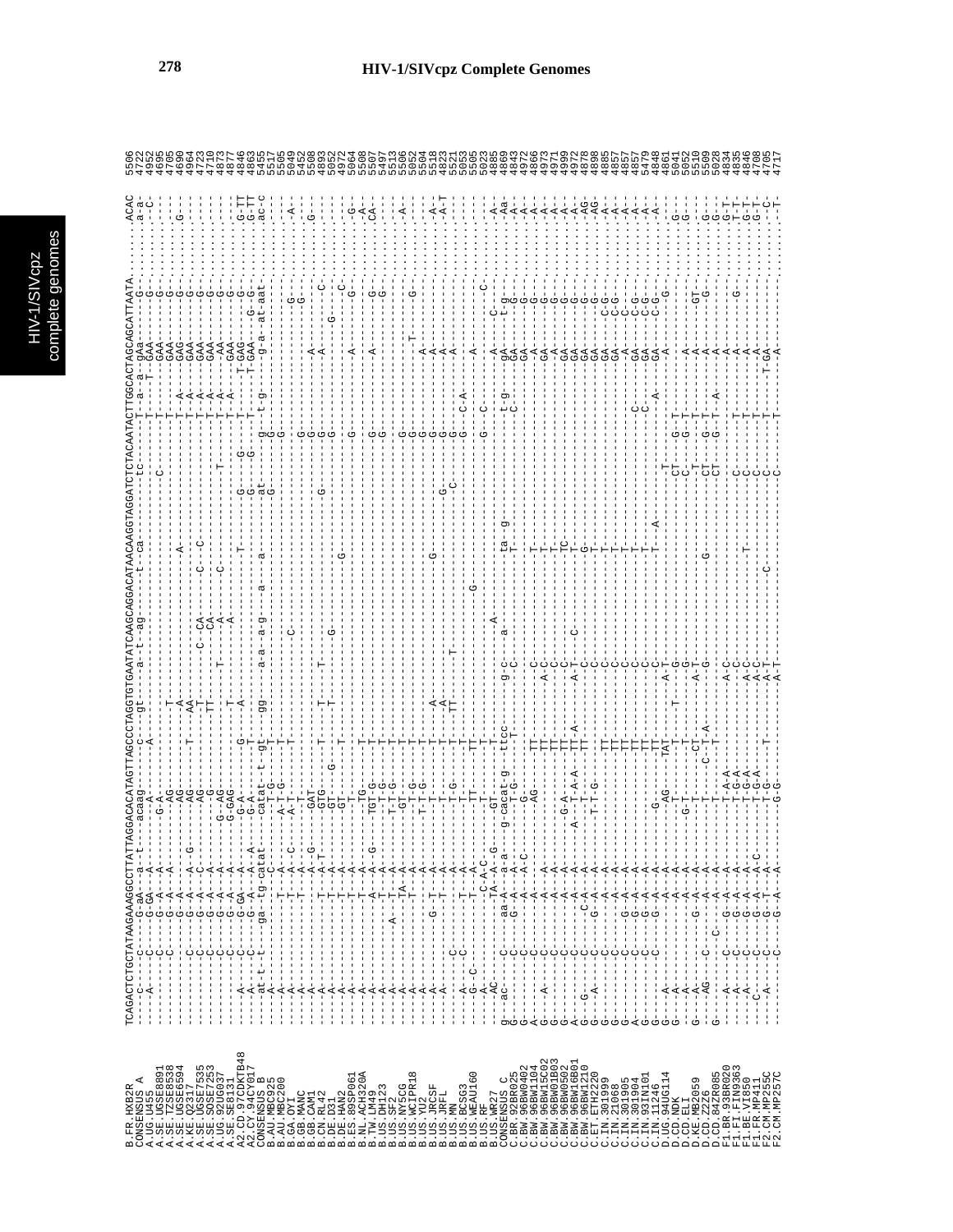```
B.FR.HXB2R         TCAGACTCTGCTATAAGAAAGGCCTTATTAGGACACATAGTTAGCCCTAGGTGTGAATATCAAGCAGGACATAACAAGGTAGGATCTCTACAATACTTGGCACTAGCAGCATTAATA....ACAC 5506
CONSENSUS_A        ----C-----c---G--aA----a--t---acaag-----c---gt-----a--t--ag-------t--ca---------tc-------T--a--a--gAa------G-------.a-a- 4722
A.UG.U455          ----A-------C--G-GA--A-------G-A-----------A----------------------------------------T-----T--GAA-------------.-.--C- 4952
A.SE.UGSE8891      ------------C---G--A--A-------------------------------------------------C-----------T------GAA-------G--------.---- 4695
A.SE.TZSE8538      ------------C---G--A--A-------T-AG-----------T------------------------------------T------GAA-------G--------.---- 4705
A.SE.UGSE6594      ------------C---G--A--A-----G---AG-----------A------------------A----------------T--A---GAG-------G--------G--- 4690
A.KE.Q2317         ------------C---G--A--A---------AG------T---AA--------------------------------T--A---GAA-------G--------.---- 4964
A.SE.UGSE7535      --------C---C---G--A--C---------AG-----------T-------C--CA-----C--C---------------T--A---GAA-------G--------.---- 4723
A.SE.SOSE7253      --------C---C---G--A--A----------G-----------TT-------------CA-------------------T--A---GAA-------G--------.---- 4710
A.UG.92UG037       ------------C---G--A--A------G--AG-----------------T-------A------C--------T-------T--A---AA-------G--------.---- 4873
A.SE.SE8131        ------------C---G--A--A------G-GAG------------T---------------A-----------------T--A---GAA-------G--------.---- 4877
A2.CD.97CDKTB48    ----A-------C---G-GA--A-------G-A-------G-----A-------------------T------G-----G--T-----T-GAG-----G--------G-TT 4846
A2.CY.94CY017      ----A-------C---G--A--A--A----G-A--------T-------------------------------G-----G--T-----T-GAA-----G--G-----G-TT 4863
CONSENSUS_B        ----at-t---t----ga--tg-catat---catat--t--gt---gg----a-a--a-g---a---a-------at-----g-----t-g-----g-a---at-aat----.ac-c 5455
B.AU.MBC925        ----A-----------------C---------T-G------T-----------------------------------G-----G------------------------.---- 5517
B.AU.MBC200        ----A----------------T--A--------A-T-G---T-------------------------------------G-----------------------.---- 5505
B.GA.OYI           ----A----------------T--A--C----A-T------T-------------C-----------------------------------------G-------.-A-- 5049
B.GB.MANC          ----A----------------T--A--G--------------------------------------------G-----------------------G-------.---- 5452
B.GB.CAM1          ----A-----------------T--A--------GAT------------------------------------G------------------------------.---- 5508
B.CN.RL42          ----A-------------T--A--------GTG------------------------------------G-----------A----------------------G--- 4893
B.DE.D31           ----A---------------T--A--T-----GT-----T----T-----T----------G----------G--------------------------C-------.---- 5052
B.DE.HAN2          ----A-----------------T--A--------GT--G--T---T------------------------------G------A-----------G------------.---- 4972
B.ES.89SP061       ----A-----------------T--A---------GT-----T------------------------G----------------------------------------C- 5064
B.NL.ACH320A       ----A-----------------T--A---------T-----------------------------------------G-----------A----------------G---- 5508
B.TW.LM49          ----A-----------------T--A---------TG-----T-------------------------------------------------------------------A- 5507
B.US.DH123         ----A-----------------A--A--G-----TGT-G---T-----------------------------------G---------A---------G--------.CA- 5497
B.US.SF2           ----A-----------A-----T--A----------T-G---T-------------------------------G--------------------------G--------.---- 5513
B.US.NY5CG         ----A--------------TA--A-------T-G------T-----------------------------G----------------------------------.---- 5506
B.US.WCIPR18       ----A----------------T--A----------G-T-G---T---------------------------G-----------------T-----G--------.-A-- 5052
B.US.YU2           ----A----------------T--A-----------T-------T---------------------------G---------------A------------------- 5504
B.US.JRCSF         ----A----------G--T---A------T-T-G-------T----A-------------------G--------G-----------A-------------------A-- 5518
B.US.JRFL          ----A----------------T--A--------------T---A--------------------------G--------G----------A--------------.A-T 4823
B.US.MN            -----------------------------------------T---TT-----T-------------------G-------G--C-----A------------------ 5521
B.US.BCSG3         ----A--C----C----------T--A-----T-G------T-------------------------------C------G--C-A---A------------------- 5053
B.US.WEAU160       -----G--C---------------A--------------TT------------------G-------------------G-------------------------.---- 5505
B.US.RF            ----AC------------------c-A-C---------------------------------------------------G--C----A-------C-------.---- 5023
B.US.WR27          ----AC---------------TA--A--G----GT-----T--------------A----------------------------G------------------------A- 4885
CONSENSUS_C        g---ac-----C-----aa-A---a-a---g-cacat-g---ttcc----g-c----a----------ta--g--------t-g----gA----t-g-------.-Aa- 4869
C.BR.92BR025       G----------C-----G--A--A---------T-G-----T---g-C-------------------T-------------C-----GA-----G-------.-A-- 4843
C.BW.96BW0402      G----------C--------A--A-C-------G-------------------------------------------------------GA------G-------.-A-- 4972
C.BW.96BW1104      A----------C--------A--------------AG---TT--------C-------------------T---------------------A------G-------.-A-- 4866
C.BW.96BW15C02     G----A-----C--------A--A-------------------TT--------A-C------------------T----------------GA------G-------.-A-- 4973
C.BW.96BW01B03     G----------C--------A--A-------------------TT--------A-C-------------------TC---------------A------G-------.-A-- 4971
C.BW.96BW0502      G----------C--------A--A---------G-A-----TT--------------------------------TC---------------GA------G-------.-A-- 4999
C.BW.96BW16B01     G--G-------C--------A--A-------A---A-A---TT-A-----A-C----C-----------T-------------------GA------G-------.-A-- 4972
C.BW.96BW1210      G--A-------C-----C-A--A----------T--------TT-----A-C-----------------G-----------------GA------G-------.-AG- 4878
C.ET.ETH2220       G----------C-----G--A--A--------T-T-G-------------C-----------------T---------------------GA------G-------.-AG- 4898
C.IN.301999        G----------C--------A--A-------------------TT--------C-------------------T----------------GA-----C-G------.-A-- 4885
C.IN.21068         G----------C--------A--A-------------------TT--------C-------------------T----------------GA-----C-G------.-A-- 4857
C.IN.301905        A----------C-----G--A--A-------------------TT--------C-------------------T----------------A-----C--------.-A-- 4857
C.IN.301904        G----------C-----G--A--A-------------------TT--------C-------------------T----------C------GA-----C-G------.-A-- 4857
C.IN.93IN101       G----------C-----G--A--A-------------------TT--------C-------------------T----------C------GA-----C-G------.-A-- 5479
C.IN.11246         G----------C-----G--A--A------G-----------TT-----A-C-------------------T---A-----------A-----GA-----C-G------.-A-- 4848
D.UG.94UG114       G----A-----------------A--A-------AG-----TAT-----A-T------------------------T--------------A-------G--------.---- 4861
D.CD.NDK           G----A-----------------A--A--------T---------T-----T--G-----------------------CT----G--T---------------------G--- 5041
D.CD.ELI           G----A-----------------A--A-------G-T----------T------G-------------------------C----G--T----A----------------G--- 5052
D.KE.MB2059        G----A-----------G--A--A---------------C------------------------------G--------T---------T----A----GT-------.---- 5510
D.CD.Z2Z6          ----AG-------C---G--A--A------T----C--T-A-----A-T------------------------------CT----G--T----A----G--------.G--- 5509
D.CD.84ZR085       G----------C--------A--A--------T-----------G---------------------------------CT----G--T--A-A-------------.G--- 5028
F1.BR.93BR020      ----A-------C----G--A--A-------T-A-A-----------A-C--------------------------------------------------------G-T- 4834
F1.FI.FIN9363      ----A-------C----G--A--A-------T-G-A-----------A-C-------------------------C-------T----A-------G--------.T-T- 4835
F1.BE.VI850        ----A-------C----G--A--A-------T-G-A-----------A-C-------------T----------C-------T----A--------------.G-T- 4846
F1.FR.MP411        ----C-------C----G--A--A-C------T-G-A------------A-C---------------------C--------T----A-------------.G-T- 4708
F2.CM.MP255C       ----A-------C----G--T--A-------T-G--------T------A-T-------------C--------C--------T--T-GA------------.--C- 4705
F2.CM.MP257C       ----A-------C----G--A--A-------G-G-------------A-T------------------------C--------T----A-------------.--T- 4717
```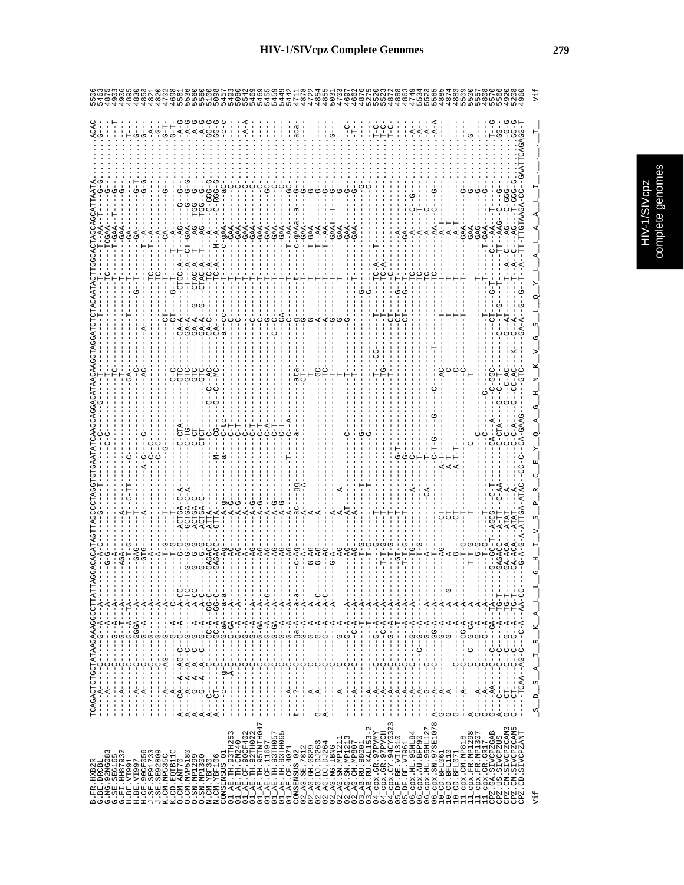# HIV-1/SIVcpz Complete Genomes

```
B.FR.HXB2R            TCAGACTCTGCTATAAGAAAGGCCTTATTAGGACACATAGTTAGCCCTAGGTGTGAATATCAAGCAGGACATAACAAGGTAGGATCTCTACAATACTTGGCACTAGCAGCATTAATA....ACAC  5506
G.BE.DRCBL
G.NG.92NG083
G.SE.SE6165
G.FI.HH87932
H.BE.VI991
H.BE.VI997
H.CF.90CF056
J.SE.SE91733
J.SE.SE92809
K.CM.MP535C
K.CD.EQTB11C
O.CM.ANT70
O.CM.MVP5180
O.SN.MP1299
O.SN.MP1300
N.CM.YBF30
N.CM.YBF106
CONSENSUS_01
01_AE.TH.93TH253
01_AE.TH.CM240
01_AE.CF.90CF402
01_AE.TH.92TH022
01_AE.TH.95TNIH047
01_AE.CF.11697
01_AE.TH.93TH057
01_AE.TH.93TH065
01_AE.CF.4071
CONSENSUS_02
02_AG.SE.7812
02_AG.GH.G829
02_AG.DJ.DJ263
02_AG.DJ.DJ264
02_AG.NG.IBNG
02_AG.SN.MP1211
02_AG.SN.MP1213
02_AG.CM.MP807
03_AB.RU.98001
03_AB.RU.KAL153-2
04_cpx.GR.97PVMY
04_cpx.GR.97PVCH
04_cpx.CY.94CY0323
05_DF.BE.VI1310
05_DF.BE.VI961
06_cpx.ML.95ML84
06_cpx.AU.BFP90
06_cpx.ML.95ML127
06_cpx.SN.97SE1078
10_CD.BFL061
10_CD.BFL110
10_CD.BFL071
11_cpx.CM.MP818
11_cpx.FR.MP1298
11_cpx.FR.MP1307
11_cpx.GR.GR17
CPZ.GA.SIVCPZGAB
CPZ.US.SIVCPZUS
CPZ.CM.SIVCPZCAM3
CPZ.CM.SIVCPZCAM5
CPZ.CD.SIVCPZANT

Vif                    S  D  S  A  I  R  K  A  L  L  G  H  I  V  S  P  R  C  E  Y  Q  A  G  H  N  K  V  G  S  L  Q  Y  L  A  L  A  A  L  I  .  .  .  .  T    Vif
```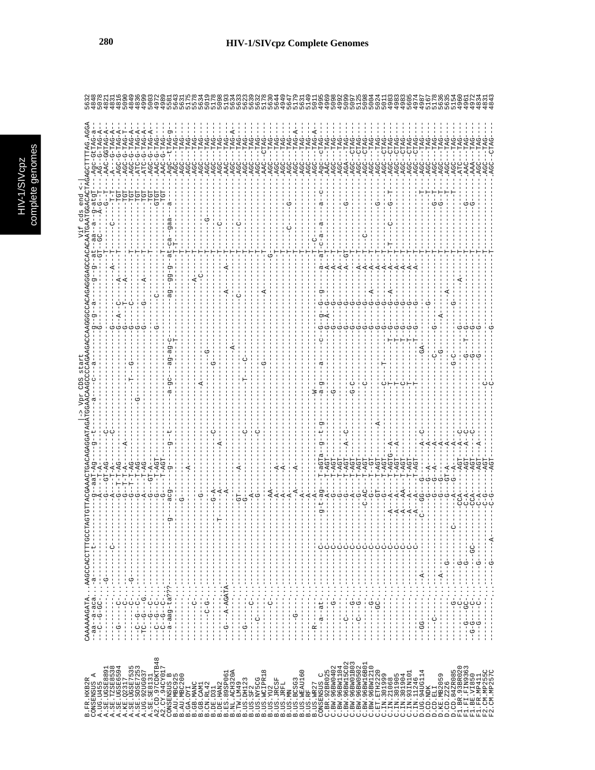# HIV-1/SIVcpz Complete Genomes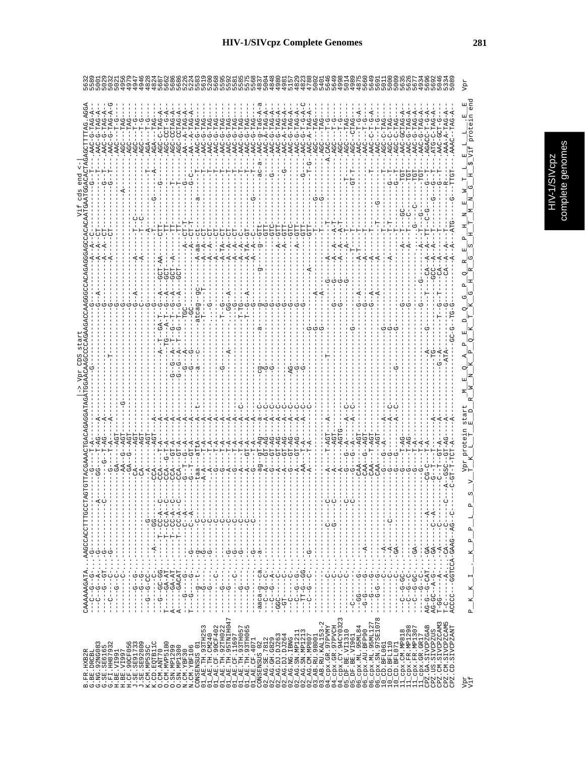# HIV-1/SIVcpz Complete Genomes

```
                                                                      |-> Vpr CDS start                                    Vif cds end <-|
B.FR.HXB2R          CAAAAAAGATA...AAGCCACCTTTGCCTAGTGTTACGAAACTGACAGAGGATAGATGGAACAAGCCCCAGAAGACCAAGGGCCACAGAGGGAGCCACACAATGAATGGACACTAGAGCTTTTAG.AGGA  5632
Vpr                 P__K__K__I__._K__P__P__L__P__S__V__T__K__L__T__E__D__R__W__N__K__P__Q__K__T__K__G__H__R__G__S__H__T__M__N__G__H__$                      Vpr
Vif                                                        Vpr protein start   M__E__Q__A__P__E__D__Q__G__P__Q__R__E__P__H__N__E__W__T__L__E__L__L__E__E
                                                                                                                               _Vif protein end
```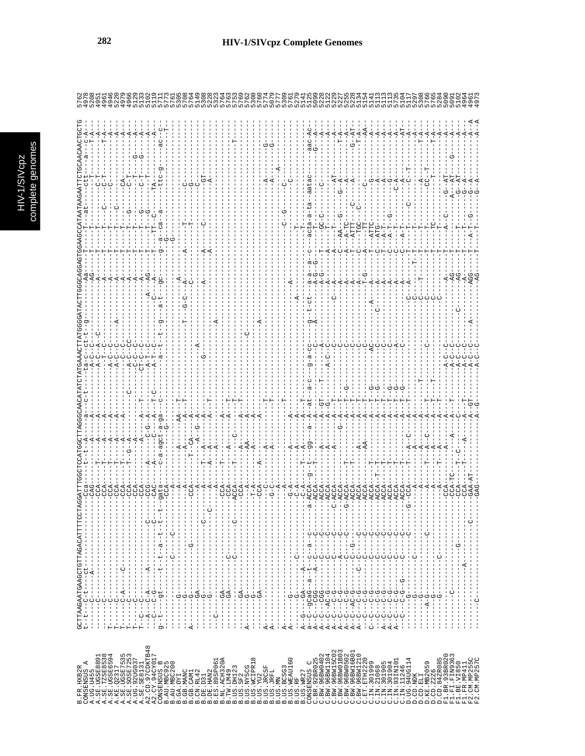# HIV-1/SIVcpz Complete Genomes

```
B.FR.HXB2R        GCTTAAGAATGAAGCTGTTAGACATTTTCCTAGGATTTGGCTCCATGGCTTAGGGCAACATATCTATGAAACTTATGGGGATACTTGGGCAGGAGTGGAAGCCATAATAAGAATTCTGCAACAACTGCTG  5762
CONSENSUS_A       t--t----c--t-----ct-----------------------Cca------t--t--A-----a--c-t------ta-c---ct-t--g---------Aa-----T-----T---at------ctt-----a----c-A-  
```

Note: This page consists of a nucleotide sequence alignment (HIV-1/SIVcpz complete genomes) for the following sequences, with end positions:

| Sequence | Position |
|---|---|
| B.FR.HXB2R | 5762 |
| CONSENSUS_A | 4978 |
| A.UG.U455 | 5208 |
| A.SE.UGSE8891 | 4951 |
| A.SE.TZSE8538 | 4961 |
| A.SE.UGSE6594 | 4946 |
| A.KE.Q2317 | 5220 |
| A.SE.UGSE7535 | 4979 |
| A.SE.SOSE7253 | 4966 |
| A.UG.92UG037 | 5129 |
| A.SE.SE8131 | 5133 |
| A2.CD.97CDKTB48 | 5102 |
| A2.CY.94CY017 | 5119 |
| CONSENSUS_B | 5711 |
| B.AU.MBC925 | 5773 |
| B.AU.MBC200 | 5761 |
| B.GA.OYI | 5305 |
| B.GB.MANC | 5708 |
| B.GB.CAM1 | 5764 |
| B.CN.RL42 | 5149 |
| B.DE.D31 | 5308 |
| B.DE.HAN2 | 5228 |
| B.ES.89SP061 | 5323 |
| B.NL.ACH320A | 5764 |
| B.TW.LM49 | 5763 |
| B.US.DH123 | 5753 |
| B.US.SF2 | 5769 |
| B.US.NY5CG | 5762 |
| B.US.WCIPR18 | 5308 |
| B.US.YU2 | 5760 |
| B.US.JRCSF | 5774 |
| B.US.JRFL | 5079 |
| B.US.MN | 5777 |
| B.US.BCSG3 | 5309 |
| B.US.WEAU160 | 5761 |
| B.US.RF | 5279 |
| B.US.WR27 | 5141 |
| CONSENSUS_C | 5125 |
| C.BR.92BR025 | 5099 |
| C.BW.96BW0402 | 5228 |
| C.BW.96BW1104 | 5122 |
| C.BW.96BW15C02 | 5229 |
| C.BW.96BW01B03 | 5227 |
| C.BW.96BW0502 | 5255 |
| C.BW.96BW16B01 | 5228 |
| C.BW.96BW1210 | 5134 |
| C.ET.ETH2220 | 5154 |
| C.IN.301999 | 5141 |
| C.IN.21068 | 5113 |
| C.IN.301905 | 5113 |
| C.IN.301904 | 5113 |
| C.IN.93IN101 | 5735 |
| C.IN.11246 | 5104 |
| C.UG.94UG114 | 5117 |
| D.CD.NDK | 5297 |
| D.CD.ELI | 5308 |
| D.KE.MB2059 | 5766 |
| D.CD.Z2Z6 | 5765 |
| D.CD.84ZR085 | 5284 |
| F1.BR.93BR020 | 5090 |
| F1.FI.FIN9363 | 5091 |
| F1.BE.VI850 | 5102 |
| F1.FR.MP411 | 4964 |
| F2.CM.MP255C | 4961 |
| F2.CM.MP257C | 4973 |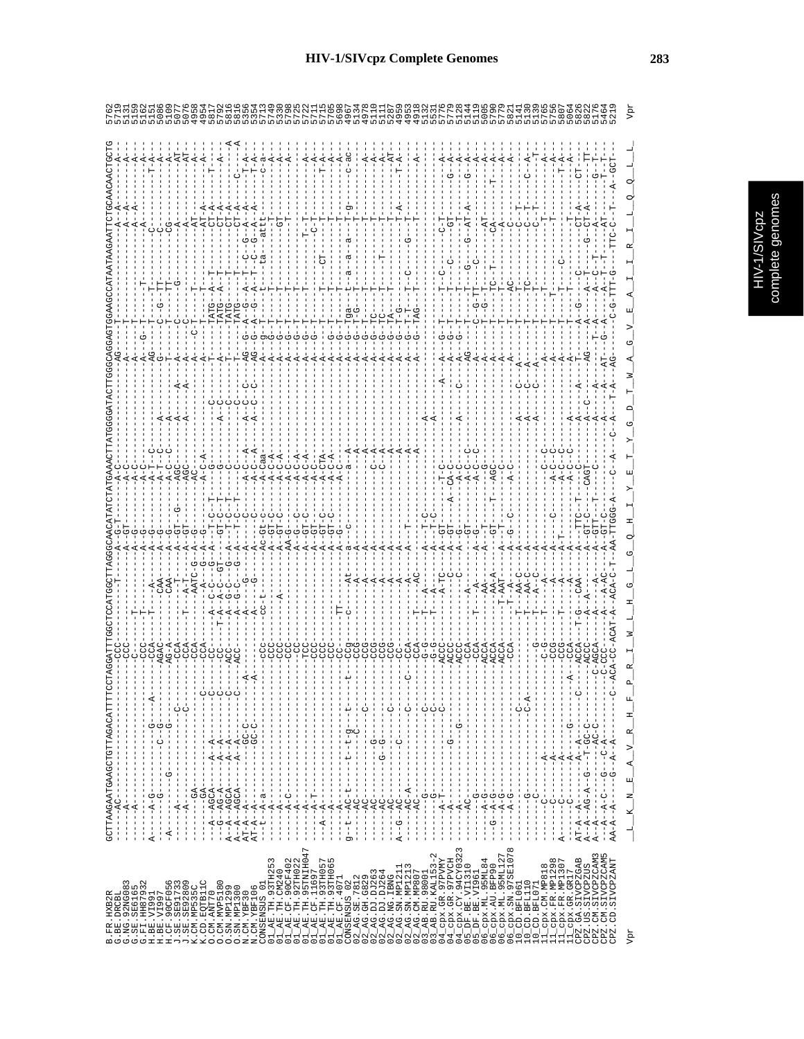```
B.FR.HXB2R            GCTTAAGAATGAAGCTGTTAGACATTTTCCTAGGATTTGGCTCCATGGCTTAGGGCAACATATCTATGAAACTTATGGGGATACTTGGGCAGGAGTGGAAGCCATAATAAGAATTCTGCAACAACTGCTG   5762
B.BE.DRCBL                                                                                                                                                   5719
G.NG.92NG083                                                                                                                                                 5131
G.SE.SE6165                                                                                                                                                  5159
G.FI.HH87932                                                                                                                                                 5162
H.BE.VI991                                                                                                                                                   5151
H.BE.VI997                                                                                                                                                   5086
H.CF.90CF056                                                                                                                                                 5109
J.SE.SE91733                                                                                                                                                 5077
J.SE.SE92809                                                                                                                                                 5076
K.CM.MP535C                                                                                                                                                  4958
K.CD.EQTB11C                                                                                                                                                 4954
O.CM.ANT70                                                                                                                                                   5817
O.CM.MVP5180                                                                                                                                                 5792
O.SN.MP1299                                                                                                                                                  5816
O.SN.MP1300                                                                                                                                                  5816
N.CM.YBF30                                                                                                                                                   5356
N.CM.YBF106                                                                                                                                                  5354
CONSENSUS_01                                                                                                                                                 5713
01_AE.TH.93TH253                                                                                                                                             5749
01_AE.TH.CM240                                                                                                                                               5330
01_AE.CF.90CF402                                                                                                                                             5798
01_AE.TH.92TH022                                                                                                                                             5725
01_AE.TH.95TNIH047                                                                                                                                           5722
01_AE.CF.11697                                                                                                                                               5711
01_AE.TH.93TH057                                                                                                                                             5715
01_AE.TH.93TH065                                                                                                                                             5705
01_AE.CF.A4071                                                                                                                                               5698
CONSENSUS_02                                                                                                                                                 4967
02_AG.SE.7812                                                                                                                                                5134
02_AG.GH.G829                                                                                                                                                4978
02_AG.DJ.DJ263                                                                                                                                               5110
02_AG.DJ.DJ264                                                                                                                                               5111
02_AG.NG.IBNG                                                                                                                                                5287
02_AG.SN.MP1211                                                                                                                                              4959
02_AG.SN.MP1213                                                                                                                                              4953
02_AG.CM.MP807                                                                                                                                               4918
03_AB.RU.98001                                                                                                                                               5132
03_AB.RU.KAL153-2                                                                                                                                            5531
04_cpx.GR.97PVMY                                                                                                                                             5776
04_cpx.GR.97PVCH                                                                                                                                             5779
04_cpx.CY.94CY032                                                                                                                                            5128
05_DF.BE.VI1310                                                                                                                                              5144
05_DF.BE.VI961                                                                                                                                               5119
06_cpx.ML.95ML84                                                                                                                                             5005
06_cpx.AU.BFP90                                                                                                                                              5790
06_cpx.ML.95ML127                                                                                                                                            5779
06_cpx.SN.97SE1078                                                                                                                                           5821
10_CD.BFL061                                                                                                                                                 5141
10_CD.BFL110                                                                                                                                                 5130
10_CD.BFL071                                                                                                                                                 5139
11_cpx.CM.MP818                                                                                                                                              5765
11_cpx.FR.MP1298                                                                                                                                             5756
11_cpx.FR.MP1307                                                                                                                                             5807
11_cpx.GR.GR17                                                                                                                                               5064
CPZ.GA.SIVCPZGAB                                                                                                                                             5826
CPZ.US.SIVCPZUS                                                                                                                                              5822
CPZ.CM.SIVCPZCAM3                                                                                                                                            5176
CPZ.CM.SIVCPZCAM5                                                                                                                                            5464
CPZ.CD.SIVCPZANT                                                                                                                                             5219

Vpr                   _L__K__N__E__A__V__R__H__F__P__R__I__W__L__H__G__L__G__Q__H__I__Y__E__T__Y__G__D__T__W__A__G__V__E__A__I__I__R__I__L__Q__Q__L__L_   Vpr
```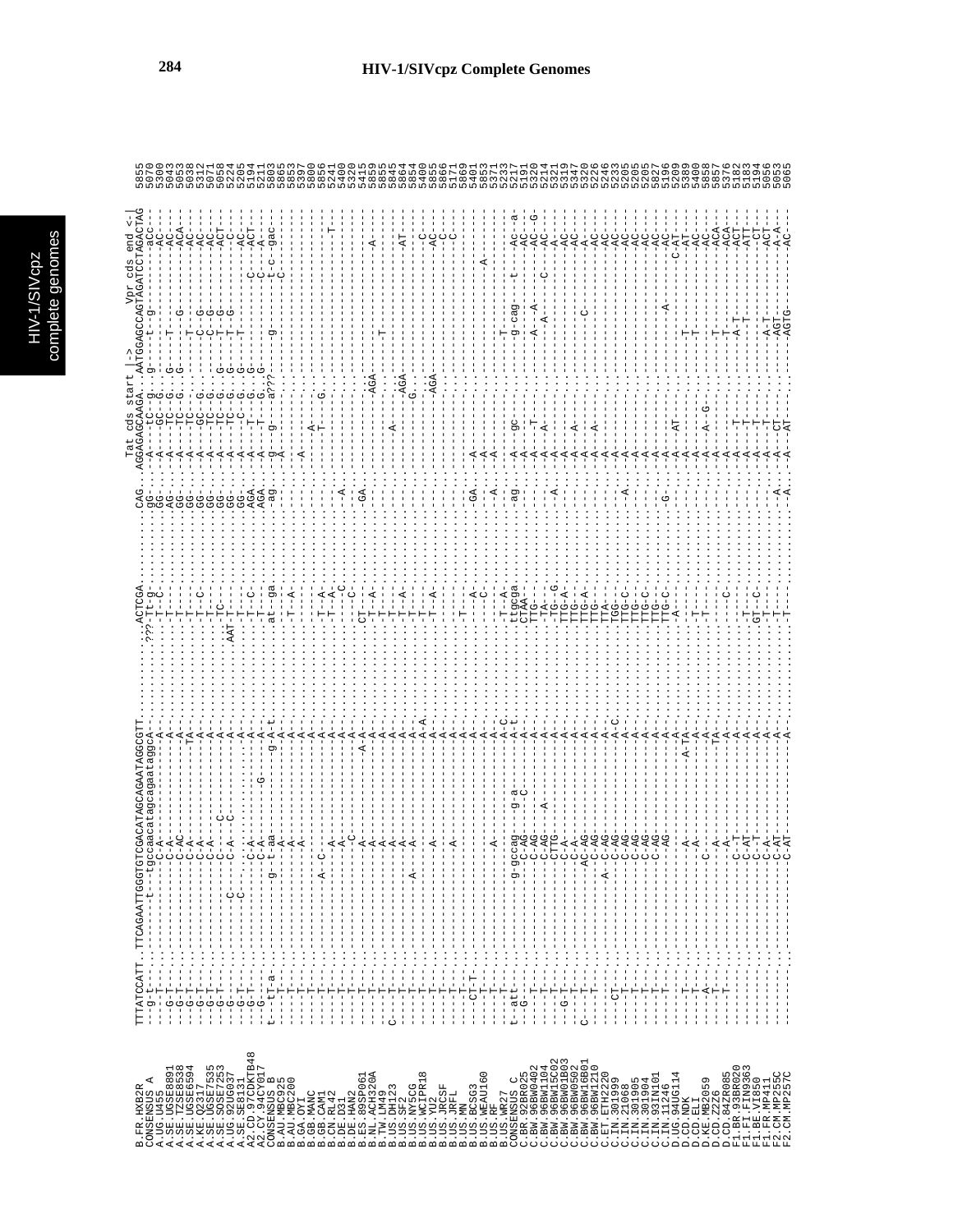# HIV-1/SIVcpz Complete Genomes

```
                                                                                                   Tat cds start |->            Vpr cds end <-|
B.FR.HXB2R      TTTATCCATT..TTCAGAATTGGGTGTCGACATAGCAGAATAGGCGTT.........ACTCGA.........CAG..AGGAGAGCAAGA...AATGGAGCCAGTAGATCCTAGACTAG   5855
CONSENSUS_A                                                                                                                          5070
A.UG.U455                                                                                                                            5300
A.SE.UGSE8891                                                                                                                        5043
A.SE.TZSE8538                                                                                                                        5053
A.SE.UGSE6594                                                                                                                        5038
A.KE.Q2317                                                                                                                           5312
A.SE.UGSE7535                                                                                                                        5071
A.SE.SOSE7253                                                                                                                        5058
A.UG.92UG037                                                                                                                         5224
A.SE.SE8131                                                                                                                          5205
A2.CD.97CDKTB48                                                                                                                      5194
A2.CY.94CY017                                                                                                                        5211
CONSENSUS_B                                                                                                                          5803
B.AU.MBC925                                                                                                                          5865
B.AU.MBC200                                                                                                                          5853
B.GA.OYI                                                                                                                             5397
B.GB.MANC                                                                                                                            5800
B.GB.CAM1                                                                                                                            5856
B.CN.RL42                                                                                                                            5241
B.DE.D31                                                                                                                             5400
B.DE.HAN2                                                                                                                            5320
B.ES.89SP061                                                                                                                         5415
B.NL.ACH320A                                                                                                                         5859
B.TW.LM49                                                                                                                            5855
B.US.DH123                                                                                                                           5845
B.US.SF2                                                                                                                             5864
B.US.NY5CG                                                                                                                           5854
B.US.WCIPR18                                                                                                                         5400
B.US.YU2                                                                                                                             5855
B.US.JRCSF                                                                                                                           5866
B.US.JRFL                                                                                                                            5171
B.US.MN                                                                                                                              5869
B.US.BCSG3                                                                                                                           5401
B.US.WEAU160                                                                                                                         5853
B.US.RF                                                                                                                              5371
B.US.WR27                                                                                                                            5233
CONSENSUS_C                                                                                                                          5217
C.BR.92BR025                                                                                                                         5191
C.BW.96BW0402                                                                                                                        5320
C.BW.96BW1104                                                                                                                        5214
C.BW.96BW15C02                                                                                                                       5321
C.BW.96BW01B03                                                                                                                       5319
C.BW.96BW0502                                                                                                                        5347
C.BW.96BW16B01                                                                                                                       5320
C.BW.96BW1210                                                                                                                        5226
C.ET.ETH2220                                                                                                                         5246
C.IN.301999                                                                                                                          5233
C.IN.21068                                                                                                                           5205
C.IN.301905                                                                                                                          5205
C.IN.301904                                                                                                                          5205
C.IN.93IN101                                                                                                                         5827
C.IN.11246                                                                                                                           5196
D.UG.94UG114                                                                                                                         5209
D.CD.NDK                                                                                                                             5389
D.CD.ELI                                                                                                                             5400
D.KE.MB2059                                                                                                                          5858
D.CD.Z2Z6                                                                                                                            5857
D.CD.84ZR085                                                                                                                         5376
F1.BR.93BR020                                                                                                                        5182
F1.FI.FIN9363                                                                                                                        5183
F1.BE.VI850                                                                                                                          5194
F1.FR.MP411                                                                                                                          5056
F2.CM.MP255C                                                                                                                         5053
F2.CM.MP257C                                                                                                                         5065
```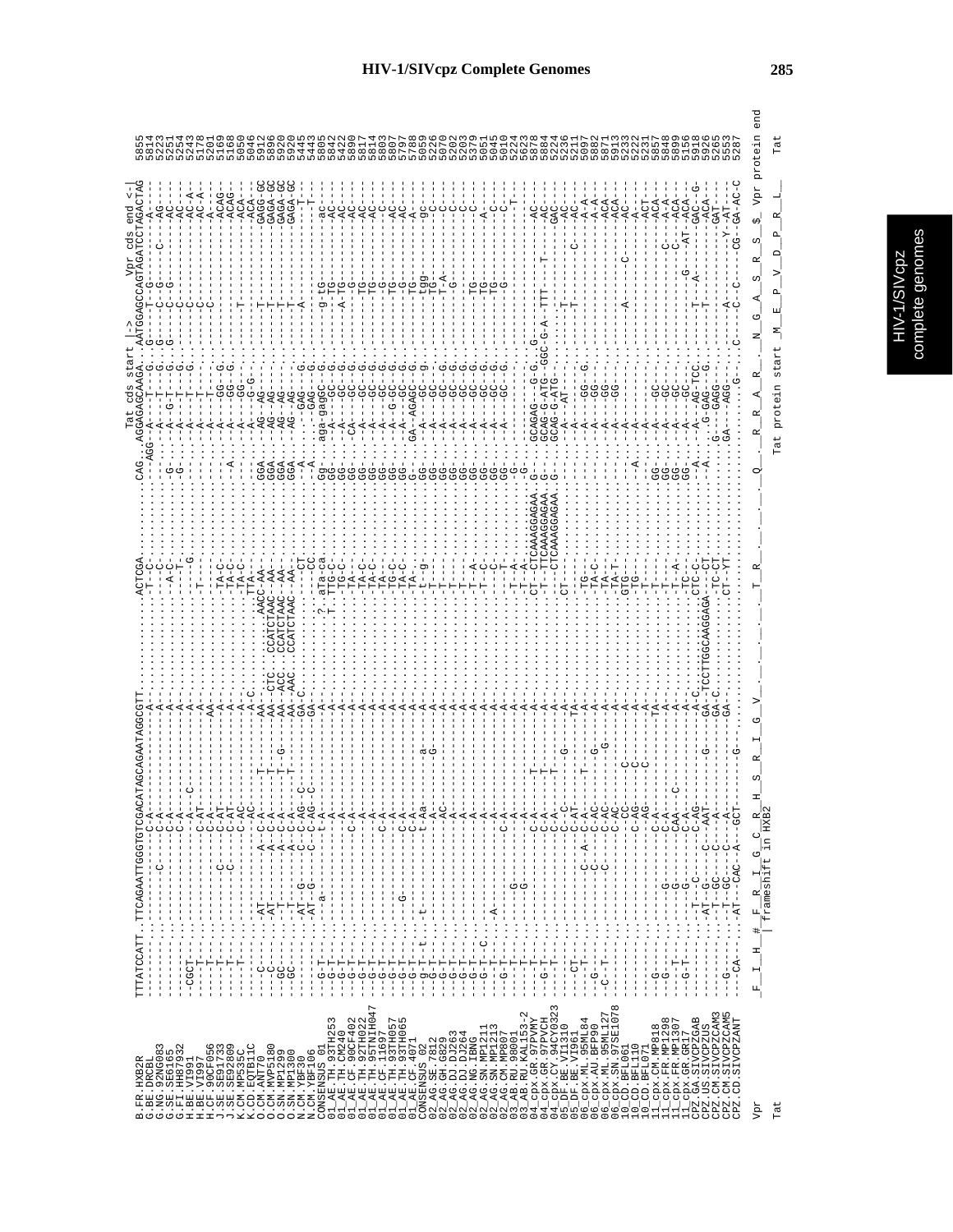```
                                                                                                          Tat cds start |->          Vpr cds end <-|
B.FR.HXB2R           TTTATCCATT.TTCAGAATTGGGTGTCGACATAGCAGAATAGGCGTT..........ACTCGA..........CAG..AGGAGAGCAAGA..AATGGAGCCAGTAGATCCTAGACTAG 5855
G.BE.DRCBL           ----------.-----------------C-A--------------A-..........-T--C-..........---.-AGG--A---T--G..G----T--G------------A---- 5814
G.NG.92NG083         ----------.----------C------C-A--------------A-..........--A-C-..........-G-..--A--G-T--G..G----C--G------C-----AG--- 5251
G.SE.SE6165          ----------.-----------------C-A--------------A-..........------..........-G-..--A---T--G..-----C--G------------AC--- 5254
G.FI.HH8793          ----------.-----------------C-A--------------A-..........---T--..........---..--A---T--G..-----C--------------AC--- 5243
H.BE.VI991           -CGCT-----.--------------------A--C----------A-..........------G.........---..--A---T--G..-----C-----------------AC-A- 5178
H.BE.VI997           ----T-----.-----------------C-AT-------------A-..........-T----..........---..--A---T----..-----C----------------AC-A- 5201
H.CF.90CF056         ----T-----.-----------------C-A-------------AA-..........------..........---..--A---T----..-----C--------------A---- 5169
J.SE.SE91733         ----T-----.---------C-------C-AT-------------A-..........-TA-C-..........---..--A----GG-G..-----------------------ACAG- 5168
J.SE.SE92809         ----T-----.---------C-------C-AT-------------A-..........-TA-C-..........-A-..--A----GG-G..-----------------------ACAG- 5050
K.CM.MP535C          ----T-----.-----------------C-A--------------A-..........-TA-C-..........---..--A----GG---..-----T-----------------ACA-- 5046
K.CD.EQTB11C         ----------.-----------------C-AC-------------A-C.........TTA---..........---..--A----G-G--..-------------------------ACA-- 5912
O.CM.ANT70           ---C------.AT-------A--C-A-----T---------AA-......AACC-AA-..........GGA..-AG---AG-----..-----T--------------GAGG-GC 5896
O.CM.MVP5180         ---C------.AT-------A--C-A-----T---------AA-CTC.CCATCTAAC-AA-.....GGA..-AG---AG-----..-----T--------------GAGA-GC 5920
O.SN.MP1299          --GC------.-T-------A--C-A-----T---G-----AA-ACC.CCATCTAAC-AA-.....GGA..-AG---AG-----..-----T--------------GAGA-GC 5920
O.SN.MP1300          --GC------.-T-------A--C-A-----T---------AA-AAC.CCATCTAAC-AA-.....GGA..-AG---AG-----..-----T--------------GAGA-GC 5445
N.CM.YBF30           ----------.AT--G----C--C-AG--C-----------GA-C.............--CT-..........-A-..---GAG----G..-----A--------------------T-- 5443
N.CM.YBF106          ----------.AT--G----C--C-AG--C-----------GA-..............--CC-..........-A-..---GAG----G..------------------------T-- 5605
CONSENSUS_01         ----------.---a--------------t-A--------------A-.........?.aTa-ca..........Gg.aga-gaGC---G..-----g-tG-----------ac--
01_AE.TH.93TH253     -G-T------.-------------------A--------------A-..........T.TTG-C-..........GG..--A---GC---G..-----T-TG----------AC--- 5842
01_AE.TH.CM240       -G-T------.-------------------A--------------A-..........-TG-C-..........GG..--A---GC---G..-----A-TG----------AC--- 5422
01_AE.CF.90CF402     -G-T------.-----------------C-A--------------A-..........-TA---..........GG..-CA---GC---G..-------G-----------AC--- 5890
01_AE.TH.92TH022     -G-T------.-------------------A--------------A-..........-TA-C-..........GG..--A---GC---G..-------TG-----------AC--- 5817
01_AE.TH.95TNIH047   -G-T------.-------------------A--------------A-..........-TA---..........GG..--A---GC---G..-------TG-----------AC--- 5814
01_AE.CF.11697       -G-T------.-----------------C-A--------------A-..........-TA---..........GG..--A---GC---G..-------TG------------C--- 5803
01_AE.TH.93TH057     -G-T------.-G-----------------A--------------A-..........-TG-C-..........GG..--A-G-GC---G..-------TG-----------AC--- 5807
01_AE.TH.93TH065     -G-T------.-------------------A--------------A-..........-TA-C-..........GG..--A---GC---G..-------TG-----------AC--- 5797
01_AE.CF.4071        -G-T------.-----------------C-A--------------A-..........-TA---..........G-..GA-AGAGC---G..-------TG-----------A---- 5788
CONSENSUS_02         -g-T--t---.t----------------t-Aa----a--------A-..........-t--g-..........GG..--A---GC---g..-----tgg------------gc--
02_AG.SE.7812        -G-T------.------------------A----G----------A-..........-T----..........GG..--A---GC---G..-----TG------------C--- 5059
02_AG.GH.G829        -G-T------.------------------AC--------------A-..........-T----..........GG..--A---GC---G..-----T-A-----------C--- 5226
02_AG.DJ.DJ263       -G-T------.-------------------A--------------A-..........-T----..........GG..--A---GC---G..-------G-----------C--- 5070
02_AG.DJ.DJ264       -G-T------.-------------------A--------------A-..........-T----..........GG..--A---GC---G..------------------C--- 5202
02_AG.NG.IBNG        -G-T------.-------------------A--------------A-..........-T--A-..........GG..--A---GC---G..------------------C--- 5203
02_AG.SN.MP1211      -G-T--C---.-------------------A--------------A-..........-T--C-..........GG..--A---GC---G..-----TG------------C--- 5379
02_AG.SN.MP1213      -G-T------.A------------------A--------------A-..........-T--C-..........GG..--A---GC---G..-----TG------------A--- 5091
02_AG.CM.MP807       -G-T------.-----------------C-A--------------A-..........-T----..........GG..--A---GC---G..-----TG------------C--- 5043
03_AB.RU.98001       ---T------.-G-----------------A--------------A-..........-T--A-..........-G..--A---GC---G..-----G------------------ 5010
03_AB.RU.KAL153-2    ---T------.-G-----------------A--------------A-..........-T--A-..........-G..-----------------------------------T-- 5224
04_cpx.GR.97PVMY     ---T------.-----------------C-A------T-------A-..........CT-CTCAAAGGAGAA.G..GCAGAG---G-G..G------------------------ 5623
04_cpx.GR.97PVCH     -G-T------.-----------------C-A------T-------A-..........-T-TTCAAAGGAGAA.G..GCAG-G-ATG-GGC-G-A-TTT-------T------AC-- 5878
04_cpx.CY.94CY032    -G-T------.-----------------C-A------T-------A-..........----CTCAAAGGAGAA.G..GCAG-G-ATG-------------------------AC-- 5884
05_DF.BE.VI1310      ----------.-----------------C-C-----------G--A-..........CT----..........---..--A---AT---..-----T--------------GAC-- 5224
05_DF.BE.VI961       ---CT-----.-----------------C-AT-------------TA-..........------..........---..--A-----------..-----T-------C------AC-- 5236
06_cpx.ML.95ML84     ---T------.---------C--A--C-A--T------------TA-..........-TG---..........---..--A---GG---G..-----------------A-A-- 5217
06_cpx.AU.BFP90      -G--------.---------C-------C-AC-------G-----A-..........-TA-C-..........---..--A---GG-----..---------------------A-A-- 5097
06_cpx.ML.95ML127    -C--T-----.---------C-------C-AC-------------G-A-.......-TA---..........---..--A---GG---..-------------------ACA-- 5882
06_cpx.SN.97SE1078   ----------.-----------------C-AC-------------A-..........-TA-T-..........---..--A---GG---..-------------------ACA-- 5871
10_CD.BFL061         ----------.-----------------CC----C-----------A-..........GTG---..........---..--A----------..----A--------C------AC--- 5913
10_CD.BFL110         ----------.-----------------C-AG---C----------A-..........-TG---..........---..--A----------..-------------------A---- 5233
10_CD.BFL071         ----------.-----------------C-AG---C----------A-..........-T----..........-A-..--A----------..-------------------A---- 5222
11_cpx.CM.MP818      -G--------.-----------------C-A--------------TA-..........-T----..........GG..--A---GC-----..-------------------ACT-- 5231
11_cpx.FR.MP1298     -G--------.-G---------------C-A--------------A-..........-T----..........GG..--A---GC-----..-------------C-----A-A-- 5857
11_cpx.FR.MP1307     -G-T------.-G---------------CAA---C----------A-..........-T--A-..........GG..--A---GC-----..-------------C-----ACA-- 5848
11_cpx.GR.GR17       -G-T------.-G---------------C-A--------------A-..........-T----..........GG..--A---GC-----..---------G--AT--ACA-- 5899
CPZ.GA.SIVCPZGAB     ----------.-T--C------------C-AG-------------A-C.........CTC-C-..........GG..--A---AG-TCC..-----T--A--------GAC--G 5156
CPZ.US.SIVCPZUS      ----------.AT-G------C------AAT-------G------GA-TCCTTGGCAAGGAGA-CT...........-A..-A---G-GAG---G..-----T--------------ACA-- 5918
CPZ.CM.SIVCPZCAM3    -G--------.-T-GC-----C--A-------------------GA-C.........-TC-CT..........G-..G-GAGG-----..------------------GAT-- 5926
CPZ.CM.SIVCPZCAM5    ----------.-T-GC-----C--A-------------------GA-..........-----..........GA..--AGG-----..-----A------------Y--AT-- 5265
CPZ.CD.SIVCPZANT     ---CA-----.AT--CAC--A--GCT-------G-----------GA-..........CT-YT..........GA..--AGG---G-..C---C--C-----CG--GA-AC-C 5553
                                                                                                                                                   5287

Vpr   F__I__H__#_F__R__I__G__C__R__H__S__R__I__G__V__..._T__R_..._Q__R__R__A__R__N__G__A__S__R__S__$  Vpr protein end
                 | frameshift in HXB2
Tat                                                          Tat protein start _M__E__P__V__D__P__R__L_   Tat
```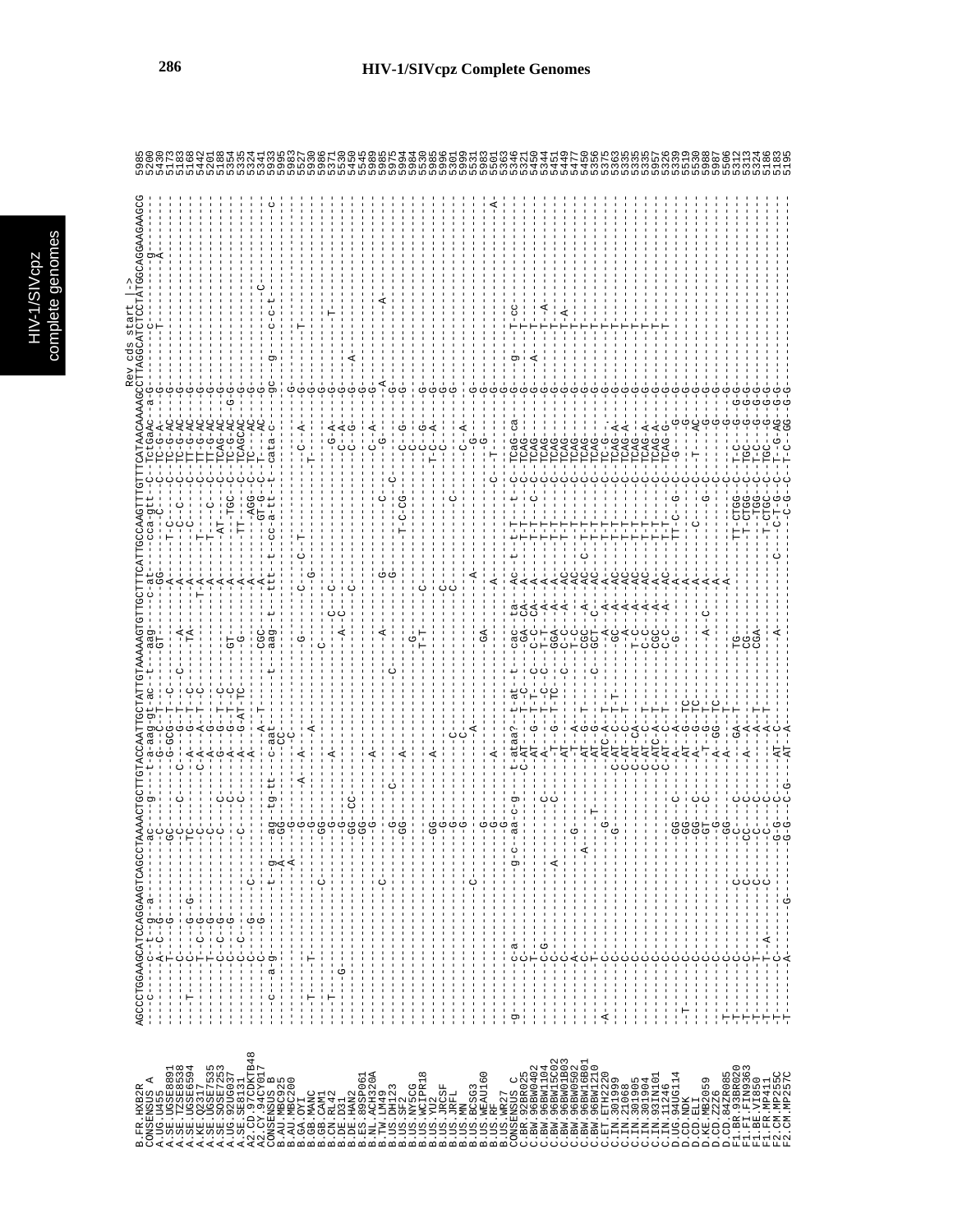```
Rev cds start |->
B.FR.HXB2R       AGCCCTGGAAGCATCCAGGAAGTCAGCCTAAAACTGCTTGTACCAATTGCTATTGTAAAAAGTGTTGCTTTCATTGCCAAGTTTGTTTCATAACAAAAGCCTTAGGCATCTCCTATGGCAGGAAGAAGCG 5985
CONSENSUS_A      ----c------A--C--g--a--------------ac----g-----t-a-aag-gt-ac--t---aag------c-at-----cca-gtt--C--TctGaAc--a-G----------c-------------g-- 5200
A.UG.U455        ---------------T--G--------------------GC-------------G-GCG--T--C----GT------GG-----------------C--TC-GAC--G----------T--------------A-- 5430
A.SE.UGSE8891    ---------------T-----C----------------C----------C--------C-------------A------------T-C------------TC-G-AC--G-------------------------- 5173
A.SE.TZSE8538    ----T----------C-----G---G--------------C-----C--C-----G-T--C--C----A-----A-------C--C------C--TC-G-AC--G-------------------------- 5183
A.SE.UGSE6594    ---------------T--C---G-----------------TC------------A----G--T--C-------TA------A-------------C--TT-G-AC--G-------------------------- 5168
A.KE.Q2317       ---------------T--C---G------------------C-------C-A---A--T--C----------------T-A------T---------C--TT-G-AC--G-------------------------- 5442
A.SE.UGSE7535    ---------------T--C---G------------------C---------A--G-----------------------A------T------C-----C--TT-G-AC--G-------------------------- 5201
A.SE.SOSE7253    ---------------C--C--G-------------------C-----C---G-----G--T--C--------------A------AT-------C--TCAG-AC--G-------------------------- 5188
A.UG.92UG037     ---------------C--C--G-------------------C-----C---G---G--T--C---------GT-----A---------TGC----C--TC-G-AC--G-------------------------- 5354
A.SE.SE8131      ---------------C--C--G-------------C-----C-----C---A---G--AT-TC---------G------A-------TT------C--TCAGCAC--G-------------------------- 5335
A2.CD.97CDKTB48  ---------------C--C-----G------C---------------------A---A--T------------------A-------AGG--C--TC-AC--G-------------------------- 5324
A2.CY.94CY017    --c---a-g--------C-----G------t--g----ag--tg-tt-----c-aat--------t-----CGC-----A------GT-G-----C--T--AC--G--------------C------------ 5341
CONSENSUS_B      -----------------------------------------------------------aag-----t--ttt--t--cc-a-tt---t--cata-c--gc----g----c-c-t--------------c-- 5933
B.AU.MBC925      ---------------------------------A--GG------CC-------------------------------------------------------------------------------------- 5995
B.AU.MBC200      ---------------------------------A--G-------C--------------------------------------------------------G--------------------------------- 5983
B.GA.OYI         ---------------------------------------G-----A------------------G------C---C-T------------C--A----G--------------------------------- 5527
B.GB.MANC        --T-----T-------------------------G-------A--A---A------------------------G------------T----------G---------T------------------------ 5930
B.GB.CAM1        --T-----T------------------------------GG-------------------------C------------------------------G--------------------------------- 5986
B.CN.RL42        --T-------------------------C--------------A---------------------C-----C-C-----------------G-A----G---------T------------------------ 5371
B.DE.D31         ----G------------------------------------G----------------------A-C-----------------------C-A----G--------------------------------- 5530
B.DE.HAN2        ---------------------------------------GG--CC-----------------------C--------------------C-G-----G-----A--------------------------- 5450
B.ES.89SP061     ---------------------------------------GG--------------------------------------------------------G--------------------------------- 5545
B.NL.ACH320A     ---------------------------------------G------A---------------------------------------C-A-----G--------------------------------- 5989
B.TW.LM49        ---------------------C--------------------------------A------G---------------C-----------G-----A---------A------------------------ 5985
B.US.DH123       ---------------------------------------G-----C------C--------------------------C------------------G-------------------------------- 5975
B.US.SF2         ---------------------------------------GG--------A------------------------------------------------G-------------------------------- 5994
B.US.NY5CG       ---------------------------------------------------------G----------------T-C-CG----C--G------G-------------------------------- 5984
B.US.WCIPR18     -----------------------------------------------------------T-T-------C--------------C--G------G-------------------------------- 5530
B.US.YU2         ---------------------------------------GG---------A-----------------------------------T-C--A-----G-------------------------------- 5985
B.US.JRCSF       ---------------------------------------G------------------------------------------------C-------G-------------------------------- 5996
B.US.JRFL        ---------------------------------------G------C----C--------------C-------------C---------G-------------------------------- 5301
B.US.MN          ---------------------------------------G--------C----C------------C--------------------------G-------------------------------- 5999
B.US.BCSG3       ---------------------C------------------------------A--------A------------------C--A--------G-------------------------------- 5531
B.US.WEAU160     ------------------------------G-----G------------------GA------------------------G--------------------------------------------- 5983
B.US.RF          -------------------------------G----G-------A---------------------A----------C-----T----------G-------------------------------A--- 5501
B.US.WR27        ------------------------------G----------------------------------------------------------------G-------------------------------- 5363
CONSENSUS_C      -g-------c-a-----------------g-c--aa-c-g---t-ataa?--t-at--t----cac--ta-----Ac-t--t-T---t-c--TCAG-ca-----G---g----T-cc------------- 5346
C.BR.92BR025     -----------C-------------------------------C-AT---T-C------GA-CA-----A-----T-T-------C--TCAG-------G--------T-------------------- 5321
C.BW.96BW0402    ---------T------------------------------AT--G--T-T--C----C-C--CA-----A-----T-T-------C--TCAG-------G----A---T-------------------- 5450
C.BW.96BW1104    ---------C-G--------------------------C----A-----T--C-C----T-T--A--A-----T-T-------C--TCAG-------G--------T--A------------------ 5344
C.BW.96BW15C02   ---------C------------------------------T--G-T--TC--------GGA--A--A-----T-T-------C--TCAG-------G--------T--------------------- 5451
C.BW.96BW01B03   ---------C------------A-----------------AT----------C----T-C--A--AC----T-T-------C--TCAG-------G--------T--A------------------ 5449
C.BW.96BW0502    ---------C---------------G---------------AT--A--------T-C--A--AC----T-T-------C--TCAG-------G--------T--------------------- 5577
C.BW.96BW16B01   ---------C-----------A------T-----------AT--G--T------CGC--A--AC-C--T-T-------C--TCAG-------G--------T--------------------- 5450
C.BW.96BW1210    ---------T-------------------------------AT--G--------C--GCT--C--AC-----T-T-------C--TCAG-------G--------T--------------------- 5356
C.ET.ETH2220     -A-------C---------------G---------------ATC-A--T----------A--A--A------T-T-------C--TC-G-------G--------T--------------------- 5375
C.IN.301999      ---------C---------------G-------------C-AT--C--T-T--------GC--A--AC-----T-T-------C--TCAG-A----G--------T--------------------- 5363
C.IN.21068       ---------C-------------------------------C-AT--C--T-----------A--A--AC-----T-T-------C--TCAG-A----G--------T--------------------- 5335
C.IN.301905      ---------C-------------------------------C-AT--CA------------T-C--A--AC-----T-T-------C--TCAG-------G--------T--------------------- 5335
C.IN.301904      ---------C-------------------------------C-AT--C--T----------C-C--A--AC-----T-T-------C--TCAG-A----G--------T--------------------- 5335
C.IN.93IN101     ---------C-------------------------------C-ATC-A--T----------CGC--A--A------T-T-------C--TCAG-A----G--------T--------------------- 5957
C.IN.11246       ---------C-------------------------------C-AT--A--T----------C-C--A--AC-----T-T-------C--TCAG-G----G--------T--------------------- 5326
D.UG.94UG114     ---------C--------------------GG----C--------A----A------G------A-------TT-C--G--C--G-----G--------G---------------------------- 5339
D.CD.NDK         -T-------C--------------------GG--------------AT-G--TC-----------A-------------------C------------G-------------------------------- 5519
D.CD.ELI         ---------C--------------------GG-----C--------A--G--TC-----------A-------C--------C--T----AC--G-------------------------------- 5530
D.KE.MB2059      ---------C--------------------GT-----C--------T--G--T--------A--C--A-------------G--C--------G--------G-------------------------- 5988
D.CD.Z2Z6        ---------C--------------------G-------------A-GG--TC---------------A-------------------C-------G--------G-------------------------- 5987
D.CD.84ZR085     -T-------C--------------------GG-----------A------------------A-------------------------C-------G-------------------------------- 5506
F1.BR.93BR020    -T-------C-----------C--------C--------C-----GA--T---TG--------------TT-CTGG--C--T-C----G--G-G---------------------------------- 5312
F1.FI.FIN9363    -T-------C-----------C--------CC-----C--------A--------CG--------------T-CTGG--C--TGC----G--G-G---------------------------------- 5313
F1.BE.VI850      -T-------T-----------C--------C------C--------A--A--T--CGA---------------TGG--C--T-C----G--G-G---------------------------------- 5324
F1.FR.MP411      -T-------T-A---------C--------C------C-------------A--T----------------T-CTGC--C--TGC----G--G-G---------------------------------- 5186
F2.CM.MP255C     -T-------C--------------------G-G----C-G--------AT-C------------------C---C-T-G--C--T-G-AG--G-G---------------------------------- 5183
F2.CM.MP257C     -T-------A------------G-------G-G----C-G--------AT-A--------A---------------C-G--C--T-C--GG--G-G---------------------------------- 5195
```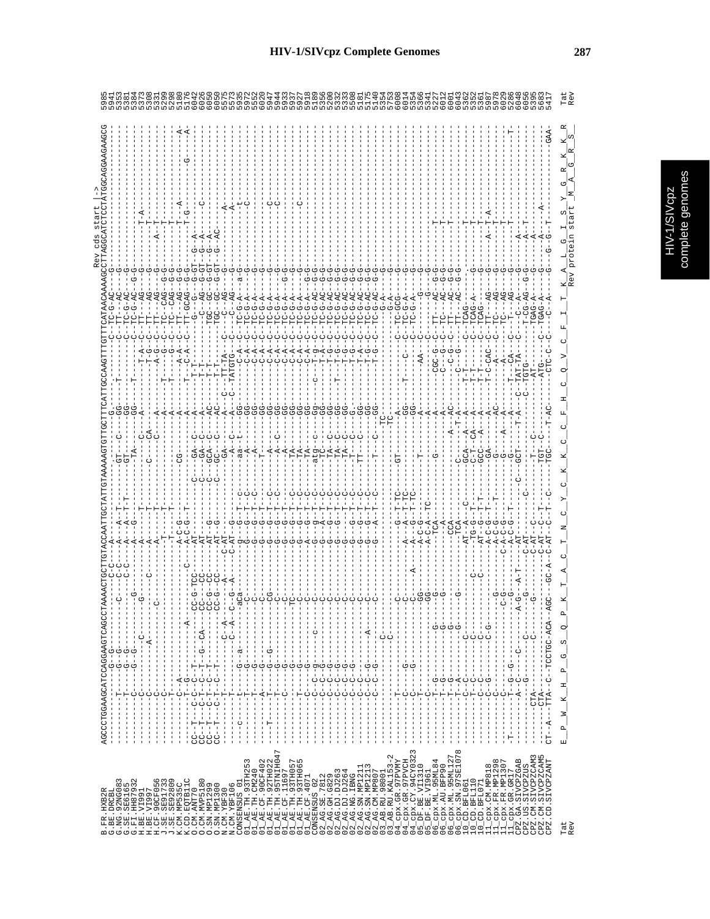# HIV-1/SIVcpz Complete Genomes

```
                                                                                                    Rev cds start |->
B.FR.HXB2R           AGCCCTGGAAGCATCCAGGAAGTCAGCCTAAAACTGCTTGTACCAATTGCTATTGTAAAAAGTGTTGCTTTCATTGCCAAGTTTGTTTCATAACAAAAGCCTTAGGCATCTCCTATGGCAGGAAGAAGCG  5985
```

| | |
|---|---|
| Tat | E_P_W_K_H_P_G_S_Q_P_K_T_A_C_T_N_C_Y_C_K_K_C_C_F_H_C_Q_V_C_F_I_T_K_A_L_G_I_S_Y_G_R_K_K_R |
| Rev | Rev protein start _M__A__G__R__S_ |

Sequences listed (with end positions): B.FR.HXB2R 5985; G.BE.DRCBL 5941; G.NG.92NG083 5353; G.SE.SE6165 5381; G.FI.HH8793 5384; H.BE.VI991 5373; H.BE.VI997 5308; H.CF.90CF056 5331; J.SE.SE91733 5299; J.SE.SE92809 5298; K.CM.MP535C 5180; K.CD.EQTB11C 5176; O.CM.ANT70 6042; O.CM.MVP5180 6026; O.SN.MP1299 6050; O.SN.MP1300 6050; N.CM.YBF30 5575; N.CM.YBF106 5575; CONSENSUS_01 5935; 01_AE.TH.93TH253 5972; 01_AE.TH.CM240 5552; 01_AE.CF.90CF402 6020; 01_AE.TH.92TH022 5947; 01_AE.TH.95TNIH047 5944; 01_AE.CF.11697 5933; 01_AE.TH.93TH057 5937; 01_AE.TH.93TH065 5927; 01_AE.CF.4071 5918; CONSENSUS_02 5189; 02_AG.SE.7812 5356; 02_AG.GH.G829 5200; 02_AG.DJ.DJ263 5332; 02_AG.DJ.DJ264 5333; 02_AG.NG.IBNG 5508; 02_AG.SN.MP1211 5181; 02_AG.SN.MP1213 5175; 02_AG.CM.MP807 5140; 03_AB.RU.98001 5354; 03_AB.RU.KAL153-2 5753; 04_cpx.GR.97PVMY 6008; 04_cpx.GR.97PVCH 6014; 04_cpx.CY.94CY032 5354; 05_DF.BE.VI1310 5366; 05_DF.BE.VI961 5341; 06_cpx.ML.95ML84 5227; 06_cpx.AU.BFP90 6012; 06_cpx.ML.95ML127 6001; 06_cpx.SN.97SE1078 6043; 10_CD.BFL061 5362; 10_CD.BFL110 5352; 10_CD.BFL071 5361; 11_cpx.CM.MP818 5987; 11_cpx.FR.MP1298 5978; 11_cpx.FR.MP1307 6029; 11_cpx.GR.GR17 5286; CPZ.GA.SIVCPZGAB 6048; CPZ.US.SIVCPZUS 6056; CPZ.CM.SIVCPZCAM3 5395; CPZ.CM.SIVCPZCAM5 5683; CPZ.CD.SIVCPZANT 5417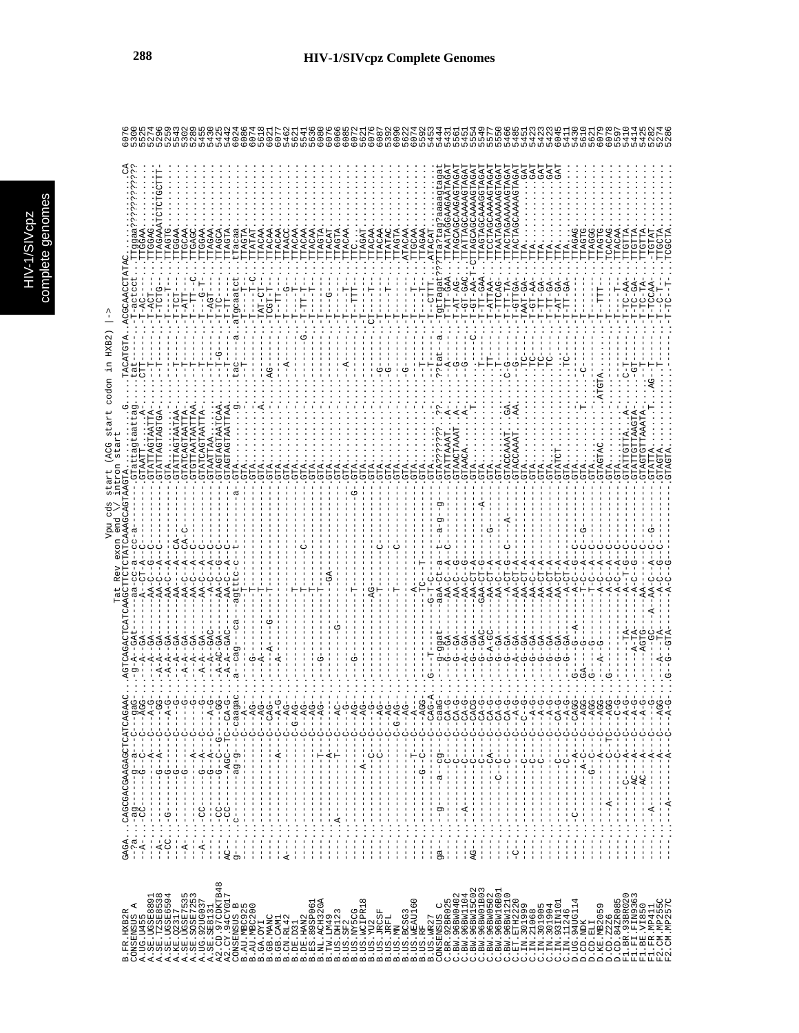# HIV-1/SIVcpz Complete Genomes

```
                         Tat Rev exon end \/ intron start
                         Vpu cds start (ACG start codon in HXB2) |->

B.FR.HXB2R        GAGA...CAGCGACGAAGAGCTCATCAGAAC.AGTCAGACTCATCAAGCTTCTCTATCAAAGCAGTAAGTA........G....TACATGTA.ACGCAACCTATAC.........CA  6076
CONSENSUS_A                                                                                                                    5300
A.UG.U455                                                                                                                      5525
A.SE.UGSE8891                                                                                                                  5274
A.SE.TZSE8538                                                                                                                  5296
A.SE.UGSE6594                                                                                                                  5259
A.KE.Q2317                                                                                                                     5543
A.SE.UGSE7535                                                                                                                  5302
A.SE.SOSE7253                                                                                                                  5289
A.UG.92UG037                                                                                                                   5455
A.SE.SE8131                                                                                                                    5430
A2.CD.97CDKTB48                                                                                                                5425
A2.CY.94CY017                                                                                                                  5442
CONSENSUS_B                                                                                                                    6024
B.AU.MBC925                                                                                                                    5621
B.AU.MBC200                                                                                                                    6086
B.GA.OYI                                                                                                                       6074
B.GB.MANC                                                                                                                      5618
B.GB.CAM1                                                                                                                      6021
B.CN.RL42                                                                                                                      6077
B.DE.D31                                                                                                                       5462
B.DE.HAN2                                                                                                                      5621
B.ES.89SP061                                                                                                                   5541
B.NL.ACH320A                                                                                                                   5636
B.TW.LM49                                                                                                                      6080
B.US.DH123                                                                                                                     6076
B.US.SF2                                                                                                                       6066
B.US.NY5CG                                                                                                                     6085
B.US.WCIPR18                                                                                                                   6072
B.US.YU2                                                                                                                       5621
B.US.JRCSF                                                                                                                     6076
B.US.JRFL                                                                                                                      6087
B.US.MN                                                                                                                        5392
B.US.BCSG3                                                                                                                     6090
B.US.WEAU160                                                                                                                   5622
B.US.RF                                                                                                                        6074
B.US.WR27                                                                                                                      5592
CONSENSUS_C                                                                                                                    5453
C.BR.92BR025                                                                                                                   5444
C.BW.96BW0402                                                                                                                  5431
C.BW.96BW1104                                                                                                                  5561
C.BW.96BW15C02                                                                                                                 5451
C.BW.96BW15B03                                                                                                                 5554
C.BW.96BW0502                                                                                                                  5549
C.BW.96BW16B01                                                                                                                 5577
C.BW.96BW1210                                                                                                                  5550
C.ET.ETH2220                                                                                                                   5466
C.IN.301999                                                                                                                    5485
C.IN.21068                                                                                                                     5451
C.IN.301905                                                                                                                    5423
C.IN.301904                                                                                                                    5423
C.IN.93IN101                                                                                                                   5423
C.IN.11246                                                                                                                     6045
D.UG.94UG114                                                                                                                   5411
D.CD.NDK                                                                                                                       5430
D.CD.ELI                                                                                                                       5610
D.KE.MB2059                                                                                                                    5621
D.CD.Z2Z6                                                                                                                      6079
D.CD.84ZR085                                                                                                                   6078
F1.BR.93BR020                                                                                                                  5597
F1.FI.FIN9363                                                                                                                  5410
F1.BE.VI850                                                                                                                    5414
F1.FR.MP411                                                                                                                    5425
F2.CM.MP255C                                                                                                                   5282
F2.CM.MP257C                                                                                                                   5286
```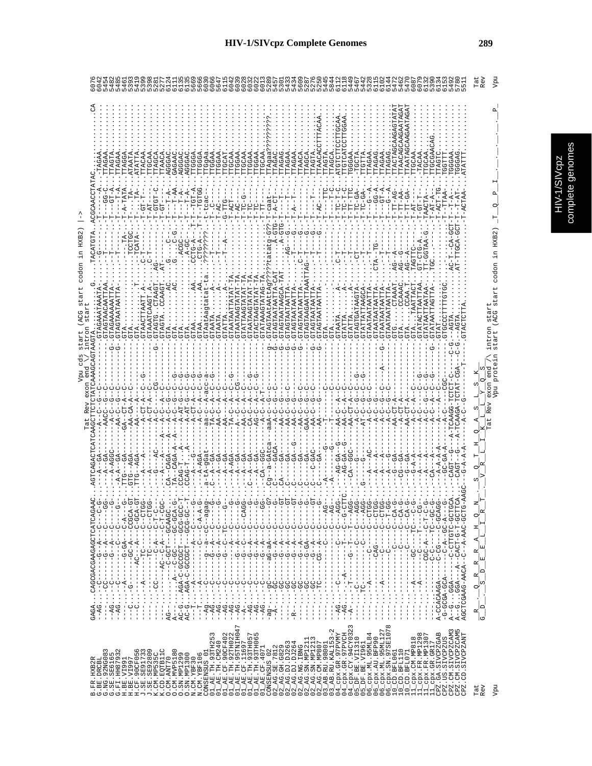```
                                                                    Vpu cds start (ACG start codon in HXB2) |->
                                      Tat Rev exon end \/ intron start
B.FR.HXB2R          GAGA..CAGCGACGAAGAGCTCATCAGAAC..AGTCAGACTCATCAAGCTTCTCTATCAAAGCAGTAAGTA.........G..TACATGTA..ACGCAACCTATAC.......CA  6076
B.BE.DRCBL          --AG....-CC------G--A----C----G-....--A--GA------G--C------------G------------------.---------A-.------------  6042
G.NG.92NG083        -----.....-------G--A----C-----GG-....--A--GA-----AACC-G--C-----------.GTAGAAATAAATA.......--T------A-.-TAGAA.  5454
G.SE.SE6165         --AG....-C-------G--A----C-----G-....--A-AGGC-----A-C--G--C---------G-.GTAGTAACAATTAA.......--T-----GG-C.-TTAGAA  5482
G.FI.HH87932        --AG.......-------C------C-----G---.....-A-A--GA-----AA-C--G--C---------G-.GTAGAAAAATTA.......--T------GT-A.-TTAGTA  5485
H.BE.VI991          ----.........A-----G-GA--C-A---G-.TTG---GA------GA--CT-A--C-----------.GTAGTAATAATTA.......--T-------T-A.-TTAGAA  5461
H.BE.VI997          ----..---G---------GC-A--C-A---G-.GTG--AGA------AA-CA-A--C-----------.GTA.................-TA-.T-A-TATA.-TTAGGA  5393
H.CF.90CF056        ----.C-----------AC---A--CCGCA-GT.TTG--AGA-------AA--A--C-----------.GTA.........TCCTGC.T-.--.-----TA-.-ATAATA.  5419
J.SE.SE91733        ----.C.....-------A--------C-GCA-GT........................................TCATA-.-T.-GT-T---.-TTACAA.  5399
J.SE.SE92809        -----........-A---------TC-----C-CTGG-.....A---A-----A-CT-A---C----G--.GTAAACTTAATT.A.......--C-T--.-AT---.-TTGCAA  5398
K.CM.MP535C         -----..........---TC-----C--C-TGG-.....A---A-----A-CT-A---C-----------.GTAAAATCAAGT.A..AG--.-T-GTGT-C.-TTAGCA  5281
K.CD.EQTB11C        -----..........-CC-----C-A--C-T-C--.....G---AC-----A-C---C--CG-----G-.GTAGTG..CTAAGT..AT--.-T-GT---.-TTAACA  5277
O.CM.ANT70          ----..........--AC--C-A----C-T-CGC.........A--------A--C--A--C--------.GTAGTA..CCAAGT.........-T---.------.AGGGAC  6124
O.CM.MVP5180        AG--...........C-GCT---GCAAGC..CA--CAGA-----AA-C--A-C-------------.GTA..........AC...G.....C-..-T---A-.GAGAAC  6111
O.SN.MP1299         A---........A---C-GC----GC-GCA-G-.TA--CAGA-A--A--A-C--G-C--G----------.GTA..........AC...G.....C--G.-T--AA.AGGGAC  6135
O.SN.MP1300         AC-G..AGA-C-GCCGCT--GCG-GCC-T.CCAG-T...A--A-AT-G-C--G-----------.GTA...............ACGC--.-T--A-.AGGGAC  6135
N.CM.YBF30          AC-G..AGA-C-GCCGCT--GCG-GC--T.CCAG-T...A-----A-AT-G-C--G------------.GTA...............A-GC--.-T--T-A-.TTGGGA  5669
N.CM.YBF106         --T---......A-------C-A--G-.....A--G-----A-CT-A--C--G-----------.GTAA.........AA..CCTG-A-..-T-TT.-TGTGG  5666
CONSENSUS_01        --T-A-......-A---------C-A--C-agag-.a-tA-gGat-----aa-c--A-acc-a------.GTAataagtatat-ta..??????? .t-tcac-.TTGGAa  6030
01_AE.TH.93TH253    --Ag..--C---g--a-cc-A-------agag-.a-tA-gGat-----aa-c--A-acc-a--------.GTAATA.......A.....-T---.T-C---.TTGGAA  6066
01_AE.TH.CM240      -AG...--C-----G--A----C-----G-.C-A--GA-----TA-C--A-C--G----------.GTAATA.......A.....-T---.-T-AC---.TTGGAA  5647
01_AE.CF.90CF402    -AG...--C-----G--A----C-----G-.....A--GA-----AA-C--A-C--C----------.GTATTA.......A.......-T---A-.G-TTG-.TTGCAT  6115
01_AE.TH.92TH022    -AG...--C-----G---A-TC---------G-.....A--GA-----AA---A-C--C-G-------.GTAATAATTATAT-TA..........-ACT-.TTGCAA  6042
01_AE.TH.95TNIH047  -AG...--C-----G---A-------C-----G-.....A-AGA----TA-C--A-C--CG----.GTAATAAGTATAT-TA..........-AC---.TTGGAA  6039
01_AE.CF.1169       --A-..--C-----G--A---C---C--CAGG-.....A--GA-----A--C--A-C--C----------.GTATTAAGTATAT-TA.......-T-TC-G-.TTGCAA  6028
01_AE.TH.93TH057    -AG...--C-----G--A-------C-----G-.....A--GA-----AA-C--A-C--C--G--------.GTACTAAGTATAT-TA.......-T-TC---.TTGGAA  6032
01_AE.TH.93TH065    --AG..--C-----G--A-------C-----G-.....A--GA-----AA-C--A-C--G----------.GTACTAAGTATAT-TA.......-T-TC---.TTGGAA  6022
01_AE.CF.4071       -AG...--C-----G--A-------C-----G-.C-A--GGC-----AA-C--A-T--------------.GTATAAAGTATAG-TA.......-T-T----.TTGCAA  6013
CONSENSUS_02        -ag-..--gC----ag-aA-----C-----G?.cg--a-GAtca----aaA-c--G-c---------g-.GTAGTAAtAATtAg????tatatg-G??-T-caat-.TTAgaa???????  5289
02_AG.SE.7812       -A-...--GC----G--A-------C-----G-.C----GACA-----A-C--G-C----------G-.GTAGTAATAATTA-CAT.......A-GTG-T-A-CT-.TTAGAC  5457
02_AG.GH.G829       ----..--GC----G--A-------C----GT.CA---GA-----AA-C--G-C----------G-.GTAGTAATAAGCA-TAT.......A-GTG-.-T--T-.TTAGAG  5301
02_AG.DJ.DJ263      -R--..--GC----G--A-------C----GT.C---GA--G---AA-C--G----------------G-.GTAGTAATAATTA-......AG---G.-T--T-.TTAGAA  5434
02_AG.DJ.DJ264      ----..--GC----G--A-------C-----G-.C---GA-----AA-C--G-C----------G-.GTAGTAATAATTA-.....G.......-T--T-.TTAGAA  5433
02_AG.NG.IBNG       -----...GC----GA-A-------C-----G-.C---GA-----AA-C--G-C----------G-.GTAGTAATAATTA-.....C-T...G.......-T---.TTAACA  5699
02_AG.SN.MP1211     -----...GC----G--A-------C-----G-.C---GAC-----GAA-C--G-C----------G-.GTAGTAAGAATTAATTAG-T...G.......-T---.TTAGCA  5287
02_AG.SN.MP1213     -----...GC----G--A-------C-----GT.C---C-GAC-----AA-C--G-C----------G-.GTAGTAATAATTA-.....T...G.......-T---.TTAGTA  5276
02_AG.CM.MP807      -----...TC----CG-A-------C-----G-.C---GA-----AA-------C----------G-.GTAGTAATAATTA-.....T...G.......-T-AC-.TTAACACCTTTACAA  5250
03_AB.RU.98001      ----...........C-------C-----AG-.-A-------G---------------------T-----.GTA.................-T---TTC.TTAGTA  5445
03_AB.RU.KAL153-2   ----...........C-------C-----AG-.-A---------G---------------------T-----.GTA..................-T-C.TTAGCA  5844
04_cpx.GR.97PVMY    -AG...--C-------C-------C-AGG-.-AG-GA--G-----AA-C-A--C----------.GTAATA.......A......C-T......-T-TC-T-C.ATGTCTTCCTTGCAA  6112
04_cpx.GR.97PVCH    -AG...--A-------T-------C-G-CTTC.-AG-GA--G-----AA-C-A--C----------.GTATTA.......A......C-T......-T-TC-T-C.TGTCATCCTTGGAA  6118
04_cpx.CY.94CY0323  -A-...-T--------G--T--T--AGG-.-CA--GGC-----AA-CT-A--C----------.GTATTA.......A......-T......-T-TC-T-C.TGGAA  5449
05_DF.BE.VI1310     -----...-T-------C--C-T-AGG-.-----------------A--CT-A-C-G----------.GTATTATTAAGTA-....CT......-T-TC-GA-.TTAGTA  5467
05_DF.BE.VI961      -----...TC-------C--C-AGG-.G---G--GA-----AT-C-G-C--G----------.GTATTATTAAGCA-.....-T......-T-TC-GA-.TTGTTA  5447
06_cpx.ML.95ML84    -----...-A-------C--C-T-CTGG-.-----G-AC-----A-C--G-C----------.GTAATAATAATTA-....CTA--TG-..-T---G--A-.TTAGAA  5328
06_cpx.AU.BFP90     -----...-----CAG-----C--CTGG-.-A---A-----A-C--G-C----------.GTAATAATAATTA-.......-T---GG-A.TTAGAG  6115
06_cpx.ML.95ML127   -----...A-------C--C-T-C-CTGG-.-A---A-----A-C--G-C-----A----G-.GTAATAATAATTA-....AG--A.......-T--GT-A.TTAGAA  6102
06_cpx.SN.97SE1078  -----...-------C--C-T--C-T-GG-.-A---G-----A-C--G-C----------.GTAATAATAATTA-....AG--A.......-T--G--A.TTAGAG  6144
10_CD.BFL061        -----...-------C--C-CA-G-.-G--GA-----AA-CT-A----------------.GTG.......CTAAAT.AG--G......-T-TT-AG-.TTACTAGCAAGAGTATAT  5462
10_CD.BFL110        -----...-------C--C-CA-G-.-CG--GA-----AA-CT-A----------------.GTA.......CCAAAC.AG--G......-T-TT-AA-.TTAACAGCAAGAAATAGAT  5470
10_CD.BFL071        -----...-------C--C-CA-G-.-G--GA-----AA-CT-A----------------.GTA.......CCAA.T.AG-A.......-T-TT-GA-.TTAATAGCAAGAAATAGAT  6087
11_cpx.CM.MP818     -----...A-----GC--TC--C-G-.-G-A-A-----A-C--G--C-----G-------.GTA....TAATTACT.TAGTTC.......-T-AT-T.TTGCAA  6079
11_cpx.FR.MP1298    -----...A------C--T---CG--.-A---A-----A-C--A-C-----G-------.GTATACTTAATTAA.GT-CTG-A.-T-GT-T--.TACAA  6132
11_cpx.FR.MP1307    -----.....CGC-A--C-T-C-G-.-A---A-----A-C--G-C-----G-------.GTATAATTAATAA.TT-GGTAA-G.TAACTA-.TTGCAA  5390
11_cpx.GR.GR17      -----.......C-C----TC--GC-G-.CA---A-----A-C--A-C--G-----------.GTAATAATTAGTTA.TGC......-T-AT-A-.TTGCGAACAG  6134
CPZ.GA.SIVCPZGAB    A-CCACAAGA----C-CG--C-GCAGG-.--A-A-A-----A-----A--C-------------.GTAT.................-T-ACT-TG.TTAGTC  6153
CPZ.US.SIVCPZUS     -G-GCGA-GCA----C-A--GC-A---G..-GC-GA-A-----A-C----CGC---------.GTGCCCTTTTGTGC..........-T--TTAA-.TGGTTT  5492
CPZ.CM.SIVCPZCAM3   A--G..GGA-----C-CTTGTC-GCTGCA..CAGT--G--A-TCAAGG-TCTCT-C---C-G--.AGTA.....AC-T--CA-GCT-T--T-A--.TGGGAA  5780
CPZ.CM.SIVCPZCAM5   A--G..GGA-----CACT-G-T-GCTTCA..CAGT--G--A-TCAAGA-TCTAT-CGA---C-G---.AGTA.....AT-TTGCA-GCT-T--AT-.TGGGAG  5511
CPZ.CD.SIVCPZANT    AGCTCGAAG-AACA---C--A-AAC-GCTG-AAGC.-G-A-A-A-------A-C--G-------T-.GTACTCTTA..................-T-ACTAA-.ATATTT

Tat                 _R__.Q__R__R__R__A__H__Q__N_..S__Q__T__H__Q__A__S__L__S__K_                                              Tat
Rev                 G_D__.S__D__E__E__L__I__R__T_..V__R__L__I__K__L__L__Y__Q__S_                                             Rev
                                                              Tat Rev exon end /\ intron start
                                                                Vpu protein start (ACG start codon in HXB2)  T__Q__P__I__.__.__.__.__P_   Vpu
Vpu
```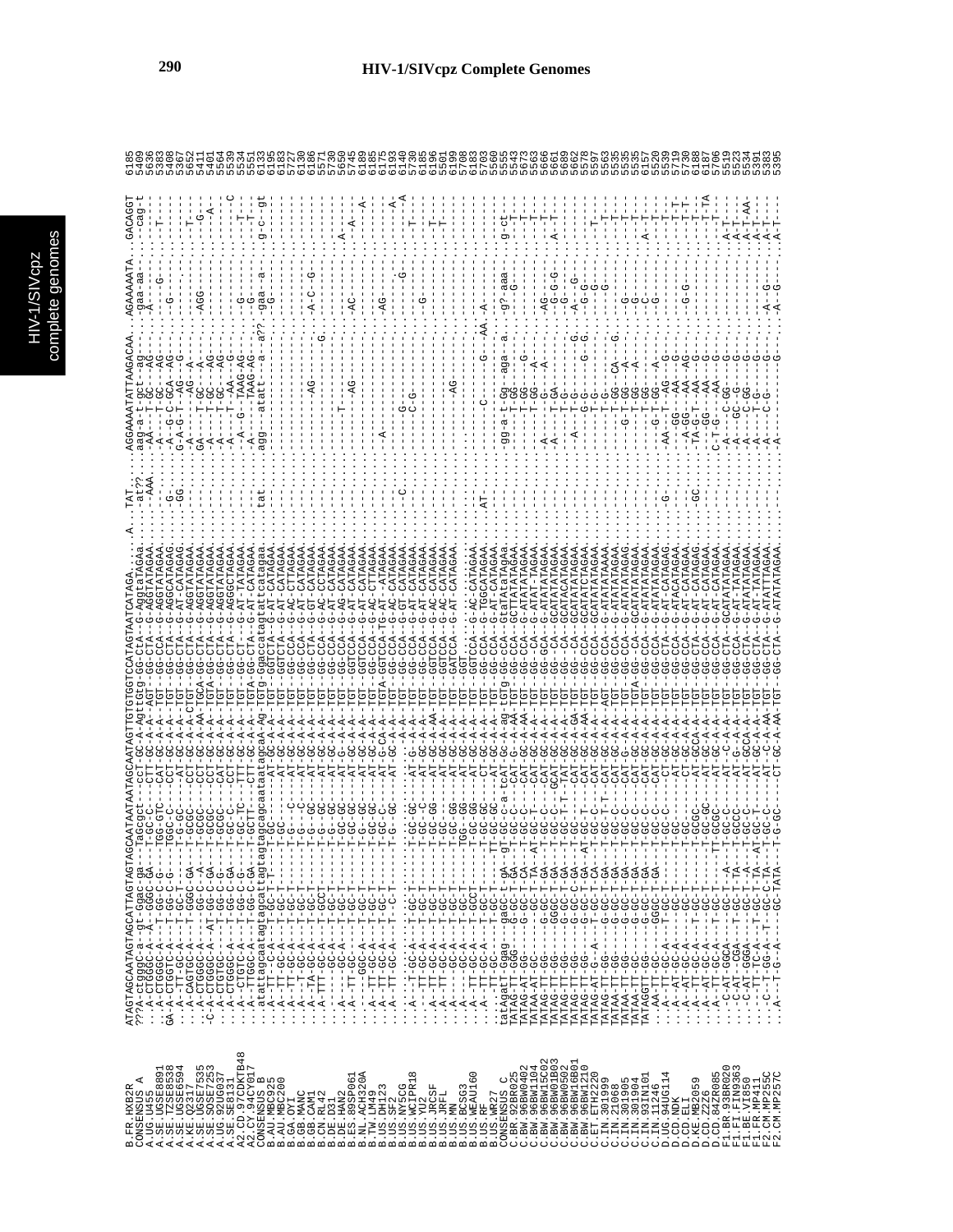```
B.FR.HXB2R        ATAGTAGCAATAGTAGCATTAGTAGTAGCAATAATAATAGCAATAGTTGTGTGGTCCATAGTAATCATAGA.....A..TAT...AGGAAAATATTAAGACAA..AGAAAAATA..GACAGGT 6185
CONSENSUS A       ???A-ctgggc-a--gt-ggac-ga---Tagcgct---cct-GC-A-AgttGtg-GG-CtA--G-AggtaTAGaa......at??..aag-a-t-gct--ag---..-gaa-aa-..---cag-t 5409
A.UG.U455         ...A-CTGGGC-A--A--GGGC-GA---T-GC-C---CTT-GC-A-A--AGT--GG-CTA--G-AGGTATAGAA......-AAA..-AA---T-GC---AG---..-A---G-...------- 5636
A.SE.UGSE8891     ...A-CTGGGC-A--G--GG-C-G---TGG-GTC---CAT-GC-A-A--TGT--GG-CTA--G-AGGTATAGAA...........-AA---T-GC---AG---..----------..---T--- 5383
A.SE.TZSE8538     GA-A-CTGGTC-A---T-GG-C-G---TGGC-C----CCT-GC-A-A--TGT--GG-CTA--G-AGGCATAGAG....-G-....-A--G-C-GCA--AG---..-G--------..------- 5408
A.SE.UGSE6594     ...A--TT-GC-A---T-GC-T-----T-GC-----AT-GC-A-A--TGT--GG-CTA--G-AT-CATAGAG....GG.....G-A-G-T---AG---..----------..------- 5367
A.KE.Q2317        ...A-CAGTGC-A---T-GGGC-GA--T-GCGC----CCT-GC-A-A-CTGT--GG-CTA--G-AGGTATAGAA...........-A-------AG-A--..----------..---T--- 5652
A.SE.UGSE7535     ...A-CTGGGC-A-----GG-C--A--T-GCGC----CCT-GC-A-AA-TGCA-GG-CTA--G-AGGTATAGAA...........GA----T-GC---A---..-AGG------..---G--- 5411
A.SE.SOSE7253     -C-A-CTGGGC-A--AT-GG-C-GA--T-GCGC----CCT-GC-A-A--TGTA-GG-CTA--G-AGGTATAGAA...........-A----T-GC---AG---..----------..-----A- 5401
A.UG.92UG037      ...A-CTGGGC-A---T-GG-C-GA--T-GC-C----CAT-GC-A-A--TGT--GG-CTA--G-AGGTATAGAA...........-A----T-GC---AG---..----------..------- 5564
A.SE.SE8131       ...A-CTGTGC-A---T-GG-C-G---T-GC-TC---TTT-GC-A-A--TGT--GG-CT---G-AT-TATAGAA...........-A---G--TAAG-AG---..-G--------..---T--C 5539
A2.CD.97CDKTB48   ...A--TTGGC-A---T-GG-C-GA--T-GCTT----CTT-GC-A-A--TGTA-GG-CTA--G-AT-CATAGAA...........-A-------TAAG-AG---..-G--------..---T--- 5534
A2.CY.94CY017     ...atattagcaatagtagcattagtagcaataatagcaA-Ag-TGTg-Ggaccatagtattcatagaa....tat......agg---atatt---a--a??-gaa---a-..g--c---gt 5551
CONSENSUS B       ...A--TT--C-A---T-GC-T-T---T-GC------AT-GC-A-A--TGT--GGTCTA--G-AT-CATAGAA...........................-G-......------- 6133
B.AU.MBC925       ...A--TT-GC-A---T-GC-T-----T-GC------AT-GC-A-A--TGT--GGTCTA--G-AT-CATAGAA...........................................------- 6195
B.AU.MBC200       ...A--TT-GC-A---T-GC-T-----T-G----C--AT-GC-A-A--TGT--GG-CCA--G-AC-CTTAGAA.......................................------- 6183
B.GA.OYI          ...A--TT-GC-A---T-GC-T-----T-G----C--AT-GC-A-A--TGT--GG-CCA--G-AC-CTTAGAA.......................................------- 5727
B.GB.MANC         ...A--TA-GC-A---T-GC-T-----T-G---GC--AT-GC-A-A--TGT--GG-CTA--G-AT-CATAGAA.......................................------- 6130
B.GB.CAM1         ...A--TTT-GC-A--T-GC-T-----T-G---GC--AT-GC-A-A--TGT--GG-CTA--G-GT-CATAGAA...............------AG---..-A-C--G---..------- 6186
B.CN.RL42         ...A--TT-GC-A---T-GCCT-----T-G---GC--AT-GC-A-A--TGT--GG-CCA--G-AT-CATAGAA...........................G...........------- 5571
B.DE.D31          ...A-----GC-A---T-GC-T-----T-G---GC--AT-GC-A-A--TGT--GG-CCA--G-AT-CATAGAA.......................................------- 5730
B.DE.HAN2         ...A-----GC-A---T-GC-T-----T-GC-GC---AT-GC-A-A--TGT--GG-CCA--G-AG-CATAGAA.......................................-A----- 5650
B.ES.89SP061      ...A--TT-GC-----T-GC-T-----T-GC-GC---AT-GC-A-A--TGT--GGTCCA--G-AT-CATAGAA..............T.......................------- 5745
B.NL.ACH320A      .......GGC-A----T-GC-T-----T-G-GC----AT-GC-A-A--TGT--GGTCCA--G-AT-CATAGAA................------AG---..-AC-------..---A--- 6189
B.TW.LM49         ...A--TT-GC-A---T-GC-T-----T-GC-GC---AT-GC-A-A--TGT--GG-CCA--G-AC-CTTAGAA.......................................------A 6185
B.US.DH123        ...A--TT-GC-A---T-GC-T-----T-GC-C----AT-GC-A-A--TGT--GGTCCA--G-AT-CATAGAA.......................-AG-......------- 6175
B.US.SF2          ...A--TT-GC-A---T-GC-T-----T-GC--GC--AT-G-CA-A--TGTA-GGTCCA-TG-AT-ATAGAA...........-A-............................------- 6193
B.US.NY5CG        ...A------------T-GC-T-----T-G-GC----AT-GC-A-A--TGT--GG-CCA--G-AC-CATAGAA.......................................---A--- 6140
B.US.WCIPR18      ...A---:-GC-A--:T-GC:T:---:---:GC-GC--AT-G:-A-A--TGT--GG-CCA--G-AT-CATAGAA....C.........................G........------A 5730
B.US.YU2          ...A--TT-GC-A---T-GC-T-----T-GC-C----AT-GC-A-A--TGT--GGTCCA--G-AT-CATAGAA................G---.................---T--- 6185
B.US.JRCSF        ...A--TT-GC-A---T-GC-T-----T-GC-GG---AT-GC-A-AA-TGT--GGTCCA--G-AT-CATAGAA................C-G--..........G......------- 6196
B.US.JRFL         ...A--TT-GC-A---T-GC-T-----T-GC-------AT-GC-A-A--TGT--GG-CCA--G-AC-CATAGAA.......................................---T--- 5501
B.US.MN           ...A------GC-A--T-GC-T-----T-GC-GG---AT-GC-A-A--TGT--GATCCA--G-AT-CATAGAA.......................................---T--- 6199
B.US.BCSG3        ...A--------GC-A-T-GC-T----TGG-GG----AT-GC-A-A--TGT--GGT...-G-AC-CATAGAA......................-AG-.............------- 5708
B.US.WEAU160      ...A--TT-GC-A---T-GCCT-----T-GC-GG---AT-GC-A-A--TGT--GGTCCA--G-TGGCATAGAA.......................................------- 6183
B.US.P896         ...A--TT-GC-A---T-GCCT-----T-GC-GC---AT-GC-A-A--TGT--GG-CCA--G-AT-CATAGAA..AT........--C-------G----AA..-A--------..------- 5703
B.US.WR27         ...A--TT-GC-A---T-GC-T----TT-GC------AT-GC-A-A--TGT--GG-CCA--G-AC-CATAGAA.......................................------- 5560
CONSENSUS C       tatAgaTT-Ggag---gaGC-t-gA--gT-GC-c-a-tcAT-Gc-A-ag-tGTg-GG-cCA--GtaTaTaTAGaa........gg-a-t-gg--aga---a..-g?-aaa-..-g-ct--- 5555
C.BR.92BR025      TATAG-TT-GGG-----G-GC-T-GA--T-GC-C---CAT-G--A-AA-TGT--GG-CCA--GCTTATATAGAA.........--T-GG------..---G-----..---T--- 5543
C.BW.96BW0402     TATAG-TT-GG-----G-GC-T-CA--T-GC-C----CAT-GC-A-AA-TGT--GG-CCA--G-ATATATAGAA...........T-GG----G..........------- 5673
C.BW.96BW1104     TATAA-AT-GC-------GC-T-TA-AT-GC-T----CAT-GC-A-A--TGT--GG--CA--G-ATAT-TAGAA...........T-GG----A---..----------..---T--- 5563
C.BW.96BW15C02    TATAG-TT-GG-----G-GC-T-GA--T-GC-C----CAT-GC-A-A--TGT--GG-GCA--G-ATATATAGAA.....-A-----G-----A---..-AG-------..---T--- 5666
C.BW.96BW01B03    TATAG-TT-GG----GGGC-T-GA--T-GC-C----GCAT-GC-A-A--TGT--GG--CA--GCATATATAGAA.....-A-----T-GA---...............-G-G-G-..-A---T--- 5661
C.BW.96BW0502     TATAG-TT-GG-----G-GC-C-GA--T-GC-T-T--TAT-GC-A-A--TGT--GG--CA--GCATACATAGAA...........T-G-------.................-A--G-..------- 5689
C.BW.96BW16B01    TATAG-TT-GG-----G-GC-C-GA-AT-GC-T----CAT-GC-A-AA-TGT--GG-CCA--GCATATCTAGAA...........T-G-------G..-G-G-----..------- 5562
C.BW.96BW1210     TATAG-TT-GG-----G-GC-T-GA--T-GC-C----CAT-GC-A-AA-TGT--GG-CCA--GCATATCTAGAA.....-A----G-G----G--G..-G-------..------- 5578
C.ET.ETH2220      TATAG-AT-G--A---G-GC-T-GA--T-GC-T-T--CAT-GC-A-A--TGT--GG-CCA--GCATATATAGAA...........G-G-------.......G-.....---T--- 5597
C.IN.301999       TATAA-TT-GG-----G-GC-T-GA--T-GC-C----CAT-GC-A-A--AGT--GG-CCA--G-ATATATAAAA...........T-G-------..................---T--- 5563
C.IN.21068        TATAA-TT-GG-----G-GC-T-GA--T-GC-C----CAT-GC-A-A--TGT--GG-CCA--G-ATATATAGAA...........T-GG--CA---G..-G--------..---T--- 5535
C.IN.301905       TATAA-TT-GG-----G-GC-T-GA--T-GC-C----CAT-G--A-A--TGT--GG--CA--GCATATATAGAG.......G-T-GG---A---..-G--------..---T--- 5535
C.IN.301904       TATAA-TT-GG-----G-GC-T-GA--T-GC-C----CAT-GC-A-A--TGTA-GG-CCA--GCATATATAGAA...........T-GG---A---..-G--------..---T--- 5535
C.IN.93IN101      TATAGTT-GG-----GGGC-T-GA--T-GC-C----CAT-GC-A-A--TGT--GG-CCA--G-ATATATAGAA...........T-GG---A---..----------..-A---T--- 6157
C.IN.11246        ...AA-TT-GC-A---T-GC-T-GA--T-GC------AT-GC-A-A--TGT--GG-CTA--G-AT-CATAGAG.......G-T-AG-A-----..------- 5520
D.UG.94UG114      ...A--AT-GC-A---T-GC-T-----T-GC------AT-GC-A-A--TGT--GG-CCA--G-ATACATAGAA...G.....-AA-----AA--G---..-G-G------..------- 5539
D.CD.NDK          ...A--AT-GC-A---T-GC-T-----T-GC------AT-GC-A-A--TGT--GG-CCA--G-AT-CATAGAA...........-A-GG----AA---G..----------..---T-T- 5719
D.CD.ELI          ...A--AT-GC-A---T-GC-T-----T-GC------CT-GC-A-A--TGT--GG-CCA--G-AT-CATAGAA...........-A-GG----AA--AG..-G-G------..---T-T- 5730
D.KE.MB2059       ...A--AT-GC-A---T-GC-T-----T-GCGC----AT-GCCA-A--TGT--GG-CTA--G-AT-CATAGAG....GC.....-TA-G-T--AA---G..----------..------- 6188
D.CD.Z2Z6         ...A--AT-GC-A---T-GC-T-----T-GC-GC---AT-GC-A-A--TGT--GG-CCA--G-AT-CATAGAA.............GG----AA---G..----------..---T-TA 5706
D.CD.84ZR085      ...A--TT-GC-A---T-GC-T----TT-GCGC----AT-GC-A-A--TGT--GG-CCA--G-AT-CATAGAA..........C-T-G----AA---G..----------..---T--- 5519
F1.BR.93BR020     ...C-AT-GGCA----T-GC-T-A---T-GC-C----AT-C-A-A--TGT--GG-CTA--GCATATATAGAA...........-A------C-GG----G..----------..-A-T--- 5523
F1.FI.FIN9363     ...C-AT-CGGA----T-GC-T-TA--T-GCCC----AT-GC-A-A--TGT--GG-CTA--G-AT-ATAGAA...........-A----GC-G-----G..----------..-A-T--- 5534
F1.BE.VI850       ...-C-AT-GGGA---T-GC-T-TA--T-GC-T----AT-GCCA-A--TGT--GG-CTA--G-AT-ATAGAA...........-A------C-GG----G..----------..-A-T-AA 5391
F1.FR.MP411       ...--TT-TC-A---T-GC-T-TA-AT-GC-T----AT-GC-A-A--TGT--GG-CTA--G-AT-TATAGAA...........-A------T-G-----G..-A--G-----..-A-T--- 5383
F2.CM.MP255C      ...C--T-GG-A--T-GC-C-TA--T-GC-T----AT--C-A-AA-TGT--GG-CTA--G-ATATTTAGAA...........-A------C-G-----G..-A--G-----..-A-T--- 5395
F2.CM.MP257C      ...A--T-G--A-----GC-TATA--T-G-GC----CT-GC-A-AA-TGT--GG-CTA--G-ATATATAGAA...........-A------C-G-----G..-A--G-----..-A-T---
```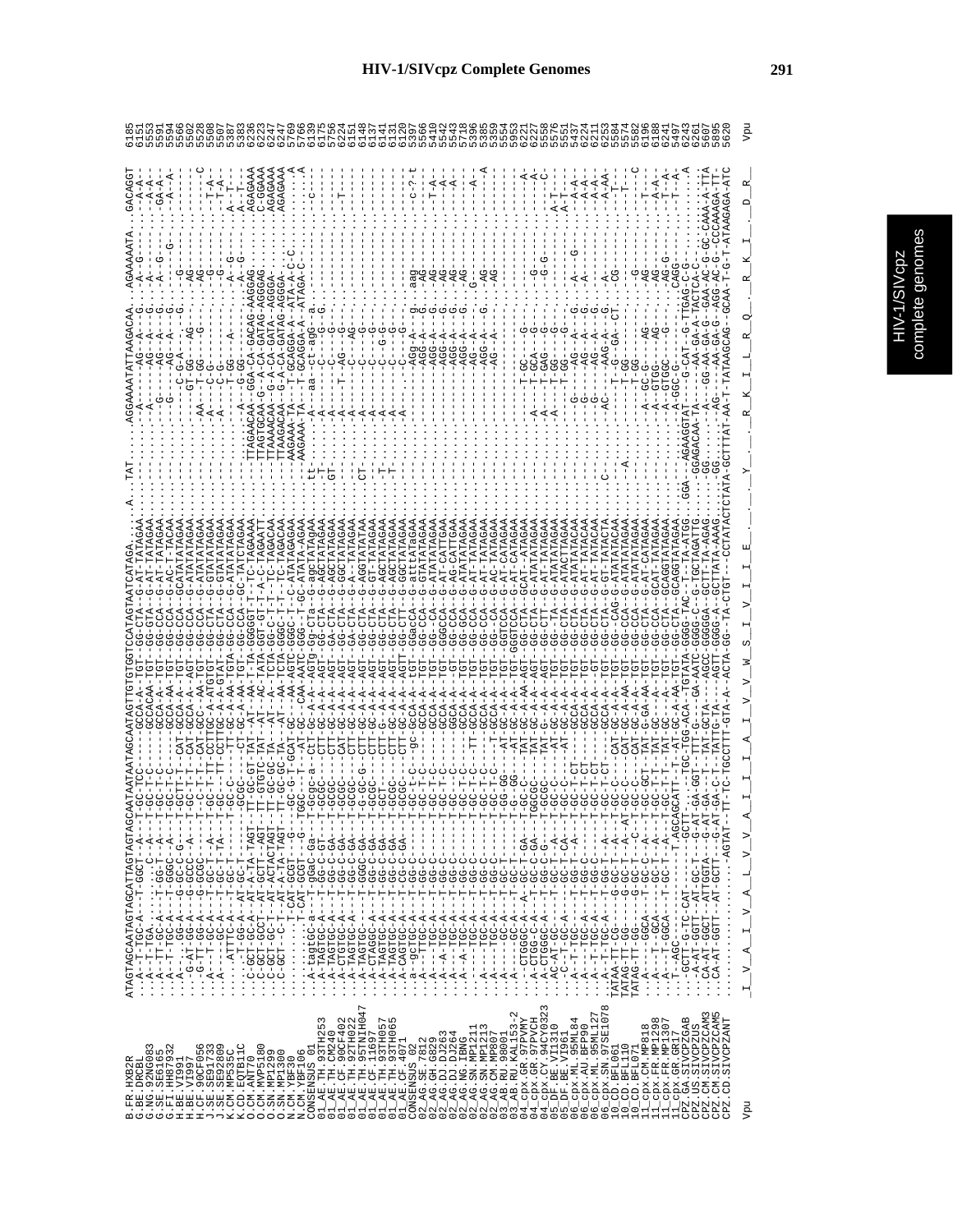# HIV-1/SIVcpz Complete Genomes

```
B.FR.HXB2R          ATAGTAGCAATAGTAGCATTAGTAGCAATAATAATAGCAATAGTTGTGTGGTCCATAGTAATCATAGAA......A...TAT.......AGGAAAATATTAAGACAA..AGAAAAATA...GACAGGT  6185
B.GE.DRCBL          ...A--T-TGC-A---T-GGCT--A---T-GC-TCC------GCCA-A--TGT--GG-CTA---G-AT-TATAGAA.............-A-----------AG--A---G....A--G-----...--A-A-  6151
G.NG.92NG083        ...A--TT-TGA.......C---A---T-GC-T-C-------GCCACAA--TGT--GG-GTA---G-AT-TATAGAA..............---------AG--A---G....A--G----...--A-A-  5553
G.SE.SE6165         ...A--T-TGC-A---T-GG-T--A---T-GC-T-C------GCCA-A--TGT--GG-CCA---G-AT-TATAGAA..............-G-------AG--A---G....A--G----...-GA-A-  5591
G.FI.HH87932        ...A--T-TGC-A---T-GGGC--A---T-GC-T-C------GCCA-AA-TGT--GG-CCA---G-AC-T-TACAA..............-G-------AG--A---G....A--G-G---...--A--A  5594
H.BE.VI991          ...A--...GG-A---G-GC-C--G---T-GCTT-T--CAT-GCCA-A--TGT--GG-CCA---GCATATATAGAA.............--C-G-A----G....--G--------....  5566
H.BE.VI997          ...G-AT-GG-A---G-GCCC--A---T-GC-T-T--CAT-GCCA-A--AGT--GG-CCA---G-ATATATAGAA.............GT-GG---AG-...--G--AG-------....  5502
H.CF.90CF056        ...G-TT-GG-A---G-GCGC--.---T-C-T-T--CAT-GCC--AA-TGT--GG-CCA---G-ATATATAGAA.........AA---T-GG----G-....--AG----------C  5528
J.SE.SE91733        ...A---T-GC-A---T-GC-T--A---T-GC-T-TT-CCTTGC-A-ATGTGT--GG-CTA---G-GTATATAGAA..........A----C-G---------....--G--------T-A-  5508
J.SE.SE92809        ...A---T-GC-A---T-GC-T--TA---T-GC-T-TT-CCTTGC-A-A-GTAT--GG-CTA---G-GTATATAGAA..........A----C-G---------....--G--------T-A-  5507
K.CM.MP535C         ...........A---T-GC-T--...---T-GC-C-----TT-GC-A--AA-TGT--GG-CCA---G-ATATATAGAA..........A----T-GG-----A---....A--G---A--T--  5383
K.CD.EQTB11C        ...........ATTTC-A---AT-GC-T-----GCGC-----CT-GC-A--AA-TGTA--GG-CCA---GC-TATCTAGAA..........A-----G-GG-------....A--G---A--T--  5382
O.CM.ANT70          ...C-GCT-GC-A---AT-A-TA-TAGT--TT-GC-GT-TAT--AT--AA-T-TA-GGGGT-T--TC-TAGAAA.....TTAGAACAA--GGA-CA-GACAG-AAGGAG.........AGAGAAA  6236
O.CM.MVP5180        ...C-GCT-GCCT--AT-GCTT--AGT--TT-GTGTC-TAT--AT--AC-TATA-GGT-GT-T--A-C-TAGAATT....TTAGTGCAA-G--A-CA-GATAG-AGGGAG.........C-GGAAA  6223
O.SN.MP1299         ...C-GCT-GC-T---AT-ACTACTAGT--TT-GC-GC-TA---AT--A--TCTA-GG-C-T-T--TC-TAGACAA....TTAAAACAA--G-A-CA-GATA--AGGGA-.........AGAGAAA  6247
O.SN.MP1300         ...C-GCT--C-T---AT-A-TA-TAGT--TT-GC-GC-TA---AT--AA-TCTA-GGGC-T-T--TC-TAGACAA....TTAAGACAA--G-A-CA-GATAG-AGGGA-.........AGAGAAA  6247
N.CM.YBF30          ..............T-CAT-GCGT--G----GC-G-T-GCAT-GC---AA-AGTC-GGGC-T---C-ATATAGAGAA...AAGAAA-TA---T-GCAGGA-A--ATA-A-C-C.........A  5769
N.CM.YBF106         ..............T-CAT-GCGT--G---TGGC----T-CAT-GC---CAA-AATC-GGG--T--GC-ATATA-AGAA...AAGAAA-TA---T-GCAGGA-A---ATAGA-C.........A  5766
CONSENSUS_01        ...A-tagtgc-a---T-ggaC-ga---T-gcgc-a--CTT-gc-a-a--AGtg-Gg-CTa---G-agcTATAgAA.tt.......-A-------aa--ct-agG--a.........  6179
01_AE.TH.93TH253    ...A-TAGTGC-A---T-GG-C-GA---T-GCGC----CTT-GC-A-A--AGT--GG-CTA---G-AGCTATAGAA.GT.......-A-------C--G-GG---G.........C-  6175
01_AE.TH.CM240      ...A-TAGTGC-A---T-GG-C-GA---T-GCGC----CTT-GC-A-A--AGT--GA-CTA---G-AGCTATAGAA.GT.......-A-------C--G---G-....  5756
01_AE.CF.90CF402    ...A-CTGTGC-A---T-GG-C-GA---T-GCGC----CAT-GC-A-A--AGT--GG-CTA---G-AGCTATAGAA..........-A----T--AG---G-.........T-  6224
01_AE.TH.92TH022    ...A-TAGTGC-A---T-GG-C-GA---T-GCGC----CTT-GC-A-A--AGT--GA-CTA---G-GGCTATAGAA..........-A-------C---G-.........  6151
01_AE.TH.95TNIH047  ...A-TAGTGC-----T-GGGC-GA---T-G-GC-G--CTT-GC-A-A--AGT--GA-CTA---G-A--TATAGAA..........-A-------C--AG-.........  6148
01_AE.CF.11697      ...A-CTAGGC-A---T-GG-C-GA---T-GCGC----CTT-GC-A-A--AGT--GG-CTA---G-AGGTATATAA..CT.......-A-------C---G-.........  6137
01_AE.TH.93TH057    ...A-TAGTGC-A---T-GG-C-GA---T-GCT-----CTT-G--A-A--AGT--GG-CTA---G-GT-TATAGAA..........-A-------C---G-.........  6141
01_AE.TH.93TH065    ...A-TAGTGC-A---T-GG-C-GA---T-GCGC----CTT-GC-A-A--AGT--GG-CTA---G-AGCTATAGAA..T.......-A-------C--G-G-.........  6131
01_AE.CF.90CR402    ...A-CAGTGC-A---T-GG-C-GA---T-GCGC----CTT-GC-A-A--AGT--GG-CTA---G-AGCTATAGAA..T.......-A-------C---G-.........  6120
CONSENSUS_02        ...a--gcTGC-A---T-GG-C-------T-gC-T-c--gc-GCCA-A--tGT--GGacCA---g-attAtaGAA.........-A------AGg-A--g...aag-.........--C-?-t  5397
02_AG.SE.7812       ...A--TTTGC-A---T-GG-C-------T-GC-T-C-----GCCA-A--TGT--GG-CCA---G-GTATATAGAA.........----------AGG-A---G...-AG-.........  5566
02_AG.GH.6829       ...A----TGC-A---T-GG-C-------T-GC-T-C-----GCCA-A--TGT--GG--CA---G-ATATATAGAA.........----------AGG-A---G...-AG-.........--T-A-  5410
02_AG.DJ.DJ263      ...A--A-TGC-A---T-GG-C-------T-GC-T-C-----GCCA-A--TGT--GGGCCA---G-AT-CATTGAA.........----------AGG-A---G...-AG-.........--A-  5542
02_AG.DJ.DJ264      ...A----TGC-A---T-GG-C-------T-GC--C------GGCA-A--GT---GG-GCA---G-AG-CATTGAA.........----------AGG-A---G...-AG-.........--A-  5543
02_AG.NG.IBNG       ...A--A-TGC-A---T-GG-C-------T-GC-T-C-----GCCA-A--TGT--GG-GCA---G-ATATATAGAA.........----------AGG-A---G...-AG-.........  5718
02_AG.SN.MP1211     ...A----TGC-A---T-GG-C-------T-GC-T-C---TT-GCCA-A--TGT--GG-CCA---G-AT-TATAGAA.........----------AG--A---G...-G-.........A-  5396
02_AG.SN.MP1213     ...A----TGC-A---T-GG-C-------T-GC-T-C-----GCCA-A--TGT--GG-CCA---G-AT-TATAGAA.........----------AG--A---G...-AG-.........--A  5355
02_AG.CM.MP807      ...A----TGC-A---T-GC-T-------T-GC-T-C-----GCCA-A--TGT--GG-CCA---G-ATATATAGAA.........----------AG--A---G...-AG-.........  5359
03_AB.RU.98001      ...A----GC-A---T-GC-T-------T-GG-GG---AT-GC-A-A--TGT--GGTCCA---G-AT-CATAGAA..........  5554
03_AB.RU.KAL153-2   ...A----GC-A---T-GC-T-------T-GG-GG---AT-GC-A-A--TGT--GGTCCA---G-AT-CATAGAA..........  5953
04_cpx.GR.97PVMY    ...CTGGGC-A---A--GC-T-GA---T-GC-C-----TAT-GC-A--AA-AGT--GG-CTA---GCAT--ATAGAA.........A---T-GC------G-.........A  6221
04_cpx.GR.97PVCH    ...A-CTGG-C-A---T-GG-C-GA--TGGCGC-----TAT-GC-A-A--AGT--GG-CTA---G-ATATATAGAA.........A---T-GCA-----G-.........A  6227
04_cpx.CY.94CY0323  ...A-CTGGGC-A---T-GG-C-G---T-GCGC-----TAT-G--A-A--AGT--GG-CTT---G-AT-TATAGAA.........A---T-GAG-----G-.........-G--G--------C  5558
05_DF.BE.VI1310     ...AC-AT-GC-----T-GC-T--A---T-GC-C-----AT-GC-A-A--TGT--GG--TA---G-ATACTATAGAA.........A---T-GG------G-.........A-T-  5576
05_DF.BE.VI961      ....C---T-GC-A---T-GC-T-CA---T-GC-T-----AT-GC-A-A--TGT--GG-CTA---G-ATACTTAGAA.........------T-GG------G-.........A-T-  5551
06_cpx.ML.95ML84    ...A--T-TGC-A---T-GG-T--A---T-GC-T-CT----GCCA-A--TGT--GG-CTA---G-ATATATACAA.........G------AG--A---G....A-----G-.......--A-A-  5437
06_cpx.AU.BFP90     ...A--T-TGC-A---T-GG-C-----T-GC-T-CT----GCCA-A--TGT--GG-CTA---G-AT-TATACAA.........G------AG--A---G....A-------.......--A-A-  6224
06_cpx.ML.95ML127   ...A--T-TGC-A---T-GG-C-----T-GC-T-CT----GCCA-A--GT---GG-CTA---G-AT-TATACAA.........G------AG--A---G....A-------.......--A-A-  6211
06_cpx.SN.97SE1078  ...A--T-TGC-A---T-GG-T--A---T-GC-T-CT----GCCA-A--TGT--GG-CTA---G-GT-TATACTA.........C......AC-----AAG-A---G....A--.......--A-AA  6253
10_CD.BFL061        TATAA-TT-CG-----G-GC-T--A---T-GC-C-----CAT-GC-A-A--TGT--GG-CAG-G-ATATATACAA.........-----T-G--GA-CT....-CG-.........  5584
10_CD.BFL110        TATAG-TT-GG-----G-GC-T--A--AT-GC-C-----CAT-GC-A-AA-TGT--GG-CCA---G-ATATATAGAA.........A...-----T-GG------..........-T-  5574
10_CD.BFL071        TATAG-TT-GG-----G-GC-T--C--T-GC-C------CAT-GC-A-A--TGT--GG-CCA---G-ATATATAGAA.........-----T-GG------..........-C  5582
11_cpx.CM.MP818     ...A---T-GGCA---T-GC-C--A---T-GC-GCT---TAT-G-GA-AA-TGT--GG-CTA---G-AT-CATAGAA.........A---GC-G--AG-....-G-.........-T-  6196
11_cpx.FR.MP1298    ...A---GCA-----T-GC-T--A---T-GC-T-T----TAT-GC---A---TGT--GG-CCA---GCAT-TATAGAA.........A---GTGG-----A--..AG-.........-A-A-  6188
11_cpx.FR.MP1307    ...A---T-GGCA---T-GC-T--A---T-GC-T-T----TAT-GC---A---TGT--GG-CTA---GCAGGTATAGAA.........A---GTGGC----A--..AG-G-.........-T-A-  6241
11_cpx.GR.GR17      ...T-AGC----------T.AGCAGCATT--T-AT-GC-A--AA-TGT--GG-CTA---GCAGGTATAGAA.........A-GGC-G-----------CAGG-..........-T--A  5497
CPZ.GA.SIVCPZGAB    ...GCTT-G-TC-CAT------GCTT--......-TGC-TGG-ACA--TGTATA-GGGG-TAC--T--TA-ATGG..GGA--AGAAGGTAT-----G-CAT--G-TTGAG-C-G.........A  6243
CPZ.US.SIVCPZUS     ...A-AT-GGTT--AT-GC-T--G-AT-GA-GGT--TTT-G----GA-AATC-GGGG-C--G-TGCTAGATTG.....GGAGACAA-TA---AA-GA-A-TACTCA-C-...........  6261
CPZ.CM.SIVCPZCAM3   ...CA-AT-GGCT--ATTGGTA---G-AT-GA---T-TAT-GCTA----AGCC-GGGGGA--GCTT-TA-AGAG....GG---A---GG-AA-GA-G--GAA-AC-G-GC-CAAA-A-TTA  5607
CPZ.CM.SIVCPZCAM5   ...CA-AT-GGTT--AT-GCTT--G-AT-GA-C-T-TATTG-TA---AGTT-GGGG-A--GCTTA-AAAG....GG.....--AG---AA-GA-G--AGG-AC-G--CCCAAAGA-TT-  5895
CPZ.CD.SIVCPZANT    .................AGTAT--TT-TC-TGCCTTT-GTA-A--ACTA-GG--TA-CTGT--CCTATACTCTATA-GCTTTAT-AA-T-TATAAGCAG--GCAA-T-G-T-ATAAGAGA-ATC  5620

Vpu                  I  V  A  I  V  A  L  V  V  A  I  I  I  A  I  V  V  W  S  I  V  I  I  E  .  .  .  Y  .  .  .  R  K  I  L  R  Q  .  R  K  I  .  D  R         Vpu
```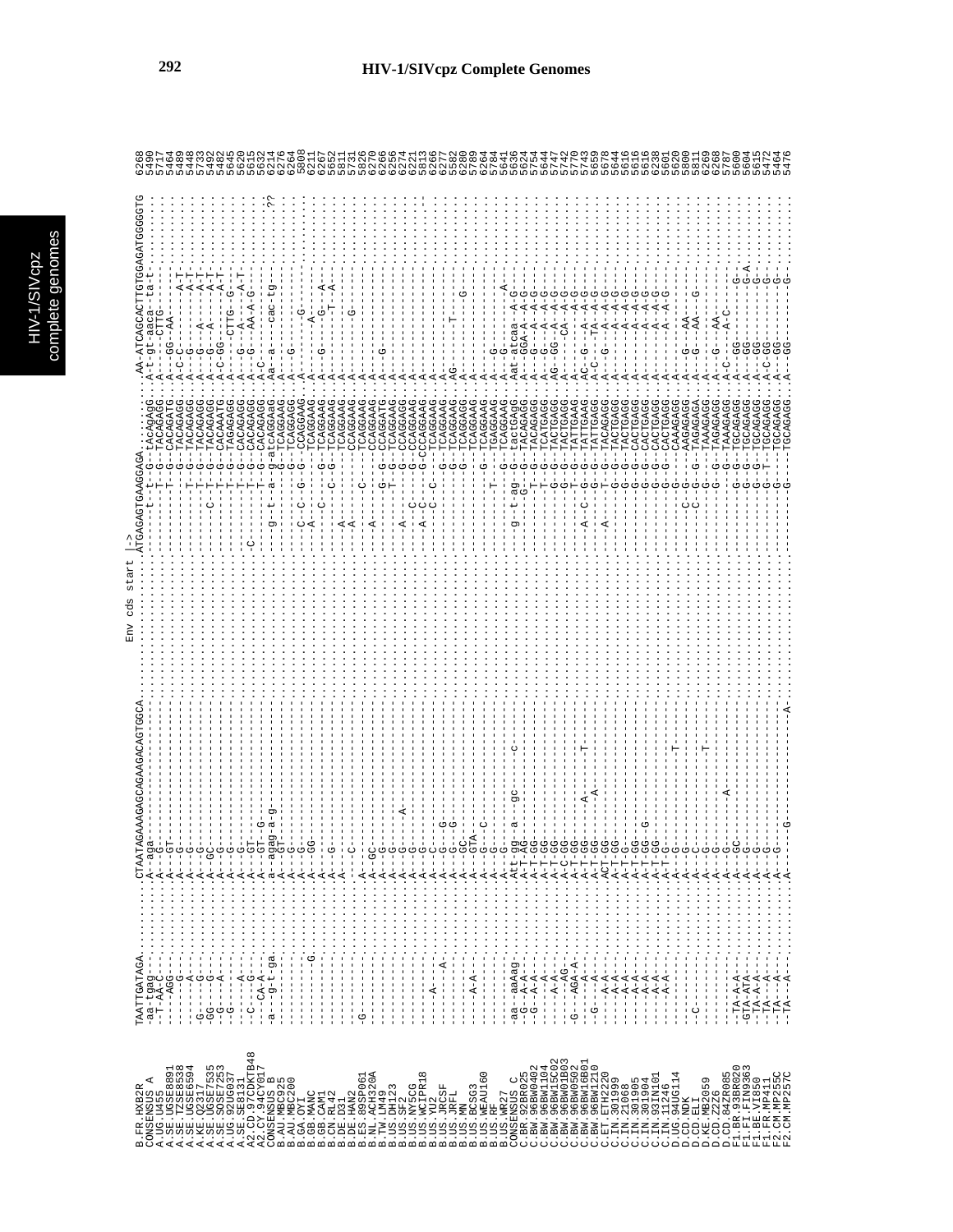# HIV-1/SIVcpz Complete Genomes

```
                                                                                   Env cds start |->
B.FR.HXB2R        TAATTGATAGA.........CTAATAGAAAGAGCAGAAGACAGTGGCA...................ATGAGAGTGAAGGAGA..........AA-ATCAGCACTTGTGGAGATGGGGGTG  6268
CONSENSUS_A       -aa-tgag--...........A---aga-------------------------------------.....-------t--t--G--tAcagagG....A-t-gt-aaca--ta-t---------  5490
A.UG.U455         --T-AA-C--...........A---G-------------------------------------.....---------------G--TACAGAGG....A-----CTTG------------------  5717
A.SE.UGSE8891     ---AGG----...........A---GT------------------------------------.....---------------T--CACAGATG....A----GG--AA-----------------  5464
A.SE.TZSE8538     --G-------...........A---G-------------------------------------.....------------------TACAGAGG....A-C-C--------------A-T-----  5489
A.SE.UGSE6594     ---A------...........A---G-------------------------------------.....---------------T-G--TACAGAGG....A-----G----------A-T-----  5448
A.KE.Q2317        G---G------..........A---G-------------------------------------.....---------------T-G--TACAGAGG....A---G---A---------A-T-----  5733
A.SE.UGSE7535     -GG----G----.........A---GC------------------------------------.....------------C--T-G--TACAGAGG....A---G---A---------A-T-----  5492
A.SE.SOSE7253     -G-----A-----........A---G-------------------------------------.....---------------T-G--CACAAATG....A-C-GG--------------A-T--  5482
A.UG.92UG037      -G--------...........A---G-------------------------------------.....---------------T-G--TAGAGAGG....A------CTTG-----G----------  5645
A.SE.SE8131       -------A---..........A---G-------------------------------------.....---------------T-G--CACAGAGG....A---G-----A----A-T-------  5620
A2.CD.97CDKTB48   -C-----G--...........A---GT------------------------------------.....-C-------------T-G--CACAGAGG....A---G--AA-A-G--------------  5615
A2.CY.94CY017     ---CA-A---...........A---GT--G--------------------------------.....---------------T-G--CACAGAGG....A-C-------------------------  5632
CONSENSUS_B       -a--g-t-ga...........a--agag-a-g-------------------------------.....--g--t--a--g-atcAGGaaG....Aa--a-----cac-tg-------------??  6214
B.AU.MBC925       ---------............A---GT------------------------------------.....---------------G--TCAGGAAG....A----------------------------  6276
B.AU.MBC200       -------.............A---G--------------------------------------.....---------------G--TCAGGAGG....A---G--------------------------  6264
B.GA.OYI          ---------............A---G-------------------------------------.....--C--C--G--G--CCAGGAAG....A-----------------G---------------  5808
B.GB.MANC         ---------G...........A---GG------------------------------------.....--A------------G--TCAGGAAG....A---------------A-------------  6211
B.GB.CAM1         ---------............A---G-------------------------------------.....------C---G--G--TCAGGAAG....A----------G---------------------  6267
B.CN.RL42         ---------............A---G-------------------------------------.....-----------C-G--TCAGGAAG....A---G------------G-----A--------  5652
B.DE.D31          ---------............A---G-------------------------------------.....----------G--G--TCAGGAAG....A-------------------T---A-------  5811
B.DE.HAN2         ---------............A----------------------------------------.....--A---------------TCAGGAAG....A-------------------------------  5731
B.ES.89SP061      -G-------............----C-------------------------------------.....--A---------------CCAGGAAG....A-------------------------------  5826
B.NL.ACH320A      ---------............A-----------------------------------------.....----------C--------TCAGGAAG....A-------------G---------------  6270
B.TW.LM49         ---------............A---GC------------------------------------.....--A-----------------CCAGGAAG....A-------------------------------  6266
B.US.DH123        ---------............A---G-------------------------------------.....----------G--G--CCAGGATG....A---G-----------------------------  6256
B.US.SF2          ---------............A---G-------------------------------------.....-----------T-G--TCAGGAAG....A---------------------------------  6274
B.US.NY5CG        ---------............A---G------A------------------------------.....--A----C---G--CCAGGAAG....A---------------------------------  6221
B.US.WCIPR18      ---------............A---G-------------------------------------.....--A--C-----G--CCCAGGAAG....A---------------------------------  5813
B.US.YU2          ----A----............A---C-------------------------------------.....--A--C--C-------TCAGGAAG....A---------------------------------  6266
B.US.JRCSF        -------A-............A---G---G---------------------------------.....--------------G--TCAGGAAG....A---------------------------------  6277
B.US.JRFL         ---------............A---G---G---------------------------------.....--------------G--TCAGGAAG....AG-------------T------------------  5582
B.US.MN           ---------............A---GC------------------------------------.....--------------G--TCAGGAGG....A-------------------G-------------  6280
B.US.BCSG3        ----A-A--............A---GTA-----------------------------------.....----------------TCAGGAAG....A---------------------------------  5789
B.US.WEAU160      ---------............A---G-----C-------------------------------.....--------------G--TCAGGAAG....A---------------------------------  6264
B.US.RF           ---------............A---G-------------------------------------.....-----------T-----TGAGGAAG....A---G-----------------------------  5784
B.US.WR27         ---------............A---G-------------------------------------.....--------------G--TCAGGAAG....A---G----------------A------------  5641
CONSENSUS_C       -aa--aaAag-..........Att-ag--a--gc---------C-------------------.....-g--t-ag--G--tactGAgG....Aat-atcaa--A-G-----------------  5636
C.BR.92BR025      -G--A-A---...........A-T-AG------------------------------------.....--------------G--TACAGAGG....A--GGA-A---A-G-----------------  5624
C.BW.96BW0402     -G--A-A---...........A-T-GG------------------------------------.....----------------G--TACAGAGG....A--G----A--A-G----------------  5754
C.BW.96BW1104     ----A-----...........A-T-GG------------------------------------.....--------------T-G--TCATGAGG....A--G---A--A-G-----------------  5644
C.BW.96BW15C02    ----A-A---...........A-T-GG------------------------------------.....--------------G--TACTGAGG....AG-GG--A--A-G----------------  5747
C.BW.96BW1210-3   ------AG--...........A-C-GG------------------------------------.....--------------G--TACTGAGG....A-------CA--A-G----------------  5742
C.BW.96BW0502     -G---AGA-A-..........A-T-GG------------------------------------.....--------------T-G--TATTGAGG....A--------------A-G-------------  5742
C.BW.96BW16B01    ----A-----...........A-T-GG---A--------T-----------------------.....--A--C--G--G--TATTGAAG....AC-G---A--A-G-----------------  5770
C.BW.96BW1210     -G--A-----...........A-T-GG---A--------------------------------.....--A-----------G--TATTGAGG....A-C---TA--A-G-----------------  5743
C.ET.ETH2220      ----A-A---...........ACT-GG------------------------------------.....--A-----T-G--TACAGAGG....A--G---A--A-G-----------------  5659
C.IN.301999       ----A-A---...........A-T-GG------------------------------------.....----------------G--TACTGAGG....A-----A--A-G-----------------  5678
C.IN.21068        ----A-A---...........A-T-G-------------------------------------.....----------------G--TACTGAGG....A-------A--A-G----------------  5644
C.IN.301905       ----A-A---...........A-T-GG------------------------------------.....----------------G--CACTGAGG....A-------A--A-G----------------  5616
C.IN.301904       ----A-A---...........A-T-GG--G---------------------------------.....----------------G--CACTGAGG....A-------A--A-G----------------  5616
C.IN.93IN101      ----A-A---...........A-T-GG------------------------------------.....----------------G--CACTGAGG....A-------A--A-G----------------  5616
C.IN.11246        ----A-A---...........A-T-G----------------T--------------------.....----------------G--CACTGAGG....A-------A--A-G----------------  6238
D.UG.94UG114      ---------............A---G-------------------------------------.....--C-G----------G--CAAAGAGG....A---G--AA------------------  5601
D.CD.NDK          ---------............A---G-------------------------------------.....--C-G---G--G--AAGAGAGG....A---G--AA------------------G-----  5620
D.CD.ELI          ---------............A---C-------------------------------------.....----------------G--TAGAGAGA....A---------------------------  5800
D.KE.MB2059       -C-------............A---G-------------T-----------------------.....----------------G--TAAAGAGG....A---------------------------  5811
D.CD.Z2Z6         ---------............A---G-------------------------------------.....----------------G--TAAAGAGG....A--G---AA-------------------  6269
D.CD.84ZR085      ---------............A---G---------A---------------------------.....--------------G--TAGAGAGG....A-C---A-C-------------------  6268
F1.BR.93BR020     -TA-A-A---...........A---GC------------------------------------.....-------------G--G--TAAAGAGG....A-C----------------------G--  5787
F1.FI.FIN9363     -GTA-ATA--...........A---G-------------------------------------.....-------------G--G--TGCAGAGG....A----GG-------------------G-A  5600
F1.BE.VI850       -TA-A-A---...........A---G-------------------------------------.....-------------G--G--TGCAGAGG....A----GG---------------------G-  5604
F1.FR.MP411       -TA---A---...........A---G-------------------------------------.....-------------G--T-----TGCAGAGG....A----GG--------------------G-  5615
F2.CM.MP255C      -TA---A---...........A---G------------------------------------A.....-------------G--T--TGCAGAGG....A-C-GG------------------G-  5472
F2.CM.MP257C      -TA---A---...........A-----G-----------------------------------.....--------------G--TGCAGAGG....A---GG--------------------G-  5464
                                                                                                                                      5476
```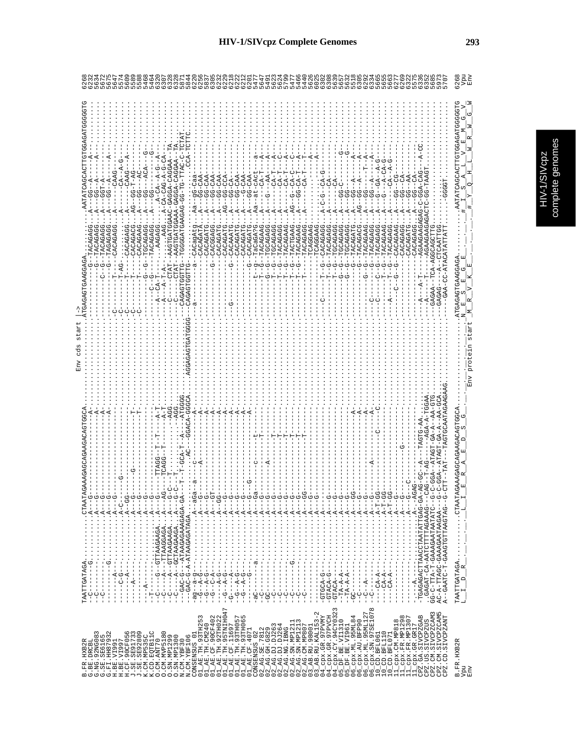# HIV-1/SIVcpz Complete Genomes

```
                                                                        Env cds start  |->
B.FR.HXB2R          TAATTGATAGA..........CTAATAGAAAGAGCAGAAGACAGTGGCA........................ATGAGAGTGAAGGAGA........AATATCAGCACTTGTGGAGATGGGGGTG   6268
G.BE.DRCBL          --C---------G........A---G--------------------A....................................G-TACAGAGG....A---GG--A-----A.........   6232
G.NG.92NG083        --C------------......A---G--------------------A....................................G-TACAGAGG....A---GG--A-------.........   5634
G.SE.SE6165         --C------------......A---G--------------------A..............................C--C--G-TACAGAGG....A---GGT-A-------.........   5672
G.FI.HH87932        -----------G...........A---G--------------------A...............................C----G-TAGAGAGG....A---GG--A-----A.........   5675
H.BE.VI991          ----------A--........A---G--------------------...........................C--------T--CACAGAGG....A-----------.........   5647
H.BE.VI997          -------C-G---........A-C------G----------------...........................C--------T-AG-..........A-----CA--A-G.......   5574
H.CF.90CF056        -------A-----........A--GG-------------------...........................C--------T-------CACAGAGG....A-----CAAG---A......   5609
J.SE.SE91733        ---------A---........A---G------G-----------T-...........................C--------T-------CACAGACG....AG---GG-T-AG.......   5589
J.SE.SE92809        -------------........A---G------------------T-...........................C--------T-------CACAGAAG....A----GG---AC.......   5588
K.CM.MP535C         ------A------........A---G------------------.............................G--G--TGCAGAGG....A----GG---ACA----G......   5468
K.CD.EQTB11C        --T----------GTTAAGAAGA..A---G------TTAGG--T--T----A-T................-----C--G-------TACAGAGG....A----GG--------G......   5464
O.CM.ANT70          --C-----G--GTTAAGAAGA..A---G------TTAGG--T--T----A-T................--A--CA-T-------AAGAGG.....A-CA--A-G--A......   6320
O.CM.MVP5180        --C-----A--TTAAGGAGA...A---AG-----TCAGG--T--------A-T................--A--A-T-A-------AAG.......A-CA-CAG-A-G-CA.....   6307
O.SN.MP1299         --C-----A--GTTAAGAAGA..A---G-C----T-------------AGG.................---C--------CTAT--AAGTGATGGAAC-GAGGA-CAGGAA--TA...   6328
O.SN.MP1300         --C-----A--GCTAAGAAGA..A---G-C----T-------------AGG.................---C--------CTAT--AAGTGATGGAAA-GAGGA-CAGGAA--TA...   6328
N.CM.YBF30          --GAC-G--ATAAGAGAAAGAGA-GA---T--T-GCA-T--A----ATGGG.................CAGAGTGGTTG--TGGGGATGAAGAG-GG-TG-TTAC-C-TCTAT...   5871
N.CM.YBF106         --GAC-G-A-ATAAGAGATAGA.A---G-----------.AC---GGACA-GGGCA.AGGAGAGTGATGGGG--CAGAGTGGTTG--.........................CCA-TCTTC.   5844
CONSENSUS_01        ag---a--g--............--aga--a-----c-------a-............................-a-------------cacagatg....aa---gg-caa.......   6268
01_AE.TH.93TH253    -G--A-G---.............A---G--------A-----------A-................................-----CACAGATG....A----GG-CAA........   6250
01_AE.TH.CM240      -G--A-G---.............A---G-------------------A-................................-----CACAGATG....A----GG-CAA........   5837
01_AE.CF.90CF402    -G--C-A---.............A---GT------------------A-................................-G---CACGGAGG....A----GG-CAA........   6305
01_AE.TH.92TH022    -----A-G---............A---GG------------------A-................................-----CACAGATG....A----GG-CAA........   6232
01_AE.TH.95TNIH047  -G--A-G---.............A---G-------------------A-................................-----CACAGATG....AG---GG-CCA........   6229
01_AE.CF.11697      -G----A---.............A---G-------------------A-................G--------------G---CACAAATG....A----GG-CA.........   6218
01_AE.TH.93TH057    -G--A-G---.............A---G-------------------A-................................-----CACAGATG....A----GG-CAA........   6222
01_AE.TH.93TH065    -G--A-G---.............A---G-------------------A-................................-----CACAGATG....A----GG-CAA........   6212
01_AE.CF.4071       ----A-G---.............A---G-------G-----------A-................................-----CACAGATG....A----GG-CAA........   6201
CONSENSUS_02        aC-------a.............A---Ga-------c------t---..........................t--g----TaCaGa?G....Aa---at-cAct---a.......   5477
02_AG.SE.7812       -C--------.............A---G--------------T----..........................T--G----TACAGAAG....A----CA-T---A.......   5647
02_AG.GH.G829       -GC-------.............A---G-------A------------..........................G--G----TGCAGAGG....A----G---AA--A.......   5491
02_AG.DJ.DJ263      --C-------.............A---G--------------T----..........................T--G----TACAGAGG....A----CA-T---A.......   5623
02_AG.DJ.DJ264      --C-------.............A---G--------------T----..........................T--G----TACAGAGG....A----CA-T---C.......   5629
02_AG.NG.IBNG       --C-------.............A---G--------------T----..........................T--G----TACAGAAG....A----CA-T---A.......   5799
02_AG.SN.MP1211     --C-----G-.............A---G--------------T----..........................T--G----TACAGAAG....AG--G--CA-C---C.......   5477
02_AG.SN.MP1213     --C-------.............A---G--------------T----..........................T--G----TACAGAGG....A----GG-CA-T---C.......   5460
02_AG.CM.MP807      --C-------.............A---GG--------------T----.........................T--G----TACAGAGG....A----CA-T---T.......   5440
03_AB.RU.98001      --------.............A---G-------------------.........................................TCAGGAAG....A--------------A.......   5626
03_AB.RU.KAL153-2   --------.............A---G-------------------.........................................TCAGGAAG....A--------------A.......   6025
04_cpx.GR.97PVMY    GTGCA-G--.............A-----------------------...............C-------T--G--CACAGAGG....A-C-G--CA-G........   6302
04_cpx.GR.97PVCH    GTACA-G--.............A---G-------------------...............................T--G--TACAGAGG....A------CA.........   6308
04_cpx.CY.94CY0323  GTACA----.............A---G-------------------...............................T--G--TGCAGAGG....A------CA.........   5639
05_DF.BE.VI1310     -TA-A-A--.............A---G-------------------...............................T--G--TGCAGAGG....A----GG-C--------G.......   5637
05_DF.BE.VI961      -TA-A-A--.............A---G-------------------...............................G--G--TGCAGAGG....A----GG-C--------G.......   5518
06_cpx.ML.95ML84    GC-------.............A---GG-----------------A-...............................G--TACAGATG....A----GG--A------A.......   6305
06_cpx.AU.BFP90     -C-------.............A---G-------------------A-..............................G--TACAGACG....AG---GG--A------A.......   6292
06_cpx.ML.95ML127   -C--A----.............A---G-------------------A-.........................G--G--TACAGAAG....A----GG-----T--A.......   6334
06_cpx.SN.97SE1078  -C-------.............A---G-------A-----------A-........................C-------G--TACAGAGG....A----GG--A------A.......   5665
10_CD.BFL061        ---CA-A--.............A-T-GG------------C-----C..........................C--C--G--TACAGAGG....A-----G--GA--A-G.......   5655
10_CD.BFL110        ---CA-A--.............A-T-GG------------C------..........................C--C--G--TACAGAAG....A-----G---A-CA-G......   5663
10_CD.BFL071        ---CA-A--.............A-T-GG-------------------..........................A--T--G--TACAGAGG....A-----G--CA--A-G......   6277
11_cpx.CM.MP818     -------------.........A---G-------------------...........................C--T--G--CACAGAAG....A----GG-CG.........   6269
11_cpx.FR.MP1298    -------------.........A---G-----------G-------...........................C--G--CACAGAGG....A----GG--CA.........   6322
11_cpx.FR.MP1307    -------------.........A---G--C----------------...........................------CACAGATG....A----GG--AA.........   5575
11_cpx.GR.GR17      ---A---------.........A--AGAG------------------...........................-----CACAGAGG....A----GG--CA.........   6336
CPZ.GA.SIVCPZGAB    -TGAGAGACTTAACCTAATATTGAG-GA-AG-GC--A---TAGTG-AA.........A---A-T-----AGAGAAGAAGAG-C-GGA-CAG----A-CC...   6352
CPZ.US.SIVCPZUS     .GAGAT-CA-AATCTTTTAGAAAG---CAG--T-AG-----AGA-A-TGGAA.........A-------AGAAGAAGAGACTC-GG-TAAGT.........   5685
CPZ.CM.SIVCPZCAM3   GG-C-TTA-T-GAAAGAATAATATC--G-C-GGA--ATAGT-GA-A--AA-GTG.........GAGAA--TCA-AGGCAGCTTG...........   5973
CPZ.CM.SIVCPZCAM5   AC-A-TTAGC-GAAAGAATAAGAA---G-C-GGA--ATAGT-GA-A--AA-GCA.........GAGAG--A---CTCAATTGG............   5707
CPZ.CD.SIVCPZANT    A--GAATC-T-GAAGTGTTAAGTAG--G-CTT--TAT---TAGTGCAATAGAAGAAG..............GAA-CC-ATACATATTATT.........GGGGT.........

B.FR.HXB2R          TAATTGATAGA..........CTAATAGAAAGAGCAGAAGACAGTGGCA........................ATGAGAGTGAAGGAGA........AATATCAGCACTTGTGGAGATGGGGGTG   6268
Vpu                 L__I__D__R_..........__L__I__E__R__A__E__D__S__G_.......................N__E__S__E__G__E.........__#__I__S__A__L__V__E__M__G__V_   Vpu
Env                                                                Env protein start  _M__R__V__K__E.........__#__Y__Q__H__L__W__R__W__G__W_   Env
```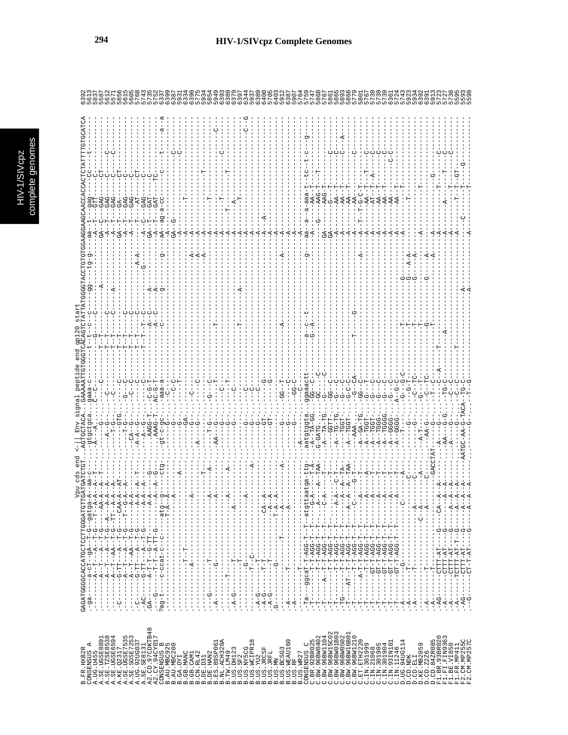# HIV-1/SIVcpz Complete Genomes

```
                              Vpu cds end <-|| Env signal peptide end gp120 start
                  GAGATGGGGCACCATGCTCCTTGGGATGTTGATGATCTGT..AGTGCTACA..GAAAAATTGTGGGTCACAGTCTATTATGGGGTACCTGTGTGGAAGGAAGCAACCACCACTCTATTTTGTGCATCA
B.FR.HXB2R        -ga-------a-CT--gA--T-G--gatga-A--aa-c-----..gtgctgca...gaaa-c------t--c---c----gg----tg-g-----aa--t--gag---cc------t----------
```

| Sequence | Position |
|---|---|
| B.FR.HXB2R | 6392 |
| CONSENSUS_A | 5613 |
| A.UG.U455 | 5837 |
| A.SE.UGSE8891 | 5587 |
| A.SE.TZSE8538 | 5612 |
| A.SE.UGSE6594 | 5571 |
| A.KE.Q2317 | 5856 |
| A.SE.UGSE7535 | 5615 |
| A.SE.SOSE7253 | 5605 |
| A.UG.92UG037 | 5768 |
| A.SE.SE8131 | 5743 |
| A2.CD.97CDKTB48 | 5735 |
| A2.CY.94CY017 | 5752 |
| CONSENSUS_B | 6337 |
| B.AU.MBC925 | 6399 |
| B.AU.MBC200 | 6387 |
| B.GA.OYI | 5931 |
| B.GB.MANC | 6334 |
| B.GB.CAM1 | 6390 |
| B.CN.RL42 | 5775 |
| B.DE.D31 | 5934 |
| B.DE.HAN2 | 5854 |
| B.ES.89SP061 | 5949 |
| B.NL.ACH320A | 6393 |
| B.TW.LM49 | 6389 |
| B.US.DH123 | 6379 |
| B.US.SF2 | 6337 |
| B.US.NY5CG | 6344 |
| B.US.WCIPR18 | 5937 |
| B.US.YU2 | 6389 |
| B.US.JRCSF | 6400 |
| B.US.JRFL | 5705 |
| B.US.MN | 6403 |
| B.US.BCSG3 | 5912 |
| B.US.WEAU160 | 6387 |
| B.US.RF | 5907 |
| B.US.WR27 | 5764 |
| CONSENSUS_C | 5759 |
| C.BR.92BR025 | 5747 |
| C.BW.96BW0402 | 5868 |
| C.BW.96BW1104 | 5767 |
| C.BW.96BW15C02 | 5861 |
| C.BW.96BW01B03 | 5865 |
| C.BW.96BW0502 | 5893 |
| C.BW.96BW16B01 | 5866 |
| C.BW.96BW1210 | 5779 |
| C.ET.ETH2220 | 5801 |
| C.IN.301999 | 5767 |
| C.IN.21068 | 5739 |
| C.IN.301905 | 5739 |
| C.IN.301904 | 5739 |
| C.IN.93IN101 | 6361 |
| C.IN.11246 | 5724 |
| D.UG.94UG114 | 5743 |
| D.CD.NDK | 5923 |
| D.CD.ELI | 5934 |
| D.KE.MB2059 | 6392 |
| D.CD.Z2Z6 | 6391 |
| D.CD.84ZR085 | 5913 |
| F1.BR.93BR020 | 5723 |
| F1.FI.FIN9363 | 5727 |
| F1.BE.VI850 | 5738 |
| F1.FR.MP411 | 5595 |
| F2.CM.MP255C | 5593 |
| F2.CM.MP257C | 5599 |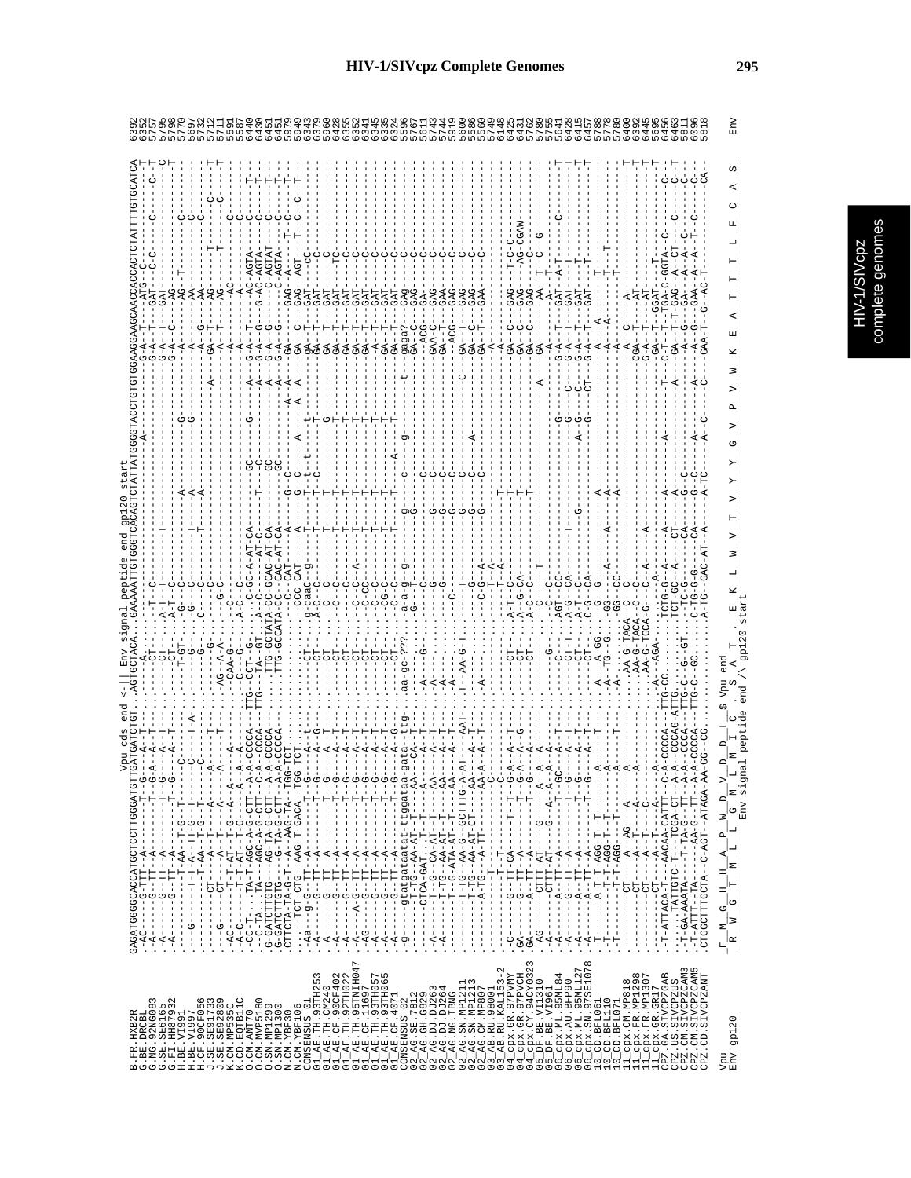```
                                       Vpu cds end <-|| Env signal peptide end gp120 start
B.FR.HXB2R          GAGATGGGGCACCATGCTCCTTGGGATGTTGATGATCTGT..AGTGCTACA...GAAAAATTGTGGGTCACAGTCTATTATGGGGTACCTGTGTGGAAGGAAGCAACCACCACTCTATTTTGTGCATCA  6392
G.BE.DRCBL          -AC------G--TTT--A--------T--G-A--A--T-----.-A-......--T--C---------------A---------------G-A--T---ATG--C----------C--------T  6332
G.NG.92NG083        -A-------G---TT--A--------T--G---A--T-----.-CT-......A-T--T---T-------------------------------G-A--T---GAT--C-C----------C---T  5757
G.SE.SE6165         -A-------G---TT--A--------T--G---A--T-----.-CT-......A-T--C----------------------------------G-A--T---GAT----------C--------T  5795
G.FI.HH8793         -A-------G---TT--A--------T--G---A--T-----.-CT-......A-T--C----------------------------------G-A--C---AG-----------C---------T  5798
H.BE.VI991          ---------T-T-AA--T-G--T-----C--------.-T-GT-......G--C-------A-------------G-----------A-------AG--T-----------C-----------  5770
H.BE.VI997          ---G-----T-T-A--TT-G--T-----C--T-A--.-------G-......G--C-------A-------------G-----------A-------AA-------------C-----------  5697
H.CF.90CF056        ---------T--AA--TT-G--T-----C--------.-G-......C---C------T-A-------------------------A--G--A---AA--------------C----------  5732
J.SE.SE91733        -------CT-----A----A-----A--------T--.------......--C------T----------------------A-----GA--T---AG------T-------C-C---------  5711
J.SE.SE92809        --G------CT-----A----A-----A--------T--.-AG--A-G-....--C--------------------------------A--T---AG------T-------C-----------  5591
K.CM.MP535C         -AC------T-T-AT--T-G--A--A-----A--------.--CAA-G-....G-C--------------------------------A--------AC---------C------------  5587
K.CD.EQTB11C        -A-C-----T-T-AT--T-G--A--A--A--A--------.--C--G-.....A-C--C------------------------------A-------A-------------C-----------  6440
O.CM.ANT70          -CC-T-...TA-T-AGC-A-G-CTT--A-A-CCCCA---TTG-CCT-G-...C-GC-A-AT-CA---GC-------G-----------A--G-A--T---AC-AGTA------C-------T--  6430
O.CM.MVP5180        --C-TA...TA---AGC-A-G-CTT--C-A-CCCA----TTG--TA--GT..A--C----AT-C---T---C-----------------A--G-A--G---AC-AGTA------C-------T--  6451
O.SN.MP1299         G-GATCTTGTG---AG-TA-G-CTT--A-A-CCCCA--------TTG-GCTATA-CC-GCAC-AT-CA----GC--------------A--G-A--G-----C-AGTAT------C-------T--  6451
O.SN.MP1300         G-GATCTTGTG---G-TA-G-CTT--A-A-CCCCA--------TTG-GCCATA-CC--CAC-AT-CA----GC--------------A--G-A--G-----C-AGTA-------C-------T--  5979
N.CM.YBF30          CTTCTA-TA-G-T--A--AAG-TA--TGG-TCT.........-CC-CAT---A----G--C--------A--A--GA--G---GAG--A-----T--C--C--C---T--  5949
N.CM.YBF106         ..-TCT-CTG--AAG-T-GACA---TGG-TCT..........-CCC-CAT---A----G--C----A---A--A--GA--C---GAG--AGT-----T--C--C--T--T--  6343
CONSENSUS_01        -aa--g---TT--A------T--G---A--t----.-CT-......g-caC---g----t----t--t--t---t-------GA----GAT-----c-------c-------
01_AE.TH.93TH253    -A-------G---TT--A--------T--G---A--G-----.-CT-......A-caC----T-----T-C--------T---------GA-T---GAT-----C-------C---------  6379
01_AE.TH.CM240      -A-------G---TT--A--------T--G---A--T-----.-CT-......--C------T-----T-----------G--------GA-T---GAT-----C-------C---------  5960
01_AE.CF.90CF402    -A-------G---TT--A--------T--G---A--T-----.-CT-......--C------T-----T--------------------GA-T---GAT----TC-------C---------  6428
01_AE.TH.92TH022    -A-------G---TT--A--------T--G---A--T-----.-CT-......--C------T-----T-----------T--------GA-T---GAT-----C-------C---------  6355
01_AE.TH.95TNIH047  -A-------G---TT--A--------T--G---A--T-----.-CT-......C-C-C----T-----T-----------T--------GA-T---GAT-----C-------C---------  6352
01_AE.CF.11697      -AG---A--G---TT--A--------T--G---A--T-----.-CT-......C-CC-----T-----T-----------T--------GA-T---GAT-----C-------C---------  6341
01_AE.TH.93TH057    -A-------G---TT--A--------T--G---A--T-----.-CT-......C-C------T-----T-----------T---------A-T---GAT-----C-------C---------  6345
01_AE.TH.93TH065    -A-------G---TT--A--------T--G---A--T-----.-CT-......C-C------T-----T-----------T--------GA-T---GAT-----C-------C---------  6383
01_AE.CF.4071       -A-------G---TT--A--------T--G---A--G-----.-CT-......C-C------T-----T---A-------T--------GA-T---GAT-----C-------C---------  6324
CONSENSUS_02        -g-----gtatgataatat-ttggataa-gata--ttg.aa-gc-???.-a-a-g---g-----g------c--g------t--gaga?-GAg-----c-------c---------
02_AG.SE.7812       ----------T-TG--AA-AT--T--AA--CA--T--.-G--......G--T----------G-----------------------GA-C--GAG-----c-------c---------  5596
02_AG.GH.G829       ----------CTCA-GAT.--T--T----A----T--.-A------G-----C---------------C-------------------ACG--GA------C-----------------  5617
02_AG.DJ.DJ263      -A-------T--G-CA-AT--T---AA----A--T--.-A-.........-----------G-----C-----------------GAA-C--GAG-----C-----------------  5611
02_AG.DJ.DJ264      -A-------T-TG--AA-AT--T---AA----A--T--.-A-.........--G---------G-----C-----------------GA--T--GAA-----C-----------------  5743
02_AG.NG.IBNG       ---------T-TG-ATA-AT--A--AA--A--A--T--.-A-.........--------------G-----C-----------------ACG--GAG-----C-----------------  5744
02_AG.SN.MP1211     ---------T-TG--AA-AT--CTTTG-A-AT--AAT.-T-AA-G-T.....-C-T---------G-----C--------------C---GA--T--GAG-----C-----------------  5919
02_AG.SN.MP1213     ---------T-TG--AA-AT--CT---AA-A--T--.-A-.........-G-----------G-----C-----------------GA--T--GAG-----C-----------------  5590
02_AG.CM.MP807      ---------A-TG--A--TT-----AA-A--A--T--.-A-.........-C-G-A---------G-----C-----A-----------GA--T--GAA-----C-----------------  5586
03_AB.RU.98001      ---------------T-------------C---.............-T-A-----------------------------------A-----------------------------  5560
03_AB.RU.KAL153-2   --------T---T-T------------C---...............-T-A----T-------------------------------A-----------------------------  5749
04_cpx.GR.97PVMY    -C-------G---TT-CA----T--T--G-A--A--T--.-CT-......A-T--C------------T-----------------GA--C--GAG----T-C-C--------------  6148
04_cpx.GR.97PVCH    GA-------G---TT--A--------T--G-A--A--G--.-CT-......A-G--CA-----------T-----------------GA--C--GAG----AG-CGAW-----------  6425
04_cpx.CY.94CY0323  GA-------A--CTT--A--------T--G----A--.-CT-......A-C--C-----------------T--------------GA--C--GAG-----C-----------------  6431
05_DF.BE.VI1310     -AG------CTT--AT------G---A---A--A--.-------......-C------T-------------------------A----GA------AA---T-C--G-------------  5762
05_DF.BE.VI961      -A-------CTT--AT------G---A--A--A--.-------......-C------------------------------------A-------A-T-----------------------  5760
06_cpx.ML.95ML84    -A-------A--CTT--A--------T--GC--A--T--.-C-......AGT--CC---------------G-----------G-A--T---GAT--A-T---C-----------------  5755
06_cpx.AU.BFP90     -A-------G---TT--A--------T--G---A--T--.-CT-T....A-G--CA----T----------G-----C-----G-A--T---GAT--T-----------------------  5641
06_cpx.ML.95ML127   -A-------A---TT--A--------T--G---A--T--.-CT-......A-T--C-----------G---A--G-----C-----G-A--T---GAT--T-----------------------  6428
06_cpx.SN.97SE1078  -A-------A---TT--A--------T--G---A--T--.-CT-......C-G--CA-----------------G-----CT----G-A--T---GAT--T-----------------------  6415
10_CD.BFL061        -T-------A-T-T-AGG-T-T--------A----T--.-A--A-GG-......G--G-----------A---------------A---A-------T-------------------------  6457
10_CD.BFL110        -T-------T-T-AGG-T-T--------A----T--.-A--TG--G.......GG--------A--A---------------------A---A-------------------------------  5788
10_CD.BFL071        -T-------T-T-AGG--------A----T--.-A-..........GG----CC----A-----A---------------------A-------T-------------------------  5778
11_cpx.CM.MP818     --------CT-----A----AG----A-----A--.-AA-G-TACA--C-C--------------------------------A--C---AT-------------------------------  5780
11_cpx.FR.MP1298    --------CT-----A----T--------A----A--.-AA-G-TACA--C-C--------------------------------CGA--T---AT-------------------------------  6400
11_cpx.FR.MP1307    --------CT-----A----T--------C--------.-AA-G-TGCA-G--C---A------------------------G-A--T---AT-------------------------------  6392
11_cpx.GR.GR17      --------CT-----A----T--------A--A--A--.-A--AGA-......-A---------------A-------------GA--T-GGAT---T---------------------------  6445
CPZ.GA.SIVCPZGAB    -T-ATTACA-T---AACAA-CATT--C-A-CCCCA--TTG-CC.....TCTG-G--A-----A--------A--------T---C-T--T-TGA-C-GGTA--C---------C-C--------  5695
CPZ.US.SIVCPZUS     --..-.TATTGTC-T---TCGA-CT--A-A-CCCAG-ATTG......TCT-GC--A-----CT-----A-----------A----GA--T-T-GAG--A--CT------C----------C--  6456
CPZ.CM.SIVCPZCAM3   -T-GA-AAATA---T--TA-G--TT--A-A--CCCA--TTG-C--G--GT...-TC-G------CA------G--C--------------G-A--T---GA---A--A--C------------C--  6463
CPZ.CM.SIVCPZCAM5   -T-ATTT-TA-----AA-G--TT--A-A-CCCCA--TTG-C--GC.....C-TG-G--G---CA------G--C-----A--------A-----A--G---GAA--A--A--C-----C--C--  5811
CPZ.CD.SIVCPZANT    CTGGCTTTGCTA-C-AGT-ATAGA-AA-GG--CG.......A-TG--GAC-AT--A-----A-TC-----A--C--C-----GAA-T--G--AC-T-------------------CA-  6096
                                                                                                                                                5818

Vpu        E_M_G_H_H_A_P_W_D_V_D_D_L_$ Vpu end
Env gp120  _R_W_G_T_M_L_L_G_M_L_M_I_C_S_A_T_._E_K_L_W_V_T_V_Y_Y_G_V_P_V_W_K_E_A_T_T_T_L_F_C_A_S_   Env
                Env signal peptide end /\ gp120 start
```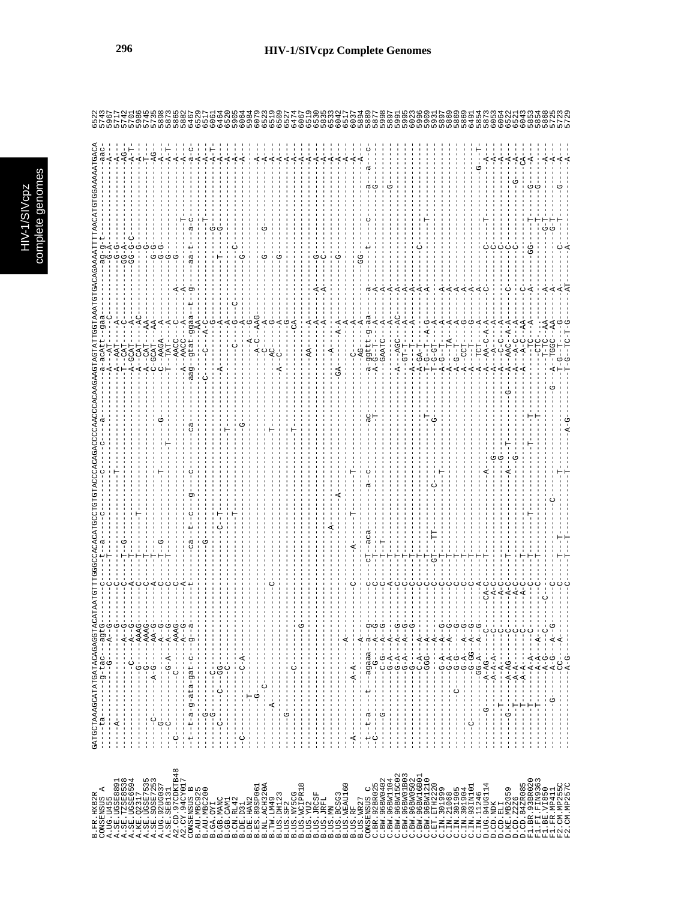```
B.FR.HXB2R        GATGCTAAAGCATATGATACAGAGGTACATAATGTTTGGGCCACACATGCCTGTGTACCCACAGACCCCAACCCACAAGAAGTAGTATTGGTAAATGTGACAGAAAATTTTAACATGTGGAAAAATGACA 6522
CONSENSUS_A       ----ta-------g-tac---agtG-------c-------T--a----c------c----C-----a---------a-acAtt--gaa----------ag-g-t----------------------aac- 5743
A.UG.U455         ----------------G----A--G--------C-------T-----------------------------A---AT----C----------G-A--------------------------A--- 5967
A.SE.UGSE8891     -----A---------------A--G--------C-------T-------------T--------------A---AAT-----------------G-G---------------------------A--- 5717
A.SE.TZSE8538     ---------------------A--G--------C-----T--G--------------------------T---CAT---C--------GG-A---------------------------AG-- 5742
A.SE.UGSE6594     -------------C-------A--G--------A-----T--------------------------------A-GCAT---A--------GG-G-C---------------------------A-T- 5701
A.KE.Q2317        -----------------G----AAAG--------C-------T--------T-------------------------A--CAT---AC----------G------------------------A--- 5986
A.SE.UGSE7535     ------------------G----AAAG--------C-------T----------------------------------A--CAT---AA----------G-------------------------T--- 5745
A.SE.SOSE7253     ----C-------A-G------AA-G--------C-------T-------------------------------C-GCAT---AA--------G-G--------------------------AG-- 5735
A.UG.92UG037      ----G---------------A--G--------C-------T--G----------T---------------G-----C-GCAT---A-----------G-G------------------------A--- 5898
A.SE.SE8131       ----C-----------G-A------A--G--------C-------T------------------------------T---AAGA---A----------G------------------------A-T- 5873
A2.CD.97CDKTB48   -C---------------C-----AAAG--------C-------T-------------T----G---------T--TAT---A---------A--------------------------A--- 5865
A2.CY.94CY017     -------------------------A--G--------A---------------------------------A----AACC---C--A--------------------------------A--- 5882
CONSENSUS_B       -t--t-a-g-ata-gat-c--g--a--------t-------ca--t--c--g-----c--------ca------aag--gtat-ggaa--t--g------aa-t-----a-c-------------a-c- 6467
B.AU.MBC925       -----------------------------------------------------------------------------------AA---------------------------------------A--- 6529
B.AU.MBC200       -----G-----------------------------------G-----------------------------C-----C---A-C--------------------T----------------A--- 6517
B.GA.OYI          -----G----------C-------------------------------------------------------------------G-------------------------------------A-T- 6061
B.GB.MANC         ---C-----C---GG--------------------------C--T-------------------A-------------------A--------T--------G--------------------A--- 6464
B.GB.CAM1         ------------------C---------------------------------------------------------------A---------------G-------------------------A--- 6520
B.CN.RL42         --------------------------------------------------------T---------T----------------A---C------------------------------------A--- 5905
B.DE.D31          -C---------C-A----------------------------T---------------------G-------------C------A----------C-------------------------A--- 6064
B.DE.HAN2         ------T------------------------------------------------------------------------------A-------G-------------------------------A--- 5984
B.ES.89SP061      ------G------------------------------------------------------------------------------A--G-------------------------------------A--- 6079
B.NL.ACH320A      ----------C-------------------------------------------------------A-C---AAG----------------------------------------A--- 6523
B.TW.LM49         ----A------------------------C------------------T--------------------C---G-----------G---------G-------------------A--- 6519
B.US.DH123        --------------------------------------------------------------A--C---AC---A-----------G--------------------------------A--- 6509
B.US.SF2          ----G---------------------------------------------------T----------------------------------G-------------------------A--- 6527
B.US.NY5CG        ----------C------------------------------------------------------------------------CA--------------------------------------A--- 6474
B.US.WCIPR18      -------------------------G--------------------------------T--------------------------G---------------------------------A--- 6067
B.US.YU2          -----------------------------------------------------------------AA--------A-------A------G------------------------------A--- 6519
B.US.JRCSF        --------------------------------------------------------------------------A-------A------C---------------------------------A--- 6530
B.US.JRFL         ----------------------------------------A---------------------------A--------A---------------------------------------------A--- 5835
B.US.MN           ---------------------------------------A-----------------GA------A-A---------------G-------------------------------A--- 6533
B.US.BCSG3        ----------------A---------------------------------------------------------------------------------------------------------A--- 6042
B.US.WEAU160      -------------------------------------T--------------------------------------C-------A--------------------------------A--- 6517
B.US.RF           -A---------A-A------------C-------A-----------T-----------------------------------A---------------------------------------A--- 6537
B.US.WR27         ----------------A-------------------------------------------------------------------------GG-------------------------A--- 5894
CONSENSUS_C       -t--t-a---t--agaaa--a--g--------c--------cT--aca-------a--c-------ac-----a-ggttt-g-aa------a---------t-------c------------a---a--c- 5889
C.BR.92BR025      -C---------------G--A--G--------C--------T--T-------------------T-------A-G--T---A-----A-------------------------------G--- 5877
C.BW.96BW0402     -----G---------C-G---A--G--------C--------T-T------------------------------GAATC---A-----A--------------------------------- 5998
C.BW.96BW1104     ----------------G-A---A--------A--------T----------------------------------------A-----A-----------------------G---------- 5897
C.BW.96BW15C02    ----------------G-A---A--G--------C--------T-----------------------------A---AGC---AC---A-------------------------------------- 5991
C.BW.96BW01B03    ----------------G-A---A--G--------C--------T-----------------------------A---GT-T---A-----A-------------------------------------- 5995
C.BW.96BW0502     ----------------C-A-----A--------C--------T---------------------------------A-------A--------A--------------------------------- 6023
C.BW.96BW16B01    ---------------------A--------C--------T------------------------------A-GA-T---A-----A------C------------------------------- 5936
C.BW.96BW1210     ----------------GGG---A--------C--------T---------------------T-------T-G--T---A-G----A----------------T---------------------- 5909
C.ET.ETH2220      ---------------------A--------C--------GT----TT----------C---------G-------T-G-GT---A---------------------------------------- 5931
C.IN.301999       ----------------G-A---A--G--------C--------T---------------------------A-G--T---A-----A-------------------------------------- 5897
C.IN.21068        ----------------G-A---A--G--------C--------T----------T-----------------A-----TA---A-----A-------------------------------------- 5869
C.IN.301905       ------------C---G-G---G--------C--------T-----------------------------A-G--T---A-----A-------------------------------------- 5869
C.IN.301904       ----------------G-A-----A--G--------C--------T-----------------------------A-----CCT---G-----A-------------------------------------- 5869
C.IN.93IN101      ----C-----------G-GG--A--G--------C--------T-----------------------------A-----TCT---G-----A-------------------------------------- 6491
D.UG.94UG114      ----------GG-A---A--G--------C--------T-----------------------------A-----TCT---A-----A------------------------------------G---T- 5854
D.CD.84ZR085      -----G-----A-AG---C--------CA-C--------T-------------A-------------A---AA-C-A-A-----C-------------------------------------A--- 5873
D.CD.ELI          -----------A-A-A----C--------A-C------------------G-----------------A-----A-------A-------C-------------------------------A--- 6053
D.CD.NDK          ---------------A-----C--------A-C------------------G-----------------A---C-C---A-----------C-------------------------------A--- 6064
D.KE.MB2059       ----T-------A-AG----C--------A-C--------T-------A-----T-------------G-------A---AAC-A-A--------C-------------------------------A--- 6522
D.CD.Z2Z6         ---G-------A-A----------C--------A-C------------------G-----------------A---A-C---A-------------C-------------G-----A--- 6521
F1.BR.93BR020     ----T-------A-A-----C--------A-C--------T-----------------------------A-----A-C-AA------C----------------------------------CA-- 6043
F1.FI.FIN9363     ----T-------A-A-----C--------C--------T------------T-------T----------------TC---A-----A-----GG------T------G---A--- 5853
F1.BE.VI850       ----T-------A-G-----C--------C--------T---------T-----------T-------------CTC----A-----A---------------T------G------------ 5854
F1.FR.MP411       --------------A-G--A-C--------C-----------------C---------------G------A-TGGC---AA-----A-------------G-T------------------A--- 5868
F2.CM.MP255C      -----G-------CC-----A--G--------C--------T--T------------------------------T-G--T---G-----A-----C-----G-T-----G-----A--- 5725
F2.CM.MP257C      ----------------A-G----------C--------T--T------T-----------A-G-----------T-G--TC-T-G-----AT-----A-------------------------------A--- 5729
```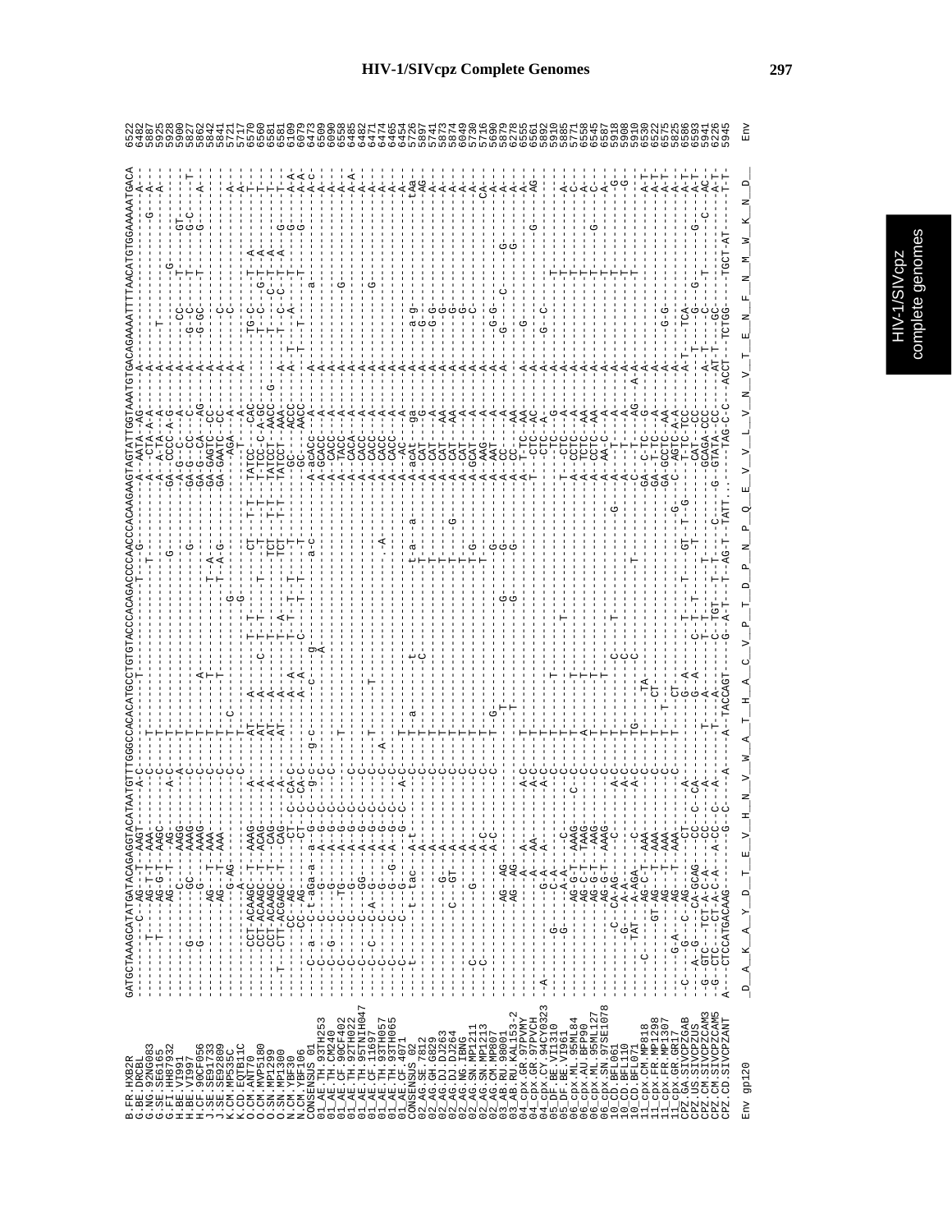# HIV-1/SIVcpz Complete Genomes

```
                     GATGCTAAAGCATATGATACAGAGGTACATAATGTTTGGGCCACACATGCCTGTGTACCCACAGACCCCAACCCACAAGAAGTAGTATTGGTAAATGTGACAGAAAATTTTAACATGTGGAAAAATGACA
B.FR.HXB2R                                                                                                                                                    6522
B.BE.DRCBL                                                                                                                                                    6482
G.NG.92NG083                                                                                                                                                  5887
G.SE.SE6165                                                                                                                                                   5925
G.FI.HH87932                                                                                                                                                  5928
H.BE.VI991                                                                                                                                                    5900
H.BE.VI997                                                                                                                                                    5827
H.CF.90CF056                                                                                                                                                  5862
J.SE.SE91733                                                                                                                                                  5842
J.SE.SE92809                                                                                                                                                  5841
K.CM.MP535C                                                                                                                                                   5721
K.CD.EQTB11C                                                                                                                                                  5711
O.CM.ANT70                                                                                                                                                    6570
O.CM.MVP5180                                                                                                                                                  6560
O.SN.MP1299                                                                                                                                                   6581
O.SN.MP1300                                                                                                                                                   6581
N.CM.YBF30                                                                                                                                                    6109
N.CM.YBF106                                                                                                                                                   6079
CONSENSUS_01                                                                                                                                                  6473
01_AE.TH.93TH253                                                                                                                                              6509
01_AE.TH.CM240                                                                                                                                                6090
01_AE.CF.90CF402                                                                                                                                              6558
01_AE.TH.92TH022                                                                                                                                              6485
01_AE.TH.95TNIH047                                                                                                                                            6482
01_AE.CF.11697                                                                                                                                                6471
01_AE.TH.93TH057                                                                                                                                              6474
01_AE.TH.93TH065                                                                                                                                              6465
01_AE.CF.CAF1                                                                                                                                                 6454
CONSENSUS_02                                                                                                                                                  5726
02_AG.SE.7812                                                                                                                                                 5897
02_AG.GH.6829                                                                                                                                                 5741
02_AG.DJ.DJ263                                                                                                                                                5873
02_AG.DJ.DJ264                                                                                                                                                5874
02_AG.NG.IBNG                                                                                                                                                 6049
02_AG.SN.MP1211                                                                                                                                               5730
02_AG.SN.MP1213                                                                                                                                               5736
02_AG.CM.MP807                                                                                                                                                5690
03_AB.RU.98001                                                                                                                                                5879
03_AB.RU.KAL153-2                                                                                                                                             6278
04_cpx.GR.97PVMY                                                                                                                                              6555
04_cpx.GR.97PVCH                                                                                                                                              6561
04_cpx.CY.94CY0323                                                                                                                                            6587
05_DF.BE.VI1310                                                                                                                                               5892
05_DF.BE.VI961                                                                                                                                                5910
06_cpx.ML.95ML84                                                                                                                                              5885
06_cpx.AU.BFP90                                                                                                                                               5771
06_cpx.ML.95ML127                                                                                                                                             6558
06_cpx.SN.97SE1078                                                                                                                                            6545
10_CD.BFL061                                                                                                                                                  6587
10_CD.BFL110                                                                                                                                                  5918
10_CD.BFL071                                                                                                                                                  5908
11_cpx.CM.MP818                                                                                                                                               5910
11_cpx.FR.MP1298                                                                                                                                              6530
11_cpx.FR.MP1307                                                                                                                                              6522
11_cpx.GR.GR17                                                                                                                                                6575
CPZ.GA.SIVCPZGAB                                                                                                                                              5825
CPZ.US.SIVCPZUS                                                                                                                                               6586
CPZ.CM.SIVCPZCAM3                                                                                                                                             6593
CPZ.CM.SIVCPZCAM5                                                                                                                                             5941
CPZ.CD.SIVCPZANT                                                                                                                                              6226
                                                                                                                                                              5945

Env gp120            D  A  K  A  Y  D  T  E  V  H  N  V  W  A  T  H  A  C  V  P  T  D  P  N  P  Q  E  V  V  L  V  N  V  T  E  N  F  N  M  W  K  N  D    Env
```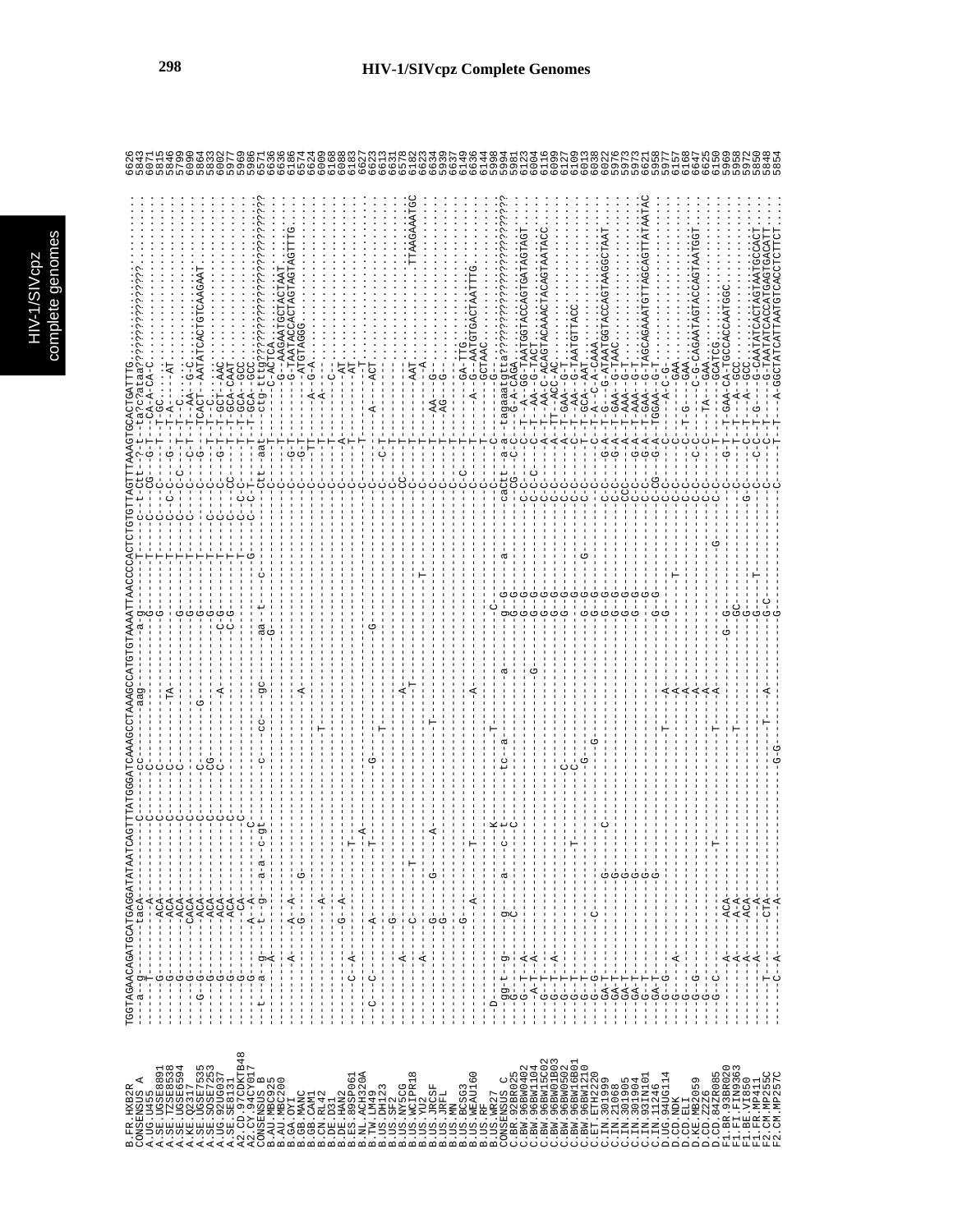# HIV-1/SIVcpz Complete Genomes

```
B.FR.HXB2R        TGGTAGAACAGATGCATGAGGATATAATCAGTTTATGGGATCAAAGCCTAAAGCCATGTGTAAAATTAACCCCACTCTGTGTTAGTTTAAAGTGCACTGATTTG   6626
CONSENSUS_A                                                                                                                 5843
A.UG.U455                                                                                                                   6071
A.SE.UGSE8891                                                                                                               5815
A.SE.TZSE8538                                                                                                               5846
A.SE.UGSE6594                                                                                                               5799
A.KE.Q2317                                                                                                                  6090
A.SE.UGSE7535                                                                                                               5864
A.SE.SOSE7253                                                                                                               5833
A.UG.92UG037                                                                                                                6002
A.SE.SE8131                                                                                                                 5977
A2.CD.97CDKTB48                                                                                                             5969
A2.CY.94CY017                                                                                                               5986
CONSENSUS_B                                                                                                                 6571
B.AU.MBC925                                                                                                                 6636
B.AU.MBC200                                                                                                                 6636
B.GA.OYI                                                                                                                    6186
B.GB.MANC                                                                                                                   6574
B.GB.CAM1                                                                                                                   6624
B.CN.RL42                                                                                                                   6609
B.DE.D31                                                                                                                    6168
B.DE.HAN2                                                                                                                   6088
B.ES.89SP061                                                                                                                6183
B.NL.ACH320A                                                                                                                6627
B.TW.LM49                                                                                                                   6623
B.US.DH123                                                                                                                  6613
B.US.SF2                                                                                                                    6631
B.US.NY5CG                                                                                                                  6578
B.US.WCIPR18                                                                                                                6182
B.US.YU2                                                                                                                    6623
B.US.JRCSF                                                                                                                  6634
B.US.JRFL                                                                                                                   5939
B.US.MN                                                                                                                     6637
B.US.BCSG3                                                                                                                  6149
B.US.WEAU160                                                                                                                6636
B.US.RF                                                                                                                     6144
B.US.WR27                                                                                                                   5998
CONSENSUS_C                                                                                                                 5994
C.BR.92BR025                                                                                                                5981
C.BW.96BW0402                                                                                                               6123
C.BW.96BW1104                                                                                                               6004
C.BW.96BW15C02                                                                                                              6116
C.BW.96BW01B03                                                                                                              6099
C.BW.96BW0502                                                                                                               6127
C.BW.96BW16B01                                                                                                              6109
C.BW.96BW1210                                                                                                               6013
C.ET.ETH2220                                                                                                                6038
C.IN.301999                                                                                                                 6022
C.IN.21068                                                                                                                  5976
C.IN.301905                                                                                                                 5973
C.IN.301904                                                                                                                 5973
C.IN.93IN101                                                                                                                6621
C.IN.11246                                                                                                                  5958
D.UG.94UG114                                                                                                                5977
D.CD.NDK                                                                                                                    6157
D.CD.ELI                                                                                                                    6168
D.KE.MB2059                                                                                                                 6647
D.CD.Z2Z6                                                                                                                   6625
D.CD.84ZR085                                                                                                                6150
F1.BR.93BR020                                                                                                               5969
F1.FI.FIN9363                                                                                                               5958
F1.BE.VI850                                                                                                                 5972
F1.FR.MP411                                                                                                                 5850
F2.CM.MP255C                                                                                                                5848
F2.CM.MP257C                                                                                                                5854
```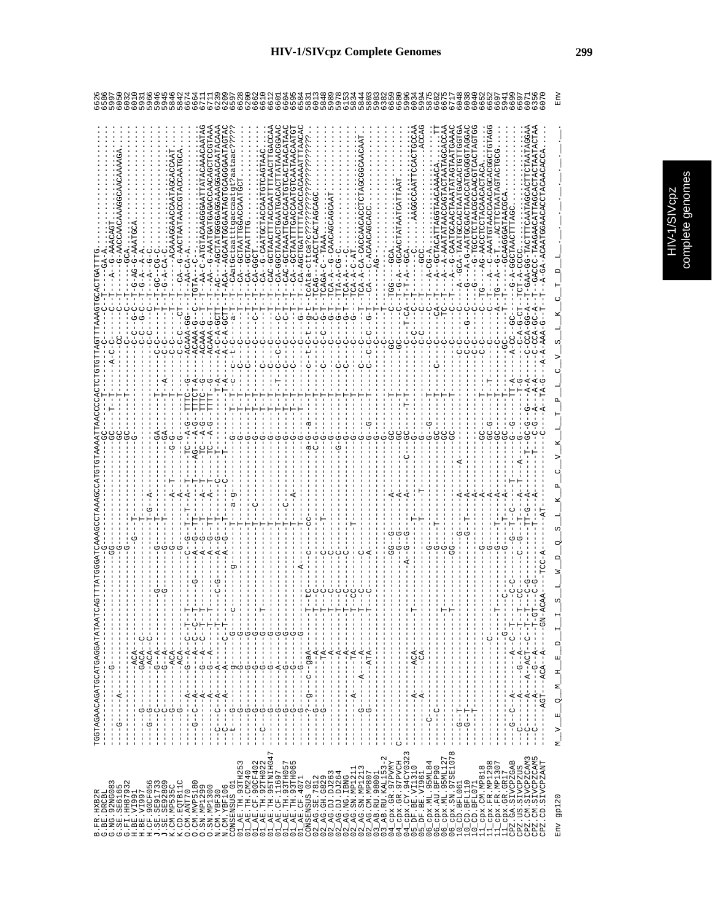```
B.FR.HXB2R              TGGTAGAACAGATGCATGAGGATATAATCAGTTTATGGGATCAAAGCCTAAAGCCATGTGTAAAATTAACCCCACTCTGTGTTAGTTTAAAGTGCACTGATTTG   6626
B.BE.DRCBL                                                                                                                      6586
G.NG.92NG083                                                                                                                    5997
G.SE.SE6165                                                                                                                     6050
G.FI.HH87932                                                                                                                    6032
H.BE.VI991                                                                                                                      6010
H.BE.VI997                                                                                                                      5931
H.CF.90CF056                                                                                                                    5966
J.SE.SE91733                                                                                                                    5946
J.SE.SE92809                                                                                                                    5945
K.CM.MP535C                                                                                                                     5846
K.CD.EQTB11C                                                                                                                    5842
O.CM.ANT70                                                                                                                      6674
O.CM.MVP5180                                                                                                                    6664
O.SN.MP1299                                                                                                                     6711
O.SN.MP1300                                                                                                                     6711
N.CM.YBF30                                                                                                                      6239
N.CM.YBF106                                                                                                                     6209
CONSENSUS_01                                                                                                                    6537
01_AE.TH.93TH253                                                                                                                6228
01_AE.TH.CM240                                                                                                                  6200
01_AE.CF.90CF402                                                                                                                6662
01_AE.TH.92TH022                                                                                                                6610
01_AE.TH.95TNIH047                                                                                                              6612
01_AE.CF.11697                                                                                                                  6601
01_AE.TH.93TH057                                                                                                                6604
01_AE.TH.93TH065                                                                                                                6595
01_AE.CF.4071                                                                                                                   6584
CONSENSUS_02                                                                                                                    5831
02_AG.SE.7812                                                                                                                   6013
02_AG.GH.G829                                                                                                                   5848
02_AG.DJ.DJ263                                                                                                                  5989
02_AG.DJ.DJ264                                                                                                                  5978
02_AG.NG.IBNG                                                                                                                   6153
02_AG.SN.MP1211                                                                                                                 5834
02_AG.SN.MP1213                                                                                                                 5844
02_AG.CM.MP807                                                                                                                  5903
03_AB.RU.98001                                                                                                                  5983
03_AB.RU.KAL153-2                                                                                                               6382
04_cpx.GR.97PVMY                                                                                                                6659
04_cpx.GR.97PVCH                                                                                                                6680
04_cpx.CY.94CY032-3                                                                                                             5996
05_DF.BE.VI1310                                                                                                                 6034
05_DF.BE.VI961                                                                                                                  5994
06_cpx.ML.95ML84                                                                                                                5875
06_cpx.AU.BFP90                                                                                                                 6682
06_cpx.ML.95ML127                                                                                                               6675
06_cpx.SN.97SE1078                                                                                                              6717
10_CD.BFL061                                                                                                                    6048
10_CD.BFL110                                                                                                                    6038
10_CD.BFL071                                                                                                                    6040
11_cpx.CM.MP818                                                                                                                 6652
11_cpx.FR.MP1298                                                                                                                6652
11_cpx.FR.MP1307                                                                                                                6697
11_cpx.GR.GR17                                                                                                                  5941
CPZ.GA.SIVCPZGAB                                                                                                                6699
CPZ.US.SIVCPZUS                                                                                                                 6697
CPZ.CM.SIVCPZCAM3                                                                                                               6071
CPZ.CM.SIVCPZCAM5                                                                                                               6356
CPZ.CD.SIVCPZANT                                                                                                                6070

Env gp120               M  V  E  Q  M  H  E  D  I  I  S  L  W  D  Q  S  L  K  P  C  V  K  L  T  P  L  C  V  S  L  K  C  T  D  L      Env
```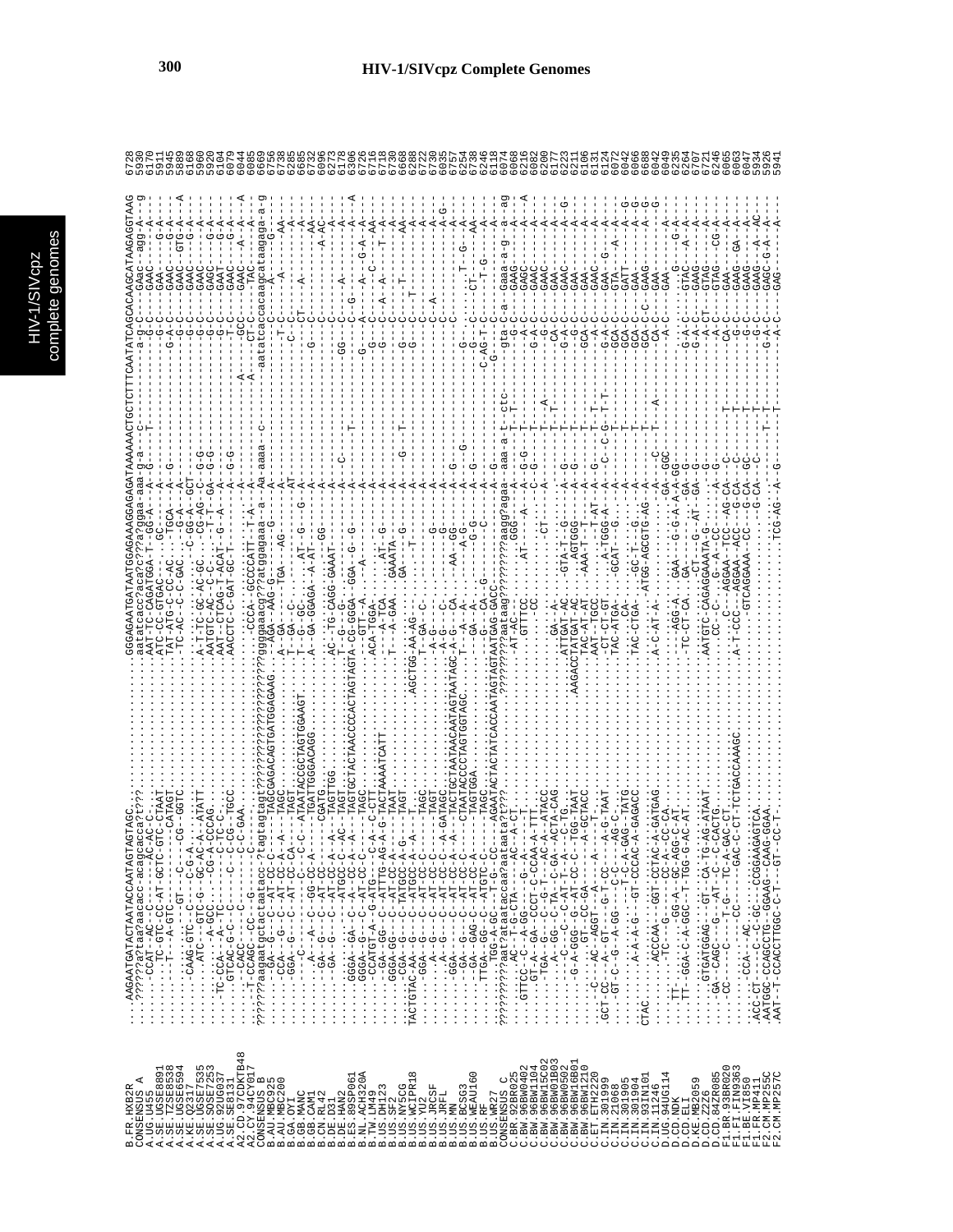```
B.FR.HXB2R        6728
CONSENSUS_A       5930
A.UG.U455         6170
A.SE.UGSE8891     5911
A.SE.TZSE8538     5945
A.SE.UGSE6594     5889
A.KE.Q23I7        6168
A.SE.UGSE7535     5960
A.SE.SOSE7253     5920
A.UG.92UG037      6104
A.SE.SE8131       6079
A2.CD.97CDKTB48   6044
A2.CY.94CY017     6085
CONSENSUS_B       6669
B.AU.MBC925       6756
B.AU.MBC200       6738
B.GA.OYI          6285
B.GB.MANC         6685
B.GB.CAM1         6732
B.CN.RL42         6696
B.DE.D31          6273
B.DE.HAN2         6178
B.ES.89SP061      6306
B.NL.ACH320A      6726
B.TW.LM49         6716
B.US.DH123        6718
B.US.SF2          6730
B.US.NY5CG        6668
B.US.WCIPR18      6288
B.US.YU2          6722
B.US.JRCSF        6730
B.US.JRFL         6035
B.US.MN           6757
B.US.BCSG3        6254
B.US.WEAU160      6738
B.US.P896         6426
B.US.WR27         6418
CONSENSUS_C       6074
C.BR.92BR025      6068
C.BW.96BW0402     6216
C.BW.96BW1104     6082
C.BW.96BW15C02    6200
C.BW.96BW01B03    6177
C.BW.96BW0502     6223
C.BW.96BW16B01    6211
C.BW.96BW1210     6106
C.ET.ETH2220      6131
C.IN.301999       6124
C.IN.21068        6072
C.IN.301905       6042
C.IN.301904       6066
C.IN.93IN101      6688
C.IN.11246        6042
D.UG.94UG114      6049
D.CD.NDK          6235
D.CD.ELI          6264
D.KE.MB2059       6707
D.CD.Z2Z6         6721
D.CD.84ZR085      6246
F1.BR.93BR020     6065
F1.FI.FIN9363     6063
F1.BE.VI850       6047
F1.FR.MP411       5934
F2.CM.MP255C      5926
F2.CM.MP257C      5941
```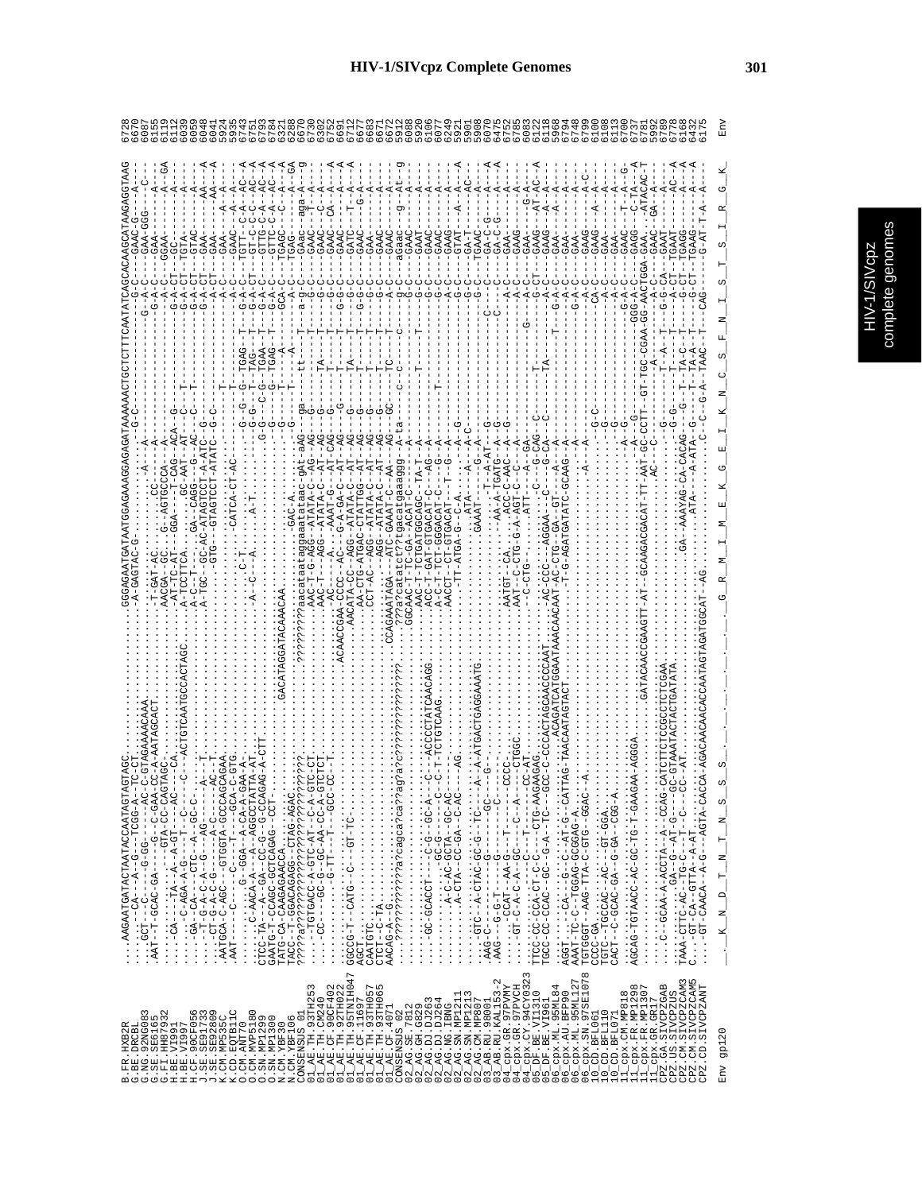Env gp120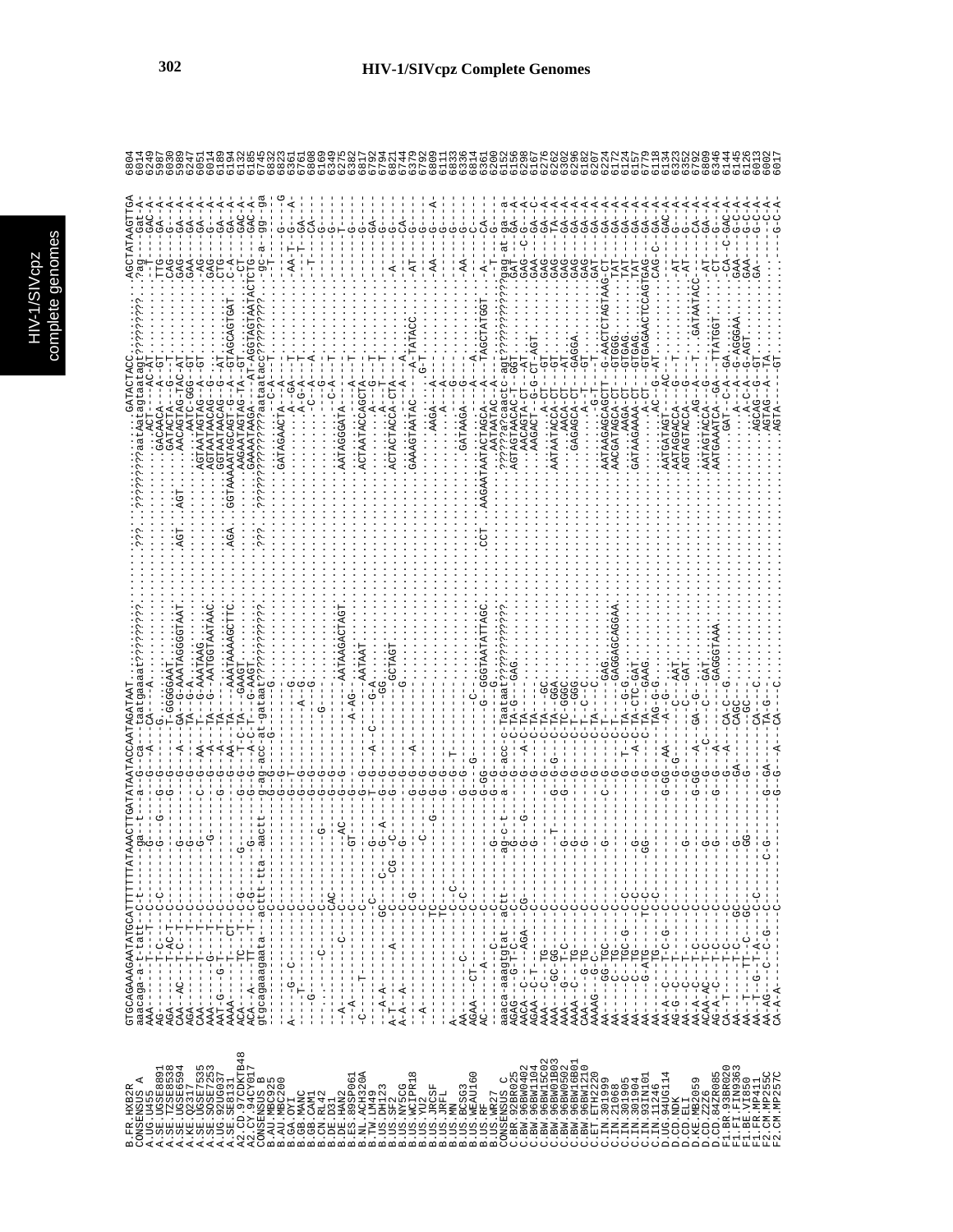# HIV-1/SIVcpz Complete Genomes

```
B.FR.HXB2R          GTGCAGAAAGAATATGCATTTTTTATAAACTTGATATAATACCAATAGATAAT..............................GATACTACC.......AGCTATAAGTTGA  6804
CONSENSUS A         aaacaga-a-t-tatt--c-t-------ga--t---a--G--ca---taatgaaaat??????????.???.??????????aataagtaatagt??????????.?ag---Gat-A-  6014
A.UG.U455           AAA----T-----T--C-----------G----G--A--A---CA---A...............................ACT-----AC-GT.........T----GAC-A-  6249
A.SE.UGSE8891       AG---------C-C-C--------------G------G-----G----...............................GACAACA---GT..........TTG---GA--A-  5987
A.SE.TZSE8538       AGA----T-AC-T---C---------------G---------G-----T-GGGGAAT.....................GATACTA-----G--T.........CAG----G--A-  6030
A.SE.UGSE6594       CAA--AC----T-C-T--C----G---------G--A------GA--G-AAATAGGGGTAAT..AGT..AGT......AACAGTAG-TAC-AT..........GAG----GA--A-  5989
A.KE.Q2317          AGA-----T----T-C----------G---------G----TA--G-A...............................AATC-GGG--GT..........GAA----GA--A-  6247
A.SE.UGSE7535       CAA-----T----T--C---------G---------C-G--AA---T---G-AAATAAG................AGTAATAGTAG---A-GT..........-AG----GA--A-  6051
A.SE.SOSE7253       AAA------G----T--C---------G-------G--A---TA---G--AATGGTAATAAC.............AGTAATAACAG---G-..........GAG----G---A-  6014
A.SE.SE8131         AAT-G---G-T-----T--C--------------G--G--A---TA------....................GGTAATAACAG---G--AT.........CTG----GA--A-  6189
A2.CD.97CDKTB48     AAAA-----T--C----T-C-G---------G--AA-C---TA-----AAATAAAAGCTTC..AGA..GGTAAAAATAGCAGT-G--A-GTAGCAGTGAT..C-A-----GA--A-  6194
A2.CY.94CY017       ACA-----TC----T--C-G-G----G-----G-----G--T-C--TA---GAAGT........................AAGAATAGTAG-TA--GT..........-CT----GAC-A-  6132
CONSENSUS B         ACA--A----TT---T-C-G----G-----G----G----A-C-T-----G-AAGT........................GAAAATAAGA----AT-AGGTAGTAATACTCTG-----GAC-A-  6185
B.AU.MBC925         gtgcagaaagaata--acttt-tta--aactt--g-ag-acc-at-gataat??????????????????.???.??????????????aataatacc?????????--gc-a--gg--ga  6745
B.AU.MBC200         -----------------C-----------G-G---------G-----G............................................C-A-----T----------T-  6832
B.GA.OYI            A-----G--C--------C----------G-T-------------G................................GATAGAACTA---A-............G----G  6823
B.GB.MANC           ------T-----------C----------G-G----------A--G..................................A--GA--T..........-AA-T---G--A-  6361
B.GB.CAM1           ----G-----------C-------------G-G-----------G....................................A-G-A--T..........--T-----GA-  6761
B.CN.RL42           -------------C-----C---------G-G---------G-----G....................................-G-A---A..........----------CA-  6808
B.DE.D31            ----------------C-----G-------G-G-----G-----G............................................-T...............-G--  6169
B.DE.HAN2           -----------CAC-----------G-G-----------AATAAGACTAGT...............................C-A---T.............G---  6349
B.ES.89SP061        --A----------C-----C-------AC--G-G------------.....................AATAGGGATA---A--T..............T----  6275
B.NL.ACH320A        --A----T---------C---------GT---G-G-------A-AG---AATAAT.............................A---T.............G---  6382
B.TW.LM49           -C----T-------------C----------G-G---A--C---G-A.....................ACTAATACCAGCTA---T................G---  6817
B.US.DH123          --A-A------GC---C--G--A----T-G-G-----------GG.........................................A--G--T..............GA-  6792
B.US.SF2            A-T---A----C---CG--C-----G-G-------------GCTAGT..........................................A---T--T...........G---  6794
B.US.NY5CG          A-A-A---------C---------G------G-G-----------G.......................ACTACTACCA-CTA---A..........-A-------G---  6821
B.US.WCIPR18        -----------C-G----------G-G---A-----------A...........................................--A-T.................CA-  6744
B.US.YU2            --A-------------C-----C---C--G-G.....................................GAAAGTAATAC---A-TATACC..........-AT----G---  6379
B.US.JRCSF          ------------TC-----------G---G-G-G...............................................G-T...............G---  6792
B.US.JRFL           ------------TC-----------G-G-G-T...........................................AAGA---A..........-AA-----G---  6809
B.US.MN             A---------C--C-----------------G-G.................................................A--A...............G--A-  6111
B.US.BCSG3          AA------C---C-C--------------G-G-G.......................................GATAAGA---G--A..........-AA-----G---  6833
B.US.WEAU160        AGAA---CT------C--------------G-GG...C.............................................G--A..............C---  6336
B.US.RF             AC------A---C-----------G--G-G--GGGTAATATTAGC..CCT..AAGAATAATACTAGCA---A-TAGCTATGGT..-A------CA---  6814
B.US.WR27           AC-------T--C--------------G----G-----------.........................AATAATAC---A............T----G---  6361
CONSENSUS C         aaaca-aaagtgtat--actt-----ag-c-t---a--G-acc-c-Taataat??????????.???.??????????a?caactc-agt??????????gag-at--ga---a-  6200
C.BR.92BR025        AGAG---G-T-C--C------G-----G--G-----G---C-TA-G---GAG...............AGTAGTAACAC-T-GGT..........GAT----GA--A-  6152
C.BW.96BW0402       AACA--C-----AGA--CG-----G--G-----G--A-C-TA......................AACAGTA-CT---AT...........GAG--C--G--A-  6156
C.BW.96BW1104       AGAA--C-T--------C-------G-----G-------C-TA.......................AAGACT--G-G-CT-AGT..........GAA----GA--C-  6298
C.BW.96BW15C02      AAA---C----TG-----C------------G-----C-TA---GC.....................................A-CT...........GAG----GA--A-  6167
C.BW.96BW01B03      AAA---GC-GG------C----T-----G-G-G---C-TA---GGA.............AATAATACCA-CT---GT..........GAG----TA--A-  6276
C.BW.96BW0502       AAA---G----C------C------G--G-G-C-TC---GGC............................AACA-CT............GAG----GA--A-  6262
C.BW.96BW16B01      AAAA---C---TG-----C------G-------G-C-TA---GGC...................GAGAGCA-CT---GAGGA.......GAG----GA--A-  6302
C.BW.96BW1210       CAA---G-TG--------C-----G-------G--C-T--C--C..........................A--CT---GT..........GAG----GA--A-  6306
C.ET.ETH2220        AAAAG---G-C-------C-----------G-----C-TA---C.............................G-T-----T..........GAT----GA--A-  6182
C.IN.301999         AA----GG-TGC----C-----G-----C-G-----C-T-----GAG.............AATAAGAGCAGCTT--G-AACTCTAGTAAG-CT---GA--A-  6207
C.IN.21068          AA----C--TG------C---------------G-----C-T-----GAGGAGCAGGAA......AACGATAGCA-CT---GTGGG........TAT----GA--A-  6224
C.IN.301905         AA----C--TGC-G---C-C------------G----T-C-TA-G--C-G..................AAGA-CT---GTGAG........TAT----GA--A-  6172
C.IN.301904         AA----C--TG------C-C----G-------G----A-C-TC-CTC-GAT.........GATAAGAAAA-CT---GTGAG........TAT----GA--A-  6124
C.IN.93IN101        AA----G-ATG------TC-C----GG-----G-----C-TA---GAAG...........................A-CT---GTGAGAACTCCAGTGAG-CT---GA--A-  6157
C.IN.11246          AA----------TG---C-----------G-GG--AA---TAG-G-G..................AC-G--AT...........CAG-C----GA--A-  6779
C.UG.94UG114        AA-A-C----T-C-G--C------------G-G---A-G-----...................AATGATAGT---AC-..........----------GAC-A-  6118
D.CD.NDK            AG-G-C---T--T----C-----------G-G---------C----AAT.............AATAGGACCA---G--T..............AT--G---A-  6134
D.CD.ELI            AA----C-----T----C-----------G-------G-----C----GAT.............AGTAGTACCA---G--..............AT--G---A-  6323
D.KE.MB2059         AA-A-C-----T-C---C------G------G-GG---A--GA-G-G.................AG--A---T..GATAATACC........CA--A-  6352
D.CD.Z2Z6           ACAA-AC-----T-C--C------G------G-----C----C-----GAT...........AATAGTACCA---G............-AT-----GA--A-  6792
D.CD.84ZR085        AG-A-C------T-C--C------G------G-G---A---C----GAGGGTAAA.......AATGAAATCA--GA--TTATGGT........CT---G--A-  6809
F1.BR.93BR020       CA--T-------T-C-----C------------G-A--CA-C--G......................GAT--C-A---GA.............CA--C-GAC-A-  6346
F1.FI.FIN9363       AA----T-C---C------G------------GA---CAG-C-A.............................A--C-A-G-AGGGAA.........GAA--G-C-A-  6144
F1.BE.VI850         AA----TT--C--GC-----G------GG---------GGC.............................A-C-C-AGT..........GAA--G-C-A-  6145
F1.FR.MP411         AA--T-G-T-A--C-C-----------------CA---C.............................AGCAG---G--GT..........GA----G-C-A-  6126
F2.CM.MP255C        AA-AG---C-C-G---C--C-G---------G-GA---TA-G-C.....................AGTAG--A--TA...........----------C-A-  6013
F2.CM.MP257C        CA-A-A---------C------------G-G---A---CA---C.......................AGTA--------GT.............G-C-A-  6002
                                                                                                                                         6017
```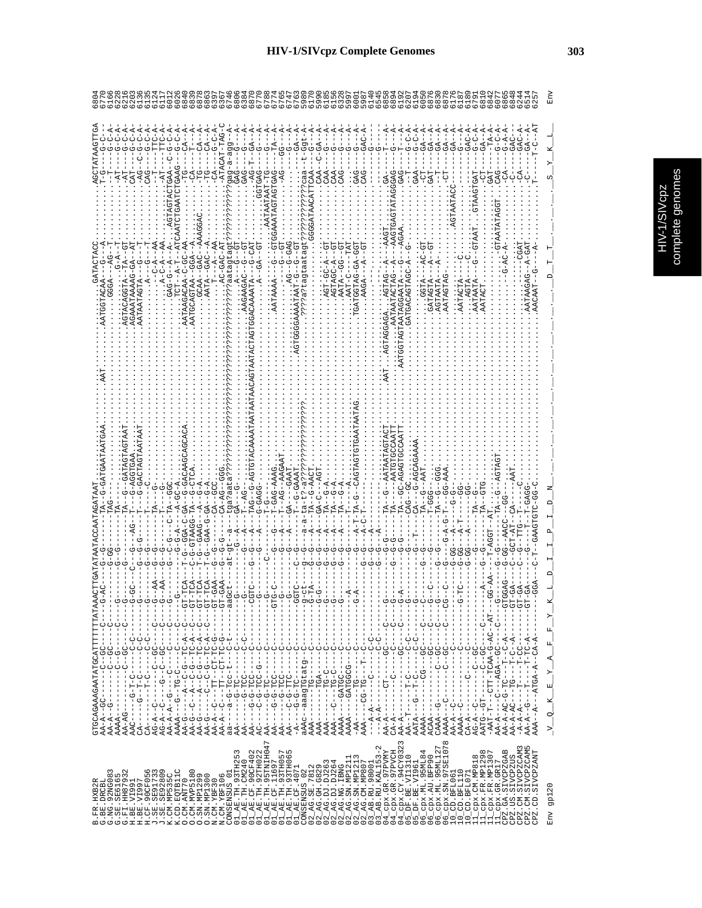| | | |
|---|---|---|
| B.FR.HXB2R | GTGCAGAAAGAATATGCATTTTTTATAAACTTGATATAATACCAATAGATAAT..........................AAT........AATGGTACAAA...G----A.........AGCTATAAAGTTGA | 6804 |
| Env gp120 | _V__Q__K__E__Y__A__F__F__Y__K__L__D__I__I__P__I__D__N_______________________________D__T__T_______________S__Y__K__L_ | Env |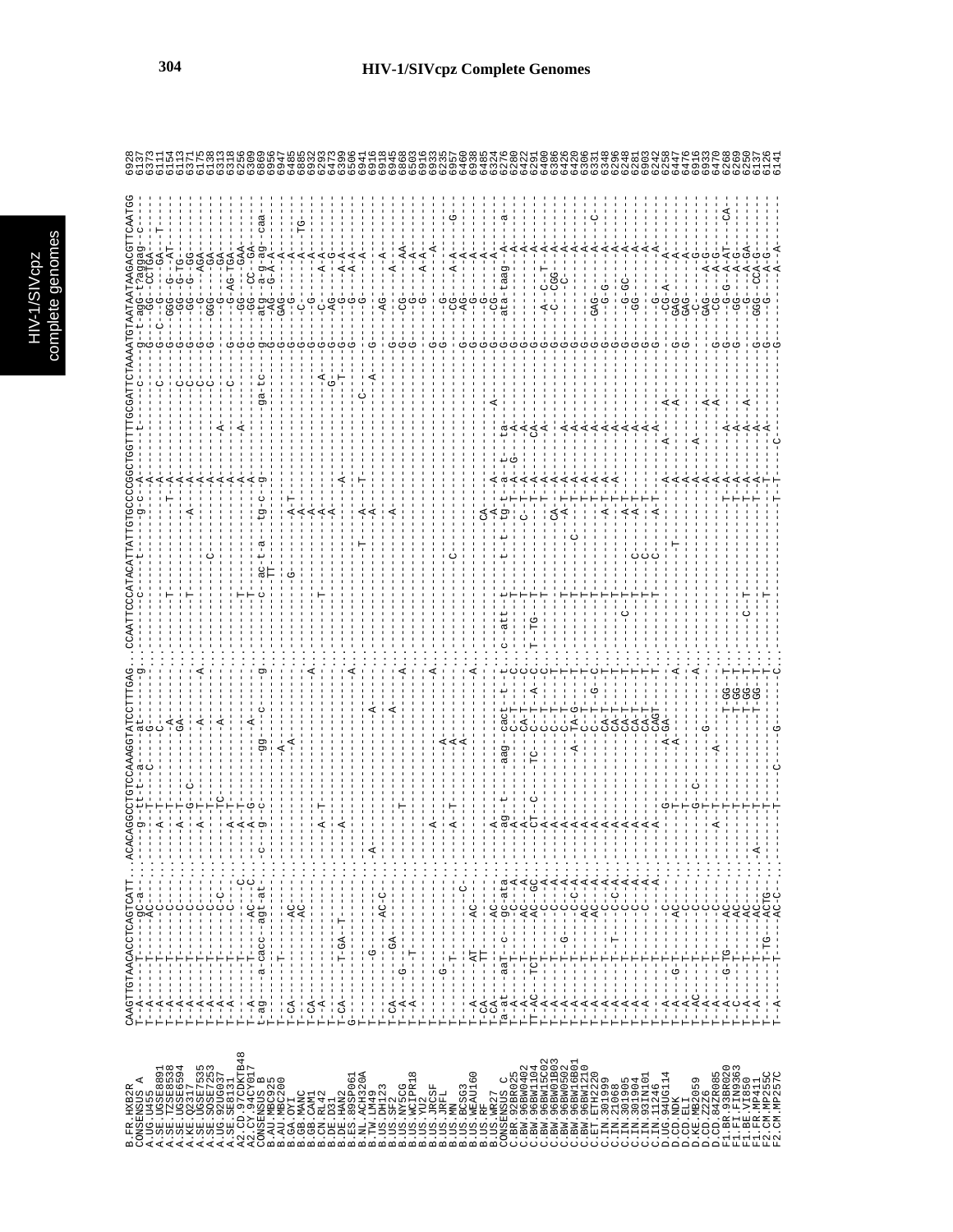# HIV-1/SIVcpz Complete Genomes

```
B.FR.HXB2R       CAAGTTGTAACACCTCAGTCATT..ACACAGGCCTGTCCAAAGGTATCCTTTGAG...CCAATTCCCATACATTATTGTGCCCCGGCTGGTTTTGCGATTCTAAAATGTAATAATAAGACGTTCAATGG  6928
CONSENSUS_A      T--A-----T-----gc-a-----.....-g--tt-t--a------at------g...-------c------t-----g-c--A------t-------c-----g-t-agc-t-aggag---c--  6137
A.UG.U455        T--A-----T-----AC-------......-A--T--C------G---------.......-------------------A--------------------G---C-GG--cCTGA----T-   6373
A.SE.UGSE8891    T--A-----T-----C--------......-A--T------------------.......-------------------A---------------------G--C---GG--GA------   6111
A.SE.TZSE8538    T--A-----T-----C--------......-A--T---------A--------.......--T------------T-A---------------------G---GGG--G---AT--   6154
A.SE.UGSE6594    T--A-----T-----C--------......-A--T---------GA-------.......-------------------A---------------C-----G---GG--G-TG---   6113
A.KE.Q23I7       T--A-----T-----C--------......-G--C-----------------.......--T-----------A----A---------------C-----G---GG--G--GG-   6371
A.SE.UGSE7535    T--A-----T-----C--------......-A--T-------A--------A.......-------------------A---------------C-----G---G----AGA-   6175
A.SE.SOSE7253    T--A-----T-----C--------......----T-------------------.......---------C---------A---------------C-----G---GGG---GA-   6138
A.UG.92UG037     T--A-----T-----C-C------......-A--TC-----A-----------.......-------------------A-------A-------C-----G---G----GA-   6313
A.SE.SE8131      T--A-----T-----C--------......-A--T------------------.......-------------------A---------------------G----AG-TGA-   6318
A2.CD.97CDKTB48  T--A-----T-----C--------......-A--T------------------.......--T----------------A------A---------------G---GG---GAA-   6256
A2.CY.94CY017    T--A-----T-----AC---C---......-A--G------A-----------.......--T----------------A---------------------G---GG--CC--GA-   6309
CONSENSUS_B      t-ag----a-cacc--agt-at-......c--g--c------gg---c-----g...-c--ac-t-a---tg-c--g--------ga-tc---g----atg--a-g-ag---caa-  6869
B.AU.MBC925      T---------------------......-------------------------.......------TT--------------------------------G----AG--G-A-A-   6956
B.AU.MBC200      T---------T-------------......-------------A---------.......--------------------------------------G----GAG-----A-   6947
B.GA.OYI         T-CA--------------AC----......----------------A------.......---------G------A-T---------------------G-----G-----A-   6485
B.GB.MANC        T-----------------AC----......-----------------------.......----------------A------------------------G-----C---A--TG  6885
B.GB.CAM1        T-CA--------------------......-----------------------A.......-------------------A--------------------G-----G---A-   6932
B.CN.RL42        T--A--------------------......-A--T-----------------.......--T--------------A------------------A----G----C----A-G-   6433
B.DE.D31         T--A--------------------......-----------------------.......--------------------A---------------G----G----AG---A-A-   6399
B.DE.HAN2        T-CA------T-GA--T-------......-A---------------------.......-----------------------A-----------T----G-----G--A-A-   6506
B.ES.89SP061     G-----------------------......----------------------A.......--------------------T-------------------G-----G----A-   6941
B.NL.ACH320A     T-----------------------......-----------------------.......------------T--A---------------------------------------   6916
B.TW.LM49        T-----------G----------......-A---------------A-----.......---------------A---------------C-----------------------   6918
B.US.DH123       T-----------------AC-C--......-----------------------.......--------------------------------A----G----AG-----A-   6945
B.US.SF2         T-CA----------GA-------......-----------------A------.......------------A-------------------------G----------A-   6868
B.US.NY5CG       T--A----G---T-----------......-----------------------A.......----------------------------------G---CG-----AA-   6503
B.US.WCIPR18     T--A--------------------......-----T-----------------.......------------------------------------G---G------A-   6916
B.US.YU2         T-----------------------......-----------------------A.......-----------------------------------G---G----A-A-   6933
B.US.JRCSF       T-----------------------......-A---------------------.......--------------------------------------------------   6235
B.US.JRFL        T-------G---------------......---------------A-------.......--------------------------------------G-----G-------   6957
B.US.MN          T-------T---------------......-A--T-----------A------.......---C-------------------------------------CG----A-A-   6460
B.US.BCSG3       T----------------C------......---------------A-------.......---------------------------------G-----AG----A-   6938
B.US.WEAU160     T--A----AT-------AC-----......-----------------------A.......-----------------------------------G---G-----A-   6485
B.US.RF          T-CA----TT--------------......-----------------------.......---------------CA------------------G-----G-----A-   6324
B.US.WR27        T-CA-------------AC-----......-A---------------------.......---------------A------------A------G----CG----A-   6276
CONSENSUS_C      Ta-at--aaT--c---gc-ata......-ag--t-----aag-cact--t--t...c-att--t------t--t-tg-t-a--t--ta----------g---ata-taag--A----a-   6280
C.BR.92BR025     T--A-----T------C--A----......-A-------------C-T----C.......-T---------------T-A--G---A--------------G----------A-   6422
C.BW.96BW0402    T--A-----T------AC--A---......-A--------------CA-T---C.......-T----------C-T-A------A---------------G----------A-   6291
C.BW.96BW1104    TT-AC---TCT-----AC--GC--......--CT--C-----TC---C--T--A-C...T-TG--T--------------T-A-----CA--------------G----------A-   6400
C.BW.96BW15C02   T--A-----T------C---A---......-A--------------C--T---C.......--T--------------T-A------A---------------G---A--C--T--A-   6386
C.BW.96BW01B03   T--A-----T------C---A---......-A--------------C--T----T.......--T---------------CA------A---------------G---C--CGG---A-   6426
C.BW.96BW0502    T--A-----T--G---C-C-A---......-A-------------------T-.......--T---------C-----A-T-A------A---------------G--------C---   6320
C.BW.96BW16B01   T--A-----T------AC--A---......-A-----------A-TA-G---T.......--T------------------T-A------A---------------G---------A-   6306
C.BW.96BW1210    T--A-----T------AC--A---......-A--------------C-T-G--C.......--T-----------------T-A------A---------------G---------A--C-   6331
C.ET.ETH2220     T--A-----T------C---A---......-A--------------CA-T---T.......--T-----------------T-A------A---------------G---GAG-----A-   6348
C.IN.301999      T--A-----T------C--A----......-A--------------CA-T---T.......--T------------------T-A------A---------------G---G-G----A-   6296
C.IN.21068       T--A-----T---T--C-C-A---......-A--------------CA-T---T.......--T-------------A-T---------A---------------G---G-GC-----A-   6248
C.IN.301905      T--A-----T------C---A---......-A--------------CA-T---T.......-C-T---------C-----A-T---------A---------------G---GG----A-   6281
C.IN.301904      T--A-----T------C---A---......-A--------------CA-T---T.......--T---------C-----A-T--------A---------------G--------A-   6903
C.IN.93IN101     T--A-----T------C---A---......-A--------------CA-T---T.......--T---------C-----A-T--------A---------------G--------A-   6242
C.IN.11246       T--A-----T------C-------......-A--------------CAGT---T.......--T---------C-----A-T--------A---------------G---G-----A-   6258
D.UG.94UG114     T--A-----T------C-------......-G------------A-GA-----A.......-------------------A-------A-----A-----G---CG-A---A-   6447
D.CD.NDK         T--A----G-T-----AC------......-T-----------A---------.......-------T-----------A-------A--------A----G---GAG-----A-   6476
D.CD.ELI         T--A------T-----C-------......-T---------------------.......--------------------A--------------------------GAG------A-   6916
D.KE.MB2059      T--AC-----T-----C-------......-G--C-----------------A.......----------------A---A-----------------------------G-   6933
D.CD.Z2Z6        T--A------T-----C-------......----------------G------.......--------------------A------A-------------GAG---A-G-   6470
D.CD.84ZR085     T--A-----T------C-------......-A--T--------A----------.......-------------------A-------A-------A-----G---CG---A-G-   6268
F1.BR.93BR020    T--A----G-TG----AC------......----T-------------------T-GG--T.......--T--------------T-A--------A------------G---G-G--A-AT---CA-   6269
F1.FI.FIN9363    T--A-----T------AC------......----T-------------------T-GG--T.......-----------------T-A-----------------------G---GG---A-G-   6250
F1.BE.VI850      T--A-----T------AC------......----T-------------------T-GG--T.......-C--T------------T-A--------A-----A-----G---------A-GA-   6137
F1.FR.MP411      T--A-----T------AC------......-A--T-------------------T-GG--T.......--T--------------T-A--------A------------G---GGG--CCA-G-   6126
F2.CM.MP255C     T---------T-TG--ACTG----......----T-------------------T-GG--T.......-----------------T-T--------A------------G----G--A-G-   6141
F2.CM.MP257C     T--A------T-----AC-C----......----T--------C-------G-----C.......--T--------------T-T---C------------------------A--A-
```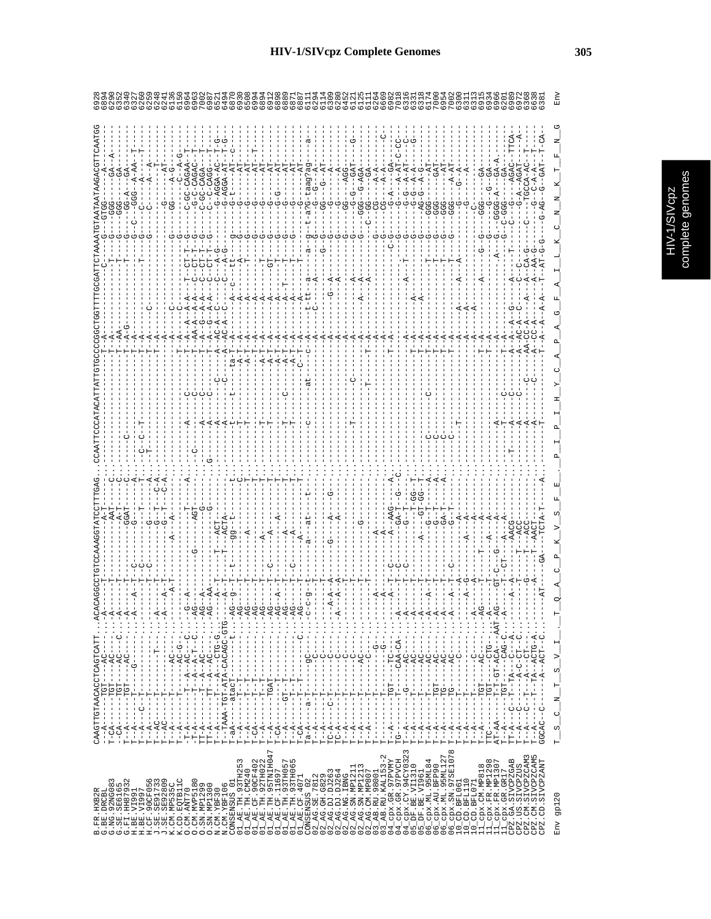# HIV-1/SIVcpz Complete Genomes

```
B.FR.HXB2R            CAAGTTGTAACACCTCAGTCATT...ACACAGGCCTGTCCAAAGGTATCCTTTGAG..CCAATTCCCATACATTATTGTGCCCCGGCTGGTTTTGCGATTCTAAAATGTAATAATAAGACGTTCAATGG  6928
Env gp120             T__S__C__N__T__S__V__I_..._T__Q__A__C__P__K__V__S__F__E_..._P__I__P__I__H__Y__C__A__P__A__G__F__A__I__L__K__C__N__N__K__T__F__N__G  Env
```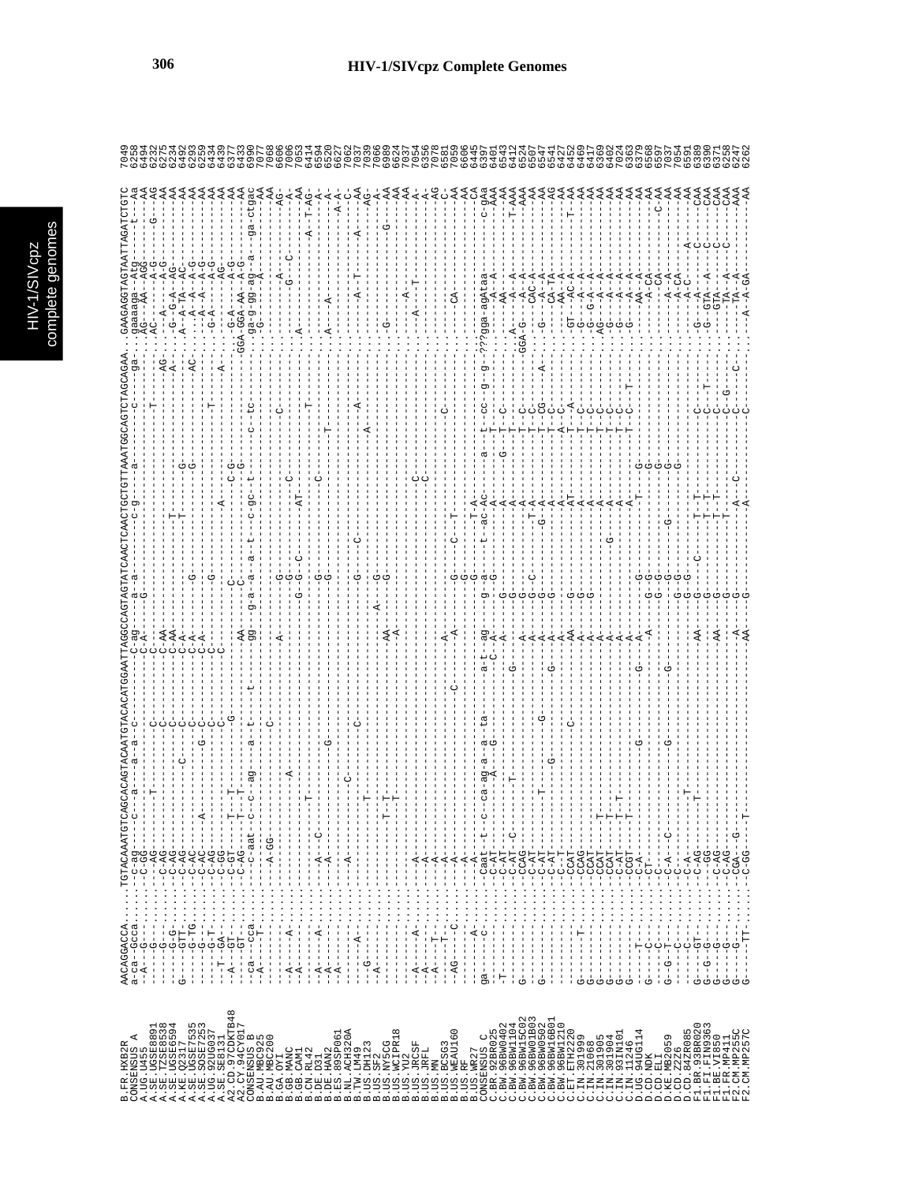# HIV-1/SIVcpz Complete Genomes

```
B.FR.HXB2R        AACAGGACCA.....TGTACAAATGTCAGCACAGTACAATGTACACATGGAATTAGGCCAGTAGTATCAACTCAACTGCTGTTAAATGGCAGTCTAGCAGAA..GAAGAGGTAGTAATTAGATCTGTC  7049
CONSENSUS_A       a-ca--Gcca.....-c-ag----c---a----a--a--c-------------C-ag-----a--a---------c-g-------a---------c----ga...gaaaaga--Atg-----t--Aa  6258
A.UG.U455         --A---G-.......-C-GG-------------------------------C-A------G-----------------------------------------..AG---AA--AGG-------G---AA  6494
A.SE.UGSE8891     ------------...--AG----------T---------------------C--------------------------------------T--------...AC-----A--AG-------------AG  6232
A.SE.TZSE8538     -----G-G-......-C-AG---------------C---------------C-AA-------------------------------------------AG-.---A-----A-G--------------AA  6275
A.SE.UGSE6594     ----G-G-.......-C-AG---------------C---------------C-AA-------------------------------------------A-..-G--G-A--AG--------------AA  6234
A.KE.Q2317        G----GTT-......-C-AG--------------C-C--------------C-A------------------------T---------------------..A--A-TA--AC--------------AA  6492
A.SE.UGSE7535     ---G-G-TG......-C-AC--------------C-C--------------C-A------G-------------T-----G------------------AC.----A--A--A-G-------------AA  6293
A.SE.SOSE7253     ----G-T-.......-C-AC-----A--------G-C--------------C-A------------------------------G---------------..----A--A--A-G-------------AA  6259
A.UG.92UG037      ---T-GA-.......-C-AG---------------C---------------C-A------G----------------------------------------.G-A-------A-G-------------AA  6434
A.SE.SE8131       --A---GT-......-C-GG----------------C-C----------C---------------------------T------------------A-..--------AG-------------AA  6439
A2.CD.97CDKTB48   --A--GT-.......-C-GT--T--T---------------G---------C----C--------------A---C-G-----------------------.-G-A-----A-G-------------AA  6377
A2.CY.94CY017     ---GT-.........-C-AG--T--T-----------------------AA------C-------------------------G-----------------.GGA-GGA-AA--A-G------------AA  6433
CONSENSUS_B       -ca---cca......----c-aat--c--c--ag---a--t--t-----gg----g-a--a--t---c-gc--t------c--tc-----------..ga-g-gg-ag--a------ga-ctgac  6990
B.AU.MBC925       -A-----T-......------------------------------------------------------------------------------------..-G--------A---------------AA  7077
B.AU.MBC200       ---------......---A-GG--------------C---------------------------------------------------------------..--------------------------AA  7068
B.GA.OYI          ---------......--------------------------------------A-----G-------------------C----C----------------..--------A-----------------AG-  6606
B.GB.MANC         -A------A-.....-----------------A-------------------------G-----C----------------------------------------G----C-----------------A-  7006
B.GB.CAM1         --A------......----------------------------------------G--G--C-------AT--------------------------A-..-------------------------AA  7053
B.CN.RL42         ---------......-----------T---------------------------------------------------T-------------------..---------------------A--T-AG-  6414
B.DE.D31          -A------A-.....---A--C---------------------------------G------------------C------------------------..---------------------------A-  6594
B.DE.HAN2         -A-------......---A------------G------------------------G------------------------T-------------------..A-----A----------------------A-  6520
B.ES.89SP061      ---------......---------------------------------------------------------------------------------------..-------------------------C-  6627
B.NL.ACH320A      ---------......---A-------C------------------------------------------------------------------------..-------------------------A-A-  7062
B.TW.LM49         ------A--......--------------------C-----------------------G-----C---------------------A---------..------A--T-------A----------AA  7039
B.US.DH123        ---G-----......-----------T----------------------------------------------A----------------------..----------------------------AG-  7066
B.US.SF2          -A-------......--------T-T------------------------A----G-----------------------------------------..-G---------------------G--------A-  6909
B.US.NY5CG        ---------......--------T-T-----------------------AA----G-----------------------------------------..---------------------------AA  6624
B.US.WCIPR18      ---------......----------------------------------A--------------------------------------------..--------A-----------------------AA  7037
B.US.YU2          -A-----A-......---A-------------------------------------------------C-----------------------------..---A------T---------------A-  7054
B.US.JRCSF        -A-------......---A---------------------------------------------C---------------------------------..--------------------------A-  6356
B.US.JRFL         -A---T---......---A-------------------------------------------------------C------------------------..---------------------------AG  7078
B.US.MN           -A---T---......---A---------------------A------G-------C--T---------------------------------------..-------------------------C-  6581
B.US.BCSG3        --AG----C-.....---A----------------C-------A----------------------------------------------------..-----CA----------------------AA  7059
B.US.WEAU160      ---------......---A-------------------------------------------------------------------------------..----------------------------AA  6606
B.US.RF           --------A-.....---A--------------------------------G---------------------------------------------..----------------------------CA  6445
B.US.WR27         ga------C-.....-Caat--t--c--ca-ag-a--a--ta--------a-t--ag---g--a----t--ac-AC---a---t--cc--g--g-???gga-agAtaa------------c-gAa  6397
CONSENSUS_C       -T-------......--C-AT-------------A--G--------------C-A---G-G---------A--------------T--T------------..--------A--A--------------AAA  6401
C.BR.92BR025      ---------......--C-AT------------------------------A---G--------------A--------G--T--C------------..------AA--------------------AA  6543
C.BW.96BW0402     ---------......--C-AT--C-------T-----------G------------G--------------A------------------------------..A--------A--A-------------T-AAA  6412
C.BW.96BW1104     G--------......--CCAG--------------------------------A---G-------------A-----------T--C-----------..GGA-G---A--A--------------AAA  6524
C.BW.96BW15C02    ---------......--C-AT------------------------------A---G--G--C---T-A---------T--C---------------..-----CAC-A--------------AA  6507
C.BW.96BW01B03    G--------......--C-AT--------T-----G--------------A---G--------G-A------------T--CG----A--------..--G----A--A--------------AA  6547
C.BW.96BW0502     ---------......--C-AT------------G-------------G---A---G-------------A------------T--C-------------..------CA-TA------------AG  6541
C.BW.96BW16B01    ---------......--C--T---------------------------------A-----------A-----------A--C----------------..-----AA--A--------------AA  6427
C.BW.96BW1210     ---------......--CCAT----------------C-----------AA---G------------AT----------T--A-----------------..--GT---AC-A-------------T-AA  6452
C.ET.ETH2220      --------T-.....--CCAG-------------------------------A---G------------A------------T--C--------------..--G----A--A--------------AA  6469
C.IN.301999       G--------......--CCAT-------------------------------A---G------------A------------T--C--------------..--G--G-A--A--------------AA  6417
C.IN.21068        G--------......--CCAT--T----------------------------A-----------G-----A------------T--C--------------..--AG----A--A--------------AA  6369
C.IN.301905       G--------......--CCAT--T----------------------------A-------------------A------------T--C--------------..--G----A--A--------------AA  6402
C.IN.301904       G--------......--C-AT--T-T--------------------------A-----------------A-------------T--C--------------..--G----A--A--------------AA  7024
C.IN.93IN101      G--------......--CCGT--T-----------------------------A------------A--G---------T--C-------T----------..--G----A--A--------------AA  6363
C.IN.11246        ---T-----......--C-A-------------G--------G--------A-----G--------T----G----------------------------..-------AA--A--------------AA  6379
D.UG.94UG114      G--C-----......--CT---------------------------------A------G-G---------G---------------------------..------A-CA--------------AA  6568
D.CD.NDK          ---C-----......--C------------------------------------------G-G-----------------G------------------..--------CA------------C-AA  6597
D.CD.ELI          G--G-T---......--C-A--C-------G-----G---------G-------------G---------G---------------------------..------A--A---------------AA  7037
D.KE.MB2059       ---------......--C-------------------------------------------G-G-----------------G------------------..------A-CA--------------AA  7054
D.CD.Z2Z6         ---C-----......--C-A------------------------------------------G-G-----------------------------------..------A-C----A------------AA  6591
D.CD.84ZR085      G--G-GT--......--C-AG---T-----------------------AA------G----C----T--T--------C------------------..--G------------C-----------CAA  6389
F1.BR.93BR020     G--G-G---......--C-AG---T--------------------------------G----------T--T---------C----T------------..--G--GTA---A-------C-------CAA  6390
F1.FI.FIN9363     G--G-----......--C-AG-----------------------------AA----G----------T--T--------C-------------------..-----GTA---A-------C-------CAA  6371
F1.BE.VI850       G--G-----......--C-AG-------------------------------------G-----------T-------------C--G-----------..-----TA--A---------C-------CAA  6258
F1.FR.MP411       G--G-----......--CGA---G---------------------------A----G----------A---C---------C--C--------C-------..-----TA--A-------------AAA  6247
F2.CM.MP255C      G----TT--......--C-GG-----T---------------------AA-----G----------A---------------C-----------------..---A-A-GA-------------AA  6262
F2.CM.MP257C
```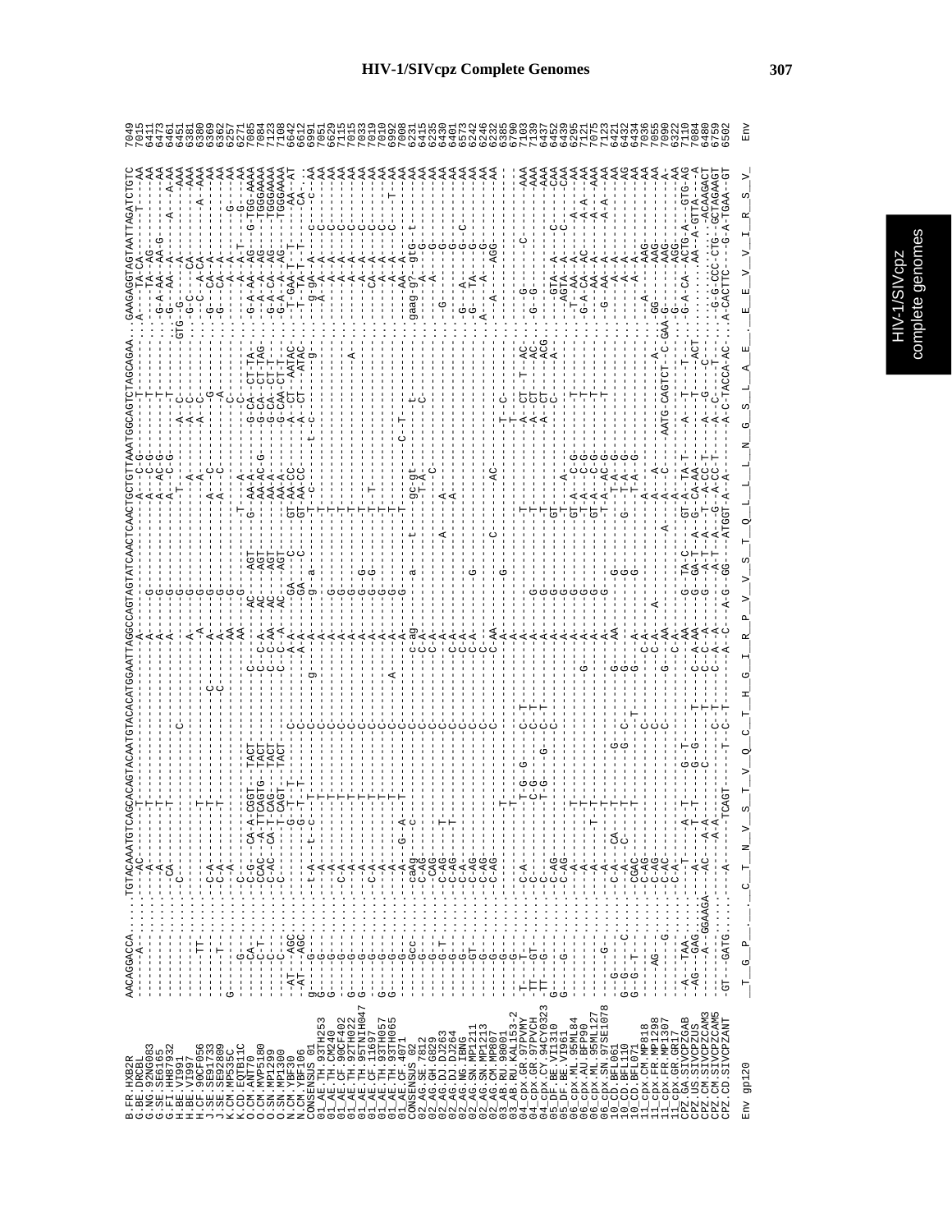B.FR.HXB2R
B.BE.DRCBL
G.NG.92NG083
G.SE.SE6165
G.FI.HH87932
H.BE.VI991
H.BE.VI997
H.CF.90CF056
J.SE.SE91733
J.SE.SE92809
K.CM.MP535C
K.CD.EQTB11C
O.CM.ANT70
O.CM.MVP5180
O.SN.MP1299
O.SN.MP1300
N.CM.YBF30
N.CM.YBF106
CONSENSUS_01
01_AE.TH.93TH253
01_AE.TH.CM240
01_AE.CF.90CF402
01_AE.TH.92TH022
01_AE.TH.95TNIH047
01_AE.CF.11697
01_AE.TH.93TH057
01_AE.TH.93TH065
01_AE.CF.4071
CONSENSUS_02
02_AG.SE.7812
02_AG.GH.G829
02_AG.DJ.DJ263
02_AG.DJ.DJ264
02_AG.NG.IBNG
02_AG.SN.MP1211
02_AG.SN.MP1213
02_AG.CM.MP807
03_AB.RU.98001
03_AB.RU.KAL153-2
04_cpx.GR.97PVMY
04_cpx.GR.97PVCH
04_cpx.CY.94CY0323
05_DF.BE.VI1310
05_DF.BE.VI961
06_cpx.ML.95ML84
06_cpx.AU.BFP90
06_cpx.ML.95ML127
06_cpx.SN.97SE1078
10_CD.BFL061
10_CD.BFL110
10_CD.BFL071
11_cpx.CM.MP818
11_cpx.FR.MP1298
11_cpx.FR.MP1307
11_cpx.GR.GR17
CPZ.GA.SIVCPZGAB
CPZ.US.SIVCPZUS
CPZ.CM.SIVCPZCAM3
CPZ.CM.SIVCPZCAM5
CPZ.CD.SIVCPZANT

Env gp120

Env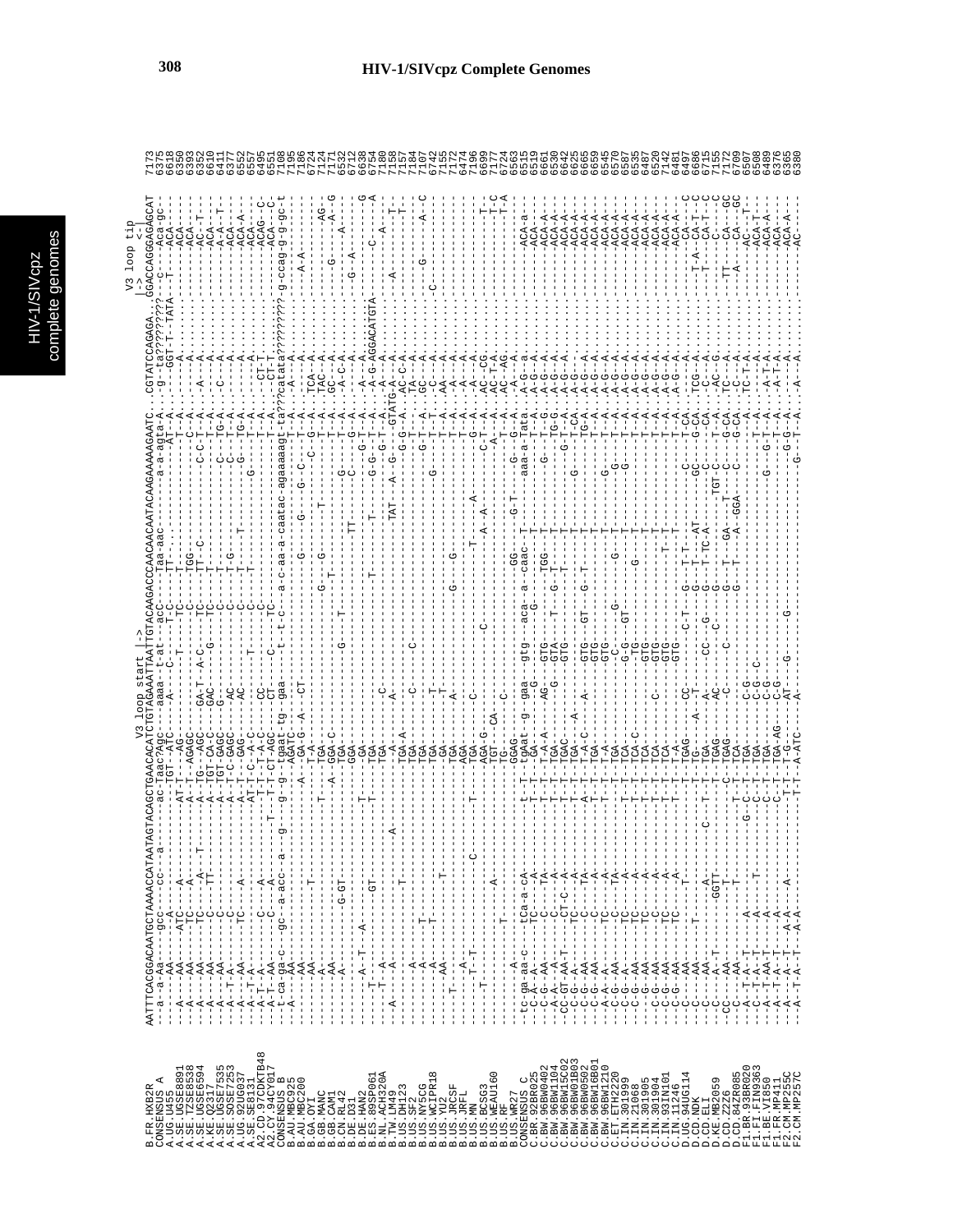# HIV-1/SIVcpz Complete Genomes

```
                                                          V3 loop start |->                                                              V3 loop tip
                                                                                                                                             |
                 AATTTCACGGGACAATGCTAAAACCATAATAGTACAGCTGAACACATCTGTAGAAATTAATTGTACAAGACCCAACAACAATACAAGAAAAAGAATC..CGTATCCAGAGA...GGACCAGGGAGAGCAT
B.FR.HXB2R       ---a--a-Aa-----gcc----cc--a---------ac-Taac?Agc----aaaa--t-at----acC------Taa-aac---------a-a-agta-A...g--ta??????????-C---Aca-gc--   7173
CONSENSUS_A      --A----AA------A-----A-----------AT-T---TGT--ATC------A----C--T----T-C----TT-------------------AT--A.......GGT-T-TATA---T---ACA-T---   6375
A.UG.U455        --A----AA------ATC---A-----------A--T----AGC-----------------T-----TC-----T-----------------------A.......A.........................   6618
A.SE.UGSE8891    --A----AA------TC----A-----------A--T--AGAGC---------------------------------------------------T--A.......A...............ACA-----   6350
A.SE.TZSE8538    --A----AA------TC----A--T--------A--TG---AGC---GA-T-A-C---TC----TGG----------------C--A.........A........................ACA-----   6393
A.SE.UGSE6594    --A----AA------C-----TT----------A--TGT-CA-C---GAC-----G---TC----TT-C-----------------C-C-T--A...A--A.......................AC--T--   6352
A.KE.Q2317       --A----AA------C-----------------A--TGT-GAGC--------------------T-----------------------T--A......T--A....................ACA-----   6610
A.SE.UGSE7535    --A--T-A-------C-----------------A--T-C-GAGC---AC---------C----T---------------------C---TG-A......C--A......................A-A-T--   6411
A.SE.SOSE7253    --A--T-A-------TC----A-----------A--T---GAG----AC---------C----T-G-----------------C----TG-A..........A......................ACA-----   6377
A.UG.92UG037     --A-T--A----------------------------AT-T--C-A-C---------------------T--------------------T--A.........A.......................ACA-A---   6552
A.SE.SE8131      --A-T-AA------C-----A-------------T--T-A-C-----CC------C--C-------------------G--------T--A.......CT-T........................ACAG--C-   6557
A2.CD.97CDKTB48  --A-T-AA------C-----A-------------T--T-CT-AGC---CT------C--TC-------------------------T--A........CT-T.......................ACA---C-   6495
A2.CY.94CY017    --t-ca-ga-c---gc--a-acc--a---g----g--g--tgaat-tg--gaa-----t--t-c---a-c-aa-a-caatac-agaaaaagt-ta???catata?????????-g-ccag-g-g-gc-t   6551
CONSENSUS_B      --A----AA--------------------------------AGATC-------------------------------------------A.....A..............................   7108
B.AU.MBC925      -------AA-------------------------A---GA-G--A--CT-------------G------G----C--G-------C--T--A........A......................A-A----   7195
B.AU.MBC200      -------AA-------T------------------T--A------------------------------------------------T--A........................................   7186
B.GA.OYI         -------AA----------------------T----TGA-------------------------G----G------------------------TCA--A..........................   7724
B.GB.MANC        -------AA-------------------------T---TCA---------------------G-----------T--------------T--A.......TAC--A....................AG--   7171
B.GB.CAM1        -------AA------------------------A--GGA-C-----------G------T----------------------------T-A.......GC--A.................-G------A---G   7171
B.CN.RL42        -------A-------G-GT---------------TGA--------------------------------------------G------T--A........A-C-A.............A-------   6532
B.DE.D31         -------------------------------------GGA-----------------------------------TT------C------G--A.......A.......................G--A---------   6712
B.DE.HAN2        --------A-T--A-----------------T----GA-----------------------------------------------G-T--A........A-A.................................G   6638
B.ES.89SP061     ----T----------GT---------------T----TGA--------------------T-------------T-------G-G--T--A....A-G-AGGACATGTA.............C-------A   6754
B.NL.ACH320A     --T--A---------------------------------TGA-------------------------------------------G-T--A........A-A............................   7180
B.TW.LM49        --A-----A---------------A------------T--A-A------A-----------G-----G----------------------GTATG-A-A........A.......................   7158
B.US.DH123       ---------------------------T----------TGA-A-----------------------------TAT----A--G---G--A.......AC-C-A..........................T-   7157
B.US.SF2         ---------A------------------------T---TGA-------C-------------C-----------T-------------T--A.......TA--T...........................   7184
B.US.NY5CG       ---------A-----T------------------------TGA------C-------------------------------------T-A........GC--A........G...........A---C   7107
B.US.WCIPR18     ---------A------T----------------------TGA------T-------------------------------G-----G-T--T.......C--A......C...................   6742
B.US.YU2         ---------AA------------------------------GA-----T------------------------------------T--A........AA--A..............................   7155
B.US.JRCSF       --T-------------------T------------TGA-----A-----------------G-----G-----------------T--A........A--A..................................   7172
B.US.JRFL        --------A------------------------------AGA--------------------------------------------T--A........A--A..............................   6474
B.US.MN          ---T-T----------------C-----------T----TGA------C-------------T-----------A---------C-T--A........A--A............................   7196
B.US.BCSG3       ---T-----------------------------------AGA-G-------------------------A-A----------C-T--A........AC--G.........................T-   6699
B.US.WEAU160     ---------------A----------------------TGA--CA-----C---------------------------------A--A.......AC-T-A........................T-C   7177
B.US.RF          ----------T-----------------------------TG----C-----------------------------------T-A.......AC-AG..........................T-A   6724
B.US.WR27        -------A-------------------------------GGAG-----------------GG-------G-T------G---G-A........A--A...........................   6563
CONSENSUS_C      --tc-ga-aa-c---tCa-a-cA---------t--T-tgAat-g--gaa--gtg---aca--a-caac-T--------aaa-a-Tata.A-G-a.................ACA-a----   6515
C.BR.92BR025     --C-A--A-------TC----A----------T--T---GA-------G-----------G--------------------T--A........A-G-A.....................ACA--------   6519
C.BW.96BW0402    --C-G--AA------C-----TA---------T--T-T-A-A----AG---GTG---------TGG---T--------G---T-G..A-G-A...................ACA-A---------   6661
C.BW.96BW1104    --A-A---A------C-----A----------T--T--TGAC------G--GTA----T---G-T----T-----------TG-G..A-G-A.....................ACA-A-------   6530
C.BW.96BW15C02   --CC-GT-AA-T---CT-C--A----------T--T--TGAC-------------GTG------------T-------------G-T-A.......A-G-A.....................ACA-A-----   6642
C.BW.96BW15B03   --C-G-AA-------C-----TA---------T--T--TCA------A-------------------------T-----------G-T-A...A-G-A......................ACA-A------   6625
C.BW.96BW0502    --C-G-AA-------C-----A----------T--T--T-A-C--A---A---GTG--GT---G-T-----T-------------TG-A...A-G-A......................ACA-A------   6665
C.BW.96BW16B01   --C-G-AA-------C-----A----------T--T--T-A-C----------GTG---------T-------T--------------T--A.....A-G-A......................ACA-A-----   6659
C.BW.96BW1210    --A-A--A-------TC----A----------T--T---A-------------GTG---------T--------G-----------T--A.....A-G-A......................ACA-A-----   6545
C.ET.ETH2220     --C-G-AA-------C-----TA---------T--T---GA-------------C-------G--------G------T---G-----T--A......A-G-A.....................ACA-A-----   6570
C.IN.301999      --C-G-A--------TC----A----------T--T---TCA-------------G-G---GT----------T------------T--A.....A-G-A.......................ACA-A-----   6587
C.IN.21068       --C-G-AA-------TC----A----------T--T---TCA-C------------TG------------T-----------T-A......A-G-A......................ACA-A----------   6535
C.IN.301905      --C-G-AA-------TC----A----------T--T---TCA--------------GTG------G-----------------T-A......A-G-A...................ACA-A-------   6487
C.IN.301904      --C-G-AA-------TC----A----------T--T---TCA------C------GTG--------------T-----------T-A......A-G-A.....................ACA-A------   6520
C.IN.93IN101     --C-G-AA-------TC----A----------T--T---TCA--------------GTG-------T-T---T---------------T-A.......A-G-A...............ACA-A-------   7142
C.IN.11246       --C-G-AA-------TC----A----------T--T---T-A--------------GTG---------T-----------T-A.......A-G-A......................ACA-A------   6481
D.UG.94UG114     --C----AA-------T---T-----------T--T---TGAG------CC---------C-T----G--T-T---------C------T-CA......A....................CA------C   6497
D.CD.NDK         --C----AA------------------------------TG-----A-T------------G--T-T---AT----------GC-----G-CA......TCG--A..........T-A---CA-T--C   6686
D.CD.ELI         --C----AA------A------------C---T--T-TGA---------A-----CC--G----G---T--TC-A------------CA......C--A..................T----CA-T--C   6715
D.KE.MB2059      --CC---AA-----GGTT--------------T--T-TGAG----AC---------C------G---------TGT-C---------T--A.....AC--G......................C----C   7155
D.CD.Z2Z6        --C----AA------T-----------------T-C--TGAG---C-----------------G--T-GA--T----------G-CA.....TC--A...........TT----CA----GC   7172
D.CD.84ZR085     --C----AA------T-----------------T-T---TCA---------C---------G--T-T-A--GGA--C------G-CA.....TC--A............A-------CA----GC   6709
F1.BR.93BR020    --A-T-A-T----A-----------------G-C-T--TGA----------------------------------------------T-A.......TC-T-A......................ACA-T--   6507
F1.FI.FIN9363    --C-T-A--T---A---------------------T--TGA----C-G-----------------------------------T--A.........A...........................ACA-A--   6508
F1.BE.VI850      --A-T-AA-T---A------------------C-T---TGA-----C-G----------------------------------G--T-A......A-T-A.......................ACA-----   6489
F1.FR.MP411      --A-T-A-T----A-----------------C-T----TGA----AG---------------------------------------T--A........A-T-A.......................ACA-----   6376
F2.CM.MP255C     --A---A--T---A-A-----A----------T-T---T-G-----AT------G-----------------------G-G--A........A-T-A.....................ACA-A---   6365
F2.CM.MP257C     --A-T-A--T---A-A----------------T-T---A-ATC---A---------------------------------G--T-A........A.........................AC-----   6380
```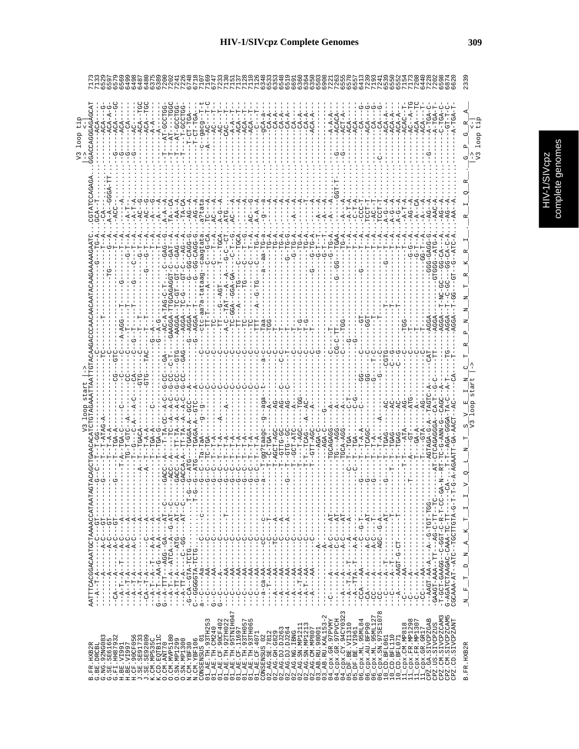# HIV-1/SIVcpz Complete Genomes

```
                                                                                              V3 loop start |->                                                                          V3 loop tip
                                                                                                                                                                                          |->          <-|
B.FR.HXB2R         AATTTCACGGACAATGCTAAAACCATAATAGTACAGCTGAACACATCTGTAGAAATTAATTGTACAAGACCCAACAACAATACAAGAAAAAGAATC...CGTATCCAGAGA...GGACCAGGGAGAGCAT  7173
B.FR.HXB2R         N  F  T  D  N  A  K  T  I  I  V  Q  L  N  T  S  V  E  I  N  C  T  R  P  N  N  N  T  R  K  R  I    R  I  Q  R    G  P  G  R  A     2339
                                                                                        V3 loop start |->                                                                              |->        <-|
                                                                                                                                                                                        V3 loop tip
```

| Sequence | Position |
|---|---|
| B.FR.HXB2R | 7173 |
| B.BE.DRCBL | 7133 |
| G.NG.92NG083 | 6529 |
| G.SE.SE6165 | 6597 |
| G.FI.HH87932 | 6579 |
| H.BE.VI991 | 6569 |
| H.BE.VI997 | 6499 |
| H.CF.90CF056 | 6498 |
| J.SE.SE9173 | 6487 |
| J.SE.SE92809 | 6480 |
| K.CM.MP535C | 6376 |
| K.CD.EQTB11C | 6389 |
| O.CM.ANT70 | 7200 |
| O.CM.MVP5180 | 7202 |
| O.SN.MP1299 | 7241 |
| O.SN.MP1300 | 7226 |
| N.CM.YBF30 | 6748 |
| N.CM.YBF106 | 6718 |
| CONSENSUS_01 | 7107 |
| 01_AE.TH.93TH253 | 7169 |
| 01_AE.TH.CM240 | 6747 |
| 01_AE.CF.90CF402 | 7233 |
| 01_AE.TH.92TH022 | 7130 |
| 01_AE.TH.95TNIH047 | 7151 |
| 01_AE.CF.1169 | 7137 |
| 01_AE.TH.93TH057 | 7128 |
| 01_AE.TH.93TH065 | 7110 |
| 01_AE.CF.4071 | 7126 |
| CONSENSUS_02 | 6348 |
| 02_AG.SE.7812 | 6533 |
| 02_AG.GH.G829 | 6353 |
| 02_AG.DJ.DJ263 | 6548 |
| 02_AG.DJ.DJ264 | 6519 |
| 02_AG.NG.IBNG | 6391 |
| 02_AG.SN.MP1211 | 6360 |
| 02_AG.SN.MP1213 | 6364 |
| 02_AG.CM.MP807 | 6350 |
| 03_AB.RU.98001 | 6503 |
| 03_AB.RU.KAL153-2 | 6908 |
| 04_cpx.GR.97PVMY | 7221 |
| 04_cpx.GR.97PVCH | 7263 |
| 04_cpx.CY.94CY032 | 7235 |
| 05_DF.BE.VI1310 | 6576 |
| 05_DF.BE.VI961 | 6557 |
| 06_cpx.ML.95ML84 | 6413 |
| 06_cpx.AU.BFP90 | 7239 |
| 06_cpx.ML.95ML127 | 7193 |
| 06_cpx.SN.97SE1078 | 7241 |
| 10_CD.BFL061 | 6539 |
| 10_CD.BFL110 | 6550 |
| 10_CD.BFL071 | 6552 |
| 11_cpx.CM.MP818 | 7154 |
| 11_cpx.FR.MP1298 | 7173 |
| 11_cpx.FR.MP1307 | 7208 |
| 11_cpx.GR.GR17 | 6440 |
| CPZ.GA.SIVCPZGAB | 7228 |
| CPZ.US.SIVCPZUS | 7202 |
| CPZ.CM.SIVCPZCAM3 | 6598 |
| CPZ.CM.SIVCPZCAM5 | 6874 |
| CPZ.CD.SIVCPZANT | 6620 |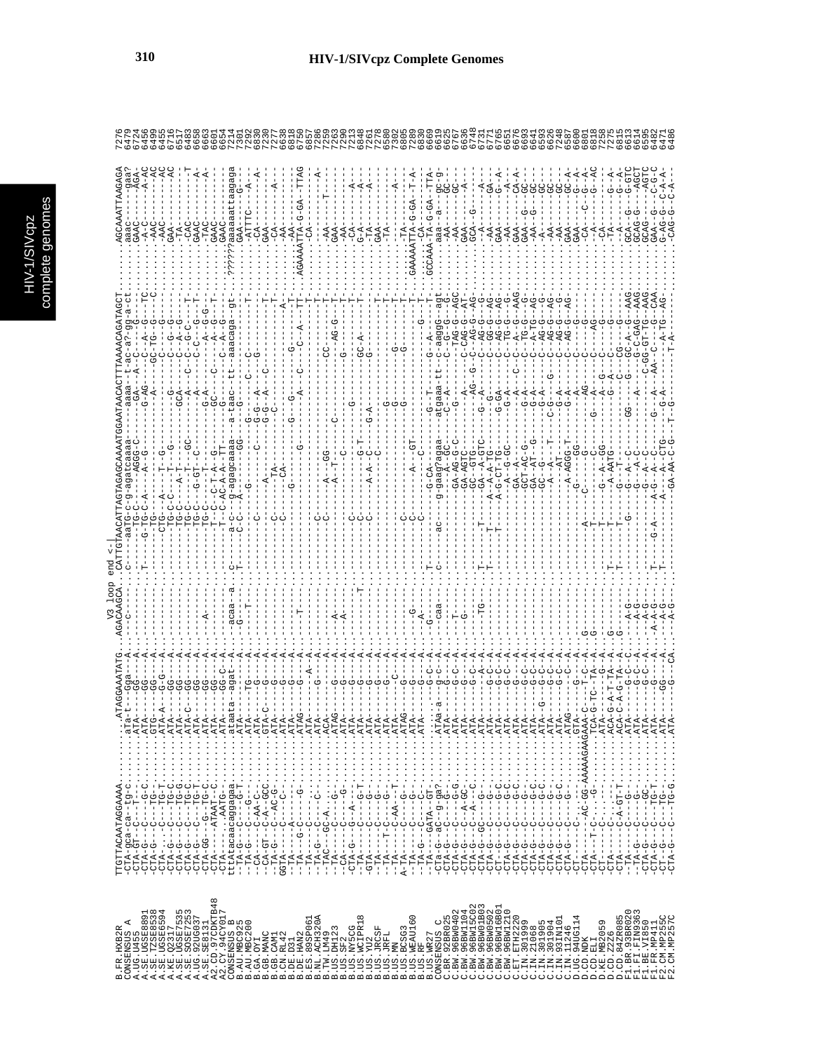```
                    V3 loop end <-|
B.FR.HXB2R     TTGTTACAATAGGAAAA.........ATAGGAAATATG...AGACAAGCA..CATTGTAACATTAGTAGAGCAAAATGGAATAACACTTTAAAACAGATAGCT.......AGCAAATTAAGAGA 7276
CONSENSUS A    -CTA-gca-ca--tg--c........aTa-t---Gga--A...--c------...-------aaTG-c-g-agatcaaaa------aaaa--t-ac-a?-gg-a-ct.......aaac-----gaa? 6479
A.UG.U455      -CTA-GT---C----C--........ATA-----GG---A...-------.....-------TG-C-----AGGG-C-------GA----A----C----G---C-.......GAAC------AGA- 6724
A.SE.UGSE8891  -CTA-G----C----G--C.......ATA-----GG---A...-------.....--T----G-TG-C-A---A--G-------G-AG-------C---A--G---TC.......-A-C------A-AC 6456
A.SE.TZSE8538  -CTA-G----C----TG-........GTG-----GG---A...-------.....-------TG---------------------------GC-TG---G---C-.......-AAC-------AC 6499
A.SE.UGSE6594  -CTA-..-C---TG-T..........ATA-A---G-G--A...-------.....-------------------------------------------C---G---.......-AAC-------AC 6455
A.KE.Q2317     -CTA-G----C----TG-C.......ATA-----GG---A...-------.....------CTG-C-------T--G---------------------------.......GAA---------AC 6716
A.SE.UGSE7535  -CTA-G----C----TG-G.......ATA-----GG---A...-------.....-------TG-C-C---T--T--G---------G-------C---G--G---.......-TA--------- 6517
A.SE.SOSE7253  -CTA-G----C----TG-C.......ATA-----GG---A...-------.....-------TG-C-----A-T------GCA-----C--C--A-G---.......-CAC-------- 6483
A.UG.92UG037   -CTA-G----C----TG-T.......ATA-C---GG---A...-------.....-------TG-C-----T-----GC-------A-----C--C--G--C---T-.......GAAC------T 6658
A.SE.SE8131    -CTA-GG---G----TG-C.......ATA-----GG---A...------A.....-------TG-C---G-GT--C------A----------C--C--G------.......-TAC-------A- 6663
A2.CD.97CDKTB48 -CTA-----ATAAT--C.........ATA-----GG---A...-------.....-------TG-C-----T--A--------G-A-------A---G--G-T---.......GAAC-------A 6601
A2.CY.94CY017  -CTA-----..AATG-..........ATA-----GG-C-A...-------.....-------T--C--C-T-A--G---------GC---C----A---G---T---.......GAAC--------- 6654
CONSENSUS B    ttAtacaacaggagaa..........ataata--agat--A...acaa--a..c-------a-c--g-agagcaaaa--a-taac-tt--aaacaga---gt-.......??????aaaaattaagaga 7214
B.AU.MBC925    -TA-G----C----G-T.........ATA-----------A...-G-----.....T-------C-C---A-------GG-------G--------------------.......GAA--------G-- 7301
B.AU.MBC200    -TA-G----C--G--...........ATA-----TG----A...------T.....-------------------------G--------C---C---------T---.......-ATTTC----A--- 7292
B.GA.OYI       --CA-----C-AA-C-..........ATA-----G-----A...-------.....----------------G--------G--------G---------------.......-CA---------A- 6830
B.GB.MANC      --CA-GT--C-AC-GCC.........GTA-C---G-----A...-------.....-------C--------------C-----G-G---A--G-------------.......GAA-------------- 7290
B.GB.CAM1      --TA-G---C--AC-G-.........ATA-----G-----A...-------.....-------C-C--------TA------G-G---A----C-------------.......-CA----------A--- 7277
B.CN.RL42      GGTA-----C----C-..........ATA-----G-----A...-------.....-------C----------CA-----C---------------------------.......-AA----------- 6638
B.DE.D31       -TA----A---------.........ATA-----G-----A...-------.....-------------------------------------------A--------.......-AA----------- 6818
B.DE.HAN2      --TA--G-C-----G-..........ATAG----G-----A...------T.....-------G---------G-------G----G------------G--------T.......-AA-------T--- 6750
B.ES.89SP061   -TA----C---------.........ATA-----------A...-------.....--------------G-----------A-------C----C--A-----TT-.......AGAAAATTA-G-GA--TTAG 6857
B.NL.ACH320A   -TA-G----C-----C-.........ATA-----G-----A...-------.....-----------------------------------------------T---.......-CA------------- 7286
B.TW.LM49      -TAC--GC-A..-.............ACA-----------A...-------.....-------C------------------------------------------T-.......------------A- 7259
B.US.DH123     --TA-----C----G-..........ATAG----G-----A...--A----.....-------C--------A----GG--------------CC-----------T-.......-AA-------T---- 7263
B.US.SF2       --CA-----------...........ATA-----G-----A...-------.....--------------A--T--C---C-----------------AG-G------T-.......GAA---------- 7290
B.US.NY5CG     -CTA-G----G-A--G-.........ATA-----G-----A...-------.....-------C-------------C------------G-----------------T-.......-AA----------- 7213
B.US.WCIPR18   -TA------G--G-T-..........ATA-----G-----A...------T.....-------C----------------G-----G------------------T-.......-CA----------A--- 6848
B.US.YU2       -GTA-----C----G-..........ATA-----G-----A...-------.....-------C-------A-A-----G-T-----G-----------GC-A-----T-.......G-A----------A- 7261
B.US.JRCSF     -TA------C----G-..........ATA-----G-----A...-------.....-------C-----------A-A-C-C---G-A---------G----------.......-TA----------A--- 7278
B.US.JRFL      -TA--T--C----G-...........ATA-----G-----A...-------.....---------------------------------------------------.......GAA------------ 6580
B.US.MN        -TA-----C-AA--T-..........ATA-----C-----A...-------.....---------------------------G---------------------T-.......-TA------------ 7302
B.US.BCSG3     A-TA-----C----G-..........ATAG----G-----A...-------.....-------C---------------G------G--------------------.......-TA----------A- 7805
B.US.WEAU160   --TA-----C----G-..........ATA-----G-----A...--G----.....-------C---------A-----GT--G-------G-------------------T.......---------- 7289
B.US.RF        -TA-G---C----C-...........ATA-----------A...--A----.....-----------------------------------------------T-.......GAAAAATTA-G-GA--T-A 6830
B.US.WR27      --TA-----GATA--GT-........ATA-----G-C---A...-G-----.....T--------------G-CA-----G--T-------G---A-------T-.......GCCAAA-TA-G-GA--TTA- 6669
CONSENSUS C    -CTa-G--aC--g-ga?.........ATAa-a---g-c--A...-caa---.....c-------ac----g-gaag?agaa--atgaaa-tt--c-aaggG--agt.......aaa--a---gc-g 6619
C.BR.92BR025   -CTA-G----C----G-.........ATA-----G-C---A...-------.....---------------A--GC-------C--A-----C--G-G----G-.......-AA-------GC--- 6625
C.BW.96BW0402  -CTA-G----C----G-G........ATA-----G-C---A...--T----.....-------------GA-AG-G-C--G--G-------TAG-G--AGC.......-AA-------GC--- 6767
C.BW.96BW1104  -CTA-G----C--A-GC.........ATA-----G-----A...--G----.....-------------GA-AGTC-------A-----C-CAG-G--AT-.......GAA---------A- 6636
C.BW.96BW15C02 -CTA-G----C--A--C.........ATA-----G-C-A-A...-------.....-------------GC--GTG-----AG--G-C--AG-G--AG-.......GCA--G--------- 6748
C.BW.96BW01B03 -CTA-G--GC-----G-.........ATA-----G-----A...--TG---.....T-----T-------GA--A-GTC-----G-A------C-AG-G--------.......--A--------A--- 6731
C.BW.96BW1602  -CTA-G----C----G-.........ATA-----A-----A...-------.....T-----T---A-G-A-A-TG--G------------C-AG-G--AG-.......-AA--------GA--- 6771
C.BW.96BW16B01 -CTT-G----C----G-C........ATA-----G-C---A...-------.....------T---A-G-CT-TG-----G-GA------C--AG-G--AG-.......GAA---------G--A- 6765
C.BW.96BW1210  -CTA-G----C----G-C........ATA-----G-C---A...-------.....----------A---G-GC-----G-A-------C--TG-G--G--.......-AA----------A- 6651
C.ET.ETH2220   -CTA-G----C----G-C........ATA-----G-----A...-------.....-------------GA--A------A--------C-C---A--G--AAG.......GAA----------CA-A- 6676
C.IN.301999    -CTA-G----C----G-.........ATA-----G-C-A-A...-------.....-------------GCT-AC-G---G-A--------C--TG-G----G-.......GAA---G-----GC--- 6693
C.IN.21068     -CTA-G----C---G-C.........ATA-----G-C---A...-------.....-------------GA--AT-G---G-A--------C--A-TG--AG-.......-AA---G-----GC--- 6641
C.IN.301905    -CTA-G----C---G-C.........ATA-G---G-C---A...-------.....-------------GC--G------G-A--------C--AG-G--G---.......-A-----------GC--- 6593
C.IN.301904    -CTA-G----C---G-C.........ATA-----G-C---A...-------.....-------------A--A-----T----C-G---G---C--AG-G--AG-.......-AA-----------GC--- 6626
C.IN.93IN101   -CTA-G----C---G-..........ATA-----G-C---A...-------.....--------------A--AT----G---A---------C--AG-G--G--.......-AA-----------GC--- 7248
C.IN.11246     -CTA-G----C---G-C.........ATAG----G-C---A...-------.....---------------A-AGGG-T---G-A--------C--AG-G--AG-.......GAA-----------GC-A- 6587
D.UG.94UG114   -CT-------C--G-...........GTA-----------A...G------.....------A-------G-----GG----A-------------------------.......GAA-----------G-A- 6600
D.CD.NDK       -CTA-----AC-GG-AAAAAGAAAAAGAAA-C---T-C--A...G------.....-------T-------C-----G-------AG-----C-------G---.......-CA----C--G--A- 6801
D.CD.ELI       -CTA---T-C----G-..........TCA-G-TC--TA--A...G------.....-------T----------------C------G-----G---AG---.......--A-----------AC 6818
D.KE.MB2059    -CT-------C---............ATA-----G-----A...-------.....T------T-------G--A--GG--A--G----C-----------.......-CA-------------- 7258
D.CD.Z2Z6      -CT-------C---............ACA-G-A-T-TA--A...G------.....T------T--------A-AATG------A--G------G------.......-TA-----------G-A- 7275
D.CD.84ZR085   -CTA------C--A-GT-T.......ACA-C-A-G-TA--A...G------.....T------T-------G----T---------G-A----CG------G------.......--A-----------G-A- 6815
F1.BR.93BR020  -CTA-G----C----G-.........ATA-----G-C---A...--A-G--.....----------------G--A--C---GG-------C----C----A----AAG.......GCA--G-----G-GTC 6613
F1.FI.FIN9363  -CTA-G----C----G-.........ATA-----G-C---A...--A-G--.....----------G-------G--A--C------A-----C--C-GAG---AAG.......GCAG-G-----AGCT 6614
F1.BE.VI850    -CTA-G----C----GC-........ATA-----G-C---A...--A-G--.....----------------G--A--C------------C-GG-GT-TG--AAG.......GCAG--------AGTC 6595
F1.FR.MP411    -CTA-G----C----TG-T.......ATA-----G-----A...--A-A-G-.....T------G-A-----A-G--A--C--------G----A---AA-C---G---CAA.......GAA--G-----C-G-C 6482
F2.CM.MP255C   -CT--G----C----TG-........ATA-----GG----A...--A-A-G-.....T-------------A-G--A--CTG-----G-A--------A--TG--AG-.......G-AG-G-----C-A-A- 6471
F2.CM.MP257C   -CTA-G----C----TG-G.......ATA-----G-----CA...--A-G--.....T-------------GA-AA-C-G-----T--G-----T-A-------.......-CAG-G-----C-A-A- 6486
```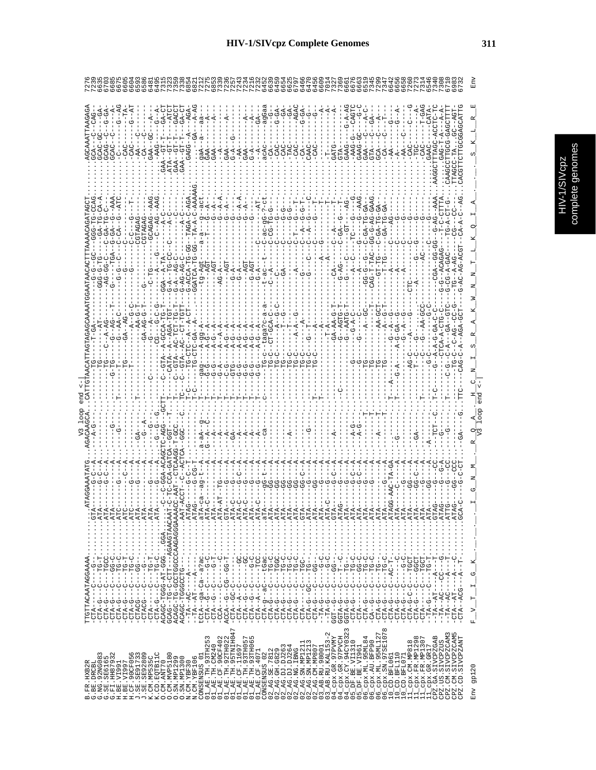# HIV-1/SIVcpz Complete Genomes

```
B.FR.HXB2R             TTGTTACAATAGGAAAA..........ATAGGAAATATG...AGACAAGCA..CATTGTAACATTAGTAGAGCAAAATGGAATAACACTTTAAAACAGATAGCT.........AGCAAATTAAGAGA  7236
Env gp120              F__V__T__I__G__K__.__.__.__I__G__N__M__.__R__Q__A__.__H__C__N__I__S__R__A__K__W__N__N__T__L__K__Q__I__A__.__.__.__S__K__L__R__E   Env
                                                                V3 loop end <-|
```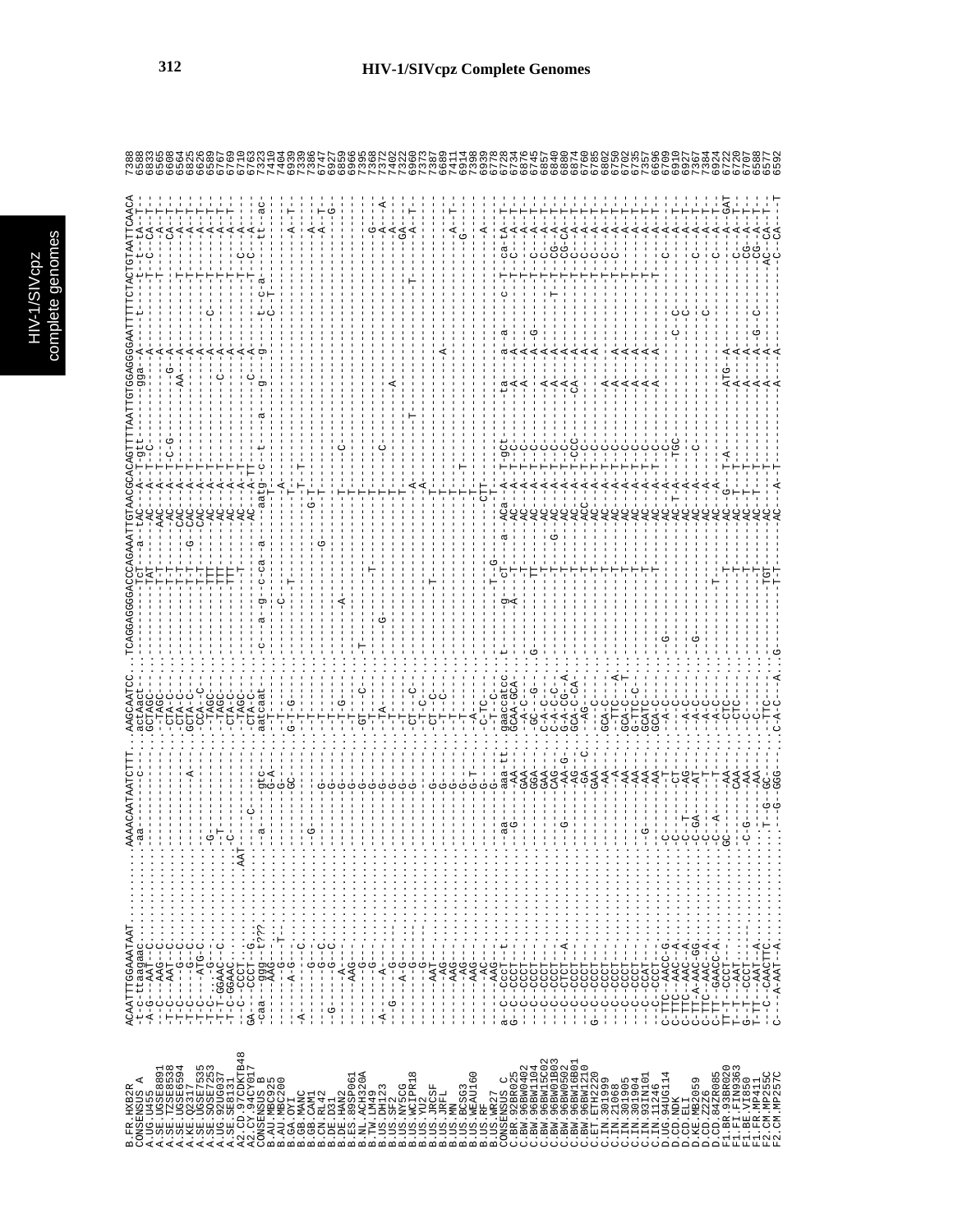# HIV-1/SIVcpz Complete Genomes

```
B.FR.HXB2R        ACAATTTGGAAATAAT.........AAAACAATAATCTTT...AAGCAATCC..TCAGGAGGGGACCCAGAAATTGTAACGCACAGTTTTAATTGTGGAGGGGAATTTTCTACTGTAATTCAACA  7388
CONSENSUS_A       -t-c--ttaagaac...........-aa--------c---...actAact---...........TcT---a---tAC---A--T-gtt------gga--A-----t-----t--t---tA--T--  6588
```

*(Multiple sequence alignment continues for sequences: A.UG.U455, A.SE.UGSE8891, A.SE.TZSE8538, A.SE.UGSE6594, A.KE.Q2317, A.SE.UGSE7535, A.SE.SOSE7253, A.UG.92UG037, A.SE.SE8131, A2.CD.97CDKTB48, A2.CY.94CY017, CONSENSUS_B, B.AU.MBC925, B.AU.MBC200, B.GA.OYI, B.GB.MANC, B.GB.CAM1, B.CN.RL42, B.DE.D31, B.DE.HAN2, B.ES.89SP061, B.NL.ACH320A, B.TW.LM49, B.US.DH123, B.US.SF2, B.US.NY5CG, B.US.WCIPR18, B.US.YU2, B.US.JRCSF, B.US.JRFL, B.US.MN, B.US.BCSG3, B.US.WEAU160, B.US.RF, B.US.WR27, CONSENSUS_C, C.BR.92BR025, C.BW.96BW0402, C.BW.96BW1104, C.BW.96BW15C02, C.BW.96BW01B03, C.BW.96BW0502, C.BW.96BW16B01, C.BW.96BW1210, C.ET.ETH2220, C.IN.301999, C.IN.21068, C.IN.301905, C.IN.301904, C.IN.93IN101, C.IN.11246, D.UG.94UG114, D.CD.NDK, D.CD.ELI, D.KE.MB2059, D.CD.Z2Z6, D.CD.84ZR085, F1.BR.93BR020, F1.FI.FIN9363, F1.BE.VI850, F1.FR.MP411, F2.CM.MP255C, F2.CM.MP257C with end positions: 6833, 6565, 6608, 6564, 6825, 6626, 6589, 6767, 6769, 6710, 6763, 7323, 7410, 7404, 6939, 7339, 7386, 6747, 6927, 6859, 6966, 7395, 7368, 7372, 7402, 7322, 6960, 7373, 7387, 6689, 7411, 6914, 7398, 6939, 6927, 6728, 6734, 6876, 6745, 6857, 6840, 6880, 6874, 6760, 6785, 6802, 6750, 6702, 6735, 7357, 6696, 6709, 6910, 6927, 7367, 7384, 6924, 6722, 6720, 6707, 6588, 6577, 6592)*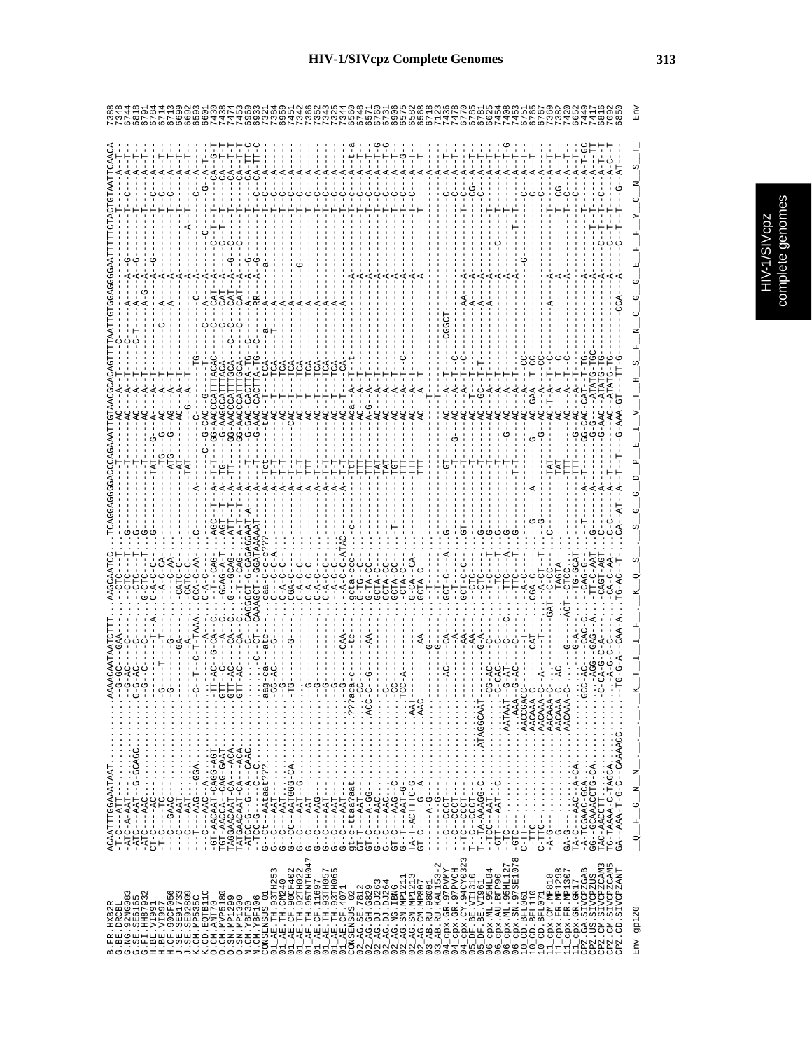```
B.FR.HXB2R           ACAATTTGGAAATAAT.......AAAACAATAATCTTT.AAGCAATCC..TCAGGAGGGACCCAGAAATTGTAACGCACAGTTTTAATTGTGGAGGGGAATTTTTCTACTGTAATTCAACA   7388
```

| Sequence | Position |
|---|---|
| B.FR.HXB2R | 7388 |
| G.BE.DRCBL | 7348 |
| G.NG.92NG083 | 6744 |
| G.SE.SE6165 | 6818 |
| G.FI.HH87932 | 6791 |
| H.BE.VI991 | 6784 |
| H.BE.VI997 | 6714 |
| H.CF.90CF056 | 6713 |
| J.SE.SE91733 | 6699 |
| J.SE.SE92809 | 6692 |
| K.CM.MP535C | 6593 |
| K.CD.EQTB11C | 6601 |
| O.CM.ANT70 | 7430 |
| O.CM.MVP5180 | 7438 |
| O.SN.MP1299 | 7474 |
| O.SN.MP1300 | 7453 |
| N.CM.YBF30 | 6969 |
| N.CM.YBF106 | 6933 |
| CONSENSUS_01 | 7321 |
| 01_AE.TH.93TH253 | 7384 |
| 01_AE.TH.CM240 | 6950 |
| 01_AE.CF.90CF402 | 7451 |
| 01_AE.TH.92TH022 | 7342 |
| 01_AE.TH.95TNIH047 | 7366 |
| 01_AE.CF.11697 | 7352 |
| 01_AE.TH.93TH057 | 7343 |
| 01_AE.TH.93TH065 | 7325 |
| 01_AE.CF.4071 | 7344 |
| CONSENSUS_02 | 6560 |
| 02_AG.SE.7812 | 6748 |
| 02_AG.GH.G829 | 6571 |
| 02_AG.DJ.DJ263 | 6760 |
| 02_AG.DJ.DJ264 | 6731 |
| 02_AG.NG.IBNG | 6906 |
| 02_AG.SN.MP1211 | 6575 |
| 02_AG.SN.MP1213 | 6582 |
| 02_AG.CM.MP807 | 6562 |
| 03_AB.RU.98001 | 6718 |
| 03_AB.RU.KAL153-2 | 7123 |
| 04_cpx.GR.97PVMY | 7436 |
| 04_cpx.GR.97PVCH | 7478 |
| 04_cpx.CY.94CY032 | 6770 |
| 05_DF.BE.VI1310 | 6785 |
| 05_DF.BE.VI961 | 6781 |
| 06_cpx.ML.95ML84 | 6625 |
| 06_cpx.AU.BFP90 | 7454 |
| 06_cpx.ML.95ML127 | 7408 |
| 06_cpx.SN.97SE1078 | 7453 |
| 10_CD.BFL061 | 6751 |
| 10_CD.BFL110 | 6765 |
| 10_CD.BFL071 | 6767 |
| 11_cpx.CM.MP818 | 7369 |
| 11_cpx.FR.MP1298 | 7382 |
| 11_cpx.FR.MP1307 | 7420 |
| 11_cpx.GR.GR17 | 6652 |
| CPZ.GA.SIVCPZGAB | 7449 |
| CPZ.US.SIVCPZUS | 7417 |
| CPZ.CM.SIVCPZCAM3 | 6816 |
| CPZ.CM.SIVCPZCAM5 | 7092 |
| CPZ.CD.SIVCPZANT | 6850 |

```
Env gp120   Q  F  G  N  N  .  .  .  K  T  I  I  F  .  K  Q  S  .  S  G  G  D  P  E  I  V  T  H  S  F  N  C  G  G  E  F  F  Y  C  N  S  T   Env
```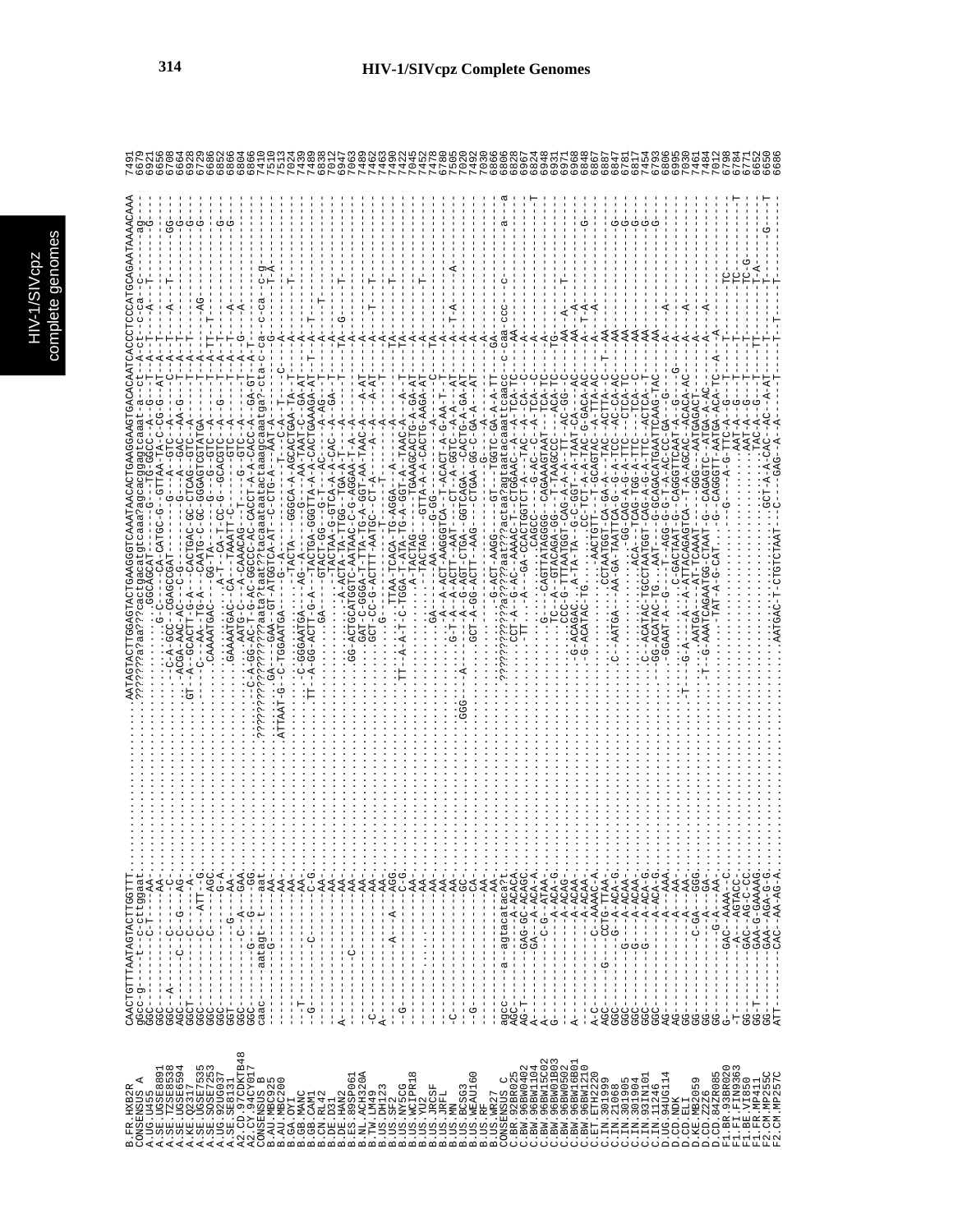# HIV-1/SIVcpz Complete Genomes

```
B.FR.HXB2R          CAACTGTTTAATAGTACTTGGTTT..........AATAGTACTTGGAGTACTGAAGGGTCAAATAACACTGAAGGAAGTGACACAATCACCCTCCCATGCAGAATAAAACAAA  7491
CONSENSUS A
A.UG.U455
A.SE.UGSE8891
A.SE.TZSE8538
A.SE.UGSE6594
A.KE.Q2317
A.SE.UGSE7535
A.SE.SOSE7253
A.UG.92UG037
A.SE.SE8131
A2.CD.97CDKTB48
A2.CY.94CY017
CONSENSUS B
B.AU.MBC925
B.AU.MBC200
B.GA.OYI
B.GB.MANC
B.GB.CAM1
B.CN.RL42
B.DE.D31
B.DE.HAN2
B.ES.89SP061
B.NL.ACH320A
B.TW.LM49
B.US.DH123
B.US.SF2
B.US.NY5CG
B.US.WCIPR18
B.US.YU2
B.US.JRCSF
B.US.JRFL
B.US.MN
B.US.BCSG3
B.US.WEAU160
B.US.RF
B.US.WR27
CONSENSUS C
C.BR.92BR025
C.BW.96BW0402
C.BW.96BW1104
C.BW.96BW15C02
C.BW.96BW01B03
C.BW.96BW0502
C.BW.96BWM01B01
C.BW.96BW1210
C.ET.ETH2220
C.IN.301999
C.IN.21068
C.IN.301905
C.IN.301904
C.IN.93IN101
C.IN.11246
D.UG.94UG114
D.CD.NDK
D.CD.ELI
D.KE.MB2059
D.CD.Z2Z6
D.CD.84ZR085
F1.BR.93BR020
F1.FI.FIN9363
F1.BE.VI850
F1.FR.MP411
F2.CM.MP255C
F2.CM.MP257C
```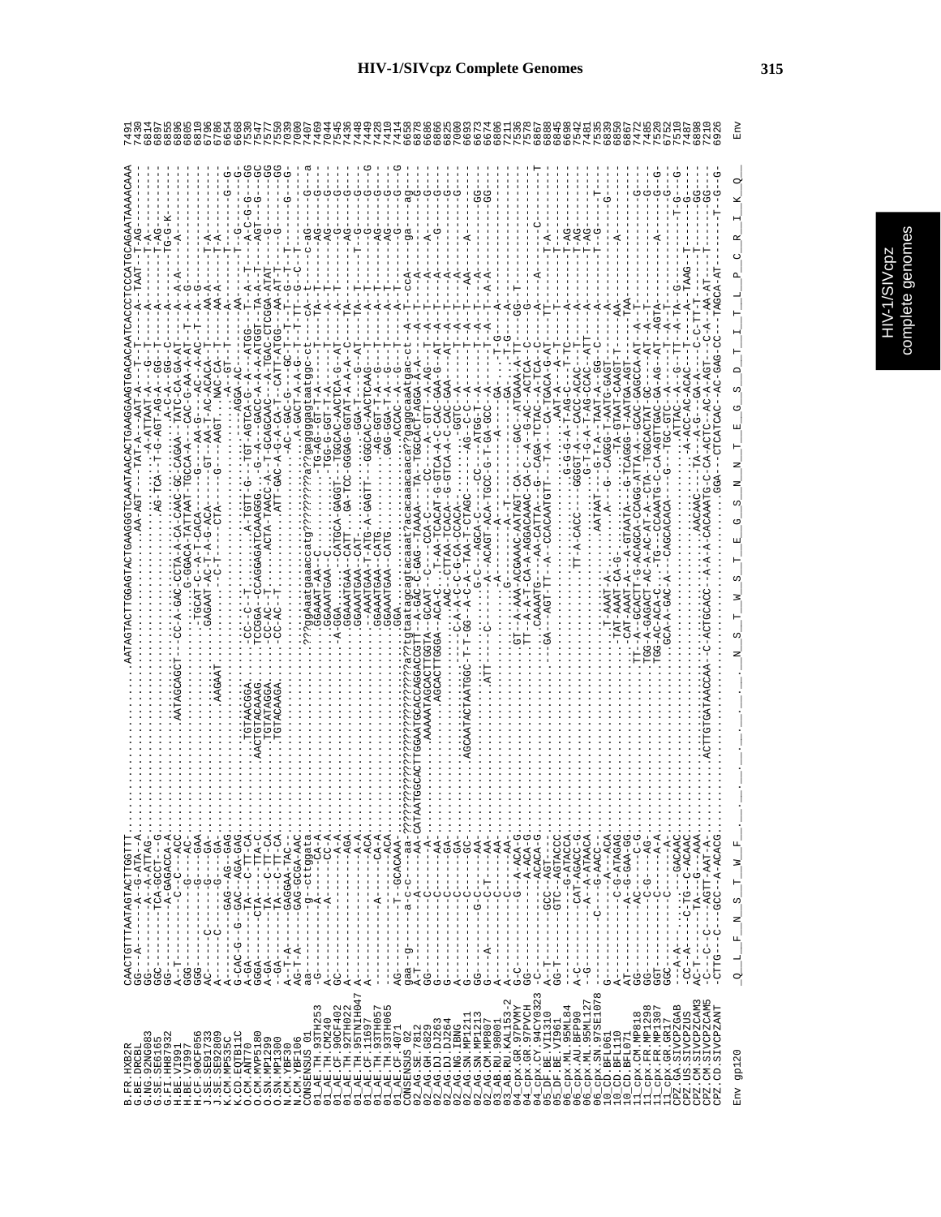```
B.FR.HXB2R          CAACTGTTTAATAGTACTTGGTTT..............AATAGTACTTGGAGTACTGAAGGGTCAAATAACACTGAAGGAAGTGACACAATCACCCTCCCATGCAGAATAAAACAAA   7491

Env gp120           Q  L  F  N  S  T  W  F  ...  N  S  T  W  S  T  E  G  S  N  N  T  E  G  S  D  T  I  T  L  P  C  R  I  K  Q      Env
```

Sequences shown in the alignment (in order):

```
B.FR.HXB2R
B.BE.DRCBL
G.NG.92NG083
G.SE.SE6165
G.FI.HH87932
H.BE.VI991
H.BE.VI997
H.CF.90CF056
J.SE.SE91733
J.SE.SE92809
K.CD.EQTB11C
K.CM.MP535C
O.CM.ANT70
O.CM.MVP5180
O.SN.MP1299
O.SN.MP1300
N.CM.YBF30
N.CM.YBF106
CONSENSUS_01
01_AE.TH.93TH253
01_AE.TH.CM240
01_AE.CF.90CF402
01_AE.TH.92TH022
01_AE.TH.95TNIH047
01_AE.CF.11697
01_AE.TH.93TH057
01_AE.TH.93TH065
01_AE.CF.94071
CONSENSUS_02
02_AG.SE.7812
02_AG.GH.6829
02_AG.DJ.DJ263
02_AG.DJ.DJ264
02_AG.NG.IBNG
02_AG.SN.MP1211
02_AG.SN.MP1213
02_AG.CM.MP807
03_AB.RU.98001
03_AB.RU.KAL153-2
04_cpx.GR.97PVMY
04_cpx.GR.97PVCH
04_cpx.CY.94CY032-3
05_DF.BE.VI1310
05_DF.BE.VI961
06_cpx.ML.95ML84
06_cpx.AU.BFP90
06_cpx.ML.95ML127
06_cpx.SN.97SE1078
10_CD.BFL061
10_CD.BFL110
10_CD.BFL071
11_cpx.CM.MP818
11_cpx.FR.MP1298
11_cpx.FR.MP1307
11_cpx.GR.GR17
CPZ.GA.SIVCPZGAB
CPZ.US.SIVCPZUS
CPZ.CM.SIVCPZCAM3
CPZ.CM.SIVCPZCAM5
CPZ.CD.SIVCPZANT
```

End positions (in order): 7491, 7430, 6814, 6897, 6855, 6805, 6810, 6786, 6786, 6654, 6668, 7530, 7547, 7577, 7545, 7550, 7039, 7000, 7467, 7469, 7044, 7436, 7449, 7428, 7410, 7414, 6658, 6878, 6686, 6866, 6825, 7000, 6693, 6673, 6806, 7211, 7536, 7578, 6867, 6888, 6845, 6898, 7542, 7481, 7535, 6839, 6850, 6867, 7472, 7485, 7520, 6752, 7510, 7487, 6898, 7210, 6926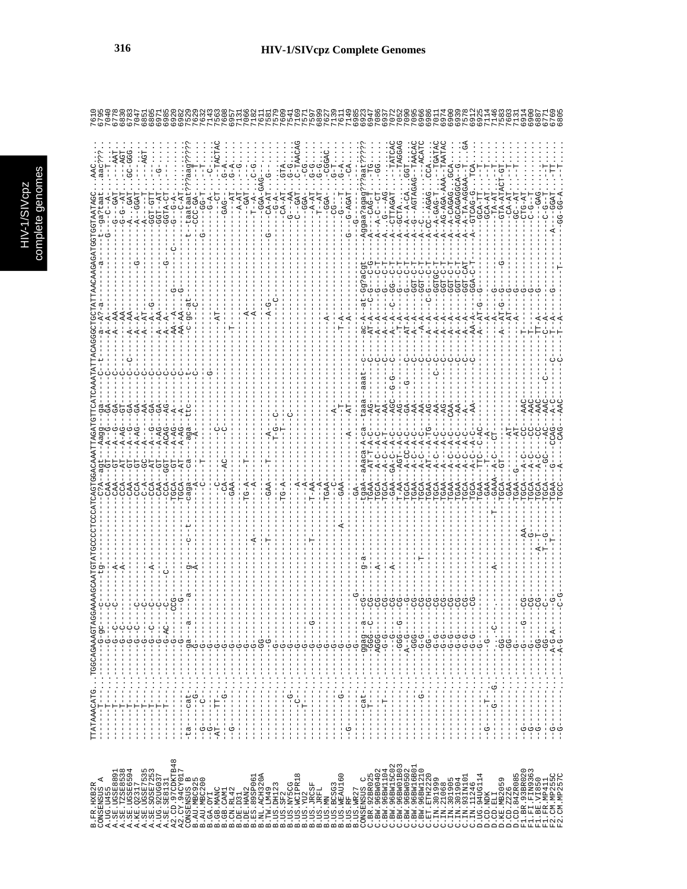```
B.FR.HXB2R       TTATAAACATG..TGGCAGAAAGTAGGAAAAGCAATGTATGCCCCTCCCATCAGTGGACAAATTAGATGTTCATCAAATATTACAGGGCTGCTATTAACAAGAGATGGTGGTAATAGC.AAC   7610
CONSENSUS_A      6795
A.UG.U455        7040
A.SE.UGSE8891    6778
A.SE.TZSE8538    6830
A.SE.UGSE6594    6783
A.KE.Q2317       7047
A.SE.UGSE7535    6851
A.SE.SOSE7253    6805
A.UG.92UG037     6971
A.SE.SE8131      6985
A2.CD.97CDKTB48  6920
A2.CY.94CY017    6982
CONSENSUS_B      7529
B.AU.MBC925      7629
B.AU.MBC200      7632
B.GA.OYI         7143
B.GB.MANC        7563
B.GB.CAM1        7608
B.CN.RL42        6657
B.DE.D31         7131
B.DE.HAN2        7066
B.ES.89SP061     7182
B.NL.ACH320A     7611
B.TW.LM49        7581
B.US.DH123       7579
B.US.SF2         7609
B.US.NY5CG       7541
B.US.WCIPR18     7169
B.US.YU2         7571
B.US.JRCSF       7597
B.US.JRFL        6899
B.US.MN          7627
B.US.BCSG3       7139
B.US.WEAU160     7611
B.US.RF          7149
B.US.WR27        6985
CONSENSUS_C      6923
C.BR.92BR025     6947
C.BW.96BW0402    7086
C.BW.96BW1104    6937
C.BW.96BW15C02   7072
C.BW.96BW01B03   7052
C.BW.96BW0502    7090
C.BW.96BW16B01   7095
C.BW.96BW1210    6966
C.ET.ETH2220     6986
C.IN.301999      7011
C.IN.21068       6974
C.IN.301905      6900
C.IN.301904      6939
C.IN.93IN101     7578
C.IN.11246       6912
D.UG.94UG114     6925
D.CD.NDK         7114
D.CD.ELI         7146
D.KE.MB2059      7583
D.CD.Z2Z6        7603
D.CD.84ZR085     7131
F1.BR.93BR020    6914
F1.FI.FIN9363    6900
F1.BE.VI850      6887
F1.FR.MP411      6771
F2.CM.MP255C     6769
F2.CM.MP257C     6805
```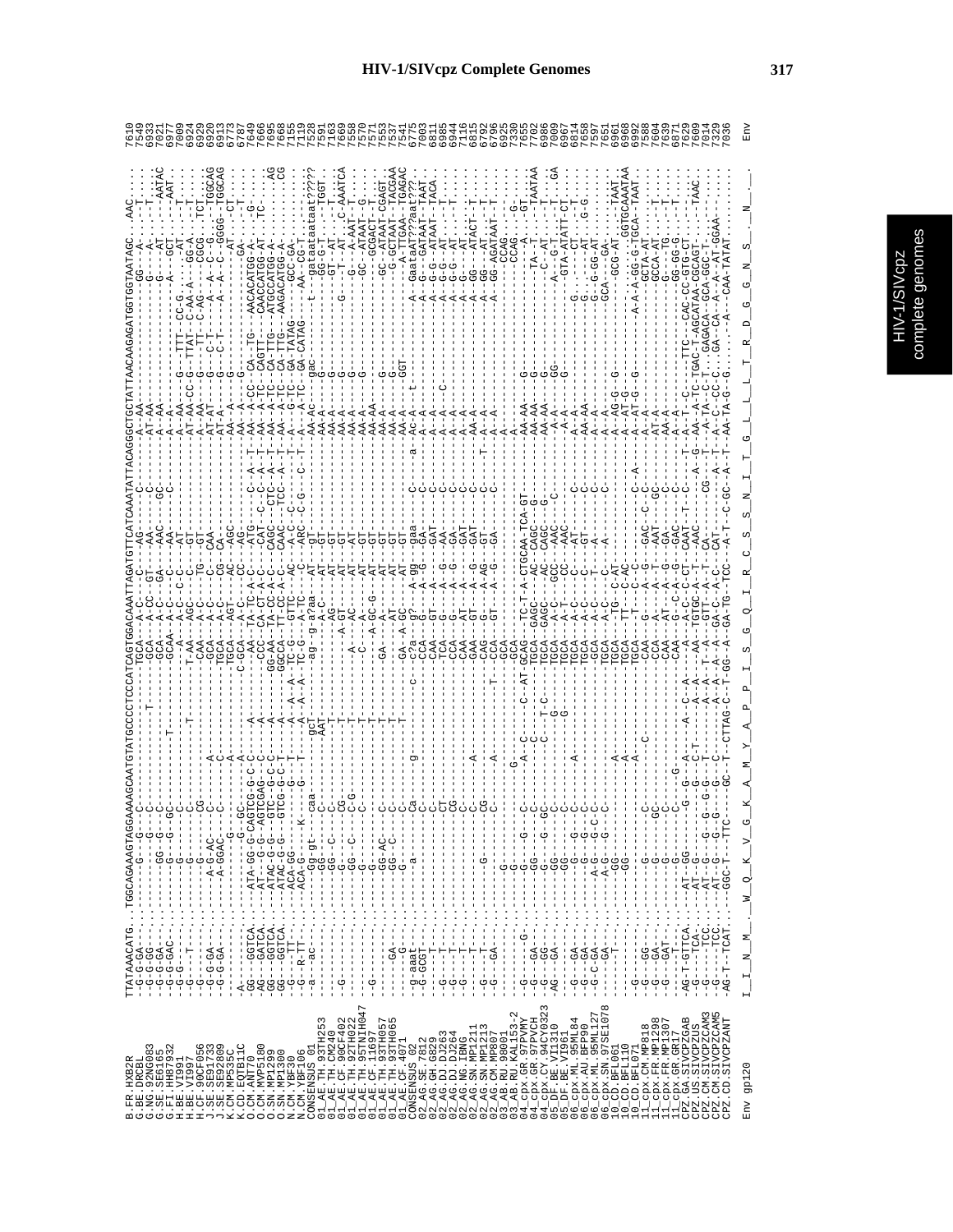```
B.FR.HXB2R           TTATAAAACATG..TGGCAGAAAGTAGGAAAAGCAATGTATGCCCCTCCCATCAGTGGACAAATTAGATGTTCATCAAATATTACAGGGCTGCTATTAACAAGAGATGGTGGTAATAGC...AAC  7610
B.BE.DRCBL                                                                                                                              7549
G.NG.92NG083                                                                                                                            6933
G.SE.SE6165                                                                                                                             7021
G.FI.HH87932                                                                                                                            6977
H.BE.VI991                                                                                                                              7009
H.BE.VI997                                                                                                                              6924
H.CF.90CF056                                                                                                                            6929
J.SE.SE91733                                                                                                                            6920
J.SE.SE92809                                                                                                                            6913
K.CD.EQTB11C                                                                                                                            6773
K.CM.MP535C                                                                                                                             6787
O.CM.ANT70                                                                                                                              7649
O.CM.MVP5180                                                                                                                            7666
O.SN.MP1299                                                                                                                             7695
O.SN.MP1300                                                                                                                             7668
N.CM.YBF30                                                                                                                              7155
N.CM.YBF106                                                                                                                             7119
CONSENSUS_01                                                                                                                            7528
01_AE.TH.93TH253                                                                                                                        7531
01_AE.TH.CM240                                                                                                                          7163
01_AE.CF.90CF402                                                                                                                        7669
01_AE.TH.92TH022                                                                                                                        7558
01_AE.TH.95TNIH047                                                                                                                      7570
01_AE.CF.11697                                                                                                                          7571
01_AE.TH.93TH057                                                                                                                        7553
01_AE.TH.93TH065                                                                                                                        7537
01_AE.CF.4071                                                                                                                           7541
CONSENSUS_02                                                                                                                            6775
02_AG.SE.7812                                                                                                                           7003
02_AG.GH.6829                                                                                                                           6811
02_AG.DJ.DJ263                                                                                                                          6985
02_AG.DJ.DJ264                                                                                                                          6944
02_AG.NG.IBNG                                                                                                                           7116
02_AG.SN.MP1211                                                                                                                         6815
02_AG.SN.MP1213                                                                                                                         6792
02_AG.CM.MP807                                                                                                                          6790
03_AB.RU.98001                                                                                                                          6925
03_AB.RU.KAL153-2                                                                                                                       7330
04_cpx.GR.97PVMY                                                                                                                        7655
04_cpx.GR.97PVCH                                                                                                                        7702
04_cpx.CY.94CY032                                                                                                                       6986
05_DF.BE.VI1310                                                                                                                         7009
05_DF.BE.VI961                                                                                                                          6967
06_cpx.ML.95ML84                                                                                                                        6814
06_cpx.AU.BFP90                                                                                                                         7658
06_cpx.ML.95ML127                                                                                                                       7597
06_cpx.SN.97SE1078                                                                                                                      7651
10_CD.BFL061                                                                                                                            6961
10_CD.BFL110                                                                                                                            6968
10_CD.BFL071                                                                                                                            6992
11_cpx.CM.MP818                                                                                                                         7588
11_cpx.FR.MP1298                                                                                                                        7604
11_cpx.FR.MP1307                                                                                                                        7639
11_cpx.GR.GR17                                                                                                                          6871
CPZ.GA.SIVCPZGAB                                                                                                                        7629
CPZ.US.SIVCPZUS                                                                                                                         7609
CPZ.CM.SIVCPZCAM3                                                                                                                       7014
CPZ.CM.SIVCPZCAM5                                                                                                                       7329
CPZ.CD.SIVCPZANT                                                                                                                        7036

Env gp120            I_I_N_M_..W_Q_K_V_G_K_A_M_Y_A_P_P_I_S_G_Q_I_R_C_S_S_N_I_T_G_L_L_L_T_R_D_G_G_N_S_._N_                                Env
```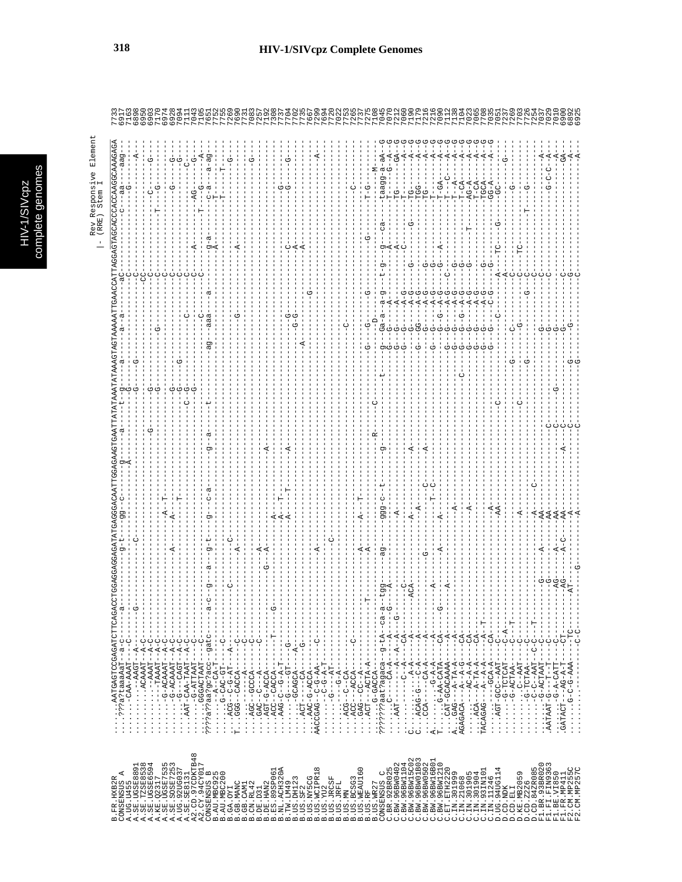# HIV-1/SIVcpz Complete Genomes

Rev Responsive Element
|- (RRE) Stem I

```
B.FR.HXB2R        ........AATGAGTCCGAGATCTTCAGACCTGGAGGAGGAGATATGAGGGACAATTGGAGAAGTGAATTATATAAATATAAAGTAGTAAAAATTGAACCATTAGGAGTAGCACCCACCAAGGCAAAGAGA   7733
CONSENSUS_A                                                                                                                                                6917
A.UG.U455                                                                                                                                                  7163
A.SE.UGSE8891                                                                                                                                              6898
A.SE.TZSE8538                                                                                                                                              6950
A.SE.UGSE6594                                                                                                                                              6903
A.KE.Q2317                                                                                                                                                 7170
A.SE.UGSE7535                                                                                                                                              6974
A.SE.SOSE7253                                                                                                                                              6928
A.UG.92UG037                                                                                                                                               7094
A.SE.SE8131                                                                                                                                                7111
A2.CD.97CDKTB48                                                                                                                                            7043
A2.CY.94CY017                                                                                                                                              7105
CONSENSUS_B                                                                                                                                                7651
B.AU.MBC925                                                                                                                                                7752
B.AU.MBC200                                                                                                                                                7755
B.GA.OYI                                                                                                                                                   7769
B.GB.MANC                                                                                                                                                  7690
B.GB.CAM1                                                                                                                                                  7731
B.CN.RL42                                                                                                                                                  7083
B.DE.D31                                                                                                                                                   7257
B.DE.HAN2                                                                                                                                                  7192
B.ES.89SP061                                                                                                                                               7308
B.NL.ACH320A                                                                                                                                               7737
B.TW.LM49                                                                                                                                                  7704
B.US.DH123                                                                                                                                                 7702
B.US.SF2                                                                                                                                                   7735
B.US.NY5CG                                                                                                                                                 7667
B.US.WCIPR18                                                                                                                                               7299
B.US.YU2                                                                                                                                                   7694
B.US.JRCSF                                                                                                                                                 7720
B.US.JRFL                                                                                                                                                  7022
B.US.MN                                                                                                                                                    7753
B.US.BCSG3                                                                                                                                                 7265
B.US.WEAU160                                                                                                                                               7737
B.US.RF                                                                                                                                                    7275
B.US.WR27                                                                                                                                                  7108
CONSENSUS_C                                                                                                                                                7045
C.BR.92BR025                                                                                                                                               7070
C.BW.96BW0402                                                                                                                                              7212
C.BW.96BW1104                                                                                                                                              7060
C.BW.96BW15C02                                                                                                                                             7090
C.BW.96BW01B03                                                                                                                                             7179
C.BW.96BW0502                                                                                                                                              7216
C.BW.96BW16B01                                                                                                                                             7216
C.BW.96BW1210                                                                                                                                              7090
C.ET.ETH2220                                                                                                                                               7112
C.IN.301999                                                                                                                                                7138
C.IN.21068                                                                                                                                                 7104
C.IN.301905                                                                                                                                                7023
C.IN.301904                                                                                                                                                7065
C.IN.93IN101                                                                                                                                               7708
C.IN.11246                                                                                                                                                 7035
D.UG.94UG114                                                                                                                                               7051
D.CD.NDK                                                                                                                                                   7237
D.CD.ELI                                                                                                                                                   7269
D.KE.MB2059                                                                                                                                                7703
D.CD.Z2Z6                                                                                                                                                  7726
D.CD.84ZR085                                                                                                                                               7254
F1.BR.93BR020                                                                                                                                              7037
F1.FI.FIN9363                                                                                                                                              7029
F1.BE.VI850                                                                                                                                                7010
F1.FR.MP411                                                                                                                                                6900
F2.CM.MP255C                                                                                                                                               6892
F2.CM.MP257C                                                                                                                                               6925
```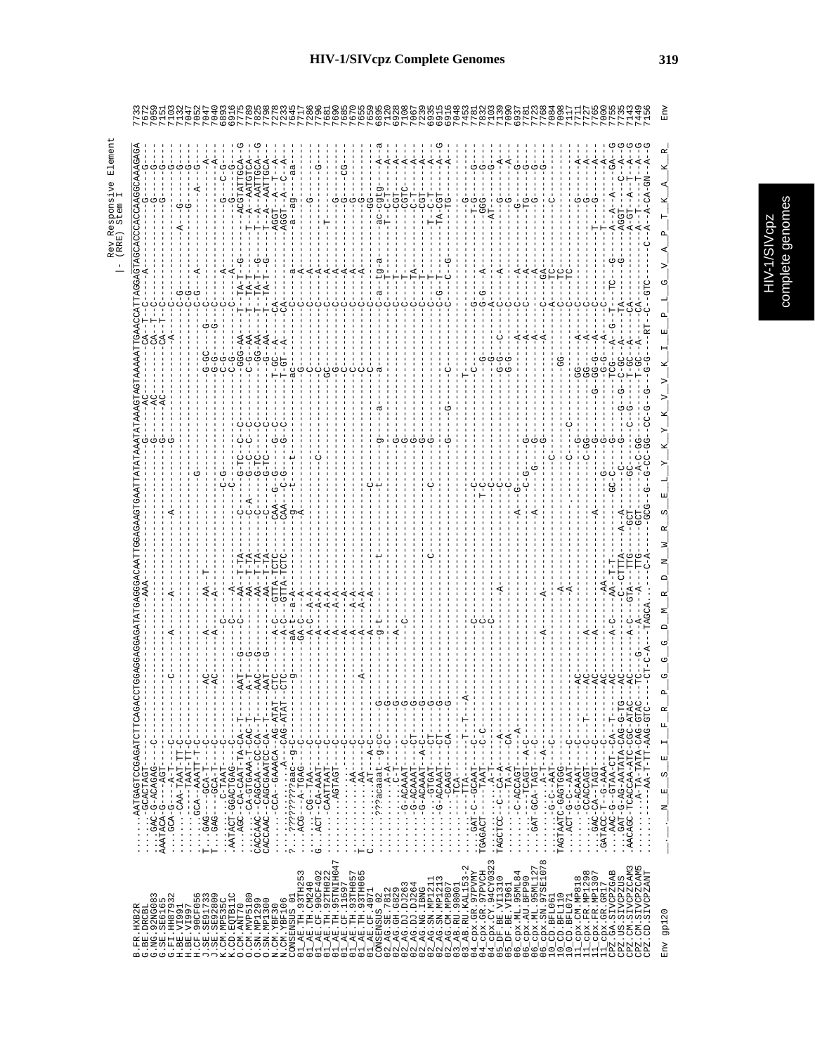# HIV-1/SIVcpz Complete Genomes

Rev Responsive Element (RRE) Stem I

```
B.FR.HXB2R          ........AATGAGTCCGAGATCTTCAGACCTGGAGGAGGAGATATGAGGGACAATTGGAGAAGTGAATTATATAAATATAAAGTAGTAAAAATTGAACCATTAGGAGTAGCACCCACCAAGGCAAAGAGA  7733
G.BE.DRCBL          ......-GCACTAGT-----------------------------------AAA----------------------------G----AC------CA-T--C-----A--------------------  7672
G.NG.92NG083        ......GAC-G-ACAGAG---C-----------------------------------------------------------G----AC------CA-T--C-----------------G----G---  7059
G.SE.SE6165         AAATACA-G----AGT-----------------------------------------------------------------G----AC------CA-T--C-----------------G----G---  7151
G.FI.HH8793         ......GCA-G---A-T----C---------------C-----------A--------A---------------------G-----------A--------C---------------------G---  7103
H.BE.VI991          ........-CAA-TAAT-TT-C--------------------------------------------------------------------------C-G------------A----G-----G---  7132
H.BE.VI997          ........-----TAAT-TT-C--------------------------------------------------------------------------C-G--------------------G-----G---  7047
H.CF.90CF056        ........GCA---AAATT--C--------------------------------------G---------------------------------C-G-----A-----------A---G-----G---  7052
J.SE.SE91733        T...GAG----GCA-T---C----------AC---------A-----AA--T--------------------------G-GC-------G----C--------------------------A---  7047
J.SE.SE92809        T...GAG----GCA-T---C----------AC---------A-----A-------------------------------G-G--------G----C--------------------------A---  7040
K.CM.MP535C         ........-C-TAAT----C-------------------C---------------------C-G--------------C-G--------------C-----A-------------G---C-G---  6893
K.CD.EQTB11C        .AATACT-GGACTGAG---C----------------C------A----------------C-----------------C-G--------------C-----A-------------G-----G---  6916
O.CM.ANT70          ....AGC--CA-CAAT-TA-CA--T------AAT--G-----C-----AA---T-TA------C--------G-TC--C--C-----------GGG-AA------T--TA-T--G------ACGTATTGCA--G  7775
O.CM.MVP5180        ....CA-GTGAAA-T-CAC-T-------A-T--G----------AA---T-TA--------C-A-----G-C---C--C--------------C-G--AA------T--TA-T---------T--A--AATGTCA---  7789
O.SN.MP1299         CACCAAC--CAGCAA--CC-CA--T------AAC--G-----------AA---T-TA--------C--------G-TC----C---------------GG-AA------T--TA-T--G------T--A--AATTGCA--G  7825
O.SN.MP1300         CACCAAC-CAGCGAAATC-CA--T------AAT--G----------AA---T-TA--------C--------G-TC--C--C-----------GG--AA------T--TA-T--G------T--A--AATTGCA---  7798
N.CM.YBF30          ........CCA--GAAACA-AG-ATAT-CTC----A-C---GTTA-TCTC-----CAA--G--G-----G--C---------T-GC---A------CA----------AGGT--A---T---A---  7278
N.CM.YBF106         ........-----A---CAG-ATAT-CTC------A-C---GTTA-TCTC-----CAA--C-G------G--C--------T-GT--A------CA----------AGGT---A---C---A---  7233
CONSENSUS_01        ?...??????????aac-g-C-------g---------aA-t--a-A---------g------t-----t------------ac------------------a------a--ag----aa--  7645
01_AE.TH.93TH253    ....ACG---A-TGAG---C-----------------GA-C---A---------A-------------------------G--------------C-----A-------------------------  7717
01_AE.TH.CM240      ........CG--TAA----C-----------------A-C---A-A-----------------------------------C--------------C-----A---------------G-------  7286
01_AE.CF.90CF402    G...ACT---CA-AAAT--C-----------------A-----A-A-----------------------C-----------C--------------C-----A---------------------G---  7796
01_AE.TH.92TH022    ........CAATTAAT---C-----------------A-----A-A---------------------------------GC--------------C-----A-----T--------------------  7681
01_AE.TH.95TNIH047  ........AGTAGT-----C-----------------A-----A-A----------------------------------G--------------C-----A---------------G---------  7690
01_AE.CF.1097       ..........---------C-----------------A-----A-A----------------------------------C--------------C-----A---------------G-----CG--  7685
01_AE.TH.93TH057    ........AA---------C-----------------A-----A-A-----------------------------------C--------------C-----A---------------G---------  7676
01_AE.TH.93TH065    T.........AA-------C-------------A---A-----A-A-----------------------------------C--------------C-----A---------------G---------  7655
01_AE.CF.4071       C..........AT--A-C-----------------A-----A-A------------C---------------------C---------------C-----A---------------G---------  7659
CONSENSUS_02        ........???acaaat-g-cc--------G--------g-t------------t------------t------g-----a------a--------C-a--tg-a------ac-cgtg-----A--a  6895
02_AG.SE.7812       ........A-A-------C----------G------------------------------------------------------------------C-----T--------T--C-T-----A---  7120
02_AG.GH.G829       ........C-T--------G-----------------A----------------------------------G---------------------C-----T-----------CGT-------A---  6928
02_AG.DJ.DJ263      ........G-ACAAAT---CT---------G-----------C-------------------------------G-----------------C-----T-----------CGTC------A---  7108
02_AG.DJ.DJ264      ........G-ACAAAT---CT---------G-------------------------------------------G-----------------C-----TA----------CGT-------A---  7067
02_AG.NG.IBNG       ........G-ACAAAT--A-CT--------G-------------------------------------------G-----------------C-----T-----------CGT-------A---  7235
02_AG.SN.MP1211     ........GTGAT-----CT----------G-------------------------------------C-----G-----------------C-----T----------T--C-T------A---  6935
02_AG.SN.MP1213     ........G-ACAAAT---CT---------G---------------------------------------------G-----------------C-G---T----------TA-CGT-----A--G  6915
02_AG.CM.MP807      ........-CAAGT-----CA---------G------------------------------------------G-----------C-----C-----C--G-----------TG------A---  6916
03_AB.RU.98001      ........-TCA-----------------------------------------------------------------------------------------------------------------  7048
03_AB.RU.KAL153-2   ........-TTA------T--T----A-----------------------------------------------T---------------------------------------------------  7453
04_cpx.GR.97PVMY    ....GAT-C--GCAAT---C--C------------------C------------------------C------C----------------G-G-----------------T-G------G---  7781
04_cpx.CY.94CY032   TGAGACT----TAAT----C--C-----------------C-----------------------T-C------------------------G-----------------GGG------G---  7832
05_DF.BE.VI1310     ...?................................................................................................................................  7139
05_DF.BE.VI961      TAGCTCC--C--CA-A---A-------------------C---------------------------C--------------------G-G---C---------------AT--G-----A---  7090
06_cpx.ML.95ML84    ........-TA-A-------CA------------------------A----------------------C------------------G-G--------------------------------------  6937
06_cpx.AU.BFP90     ........C-ACCAGT-----A----------------------------A----G-----------G------------------A---------C-----A---------G-------G---  7781
06_cpx.ML.95ML127   ........TCAGT--A-C---------------------------------------C-G------G-----------------A-------C-----A---------TG-------G---  7723
06_cpx.SN.97SE1078  ........GAT-GCA-TAGT---C-------------------------A-------G-------G------------------A-------C-----A--------G-------G---  7768
10_CD.BFL061        ........G-C--A-T--A------------------A-----A----------------------------------------------C-----GA-----------------------------  7084
10_CD.BFL071        TAGTAATC-GAGTGGG-------------------------------------------C------------GG-------------C-----TC---------C---------------  7098
11_cpx.CM.MP818     .....ACT-G-C-AAT---C---------------------------A---------------------C--------------------C-----TC------------------------  7117
11_cpx.FR.MP1298    ........G-ACAAAT---C------AC------------A---------------------G----------------GG------A-----C------------------G-----A---  7711
11_cpx.FR.MP1307    ........CCACCAGT---C---T------AC-----A-------------------------C-GG-----------GG------A-----C--------------------G-----A---  7727
11_cpx.GR.GR17      ....GAC-CA--TAGT---C------AC-----A------------------A-----------G------------G-GG-G---A-----C------------------G-----A---  7765
CPZ.GA.SIVCPZGAB    GATACC-T--G-AAA----C------AC------------AA------------G---------G------------G-G-G---A-----C---------------T------------A---  7000
CPZ.US.SIVCPZUS     ....AAC-G--GTAA-CT--CA---T-AC------A-C---AA-T-T--A-A----GC-C-----G-----G--TCG--A-G--T---TC---G------A--A----A-----GA-G  7755
CPZ.CM.SIVCPZCAM3   ....GAT-G-AG-AATATA-CAG-G-TG-AC-----A-C---C-CTTTA---A--A-GC--G-------G-----G--C-GC--A-----TA----G------AGGT---C--A-G  7735
CPZ.CM.SIVCPZCAM5   AACAGC-TCACCAA-ATC-CAG-GTAC--AC---A-C---GTA-TTG--GCT--A-C-GG----C-G----G--T-GC--A----CA-----------A-GT--A--T--A-G  7143
CPZ.CD.SIVCPZANT    ........A-TATA-CAG-GTAC----A-A----TAGCA...-C-A-----GCG--G-CC-GG-CC-G--G---G-G--RT--C--GTC----------C--A--A-CA-GN--A-G  7449
                    ........AA-T-TT-AAG-GTC---CT-C-A------------------------------------------------------------------------------------------  7156

Env gp120           __-___N__E__S__E__I__F__R__P__G__G__G__D__M__R__D__N__W__R__S__E__L__Y__K__Y__K__V__V__K__I__E__P__L__G__V__A__P__T__K__A__K__R_  Env
```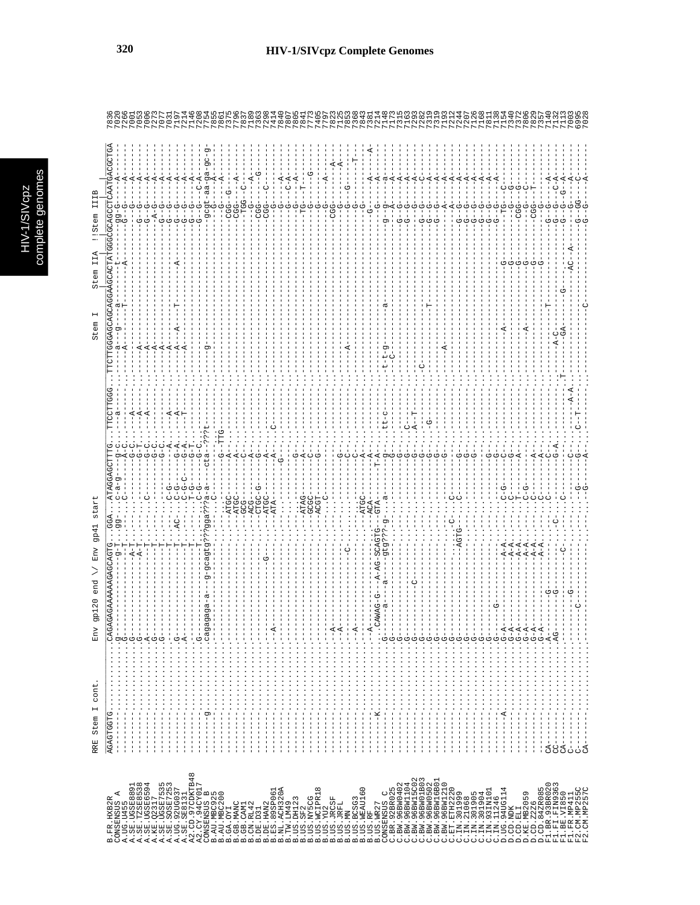# HIV-1/SIVcpz Complete Genomes

```
                  RRE Stem I cont.    Env gp120 end \/ Env gp41 start                                           Stem I        Stem IIA   !!Stem IIIB
B.FR.HXB2R        AGAGTGGTG.......... CAGAGAGAAAAAAGAGCAGTG..GGA...ATAGGAGCTTTG..TTCCTTGGG..TTCTTGGGAGCAGCAGGAAGCACTATGGGCGCAGCCTCAATGACGCTGA 7836
```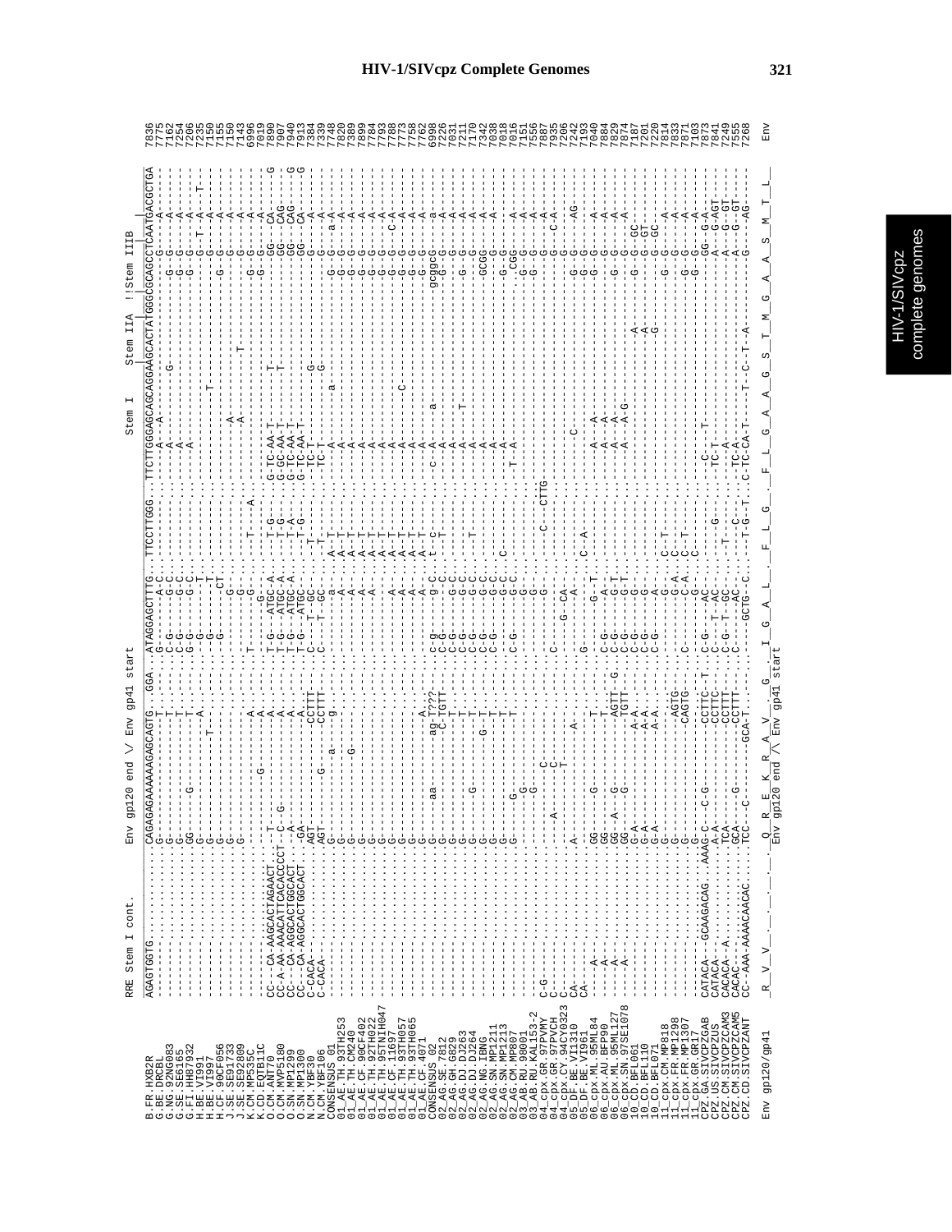# HIV-1/SIVcpz Complete Genomes

```
                      RRE Stem I cont.          Env gp120 end \/ Env gp41 start                                    Stem I          Stem IIA   !!Stem IIIB
B.FR.HXB2R           AGAGTGGTG...............CAGAGAGAAAAAAGAGCAGTG...GGA...ATAGGAGCTTTG...TTCCTTGGG...TTCTTGGGAGCAGCAGGAAGCACTATGGGCGCAGCCTCAATGACGCTGA  7836
...
Env gp120/gp41       _R__V__V_________________Q__R__E__K__R__A__V___G___I__G__A__L___F__L__G___F__L__G__A__A__G__S__T__M__G__A__A__S__M__T__L_  Env
                                              Env gp120 end /\ Env gp41 start
```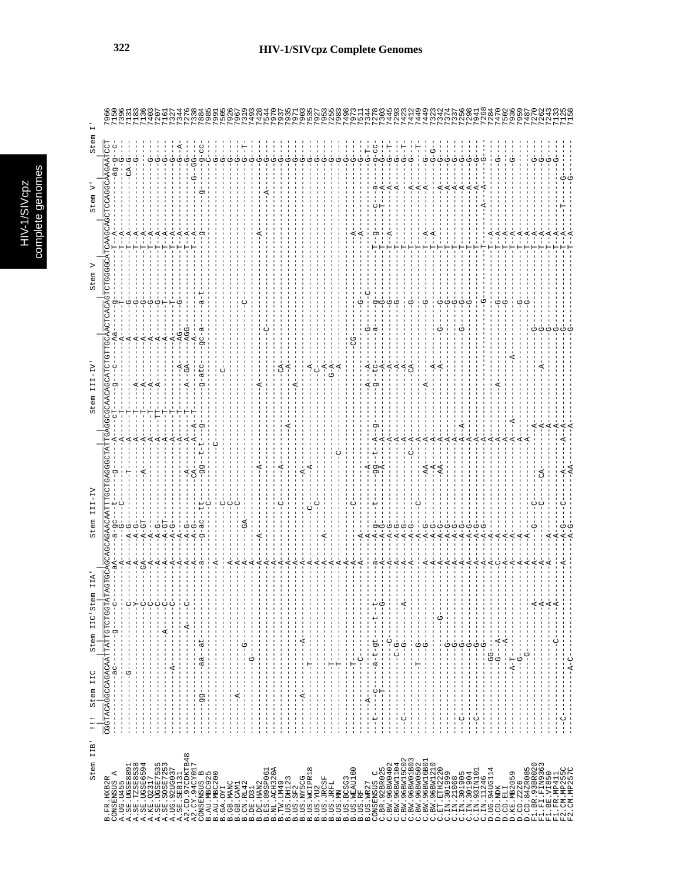# HIV-1/SIVcpz Complete Genomes

```
Stem IIB'  !!!  Stem IIC   Stem IIC' Stem IIA'      Stem III-IV              Stem III-IV'            Stem V         Stem V'          Stem I'

B.FR.HXB2R        CGGTACAGGCCAGACAATTATTGTCTGGTATAGTGCAGCAGCAGAACAATTTGCTGAGGGCTATTGAGGCGCAACAGCATCTGTTGCAACTCACAGTCTGGGGCATCAAGCAGCTCCAGGCAAGAATCCT  7966
CONSENSUS_A       7150
A.UG.U455         7396
A.SE.UGSE8891     7131
A.SE.TZSE8538     7183
A.SE.UGSE6594     7136
A.KE.Q23I7        7403
A.SE.UGSE7535     7207
A.SE.SOSE7253     7161
A.UG.92UG037      7327
A.SE.SE8131       7344
A2.CD.97CDKTB48   7276
A2.CY.94CY017     7338
CONSENSUS_B       7884
B.AU.MBC925       7985
B.AU.MBC200       7991
B.GA.OYI          7505
B.GB.MANC         7926
B.GB.CAM1         7967
B.CN.RL42         7319
B.DE.D31          7493
B.DE.HAN2         7428
B.ES.89SP061      7544
B.NL.ACH320A      7970
B.TW.LM49         7937
B.US.DH123        7935
B.US.SF2          7971
B.US.NY5CG        7903
B.US.WCIPR18      7535
B.US.YU2          7927
B.US.JRCSF        7953
B.US.JRFL         7255
B.US.MN           7983
B.US.BCSG3        7498
B.US.WEAU160      7473
B.US.RF           7511
B.US.WR27         7344
CONSENSUS_C       7278
C.BR.92BR025      7303
C.BW.96BW0402     7445
C.BW.96BW1104     7293
C.BW.96BW15C02    7423
C.BW.96BW17B03    7412
C.BW.96BW0502     7449
C.BW.96BW16B01    7449
C.BW.96BW1210     7323
C.ET.ETH2220      7342
C.IN.301999       7374
C.IN.21068        7337
C.IN.301905       7256
C.IN.301904       7298
C.IN.93IN101      7941
C.IN.11246        7268
D.UG.94UG114      7284
D.CD.NDK          7470
D.CD.ELI          7502
D.KE.MB2059       7936
D.CD.Z2Z6         7959
D.CD.84ZR085      7487
F1.BR.93BR020     7770
F1.FI.FIN9363     7262
F1.BE.VI850       7243
F1.FR.MP411       7133
F2.CM.MP255C      7125
F2.CM.MP257C      7158
```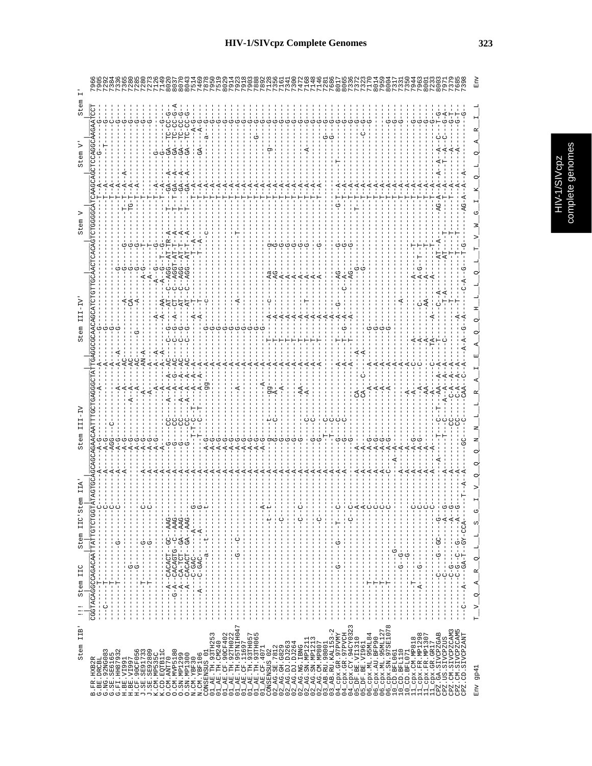# HIV-1/SIVcpz Complete Genomes

```
Stem IIB'  !!! Stem IIC     Stem IIC'Stem IIA'         Stem III-IV                Stem III-IV'                Stem V              Stem V'        Stem I'
           CGGTACAGGCCAGACAATTATTGTCTGGTATAGTGCAGCAGCAGAACAATTTGCTGAGGGCTATTGAGGCGCAACAGCATCTGTTGCAACTCACAGTCTGGGGCATCAAGCAGCTCCAGGCAAGAATCCT
B.FR.HXB2R                                                                                                                                    7966
...
Env gp41   T__V__Q__A__R__Q__L__L__S__G__I__V__Q__Q__Q__N__N__L__L__R__A__I__E__A__Q__Q__H__L__L__Q__L__T__V__W__G__I__K__Q__L__Q__A__R__I__L    Env
```

| Sequence | Position |
|---|---|
| B.FR.HXB2R | 7966 |
| G.BE.DRCBL | 7905 |
| G.NG.92NG083 | 7292 |
| G.SE.SE6165 | 7384 |
| G.FI.HH87932 | 7336 |
| H.BE.VI991 | 7365 |
| H.BE.VI997 | 7280 |
| H.CF.90CF056 | 7285 |
| J.SE.SE91733 | 7280 |
| J.SE.SE92809 | 7273 |
| K.CM.MP535C | 7126 |
| K.CD.EQTB11C | 7149 |
| O.CM.ANT70 | 8020 |
| O.CM.MVP5180 | 8037 |
| O.SN.MP1299 | 8070 |
| O.SN.MP1300 | 8043 |
| N.CM.YBF30 | 7514 |
| N.CM.YBF106 | 7469 |
| CONSENSUS_01 | 7878 |
| 01_AE.TH.93TH253 | 7950 |
| 01_AE.TH.CM240 | 7519 |
| 01_AE.CF.90CF402 | 8029 |
| 01_AE.TH.92TH022 | 7914 |
| 01_AE.TH.95TNIH047 | 7923 |
| 01_AE.CF.1169 | 7918 |
| 01_AE.TH.93TH057 | 7903 |
| 01_AE.TH.93TH065 | 7888 |
| 01_AE.CF.4071 | 7892 |
| CONSENSUS_02 | 7128 |
| 02_AG.SE.7812 | 7356 |
| 02_AG.GH.G829 | 7161 |
| 02_AG.DJ.DJ263 | 7341 |
| 02_AG.DJ.DJ264 | 7300 |
| 02_AG.NG.IBNG | 7472 |
| 02_AG.SN.MP1211 | 7168 |
| 02_AG.SN.MP1213 | 7148 |
| 02_AG.CM.MP807 | 7146 |
| 03_AB.RU.98001 | 7281 |
| 03_AB.RU.KAL153-2 | 7686 |
| 04_cpx.GR.97PVMY | 8017 |
| 04_cpx.GR.97PVCH | 8065 |
| 04_cpx.CY.94CY032 | 7336 |
| 05_DF.BE.VI1310 | 7372 |
| 05_DF.BE.VI961 | 7323 |
| 06_cpx.ML.95ML84 | 7170 |
| 06_cpx.AU.BFP90 | 8014 |
| 06_cpx.ML.95ML127 | 7959 |
| 06_cpx.SN.97SE1078 | 8004 |
| 10_CD.BFL061 | 7317 |
| 10_CD.BFL110 | 7331 |
| 10_CD.BFL071 | 7350 |
| 11_cpx.CM.MP818 | 7944 |
| 11_cpx.FR.MP1298 | 7963 |
| 11_cpx.FR.MP1307 | 8001 |
| 11_cpx.GR.GR17 | 7233 |
| CPZ.GA.SIVCPZGAB | 8003 |
| CPZ.US.SIVCPZUS | 7971 |
| CPZ.CM.SIVCPZCAM3 | 7379 |
| CPZ.CM.SIVCPZCAM5 | 7685 |
| CPZ.CD.SIVCPZANT | 7398 |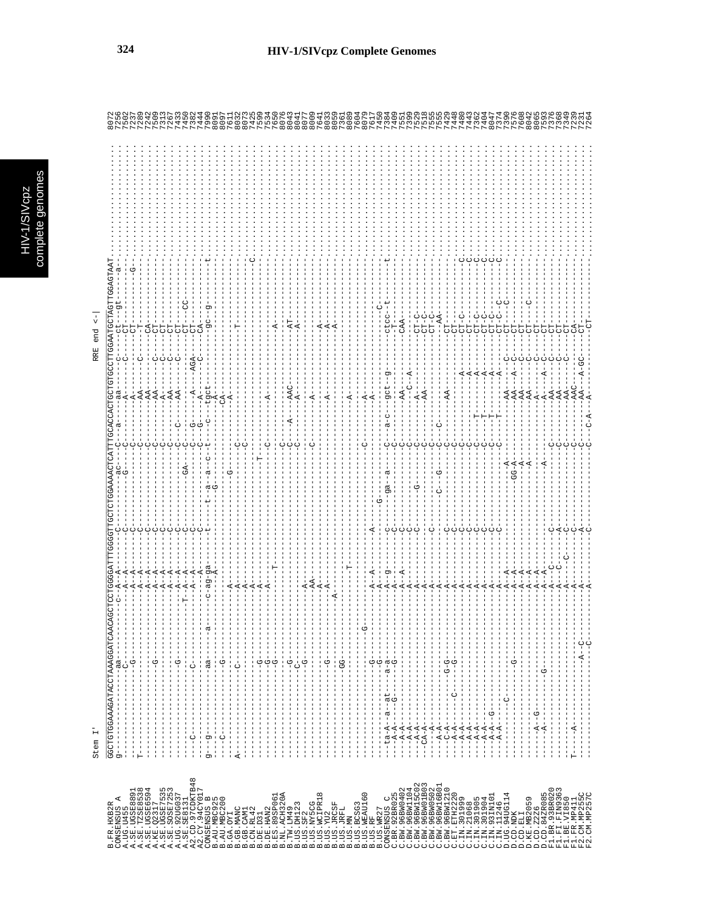Stem I'

RRE end <-|

```
B.FR.HXB2R       GGCTGTGGAAAGATACCTAAAGGATCAACAGCTCCTGGGGATTTGGGGTTGCTCTGGAAAACTCATTTGCACCACTGCTGTGCCTTGGAATGCTAGTTGGAGTAAT   8072
CONSENSUS_A                                                                                                                   7256
A.UG.U455                                                                                                                     7502
A.SE.UGSE8891                                                                                                                 7237
A.SE.TZSE8538                                                                                                                 7289
A.SE.UGSE6594                                                                                                                 7242
A.KE.Q2317                                                                                                                    7509
A.SE.UGSE7535                                                                                                                 7313
A.SE.SOSE7253                                                                                                                 7267
A.UG.92UG037                                                                                                                  7433
A.SE.SE8131                                                                                                                   7450
A2.CD.97CDKTB48                                                                                                               7382
A2.CY.94CY017                                                                                                                 7444
CONSENSUS_B                                                                                                                   7990
B.AU.MBC925                                                                                                                   8091
B.AU.MBC200                                                                                                                   8097
B.GA.OYI                                                                                                                      7611
B.GB.MANC                                                                                                                     8032
B.GB.CAM1                                                                                                                     8073
B.CN.RL42                                                                                                                     7425
B.DE.D31                                                                                                                      7599
B.DE.HAN2                                                                                                                     7534
B.ES.89SP061                                                                                                                  7650
B.NL.ACH320A                                                                                                                  8076
B.TW.LM49                                                                                                                     8043
B.US.DH123                                                                                                                    8041
B.US.SF2                                                                                                                      8077
B.US.NY5CG                                                                                                                    8009
B.US.WCIPR18                                                                                                                  7641
B.US.YU2                                                                                                                      8033
B.US.JRCSF                                                                                                                    8059
B.US.JRFL                                                                                                                     7361
B.US.MN                                                                                                                       8089
B.US.BCSG3                                                                                                                    7604
B.US.WEAU160                                                                                                                  8079
B.US.RF                                                                                                                       7617
B.US.WR27                                                                                                                     7450
CONSENSUS_C                                                                                                                   7384
C.BR.92BR025                                                                                                                  7409
C.BW.96BW0402                                                                                                                 7551
C.BW.96BW1104                                                                                                                 7399
C.BW.96BW15C02                                                                                                                7529
C.BW.96BW01B03                                                                                                                7518
C.BW.96BW0502                                                                                                                 7555
C.BW.96BW16B01                                                                                                                7555
C.BW.96BW1210                                                                                                                 7429
C.ET.ETH2220                                                                                                                  7448
C.IN.301999                                                                                                                   7480
C.IN.21068                                                                                                                    7443
C.IN.301905                                                                                                                   7362
C.IN.301904                                                                                                                   7404
C.IN.93IN101                                                                                                                  8047
C.IN.11246                                                                                                                    7374
D.UG.94UG114                                                                                                                  7390
D.CD.NDK                                                                                                                      7576
D.CD.ELI                                                                                                                      7608
D.KE.MB2059                                                                                                                   8042
D.CD.Z2Z6                                                                                                                     8065
D.CD.84ZR085                                                                                                                  7593
F1.BR.93BR020                                                                                                                 7376
F1.FI.FIN9363                                                                                                                 7368
F1.BE.VI850                                                                                                                   7349
F1.FR.MP411                                                                                                                   7239
F2.CM.MP255C                                                                                                                  7231
F2.CM.MP257C                                                                                                                  7264
```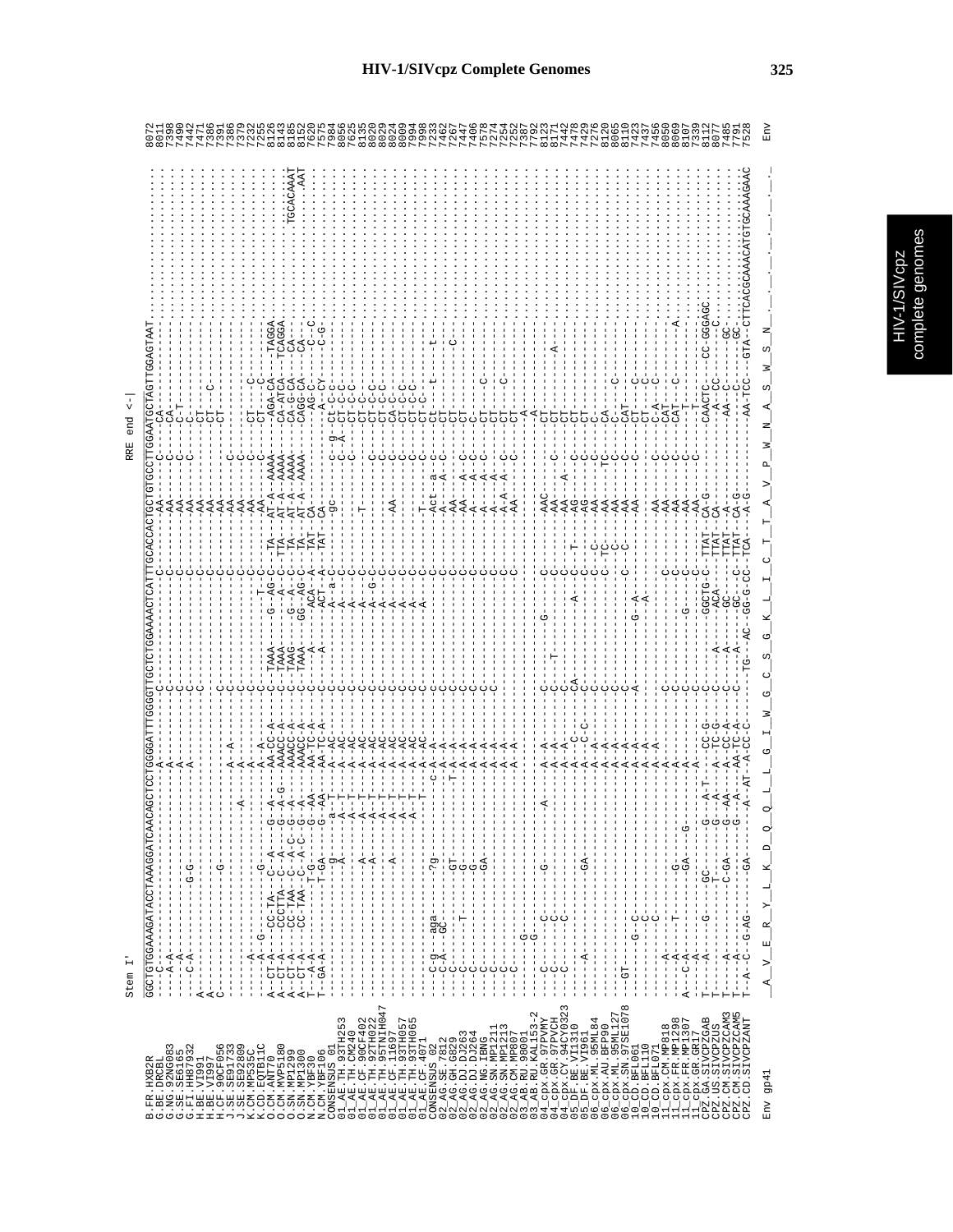# HIV-1/SIVcpz Complete Genomes

Stem I' — RRE end <-|

```
                   GGCTGTGGAAAGATACCTAAAGGATCAACAGCTCCTGGGGATTTGGGGTTGCTCTGGAAAACTCATTTGCACCACTGCTGTGCCTTGGAATGCTAGTTGGAGTAAT
B.FR.HXB2R                                                                                                                    8072
G.BE.DRCBL                                                                                                                    8011
G.NG.92NG083                                                                                                                  7398
G.SE.SE6165                                                                                                                   7490
G.FI.HH87932                                                                                                                  7442
H.BE.VI991                                                                                                                    7471
H.BE.VI997                                                                                                                    7386
H.CF.90CF056                                                                                                                  7391
J.SE.SE91733                                                                                                                  7386
J.SE.SE92809                                                                                                                  7379
K.CM.MP535C                                                                                                                   7232
K.CD.EQTB11C                                                                                                                  7255
O.CM.ANT70                                                                                                                    8126
O.CM.MVP5180                                                                                                                  8143
O.SN.MP1299                                                                                                                   8185
O.SN.MP1300                                                                                                                   8152
N.CM.YBF30                                                                                                                    7620
N.CM.YBF106                                                                                                                   7575
CONSENSUS_01                                                                                                                  7984
01_AE.TH.93TH253                                                                                                              8056
01_AE.TH.CM240                                                                                                                7625
01_AE.CF.90CF402                                                                                                              8135
01_AE.TH.92TH022                                                                                                              8020
01_AE.TH.95TNIH047                                                                                                            8029
01_AE.CF.1169                                                                                                                 8024
01_AE.TH.93TH057                                                                                                              8009
01_AE.TH.93TH065                                                                                                              7994
01_AE.CF.4071                                                                                                                 7998
CONSENSUS_02                                                                                                                  7233
02_AG.SE.7812                                                                                                                 7462
02_AG.GH.G829                                                                                                                 7267
02_AG.DJ.DJ263                                                                                                                7447
02_AG.DJ.DJ264                                                                                                                7406
02_AG.NG.IBNG                                                                                                                 7378
02_AG.SN.MP1211                                                                                                               7274
02_AG.SN.MP1213                                                                                                               7254
02_AG.CM.MP807                                                                                                                7252
03_AB.RU.98001                                                                                                                7387
03_AB.RU.KAL153-2                                                                                                             7792
04_cpx.GR.97PVMY                                                                                                              8123
04_cpx.GR.97PVCH                                                                                                              8171
04_cpx.CY.94CY032                                                                                                             7442
05_DF.BE.VI1310                                                                                                               7478
05_DF.BE.VI961                                                                                                                7429
06_cpx.ML.95ML84                                                                                                              7276
06_cpx.AU.BFP90                                                                                                               8120
06_cpx.ML.95ML127                                                                                                             8065
06_cpx.SN.97SE1078                                                                                                            8110
10_CD.BFL061                                                                                                                  7423
10_CD.BFL110                                                                                                                  7437
10_CD.BFL071                                                                                                                  7456
11_cpx.CM.MP818                                                                                                               8050
11_cpx.FR.MP1298                                                                                                              8069
11_cpx.FR.MP1307                                                                                                              8107
11_cpx.GR.GR17                                                                                                                7339
CPZ.GA.SIVCPZGAB                                                                                                              8112
CPZ.US.SIVCPZUS                                                                                                               8077
CPZ.CM.SIVCPZCAM3                                                                                                             7485
CPZ.CM.SIVCPZCAM5                                                                                                             7791
CPZ.CD.SIVCPZANT                                                                                                              7528

Env gp41           A  V  E  R  Y  L  K  D  Q  Q  L  L  G  I  W  G  C  S  G  K  L  I  C  T  T  A  V  P  W  N  A  S  W  S  N                    Env
```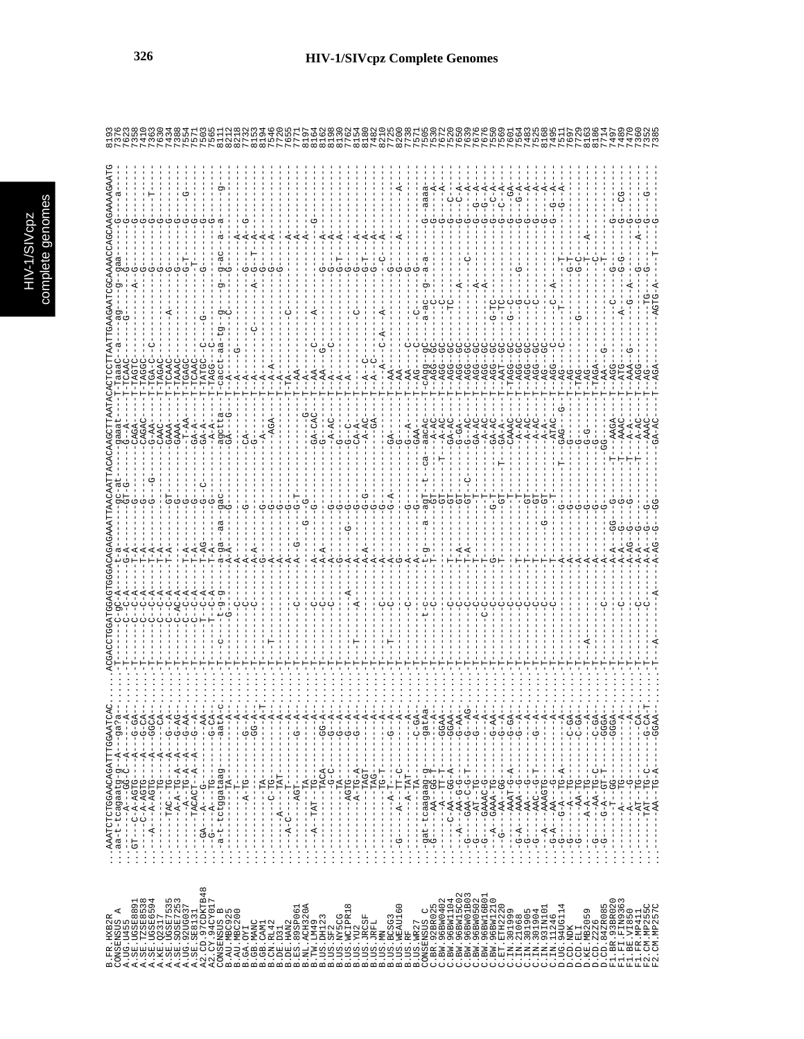# HIV-1/SIVcpz Complete Genomes

```
B.FR.HXB2R        ...AAATCTCTGGAACAGATTTGGAATCAC....ACGACCTGGATGGAGTGGGACAGAGAAATTAACAATTACACAAGCTTAATACACTCCTTAATTGAAGAATCGCAAAACCAGCAAGAAAAGAATG 8193
CONSENSUS_A
A.UG.U455
A.SE.UGSE8891
A.SE.TZSE8538
A.SE.UGSE6594
A.KE.Q2317
A.SE.UGSE7535
A.SE.SOSE7253
A.UG.92UG037
A.SE.SE8131
A2.CD.97CDKTB48
A2.CY.94CY017
CONSENSUS_B
B.AU.MBC925
B.AU.MBC200
B.GA.OYI
B.GB.MANC
B.GB.CAM1
B.CN.RL42
B.DE.D31
B.DE.HAN2
B.ES.89SP061
B.NL.ACH320A
B.TW.LM49
B.US.DH123
B.US.SF2
B.US.NY5CG
B.US.WCIPR18
B.US.YU2
B.US.JRCSF
B.US.JRFL
B.US.MN
B.US.BCSG3
B.US.WEAU160
B.US.RF
B.US.WR27
CONSENSUS_C
C.BR.92BR025
C.BW.96BW0402
C.BW.96BW1104
C.BW.96BW15C02
C.BW.96BW01B03
C.BW.96BW0502
C.BW.96BW16B01
C.BW.96BW1210
C.ET.ETH2220
C.IN.301999
C.IN.21068
C.IN.301905
C.IN.301904
C.IN.93IN101
C.IN.11246
D.UG.94UG114
D.CD.NDK
D.CD.ELI
D.KE.MB2059
D.CD.Z2Z6
D.CD.84ZR085
F1.BR.93BR020
F1.FI.FIN9363
F1.BE.VI850
F1.FR.MP411
F2.CM.MP255C
F2.CM.MP257C
```

Position numbers (in order as printed): 8193, 7376, 7623, 7358, 7410, 7363, 7630, 7434, 7388, 7554, 7571, 7503, 7565, 8111, 8212, 8218, 7732, 8153, 8194, 7546, 7720, 7655, 7771, 8197, 8164, 8162, 8198, 8130, 7762, 8154, 8180, 7482, 8210, 7725, 8200, 7738, 7505, 7530, 7672, 7520, 7650, 7639, 7676, 7550, 7569, 7601, 7564, 7483, 7525, 8168, 7495, 7511, 7697, 7729, 8163, 8186, 7714, 7497, 7489, 7470, 7360, 7352, 7385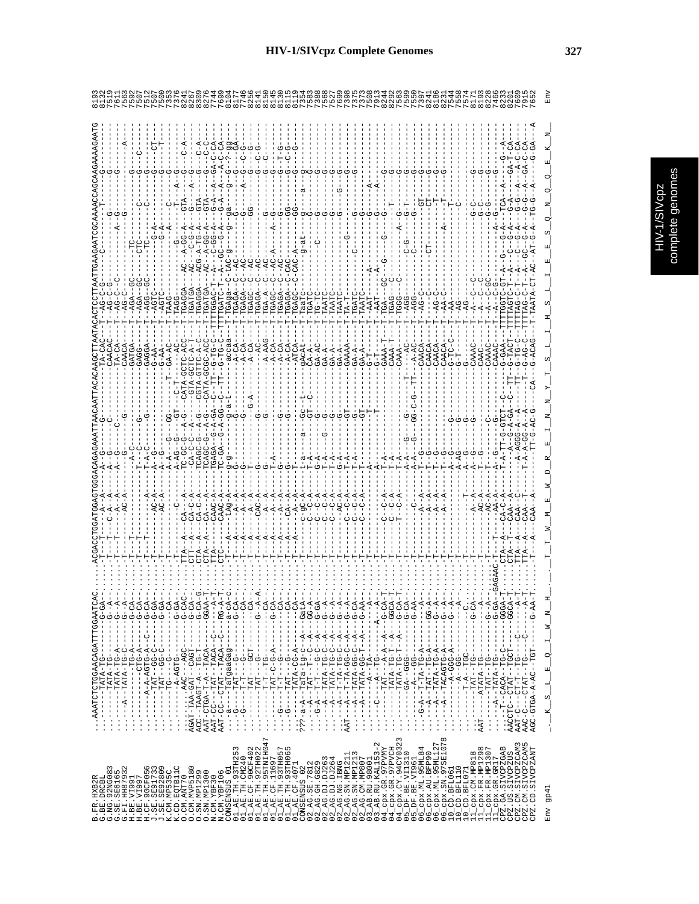```
B.FR.HXB2R           ...AAATCTCTGGAACAGATTTGGAATCAC.............ACGACCTGGATGGAGTGGGACAGAGAAATTAACAATTACACAAGCTTAATACACTCCTTAATTGAAGAATCGCAAAACCAGCAAGAAAAGAATG 8193
B.BE.DRCBL           ........-TATA-TG-------G-GA-.............-T---T-----A--A-----A--G--------G--------TA-CAC---T--AG-C-G------C------------T------G------ 8132
G.NG.92NG083         ........-TATA-TG-------G--A-.............-T---T-----C--A--A--A--G--------C--------CAACAC---T--AG-C-G-----------------------G-------- 7519
G.SE.SE6165          ........-TATA-TG-C-----G--A-.............-T---T-----C--A-----A--G--------G--------TA-CA----T--AG-C-G-----------A--G----------G------ 7611
G.FI.HH87932         ........A--TATA-TG-C-----G--A-.............-T---------AC-A-----G------------G------CAACA----T--AG-C-----------------------------A--- 7563
H.BE.VI991           ........-----TG-A-----G-CA-.............-T---------------------A-C------------------GATGA----T--AGA--GC------TC--------------G------- 7592
H.BE.VI997           ........-----CTG-A-----G-CA-.............-T--T----------A-----T-A-C------G--------GAGG-----T--AGA--GC------CTC--------------G-C----- 7507
H.CF.90CF056         ........--A-A-AGTG-A--C--G-CA-.............-T--T----------A-----T-A-C------G--------GAGGA----T--AGG--GC------TC-------C------G------- 7512
J.SE.SE91733         ........--TAT--GG-C-----G-GA-.............-T-----------AC-A-----A--G----------------G-AA-----T--AGTC-----------G-A-------------G----CT 7507
J.SE.SE92809         ........--TAT--GG-C-----G-GA-.............-T-----------AC-A-----A--G----------------G-AA-----T--AGTC-----------G-A-------------G-----T 7500
K.CM.MP535C          ........--TG---T-----G--CA-.............-T---------------------A--G------------------G-AA-----T--AGTC------------G-A------C------G------ 7353
K.CD.EQTB11C         ........--A-AGTG-------G-GA-.............-T----------C---------A-AG--G---GG----T--GA-AC-----TAAG----------------G--A-----T---A--G------ 7376
O.CM.ANT70           ........AAC--A--AGC----G-CAC-............TTA--A---CA--C--A-----TC-GC-G-----C-T----------AC--T--TAAG-------------G--A------T---A--G------ 8241
O.CM.MVP5180         AGAT-TAA-GAT--CAGT-----G-CA--............CTT-A---CA-C-A------CA-C-C--A---G--GT----CATA-GCTC-ACC--T--TGAGGA---AC---A-GG-A----GTA---G---C-A-- 8267
O.SN.MP1299          ACC--TAAGT-A---TG-T----G-CA-G............CTA-A---CA-C-A------TCAGC-G--A-G--GTA-GCTC-A-T--T--TGATGA---AC---C-G-A----G----A--G------ 8309
O.SN.MP1300          AAT-CTGA-T-A--TACA-----GGAA-T............CTA-A---CA---A------TCAGC-G--A-G----CGTA-GTTC-A-C--T--TGAGGA---ACG-A-TG-A----GTA----------C-A-- 8276
N.CM.YBF30           AAT-CC---TAT--TACA--C----A-T.............TTA-----CAAC-A------TGAGA--G-A-GA-C--TT--G-TG-C--TTTTGGAC-T---A---C-GG-A----G-A---A--GA-C-CA-- 7744
N.CM.YBF106          AAT-CC--CTAT--TACA--C----RG-A-T..........CTC-----CAAC-A------TC-GA--G-A-GG-C--TT--G-TG-C--TTTTGATC-T---A--GC--G-A----G-A---A--C-CA-- 7699
CONSENSUS_01         ..a----TATgaaGag-----a-CA-c...............-T--A-----tAg-A-----g-g---------g-a-t------accaa------TGAga----C-tAC-g-----g----ga---g---?-gg 8104
01_AE.TH.93TH253     ...G-----T-T---G-------CA-................-T--A-------A--A-----------------------------A-CA------TGAGA----C--AC----------------A--A-G-GA- 8117
01_AE.TH.CM240       ........--T-T---G-------CA-...............-T--A-------A--A-----------------------------A-CA------TGAGA----C--AC----------------A--G--C-G-- 7746
01_AE.CF.90CF402     ........--TAT---GCT------CA-..............-T--A-------A--A-----T----------------G-A------A-CA------TGAGC----C--AC-----------GG-------G---G- 8256
01_AE.TH.92TH022     ........--TAT---G-------G--A-A............-T--A-----CAC-A------G-----------------------------AC------TGAGA----C--AC-----------------G---C-G- 8141
01_AE.TH.95TNIH047   ........--T-T-TG-------CA-................-T--A-------A--A----G-------------------G--------A-AAG------TGA-A----C--AC------G-------------G------ 8150
01_AE.CF.11697       ........--TAT-C-G-A-----G-CA-.............-T--A-------A--A-----T-A-----------------------------A-CA------TGAGC----C--AC--A----A--G-----------G------ 8145
01_AE.TH.93TH057     ...G-----T-T---G--------CA-...............-T--A-------A--A-----G---------------G----------A-CA------TGAGA----C--AC-A-----------------G--T-G-- 8130
01_AE.TH.93TH065     ...G-----TAT---G--------CA-...............-T--A-----CA--A-----G-------------------------A-CA------TGAGA----C-CAC--------GG--------G--C-G-- 8115
01_AE.CF.90CF4071    ........--TATA-TG--------CA-..............-T--A--------A-----G-------------------------A-CA------TGAGC----C-CAC--------GG--------G---G-- 8119
CONSENSUS_02         ???-a-A--TATa-tg-c--A----GatA.............-T------c-gC-a-----t-a-----a---gc--t------gACat------TaaTC-------g-at------g------a----g------ 7354
02_AG.SE.7812        ........G-A---TAT-T--C--A----GG-A.........-T------C--C-A-----T-A-----------GT--C-------CA-A------TGATC-------------------G-------------- 7583
02_AG.GH.G829        ........--A--T-T---G-C--A----G-GA.........-T------C--C-A-----G-A------------G--------GA-AC------TG-TC----------C------G--------------- 7388
02_AG.DJ.DJ263       ........--A--TATA-TG-C--A----G--A.........-T------C--C-A-----T-A-------G----G--------GA-A------TAATC--------------------G--------------- 7568
02_AG.DJ.DJ264       ........--A--TATA-TG-C--A----G--A.........-T------C--C-A-----T-A------------G--------GA-A------TAATC--------------------G--------------- 7527
02_AG.NG.IBNG        ........--A--T-TA-TG-C--A----G--A.........-T------C--AC-A-----G-A------------G--------GA-A------TAATC-------------------G------G--------- 7699
02_AG.SN.MP1211      AAT-----A--T-TA-GG-C--A----G--A...........-T------C--C-A-----T-A-----------GT--------GAAAA------TA-T-----------G----------G--------------- 7398
02_AG.SN.MP1213      ........--A--TATA-GG-C--A----G-CA.........-T------C--C-A-----T-A-----------------------GA-A------TGATC------C-----------------------G----- 7373
02_AG.CM.MP807       ........--A--TATA-GG-T--A----G-AA.........-T------C--C-A-----T-A-----------GT--------GA-A------TAATC------------------------------------- 7375
03_AB.RU.98001       ........--A--TA--T--A-------A..............-T----------A------A-------------------------G-T------AAT-----A-----------G-------A--------- 7508
03_AB.RU.KAL153-2    ........C--A---TG-------A---A-............-T----------A------A-------------------------G-T------AAT-----A-----------G-------A--------- 7913
04_cpx.GR.97PVMY     ........--TAT--A--A-A--G-CA-T.............-T------C--C-A-----T-A-----------T----------GAAA-T----TGA--GC-G---G----G----G-------------- 8244
04_cpx.GR.97PVCH     ........--TATA-TG-T--A--GGCA-T............-T------C--C-A-----T-A--------------------------CAAA-T----TGAG--C-------T-------------------- 8292
04_cpx.CY.94CY0323   ........--TATA-TG-T--A--G-CA-T............-T------T--C-A-----T-A----------------------------CAAA------TGGG--C--------A--G------------G---- 7563
05_DF.BE.VI1310      ........GA-GGG-------G-CA-................-T---------A-------A-A------G-----G----T----A-AC------AGG------C-G-----G-T---------------- 7599
05_DF.BE.VI961       ........A---GG-------G-AA-................-T----------C------A-A---G-GG-C-G-TT----A-AC------AGG------C------G-T--------------------- 7550
06_cpx.ML.95ML84     ..G-A----T-A---TG-A---A---................-T----------A--A-------------------------CAACA------AG-C---------------------G--------------- 7397
06_cpx.AU.BFP90      ........--A--TAT--TG-A-----GG-A-..........-T----------A--A-----T-G-------------------CAACA------C------CT-----------CT---------G--------- 8241
06_cpx.ML.95ML127    ........--A--TATA-TG-A-----G--A-..........-T----------A--A-----T-G-------------------CAACA------AG-C--------------------------G--------- 8186
06_cpx.SN.97SE1078   ........--A--TACAGTG-A-----G--A-..........-T----------A--A-----T-G-------------------CAACA------AA-C-----------A--------T---------------- 8231
10_CD.BFL061         ........A-GGG-A-------G--A-...............-T---------------------A-G-------G--------G-TC-C------AA-------------------T------------------ 7544
10_CD.BFL110         ........A-GG-----------A-.................-T---------------------A-AG------G--------G-T--------AG-----------------C-------------------- 7558
10_CD.BFL071         ........T-A---TGC------C-.................-T----------T------A-A-G---G--------------G------------AG--------------------------------------- 7571
11_cpx.CM.MP818      ........--TAT--TG-------G-CA-.............-T-----A--A-----A-A-G-----------------------CAAAC------A---C-------------G-C-----------G------ 8171
11_cpx.FR.MP1298     AAT-----ATATA-TG-------G--A-..............-T-----AC-A-----T---G----------------------CAAC------A--C-C-------------G-G-----------G------ 8193
11_cpx.FR.MP1307     ........--TAT--TG-------G--A-.............-T-----AC-A-----T---G-----C----------------CAAAC------A--C-GC------------G-G-----------G------ 8228
11_cpx.GR.GR17       ........A---TATA-TG-------G--A-...........-T-----AA-A-----A---G------------G------------CAAAC------A--C-G--------A-G-------------G------ 7466
CPZ.GA.SIVCPZGAB     ........T--CACA--TG-C----G-GA-GAGAAC-T---T---CA-C-A-----A---A-TT-G-GTCT--C--------G-GAA---TTTTGGTC-GT-A---G----G-A---TCA---A------G--A-- 8233
CPZ.US.SIVCPZUS      AACCTC--CTAT--TGCT-----GGGA-T............CTA--T---CAA--A-----------A-G-A-GA-C--TT-G-TACT--TTTTAGTC-T--A---C--G-A---G-A-----GA-T-CA-- 8201
CPZ.CM.SIVCPZCAM3    AAT-C---CTATA-TG-------GGCA-T............CTA--T---CAA--A-----------A-AGGG-A--A-T--TT-G-TG-C--TTTTAG-C-T--A---C--G-A---G-G---A--A-C-CA-- 7609
CPZ.CM.SIVCPZCAM5    AAC-C---CTAT--TG--C---A-T................TTA--A---CAA--T-----T-A-A-GG-A-A--T--TT-G-AG-C--TTTTAG-C-T--A--GC--G-A---G-G---A--GA-C-CA-- 7915
CPZ.CD.SIVCPZANT     AGC-GTGA-A-AC-TGT-----G-AA-T..............-T--A---CAA--A-----------TT-G-AC-G-----CA--G-ACAG---T-TAATA-CT-AC--AT-G-A---TG-G---A-----G-GA-- 7652

Env gp41             _K__S__L__E__Q__I__W__N__H_._._._._T__T__W__M__E__W__D__R__E__I__N__N__Y__T__S__L__I__H__S__L__I__E__E__S__Q__N__Q__Q__E__K__N_                 Env
```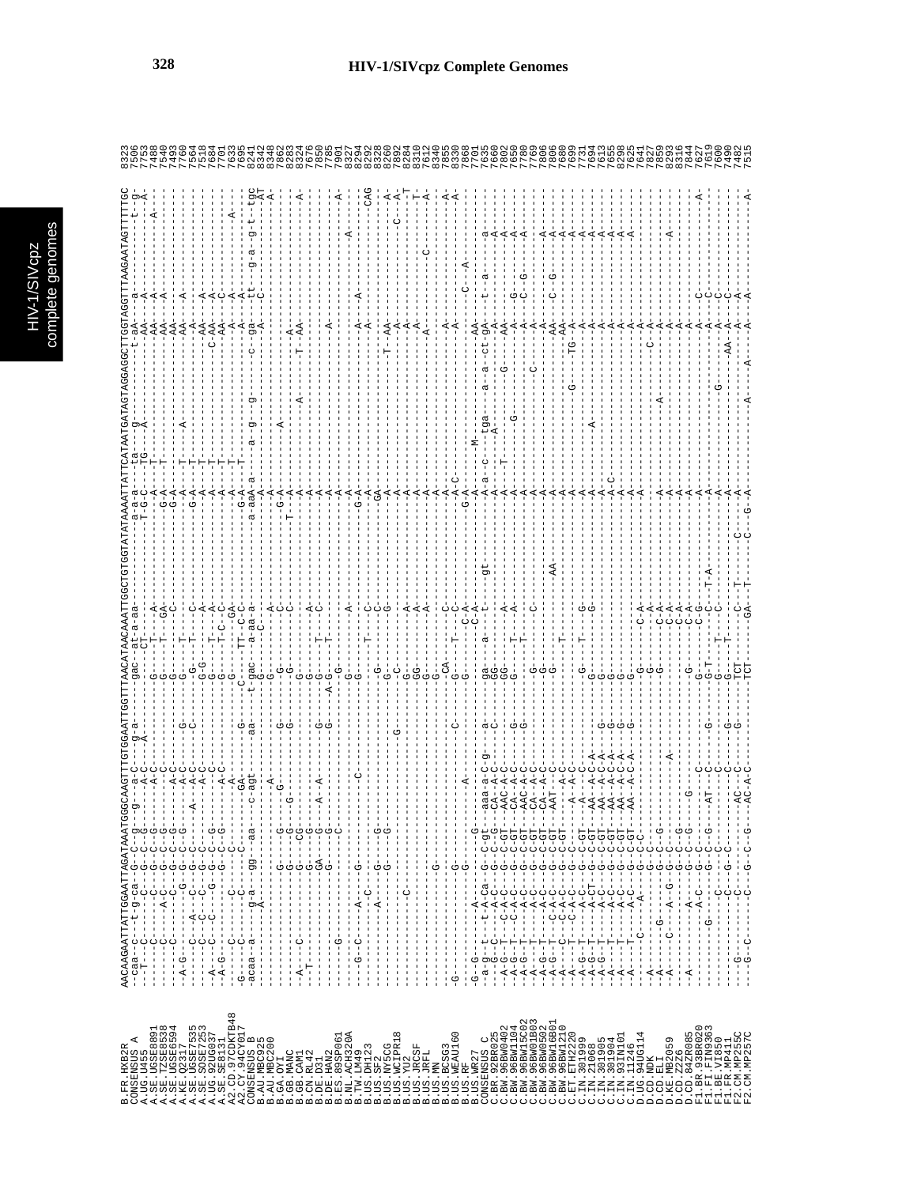# HIV-1/SIVcpz Complete Genomes

```
B.FR.HXB2R        AACAAGAATTATTGGAATTAGATAAATGGGCAAGTTTGTGGAATTGGTTTAACATAACAAATTGGCTGTGGTATATAAAATTATTCATAATGATAGTAGGAGGCTTGGTAGGTTTAAGAATAGTTTTTGC  8323
CONSENSUS_A       --caa--c---t-g-ca--G---C---g---g---a-C-----g-a------gac--at-a-aa-----------a-a-a----ta----g------------t-aA---a--------------t-g-  7506
A.UG.U455         --T----C-----C-----G---C---G-------A-C-----A---------G----CT-------------T-G-C---TG---A-------------------AA---A--------------g-   7753
A.SE.UGSE8891     -------C------------G---C--G-------A-C-----------------G---T---A----------G-A----T--------------------AA---A-----------A-----   7488
A.SE.TZSE8538     -------C-----A-C----G---C--G-------A-C-----------------G-------GA---------G-A----T--------------------AA---A------------------  7540
A.SE.UGSE6594     -------C--------C---G---C--G-------A-C-----------------G-------C----------G-A----------------------------AA----------------------  7493
A.KE.Q2317        --A-G---------G---G---C---G-------A-C------G-------------G-----T-------------A----T-----A-----------------AA---A----------------  7760
A.SE.UGSE7535     -------C---A---C---G---C---------A--A-C-------------------G---T---C--------G-A----T-------------------------A-------------------  7564
A.SE.SOSE7253     --A----C---C---C---G---C--------------A-C------------------G-G------A------------A----T------------------------AA---A------------  7518
A.UG.92UG037      --A-G--C---C------G---G---C---G-------A-C----------------------G----T-C--C---------A---T-------------------C-AA---A----------------  7684
A.SE.SE8131       ---------------C----G---C--G------A-C-----------------G---------GA-----------A----T--------------------AA---C-------------A----  7701
A2.CD.97CDKTB48   -G----C-----C-----C---C--------GA-----------G----C----TT--C-C---------G-A----T-----------------------A----A-------------------  7633
A2.CY.94CY017     -acaa--a-----g-a----gg---aa---c-agt------aa---t-gac--a-aa-a-----------a-aaA-a-----a--g---g---g-------c--ga---tt---g-a--g-t--tgc  7695
CONSENSUS_B       -------------A-------------------------------------C-------------------A---------------------A-----C--------------------------AT  8241
B.AU.MBC925       ----------------------------A--------------G-------------------A-------A------------------------------------------------------A-  8342
B.AU.MBC200       ------------------G---G-----------G-----------G------C-----------G-A-------A--------------------------------------------------   8348
B.GA.OYI          ----------------------G---G---G---------------G------C---------T--A-----------------------------------------------------------   7862
B.GB.MANC         --A----C-----------G---CG--------------------G-------------------A----------A-------------------A---------------------------A-   8283
B.GB.CAM1         ----T------------G-----G-----------------------G-----------A-------A------------------------------T--AA--------------------------  8324
B.CN.RL42         ----T----------------GA----G---A--A---------G--G-----T--C----------A-------------------------------------------------------------  7476
B.DE.D31          ------------------G---G---C-------------------A-G---T------------A---------------------------A-----------------------------------  7850
B.DE.HAN2         ---------G--------------------------------------------------------A-------------------------------------------------------------  7785
B.ES.89SP061      --------------------------------------------------G-------A-------A-------------------------------------------------------A------  7901
B.NL.ACH320A      ----G-C----A--C-------G-------------------G-------------------G-A-------------A---------A-------A---------------------------A---  8327
B.TW.LM49         -----------------------------------C------------------------------A------------------------------A-----------------------------   8294
B.US.DH123        ----------C----------------------------------T-----C--------A-------------------------------------------------------------------  8292
B.US.SF2          -----------A------G---G---------------------G-----C--------GA------------------------------------------------------------CAG     8328
B.US.NY5CG        -----------------G---G-------------------G------G-----G---------A--------------------T--AA--------------------------C--A-        8260
B.US.WCIPR18      ----------------------------------------------C---------------A----------------------------A-----------------------------A-       7892
B.US.YU2          -------C-------------------------------------GG------A----------A-----------------------A----------------------------T-          8284
B.US.JRCSF        ------------------------------------------G------A-------------A------------------------A-----------------------------T-          8310
B.US.JRFL         -------------------------------------------G----------------A-------------------------A------------------C-----A-               7612
B.US.MN           --------------G-----------------------------G-------------------------------------------------------------------------------   8340
B.US.BCSG3        ----------------------------------------CA-------C-----T------A-C------------------------A-----------------------A-              7855
B.US.WEAU160      -G-----------G---------------C-----G----------C-----------A-C----------------------------A-------------------A-                   8330
B.US.RF           -----------------------A---------------G--------C-A-------G-A----------------------------C---A-------------                        7868
B.US.WR27         -G--G-------G-------------------------------------C-A-----------G-A------M-------------------------------------                    7701
CONSENSUS_C       --a-g--t---t-A-Ca--G--C-gt---aaa-a-C-g---a----ga---a---t-----gt-----A-a--c---tga----a---a--ct-gA---t--a-----a-                   7635
C.BR.92BR025      ---G-C-----A-C---G--C-G---CA--A-C-----C----GG--------------------A---------A-------------------A---------A-                       7660
C.BW.96BW0402     --A-G-T----C-A-C--G--C-GT---AAC-A-C------GG-------A-------------A-----T-----------G------AA----------A-                          7802
C.BW.96BW1104     --A-G-T----C-A-C--G--C-GT---CA--A-C--G----G-----T---A-------------A---------------------A-------G----A-                          7650
C.BW.96BW15C02    --A-G--T----A-C---G--C-GT---AAC-A-C--G-----------T--------------A-------G--------------A-------C---A-                             7780
C.BW.96BW01B03    --A-G--T----A-C---G--C-GT---CA--A-C-----------G------C-----------A------------C-------A-------------------                        7769
C.BW.96BW0502     --A-G--T---C-A-C--G--C-GT---CA--A-C-----------G------------------A----------------------A-------------A-                          7806
C.BW.96BW16B01    --A-G--T---C-A-C--G--C-GT---AAT-A-C------------G-----------AA----A-------------------AA---C-G---A-                                7806
C.BW.96BW1210     --A----C---C-A-C--G--C-GT---AAT-A-C------------T--------------A-------------------AA---C--G---A-                                  7680
C.ET.ETH2220      --A----T---C-A-C--G--C-G-------A-A-C---------------------------A-------------G-----TG--A-----A-                                   7699
C.IN.301999       --A-G-T----A-C---G--C-GT---A--A-C------G-----T-----G--------A-------------------A------A-                                         7731
C.IN.21068        --A-G--T---A-C---G--C-GT---AA-A-C-A-----G----------G-------A-------A-------------A-----A-                                         7694
C.IN.301905       --A-G-T----A-CT-G--C-GT---AA-A-C-A--G--G-------------------A---------------------A-----A-                                         7613
C.IN.301904       --A----T---A-C---G--C-GT---AA-A-C-A--G--G-------------------A-C-----------------A-----A-                                          7655
C.IN.93IN101      --A----T---A-C---G--C-GT---AA-A-C-A--G--G-------------------A--------------------A-----A-                                         8298
C.IN.11246        --A----T---A-C---G--C-GT---AA-A-C-A--G--G-------------------A--------------------A-----A-                                         7625
D.UG.94UG114      --------C----A---G--C-C---------------G----C-A-----------A-----------------------------A-                                         7641
D.CD.NDK          --A--------------G--C----------------------G----C-A-----------A------------------C--A-                                            7827
D.CD.ELI          --A-------G------G--C-G--------------------G----C-A-----------A--------A---------A---A-                                           7859
D.KE.MB2059       --A-----C---A--G--G--C------------A------------C-A-----------A-----------------A---A-------A-                                     8293
D.CD.Z226         ---------------G--C-G-------------------------C-A-----------A----------------------A-                                             8316
D.CD.84ZR085      --A----------A---G--C-G------G-----------G------C-A-----------A----------------A-----------A-                                     7844
F1.BR.93BR020     ---------A-C-----G--C-G------------------G-T----C-G-----------A------------------A---C-----A-                                     7627
F1.FI.FIN9363     -------G-------C--G--C-G-AT---C-----G-----G------T-A-----------A----------------A--C----------                                    7619
F1.BE.VI850       ---------------C--G--C------------C-----G--G-----T--C-----------A-----------G-------A--C-----                                     7600
F1.FR.MP411       -------------C---G--C-----------C--------G-----T--C-----------A--------------AA--A--C-----                                        7490
F2.CM.MP255C      ----G-------C---G--C----AC--C----G---TCT---C--T--C---A----------------------A---A---A--                                           7482
F2.CM.MP257C      ----G-C-----C---G--C-G--AC-A-C---G---TCT---GA---T--C---G-A--------A------A--A---A---A--                                           7515
```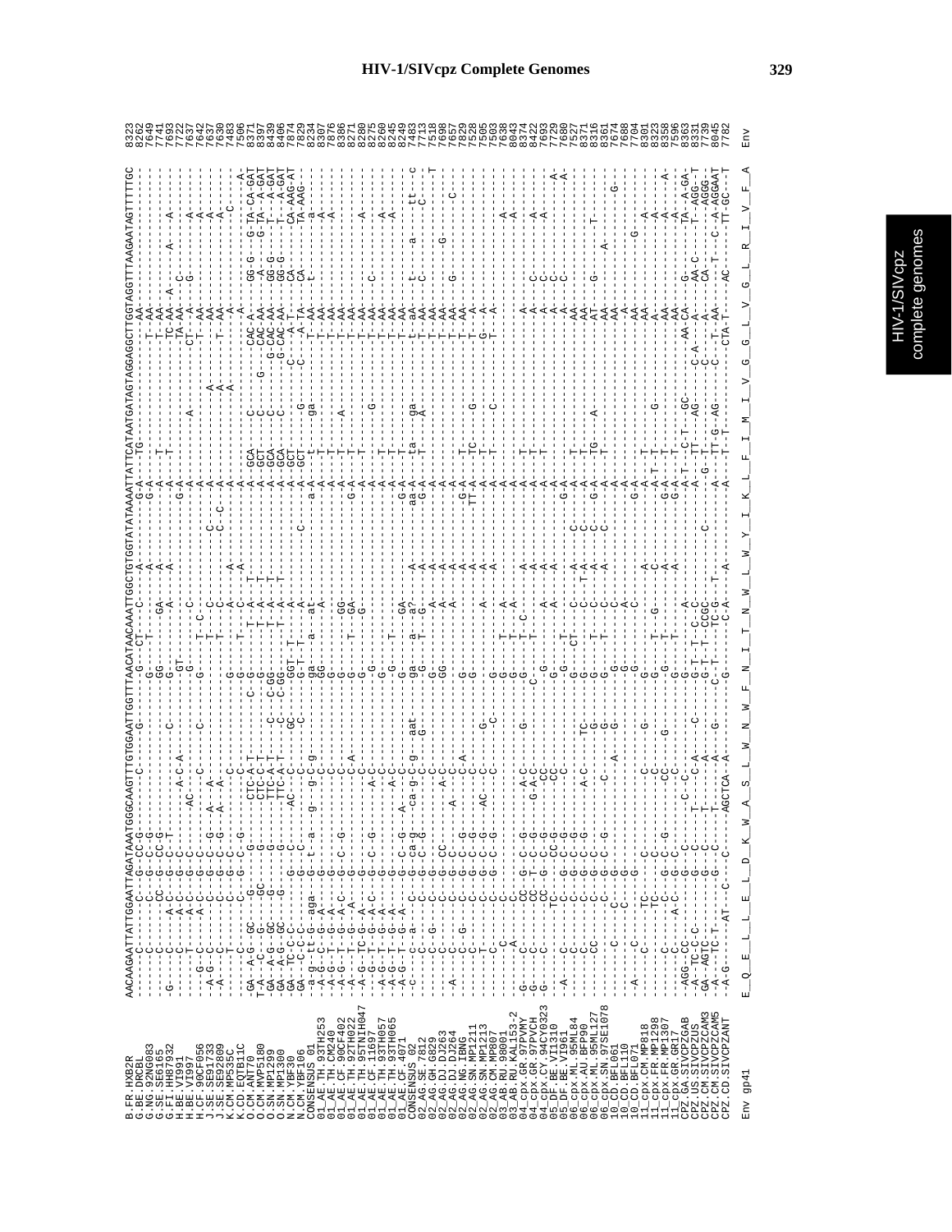```
B.FR.HXB2R            AACAAGAATTATTGGAATTAGATAAATGGGCAAGTTTGTGGAATTGGTTTAACATAACAAATTGGCTGTGGTATATAAAATTATTCATAATGATAGTAGGAGGCTTGGTAGGTTTAAGAATAGTTTTTGC  8323
B.BE.DRCBL            ------C-------C-----G--CC-G-----------C------G---------G------CT----C------A-------G-A-----TG-------------------------AA----------------  8262
G.NG.92NG083          ------C-------------G--C--G-------------------------G--T-------------------------G-A------------------------------T-AA----------------  7649
G.SE.SE6165           ------C-------CC----G--C--G------------------------GG------GA-----A-------A-------A------------------------------T-AA----------------  7741
G.FI.HH87932          G-----C------A-C----G--C--T-------A-C-A------C-----G-------A-----A---------------A-------T-----------------------TC-AA--A-------A-----  7693
H.BE.VI991            ------T------A-C----G--C--------AC-------------------GT------------------------------------------------------------TA-AA--C---------  7722
H.BE.VI997            ------------A-C-----G--C---------------C-------------G--------C-------------------G-A--------------A-------------CT--A--G-----------  7637
H.CF.90CF056          ----G--C------A-C----G-C------------------C---------G--------------------------------A-------------------------------T-AA------------  7642
J.SE.SE91733          --A-G--C---------C---G-C--G---A---A--------------------T---C---------------------A--------------------A-----------------AA--------A-  7637
J.SE.SE92809          --A------------C-----G-C--G---A-A-A-----------------------T---C------C--C---------A--------------A-------------T-AA--------A-------  7630
K.CM.MP535C           -----T-------C------G-C--G-----------C----------------------T-C---------------------A-----------A-------------T-AA----------------  7483
K.CD.EQTB11C          -----------C--------G-C--G----C--------C---------G-------T-----A-C-----A-----------A------------------------------------A---C----  7506
O.CM.ANT70            GA--A-G--GC----G-------G--------CTC-A-T------C-G------T---A-T---------------A---GCA----C-------------CAC-A---GG-G---G-TA-CA-GAT  8371
O.CM.MVP5180          T-A--C--G-----GC----G---------CTC-C-T------------G---------T-A-T---------------A---GCT----C------G----CAC-AA----A-----G-TA--A-GAT  8397
O.SN.MP1299           GA--A-G--GC--G-------G---------TTC-A-T------C---C-GG---------T-A-T---------------A---GCA----C-------G-CAC-AA---GG-G-----T--A-GAT  8439
O.SN.MP1300           GA--A-G--GC--G-------G---------TTC-A-T-------C---C-GG---------T-A-T---------------A---GCA----C-------G-CAC-AA---GG-G-----T--A-GAT  8406
N.CM.YBF30            GA--TC-C-C-----------G-C-------AC--C--------GC-----GGT---A---------------A---GCT-------------C-----A-T---CA-------CA-AAG-AT  7874
N.CM.YBF106           GA--C-C-C----G-------G-C-------------C----------C---G-T--T---A---C------------A---GCT----G-------C-------A-TA---CA-------TA-AAG-  7829
CONSENSUS_01          -a-g--tt-G--aga---t-a---g---g-g-----------ga-----a--at---------------a-A--------t----ga-------------a-------------------a-----  8234
01_AE.TH.93TH253      -A-G--T-G-A-C-----G-------------C-----------G-----------A--------------A---------------------------AA--------------------a-----  8397
01_AE.TH.CM240        -A-G--T--G-A-------G---------------C-----------G------A-------------A-----------T---------------T-AA--------------------A-----  7876
01_AE.CF.90CF402      -A-G--T--G-A-C-----G-C-------------C-------C--GG-------------A-----T---------------A------T-AA----------------------------  8386
01_AE.TH.92TH022      -A-G--T--G-A-------G---------------C-------C--GG-------------A-----T---------------A------T-AA----------------------------  8271
01_AE.TH.95TNIH047    -A----T--G-A-------G---------------C-----------G--T-----GA-------------G-A-----T---------------------T-AA------------------A--  8280
01_AE.CF.11697        --G--T--G-A-C------G-C-------------A-C-------------G-G------G------------A----------G-------------T-AA----------------------  8275
01_AE.TH.93TH057      -A-G--T--G-A-------G---------------C-----------G------------A-----T---------------------T-AA-------C-------------------A-----  8260
01_AE.TH.93TH065      -A-G--T--G-A-------G-------------A-C-----------G-----T--------A-----T---------------------T-AA-------------------------A-----  8245
01_AE.CF.4071         -A-G--T--G-A-C-----G-----------A-C-------------G-------GA-------------A-----------------------T-AA-----------------------------  8249
CONSENSUS_02          -c--------c--------g-ca-g-----ca-g-c--g-aat-----ga--a----ga------A-----aa-A-ta------ga-----t-aA-----t-------a--------tt-----c  7483
02_AG.SE.7812         ------C-------------G-C-G-------C-C-----G-------T--G------A-----G-A-----T------A-------T-AA-----C----------------C-----  7713
02_AG.GH.6829         ------C-----G------G-CC---------C-----------G-----A-------A-----------A---------------------T-AA------------------------T  7518
02_AG.DJ.DJ263        -------C-------C----G-C---------A-C-------------G-G------A---------------A------------------T-AA----------------------  7698
02_AG.DJ.DJ264        -A----C-------C-----G-----------A--C-------------------------A-----------A---------------------T-AA----G------G-----C---  7657
02_AG.NG.IBNG         ------C---G---C-----G-C-G-----C-A---------G-----------A--------------G-A----------------------T-AA-------------------  7829
02_AG.SN.MP1211       ------C-------C-----G-C-G-------C-------------G-----------A-------------TT-A--TC----G--------T-AA-----------------------  7528
02_AG.SN.MP1213       ------C-------C-----G-C-G-----AC--C-----G-------------A-----------A--T------------------T--A---------------------------  7505
02_AG.CM.MP807        -------C-------C----G-C---------------C------------A-----A-----------A---------------C-------T--A---------------------  7503
03_AB.RU.98001        ------C-------C-----G-C------------------G-----T-A-------A-----------A----------------------------A-------------------  7638
03_AB.RU.KAL153-2     ------A-------C-----G----------------------G-----T-A-------A-----------A----------------------------A-------------------  8043
04_cpx.GR.97PVMY      G-----C-------CC----G--C--G---A-C-----G------G-----T--------A-------A------T-----------------A-------------------------  8374
04_cpx.GR.97PVCH      G-----C-------CC----T-C--G----G-A-C-------------C-----------A-------A------T-----------------A-------C-----A-----------  8422
04_cpx.CY.94CY0323    G-----C-------CC----G-C--G-----CC-------------G------A-------A-------A------------------------A--------C-----A---------  7693
05_DF.BE.VI1310       ------C-------TC----C-CC-G-----CC-------------G------A-------A-------A------------------------A--------C-------------A-  7729
05_DF.BE.VI961        -A----C-------C-----C-C--------CC-------------G-----CT------A------G-A-----------------------A--------C-------------A-  7680
06_cpx.ML.95ML84      ------C-------C-----G-C-G---------------------G---------C-----A-----C--A-----T------------------------AA---------------  7704
06_cpx.AU.BFP90       ------C-------C-----G-C-G------A-C-----TC-----G-----C-----T-A---C---A----T--------------------AA----------T-------------  7527
06_cpx.ML.95ML127     ------C-------C-----G-C-G-------------G------G-----T-----C-----A---C--G-A-----TG---A-----------AT------G-----------------  8371
06_cpx.SN.97SE1078    ------C-------C-----G-C-G-------C------G-----G-----T----C------A---C------A-----T------------------AA-----A----------------  8316
10_CD.BFL061          ------C------C------G-----------------A-G-----G---------C--------------A-------------------------AA------------G-------  8361
10_CD.BFL110          --------C-------G-----------------------------------G-----A-----------------A---------------------A--------------------  7674
10_CD.BFL071          -A----C-----------------------------------------G---------C-----------G-A-----------------------AA----G----------------  7688
11_cpx.CM.MP818       ------C-------TC----C-----------C-----------G------G---------A-----------A---T-------------------AA------------A--------  7704
11_cpx.FR.MP1298      ------C-------TC----C-----------C-----------G------G-----------C-----------A-T-------------G---------A------------A------  8301
11_cpx.FR.MP1307      ------C-------C-----G-C-G-------CC------G----------T-----C-----G-A-----T-----------------------AA------------A-----------A  8323
11_cpx.GR.GR17        ------C-------A-C---G-C---------C--------------G-----T-----------G-A---------------------------AA-------------A----------  8358
CPZ.GA.SIVCPZGAB      -AGG--CC--------G-C---------C-C-------------G-T-T---A-----------A-T--C-T--GC------AA-CA---G---------TA-A-GA  7596
CPZ.US.SIVCPZUS       -A--TC-C-C------G-C--------T-------C-A---C--G-T-T--C-C------------A------TT---AG-----C-A------A-----AA-C------T-AGG-T  8363
CPZ.CM.SIVCPZCAM3     GA--AGTC--------G-C----------T-----A--------G-T-T-CCGC-------C------G-T---------------C-----A-----CA-------AGGG-  8331
CPZ.CM.SIVCPZCAM5     -A----TC-T------G-C----------T-----A-------G---C-T---TC-G-----T-----A----TT-G--AG-----C----T-AA----C--T---C---A-AGGAAT  7739
CPZ.CD.SIVCPZANT      -A-G--------AT---C-------C----AGCTCA--A-----G------G-------C-A------A-------A----T-T-------------CTA-T---AC-------TT-GC---T  8045
                                                                                                                                                   7782
Env gp41              E  Q  E  L  L  E  L  D  K  W  A  S  L  W  N  W  F  N  I  T  N  W  L  W  Y  I  K  L  F  I  M  I  V  G  G  L  V  G  L  R  I  V  F  A      Env
```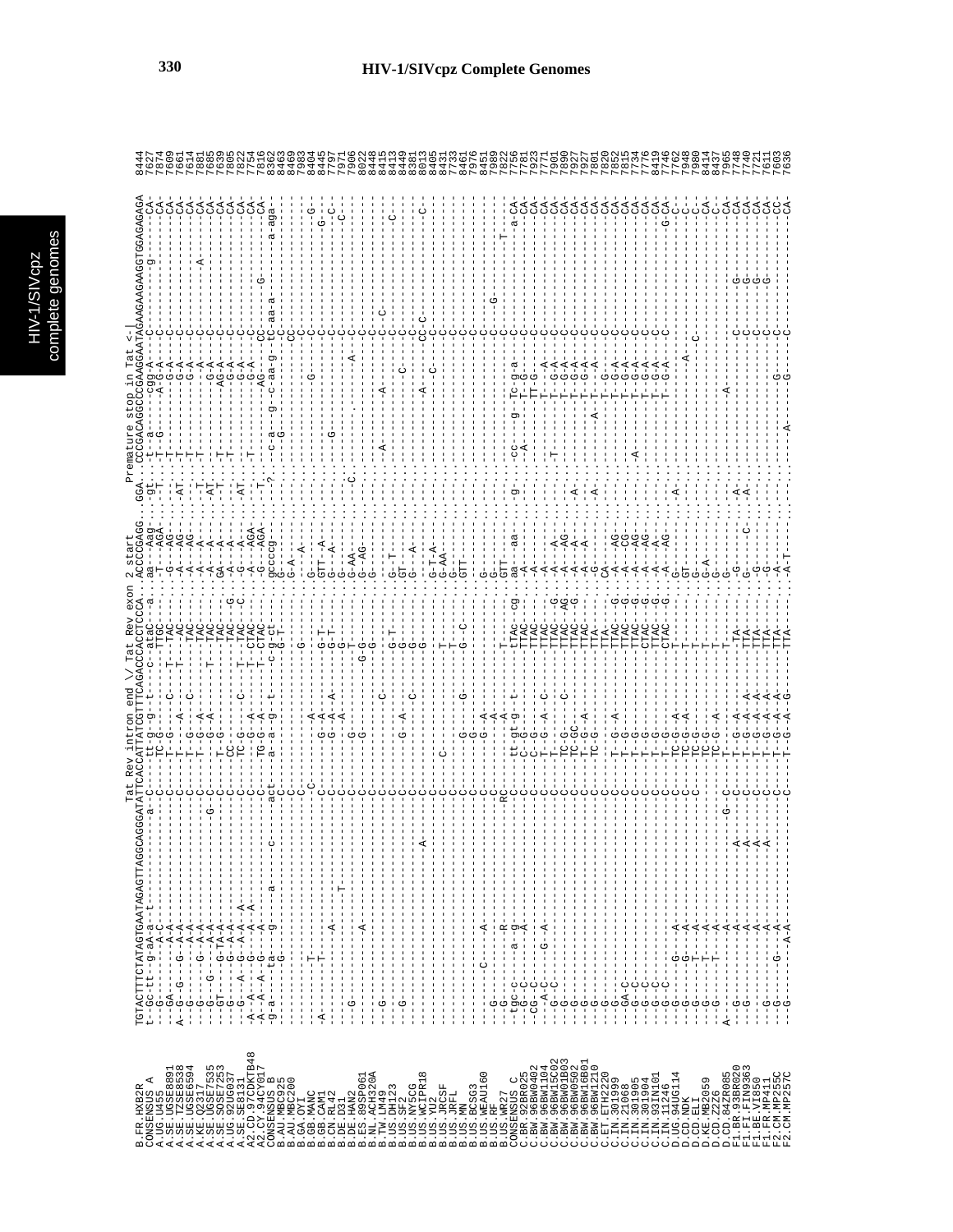# HIV-1/SIVcpz Complete Genomes

```
                                Tat Rev intron end \/ Tat Rev exon 2 start               Premature stop in Tat <-|
B.FR.HXB2R       TGTACTTTCTATAGTGAATAGAGTTAGGCAGGGATATTCACCATTATCGTTTCAGACCCACCTCCCA..ACCCCGAGG..GGA..CCCGACAGGCCCGAAGGAATAGAAGAAGAAGGTGGAGAGAGA 8444
CONSENSUS_A      t--c-tt--g-aA-a--t----------------a---C----tt-g--g--t-----c--atac----a..aa---Aag-..gt...t--a------cgg-A-----C------------g-------CA- 7627
A.UG.U455        ----G----------A-C--------------------C-----TC-G--------------TTGC------..-T---AGA-..-T...-G-------A-G-A-----C-----------------------CA- 7874
A.SE.UGSE8891    --GA-------------A-A--------------------C-----T--G------C--------TTAC------..-G---AG-..........T----------G-A-----C------------------------CA- 7609
A.SE.TZSE8538    A--G--G------G--A-A--------------------C-----T-------A------T----AC------..-A---AG-..AT......T-----------G-A-----C-----------------------CA- 7661
A.SE.UGSE6594    --G--------------A-A--------------------C-----T--G-----C-------TAC------..-A---AG-..........T----------G-A-----C-----------------------CA- 7614
A.KE.Q2317       --G----------G--A-A--------------------C-----T--G--A------------TAC------..-A---A---..-T.....T------------A-----C------------A----------CA- 7881
A.SE.UGSE7535    --G----G----G--A-A---------------G-----C-----G--A--------T---TAC------..-A---A---..AT..........--------G-A-----C-----------------------CA- 7685
A.SE.SOSE7253    --GT------G-TA-A---------------------C----T--G--------------TAC------..GA---A---..-T.....T------------AG-A-----C-----------------------CA- 7639
A.UG.92UG037     --G-------G--A-A--------------------C----TC-G-----------------TAC-----G-..-A---A---..-.......T------------G-A-----C-----------------------CA- 7805
A.SE.SE8131      --G---A--G----A-A--A-------------------C----TC-G-----C-----T--TAC-----C-..-G---A---..AT......T-------------G-A-----C-----------------------CA- 7822
A2.CD.97CDKTB48  -A--A---G-----A-A--A-------------------C----TC-G--A-----------T--CTAC------..-A---AGA-..-T.....T-------------G-A-----C-----------------------CA- 7754
A2.CY.94CY017    -A--A--G-------A-------------------C-----TG-G--A----------T--CTAC------..-G---AGA-..-T...........--------AG---------CC-----G------------------CA- 7816
CONSENSUS_B      -g-a------ta-----g-----a------------C----act--a--a--g----t-----c-g-ct----..gcccg-..?....c-a---g--c-aa-g---tC-aa-a---------------a-aga- 8362
B.AU.MBC925      ----------------G--------------------C-------------------------G-T------...C-....-...-G------------------C-------------------------- 8463
B.AU.MBC200      -------------------------------------C----------------------------------..G-A-....-..........................CC------------------------ 8469
B.GA.OYI         ---------------------------------------C-------------------G-----------..---A-....-............................C---------------------- 7983
B.GB.MANC        ------T---------------------------------C---------A---------------------..G-...-...-.........---------G------------C---------------------G- 8404
B.GB.CAM1        A------T-----------------------------C----------G--A--A-------G-T----..GT--A--....-...........................C------------------------G- 8445
B.CN.RL42        ---------------A---------------------C----------G--A----------G-T-----..G-......-............G--------------C-------------------------C-- 7797
B.DE.D31         -------------------T-----------------C----------A---------------G--------..G-......-...................................C--------------C--------- 7971
B.DE.HAN2        --G--------------------------------C----------G-----------------T--------..G-AA-...C............................A-----C--------------------- 7906
B.ES.89SP061     -------------A----------------------C----------G----------G-G------------..G--AG-..-..................................C------------------------ 8022
B.NL.ACH320A     ---------------------------------------C-----------------------G----------..G-........................................CC-------------------------- 8448
B.TW.LM49        --G-------------------------------------C---------------C---------------..-......-.........A..........A...............C--C---------------------- 8415
B.US.DH123       ------------------------------------C-----------------------G-T-------..G-T-....-.................................C------------------C----------- 8413
B.US.SF2         --G---------------------------------C------------G--A------G-T-------..GT-------.-...........................C-----------C--------------------- 8449
B.US.NY5CG       ----------------------------------------C----------G-------C---G---------..G---A-.....-.............................................C---------------- 8381
B.US.WCIPR18     -----------------------------A---------C-------------------G---------..G-..-.-........................A---C------CC-C------------------C-- 8013
B.US.YU2         ------------------------------------C-------------------------------..G-T-A-....-.......................................C--------------------- 8405
B.US.JRCSF       ------------------------------------C----C-----------------T--------..G-AA-..-..................C-----C--------------------------- 8431
B.US.JRFL        ------------------------------------C-----------------------T--------..G-......-..........................................C--------------------- 7733
B.US.MN          ---------------------------------------C--------G-------G---G--C----..GTT-....-............................................C-------------------- 8461
B.US.BCSG3       ------------------------------------C--------G----------------------..-.......-........................................C-------------------- 7976
B.US.WEAU160     --------C------A--------------------C--------G--A-------------------..G-......-........................................C-------------------- 7451
B.US.RF          --G-------------------------------C--------------A------------------..G-......-........................................C---------G---------- 7989
B.US.WR27        --G-------------R-------------------RC--------------A--------T-------..GTT-..........................................C-------------T------- 7822
CONSENSUS_C      -tgc-c----a--g-------------------C----tt-gt-g--t----tTAc-cg..aa---aa-..g-...cc---g--Tc-g-a---C-------------------a-CA- 7756
C.BR.92BR025     --G--C--------A-----------------C----C--G--------TTAC------..-A-......-...-A-------T--G-------C-----------------------CA- 7781
C.BW.96BW0402    -CG--C-------------------------C----C--G-----------TTAC------..-A-.......-.........----TT-G-----C-----------------------CA- 7923
C.BW.96BW1104    ---A-C-------G--A---------------C-----T--G--A--C---TTAC------..-A-.......-........------T---A---C-----------------------CA- 7771
C.BW.96BW15C02   --G-C---------------------------C----TC-----------TTAC----G..-A---A-...-...T---------T--G-A---C-----------------------CA- 7961
C.BW.96BW01B03   --G-----------------------------C----TC-GC-----C---TTAC---AG..-A---AG-..-.............---T--G-A---C-----------------------CA- 7890
C.BW.96BW0502    --G-----------------------------C----TC-G---------TTAC---G..-A---AG-..A..............---T--G-A---C-----------------------CA- 7927
C.BW.96BW16B01   --G-----------------------------C----T--G--A------TTAC------..-A---A-..-...............T--G-A---C-----------------------CA- 7927
C.BW.96BW1210    --G-----------------------------C----TC-G---------TTA-------..-G-.....A................A-T--T--A---C-----------------------CA- 7801
C.ET.ETH2220     --G-----------------------------C-------------------TTA-------..CA-.......-.............-T--G-----C-----------------------CA- 7820
C.IN.301999      --G-----------------------------C----T--G--A-------TTAC----G..-A---AG-..-...............T--G-A---C-----------------------CA- 7852
C.IN.21068       --GA-C--------------------------C----T--G----------TTAC----G..-A---CG-..-...............T--G-A---C-----------------------CA- 7815
C.IN.301905      --G-C---------------------------C----T--G----------TTAC----G..-A---AG-..-.......A.......T--G-A---C-----------------------CA- 7734
C.IN.301904      --G-C---------------------------C----T--G----------CTAC----G..-A---AG-..-...............T--G-A---C-----------------------CA- 7776
C.IN.93IN101     --G-C---------------------------C----T--G----------CTAC----G..-A---A--..-...............T--G-A---C-----------------------CA- 8419
C.IN.11246       --G-C-------G-------------------C----T--G-----------CTAC---G..-A---AG-..-...............T--G-A---C---------------------G-CA- 7746
D.UG.94UG114     --G---------G--A----------------C----TC-G--A------T---------..-.......-A.....................................C-----------------------C-- 7762
D.CD.NDK         --G----------G--A---------------C----TC-G--A------T---------..GT.......-.......................................A--------------------C-- 7948
D.CD.ELI         --G----------T--A---------------C----TC-G---------T---------..-.......-......................C--------------------------------C-- 7980
D.KE.MB2059      --G----------T--A---------------C----TC-G--A------T---------..G-A.....-.................................................CA- 8414
D.CD.Z2Z6        --G----------T--A---------------C----T-----------T---------..G-......-.................................................C-- 8437
D.CD.84ZR085     A--G-------------------------G--C----T--G----------T---------..G-......-..........A.......................................CA- 7965
F1.BR.93BR020    --G-------------A--------A------C----T--G--A--A----TA-------..-G-......-A.......................C--------G--------------CA- 7748
F1.FI.FIN9363    --G-------------A--------A------C----T--G--A--A----TTA------..G---C....A.......................C--------G--------------CA- 7740
F1.BE.VI850      --G-------------A--------A------C----T--G--A--A----TTA------..G-.......-.......................C--------G--------------CA- 7721
F1.FR.MP411      --G-------------A--------A------C----T--G--A--A----TTA------..-G-......-.......................C--------G--------------CA- 7611
F2.CM.MP255C     --G----------G--A---------------C----T--G--A--A----TTA------..-A-......-.........G.............C--------------------------CC- 7603
F2.CM.MP257C     --G------------A-A--------------C----T--G--A--G----TTA------..-A-T.....-......A.........G......C--------------------------CA- 7636
```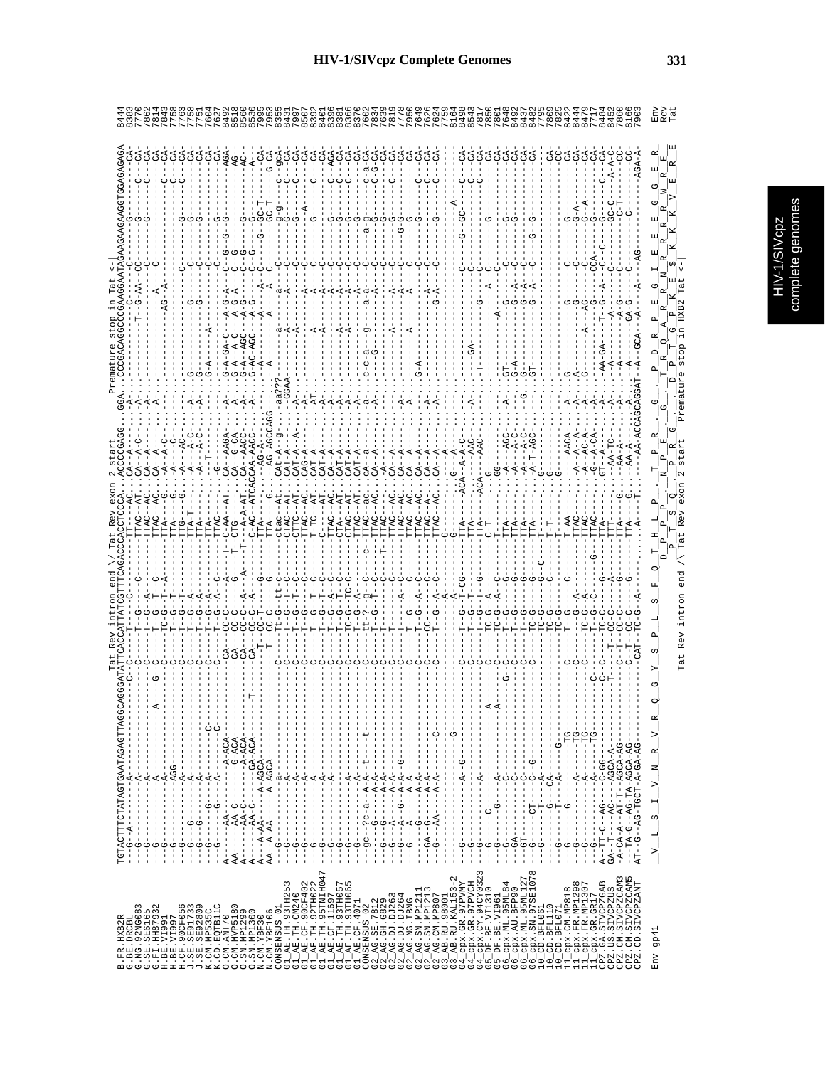```
                    Tat Rev intron end \/ Tat Rev exon 2 start          Premature stop in Tat <-|
B.FR.HXB2R          TGTACTTTCTATAGTGAATAGAGTTAGGCAGGGATATTCACCATTATCGTTTCAGACCCACCTCCCA...ACCCCGAGG...GGA...CCCGACAGGCCCGAAGGAATAGAAGAAGAAGGTGGAGAGAGA  8444
G.BE.DRCBL                                                                                                                                        8383
G.NG.92NG083                                                                                                                                      7770
G.SE.SE6165                                                                                                                                       7862
G.FI.HH87932                                                                                                                                      7814
H.BE.VI991                                                                                                                                        7843
H.BE.VI997                                                                                                                                        7758
H.CF.90CF056                                                                                                                                      7763
J.SE.SE91733                                                                                                                                      7758
J.SE.SE92809                                                                                                                                      7751
K.CM.MP535C                                                                                                                                       7604
K.CD.EQTB11C                                                                                                                                      7627
O.CM.ANT70                                                                                                                                        8492
O.CM.MVP5180                                                                                                                                      8518
O.SN.MP1299                                                                                                                                       8560
O.SN.MP1300                                                                                                                                       8530
N.CM.YBF30                                                                                                                                        7995
N.CM.YBF106                                                                                                                                       7953
CONSENSUS_01                                                                                                                                      8355
01_AE.TH.93TH253                                                                                                                                  8431
01_AE.TH.CM240                                                                                                                                    7997
01_AE.CF.90CF402                                                                                                                                  8507
01_AE.TH.92TH022                                                                                                                                  8392
01_AE.TH.95TNIH047                                                                                                                                8401
01_AE.CF.11697                                                                                                                                    8396
01_AE.TH.93TH057                                                                                                                                  8381
01_AE.TH.93TH065                                                                                                                                  8366
01_AE.CF.4071                                                                                                                                     8370
CONSENSUS_02                                                                                                                                      7602
02_AG.SE.7812                                                                                                                                     7834
02_AG.GH.G829                                                                                                                                     7639
02_AG.DJ.DJ263                                                                                                                                    7819
02_AG.DJ.DJ264                                                                                                                                    7778
02_AG.NG.IBNG                                                                                                                                     7950
02_AG.SN.MP1211                                                                                                                                   7629
02_AG.SN.MP1213                                                                                                                                   7626
02_AG.CM.MP807                                                                                                                                    7624
03_AB.RU.98001                                                                                                                                    7759
03_AB.RU.KAL153-2                                                                                                                                 8164
04_cpx.GR.97PVMY                                                                                                                                  8498
04_cpx.GR.97PVCH                                                                                                                                  8543
04_cpx.CY.94CY032                                                                                                                                 7817
05_DF.BE.VI1310                                                                                                                                   7850
05_DF.BE.VI961                                                                                                                                    7801
06_cpx.ML.95ML84                                                                                                                                  7648
06_cpx.AU.BFP90                                                                                                                                   8492
06_cpx.ML.95ML127                                                                                                                                 8437
06_cpx.SN.97SE1078                                                                                                                                8482
10_CD.BFL061                                                                                                                                      7795
10_CD.BFL110                                                                                                                                      7809
10_CD.BFL071                                                                                                                                      7825
11_cpx.CM.MP818                                                                                                                                   8422
11_cpx.FR.MP1298                                                                                                                                  8444
11_cpx.FR.MP1307                                                                                                                                  8479
11_cpx.GR.GR17                                                                                                                                    7717
CPZ.GA.SIVCPZGAB                                                                                                                                  8484
CPZ.US.SIVCPZUS                                                                                                                                   8452
CPZ.CM.SIVCPZCAM3                                                                                                                                 7860
CPZ.CM.SIVCPZCAM5                                                                                                                                 8166
CPZ.CD.SIVCPZANT                                                                                                                                  7903

Env gp41            _V__L__S__I__V__N__R__V__R__Q__G__Y__S__P__L__S__F__Q__T__H__L__P__T__P__R__G__P__D__R__P__E__G__I__E__E__E__G__G__E__R_   Env
                                                                            D__P__P__P__S__Q__N__P__E__G__T__R__Q__A__R__R__N__R__R__R__W__R__E_   Rev
                                                                            P__T__S__Q__P__R__G__D__P__T__G__P__K__E__$__K__K__K__V__E__R__E_   Tat
                    Tat Rev intron end /\ Tat Rev exon 2 start          Premature stop in HXB2 Tat <-|
```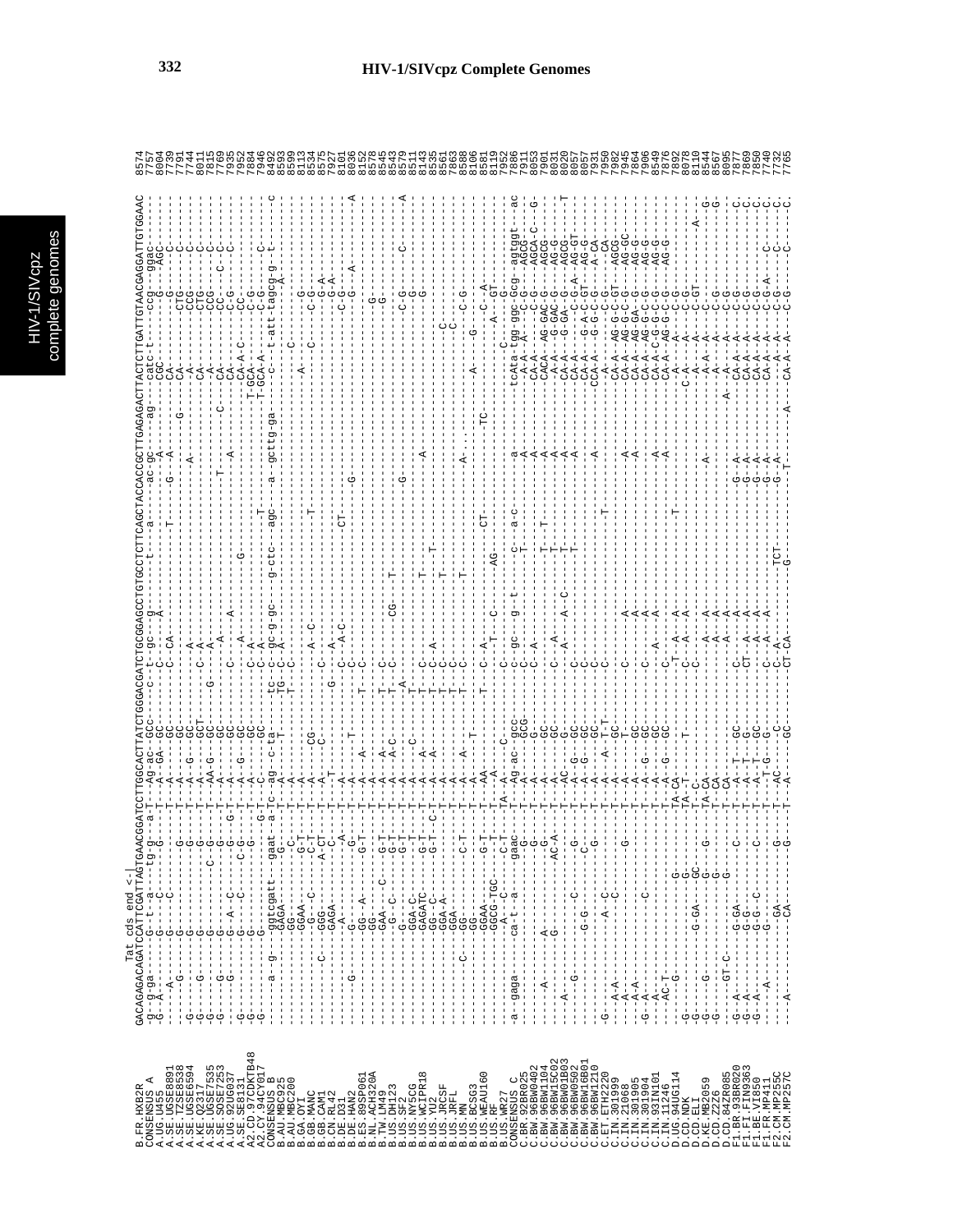# HIV-1/SIVcpz Complete Genomes

```
                Tat cds end <-|
GACAGAGACAGATCCATTCGATTAGTGAACGGATCCTTGGCACTTATCTGGGACGATCTGCGGAGCCTGTGCCTCTTCAGCTACCACCGCTTGAGAGACTTACTCTTGATTGTAACGAGGATTGTGGAAC
```

| Sequence | Position |
|---|---|
| B.FR.HXB2R | 8574 |
| CONSENSUS_A | 7757 |
| A.UG.U455 | 8004 |
| A.SE.UGSE8891 | 7739 |
| A.SE.TZSE8538 | 7791 |
| A.SE.UGSE6594 | 7744 |
| A.KE.Q2317 | 8011 |
| A.SE.UGSE7535 | 7815 |
| A.SE.SOSE7253 | 7769 |
| A.UG.92UG037 | 7935 |
| A.SE.SE8131 | 7952 |
| A2.CD.97CDKTB48 | 7884 |
| A2.CY.94CY017 | 7946 |
| CONSENSUS_B | 8492 |
| B.AU.MBC925 | 8593 |
| B.AU.MBC200 | 8599 |
| B.GA.OYI | 8113 |
| B.GB.MANC | 8534 |
| B.GB.CAM1 | 8575 |
| B.CN.RL42 | 7927 |
| B.DE.D31 | 8101 |
| B.DE.HAN2 | 8036 |
| B.ES.89SP061 | 8152 |
| B.NL.ACH320A | 8578 |
| B.TW.LM49 | 8545 |
| B.US.DH123 | 8543 |
| B.US.SF2 | 8579 |
| B.US.NY5CG | 8511 |
| B.US.WCIPR18 | 8143 |
| B.US.YU2 | 8535 |
| B.US.JRCSF | 8561 |
| B.US.JRFL | 7863 |
| B.US.MN | 8588 |
| B.US.BCSG3 | 8106 |
| B.US.WEAU160 | 8581 |
| B.US.P896 | 8119 |
| B.US.WR27 | 7952 |
| CONSENSUS_C | 7886 |
| C.BR.92BR025 | 7911 |
| C.BW.96BW0402 | 8053 |
| C.BW.96BW1104 | 7901 |
| C.BW.96BW15C02 | 8031 |
| C.BW.96BW01B03 | 8020 |
| C.BW.96BW0502 | 8057 |
| C.BW.96BW16B01 | 8057 |
| C.BW.96BW1210 | 7931 |
| C.ET.ETH2220 | 7950 |
| C.IN.301999 | 7982 |
| C.IN.21068 | 7945 |
| C.IN.301905 | 7864 |
| C.IN.301904 | 7906 |
| C.IN.93IN101 | 8549 |
| C.IN.11246 | 7876 |
| D.UG.94UG114 | 7892 |
| D.CD.NDK | 8078 |
| D.CD.ELI | 8110 |
| D.KE.MB2059 | 8544 |
| D.CD.Z2Z6 | 8567 |
| D.CD.84ZR085 | 8095 |
| F1.BR.93BR020 | 7877 |
| F1.FI.FIN9363 | 7869 |
| F1.BE.VI850 | 7850 |
| F1.FR.MP411 | 7740 |
| F2.CM.MP255C | 7732 |
| F2.CM.MP257C | 7765 |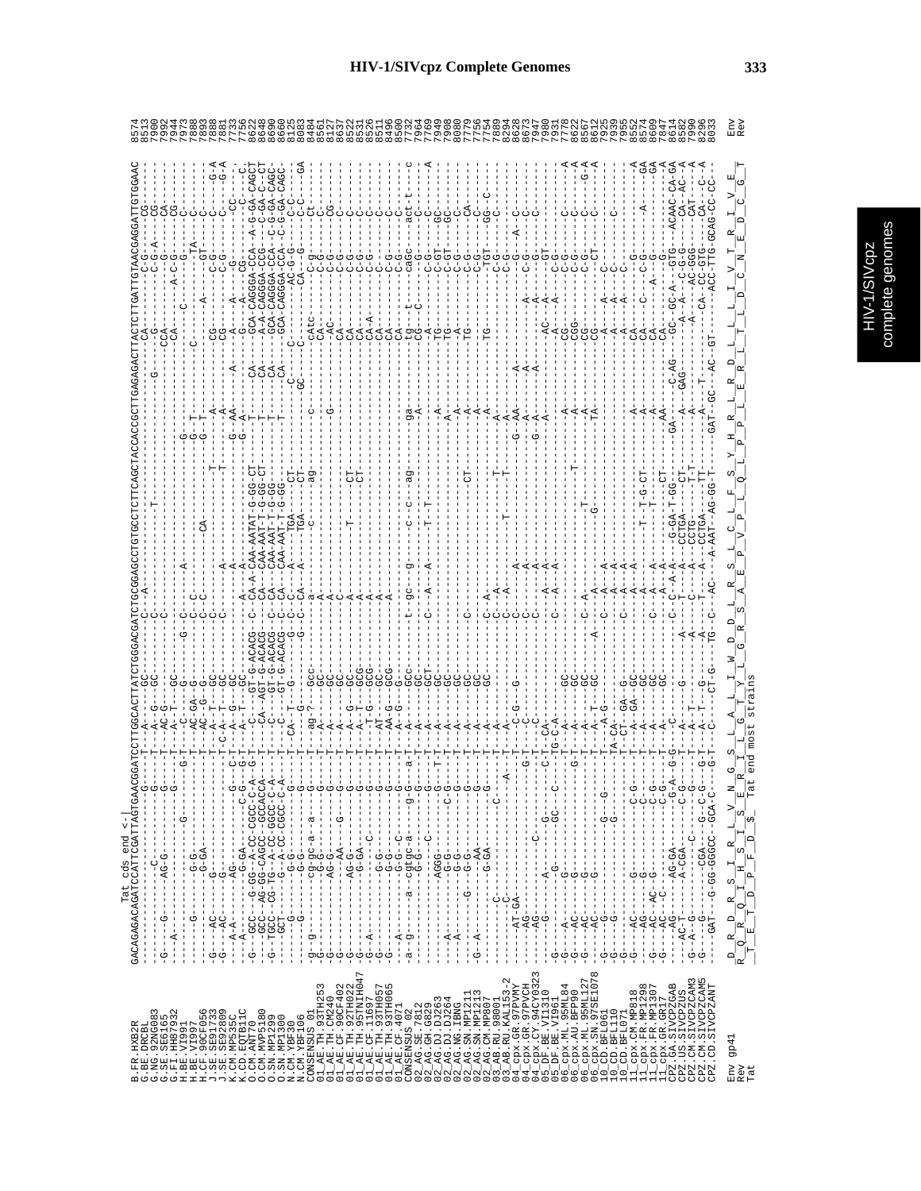# HIV-1/SIVcpz Complete Genomes

```
                                Tat cds end <-|
B.FR.HXB2R        GACAGAGACAGATCCATTCGATTAGTGAACGGATCCTTGGCACTTATCTGGGACGATCTGCGGAGCCTGTGCCTCTTCAGCTACCACCGCTTGAGAGACTTACTCTTGATTGTAACGAGGATTGTGGAAC  8574
```

| | |
|---|---|
| Env gp41 | Env |
| Rev | Rev |
| Tat | |

HIV-1/SIVcpz complete genomes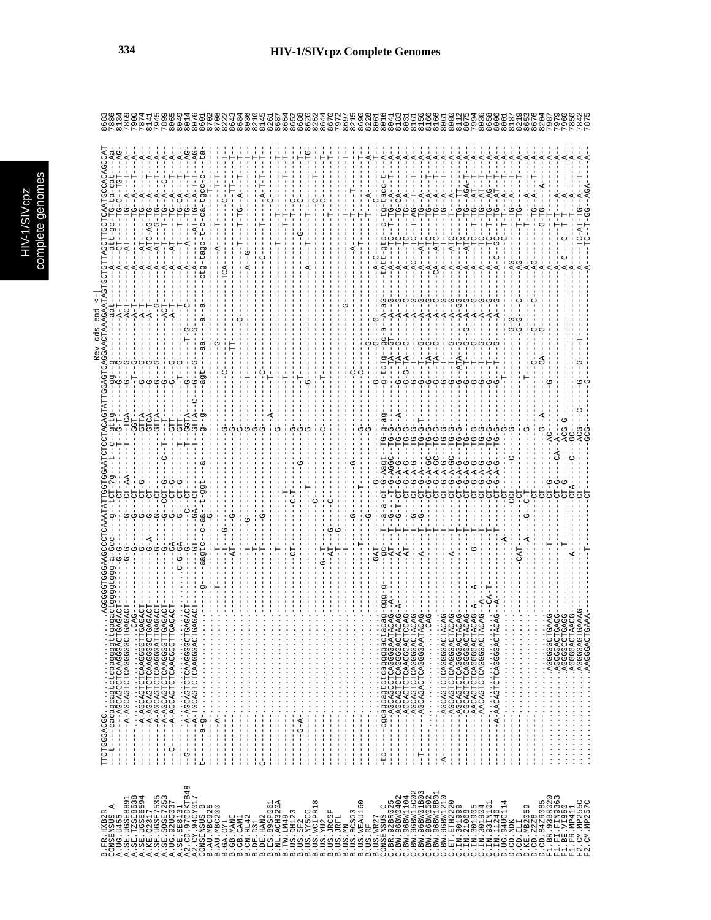```
                                                                                              Rev cds end <-|
B.FR.HXB2R      TTCTGGGACGC........AGGGGGTGGGAAGCCCTCAAATATTGGTGGAATCTCCTACAGTATTGGAGTCAGGAACTAAAGAATAGTGCTGTTAGCTTGCTCAATGCCACAGCCAT   8683
CONSENSUS_A                                                                                                                            7886
A.UG.U455                                                                                                                              8134
A.SE.UGSE8891                                                                                                                          7869
A.SE.TZSE8538                                                                                                                          7900
A.SE.UGSE6594                                                                                                                          7874
A.KE.Q2317                                                                                                                             8141
A.SE.UGSE7535                                                                                                                          7945
A.SE.SOSE7253                                                                                                                          7899
A.UG.92UG037                                                                                                                           8065
A.SE.SE8131                                                                                                                            8049
A2.CD.97CDKTB48                                                                                                                        8014
A2.CY.94CY017                                                                                                                          8076
CONSENSUS_B                                                                                                                            8601
B.AU.MBC925                                                                                                                            8702
B.AU.MBC200                                                                                                                            8708
B.GA.OYI                                                                                                                               8222
B.GB.MANC                                                                                                                              8643
B.GB.CAM1                                                                                                                              8684
B.CN.RL42                                                                                                                              8036
B.DE.D31                                                                                                                               8210
B.DE.HAN2                                                                                                                              8145
B.ES.89SP061                                                                                                                           8261
B.NL.ACH320A                                                                                                                           8687
B.TW.LM49                                                                                                                              8654
B.US.DH123                                                                                                                             8652
B.US.SF2                                                                                                                               8668
B.US.NY5CG                                                                                                                             8620
B.US.WCIPR18                                                                                                                           8252
B.US.YU2                                                                                                                               8644
B.US.JRCSF                                                                                                                             8670
B.US.JRFL                                                                                                                              7972
B.US.MN                                                                                                                                8697
B.US.BCSG3                                                                                                                             8215
B.US.WEAU160                                                                                                                           8290
B.US.RF                                                                                                                                8228
B.US.WR27                                                                                                                              8061
CONSENSUS_C                                                                                                                            8016
C.BR.92BR025                                                                                                                           8041
C.BW.96BW0402                                                                                                                          8183
C.BW.96BW1104                                                                                                                          8031
C.BW.96BW15C02                                                                                                                         8161
C.BW.96BW01B03                                                                                                                         8150
C.BW.96BW0502                                                                                                                          8166
C.BW.96BW16B01                                                                                                                         8166
C.BW.96BW1210                                                                                                                          8061
C.ET.ETH2220                                                                                                                           8080
C.IN.301999                                                                                                                            8112
C.IN.21068                                                                                                                             8075
C.IN.301905                                                                                                                            7994
C.IN.301904                                                                                                                            8036
C.IN.93IN101                                                                                                                           8658
C.IN.11246                                                                                                                             8006
D.UG.94UG114                                                                                                                           8001
D.CD.NDK                                                                                                                               8187
D.CD.ELI                                                                                                                               8219
D.KE.MB2059                                                                                                                            8653
D.CD.Z2Z6                                                                                                                              8676
D.CD.84ZR085                                                                                                                           8204
F1.BR.93BR020                                                                                                                          7987
F1.FI.FIN9363                                                                                                                          7979
F1.BE.VI850                                                                                                                            7960
F1.FR.MP411                                                                                                                            7850
F2.CM.MP255C                                                                                                                           7842
F2.CM.MP257C                                                                                                                           7875
```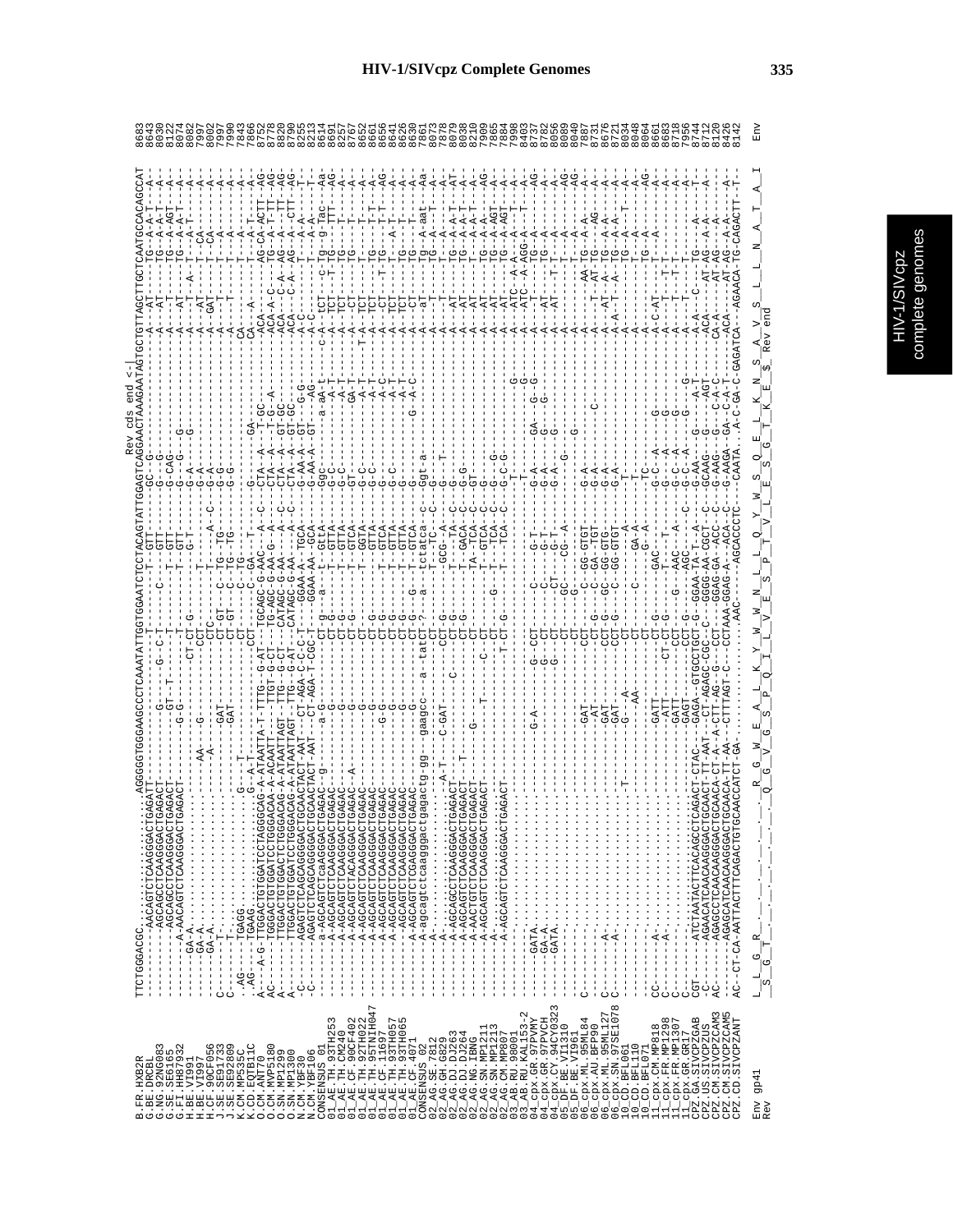Rev cds end <-|

```
B.FR.HXB2R           TTCTGGGACGC..........AGGGGGTGGGAAGCCCTCAAATATTGGTGGAATCTCCTACAGTATTGGAGTCAGGAACTAAAGAATAGTGCTGTTAGCTTGCTCAATGCCACAGCCAT  8683
```

Env gp41: L L G R . . . . . . . . . R G W E A L K Y W W N L L Q Y W S Q E L K N S A V S L L N A T A I

Rev: S G T . . . . . . . . . . Q G V G S P Q I L V E S P T V L E S G T K E $ Rev end

Env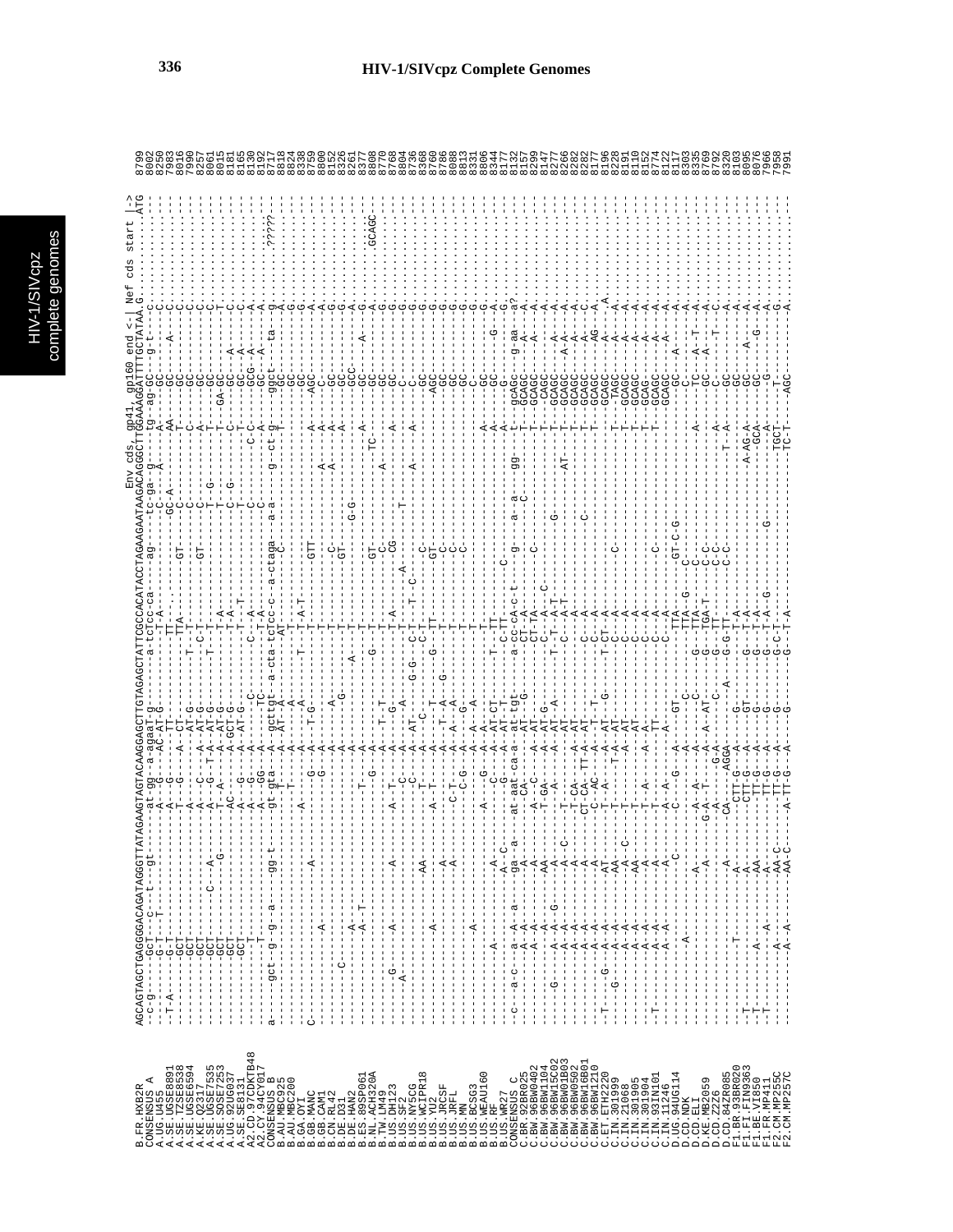# HIV-1/SIVcpz Complete Genomes

```
                                                                                       Env cds, gp41, gp160 end <-| Nef cds start |->
B.FR.HXB2R       AGCAGTAGCTGAGGGGACAGATAGGGTTATAGAAGTAGTACAAGGAGCTTGTAGAGCTATTCGCCACATACCTAGAAGAATAAGACAGGGCTTGGAAAGGATTTTGCTATAA.G.........ATG
```

| Sequence | Position |
|---|---|
| B.FR.HXB2R | 8799 |
| CONSENSUS_A | 8002 |
| A.UG.U455 | 8250 |
| A.SE.UGSE8891 | 7983 |
| A.SE.TZSE8538 | 8016 |
| A.SE.UGSE6594 | 7990 |
| A.KE.Q2317 | 8257 |
| A.SE.UGSE7535 | 8061 |
| A.SE.SOSE7253 | 8015 |
| A.UG.92UG037 | 8181 |
| A.SE.SE8131 | 8165 |
| A2.CD.97CDKTB48 | 8130 |
| A2.CY.94CY017 | 8192 |
| CONSENSUS_B | 8717 |
| B.AU.MBC925 | 8818 |
| B.AU.MBC200 | 8824 |
| B.GA.OYI | 8338 |
| B.GB.MANC | 8859 |
| B.GB.CAM1 | 8800 |
| B.CN.RL42 | 8152 |
| B.DE.D31 | 8326 |
| B.DE.HAN2 | 8261 |
| B.ES.89SP061 | 8377 |
| B.NL.ACH320A | 8808 |
| B.TW.LM49 | 8770 |
| B.US.DH123 | 8768 |
| B.US.SF2 | 8804 |
| B.US.NY5CG | 8736 |
| B.US.WCIPR18 | 8368 |
| B.US.YU2 | 8760 |
| B.US.JRCSF | 8786 |
| B.US.JRFL | 8088 |
| B.US.MN | 8813 |
| B.US.BCSG3 | 8331 |
| B.US.WEAU160 | 8806 |
| B.US.RF | 8844 |
| B.US.WR27 | 8177 |
| CONSENSUS_C | 8132 |
| C.BR.92BR025 | 8157 |
| C.BW.96BW0402 | 8299 |
| C.BW.96BW1104 | 8147 |
| C.BW.96BW15C02 | 8277 |
| C.BW.96BW01B03 | 8286 |
| C.BW.96BW0502 | 8282 |
| C.BW.96BW16B01 | 8282 |
| C.BW.96BW1210 | 8177 |
| C.ET.ETH2220 | 8196 |
| C.IN.301999 | 8228 |
| C.IN.21068 | 8191 |
| C.IN.301905 | 8110 |
| C.IN.301904 | 8152 |
| C.IN.93IN101 | 8774 |
| C.IN.11246 | 8122 |
| D.UG.94UG114 | 8117 |
| D.CD.NDK | 8303 |
| D.CD.ELI | 8335 |
| D.KE.MB2059 | 8769 |
| D.CD.Z2Z6 | 8792 |
| D.CD.84ZR085 | 8320 |
| F1.BR.93BR020 | 8103 |
| F1.FI.FIN9363 | 8095 |
| F1.BE.VI850 | 8076 |
| F1.FR.MP411 | 7966 |
| F2.CM.MP255C | 7958 |
| F2.CM.MP257C | 7991 |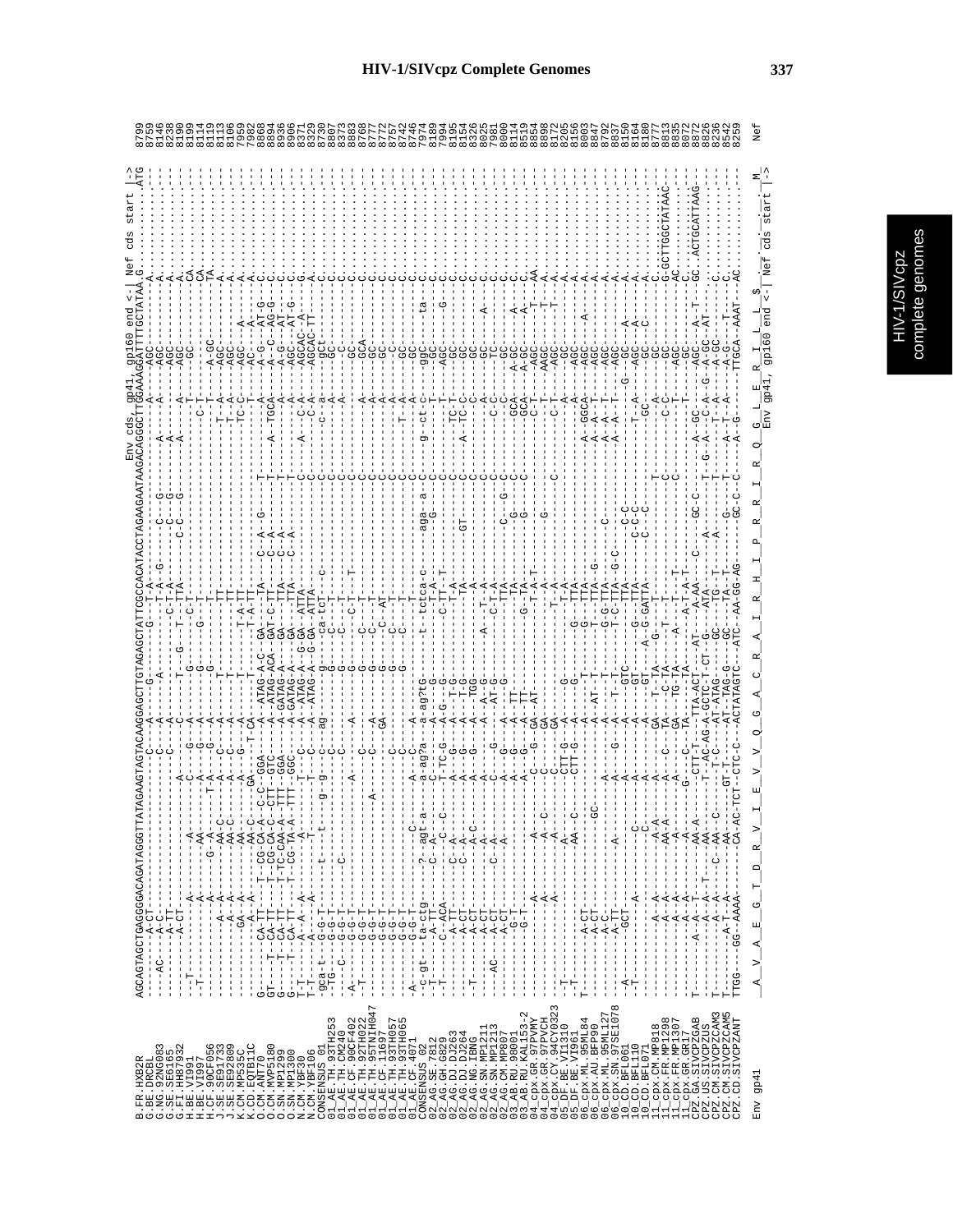```
                                                                                               Env cds, gp41, gp160 end <-| Nef cds start |->
B.FR.HXB2R            AGCAGTAGCTGAGGGGACAGATAGGGTTATAGAAGTAGTACAAGGAGCTTGTAGAGCTATTCGCCACATACCTAGAAGAATAAGACAGGGCTTGGAAAGGATTTTGCTATAA.G.........ATG  8799
G.BE.DRCBL            ----------A-CT---------------------------------C-----A-----------G----T-A--G------C------G--------A-------AGC---------A.........   8759
G.NG.92NG083          ---AC-----A-TT---------------------------------C-----A-----------------T-A--------C--G-------A-----------AGC---------A.........   8146
G.SE.SE6165           ----------A-TT---------------------------------C-----A----------------C-T-A-------C--G-------A-----------AGC---------A.........   8238
G.FI.HH87932          ----------A-CT--------------------------A------C-----C-----T--G----T---TTA-------C-C-G-------A----A------AGC---------A.........   8190
H.BE.VI991            --T--------------A----------------A-------C--G--A----------G-------C-T-----------------------------T------GC---------CA........   8199
H.BE.VI997            --T-------------A-----------AA----A-------G--A-------------G------------------------------------C-T-----------------CA........   8114
H.CF.90CF056          ------------------A---------G--A-------T-A---G--A-----G----------T------------------------------C-T-------A-GC--------TA........   8119
J.SE.SE91733          ------------A--A---------AA-C-------A-------C--A-------T-----------TT---------------------------T--A------AGC---------A.........   8113
J.SE.SE92809          ------------A--A---------AA-C-------A-------C--A-------T-----------TT--------------------------T--A------AGC---------A.........   8106
K.CM.MP535C           ----------GA--A----------AA----------A-------G--A------T---------T-A-TT------------------------TC-C------AGC---A-----A.........   7959
K.CD.EQTB11C          ----------A--A-----------AA-C------GA----T-CA---------T---------T-A-TT-------------------------T---------AC---A------A.........   7982
O.CM.ANT70            G--------CA-TT----T-CG-CA-A--C-C-GGA----A--ATAG-A-C--GA-----TA---C--A--G--------T--------------A-G---AT-G--C.........   8868
O.CM.MVP5180          GT-----T--CA-TT----T-CG-CA-C--CTT--GTC----A--ATAG-ACA--GAT-C-TT--C--A------------T---A--TGCA----A---G--AG-G--C.........   8894
O.SN.MP1299           G----T--CA-TT----T-TC-CAA-A--TTT--GGA-----A-GATAG-A----GA----TTA--C--A------------T----------------A-G---AT----C.........   8936
O.SN.MP1300           G----T--CA-TT----T-CG-TA-A--TTT--GGC-----A-GATAG-A----GA----TTA--C--A------------T------------A----AGC---AT-G--C.........   8906
N.CM.YBF30            T-T------A--A---A-------A----------T----C----A-ATAG-A--G-GA--ATTA-----------------C---A-------C-A----AGCAC--A----G.........   8371
N.CM.YBF106           T-T------A--A---A-------A----------T----C----A-ATAG-A--G-GA--ATTA-----------------C---------C-A----AGCAC-TT----A.........   8329
CONSENSUS_01          gca-t----G-G-T--------t----t-----g--g-----ag---------G----ca-tCT--------c-------------------c-----a------gct--------c.........   8790
01_AE.TH.93TH253      -TG----G-G-T----------------------C----------------G-----C---CT------------------------------A------GC---------C.........   8807
01_AE.TH.CM240        ---C--G-G-T-------C---------------C----------------G-----C---------------------------------A------GC---------C.........   8373
01_AE.CF.90CF402      -A-------G-G-T----------------------------A--------G-------C-T-T------------------------------------GC---------C.........   8883
01_AE.TH.92TH022      -T-------G-G-T----------------------------C--------G-----C---T------------------------------A------GCA--------C.........   8768
01_AE.TH.95TNIH047    ---------G-G-T----------------A--------C-----A-----G-----C---T------------------------------A------GC---------C.........   8772
01_AE.CF.11697        ---------G-G-T-----------------------C--------GA----G-----C---AT-----------------------------A------GC---------C.........   8772
01_AE.TH.93TH057      ---------G-G-T----------------------C-------------G-----C---T-------------------------------A------C---------C.........   8757
01_AE.TH.93TH065      ---------G-G-T-----------------------C------------G-----C---T-------------------------T----A------GC---------C.........   8742
01_AE.CF.4071         -A-------G-G-T--------------C------A--C-------A-------------T------------------------------A------GC---------C.........   8746
CONSENSUS_02          -c-gt---ta-ctg-------?-agt-a---a-ag?a--a-ag?tG-----t--tctca-c---aga-a---c--g--ct-c---ggC------ta--c.........   7974
02_AG.SE.7812         -T-------A-TT--------C--A----C----A--G-----------------T-A-------G------C-----T-------GC---------C.........   8189
02_AG.GH.G829         -T-------C--ACA--------C--C----T-TC-G--A-G--G------------C-TT--T------------C-----T-------AGC------G--C.........   7994
02_AG.DJ.DJ263        ---------A-TT--------C--A------A----G--A---T-G-----------T-A-------------C---TC-T------GC---------C.........   8195
02_AG.DJ.DJ264        ---------A-CT--------C--A------A----G--A---T-G---------------TA------------C--A-TC-C------GC---------C.........   8154
02_AG.NG.IBNG         -T-------A-CT--------C--A-C----A----G--A---TGG----------------A------GT------C-----------GC---------C.........   8326
02_AG.SN.MP1211       -------AC---A-CT--------C--A------A-----G--A---AT-G----A---T-A------------C-------------TC----A----C.........   8025
02_AG.SN.MP1213       ---------A-CT--------C--A------A----G--A---AT-G--------C-T-A-------------C--------------GC---------C.........   7981
02_AG.CM.MP807        ---------A-CT--------A------A-----G--A--------------------TTA--------C--G--C---C-C------GC---------C.........   8000
03_AB.RU.98001        ---------G-T---------------A------G--A---TT------------------TA--------G----C---GCA------A-GC------A--C.........   8114
03_AB.RU.KAL153-2     ---------G-T---------------A------G--A---TT------------G-TA--------G-----C---GCA------A-GC------A--C.........   8519
04_cpx.GR.97PVMY      ------------A---------A--------C-----G--GA--AT----------------TA------------------C-T------AGC------T--AA........   8854
04_cpx.GR.97PVCH      ------------A---------A--C------C-------GA-------------------A------G-----------------------AAGC------T--A.........   8898
04_cpx.CY.94CY0323    ------------A---------A---------CT-------GA-------------------A---------------C------C-T------AGC------T--A.........   8172
05_DF.BE.VI1310       -T-----------------A-------CTT-G---A--G------------------------------------------------------GC---------A.........   8295
05_DF.BE.VI961        -T-----------------AA--C------CTT-G---A--G------------------T-A----------------------A------GC---------A.........   8156
06_cpx.ML.95ML84      T-------A-CT---------A-A------A--------A-----T--------G---TTA-----------------A--GGCA------AGC--A------A.........   8003
06_cpx.AU.BFP90       --------A-CT----------AA-A------A-----C---TA---C-TA---G-T---TTA--------------A-A-T-----AGC---------A.........   8847
06_cpx.ML.95ML127     --------A-C------------GC------A--------A---AT--T-----T----TTA-G--------C--------A-A-T-----AGC---------A.........   8792
06_cpx.SN.97SE1078    --------A-TT-------A----------A------G--A---T--T-----G-G-TTA------------------A-A-T-----AGC---------A.........   8837
10_CD.BFL061          -A-------GCT----------------------A---------GTC-------T-C-TTA-G-C-----------------------G--GC---A-----C.........   8150
10_CD.BFL110          -T-----------A-------------A-----CTT-G--A---GA---------------TTA--------C-C--------T-A-----AGC---A-----A.........   8164
10_CD.BFL071          ---------------------C--------CTT-G--A----GT---A-G--G-GATTA--------C-C-C--------GC---------GC---C-----A.........   8180
11_cpx.CM.MP818       ---------A--A---------C-----A--------A-----G-------------TTA-----C----C------------A-----GC---------A.........   8777
11_cpx.FR.MP1298      ---------A--A---------A-A-----A--------A----T-----G---TTA---------------------T----C-C-----GC---------A.........   8813
11_cpx.FR.MP1307      ---------A--A---------A-A------A-----C--TA--C-TA--G-T---TTA-G--------------T----C-C-----GC---------G-GCTTGGCTATAAC   8835
11_cpx.GR.GR17        ---------A--A---------A--------A------GA--TG-TA--A---T-----T---------C-------------T-----AGC---------AC........   8072
CPZ.GA.SIVCPZGAB      T------A--A-T---------AA-A-----G----C--C--TA--------A-T-A-T---------------------------GC---------C.........   8872
CPZ.US.SIVCPZUS       --------A--A-T---T-------AA-----CTT-T--TTA-ACT--AT--A-AA--C-----GC-C-----A--GC--AGC---A-T--GC..ACTGCATTAAG   8826
CPZ.CM.SIVCPZCAM3     T-------A--A-T---------AA---T-AC-AG-A-GCTC-T-CT-G--ATA-----A---------T-G--A-C-A-G-A-GC-AT......   8236
CPZ.CM.SIVCPZCAM5     T-------A--A-------C-AA-C---T-C--AT-ATAG--GC--TG-T----A--------T--T-A----A-GC---------C.........   8542
CPZ.CD.SIVCPZANT      TTGG---GG--AAAA------CA-AC-TCT-CTC-C--ACTATAGTC--ATC--AA-GG-AG---GC-C-C---A--G-----TTGCA--AAAT---AC........   8259

Env gp41              _A_V_A_E_G_T_D_R_V_I_E_V_V_Q_G_A_C_R_A_I_R_H_I_P_R_R_I_R_Q_G_L_E_R_I_L_L_$                          M   Nef
                                                                                   Env gp41, gp160 end <-| Nef cds start |->
```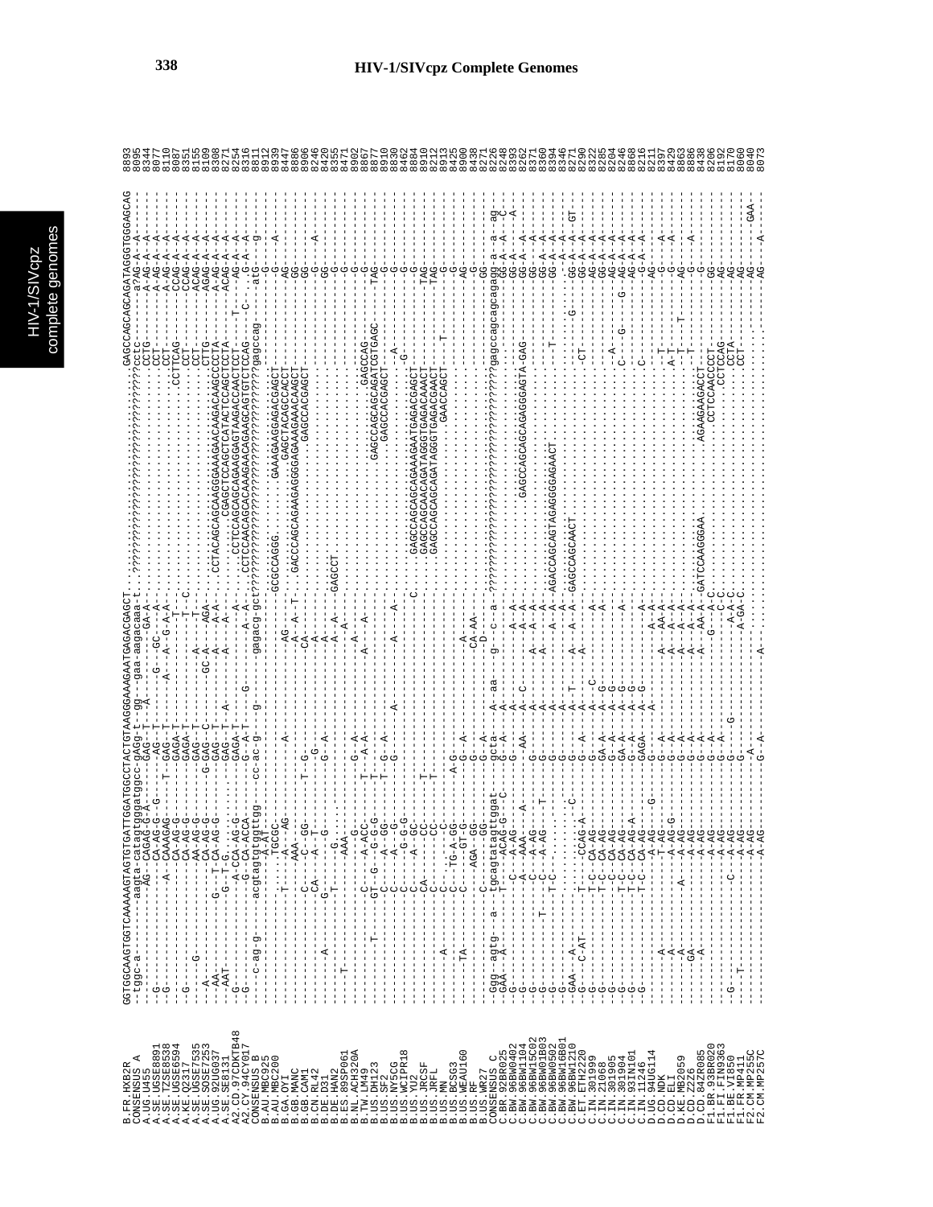# HIV-1/SIVcpz Complete Genomes

```
B.FR.HXB2R          GGTGGCAAGTGGTCAAAAAGTAGTGTGATTGGATGGCCTACTGTAAGGGAAAGAATGAGACGAGCT.....................................................GAGCCAGCAGCAGATAGGGTGGGAGCAG 8893
CONSENSUS A         --tggc-a----------aagta-catagtgggatggcc-gAGg-t--gg---gaa-aagacaaa-t.????????????????????????????????????????????cctc-----------a?AG-A--A-- 8095
A.UG.U455           --G---------------AG---CAGAG-G-A---------AG--T----A----G--GC--GA-A-.............................................CCTG------------A-AG-A--A-- 8344
A.SE.UGSE8891       --G------------------CA-AG-G--G--------AG---T----------G---GC--A---.............................................CCT-------------A-AG-A--A-- 8077
A.SE.TZSE8538       -----------------A---CAAAGAG----T--GAG--T-------A----A--G-A-A--.................................................CCT-------------A-AG-A--A-- 8110
A.SE.UGSE6594       ---------------------CA-AG-G-------GAGA-T-----------------T--...............................................CCTTCAG-----------CCAG-A--A-- 8087
A.KE.Q2317          -G-------------------CA-AG-G-------GAGA-T----------------T--C.................................................CCT-------------CCAG-A--A-- 8351
A.SE.UGSE7535       --------G------------AA-AG-G-------GAG--T-------A-----T--.....................................................CCT-------------ACAG-A--A-- 8155
A.SE.SOSE7253       --A------------------CA-AG-G-----G-GAG--C-----GC-A----AGA-.....................................................CTTG------------AGAG-A--A-- 8109
A.UG.92UG037        --AA--------------G---T--CA-AG-G-------GAG--T-------A----A--A-CCTACAGCAGCAGGGAAAGAACAAGACAAGCCCCTA-------A-AG-A--A-- 8308
A.SE.SE8131         --AAT-------------G--T-CG-------------GAG--T--A----A----A--A--...........CGAGCTCAGCTCATACTCCAGCTCCTA-------ACAG-A--A-- 8271
A2.CD.97CDKTB48     -G-------------------A-CCA-AG-G-------GAGA-T-------------A-----.....CCTCCAGCAGCAGGAGTAAGACCAACTCCT--T------A-AG-A--A-- 8254
A2.CY.94CY017       -G-------------------G--CA-ACCA-------G--A-T-----G------A--A--...CCTCCAACAGCACAAAGAACAGAGCAGTGTCTCCAG----C----G--A--A-- 8316
CONSENSUS B         ---c-ag-g----acgtagtgtggttgg---cc-ac-g---g-------gagacg-gct?????????????????????????????????????gagccag-------atG-----g-- 8811
B.AU.MBC925         ------------------A-AT----------------------.....................................................................G-------- 8912
B.AU.MBC200         ----------------------TGCGC-----------...........GCGCCAGGG.........GAAAGAAGGAGGAGACGAGCT-----------G-----A-- 8939
B.GA.OYI            ---------------T-----A---AG--------A--------AG--...........................GAGCTACAGCCACCT------------AG-------- 8447
B.GB.MANC           --------T------------AAA---------------------A--A--T--GACCCAGCAGAAGAGGGGAGAAAGAAACAAGCT---------GG-------- 8886
B.GB.CAM1           -------------C-------C--GG----T--G--------------CA-.........................GAGCCACGAGCT---------GG-------- 8906
B.CN.RL42           -------------CA------A---T-------G--------------A-.................................................-G---A-- 8246
B.DE.D31            ------A------G-------G---------G--A------------A-..................................................GG-------- 8420
B.DE.HAN2           -------------T-------G------...........A--A--GAGCCT...............................................-G-------- 8355
B.ES.89SP061        ----T--------T-------AAA--------------------A-.....................................................-G-------- 8471
B.NL.ACH320A        -------------------G----------G--A-------------.........................................................G-------- 8902
B.TW.LM49           ---------------C-----A-ACC-----T---A-A-------A-----A-.......................................GAGCCAG-----G-------- 8867
B.US.DH123          ----------T---GT-G---G-G-G----T--A-A-------------------GAGCCAGCAGCAGATCGTGAGC---TAG-------- 8877
B.US.SF2            ---------------C-----A---GG----T--G--A---------.............GAGCCACGAGCT-------------G-------- 8910
B.US.NY5CG          ---------------C-----A----------------------...................................A---------G-------- 8830
B.US.WCIPR18        ---------------C-----G-G-G----------A--------A-.................................G---------G-------- 8462
B.US.YU2            ---------------C-----A---GC-------------------C....GAGCCAGCAGCAGAAAGAATGAGACGAGCT----------G-------- 8884
B.US.JRCSF          ---------------CA----------CC----T-------------....GAGCCAGCAACAGATAGGGTGAGACAAACT---------TAG-------- 8910
B.US.JRFL           ---------------C----------CC-----T-------------....GAGCCAGCAGATAGGGTGAGACGAACT---------TAG-------- 8212
B.US.MN             -------A-------C-----------C-----------------..............................GAACCAGCT-------T--------G-------- 8913
B.US.BCSG3          ---------------C--TG-A-GG-------A-G------------...................................................G-------- 8425
B.US.WEAU160        -------TA------C---------GT-G--------G--A------A-..................................................AG-------- 8900
B.US.RF             ---------------C-----AGA--GG-----------------CA-AA-...............................................GG-------- 8438
B.US.WR27           ---------------C-----A---GG-------G--A-------D-.....................................................G-------- 8271
CONSENSUS C         -Ggg--agtg--a--tgcagtatagttggat--gcta---A--aa--g--c--a-?????????????????????????????????gagccagcagcagagg-a--a--ag- 8226
C.BR.92BR025        -GAA--A-------T---ACAG-G--C-----G--A-----A-------------...........................................-GG-A--A--C- 8248
C.BW.96BW0402       -G-------------C-----A-AG------G--------A----A--A-.................................................GG-A-----A- 8393
C.BW.96BW1104       -G-------------A-----AAA---A-------AA---A----A--A-.........GAGCCAGCAGCAGAGGGAGTA-GAG------GG-A--A-- 8262
C.BW.96BW15C02      -G-------------C-----A-AG------G------A---C--A--A--A-..............................................GG----A-- 8371
C.BW.96BW01B03      -G---------T---C-----A-AG---T--G-------A-------A--A-..........................................-----GG-A--A-- 8360
C.BW.96BW0502       -G-------------T-C---------------G-----A-------A--A-.............................................T-----GG-A--A-- 8394
C.BW.96BW1HB01      -G-------------------------------G--------A--------A--A-AGACCAGCAGTAGAGGGGAGAACT------------GG-A--A-- 8346
C.BW.96BW1210       -GAA---A-------------------C-----G--------A--T-----A--A--A-GAGCCAGCAACT..................G-----GG-A--A--GT- 8271
C.ET.ETH2220        -G----C-AT-----T-----CCAG-A-----G--A-------A--A-----------.................................CT--------GG-A--A-- 8290
C.IN.301999         -G-------------T-C---CA-AG-------G--------A--C---------A-..........................................AG-A--A-- 8322
C.IN.21068          -G-------------T-C---CA-AG-------GA-A----A------------A-..........................................GG-A--A-- 8285
C.IN.301905         -G---------------C---CA-AG-------G--A----A--G-------------...........................A-----------GG-A--A-- 8204
C.IN.301904         -G-------------T-C---CA-AG-------GA-A----A--G-------------A-.........................C----G------G--AG-A--A-- 8246
C.IN.93IN101        -G-------------T-C---CA-AG-A-----G--A----A--G---------------.........................-------------AG-A--A-- 8868
C.IN.11246          -G-------------T-C---CA-AG-------GAGA----A--G--------A-...........................C--------------G--A--A-- 8216
D.UG.94UG114        ------------------C--A-AG----G---G--A----A--G-----------A-.......................................AG-------- 8211
D.CD.NDK            -------A-------------T-AG--------G--A--------A--AA-A-..............................T---------G-------A-- 8397
D.CD.ELI            -------A-------------A-AG-G------G--A--------A--A--A-..............................A-T---------G-------A-- 8429
D.KE.MB2059         -------A------A------A-AG--------G--A--------A--A--A-.....................T-------T---------AG-------- 8863
D.CD.Z2Z6           ------GA-------------A-AG--------G--A--------A--A--A-..............................T---------G-------A-- 8886
D.CD.84ZR085        -------A-------------A-AG--------G--A--------A--AA-A-GATCCAAGGGAA.......AGAAGAAGACCT------------G-------- 8438
F1.BR.93BR020       ---------------------A-AG--------G--A--------------G--A-C........................CCTCCAACCCCT-------GG-------- 8206
F1.FI.FIN9363       ---------------------A-AG--------G--A--------------C-C...............................CCTCCAG---------AG-------- 8192
F1.BE.VI850         -G-------------C-----A-AG--------G--A--G----------A-C-.................................CCTA----------AG-------- 8170
F1.FR.MP411         -------T-------------A-AG--------G-----------------A-GA-C..............................CCT-----------AG-------- 8060
F2.CM.MP255C        --------T------------A-AG----------A-------------..........................................AG-----GAA-- 8040
F2.CM.MP257C        ---------------------A-AG--------G--A-------A--.............................................AG-----A-- 8073
```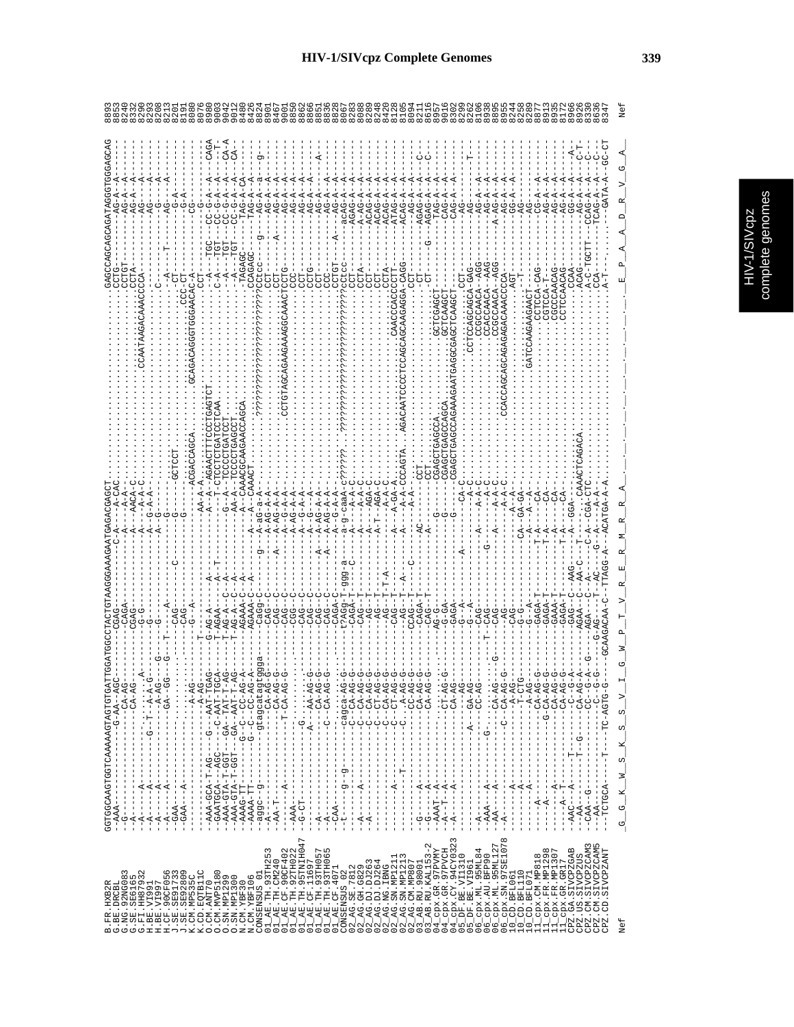```
B.FR.HXB2R          GGTGGCAAGTGGTCAAAAAGTAGTGTGATTGGATGGCCTACTGTAGGGAAAGAATGAGACGAGCT.................................................GAGCCAGCAGCAGATAGGGTGGGAGCAG  8893
G.BE.DRCBL          --AAA---------------G-AA--AGC--------CGAG----------C-A----A-CAC.................................................CCTG-------AG-A--A-------   8853
G.NG.92NG083        --G-----------------CA-AG-------------CAGA---------A-----A-A-...................................................CCTGT------AG-A--A-------   8240
G.SE.SE6165         --A------A----------CA-AG-------------CGG----------A-----AACA-C.................................................CCTA-------AG-A--A-------   8332
G.FI.HH87932        --A------A---------G-T--A-A-G-----A---G-G----------A-----A-A-C...........................CCAATAAGACAAACCCCA---------AG----A-------   8290
H.BE.VI991          --A------A----------A-AG----G------------G-----------A----G-A-A.................................................C---------AG----A-------   8293
H.BE.VI997          --A------A----------A-AG----G------G-----------------A----G-....................................................----------G-----A-------   8208
H.CF.90CF056        --A------A----------GA-GG---G----T----A--------------A----G----------...........................................----A--T----AG----A-------   8213
J.SE.SE91733        --GAA----------------------------CAG--------C--------------G----GCTCCT..........................................-CT-------G-A-----------   8201
J.SE.SE92809        --GAA----A----------------------------CAG-------------------G-----..............................................CCC-CT---G-A-----------   8191
K.CM.MP535C         -------------------A-AG----------G--A---------------G------ACGACCAGCA.........GCAGACAGGGTGGGAACAC-A---------CG-------------   8080
K.CD.EQTB11C        ----------------------A-AG-------T---------------------AA-A-A...................................................CCT-------G---------------   8076
O.CM.ANT70          --AAA-GCA-T-AG-----G---AAT-TGAG-------G-AG-A-------A----------A--A-AGAACTTTCCCTGAGTCT...............................-A----TGC--CC-G-A---A---CAGA  8980
O.CM.MVP5180        --GAATGCA---AGC----C-AAT-TGCA-------T-AGAA-----A--T-------T-CTCCTCTGATCCTCAA........................................C-A---TGT--CC-G-A---A----T-  8931
O.SN.MP1299         --AAA-GTA-T-GGT----GA-TAT-T-AG------T-AG-A--C--A----------G--A--TCCCCTGATCCT........................................-A----TGT--CC-G-A---A---CA-A  9003
O.SN.MP1300         --AAA-GTA-T-GGT----GA-AAT-T-AG------T-AG-A--C--A----------AA-A--TCCCCTGAGCCT........................................-A----TGT--CC-G-A---A---CA-   9042
N.CM.YBF30          --AAAG-TT-----------G-C--CC-AG-A----AGAAA-C--A-------------A--CAAACGCAAGAACCAGCA....................................TAGAGC----TAG-A--CA------   9012
N.CM.YBF106         --AAAA-TT-----------G-C--CC-AG-A----AGAAA-C--A-------------A--CAAACT................................................CCAGAGC---TAG-A--A-------   8480
CONSENSUS_01        --aggc--g-----------gtagcatagtggga--cagg-c------g---A--ag-a-A-..........????????????????????????????????????CCTcc---g-----AG-A--a---g---  8426
01_AE.TH.93TH253    --A-A---------------A--A-G-----------CAG--C-------------A-AG-A-A-........................................................CCT-------AG-A--A-------   8824
01_AE.TH.CM240      --AA-T---------------------------------CAG--C--------A---A-AG-A-A-........................................................CCT-------A---AG-A--A-------   8931
01_AE.CF.90CF402    ------A------------T-CA-AG-G-------CAG--C----------------A-G-A-A-....CCTGTAGCAGAAGAAAGGCAAACTCCTG..................-----AG-A--A-------   8467
01_AE.TH.92TH022    --AAA--------------------------------CGG--C------------------A-G-A-A-....................................................CCC-------AG-A--A-------   9001
01_AE.TH.95TNIH047  --G-CT---------------G--------------CAG--C------------A-G-A-A-...........................................................CCT-------AG-A--A-------   8850
01_AE.CF.11697      -------------------A--AA-AG-G-------CAG--C--------------A-G---A-..........................................................CCTG------AG-A--A-------   8862
01_AE.TH.93TH057    --A---------------------CA-AG-G-----CAG--C---------A--A-AG-A-A-...........................................................CCT-------AG-A--A---A---   8866
01_AE.TH.93TH065    --A----------------C--CA-AG-G-------CAG--C---------A--A-AG-A-A-...........................................................CCC-------AG-A--A-------   8851
01_AE.CF.CF1871     --CAA----------------------------------CAGA-C--------------A-AG-A-A-.......................................................CCTGT---A----AG-A--A-------   8836
CONSENSUS_02        --t------g--g------cagca-AG-G-------tAGa-T-ggg-a--a-g-caaA-c??????..........???????????????????????????????CCTcc---acAG-A--A-------   8828
02_AG.SE.7812       -------------------C-CA-AG-G--------CAGA-T----C----A----A-A-C.............................................................CCT-------AGAG-A--A-------   8067
02_AG.GH.G829       --A--------A-------C-CA-AG-G--------CAG--T-----------A----A-A-C...........................................................CCTA------A-AG-A--A-------   8283
02_AG.DJ.DJ263      --A----------------C-CA-AG-G--------AG--T-------------A--AGA-C.............................................................CCT-------ACAG-A--A-------   8088
02_AG.DJ.DJ264      -------------------C-CT-AG-G--------AG--T-------------A-T-AGA-C............................................................CCT-------ACAG-A--A-------   8289
02_AG.NG.IBNG       -------------------C-CA-AG-G--------AG--T-A------------A--A-A-C............................................................CCTA------ACAG-A--A-------   8248
02_AG.SN.MP1211     ----------A--------C-CT-AG-G--------CAG--T------------A--G-A-A-C.................................CAACCCACCCCT----ATAG-A--A-------   8420
02_AG.SN.MP1213     --------------T----C--A-AG-G--------AG--T-A------------A--A-A-C--CCAGTA....AGACAATCCCCTCCAGCAGCAAGAGGA-CAGG----ACAG-A--A-------   8128
02_AG.CM.MP807      -------------------CA-AG-G----------CCAG-T-----C----------A-AG-A-A-........................................................--AG-A--A-------   8105
03_AB.RU.98001      --G------A---------CA-AG-G----------CAGA-T-----------AC--------CCT..........................................................CT-------AGAG-A--A---C---   8094
03_AB.RU.KAL153-2   --G------A---------CA-AG-G----------CAG--T-----------A-------------CCT.......................................................CT----G--AGAG-A--A---C---   8211
04_cpx.GR.97PVMY    --AAAT---A---------------------------AG-G--------------G---------CGAGCTGAGCCA..........GCTCGAGCT---------TAG-A--A-------   8616
04_cpx.GR.97PVCH    --A--T---A---------CT-AG-G----------G-GA-------------------G------CGAGCTGAGCCAGCA.......GCTCAAGCT---------CAG-A--A-------   8957
04_cpx.CY.94CY032   --A------A---------CA-AG-G----------GAGA----------------G------CGAGCTGAGCCAGAAAGAATGAGGCGAGCTCAAGCT-----CAG-A--A-------   9016
05_DF.BE.VI1310     --------------------CA-AG-------------G-A-----------------------CA-C.........................................CCT--------AG---------------   8302
05_DF.BE.VI961      --------------A-----GA-AG------------G--A---------A--------------A-C........................CCTCCAGCAGCA-GAG--------AG-------T-------   8299
06_cpx.ML.95ML84    --A-----------------CC-AG------------CAG-----------------A------A-A-C.........................CCGCCAACA--AGG--------AG-A--A-------   8262
06_cpx.AU.BFP90     --AAA----A---------G-------------T--CAG-------G--------------A-A-C...........................CCACCAACA--AAG--------AG-A--A-------   8106
06_cpx.ML.95ML127   --AA-----A----------CA-AG-----G-----CAG------------A-----------A-A-C..........................CCGCCAACA--AGG--------A-AG-A--A-------   8938
06_cpx.SN.97SE1078  --A----------------C--CA-AG-G-------AG-------------------------A-A-C.........CCACCAGCAGCAGAGAGACAAACCCCA-----------AG-A--A-------   8895
10_CD.BFL061        ---------A---------A-AG-------------CAG---------------------A-A-....................................................AGT---------GG-A--A-------   8955
10_CD.BFL110        ---------A---------T-CTG------------G-G----------------CA--GA-GA.................................................T----------AG-------------   8244
10_CD.BFL071        ---------A---------A-AG-------------G--A-----------------A-----A-........GATCCAAGAAGAACT...........................................AG-------------   8258
11_cpx.CM.MP818     --A----------------CA-AG-G----------GAGA-T------------T-A-------CA-.........................CCTCCA-CAG--------CG-A--A-------   8289
11_cpx.FR.MP1298    ------------------G-CA-AG-G---------GAGA-T------------T-A-------CA-.........................CGTCCA-TAG--------AG-A--A-------   8877
11_cpx.FR.MP1307    --------A----------CA-AG-G----------GAAA-T------------T-A-------CA-.........................CGCCCAACAG--------AG-A--A-------   8913
11_cpx.GR.GR17      --A--T--------------CA-AG-G---------GAGA-T------------T-A-------CA-.........................CCTCCAACAG--------AG-A--A-------   8935
CPZ.GA.SIVCPZGAB    --AAC--A-------T---C--G-A-----------GAG---AAG--------A----GGA-......................................................CCAA--------GG-A--A-------   8172
CPZ.US.SIVCPZUS     --AA---------------T--G-----CA-AG-A----G-AGAA--AA-C-------T-.......CAAACTCAGACA.............................ACAG--------AG-A--A---A---   8966
CPZ.CM.SIVCPZCAM3   --CAA--G-----------CC-G-A--G--------AGA--C-A-------C-A--CGA-CTC...............................................A-C-TGCTT--CCAG-A--A---C-T-   8926
CPZ.CM.SIVCPZCAM5   --AA----------------C-G-G-----------G-AG---T-AC--G-A---A-A-.......................................................CCA---------TCAG-A--A----C--   8330
CPZ.CD.SIVCPZANT    --TCTGCA----T------TC-AGTG-G------GCAAGACAA-C-TTAGG-A--ACATGA-A-A.......................................A-T-----------GATA-A---GC-CT   8636
                                                                                                                                                                   8347

Nef                 G  G  K  W  S  K  S  S  V  I  G  W  P  T  V  R  E  R  M  R  R  A           E  P  A  A  D  R  V  G  A                                       Nef
```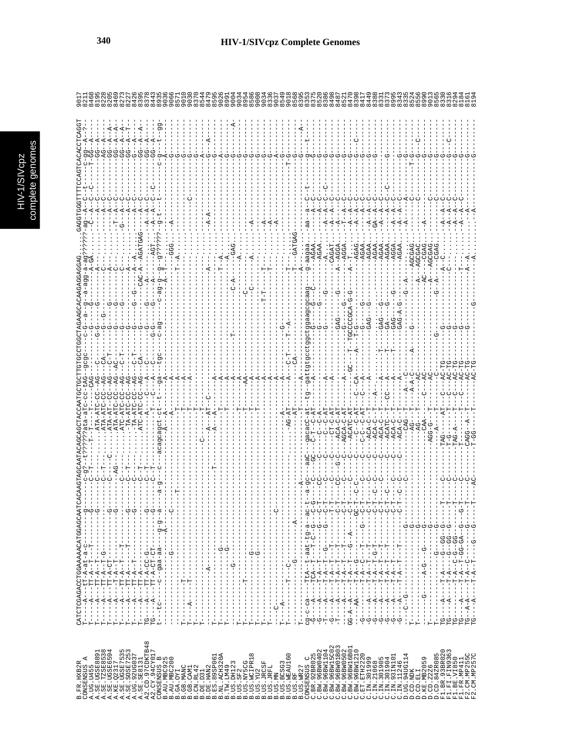```
B.FR.HXB2R       CATCTCGAGACCTTGGAAAAACATGGAGCAATCACAAGTAGCAATACAGCAGCTACCAATGCTGCTTGTGCCTGGCTAGAAGCACAAGAGGAGGAG......GAGGTGGGTTTTCCAGTCACACCTCAGGT   9017
CONSENSUS_A      8211
A.UG.U455        8468
A.SE.UGSE8891    8195
A.SE.TZSE8538    8228
A.SE.UGSE6594    8205
A.KE.Q2317       8469
A.SE.UGSE7535    8273
A.SE.SOSE7253    8227
A.UG.92UG037     8426
A.SE.SE8131      8395
A2.CD.97CDKTB48  8378
A2.CY.94CY017    8443
CONSENSUS_B      8935
B.AU.MBC925      9036
B.AU.MBC200      9066
B.GA.OYI         8571
B.GB.MANC        9010
B.GB.CAM1        9030
B.CN.RL42        8370
B.DE.D31         8544
B.DE.HAN2        8479
B.ES.89SP061     8595
B.NL.ACH320A     9026
B.TW.LM49        8991
B.US.DH123       9004
B.US.SF2         9034
B.US.NY5CG       8954
B.US.WCIPR18     8586
B.US.YU2         9008
B.US.JRCSF       9034
B.US.JRFL        8336
B.US.MN          9037
B.US.BCSG3       8549
B.US.WEAU160     9018
B.US.RF          8568
B.US.WR27        8395
CONSENSUS_C      8353
C.BR.92BR025     8375
C.BW.96BW0402    8520
C.BW.96BW1104    8386
C.BW.96BW15C02   8498
C.BW.96BW01B03   8487
C.BW.96BW0502    8521
C.BW.96BW16B01   8470
C.BW.96BW1210    8398
C.ET.ETH2220     8417
C.IN.301999      8449
C.IN.21068       8388
C.IN.301905      8331
C.IN.301904      8373
C.IN.93IN101     8995
C.IN.11246       8343
D.UG.94UG114     8335
D.CD.NDK         8524
D.CD.ELI         8556
D.KE.MB2059      8990
D.CD.Z2Z6        9013
D.CD.84ZR085     8565
F1.BR.93BR020    8330
F1.FI.FIN9363    8316
F1.BE.VI850      8294
F1.FR.MP411      8184
F2.CM.MP255C     8161
F2.CM.MP257C     8194
```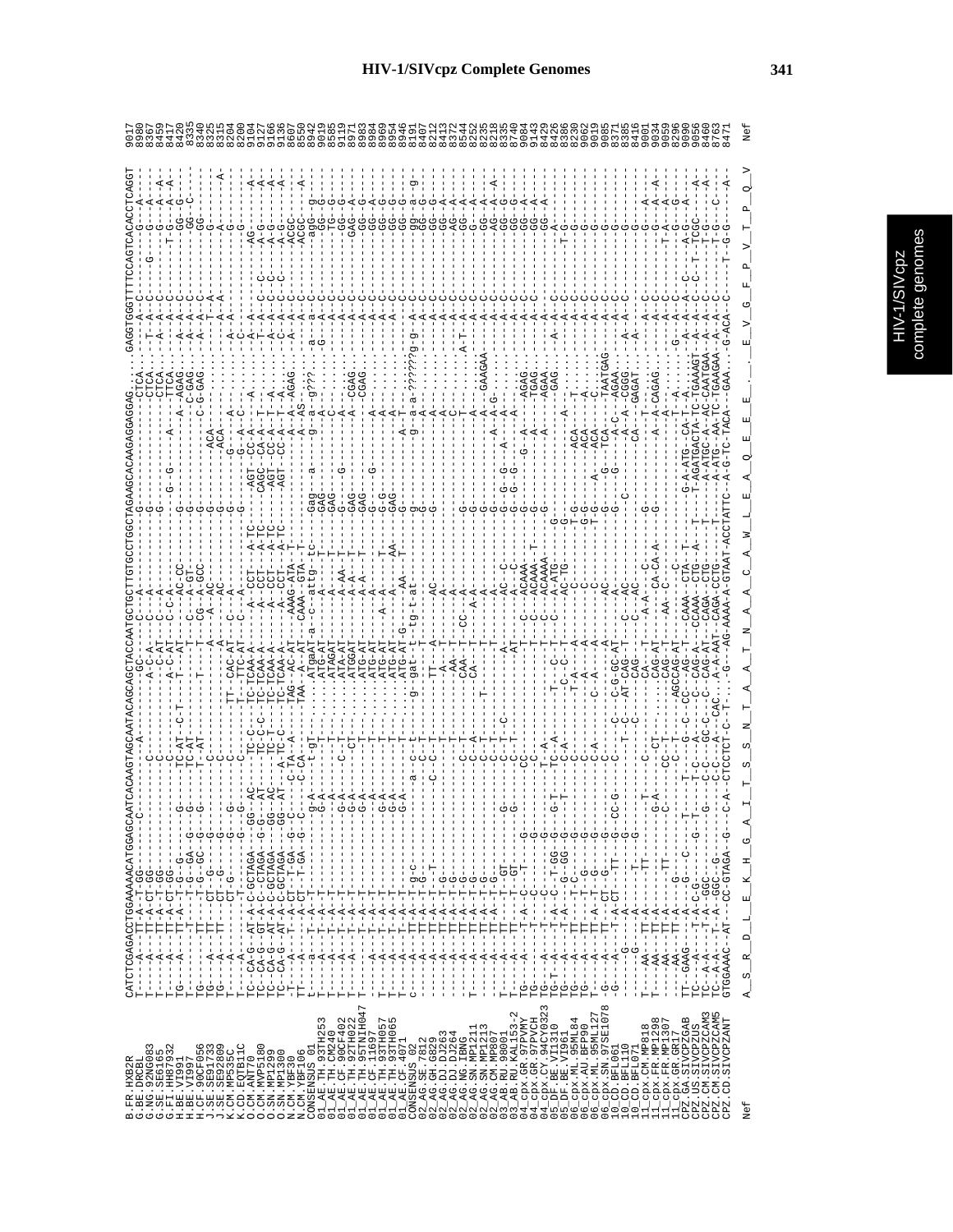```
B.FR.HXB2R           CATCTCGAGACCTGGAAAAACATGGAGCAATCACAAGTAGCAATACAGCAGCTACCAATGCTGCTTGTGCCTGGCTAGAAGCACAAGAGGAGGAG....GAGGTGGGTTTTCCAGTCACACCTCAGGT  9017
B.BE.DRCBL                                                                                                                                             8980
G.NG.92NG083                                                                                                                                           8367
G.SE.SE6165                                                                                                                                            8459
G.FI.HH87932                                                                                                                                           8417
H.BE.VI991                                                                                                                                             8420
H.BE.VI997                                                                                                                                             8335
H.CF.90CF056                                                                                                                                           8340
J.SE.SE91733                                                                                                                                           8325
J.SE.SE92809                                                                                                                                           8315
K.CM.MP535C                                                                                                                                            8204
K.CD.EQTB11C                                                                                                                                           8200
O.CM.ANT70                                                                                                                                             9104
O.CM.MVP5180                                                                                                                                           9127
O.SN.MP1299                                                                                                                                            9166
O.SN.MP1300                                                                                                                                            9136
N.CM.YBF30                                                                                                                                             8607
N.CM.YBF106                                                                                                                                            8550
CONSENSUS_01                                                                                                                                           8942
01_AE.TH.93TH253                                                                                                                                       9019
01_AE.TH.CM240                                                                                                                                         8585
01_AE.CF.90CF402                                                                                                                                       9119
01_AE.TH.92TH022                                                                                                                                       8971
01_AE.TH.95TNIH047                                                                                                                                     8983
01_AE.CF.11697                                                                                                                                         8984
01_AE.TH.93TH057                                                                                                                                       8969
01_AE.TH.93TH065                                                                                                                                       8954
01_AE.CF.4071                                                                                                                                          8946
CONSENSUS_02                                                                                                                                           8191
02_AG.SE.7812                                                                                                                                          8407
02_AG.GH.G829                                                                                                                                          8212
02_AG.DJ.DJ263                                                                                                                                         8413
02_AG.DJ.DJ264                                                                                                                                         8372
02_AG.NG.IBNG                                                                                                                                          8544
02_AG.SN.MP1211                                                                                                                                        8252
02_AG.SN.MP1213                                                                                                                                        8235
02_AG.CM.MP807                                                                                                                                         8217
03_AB.RU.98001                                                                                                                                         8335
03_AB.RU.KAL153-2                                                                                                                                      8740
04_cpx.GR.97PVMY                                                                                                                                       9084
04_cpx.GR.97PVCH                                                                                                                                       9143
04_cpx.CY.94CY0323                                                                                                                                     8429
05_DF.BE.VI1310                                                                                                                                        8426
05_DF.BE.VI961                                                                                                                                         8336
06_cpx.ML.95ML84                                                                                                                                       8230
06_cpx.AU.BFP90                                                                                                                                        9062
06_cpx.ML.95ML127                                                                                                                                      9019
06_cpx.SN.97SE1078                                                                                                                                     9085
10_CD.BFL061                                                                                                                                           8371
10_CD.BFL110                                                                                                                                           8385
10_CD.BFL071                                                                                                                                           8416
11_cpx.CM.MP818                                                                                                                                        9001
11_cpx.FR.MP1298                                                                                                                                       9034
11_cpx.FR.MP1307                                                                                                                                       9059
11_cpx.GR.GR17                                                                                                                                         8296
CPZ.GA.SIVCPZGAB                                                                                                                                       9090
CPZ.US.SIVCPZUS                                                                                                                                        9056
CPZ.CM.SIVCPZCAM3                                                                                                                                      8460
CPZ.CM.SIVCPZCAM5                                                                                                                                      8763
CPZ.CD.SIVCPZANT     GTGGAAAC--AT---CC-GTAGA--G----C-A--CTCCTCT-C-T-..-G---AG-AAAA-A-GTAAT-ACCTATTC--A-G-TC-TACA---GAA....G-ACA-----T---G-G----A-  8471

Nef                  A  S  R  D  L  E  K  H  G  A  I  T  S  S  N  T  A  A  T  N  A  A  C  A  W  L  E  A  Q  E  E  E  .  .  .  E  V  G  F  P  V  T  P  Q  V     Nef
```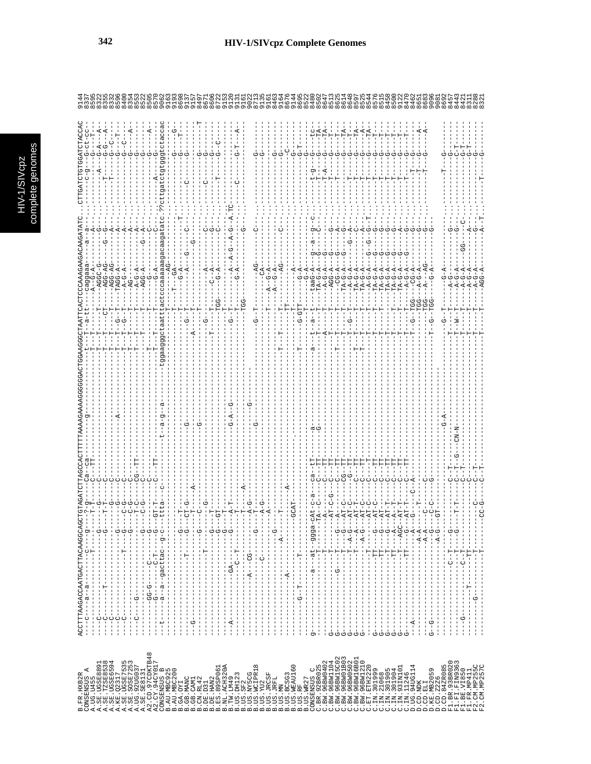```
B.FR.HXB2R       ACCTTTAAGACCAATGACTTACAAGGCAGCTGTAGATCTTAGCCACTTTTTAAAAGAAAAGGGGGGACTGGAAGGGCTAATTCACTCCCAAAGAAGACAAGATATC...CTTGATCTGTGGATCTACCAC   9144
CONSENSUS_A                                                                                                                                             8337
A.UG.U455                                                                                                                                               8595
A.SE.UGSE8891                                                                                                                                           8322
A.SE.TZSE8538                                                                                                                                           8355
A.SE.UGSE6594                                                                                                                                           8332
A.KE.Q2317                                                                                                                                              8596
A.SE.UGSE7535                                                                                                                                           8400
A.SE.SOSE7253                                                                                                                                           8354
A.UG.92UG037                                                                                                                                            8553
A.SE.SE8131                                                                                                                                             8522
A2.CD.97CDKTB48                                                                                                                                         8505
A2.CY.94CY017                                                                                                                                           8570
CONSENSUS_B                                                                                                                                             9062
B.AU.MBC925                                                                                                                                             9163
B.AU.MBC200                                                                                                                                             9193
B.GA.OYI                                                                                                                                                8698
B.GB.MANC                                                                                                                                               9137
B.GB.CAM1                                                                                                                                               9157
B.CN.RL42                                                                                                                                               8497
B.DE.D31                                                                                                                                                8671
B.DE.HAN2                                                                                                                                               8606
B.ES.89SP061                                                                                                                                            8722
B.NL.ACH320A                                                                                                                                            9153
B.TW.LM49                                                                                                                                               9120
B.US.DH123                                                                                                                                              9131
B.US.SF2                                                                                                                                                9161
B.US.NY5CG                                                                                                                                              9022
B.US.WCIPR18                                                                                                                                            8713
B.US.YU2                                                                                                                                                9135
B.US.JRCSF                                                                                                                                              9161
B.US.JRFL                                                                                                                                               8463
B.US.MN                                                                                                                                                 9164
B.US.BCSG3                                                                                                                                              8676
B.US.WEAU160                                                                                                                                            9144
B.US.RF                                                                                                                                                 8695
B.US.WR27                                                                                                                                               8822
CONSENSUS_C                                                                                                                                             8480
C.BR.92BR025                                                                                                                                            8502
C.BW.96BW0402                                                                                                                                           8647
C.BW.96BW1104                                                                                                                                           8513
C.BW.96BW15C02                                                                                                                                          8625
C.BW.96BW01B03                                                                                                                                          8614
C.BW.96BW0502                                                                                                                                           8648
C.BW.96BW16B01                                                                                                                                          8597
C.BW.96BW1210                                                                                                                                           8525
C.ET.ETH2220                                                                                                                                            8544
C.IN.301999                                                                                                                                             8576
C.IN.21068                                                                                                                                              8515
C.IN.301905                                                                                                                                             8458
C.IN.301904                                                                                                                                             8500
C.IN.93IN101                                                                                                                                            9122
C.IN.11246                                                                                                                                              8470
D.UG.94UG114                                                                                                                                            8462
D.CD.NDK                                                                                                                                                8651
D.CD.ELI                                                                                                                                                8683
D.KE.MB2059                                                                                                                                             9096
D.CD.Z2Z6                                                                                                                                               9081
D.CD.84ZR085                                                                                                                                            8692
F1.BR.93BR020                                                                                                                                           8457
F1.FI.FIN9363                                                                                                                                           8443
F1.BE.VI850                                                                                                                                             8421
F1.FR.MP411                                                                                                                                             8311
F2.CM.MP255C                                                                                                                                            8288
F2.CM.MP257C                                                                                                                                            8321
```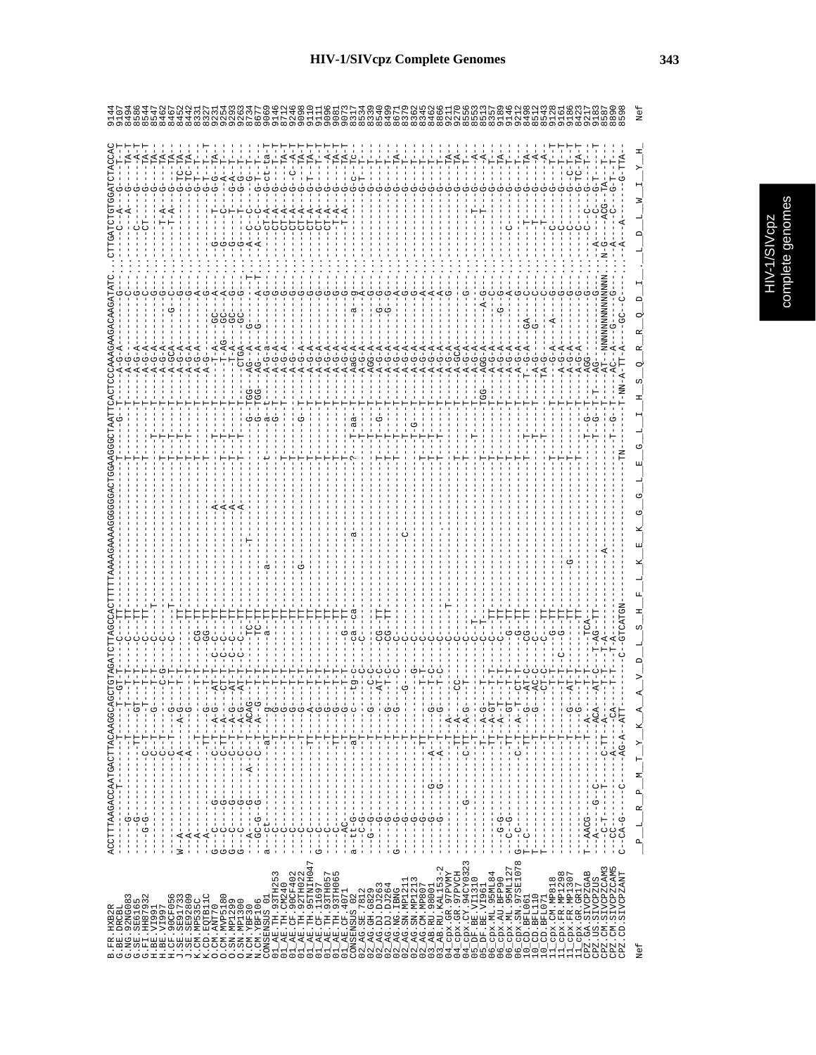# HIV-1/SIVcpz Complete Genomes

```
B.FR.HXB2R          ACCTTTAAGACCAATGACTTACAAGGCAGCTGTAGATCTTAGCCACTTTTTAAAAGAAAAGGGGGGACTGGAAGGGCTAATTCACTCCCAAAGAAGACAAGATATC...CTTGATCTGTGGATCTACCAC  9144
Nef                 _P__L__R__P__M__T__Y__K__A__A__V__D__L__S__H__F__L__K__E__K__G__G__L__E__G__L__I__H__S__Q__R__R__Q__D__I_ ._L__D__L__W__I__Y__H_
```

Nef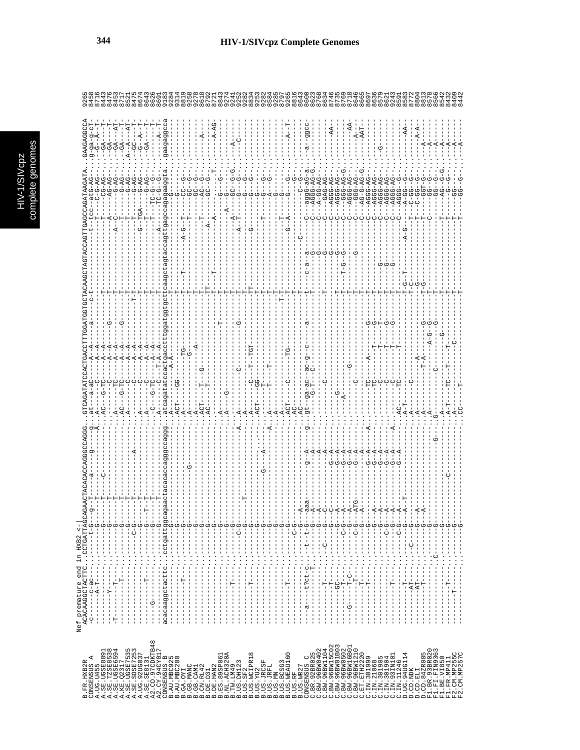Nef premature end in HXB2 <-|

```
B.FR.HXB2R          ACACAAGGCTACTTC..CCTGATTAGCAGAACTACACACCAGGGCCAGGG..GTCAGATATCCACTGACCTTTGGATGGTGCTACAAGCTAGTACCAGTTGAGCCAGATAAGATA..GAAGAGGCCA  9265
CONSENSUS_A         -c-------c--ac-----.------t-g---g--T-----a-----g-----g..at---a-aC----A--A------a------c-t-----------------t-tcc--atc-AG----.g-ga-g-cT  8458
A.UG.U455           --------A-T-----..------G----T-------------------A..AC---G-TC----A--A------------T--------------------T---C-G-AG---..-GA---A--T  8716
A.SE.UGSE8891       ---------------.---------G----T----C-----------------..--------C----A--A------------T--------------------T----CG-AG---..-GA------T  8443
A.SE.TZSE8538       ---------Y-------.---------G----T--------------------..A-------TC---A--A--G---------T--------------------A----AG-AG---..-GA----AT  8476
A.SE.UGSE6594       -T---------T------.---------G----T--------------------..AC---G-TC---A--A--G--------T-----------------A-C-----G-AG---..-GA----T-  8453
A.KE.Q2317          ---------------T--.---------G----T--------------------..A-------C----A--A-----------T-----------------------T---G-AG---..A--A----AT  8717
A.SE.UGSE7535       ---------------.---------G----T--------------------..A-------C----A--A-----------T-----------------------T---G-AG---..-GC-----T  8521
A.SE.SOSE7253       ---------------.-------C-G-----T---------A-----------..A-------C----A--A-----T-T--------------------------T---G-AG---..-G--A----T  8475
A.UG.92UG037        ---------------.---------G----T--------------------..A-------C----A--A-----------T----------------G-----T-TGA-G-AG---..-GA------T  8674
A.SE.SE8131         ----G--------T-----.---------G----T--T-----------------..A-------C----A--A-----------T-----------------------T----G-AG---..-----A--T  8643
A2.CD.97CDKTB48     ---------------.---------G----T--------------------..-C---G-TC---A--A-----------T-----------------------T---TC-G-G---..--------T  8626
A2.CY.94CY017       ---------------.---------G----T--------------------..A-------C----T-A--A-----------T------------------A-----TC-G--G---..----A---T  8691
CONSENSUS_B         acacaaggctacttc..cctgattggcagaactacacaccagggccaggg..atcagatatccactgacctttggatggtgcttcaagctagtaccagttgagccagagaaggta..gaagaggcca  9183
B.AU.MBC925         ---------------.---------G----------------------------..A-----------------A-A------------T----------------------------------G---..----------  9284
B.AU.MBC200         ---------------.---------G----------------------------..ACT---GG---------------------------T----------------------------G-----..----------  9314
B.GA.OYI            ----------T-----.---------G----------------------------..A------------------TG--------------T----T------------------------CC---G---..----------  8819
B.GB.MANC           ---------------.---------G-----------G-----------------..A---------------------G-------------T----------------A-G--T------GC---G---..----------  9258
B.GB.CAM1           ---------------.---------G----------------------------..A---------------------------------T----------------------------GC---G---..----------  9278
B.CN.RL42           ---------------.---------G----------------------------..ACT---T----G-----A-----------------T----------------------------AC---G---..----A-----  8618
B.DE.D31            ---------------.---------G----------------------------..AC----T----------------------------T---------------------------T---GC---G---..----------  8792
B.DE.HAN2           ---------------.---------G----------------------------..-------------------------------------TT----------------------A------------..----------  8721
B.ES.89SP061        ---------------.---------G----------------------------..A------------------------T----------T--T-----------A---------G---G---..----A-AG-  8843
B.NL.ACH320A        ---------------.---------G----------------------------..A---G---------------------------------T---------------------A-----------T..----------  9274
B.TW.LM49           ---------T------.---------G----------------------------..A------------------------------------T-------------------A--------GC---G-G..----A-----  9241
B.US.DH123          ---------------.-------C-G-----------------------A-..A------C---------G-----------------T------------------A-T------G---G---..---C------  9252
B.US.SF2            ---------------.---------G----T------------------------..A------------------------------------T------------------------------G---..----------  9202
B.US.WCIPR18        ---------T------.---------G----------------------------..A------C--T--TGT--------------TT--------------G----------------G---..----------  9278
B.US.YU2            ---------------.---------G----------------------------..ACT---GG--------------------------T------------------------------G---..----------  8834
B.US.JRCSF          ---------------.---------G--------------G----A---------..A-----T----T-----------------------T----------------T-----------G---..----------  9253
B.US.JRFL           ---------------.---------G-----------------------A.----..A------T----T-----------------------T----------------------A---G---..----------  9282
B.US.MN             ---------------.---------G----------------------------..A----------------------------------T---------------------G------------..----------  8584
B.US.BCSG3          ---------------.---------G----------------------------..A-------------------------------T-T---------------------T-------G---..----------  9285
B.US.WEAU160        ---------T------.---------G----------------------------..ACT-----C--------TG-----------------T-----------------G-A-----G---..----A--T  8797
B.US.RF             ---------------.---------C-G---------------------------..AC-------------------------------------T-----------------------------G---..----------  9265
B.US.WR27           ---------------.---------G---A-----------------------..AC--------------------------T---------C-----------------------------G---..----------  8816
CONSENSUS_C         --a---t?ct-c---.----t-t-G---aaa---------g--A-----g..gt--ga-ac--ac-g--c-------a-------t----c-a--a-------C---aggG-aG-a..--a---ggcc-  9643
C.BR.92BR025        ---------T------.---------G---A----------------A------..-------G-T--C---------------------T-------------G------C---AGGG-AG-G..----------  8600
C.BW.96BW0402       ---------------.---------G---A----------------A------..-------------------------------------------------G------C---A-GG-AG---..----------  8623
C.BW.96BW1104       ---------T------.----C------G---C----------------A------..---------C-----------------------T-----------------G------C---GAG-AG---..----------  8768
C.BW.96BW15C02      ---------T------.---------G---C--------------G-A------..-------------------------------------------------G------C---AGGG-AG---..-------AA-  8634
C.BW.96BW01B03      ---------GC-----.---------G---A--------------G-A------..-------G-------------------------------------------G-G------C---AGGG-AG-G..----------  8746
C.BW.96BW0502       ---------T------.-------C-G---A--------------G-A------..------A---------------------T-------T-G---G---------C---AGGG-AG---..----------  8735
C.BW.96BW16B01      ----G-----T-C---.---------G---A--------------G-A------..-----------------------------------T-----------------------C---AGGG-AG---..--------AA  8769
C.BW.96BW1210       ---------T------.-------C-G---ATG-------------G-A------..------------C-----------------------T-------G-----------C---GGG-AG---..----A-----  8718
C.ET.ETH2220        ---------T------.---------G---A---------------G-A------..-------------------------------------T-------------------C---AG-G-AG-G..----AAT-  8646
C.IN.301999         ---------T------.---------G----------------G-A-----A..------TC----A-------G------T-----------------------C---AGGG-AG---..----------  8665
C.IN.21068          ---------------.---------G---A----------------G-A------..------TC--------T-----G------T------------------------C---AGGG-AG---..----------  8697
C.IN.301905         ---------------.---------G---A----------------G-A------..------C---------T-----T------T-----------G-------------C---AGGG-AG---..----G-----  8636
C.IN.301904         ---------------.-------C-G---A----------------G-A------..------C---------T-----G------T-----------G-------------C---AGGG-AG---..----------  8579
C.IN.93IN101        ---------T------.---------G---A----------------G-A-----A..------C---------T-----G------T-----------G-------------C---AGGG-AG---..----------  8621
C.IN.11246          ---------------.-------C-G---A-T--------------G-A------..AC----TC-------T-------------T-----------------------C---AGGG-AG---..----------  9243
D.UG.94UG114        ---------T------.---------G----------------------------..A-T----------------------------------T-G-T----------A-G----T---A-GG-G---..-------AA-  9591
D.CD.NDK            ---------AT------.----C---G----------------------------..A-------C-----------------------------T-C-------------------T---C-GG--G---..----------  8583
D.CD.ELI            ---------AT------.---------G---A------------------------..A---------------A--------------------T-G---------------------C-GG--G---..----A-A--  8772
D.CD.84ZR085        ---------T------.---------G---A------------------------..A---------------T-A--------G--------T-G---------------------T---GGT-G---..----------  8804
F1.BR.93BR020       ---------------.---------G----------------------------..A--------------------------------T------------------------------C---GG--G---..---A------  8813
F1.FI.FIN9363       ---------------C.---------G----------------------------..G----------C-----------A-G--G---T--------------------------------T---GG--G---..---A------  8578
F1.BE.VI850         ---------------.---------G----------------------------..A---------------G-----------------T------------------------------T---AG--G-G..---A------  8566
F1.FR.MP411         ---------T------.---------G--------------C-------------..A-T----TC----T--------------------T------------------------------T---GG--G---..---A------  8542
F2.CM.MP255C        ---------T------.---------G----------------------------..A-T----TC----T--T-------------------T------------------------------T---GG--G---..---A------  8432
F2.CM.MP257C        ---------------.---------G----------------------------..CC----T---------C-----------------T------------------------------T---GG--G---..---A------  8409
                                                                                                                                                          8442
```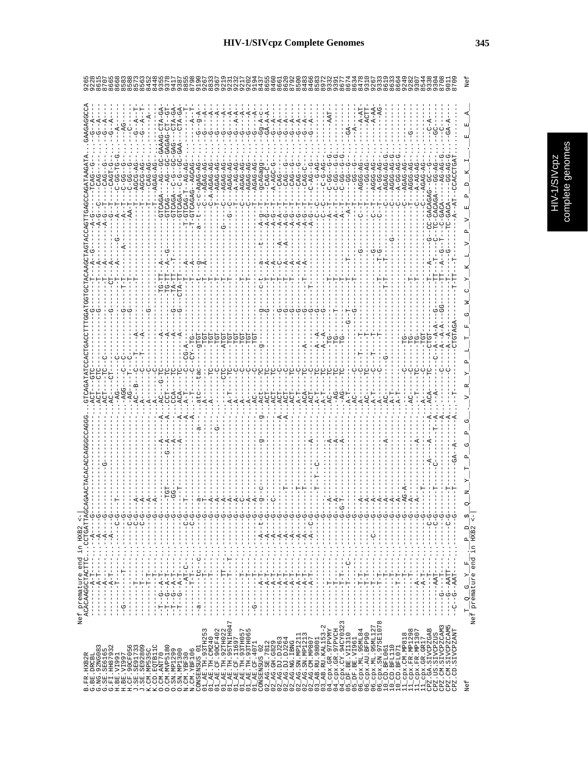```
Nef premature end in HXB2 <-|
                      ACACAAGGCTACTTC...CCTGATTAGCAGAACTACACACCAGGGCCAGGG...GTCAGATATCCACTGACCTTTGGATGGTGCTACAAGCTAGTACCAGTTGAGCCAGATAAGATA...GAAGAGGCCA

B.FR.HXB2R               9265
G.BE.DRCBL               9228
G.NG.92NG083             8615
G.SE.SE6165              8707
G.FI.HH87932             8665
H.BE.VI991               8668
H.BE.VI997               8583
H.CF.90CF056             8588
J.SE.SE91733             8573
J.SE.SE92809             8563
K.CM.MP535C              8452
K.CD.EQTB11C             8448
O.CM.ANT70               9355
O.CM.MVP5180             9378
O.SN.MP1299              9417
O.SN.MP1300              9387
N.CM.YBF30               8855
N.CM.YBF106              8790
CONSENSUS_01             9191
01_AE.TH.93TH253         9267
01_AE.TH.CM240           8833
01_AE.CF.90CF402         9367
01_AE.TH.92TH022         9219
01_AE.TH.95TNIH047       9231
01_AE.CF.11697           9232
01_AE.TH.93TH057         9217
01_AE.TH.93TH065         9202
01_AE.CF.4071            9194
CONSENSUS_02             8437
02_AG.SE.7812            8655
02_AG.GH.G829            8460
02_AG.DJ.DJ263           8661
02_AG.DJ.DJ264           8620
02_AG.NG.IBNG            8792
02_AG.SN.MP1211          8530
02_AG.SN.MP1213          8483
02_AG.CM.MP807           8466
03_AB.RU.98001           8583
03_AB.RU.KAL153-2        8972
04_cpx.GR.97PVMY         9332
04_cpx.GR.97PVCH         9391
04_cpx.CY.94CY032        8677
05_DF.BE.VI1310          8634
05_DF.BE.VI961           8634
06_cpx.ML.95ML84         8478
06_cpx.AU.BFP90          9310
06_cpx.ML.95ML127        9267
06_cpx.SN.97SE1078       9333
10_CD.BFL061             8619
10_CD.BFL110             8633
10_CD.BFL071             8664
11_cpx.CM.MP818          9249
11_cpx.FR.MP1298         9282
11_cpx.FR.MP1307         9307
11_cpx.GR.GR17           8544
CPZ.GA.SIVCPZGAB         9338
CPZ.US.SIVCPZUS          9304
CPZ.CM.SIVCPZCAM3        8708
CPZ.CM.SIVCPZCAM5        9011
CPZ.CD.SIVCPZANT         8709

Nef                      T_Q_G_Y_F_ . P_D_$_Q_N_Y_T_P_G_P_G_ . V_R_Y_P_L_T_F_G_W_C_Y_K_L_V_P_V_E_P_D_K_I_ . E_E_A_      Nef
Nef premature end in HXB2 <-|
```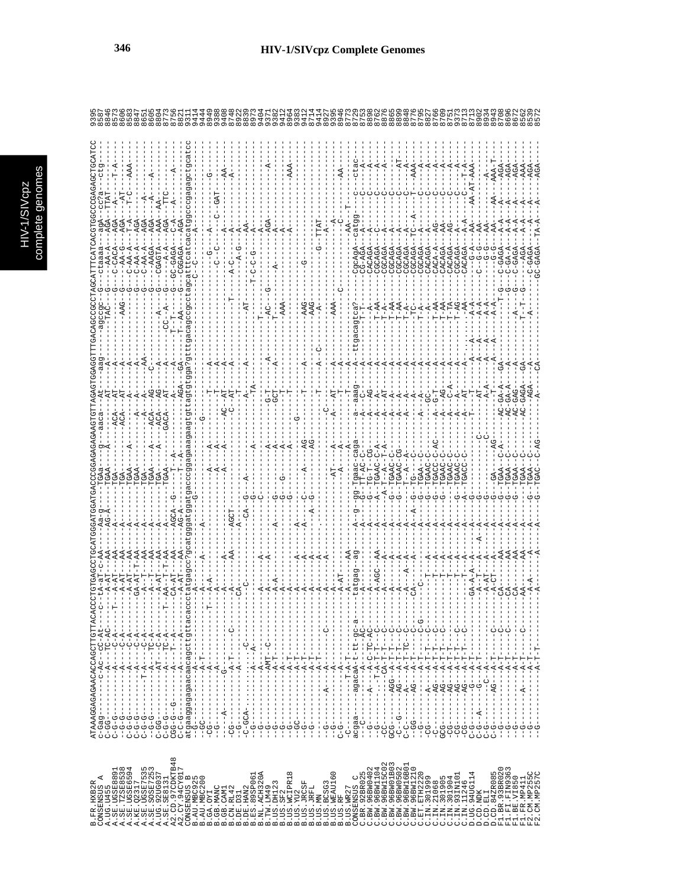```
B.FR.HXB2R        ATAAAGGAGAGAACACCAGCTTGTTACACCCTGTGAGCCTGCATGGGATGGATGACCCGGAGAGAGAAGTGTTAGAGTGGAGGTTTGACAGCCGCCTAGCATTTCATCACGTGGCCCGAGAGCTGCATCC  9395
CONSENSUS_A       c-Gag---------c-AC---cC-At----c---tA-aT--c-AA-----Aa-g-------TGAa----g----aaca--At-----aag------agccgc--G---ctaaaa--agA--cc?a----ctg--
A.UG.U455         C-GG---------A----TC-AC-------A-AT---AA-----AG-A-------TGAA----A--------AT------A--------TAC-----G---AA-A---AGA--TTAT-------- 8587
A.SE.UGSE8891     --G-G---------A------C-A--------A-AT---AA-----A--------TGA---------ACA---AT------A-------------G---C-CACA---AGA-----T-A--- 8846
A.SE.TZSE8538     -G-G-G---------A------C-A--------A-AT---AA-----A--------TGA---------ACA---AT------A------AAG----G----AA-G---AGA-----AT---- 8573
A.SE.UGSE6594     C-G-G---------A------C-A--------A-AT---AA-----A--------TGAA----A-------------A------A-------------G---C-AA-A---AGA--T-C---AAA- 8606
A.KE.Q2317        C-G-G---------A------C-A--------GA-AT-T-AA-----A--------TGAA--------------A------A-------------G---C-AA-A---AGA---------- 8583
A.SE.UGSE7535     C-G-G--------T-A-----C-A--------A--T---AA-----A--------TGA--------------A--A------AA------------G---C-AA-A---AGA---A------ 8847
A.SE.SOSE7253     --G-G---------A------TC-A-------A--T---AA-----A--------TGAA----A---ACA---AG------C-------------G----AAGA----AGA---A---A-- 8651
A.UG.92UG037      C-GG---------AT------C-A--------A-AT---AA-----A--------TGA-----A---ACA---AG------A------------G---CGAGTA---AAA--AA------ 8605
A.SE.SE8131       C-G-G---------A------TC-A-------A--T---AA-----A--------TGAA----A---ACA---AT------A--------A-----G------A--A---AGA---TTC---- 8804
A2.CD.97CDKTB48   CGG-G--G------A------T--A------T-AA-T-T-AA----AGCA--G-----TGAA---------GACA--AT------A------CC--A--G---GC-GAGA---C-A--A----A-- 8773
A2.CY.94CY017     C-C-G---------A--------A--------CA-AT---AA-----A--------T--A----------A-------A------A------T-T-----G--------A----AGA------- 8756
CONSENSUS_B       atgaaggagagaacaacagcttgttacaccctatgagcc?gcatgggatggatgacccggagaaagaagtgttagtgtgga?gtttgacagccgcctagcatttcatcacatggcccgagagctgcatcc 8821
B.AU.MBC925       -G------------A-----------------A----------------A--------------------------------------------C-C------------------------- 9311
B.AU.MBC200       -GC-----------A-T------------------A---------A-------------------G----------------------------------------A------------ 9414
B.GA.OYI          -CG-----------A-----------T--A-A-----------------------A------A---T------A------------------------G------A----------G--- 9444
B.GB.MANC         -G------------A-----------------A--------------------A------A---T------A------------------------C-C------C--GAT---------- 8949
B.GB.CAM1         ----A--------G-----------------A-------------------A------A---T------A------------------------------A----------A----- 9388
B.CN.RL42         -CG-----------A-T------C-----A------AA--AGCT-------A------A----AC--AT------A------T---------A-C-------A--------AA----- 9408
B.DE.D31          -G------------A-T--------------CA-------A---------A----------C---T------A-----------------A-G---A-------A----- 8748
B.DE.HAN2         -C-GCA-------A------C------------C------------CA--G---A-----------T------A------AT---------------AA------------- 8922
B.ES.89SP061      -G------------A--A----------------------------G----------A-----------TA---------------T-C-C-G------A-------------- 8839
B.NL.ACH320A      -G------------A------------------A--------------C-----------------------------------T----------A-------------- 8973
B.TW.LM49         -G------------AMT--C-------------A-----A--------------A-----G-T------A-----AC--G---------A--------A------------- 9404
B.US.DH123        -G------------A-T--------A-A------A--------------A--------GCT------A-----T-AA------A---------AGA------------A--- 9382
B.US.SF2          -G------------A-----------------A-------------G-----G-----A------T---------------------------A------------------- 9412
B.US.WCIPR18      -G------------A-----------------A----------------G----A-------T---------AAA-------------------A-----------AAA--- 8964
B.US.YU2          -GC-----------A-T---------------A------------G-------------G---------------------------------------------------- 9383
B.US.JRCSF        -G------------A-T-------------A--A------A--C-------A---AG------T------A------AAG-------G-----A------------------ 9412
B.US.JRFL         -G------------A-T-------------A--A------A--G--------AG------------------AAG------------------------------------- 8714
B.US.MN           --------------A-T-------------A--------------------------T------A--C----A-------------G--TTAT---------------- 9414
B.US.BCSG3        -G----A------A-------C--------A------------------------C-----------------------------A------------------ 8927
B.US.WEAU160      -G------------A-------------A---------------------------------------------------------------A------------- 9395
B.US.RF           C-G-----------A---------------A-AT---------AT-----A----A--AT------A------AAA-------------A--------C---- 8946
B.US.WR27         -C-----------T--A-T-----------A--A--AA------A---------A-----T------A-------C---------AA----T-----AA---- 8779
CONSENSUS_C       acgaa---agacag-t-tt-gc-a-------ttgag--ag---A---g--gg-Tgaac-caga----a---aaag---A---ttgacagtca?-----CgcAgA--catgg-----c-----ctac- 8753
C.BR.92BR025      ----C---------A-----AC-----------A-----ag---A---g--TT-AC-CG-----a--C------A------T-T-------CG-AGA--C-A---C------A-- 8898
C.BW.96BW0402     --G------A----A-C-TC-AC--------A--------A---g--TG-T--CG-----A---AG------A------A----------CACAGA---A------C------A-- 8762
C.BW.96BW1104     --G-------T-A-T---C------------A-AGC-AA---A---A-TGAC-C-A---A---A-------A------T-AA-------CGCAGA---C------C------A-- 8876
C.BW.96BW15C02    -CC--------CA-T-T---C-----------A----A---A--A-T--A--T-A---A---AT------A------T-A--------CGCAGA---A------C------A-- 8865
C.BW.96BW01B03    GCG-----AGG--A-T-T---C-----------A----A---A---G-TGAAC-C----A---A-------A------T-AA-------CGCAGA---A------C------AT- 8899
C.BW.96BW0502     GCC--G----AG--A-T-TC---C---------A-----A---A---G-TGAAC-CG----A---A-------A------T-AA------CGCAGA---A------C------A-- 8848
C.BW.96BW16B01    -C-C-----A----A-T-TC---C--------CA----A-A---A---G-TG-A--C----A---A-------A------T-A-------CGCAGA--TC-A---T------AAA- 8776
C.BW.96BW1210     -GG------AG---A-T-----C-G-------C-----------A---G-TGAA-C-C---A---A-------A------TC--------CGCAGA---A------C------A-- 8795
C.ET.ETH2220      -GG----------A-T-T---C---------T--A------A---G-TGAAC-C------A---A-------A------T-A--------CACAGA---A------C------A-- 8827
C.IN.301999       -CG-----A-----A-T-T---C---------T---A------A---G-TGAAC---GC---A-----------A-------------CACAGA---A------C------A-- 8766
C.IN.21068        -C-------AG---A-T-T---C----------T--A------A---G-TGACC-C-AC-A---G-T------A------T-AA------CACA-A--AG------C------A-- 8709
C.IN.301905       GCG------AG---A-T-T---C----------T--A------A---G-TGAAC------A---AG------A------T-AA------CACAGA--AA------C------A-- 8751
C.IN.301904       -CG------AG---A-T-T---------------T--A------A---G-TGAAC------A---C-A------A------T-TA------CACAGA--AG------C------A-- 9373
C.IN.93IN101      -CG------AG---A-T-T---C-----------T--A------A---G-TGACC-C----A--------A------T-AG------CGCAGA---A------C------T-A- 8713
C.IN.11246        -CG------AG---A-T-T---C----------T--A------A---G-TGACC-C----A---AT------A------AA------CACAGA--A-A------C------T-A- 8713
D.UG.94UG114      C-G------G----A-----------------GA-A-A---A----G-----------------T------A-----A-A-------C-G-A---AA--AA-AT-AAA- 8902
D.CD.NDK          C-G--A------G-A-------------------A-AT-------------C-----T---AT-----A-----A-A-------C-G-G---AA----------- 8934
D.CD.ELI          C-G-------C-A---------------------A-A-----A---------C------A-A-----A-----A-A----------G-G---AA-------A--- 8943
D.CD.84ZR085      C-G------AG---A-T---------C-------A-CT---A---A-G---GA-----AG-----T------A-----A-A---------G-G---AA--AA----AAA-T 8708
F1.BR.93BR020     --G-----------A-T---------C------CA---AA---A---G-TGAA--C-A---AC-GA-A--GA-------------T-G--C-GAGA--A-A---A------AGA- 8696
F1.FI.FIN9363     --G-----------A-T---------C------CA---AA---A---G-TGAA-----C---AC-GA-A--------------------C-GA-A--A-A---A------AGA- 8672
F1.BE.VI850       --G-----------A-T---------C------CA---AA---A---G-TGAA--C-----AC-GAG--A--------A------G--C-GAGA--A-A---A------AGA- 8562
F1.FR.MP411       --G----A------A-T---------C-------AA---AA---A---G-TGAA--C-----AC-GAGA--GA------T-T----G------AGA---A-A---A------AAA- 8539
F2.CM.MP255C      --G-----------A-T----------------A-A---AA---A---G-TGAA--C------AGA--A------A---------C-GAGA--A-A---A------AGA- 8572
F2.CM.MP257C      --G-----------A-T-T-------------A------A---A---G-TGAC--C-AG-----A---CA------A--------GC-GAGA--TA-A---A------AGA-
```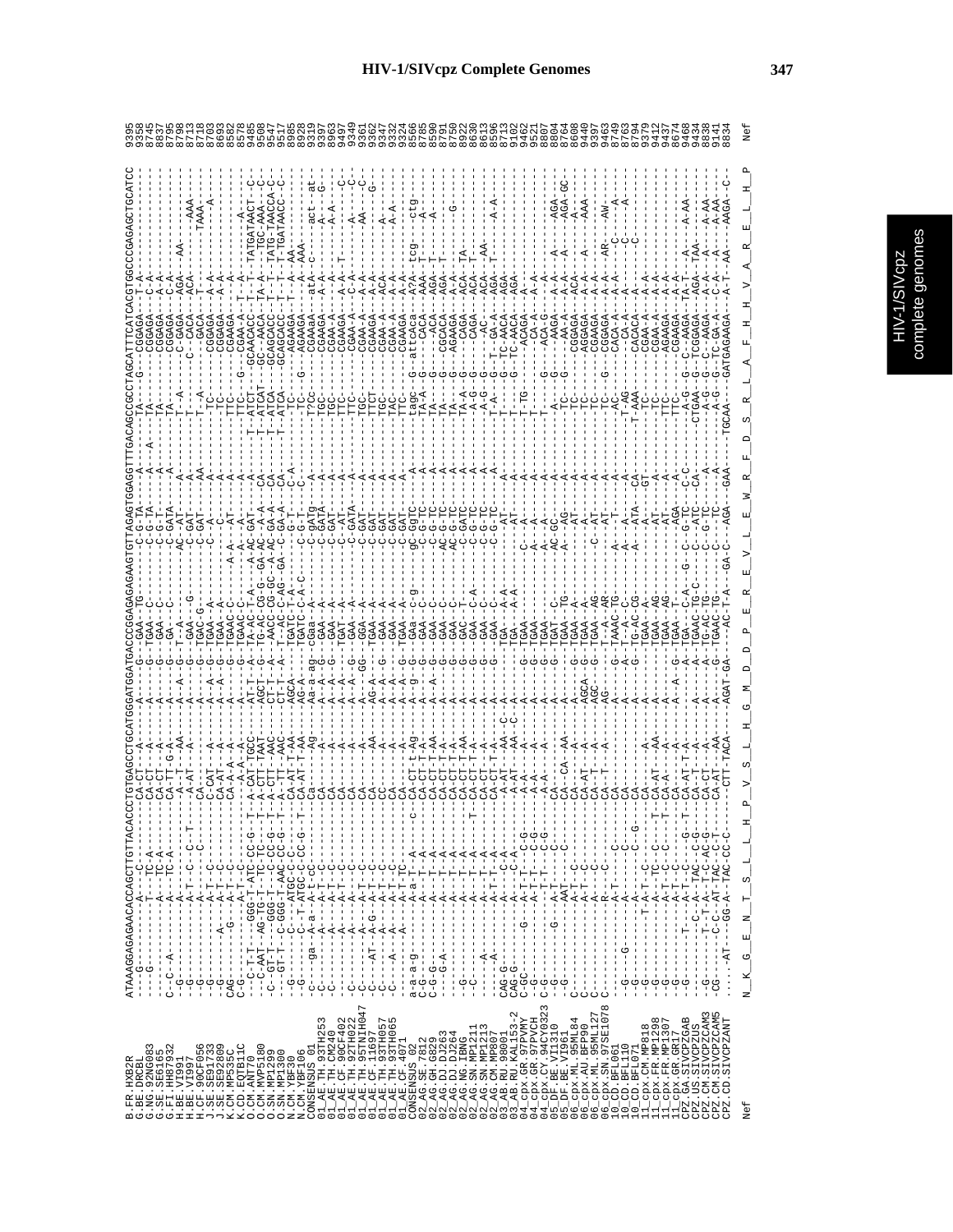```
B.FR.HXB2R   ATAAAGGAGAGAACACCAGCTTGTTACACCCTGTGAGCCTGCATGGGATGGATGACCCGGAGAGAGAAGTGTTAGAGTGGAGGTTTGACAGCCGCCTAGCATTTCATCACGTGGCCCGAGAGCTGCATCC   9395

Nef          N  K  G  E  N  T  S  L  L  H  P  V  S  L  H  G  M  D  D  P  E  R  E  V  L  E  W  R  F  D  S  R  L  A  F  H  H  V  A  R  E  L  H  P
```

| Sequence | Position |
|---|---|
| B.FR.HXB2R | 9395 |
| G.BE.DRCBL | 9358 |
| G.NG.92NG083 | 8745 |
| G.SE.SE6165 | 8837 |
| G.FI.HH87932 | 8795 |
| H.BE.VI991 | 8798 |
| H.BE.VI997 | 8713 |
| H.CF.90CF056 | 8718 |
| J.SE.SE91733 | 8703 |
| J.SE.SE92809 | 8693 |
| K.CM.MP535C | 8582 |
| K.CD.EQTB11C | 8578 |
| O.CM.ANT70 | 9486 |
| O.CM.MVP5180 | 9508 |
| O.SN.MP1299 | 9547 |
| O.SN.MP1300 | 9517 |
| N.CM.YBF30 | 8985 |
| N.CM.YBF106 | 8928 |
| CONSENSUS_01 | 9319 |
| 01_AE.TH.93TH253 | 9364 |
| 01_AE.TH.CM240 | 8963 |
| 01_AE.CF.90CF402 | 9497 |
| 01_AE.TH.92TH022 | 9349 |
| 01_AE.TH.95TNIH047 | 9361 |
| 01_AE.CF.11697 | 9362 |
| 01_AE.TH.93TH057 | 9347 |
| 01_AE.TH.93TH065 | 9332 |
| 01_AE.CF.CA1 | 9324 |
| CONSENSUS_02 | 8566 |
| 02_AG.SE.7812 | 8785 |
| 02_AG.GH.6829 | 8590 |
| 02_AG.DJ.DJ263 | 8791 |
| 02_AG.DJ.DJ264 | 8750 |
| 02_AG.NG.IBNG | 8922 |
| 02_AG.SN.MP1211 | 8630 |
| 02_AG.SN.MP1213 | 8632 |
| 02_AG.CM.MP807 | 8598 |
| 03_AB.RU.98001 | 8713 |
| 03_AB.RU.KAL153-2 | 9102 |
| 04_cpx.GR.97PVMY | 9462 |
| 04_cpx.GR.97PVCH | 9521 |
| 04_cpx.CY.94CY0323 | 8807 |
| 05_DF.BE.VI1310 | 8804 |
| 05_DF.BE.VI961 | 8764 |
| 06_cpx.ML.95ML84 | 8608 |
| 06_cpx.AU.BFP90 | 9440 |
| 06_cpx.ML.95ML127 | 9397 |
| 06_cpx.SN.97SE1078 | 9463 |
| 10_CD.BFL061 | 8749 |
| 10_CD.BFL110 | 8763 |
| 10_CD.BFL071 | 8794 |
| 11_cpx.CM.MP818 | 9379 |
| 11_cpx.FR.MP1298 | 9412 |
| 11_cpx.FR.MP1307 | 9437 |
| 11_cpx.GR.GR17 | 8674 |
| CPZ.GA.SIVCPZGAB | 9468 |
| CPZ.US.SIVCPZUS | 9434 |
| CPZ.CM.SIVCPZCAM3 | 8838 |
| CPZ.CM.SIVCPZCAM5 | 9141 |
| CPZ.CD.SIVCPZANT | 8834 |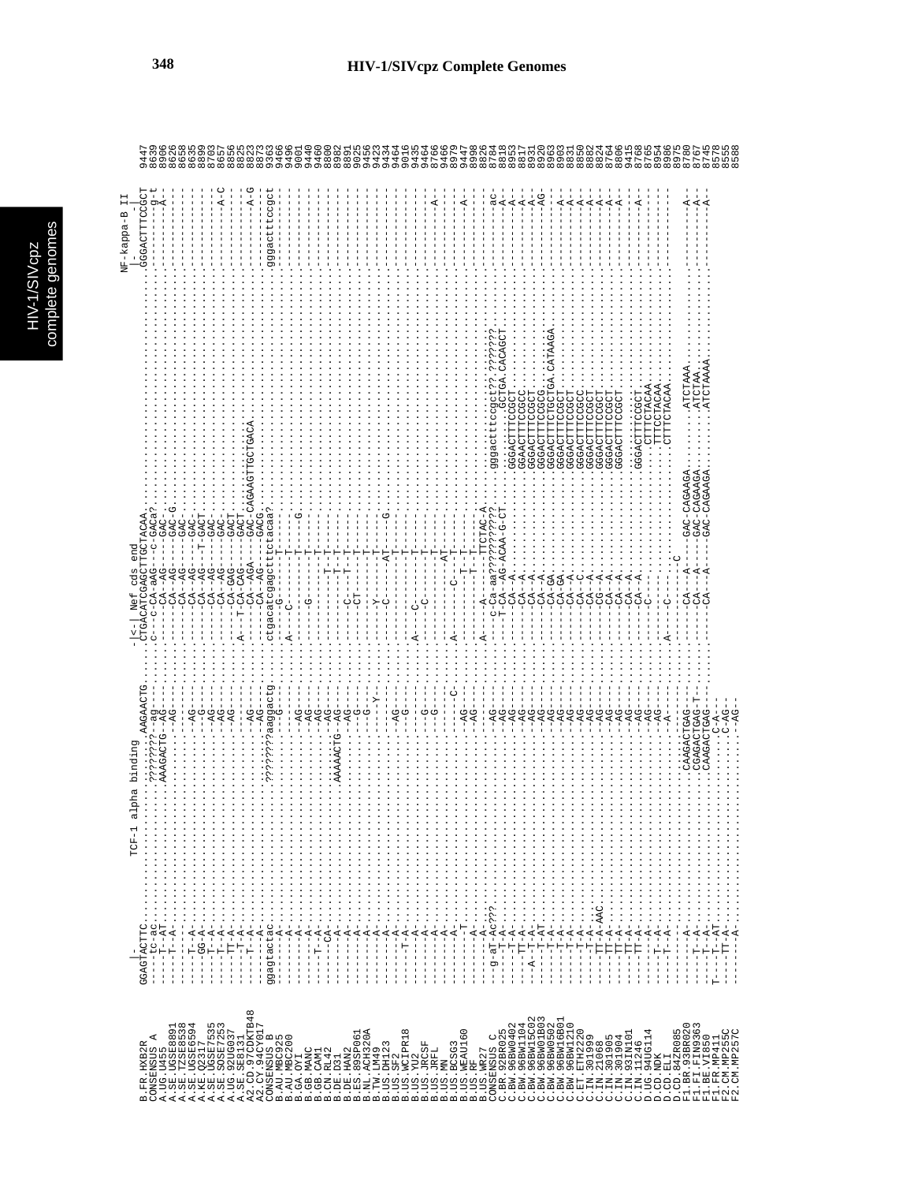# HIV-1/SIVcpz Complete Genomes

```
                                                                                                  NF-kappa-B II
                TCF-1 alpha binding                    -|<-| Nef cds end                         |
B.FR.HXB2R      GGAGTACTTC.........................AAGAACTG...CTGACATCGAGCTTGCTACAA.........................GGGACTTTCCGCT  9447
CONSENSUS_A     ----tc-ac..........?????????-ag----.........c---c-CA-aAG---C-GACa?.......................---------g-t  8639
A.UG.U455       ----T--AT..........AAAGACTG--AG----........---------CA--AG-----GAC-......................----------A--  8906
A.SE.UGSE8891   ----T--A...........................-AG----........---------CA--AG-----GAC-G....................-------------  8626
A.SE.TZSE8538   .................................................................................................. 8658
A.SE.UGSE6594   ----T--A...........................-AG----........---------CA--AG-----GAC-....................-------------  8635
A.KE.Q2317      ----GG-A...........................--G----........---------CA--AG---T-GACT.....................-------------  8899
A.SE.UGSE7535   ----T--A...........................-AG----........---------CA--AG-----GAC-....................-------------  8703
A.SE.SOSE7253   ----T--A...........................-AG----........---------CA--AG-----GAC-....................----------A-C  8657
A.UG.92UG037    ----TT-A...........................-AG----........---------CA--GAG----GACT.....................-------------  8856
A.SE.SE8131     ----T--A...........................-AG----........A---T-CA-CAG-----GACT.....................-------------  8825
A2.CD.97CDKTB48 ----T--A...........................-AG----........---------CA--AGA----GAC-CAGAAGTTGCTGACA.......----------A-G  8823
A2.CY.94CY017   --------A..........................-AG----........---------CA--AG-----GACG......................-------------  8873
CONSENSUS_B     ggagtactac.........?????????aaggactg......ctgacatcgagcttctacaa?.................gggactttccgct  9363
B.AU.MBC925     --------A..........................--G----........----G--------T--....................-------------  9466
B.AU.MBC200     --------A..........................-------........A---C-------T--....................-------------  9496
B.GA.OYI        --------A..........................-AG----........---------------T---G.....................-------------  9001
B.GB.MANC       --------A..........................-AG----........--------G------T--.....................-------------  9440
B.GB.CAM1       -----T--A..........................-AG----........---------------T--.....................-------------  9460
B.CN.RL42       --------CA.........................-AG----........-----------T--T--.....................-------------  8800
B.DE.D31        --------A..........................-AG----........-----------T--T--.....................-------------  8982
B.DE.HAN2       --------A..........AAAAACTG--AG----........-----------T--T--.....................-------------  8891
B.ES.89SP061    --------A..........................-AG----........--------C----T--T--.....................-------------  9025
B.NL.ACH320A    --------A..........................--G----........--------CT---------T--.....................-------------  9456
B.TW.LM49       --------A..........................--G----........---------------T--.....................-------------  9423
B.US.DH123      --------A..........................----Y--........--------Y------T--.....................-------------  9434
B.US.SF2        --------A..........................-AG----........--------C------AT---G.....................-------------  9464
B.US.WCIPR18    -----T--A..........................--G----........---------------T--.....................-------------  9016
B.US.YU2        --------A..........................-------........A-----C--------T--.....................-------------  9435
B.US.JRCSF      --------A..........................--G----........------C--------T--.....................-------------  9464
B.US.JRFL       --------A..........................--G----........---------------T--.....................-------------  8766
B.US.MN         --------A..........................-------........---------------AT--.....................----------A--  9466
B.US.BCSG3      --------A..........................-----C-........A-------C----T--T--.....................-------------  8979
B.US.WEAU160    ---------T.........................-AG----........---------------T--.....................-------------  9447
B.US.RF         --------A..........................-AG----........---------------T--.....................----------A--  8998
B.US.WR27       --------A..........................-------........A------A-----TTCTAC-A.....................-------------  8826
CONSENSUS_C     --g-aT-Ac???.......................-AG----........---c-Ca-aa???????????.gggactttccgct??.???????----------ac-  8784
C.BR.92BR025    --------T--A.......................-AG----........---T-CA--AG-ACAA-G-CT...........GCTGA.CACAGCT----------A--  8818
C.BW.96BW0402   --------T--A.......................-AG----........------CA---A............GGGACTTTCCGCT.......----------A--  8953
C.BW.96BW1104   --------TT-A.......................-AG----........------CA---A............GGAACTTTCCGCC.......----------A--  8817
C.BW.96BW15C02  --A--T--T-A........................-AG----........------CA---A............GGGACTTTCCGCT.......----------A--  8931
C.BW.96BW01B03  --------T-AT.......................-AG----........------CA---A............GGGACTTTCCGCG.......----------AG-  8920
C.BW.96BW0502   --------T--A.......................-AG----........------CA--GA............GGGACTTTCTGCTGA.CATAAGA----------A--  8963
C.BW.96BW16B01  --------T--A.......................-AG----........------CA--GA............GGGACTTTCCGCT.......----------A--  8903
C.BW.96BW1210   --------T--A.......................-AG----........------CA---A............GGGACTTTCCGCT.......----------A--  8831
C.ET.ETH2220    --------T--A.......................-AG----........------CA---C............GGGACTTTCCGCC.......----------A--  8850
C.IN.301999     --------T--A.......................-AG----........------CA---A............GGGACTTTCCGCT.......----------A--  8882
C.IN.21068      --------TT-A-AAC...................-AG----........------CG---A............GGGACTTTCCGCT.......----------A--  8824
C.IN.301905     --------TT-A.......................-AG----........------CA---A............GGGACTTTCCGCT.......----------A--  8764
C.IN.301904     --------TT-A.......................-AG----........------CA---A............GGGACTTTCCGCT.......----------A--  8806
C.IN.93IN101    --------TT-A.......................-AG----........------CA---A............................-------------  9415
C.IN.11246      --------TT-A.......................-AG----........------CA---A............GGGACTTTCCGCT.......----------A--  8768
D.UG.94UG114    --------T--A.......................-AG----........------C-.............................CTTTCTACAA.......-------------  8765
D.CD.NDK        --------T--A.......................-AG----........---------............................TTTCCTACAA.......-------------  8954
D.CD.ELI        --------T--A.......................--A----........A----C----.............................CTTTCTACAA.......-------------  8986
D.CD.84ZR085    ---------A.........................-------........------------C..................................-------------  8975
F1.BR.93BR020   --------T--A.......CAAGACTGAG-.....--------........------CA---A---GAC-CAGAAGA.........ATCTAAA........----------A--  8780
F1.FI.FIN9363   --------T--A.......CGAGACTGAG-T....--------........------CA---A---GAC-CAGAAGA.........ATCTAA.........----------A--  8767
F1.BE.VI850     --------T--A.......CAAGACTGAG-.....--------........------CA---A---GAC-CAGAAGA.........ATCTAAAA.......----------A--  8745
F1.FR.MP411     T-------TT-AT......................----A--.........................................-------------  8578
F2.CM.MP255C    --------TT-A.......................--C-AG-.........................................-------------  8555
F2.CM.MP257C    --------T--A.......................---AG--.........................................-------------  8588
```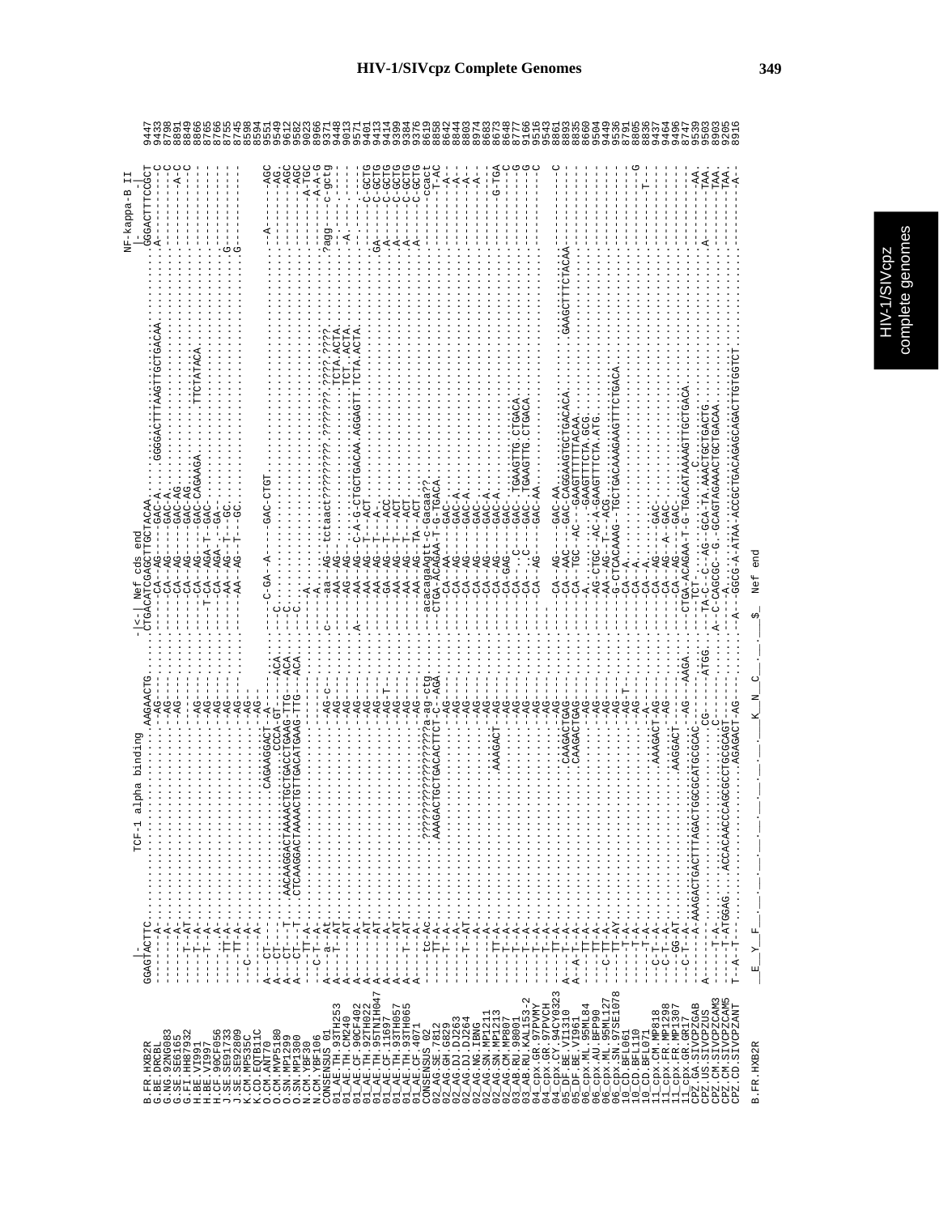```
                    TCF-1 alpha binding                     -|<-| Nef cds end                                          NF-kappa-B II
                |                                                   |                                                   |
B.FR.HXB2R          GGAGTACTTC..........................AAGAACTG.......CTGACATCGAGCTTGCTACAA.........................GGGACTTTCCGCT  9447
G.BE.DRCBL                                                                                                                            9433
G.NG.92NG083                                                                                                                          8798
G.SE.SE6165                                                                                                                           8891
G.FI.HH87932                                                                                                                          8849
H.BE.VI991                                                                                                                            8866
H.BE.VI997                                                                                                                            8765
H.CF.90CF056                                                                                                                          8766
J.SE.SE91733                                                                                                                          8755
J.SE.SE92809                                                                                                                          8745
K.CM.MP535C                                                                                                                           8598
K.CD.EQTB11C                                                                                                                          8594
O.CM.ANT70                                                                                                                            9551
O.CM.MVP5180                                                                                                                          9549
O.SN.MP1299                                                                                                                           9612
O.SN.MP1300                                                                                                                           9582
N.CM.YBF30                                                                                                                            9023
N.CM.YBF106                                                                                                                           8906
CONSENSUS_01                                                                                                                          9371
01_AE.TH.93TH253                                                                                                                      9448
01_AE.TH.CM240                                                                                                                        9013
01_AE.CF.90CF402                                                                                                                      9571
01_AE.TH.92TH022                                                                                                                      9401
01_AE.TH.95TNIH047                                                                                                                    9413
01_AE.CF.1169                                                                                                                         9414
01_AE.TH.93TH057                                                                                                                      9399
01_AE.TH.93TH065                                                                                                                      9384
01_AE.CF.4071                                                                                                                         9376
CONSENSUS_02                                                                                                                          8619
02_AG.SE.7812                                                                                                                         8858
02_AG.GH.G829                                                                                                                         8642
02_AG.DJ.DJ263                                                                                                                        8844
02_AG.DJ.DJ264                                                                                                                        8803
02_AG.NG.IBNG                                                                                                                         8974
02_AG.SN.MP1211                                                                                                                       8683
02_AG.SN.MP1213                                                                                                                       8673
02_AG.CM.MP807                                                                                                                        8648
03_AB.RU.98001                                                                                                                        8777
03_AB.RU.KAL153-2                                                                                                                     9166
04_cpx.GR.97PVMY                                                                                                                      9516
04_cpx.GR.97PVCH                                                                                                                      9543
04_cpx.CY.94CY032                                                                                                                     8861
05_DF.BE.VI1310                                                                                                                       8893
05_DF.BE.VI961                                                                                                                        8835
06_cpx.ML.95ML84                                                                                                                      8660
06_cpx.AU.BFP90                                                                                                                       9504
06_cpx.ML.95ML127                                                                                                                     9449
06_cpx.SN.97SE1078                                                                                                                    9536
10_CD.BFL061                                                                                                                          8791
10_CD.BFL110                                                                                                                          8805
10_CD.BFL071                                                                                                                          8836
11_cpx.CM.MP818                                                                                                                       9437
11_cpx.FR.MP1298                                                                                                                      9464
11_cpx.FR.MP1307                                                                                                                      9496
11_cpx.GR.GR17                                                                                                                        8747
CPZ.GA.SIVCPZGAB                                                                                                                      9539
CPZ.US.SIVCPZUS                                                                                                                       9503
CPZ.CM.SIVCPZCAM3                                                                                                                     8903
CPZ.CM.SIVCPZCAM5                                                                                                                     9205
CPZ.CD.SIVCPZANT                                                                                                                      8916

B.FR.HXB2R          _E__Y__F_...........................K__N__C_.......$_  Nef end
```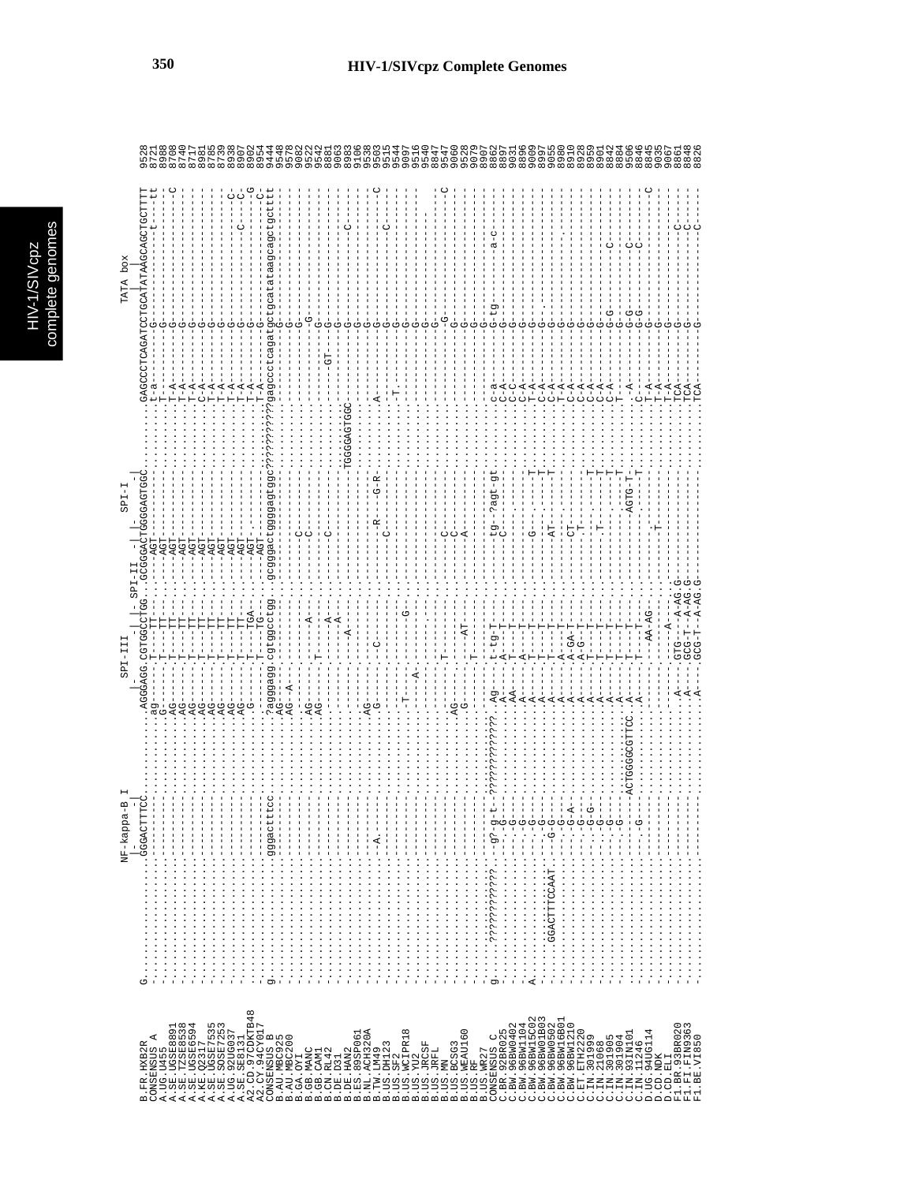# HIV-1/SIVcpz Complete Genomes

```
                                NF-kappa-B I            SPI-III      SPI-II       SPI-I                          TATA box
                          |--------|  |--------|    |--------|  |--------|  |--------|
B.FR.HXB2R        G.........................GGGACTTTCC.........................AGGGAGG.CGTGGCCTGG.GCGGGACTGGGGAGTGGC..........GAGCCCTCAGATCCTGCATATAAGCAGCTGCTTTT  9528
CONSENSUS_A       -.........................----------.........................ag-----.T---TT----.----AGT-----------..........t-a-------G---------------t--tt  8721
A.UG.U455         -.........................----------.........................G------.T---TT----.----AGT-----------..........T---------G------------------  8988
A.SE.UGSE8891     -.........................----------.........................AG-----.T---TT----.----AGT-----------..........T-A-------G-----------------C  8708
A.SE.TZSE8538     -.........................----------.........................AG-----.T---TT----.----AGT-----------..........T-A-------G------------------  8740
A.SE.UGSE6594     -.........................----------.........................AG-----.T---TT----.----AGT-----------..........T-A-------G------------------  8717
A.KE.Q2317        -.........................----------.........................AG-----.T---TT----.----AGT-----------..........C-A-------G------------------  8981
A.SE.UGSE7535     -.........................----------.........................AG-----.T---TT----.----AGT-----------..........T-A-------G------------------  8785
A.SE.SOSE7253     -.........................----------.........................AG-----.T---TT----.----AGT-----------..........T-A-------G------------------  8739
A.UG.92UG037      -.........................----------.........................AG-----.T---TT----.----AGT-----------..........T-A-------G---------------C--  8938
A.SE.SE8131       -.........................----------.........................AG-----.T---TT----.----AGT-----------..........T-A-------G------------C--C--  8907
A2.CD.97CDKTB48   -.........................----------.........................-G-----.T---TGA---.----AGT-----------..........T-A-------G-----------------G  8902
A2.CY.94CY017     -.........................----------.........................-------.T---TG----.----AGT-----------..........T-A-------G----------------C-  8954
CONSENSUS_B       g.........................gggactttcc.........................?agggagg.cgtggcctgg.gcgggactggggagtggc??????????gagccctcagatgctgcatataagcagctgcttt  9444
B.AU.MBC925       -.........................----------.........................AG-----.----------.------------------..........---------------------------------  9548
B.AU.MBC200       -.........................----------.........................AG--A--.----------.------------------..........---------G-----------------------  9578
B.GA.OYI          -.........................----------.........................-------.----------.----C-------------..........---------G-----------------------  9082
B.GB.MANC         -.........................----------.........................AG-----.------A---.----C-------------..........---------G-----------------------  9522
B.GB.CAM1         -.........................----------.........................AG-----.T---------.------------------..........--------G------------------------  9542
B.CN.RL42         -.........................----------.........................-------.------A---.----C-------------..........------GT--G----------------------  8881
B.DE.D31          -.........................----------.........................-------.------A---.------------------..........---------G-----------------------  9063
B.DE.HAN2         -.........................----------.........................-------.-----A----.------------------TGGGGAGTGGC---------G--------------C--------  8983
B.ES.89SP061      -.........................----------.........................-------.----------.------------------..........---------G-----------------------  9106
B.NL.ACH320A      -.........................----------.........................AG-----.----------.------------------..........---------G-----------------------  9538
B.TW.LM49         -.........................-A--------.........................G------.---C------.-----R----G-R-----..........-A-------G----------------------C  9503
B.US.DH123        -.........................----------.........................-------.----------.----C-------------..........---------G-------------C---------  9515
B.US.SF2          -.........................----------.........................-------.----------.------------------..........-T-------G-----------------------  9544
B.US.WCIPR18      -.........................----------.........................---T---.----------.------------------..........---------G-----------------------  9097
B.US.YU2          -.........................----------.........................-------.------G---.------------------..........---------G-----------------------  9516
B.US.JRCSF        -.........................----------.........................----A--.----------.------------------..........---------G-----------------------  9540
B.US.JRFL         -.........................----------.........................-------.----------.------------------..........---------G-----------------------  8847
B.US.MN           -.........................----------.........................-------.T---------.----C-------------..........---------G----------------------C  9547
B.US.BCSG3        -.........................----------.........................AG-----.----------.----C-------------..........---------G-----------------------  9060
B.US.WEAU160      -.........................----------.........................G------.------AT--.----A-------------..........---------G-----------------------  9528
B.US.RF           -.........................----------.........................-------.T---------.------------------..........---------G-----------------------  9079
B.US.WR27         -.........................----------.........................-------.----------.------------------..........---------G-----------------------  8907
CONSENSUS_C       g.........?????????????.--g?-g-t-???????????????.Ag----.t-tg-T----.-----tg--?agt-gt-..........c-a-------G-tg-------------a-c-------------  8862
C.BR.92BR025      -.........................--G-------.........................A------.A---T-----.----C-------------..........C-A-------G-----------------------  8897
C.BW.96BW0402     -.........................--G-------.........................AA-----.T---T-----.------------------..........C-C-------G-----------------------  9031
C.BW.96BW1104     A.........................--G-------.........................A------.A---T-----.------------------..........C-A-------G-----------------------  8896
C.BW.96BW15C02    -.........................--G-------.........................A------.T---T-----.--------G--------T..........T-A-------G-----------------------  9009
C.BW.96BW01B03    -........GGACTTTCCAAT.--G-G-------.........................A------.T---T-----.------------------..........C-A-------G-----------------------  8997
C.BW.96BW0502     -.........................--G-------.........................A------.T---T-----.--------AT-------T..........C-A-------G-----------------------  9055
C.BW.96BW16B01    -.........................--G-A-----.........................A------.A-GA-T----.------------------..........T-A-------G-----------------------  8980
C.BW.96BW1210     -.........................--G-------.........................A------.A-G--T----.--------CT--------..........C-A-------G-----------------------  8910
C.ET.ETH2220      -.........................--G-------.........................A------.T---T-----.---------T--------..........C-A-------G-----------------------  8928
C.IN.301999       -.........................--G-G-----.........................A------.T---T-----.------------------T..........C-A-------G-----------------------  8959
C.IN.21068        -.........................--G-------.........................A------.T---T-----.------------------T..........C-A-------G-----------------------  8901
C.IN.301905       -.........................--G-------.........................A------.T---T-----.---------T--------T..........C-A-------G-G--------------C--------  8842
C.IN.301904       -.........................--G-------.........................A------.T---T-----.------------------T..........T---------G-----------------------  8884
C.IN.93IN101      -.........................--G-------ACTGGGGCGTTCC.A------.T---T-----.--------AGTG-T----..........-A--------G-G--------------C--------  9506
C.IN.11246        -.........................--G-------.........................A------.T---T-----.-----------------T..........C---------G-G------------C---------  8846
D.UG.94UG114      -.........................----------.........................-------.------AA-AG-.------------------..........T-A-------G----------------------C  8845
D.CD.NDK          -.........................----------.........................-------.----------.-------T----------..........T-A-------G-----------------------  9035
D.CD.ELI          -.........................----------.........................-------.------A---.------------------..........T-A-------G-----------------------  9067
F1.BR.93BR020     -.........................----------.........................A------.GTG---A-AG-G.------------------..........TCA-------G--------------C--------  8861
F1.FI.FIN9363     -.........................----------.........................A------.GCG-T--A-AG-G.------------------..........TCA-------G--------------C--------  8848
F1.BE.VI850       -.........................----------.........................A------.GCG-T--A-AG-G.------------------..........TCA-------G--------------C--------  8826
```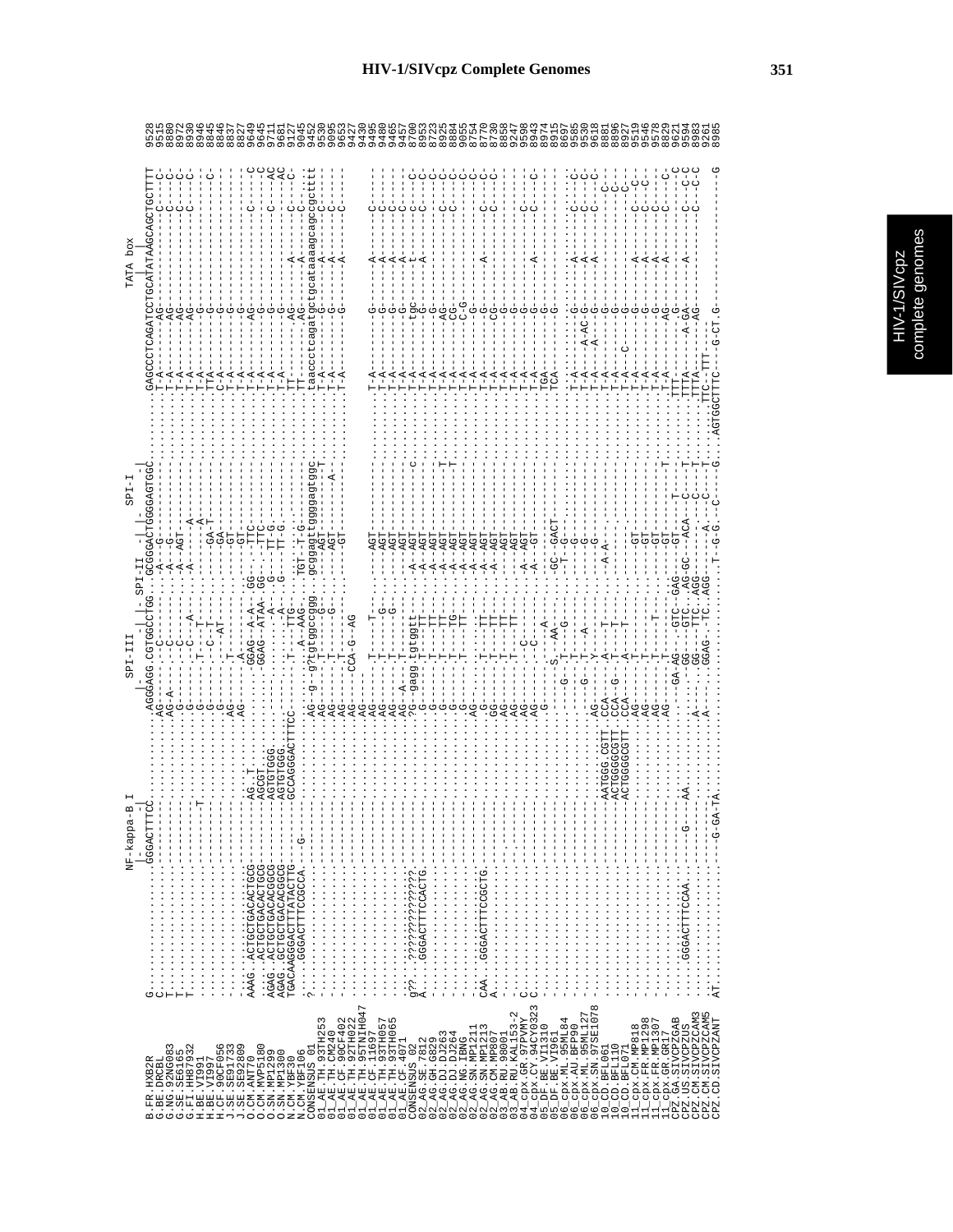# HIV-1/SIVcpz Complete Genomes

```
                          NF-kappa-B I              SPI-III          SPI-II       SPI-I                                   TATA box
                         |                        |          |  |         |   |           |                           |
B.FR.HXB2R        G...........................GGGACTTTCC.............AGGGAGG.CGTGGCCTGG..GCGGGACTGGGGAGTGGC..........GAGCCCTCAGATCCTGCATATAAGCAGCTGCTTT  9528
G.BE.DRCBL        C........................................................AG--A--------C--------.A---G-----------------...........T-A------AG-----------------C-  9515
G.NG.92NG083      T..............................................................AG-A--------C--------.A---G-----------------...........T-A------AG-----------------C-  8880
G.SE.SE6165       T..............................................................G-------------C--------.A---AGT------------...........T-A------AG-----------------C-  8972
G.FI.HH87932      T..............................................................G-------------C---A----.A------A-----------...........T-A------AG-----------------C-  8930
H.BE.VI991        ...........................T...................................G--------T---T-------------A-----------...........T-A-------G--------------------  8946
H.BE.VI997        ...............................................................G--------C---T--------GA-T-----------...........TTA-------G--------------C-----  8845
H.CF.90CF056      ...............................................................G--------T---AT-------GA--------------...........C-A-------G--------------------  8837
J.SE.SE91733      ..............................................................AG--------T---------GT---------------...........T-A-------G--------------------  8827
J.SE.SE92809      ..............................................................AG--------A----------GT---------------...........T-A-------G--------------------  9649
O.CM.ANT70        AAAG..ACTGCTGACACTGCG-------AG..T........GGAG--A-A--.GG----TTC-----------...........T-A------AG--------------C-----  9645
O.CM.MVP5180      ......ACTGCTGACACTGCG-------AGCGT........GGAG--ATAA-.GG----TTC-----------...........T-A-------G--------------------  9711
O.SN.MP1299       AGAG..ACTGCTGACACGGCG-------AGTGTGGG.........-A---.G-----TT-G----------...........T-A-------G--------------C---AC  9681
O.SN.MP1300       AGAG..GCTGCTGACACGGCG-------AGTGTGGG.........-A---.G-----TT-G----------...........T-A-------G-------------------AC  9127
N.CM.YBF30        TGACAAGGGACTTTATACTTG------GCCAGGGACTTTCC......T-----TTG----------------...........TT-------AG--------A------C--C-  9045
N.CM.YBF106       ....GGGACTTTCCGCCA.--G----------------------------A--AAG.  TGT---T-G----------...........TT-------AG--------A------C--C-  9452
CONSENSUS_01      ?........................................AG--g-g?tgtggccggg.gcggagttggggagtggc.........taaccctcagatgctgcataaaagcagccgcttt  9390
01_AE.TH.93TH253  ........................................AG--------T------G---.------------T----........T-A-------G-------------A-----C-  9090
01_AE.TH.CM240    ........................................AG--------T------G---.------------T----........T-A-------G-------------A-----C-  9653
01_AE.CF.90CF402  ........................................AG--------T------G---.AGT-----A---------........T-A-------G-------------A-----C-  9427
01_AE.TH.92TH022  ........................................AG--------CCA-G--AG---.GT---------------........T-A-------G-------------A-----C-  9430
01_AE.TH.95TNIH047 .......................................AG-------------------------------------------------------------------------  9495
01_AE.CF.11697    ........................................AG--------T------T---.------AGT--------........T-A-------G-------------A-----C-  9480
01_AE.TH.93TH057  ........................................AG--------T------G---.------AGT--------........T-A-------G-------------A-----C-  9465
01_AE.TH.93TH065  ........................................AG--------T------G---.------AGT--------........T-A-------G-------------A-----C-  9457
01_AE.CF.90CF402  ........................................AG--A-----T------G---.------GT---------........T-A-------G-------------A-----C-  8700
CONSENSUS_02      g??.??????????????.......................?G--gagg.tgtggt--.------A-AGT--------c.......T-A------tgc------------t-----c-  8953
02_AG.SE.7812     A...GGGACTTTCCACTG.......................G--------T--TT---.------A-AGT--------........T-A-------G-------------A-----C-  8723
02_AG.GH.G829     .........................................G--------T--TT---.------A-AGT--------........T-A-------G--------------------C-  8925
02_AG.DJ.DJ263    .........................................G--------T--TT---.------A-AGT--------T.......T-A------AG--------------C-----C-  8884
02_AG.DJ.DJ264    .........................................G--------T--TG---.------A-AGT--------T.......T-A------CG--------------C-----C-  9055
02_AG.NG.IBNG     .........................................G--------T--TT---.------A-AGT--------........T-A------C-G---------------------C-  8754
02_AG.SN.MP1211   CAA..GGGACTTTCCGCTG......................AG-------T--TT---.------A-AGT--------........T-A-------G-------------A-----C-  8770
02_AG.SN.MP1213   A........................................G--------T--TT---.------A-AGT--------........T-A------CG--------------C-----C-  8730
02_AG.CM.MP807    .........................................AG-------T--TT---.------A-AGT--------........T-A-------G--------------------C-  8858
03_AB.RU.98001    .........................................AG-------T--TT---.------A-AGT--------........T-A-------G---------------------  9247
03_AB.RU.KAL153-2 .........................................AG-------T--TT---.------A-AGT--------........T-A-------G---------------------  9598
04_cpx.GR.97PVMY  .........................................AG-------C---------.------A-AGT--------........T-A-------G--------------C-----  8943
04_cpx.CY.94CY0323 C........................................AG-------C---------.------A--GT--------........T-A-------G-------A------C-----  8974
05_DF.BE.VI1310   .........................................--------------A---.------GC--GACT------........TGA-------G--------------------  8915
05_DF.BE.VI961    ..........................................S---AA--------.-------T--G------------........TCA-------G--------------------  8697
06_cpx.ML.95ML84  .........................................G--------T---G-----.------------------........T-A-------G-------------------  9585
06_cpx.AU.BFP90   ........................................---------T---------.---------G--------........T-A-------G------A------C-----  9530
06_cpx.ML.95ML127 ........................................G--------A---------.---------G--------........T-A------A-AC-G------A------C-----C-  9618
06_cpx.SN.97SE1078 ......................................AG--------Y---------.---------G--------........T-A------A----G------A------C-----C-  8881
10_CD.BFL061      .........................AATGGG.CGTT.CCA-----A------T---------A-A---------........T-A-------G------------C-----  8896
10_CD.BFL110      .........................ACTGGGGCGTT.CCA--G--T------T---------------------........T-A-------G------------C-----  8927
10_CD.BFL071      .........................ACTGGGGCGTT.CCA-----A------T---------------------........T-A----C--G------------C-----  9519
11_cpx.CM.MP818   .........................................AG-------T-------------GT---------........T-A-------G-------A------C--C-  9546
11_cpx.FR.MP1298  .........................................AG-------T-------------GT---------........T-A-------G-------A------C--C-  9578
11_cpx.FR.MP1307  .........................................AG-------T-------------GT---------........T-A-------G-------A------C-----  8829
11_cpx.GR.GR17    .........................................AG-------T---T---------GT-------T.........T-A-------AG------A------C-----  9621
CPZ.GA.SIVCPZGAB  .......GGGACTTTCCAA..........G----AA......GA-AG--.GTC--GAG----GT------T---........TTT-------G-------------------C  9594
CPZ.US.SIVCPZUS   ...........................................GG-----.GTC..AG-GC---ACA---C---T-........TTTA------A-GA---A------C--C-C  8983
CPZ.CM.SIVCPZCAM3 .........................................A-----.GG----TTC..AGG------C---C----T-........TTTA-------AG------------C--C-C  9261
CPZ.CM.SIVCPZCAM5 .........................................A-----.GGAG--TC..AGG--------A---C---T-........TTC--TTT-----------------  8985
CPZ.CD.SIVCPZANT  AT.....................G-GA-TA..............A----------.T--G-G.--C------G..AGTGGCTTTC----G-CT.G-----------------G  
```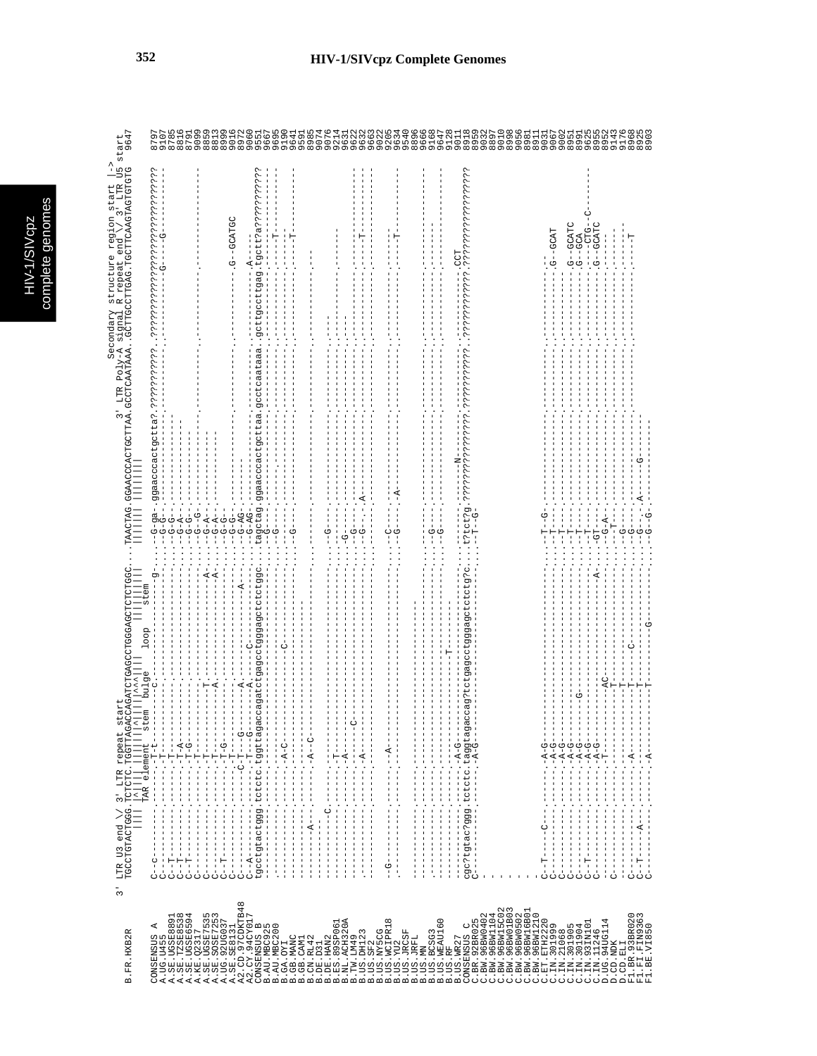```
                 3' LTR U3 end \/ 3' LTR repeat start                                                 3' LTR Poly-A signal R repeat end \/ 3' LTR U5 start
                                                                                                      Secondary structure region start |->
B.FR.HXB2R       TGCCTGTACTGGG.TCTCTCTGGTTAGACCAGATCTGAGCCTGGGAGCTCTCTGGC...TAACTAG.GGAACCCACTGCTTAA.GCCTCAATAAA.GCTTGCCTTGAGTGCTTCAAGTAGTGTGTG  9647
                         ||||  |^||||  ||||||^|||||^^^||||   loop   ||||||||   |||||| |||||||
                               TAR element  stem    bulge               stem

CONSENSUS_A      C--C---------.-----T-t--------------C--------------------g...-G-ga-.ggaacccactgctta?.???????????.??????????????????????????????  8797
A.UG.U455        C------------.-----T------------------------------------.....-G-G-.----------------.-----------.----------G------------------  9107
A.SE.UGSE8891    C--T---------.-----------------------------------------.....-G-G-.----------------.-----------.----------------------------  8785
A.SE.TZSE8538    C--T---------.-----T-A---------------------------------.....-G-A-.----------------.-----------.----------------------------  8816
A.SE.UGSE6594    C--T---------.-----T-G---------------------------------.....-G-G-.----------------.-----------.----------------------------  8791
A.KE.Q23_17      C------------.-----T-----------------------------------.....-G--G.----------------.-----------.----------------------------  9099
A.SE.UGSE7535    C------------.-----T---------T------------------------A.....-G-A-.----------------.-----------.----------------------------  8859
A.SE.SOSE7253    C------------.-----T---------A------------------------A.....-G-A-.----------------.-----------.----------------------------  8813
A.UG.92UG037     C--T---------.-----T-G---------------------------------.....-G-G-.----------------.-----------.----------------------------  8999
A.SE.SE8131      C------------.-----T-----------------------------------.....-G-G-.----------------.-----------.-----------G--GCATGC--------  9016
A2.CD.97CDKTB48  C------------.---C-T---G-------A----------------A-------.....-G-AG.----------------.-----------.----------------------------  8972
A2.CY.94CY017    C--A---------.-----T---G-------A------C-----------------.....-G-AG.----------------.-----------.---A------------------------  9060
CONSENSUS_B      tgcctgtactggg.tctctctggttagaccagatctgagcctgggagctctctggc...tagctag.ggaacccactgcttaa.gcctcaataaa.gcttgccttgag.tgctt?a??????????  9551
B.AU.MBC925      -------------.------------------------------------------.....G-----.----------------.-----------.----------------------------  9667
B.AU.MBC200      -------------.-----A-C--------------C-------------------.....G-----.----------------.-----------.-----T----------------------  9605
B.GA.OYI         -------------.-----------------------------------------.....------.----------------.-----------.------T---------------------  9190
B.GB.MANC        -------------.------------------------------------------.....G-----.----------------.-----------.------T---------------------  9641
B.GB.CAM1        ------A------.-----A--C---------------------------------.....------.----------------.-----------.----------------------------  9591
B.CN.RL42        -------------.------------------------------------------.....------.----------------.-----------.----------------------------  8985
B.DE.D31         -------------.------------------------------------------.....------.----------------.-----------.----------------------------  9074
B.DE.HAN2        ---------C---.------------------------------------------.....G-----.----------------.-----------.----------------------------  9076
B.ES.89SP061     -------------.-----T------------------------------------.....------.----------------.-----------.----------------------------  9214
B.NL.ACH320A     -------------.-----A------------------------------------.....-G----.----------------.-----------.----------------------------  9631
B.TW.LM49        -------------.-----A---C--------------------------------.....G-----.----------------.-----------.----------------------------  9622
B.US.DH123       -------------.------------------------------------------.....G-----.-A--------------.-----------.------T---------------------  9632
B.US.SF2         -------------.-----A------------------------------------.....------.----------------.-----------.----------------------------  9663
B.US.NY5CG       -------------.------------------------------------------.....------.----------------.-----------.----------------------------  9022
B.US.WCIPR18     ---G---------.-----A------------------------------------.....C-----.----------------.-----------.----------------------------  9205
B.US.YU2         -------------.------------------------------------------.....G-----.-A--------------.-----------.------T---------------------  9634
B.US.JRCSF       -------------.------------------------------------------.....------.----------------.-----------.----------------------------  9540
B.US.JRFL        -------------.------------------------------------------.....------.----------------.-----------.----------------------------  8696
B.US.MN          -------------.------------------------------------------.....------.----------------.-----------.----------------------------  9066
B.US.BCSG3       -------------.------------------------------------------.....G-----.----------------.-----------.----------------------------  9168
B.US.WEAU160     -------------.------------------------------------------.....G-----.----------------.-----------.----------------------------  9647
B.US.RF          -------------.----------------------T-------------------.....------.----------------.-----------.----------------------------  9128
B.US.WR27        -------------.-----A-G----------------------------------.....------.----------------.-----------.--------CCT----------------  9011
CONSENSUS_C      cgc?tgtac?ggg.tctctc.taggtagaccag?tctgagcctgggagctctctg?c...t?tct?g.????????????????.???????????.??????????????????????????????  8918
C.BR.92BR025     C------------.-----A-G----------------------------------.....-T-G-.--------N-------.-----------.----------------------------  8959
C.BW.96BW0402    -                                                                                                                          8932
C.BW.96BW1104    -                                                                                                                          8897
C.BW.96BW15C02   -                                                                                                                          9010
C.BW.96BW01B03   -                                                                                                                          8998
C.BW.96BW0502    -                                                                                                                          9056
C.BW.96BW16B01   -                                                                                                                          8981
C.BW.96BW1210    -                                                                                                                          8911
C.ET.ETH2220     C--T----C----.-----A-G----------------------------------.....T-G---.----------------.-----------.----------------------------  9031
C.IN.301999      C------------.-----A-G----------------------------------.....T------.----------------.-----------.-----------G--GCAT---------  9067
C.IN.21068       C------------.-----A-G----------------------------------.....T------.----------------.-----------.----------------------------  9002
C.IN.301905      C------------.-----A-G----------------------------------.....T------.----------------.-----------.-----------G--GCATC--------  8951
C.IN.301904      C------------.-----A-G-------G--------------------------.....T------.----------------.-----------.-----------G--GCA----------  8991
C.IN.93IN101     C--T---------.-----A-G----------------------------------.....T------.----------------.-----------.--------------CTG--C-------  9625
C.IN.11246       C------------.-----A-G---------------------------A------.....GT-----.----------------.-----------.-----------G--GCATC--------  8955
D.UG.94UG114     -------------.-----T-----------AC-----------------------.....-G-A--.----------------.-----------.----------------------------  8952
D.CD.NDK         C------------.---------------T--------------------------.....--T---.----------------.-----------.----------------------------  9143
D.CD.ELI         -------------.----------------T-------------------------.....-G----.----------------.-----------.----------------------------  9176
F1.BR.93BR020    C--T---------.-----A---------T----C---------------------.....-G----.----------------.-----------.----------------------------  8968
F1.FI.FIN9363    C--T----A----.-----A---------T--------------------------.....-G--A-.-----G----------.-----------.----------T-----------------  8925
F1.BE.VI850      C------------.-----A---------T-------------G------------.....-G--G-.----------------.-----------.----------------------------  8903
```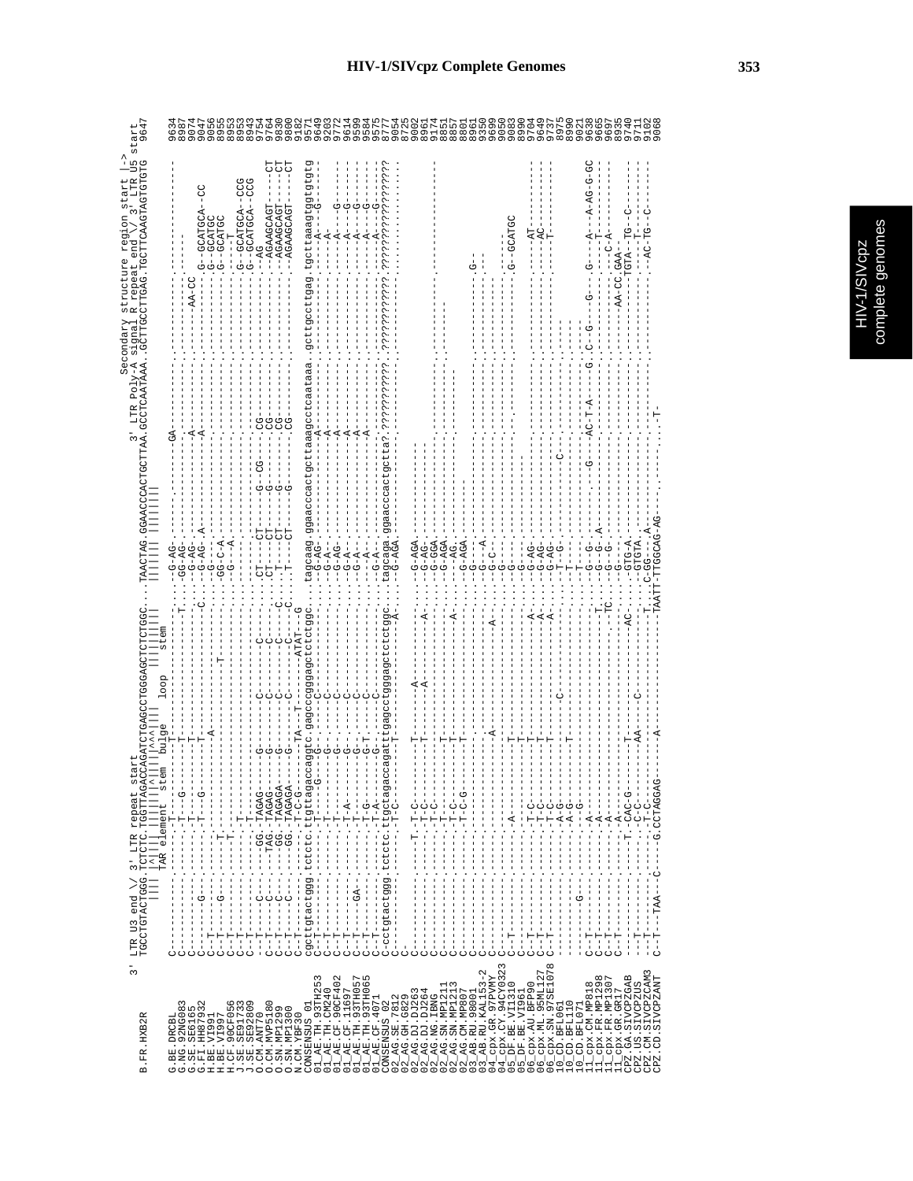# HIV-1/SIVcpz Complete Genomes

```
                    3' LTR U3 end \/ 3' LTR repeat start                                                         3' LTR Poly-A signal R repeat end \/ 3' LTR U5 start
B.FR.HXB2R          TGCCTGTACTGGG.TCTCTC.TGGTTAGACCAGATCTGAGCCTGGGAGCTCTCTGGC...TAACTAG.GGAACCCACTGCTTAA.GCCTCAATAAA.GCTTGCCTTGAG.TGCTTCAAGTAGTGTGTG   9647
                                   TAR element  stem    bulge    loop    stem                        Secondary structure region start |->

G.BE.DRCBL                                                                                                                                                  9634
G.NG.92NG083                                                                                                                                                8987
G.SE.SE6165                                                                                                                                                 9074
G.FI.HH87932                                                                                                                                                9047
H.BE.VI991                                                                                                                                                  9056
H.BE.VI997                                                                                                                                                  8955
H.CF.90CF056                                                                                                                                                8953
J.SE.SE91733                                                                                                                                                8953
J.SE.SE92809                                                                                                                                                8943
O.CM.ANT70                                                                                                                                                  9754
O.CM.MVP5180                                                                                                                                                9764
O.SN.MP1299                                                                                                                                                 9830
O.SN.MP1300                                                                                                                                                 9800
N.CM.YBF30                                                                                                                                                  9182
CONSENSUS_01        gcttgtactggg tctctc ttgttaggaccaggtc gagcccgggagctctctggc tagcaag ggaacccactgcttaaagcctcaataaa gcttgccttgag tgcttaaagtggtgtgtg
01_AE.TH.93TH253                                                                                                                                            9571
01_AE.TH.CM240                                                                                                                                              9649
01_AE.CF.90CF402                                                                                                                                            9203
01_AE.CF.11697                                                                                                                                              9772
01_AE.TH.93TH057                                                                                                                                            9614
01_AE.TH.93TH065                                                                                                                                            9599
01_AE.CF.4071                                                                                                                                               9584
CONSENSUS_02        cctgtactggg tctctc ttgctagaccagatttgagcctgggagctctctggc tagcaga ggaacccactgctta?????????? ???????????? ?????????????????? 9575
02_AG.SE.7812                                                                                                                                               8777
02_AG.GH.G829                                                                                                                                               9054
02_AG.DJ.DJ263                                                                                                                                              8725
02_AG.DJ.DJ264                                                                                                                                              9002
02_AG.NG.IBNG                                                                                                                                               8961
02_AG.SN.MP1211                                                                                                                                             9174
02_AG.SN.MP1213                                                                                                                                             8851
02_AG.CM.MP807                                                                                                                                              8857
03_AB.RU.98001                                                                                                                                              8861
03_AB.RU.KAL153-2                                                                                                                                           8961
04_cpx.GR.97PVMY                                                                                                                                            9350
04_cpx.CY.94CY0323                                                                                                                                          9699
05_DF.BE.VI1310                                                                                                                                             9050
05_DF.BE.VI961                                                                                                                                              9083
06_cpx.AU.BFP90                                                                                                                                             8990
06_cpx.ML.95ML127                                                                                                                                           9704
06_cpx.SN.97SE1078                                                                                                                                          9649
10_CD.BFL061                                                                                                                                                9737
10_CD.BFL110                                                                                                                                                8975
10_CD.BFL071                                                                                                                                                8990
11_cpx.CM.MP818                                                                                                                                             9021
11_cpx.FR.MP1298                                                                                                                                            9638
11_cpx.FR.MP1307                                                                                                                                            9665
11_cpx.GR.GR17                                                                                                                                              9697
CPZ.GA.SIVCPZGAB                                                                                                                                            8935
CPZ.US.SIVCPZUS                                                                                                                                             9740
CPZ.CM.SIVCPZCAM3                                                                                                                                           9711
CPZ.CD.SIVCPZANT                                                                                                                                            9102
                                                                                                                                                            9068
```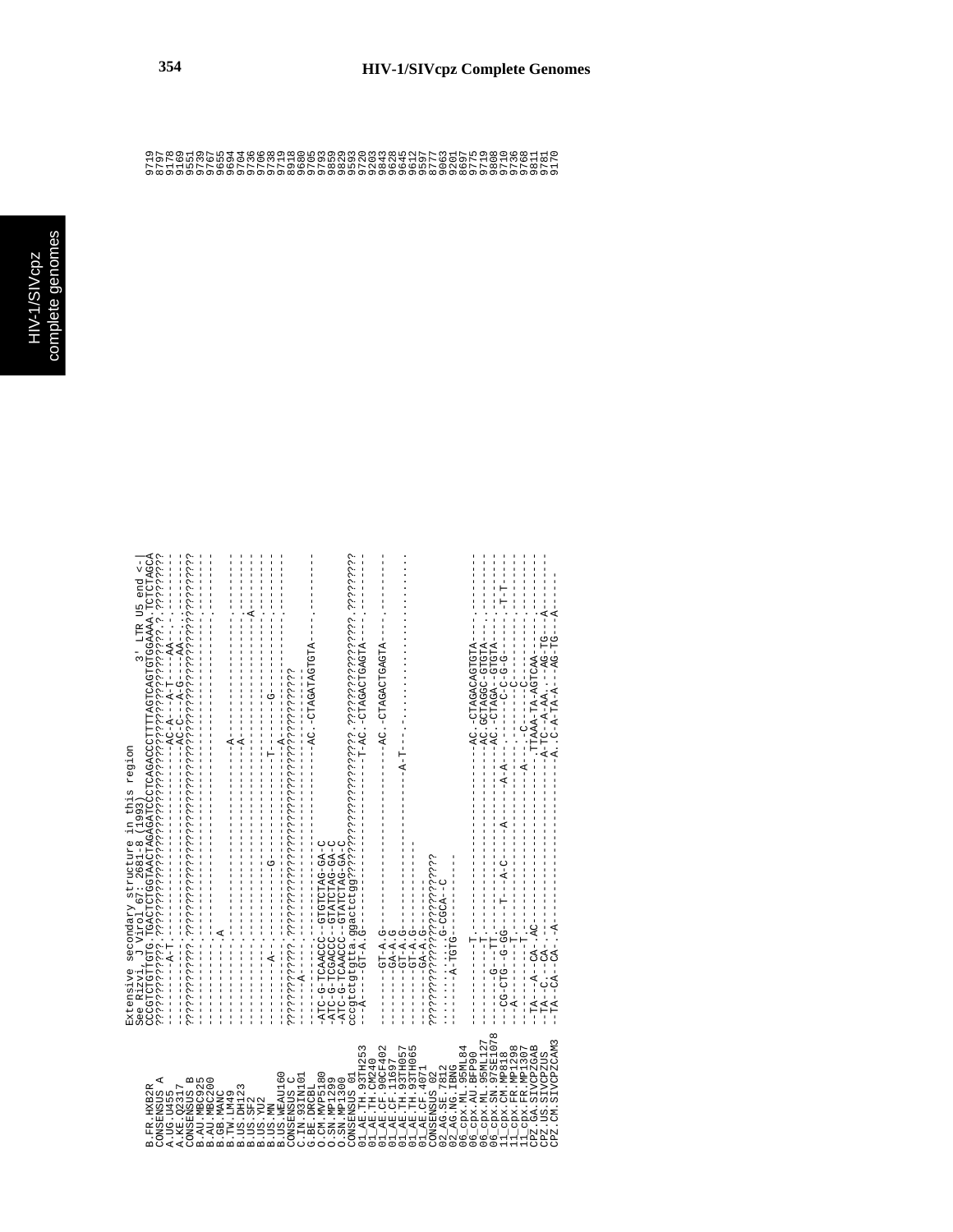```
                   Extensive secondary structure in this region
                   See Rizvi, J Virol 67: 2681-8 (1993)                              3' LTR U5 end <-|
B.FR.HXB2R         CCCTGTTGTGTGACTCTGGTAACTAGAGATCCCTCAGACCCTTTTAGTCAGTGTGGAAAA.TCTCTAGCA   9719
CONSENSUS_A        ????????????.??????????????????????????????????????????????.?.?????????  8797
A.UG.U455          ---------A-T.---------------------------------AC-A---A-T---AA--.---------  9178
A.KE.Q2317         ------------.---------------------------------AC-C---A-G---AA--.---------  9169
CONSENSUS_B        ????????????.??????????????????????????????????????????????????????????  9551
B.AU.MBC925        ------------.---------------------------------------------------.--------  9739
B.AU.MBC200        ------------.---------------------------------------------------.--------  9767
B.GB.MANC          ----------.A-------------------------------------------------.--------  9655
B.TW.LM49          ------------.---------------------------A-----------------------.--------  9694
B.US.DH123         ------------.---------------------------A---------------------.--------  9704
B.US.SF2           ------------.---------------------------------------------------A-------  9736
B.US.YU2           ------------.---------------------------------------------------.--------  9706
B.US.MN            ---------A--.----------G-----------T-------G-----------------.--------  9738
B.US.WEAU160       ------------.---------------------------A-----------------------.--------  9719
CONSENSUS_C        ????????????.?????????????????????????????????????????????????  8918
C.IN.93IN101       -------A----.-----------------------------------------------.--------  9680
G.BE.DRCBL         ------------.---------------------------AC.-CTAGATAGTGTA---.--------  9705
O.CM.MVP5180       -ATC-G-TCAACCC--GTGTCTAG-GA-C                                         9793
O.SN.MP1299        -ATC-G-TCGACCC--GTATCTAG-GA-C                                         9859
O.SN.MP1300        -ATC-G-TCAACCC--GTATCTAG-GA-C                                         9829
CONSENSUS_01       ccgtctgtgtta.ggactctgg?????????????????????.?????????????????.?????????  9593
01_AE.TH.93TH253   --A-----GT-A.G-------------------------T-AC.-CTAGACTGAGTA---.--------  9720
01_AE.TH.CM240     ------------.---------------------------------------------------.--------  9203
01_AE.CF.90CF402   --------GT-A.G--------------------------AC.-CTAGACTGAGTA---.--------  9843
01_AE.CF.11697     --------GA-A.G-------------------------A-T--.-------------.--------  9628
01_AE.TH.93TH057   --------GT-A.G-----------                                             9645
01_AE.TH.93TH065   --------GT-A.G-----------                                             9612
01_AE.CF.4071      ---------GA-A.G---------                                              9597
CONSENSUS_02       ????????????.?????????????????                                        8777
02_AG.SE.7812      ............G-CGCA--C                                                 9063
02_AG.NG.IBNG      --------A-TGTG---------                                               9201
06_cpx.ML.95ML84   ------------.T--------------------------AC.-CTAGACAGTGTA---.--------  8697
06_cpx.AU.BFP90    ------------.T--------------------------AC.GCTAGGC-GTGTA---.--------  9775
06_cpx.ML.95ML127  ------------.TT-------------------------AC.-CTAGA--GTGTA---.--------  9719
06_cpx.SN.97SE1078 -------G---.TT----------------------A-A---.----C-C-G-G---.-T-T---  9808
11_cpx.CM.MP818    --CG-CTG--G-GG---T---A-C-----A-----A---A---.----C-----.--------  9710
11_cpx.FR.MP1298   --A--------T---------------------------A----.-C-----.--------  9736
11_cpx.FR.MP1307   ------------.T------------------------A----.-C-----C-----.--------  9768
CPZ.GA.SIVCPZGAB   -TA--A--CA-.AC-------------------------.TTAAA-TA-AGTCAA--.--------  9811
CPZ.US.SIVCPZUS    -TA--C.--CA-.-------------------------A-TC--A-AA.--AG-TG---A------  9781
CPZ.CM.SIVCPZCAM3  -TA--CA--CA-.-A------------------------A.-C-A-TA-A---AG-TG---A------  9170
```